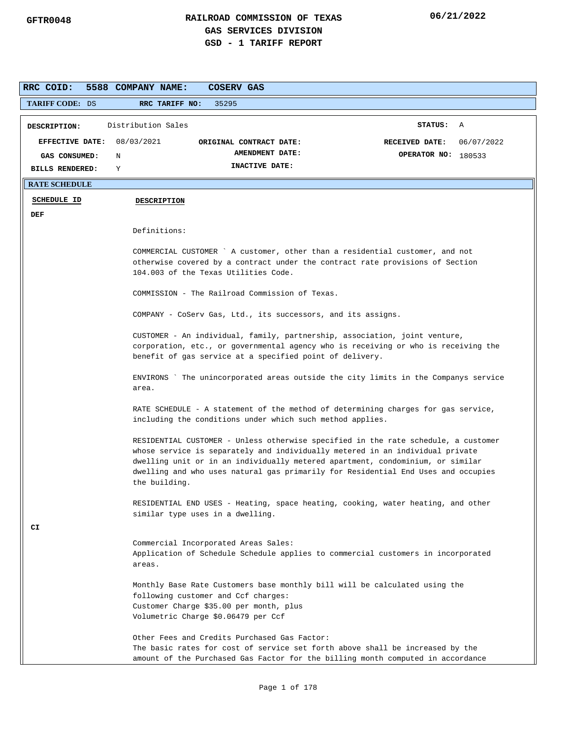GFTR0048

# RAILROAD COMMISSION OF TEXAS
## GAS SERVICES DIVISION
## GSD - 1 TARIFF REPORT

06/21/2022

**RRC COID:** 5588 **COMPANY NAME:** COSERV GAS

**TARIFF CODE:** DS **RRC TARIFF NO:** 35295

| | | | | | |
|---|---|---|---|---|---|
| **DESCRIPTION:** | Distribution Sales | | | **STATUS:** | A |
| **EFFECTIVE DATE:** | 08/03/2021 | **ORIGINAL CONTRACT DATE:** | | **RECEIVED DATE:** | 06/07/2022 |
| **GAS CONSUMED:** | N | **AMENDMENT DATE:** | | **OPERATOR NO:** | 180533 |
| **BILLS RENDERED:** | Y | **INACTIVE DATE:** | | | |

**RATE SCHEDULE**

| SCHEDULE ID | DESCRIPTION |
|---|---|
| DEF | |

Definitions:

COMMERCIAL CUSTOMER ` A customer, other than a residential customer, and not otherwise covered by a contract under the contract rate provisions of Section 104.003 of the Texas Utilities Code.

COMMISSION - The Railroad Commission of Texas.

COMPANY - CoServ Gas, Ltd., its successors, and its assigns.

CUSTOMER - An individual, family, partnership, association, joint venture, corporation, etc., or governmental agency who is receiving or who is receiving the benefit of gas service at a specified point of delivery.

ENVIRONS ` The unincorporated areas outside the city limits in the Companys service area.

RATE SCHEDULE - A statement of the method of determining charges for gas service, including the conditions under which such method applies.

RESIDENTIAL CUSTOMER - Unless otherwise specified in the rate schedule, a customer whose service is separately and individually metered in an individual private dwelling unit or in an individually metered apartment, condominium, or similar dwelling and who uses natural gas primarily for Residential End Uses and occupies the building.

RESIDENTIAL END USES - Heating, space heating, cooking, water heating, and other similar type uses in a dwelling.

**CI**

Commercial Incorporated Areas Sales:
Application of Schedule Schedule applies to commercial customers in incorporated areas.

Monthly Base Rate Customers base monthly bill will be calculated using the following customer and Ccf charges:
Customer Charge $35.00 per month, plus
Volumetric Charge $0.06479 per Ccf

Other Fees and Credits Purchased Gas Factor:
The basic rates for cost of service set forth above shall be increased by the amount of the Purchased Gas Factor for the billing month computed in accordance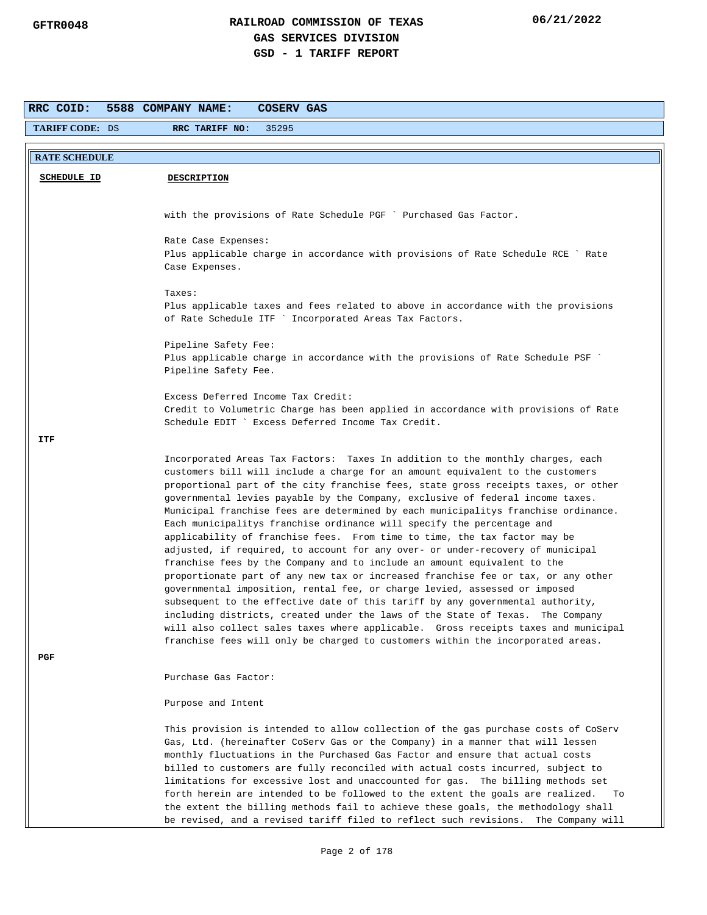**RRC COID:** 5588 **COMPANY NAME:** COSERV GAS

**TARIFF CODE:** DS **RRC TARIFF NO:** 35295

**RATE SCHEDULE**

| SCHEDULE ID | DESCRIPTION |
|---|---|
| | with the provisions of Rate Schedule PGF ` Purchased Gas Factor.<br><br>Rate Case Expenses:<br>Plus applicable charge in accordance with provisions of Rate Schedule RCE ` Rate Case Expenses.<br><br>Taxes:<br>Plus applicable taxes and fees related to above in accordance with the provisions of Rate Schedule ITF ` Incorporated Areas Tax Factors.<br><br>Pipeline Safety Fee:<br>Plus applicable charge in accordance with the provisions of Rate Schedule PSF ` Pipeline Safety Fee.<br><br>Excess Deferred Income Tax Credit:<br>Credit to Volumetric Charge has been applied in accordance with provisions of Rate Schedule EDIT ` Excess Deferred Income Tax Credit. |
| ITF | Incorporated Areas Tax Factors: Taxes In addition to the monthly charges, each customers bill will include a charge for an amount equivalent to the customers proportional part of the city franchise fees, state gross receipts taxes, or other governmental levies payable by the Company, exclusive of federal income taxes. Municipal franchise fees are determined by each municipalitys franchise ordinance. Each municipalitys franchise ordinance will specify the percentage and applicability of franchise fees. From time to time, the tax factor may be adjusted, if required, to account for any over- or under-recovery of municipal franchise fees by the Company and to include an amount equivalent to the proportionate part of any new tax or increased franchise fee or tax, or any other governmental imposition, rental fee, or charge levied, assessed or imposed subsequent to the effective date of this tariff by any governmental authority, including districts, created under the laws of the State of Texas. The Company will also collect sales taxes where applicable. Gross receipts taxes and municipal franchise fees will only be charged to customers within the incorporated areas. |
| PGF | Purchase Gas Factor:<br><br>Purpose and Intent<br><br>This provision is intended to allow collection of the gas purchase costs of CoServ Gas, Ltd. (hereinafter CoServ Gas or the Company) in a manner that will lessen monthly fluctuations in the Purchased Gas Factor and ensure that actual costs billed to customers are fully reconciled with actual costs incurred, subject to limitations for excessive lost and unaccounted for gas. The billing methods set forth herein are intended to be followed to the extent the goals are realized. To the extent the billing methods fail to achieve these goals, the methodology shall be revised, and a revised tariff filed to reflect such revisions. The Company will |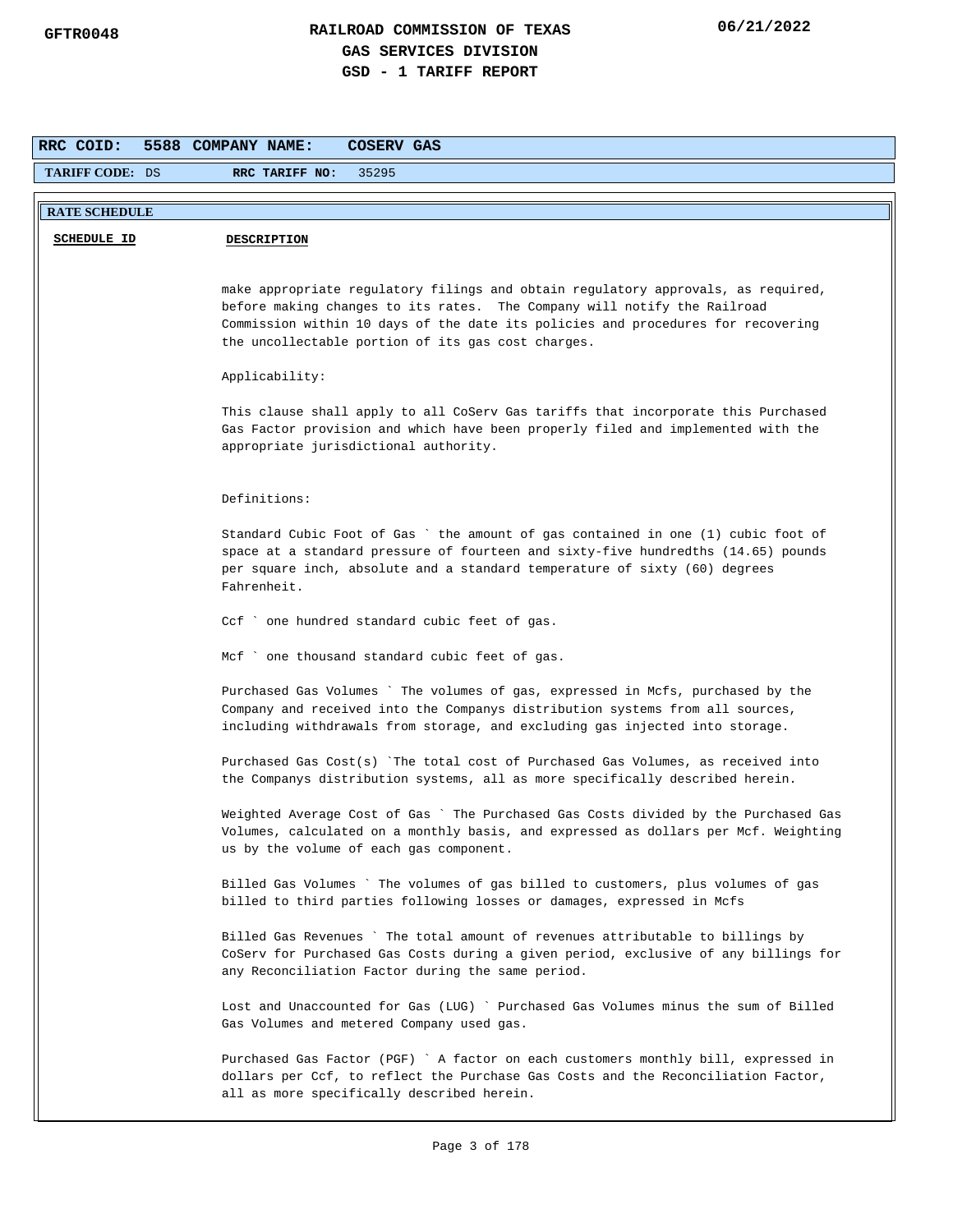**RAILROAD COMMISSION OF TEXAS**
**GAS SERVICES DIVISION**
**GSD - 1 TARIFF REPORT**

| RRC COID: 5588 | COMPANY NAME: COSERV GAS |
|---|---|
| TARIFF CODE: DS | RRC TARIFF NO: 35295 |

**RATE SCHEDULE**

| SCHEDULE ID | DESCRIPTION |
|---|---|

make appropriate regulatory filings and obtain regulatory approvals, as required, before making changes to its rates. The Company will notify the Railroad Commission within 10 days of the date its policies and procedures for recovering the uncollectable portion of its gas cost charges.

Applicability:

This clause shall apply to all CoServ Gas tariffs that incorporate this Purchased Gas Factor provision and which have been properly filed and implemented with the appropriate jurisdictional authority.

Definitions:

Standard Cubic Foot of Gas ` the amount of gas contained in one (1) cubic foot of space at a standard pressure of fourteen and sixty-five hundredths (14.65) pounds per square inch, absolute and a standard temperature of sixty (60) degrees Fahrenheit.

Ccf ` one hundred standard cubic feet of gas.

Mcf ` one thousand standard cubic feet of gas.

Purchased Gas Volumes ` The volumes of gas, expressed in Mcfs, purchased by the Company and received into the Companys distribution systems from all sources, including withdrawals from storage, and excluding gas injected into storage.

Purchased Gas Cost(s) `The total cost of Purchased Gas Volumes, as received into the Companys distribution systems, all as more specifically described herein.

Weighted Average Cost of Gas ` The Purchased Gas Costs divided by the Purchased Gas Volumes, calculated on a monthly basis, and expressed as dollars per Mcf. Weighting us by the volume of each gas component.

Billed Gas Volumes ` The volumes of gas billed to customers, plus volumes of gas billed to third parties following losses or damages, expressed in Mcfs

Billed Gas Revenues ` The total amount of revenues attributable to billings by CoServ for Purchased Gas Costs during a given period, exclusive of any billings for any Reconciliation Factor during the same period.

Lost and Unaccounted for Gas (LUG) ` Purchased Gas Volumes minus the sum of Billed Gas Volumes and metered Company used gas.

Purchased Gas Factor (PGF) ` A factor on each customers monthly bill, expressed in dollars per Ccf, to reflect the Purchase Gas Costs and the Reconciliation Factor, all as more specifically described herein.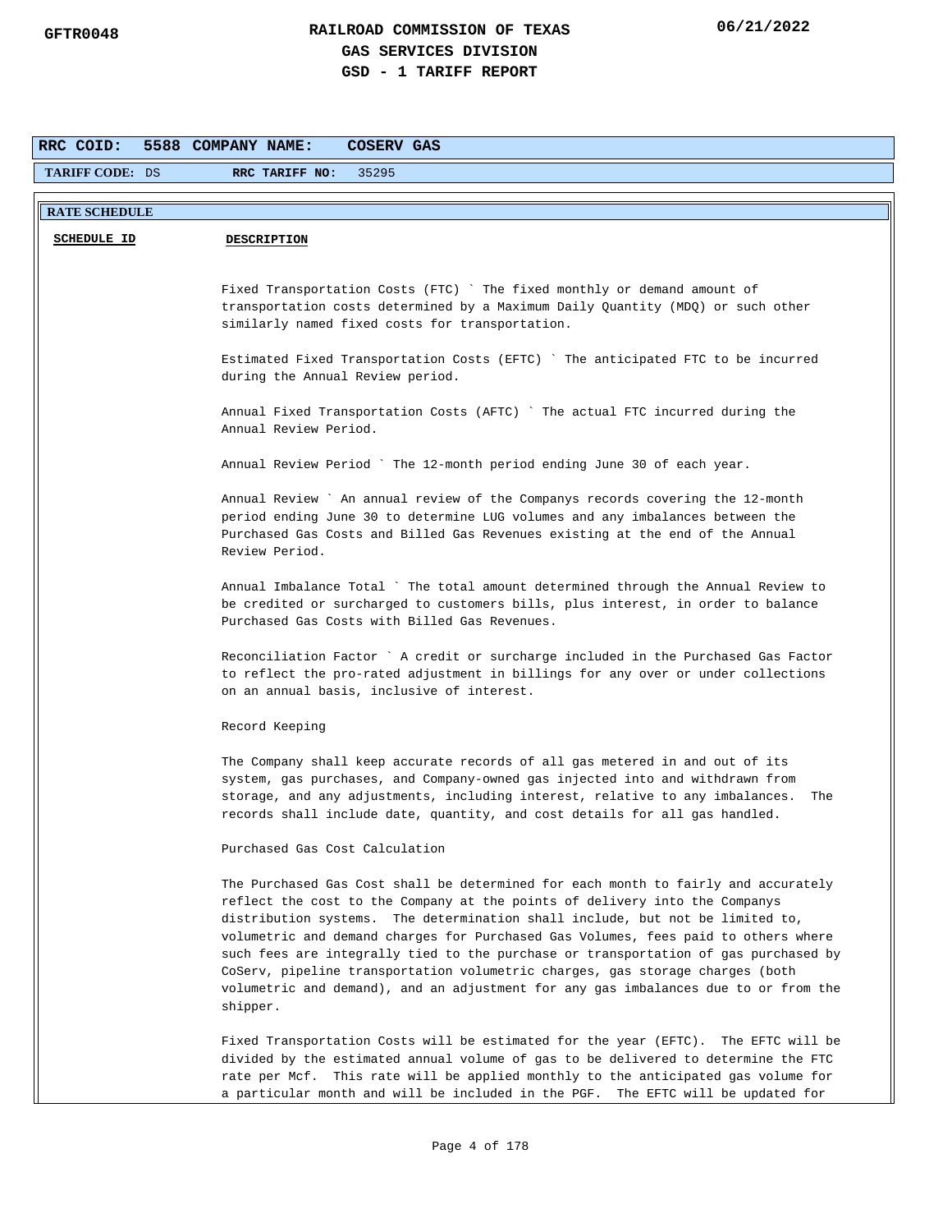**RRC COID:** 5588 **COMPANY NAME:** COSERV GAS

**TARIFF CODE:** DS **RRC TARIFF NO:** 35295

**RATE SCHEDULE**

| SCHEDULE ID | DESCRIPTION |
| --- | --- |

Fixed Transportation Costs (FTC) ` The fixed monthly or demand amount of transportation costs determined by a Maximum Daily Quantity (MDQ) or such other similarly named fixed costs for transportation.

Estimated Fixed Transportation Costs (EFTC) ` The anticipated FTC to be incurred during the Annual Review period.

Annual Fixed Transportation Costs (AFTC) ` The actual FTC incurred during the Annual Review Period.

Annual Review Period ` The 12-month period ending June 30 of each year.

Annual Review ` An annual review of the Companys records covering the 12-month period ending June 30 to determine LUG volumes and any imbalances between the Purchased Gas Costs and Billed Gas Revenues existing at the end of the Annual Review Period.

Annual Imbalance Total ` The total amount determined through the Annual Review to be credited or surcharged to customers bills, plus interest, in order to balance Purchased Gas Costs with Billed Gas Revenues.

Reconciliation Factor ` A credit or surcharge included in the Purchased Gas Factor to reflect the pro-rated adjustment in billings for any over or under collections on an annual basis, inclusive of interest.

Record Keeping

The Company shall keep accurate records of all gas metered in and out of its system, gas purchases, and Company-owned gas injected into and withdrawn from storage, and any adjustments, including interest, relative to any imbalances. The records shall include date, quantity, and cost details for all gas handled.

Purchased Gas Cost Calculation

The Purchased Gas Cost shall be determined for each month to fairly and accurately reflect the cost to the Company at the points of delivery into the Companys distribution systems. The determination shall include, but not be limited to, volumetric and demand charges for Purchased Gas Volumes, fees paid to others where such fees are integrally tied to the purchase or transportation of gas purchased by CoServ, pipeline transportation volumetric charges, gas storage charges (both volumetric and demand), and an adjustment for any gas imbalances due to or from the shipper.

Fixed Transportation Costs will be estimated for the year (EFTC). The EFTC will be divided by the estimated annual volume of gas to be delivered to determine the FTC rate per Mcf. This rate will be applied monthly to the anticipated gas volume for a particular month and will be included in the PGF. The EFTC will be updated for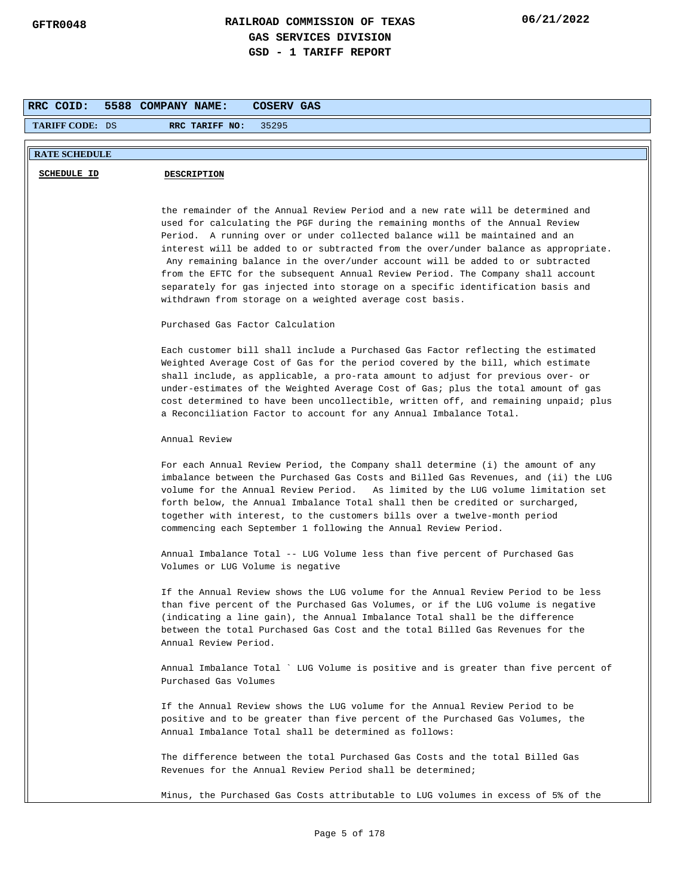**RRC COID:** 5588 **COMPANY NAME:** COSERV GAS

**TARIFF CODE:** DS **RRC TARIFF NO:** 35295

**RATE SCHEDULE**

| SCHEDULE ID | DESCRIPTION |
|---|---|

the remainder of the Annual Review Period and a new rate will be determined and used for calculating the PGF during the remaining months of the Annual Review Period. A running over or under collected balance will be maintained and an interest will be added to or subtracted from the over/under balance as appropriate. Any remaining balance in the over/under account will be added to or subtracted from the EFTC for the subsequent Annual Review Period. The Company shall account separately for gas injected into storage on a specific identification basis and withdrawn from storage on a weighted average cost basis.

Purchased Gas Factor Calculation

Each customer bill shall include a Purchased Gas Factor reflecting the estimated Weighted Average Cost of Gas for the period covered by the bill, which estimate shall include, as applicable, a pro-rata amount to adjust for previous over- or under-estimates of the Weighted Average Cost of Gas; plus the total amount of gas cost determined to have been uncollectible, written off, and remaining unpaid; plus a Reconciliation Factor to account for any Annual Imbalance Total.

Annual Review

For each Annual Review Period, the Company shall determine (i) the amount of any imbalance between the Purchased Gas Costs and Billed Gas Revenues, and (ii) the LUG volume for the Annual Review Period. As limited by the LUG volume limitation set forth below, the Annual Imbalance Total shall then be credited or surcharged, together with interest, to the customers bills over a twelve-month period commencing each September 1 following the Annual Review Period.

Annual Imbalance Total -- LUG Volume less than five percent of Purchased Gas Volumes or LUG Volume is negative

If the Annual Review shows the LUG volume for the Annual Review Period to be less than five percent of the Purchased Gas Volumes, or if the LUG volume is negative (indicating a line gain), the Annual Imbalance Total shall be the difference between the total Purchased Gas Cost and the total Billed Gas Revenues for the Annual Review Period.

Annual Imbalance Total ` LUG Volume is positive and is greater than five percent of Purchased Gas Volumes

If the Annual Review shows the LUG volume for the Annual Review Period to be positive and to be greater than five percent of the Purchased Gas Volumes, the Annual Imbalance Total shall be determined as follows:

The difference between the total Purchased Gas Costs and the total Billed Gas Revenues for the Annual Review Period shall be determined;

Minus, the Purchased Gas Costs attributable to LUG volumes in excess of 5% of the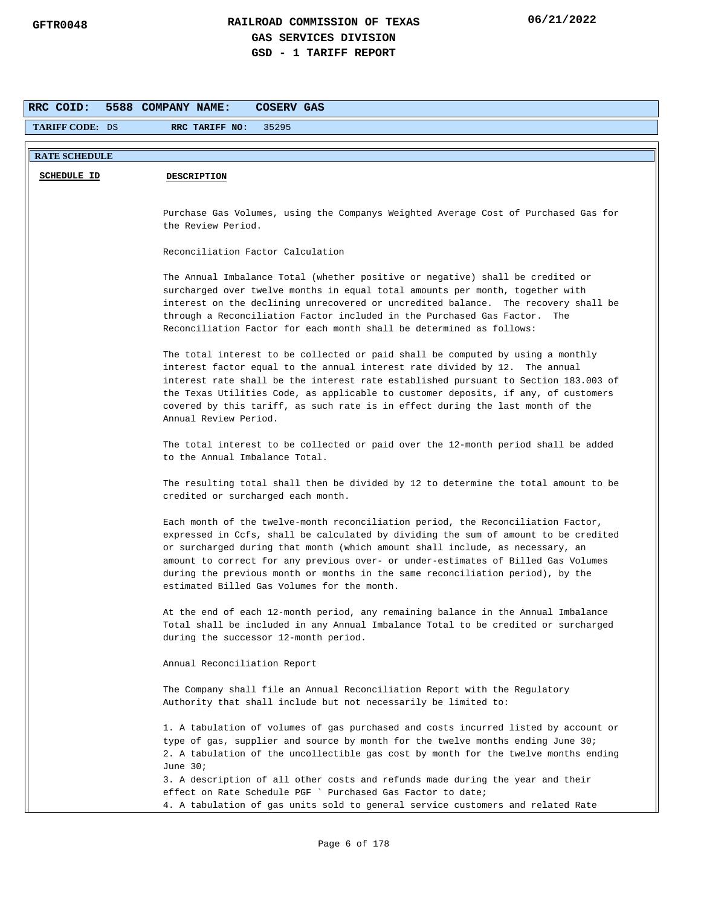**RAILROAD COMMISSION OF TEXAS**
**GAS SERVICES DIVISION**
**GSD - 1 TARIFF REPORT**

GFTR0048 06/21/2022

**RRC COID:** 5588 **COMPANY NAME:** COSERV GAS

**TARIFF CODE:** DS **RRC TARIFF NO:** 35295

**RATE SCHEDULE**

**SCHEDULE ID** **DESCRIPTION**

Purchase Gas Volumes, using the Companys Weighted Average Cost of Purchased Gas for the Review Period.

Reconciliation Factor Calculation

The Annual Imbalance Total (whether positive or negative) shall be credited or surcharged over twelve months in equal total amounts per month, together with interest on the declining unrecovered or uncredited balance. The recovery shall be through a Reconciliation Factor included in the Purchased Gas Factor. The Reconciliation Factor for each month shall be determined as follows:

The total interest to be collected or paid shall be computed by using a monthly interest factor equal to the annual interest rate divided by 12. The annual interest rate shall be the interest rate established pursuant to Section 183.003 of the Texas Utilities Code, as applicable to customer deposits, if any, of customers covered by this tariff, as such rate is in effect during the last month of the Annual Review Period.

The total interest to be collected or paid over the 12-month period shall be added to the Annual Imbalance Total.

The resulting total shall then be divided by 12 to determine the total amount to be credited or surcharged each month.

Each month of the twelve-month reconciliation period, the Reconciliation Factor, expressed in Ccfs, shall be calculated by dividing the sum of amount to be credited or surcharged during that month (which amount shall include, as necessary, an amount to correct for any previous over- or under-estimates of Billed Gas Volumes during the previous month or months in the same reconciliation period), by the estimated Billed Gas Volumes for the month.

At the end of each 12-month period, any remaining balance in the Annual Imbalance Total shall be included in any Annual Imbalance Total to be credited or surcharged during the successor 12-month period.

Annual Reconciliation Report

The Company shall file an Annual Reconciliation Report with the Regulatory Authority that shall include but not necessarily be limited to:

1. A tabulation of volumes of gas purchased and costs incurred listed by account or type of gas, supplier and source by month for the twelve months ending June 30;
2. A tabulation of the uncollectible gas cost by month for the twelve months ending June 30;
3. A description of all other costs and refunds made during the year and their effect on Rate Schedule PGF ` Purchased Gas Factor to date;
4. A tabulation of gas units sold to general service customers and related Rate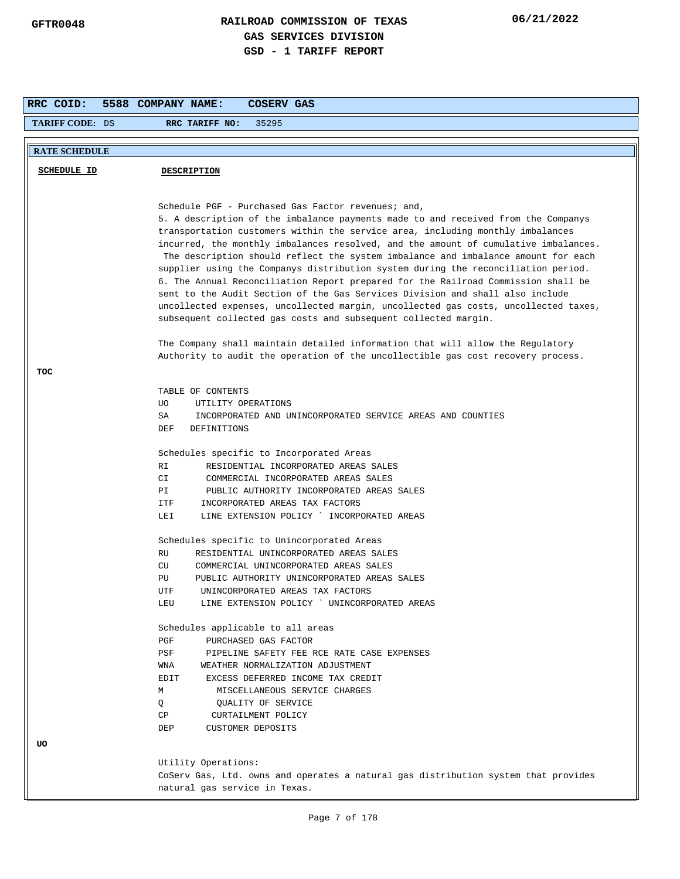**RAILROAD COMMISSION OF TEXAS**
**GAS SERVICES DIVISION**
**GSD - 1 TARIFF REPORT**

GFTR0048 | 06/21/2022

| RRC COID: 5588 | COMPANY NAME: COSERV GAS |
|---|---|
| TARIFF CODE: DS | RRC TARIFF NO: 35295 |

**RATE SCHEDULE**

| SCHEDULE ID | DESCRIPTION |
|---|---|

Schedule PGF - Purchased Gas Factor revenues; and,

5. A description of the imbalance payments made to and received from the Companys transportation customers within the service area, including monthly imbalances incurred, the monthly imbalances resolved, and the amount of cumulative imbalances. The description should reflect the system imbalance and imbalance amount for each supplier using the Companys distribution system during the reconciliation period.

6. The Annual Reconciliation Report prepared for the Railroad Commission shall be sent to the Audit Section of the Gas Services Division and shall also include uncollected expenses, uncollected margin, uncollected gas costs, uncollected taxes, subsequent collected gas costs and subsequent collected margin.

The Company shall maintain detailed information that will allow the Regulatory Authority to audit the operation of the uncollectible gas cost recovery process.

**TOC**

TABLE OF CONTENTS

- UO UTILITY OPERATIONS
- SA INCORPORATED AND UNINCORPORATED SERVICE AREAS AND COUNTIES
- DEF DEFINITIONS

Schedules specific to Incorporated Areas

- RI RESIDENTIAL INCORPORATED AREAS SALES
- CI COMMERCIAL INCORPORATED AREAS SALES
- PI PUBLIC AUTHORITY INCORPORATED AREAS SALES
- ITF INCORPORATED AREAS TAX FACTORS
- LEI LINE EXTENSION POLICY ` INCORPORATED AREAS

Schedules specific to Unincorporated Areas

- RU RESIDENTIAL UNINCORPORATED AREAS SALES
- CU COMMERCIAL UNINCORPORATED AREAS SALES
- PU PUBLIC AUTHORITY UNINCORPORATED AREAS SALES
- UTF UNINCORPORATED AREAS TAX FACTORS
- LEU LINE EXTENSION POLICY ` UNINCORPORATED AREAS

Schedules applicable to all areas

- PGF PURCHASED GAS FACTOR
- PSF PIPELINE SAFETY FEE RCE RATE CASE EXPENSES
- WNA WEATHER NORMALIZATION ADJUSTMENT
- EDIT EXCESS DEFERRED INCOME TAX CREDIT
- M MISCELLANEOUS SERVICE CHARGES
- Q QUALITY OF SERVICE
- CP CURTAILMENT POLICY
- DEP CUSTOMER DEPOSITS

**UO**

Utility Operations:

CoServ Gas, Ltd. owns and operates a natural gas distribution system that provides natural gas service in Texas.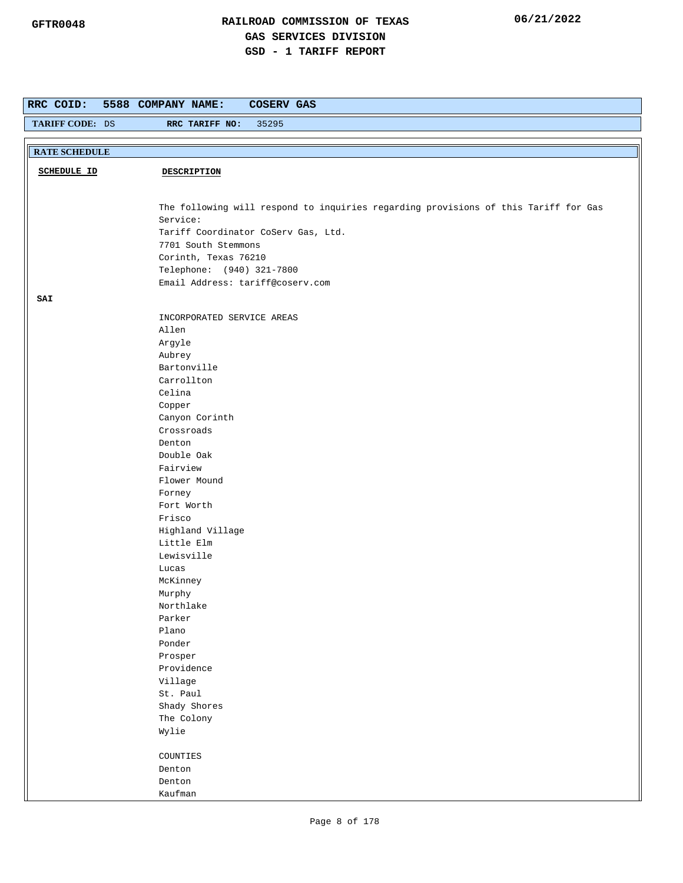# RAILROAD COMMISSION OF TEXAS
## GAS SERVICES DIVISION
## GSD - 1 TARIFF REPORT

GFTR0048

06/21/2022

**RRC COID:** 5588 **COMPANY NAME:** COSERV GAS

**TARIFF CODE:** DS **RRC TARIFF NO:** 35295

**RATE SCHEDULE**

| SCHEDULE ID | DESCRIPTION |
|---|---|
| | The following will respond to inquiries regarding provisions of this Tariff for Gas Service:<br>Tariff Coordinator CoServ Gas, Ltd.<br>7701 South Stemmons<br>Corinth, Texas 76210<br>Telephone: (940) 321-7800<br>Email Address: tariff@coserv.com |
| **SAI** | |
| | INCORPORATED SERVICE AREAS<br>Allen<br>Argyle<br>Aubrey<br>Bartonville<br>Carrollton<br>Celina<br>Copper<br>Canyon Corinth<br>Crossroads<br>Denton<br>Double Oak<br>Fairview<br>Flower Mound<br>Forney<br>Fort Worth<br>Frisco<br>Highland Village<br>Little Elm<br>Lewisville<br>Lucas<br>McKinney<br>Murphy<br>Northlake<br>Parker<br>Plano<br>Ponder<br>Prosper<br>Providence<br>Village<br>St. Paul<br>Shady Shores<br>The Colony<br>Wylie<br><br>COUNTIES<br>Denton<br>Denton<br>Kaufman |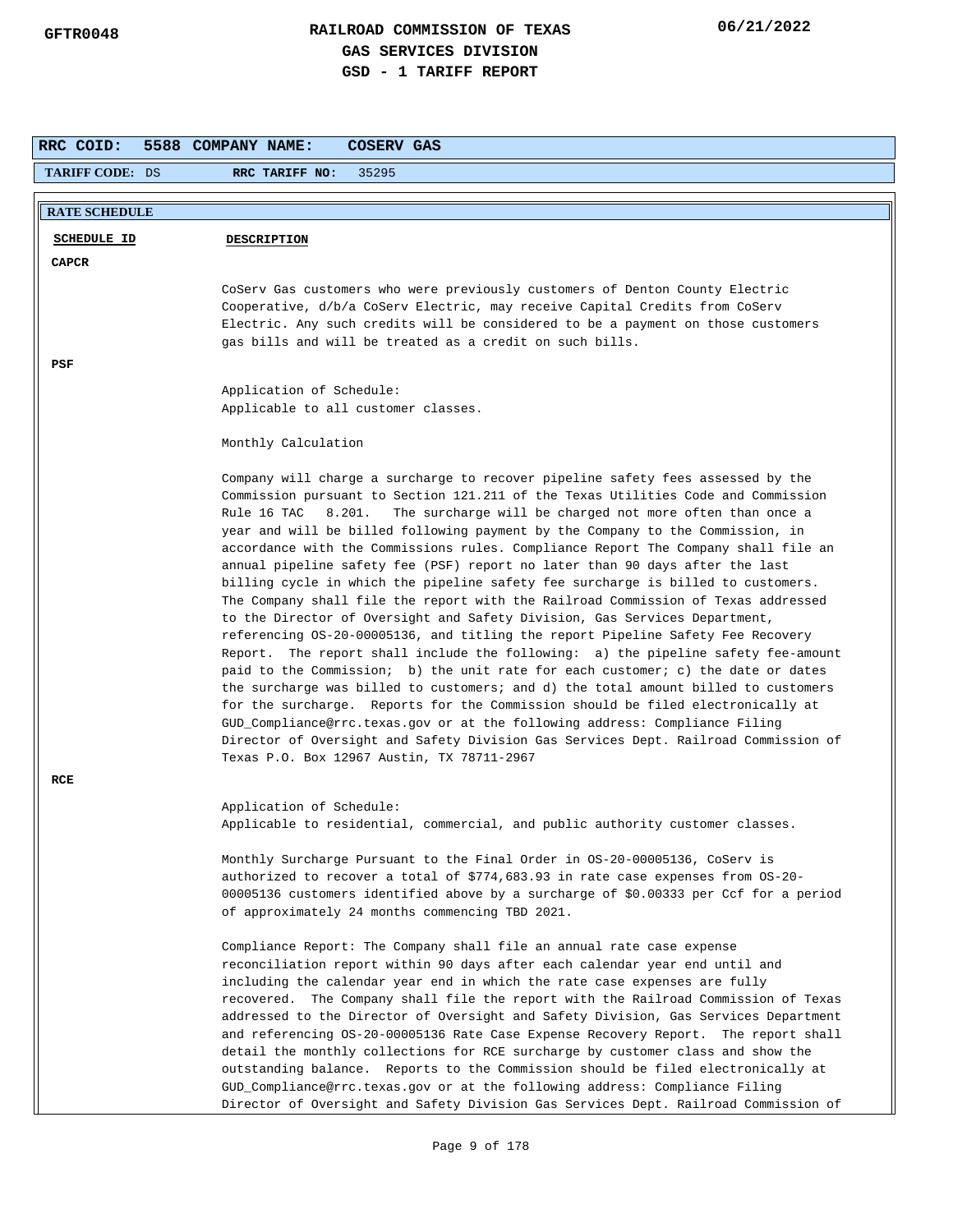# RAILROAD COMMISSION OF TEXAS
## GAS SERVICES DIVISION
## GSD - 1 TARIFF REPORT

GFTR0048 | 06/21/2022

**RRC COID: 5588 COMPANY NAME: COSERV GAS**

**TARIFF CODE:** DS **RRC TARIFF NO:** 35295

**RATE SCHEDULE**

| SCHEDULE ID | DESCRIPTION |
|---|---|
| **CAPCR** | CoServ Gas customers who were previously customers of Denton County Electric Cooperative, d/b/a CoServ Electric, may receive Capital Credits from CoServ Electric. Any such credits will be considered to be a payment on those customers gas bills and will be treated as a credit on such bills. |
| **PSF** | Application of Schedule:<br>Applicable to all customer classes.<br><br>Monthly Calculation<br><br>Company will charge a surcharge to recover pipeline safety fees assessed by the Commission pursuant to Section 121.211 of the Texas Utilities Code and Commission Rule 16 TAC 8.201. The surcharge will be charged not more often than once a year and will be billed following payment by the Company to the Commission, in accordance with the Commissions rules. Compliance Report The Company shall file an annual pipeline safety fee (PSF) report no later than 90 days after the last billing cycle in which the pipeline safety fee surcharge is billed to customers. The Company shall file the report with the Railroad Commission of Texas addressed to the Director of Oversight and Safety Division, Gas Services Department, referencing OS-20-00005136, and titling the report Pipeline Safety Fee Recovery Report. The report shall include the following: a) the pipeline safety fee-amount paid to the Commission; b) the unit rate for each customer; c) the date or dates the surcharge was billed to customers; and d) the total amount billed to customers for the surcharge. Reports for the Commission should be filed electronically at GUD_Compliance@rrc.texas.gov or at the following address: Compliance Filing Director of Oversight and Safety Division Gas Services Dept. Railroad Commission of Texas P.O. Box 12967 Austin, TX 78711-2967 |
| **RCE** | Application of Schedule:<br>Applicable to residential, commercial, and public authority customer classes.<br><br>Monthly Surcharge Pursuant to the Final Order in OS-20-00005136, CoServ is authorized to recover a total of $774,683.93 in rate case expenses from OS-20-00005136 customers identified above by a surcharge of $0.00333 per Ccf for a period of approximately 24 months commencing TBD 2021.<br><br>Compliance Report: The Company shall file an annual rate case expense reconciliation report within 90 days after each calendar year end until and including the calendar year end in which the rate case expenses are fully recovered. The Company shall file the report with the Railroad Commission of Texas addressed to the Director of Oversight and Safety Division, Gas Services Department and referencing OS-20-00005136 Rate Case Expense Recovery Report. The report shall detail the monthly collections for RCE surcharge by customer class and show the outstanding balance. Reports to the Commission should be filed electronically at GUD_Compliance@rrc.texas.gov or at the following address: Compliance Filing Director of Oversight and Safety Division Gas Services Dept. Railroad Commission of |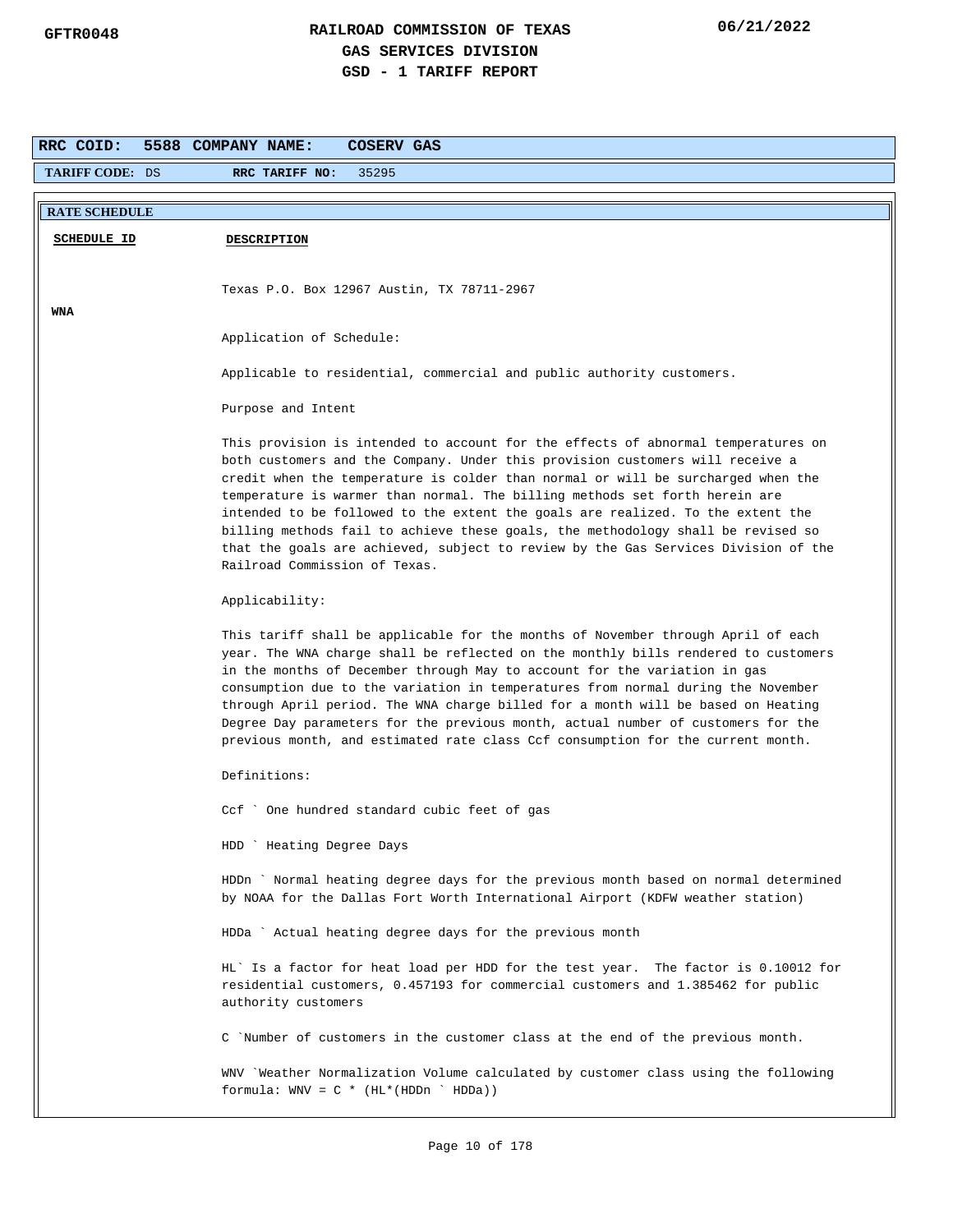**RAILROAD COMMISSION OF TEXAS**
**GAS SERVICES DIVISION**
**GSD - 1 TARIFF REPORT**

GFTR0048 — 06/21/2022

| **RRC COID:** 5588 | **COMPANY NAME:** COSERV GAS |
|---|---|
| **TARIFF CODE:** DS | **RRC TARIFF NO:** 35295 |

**RATE SCHEDULE**

| SCHEDULE ID | DESCRIPTION |
|---|---|
| | Texas P.O. Box 12967 Austin, TX 78711-2967 |
| **WNA** | |

Application of Schedule:

Applicable to residential, commercial and public authority customers.

Purpose and Intent

This provision is intended to account for the effects of abnormal temperatures on both customers and the Company. Under this provision customers will receive a credit when the temperature is colder than normal or will be surcharged when the temperature is warmer than normal. The billing methods set forth herein are intended to be followed to the extent the goals are realized. To the extent the billing methods fail to achieve these goals, the methodology shall be revised so that the goals are achieved, subject to review by the Gas Services Division of the Railroad Commission of Texas.

Applicability:

This tariff shall be applicable for the months of November through April of each year. The WNA charge shall be reflected on the monthly bills rendered to customers in the months of December through May to account for the variation in gas consumption due to the variation in temperatures from normal during the November through April period. The WNA charge billed for a month will be based on Heating Degree Day parameters for the previous month, actual number of customers for the previous month, and estimated rate class Ccf consumption for the current month.

Definitions:

Ccf ` One hundred standard cubic feet of gas

HDD ` Heating Degree Days

HDDn ` Normal heating degree days for the previous month based on normal determined by NOAA for the Dallas Fort Worth International Airport (KDFW weather station)

HDDa ` Actual heating degree days for the previous month

HL` Is a factor for heat load per HDD for the test year. The factor is 0.10012 for residential customers, 0.457193 for commercial customers and 1.385462 for public authority customers

C `Number of customers in the customer class at the end of the previous month.

WNV `Weather Normalization Volume calculated by customer class using the following formula: WNV = C * (HL*(HDDn ` HDDa))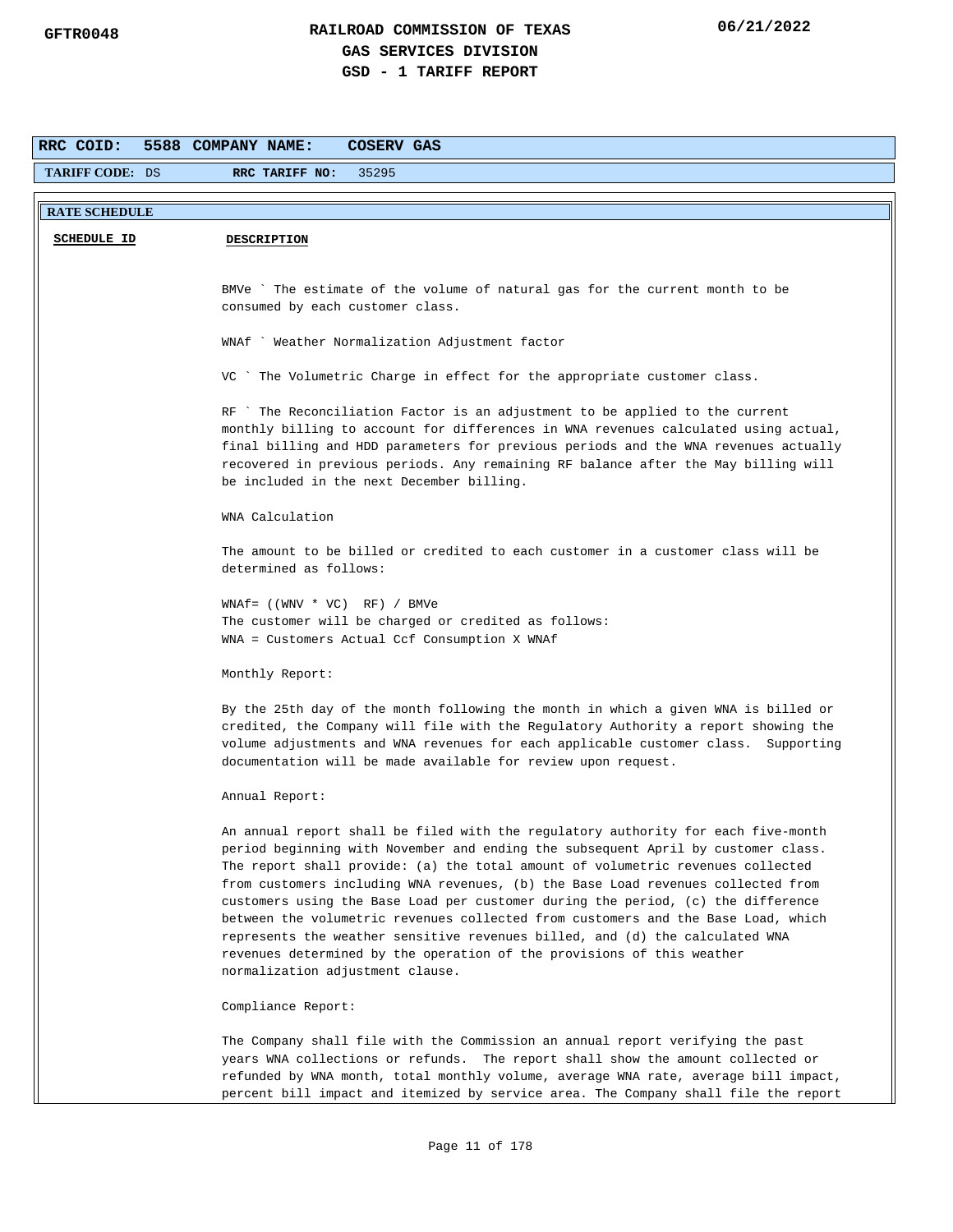**RAILROAD COMMISSION OF TEXAS**
**GAS SERVICES DIVISION**
**GSD - 1 TARIFF REPORT**

GFTR0048 — 06/21/2022

| | | | |
|---|---|---|---|
| **RRC COID:** 5588 | **COMPANY NAME:** COSERV GAS | | |
| **TARIFF CODE:** DS | **RRC TARIFF NO:** 35295 | | |

**RATE SCHEDULE**

| SCHEDULE ID | DESCRIPTION |
|---|---|

BMVe ` The estimate of the volume of natural gas for the current month to be consumed by each customer class.

WNAf ` Weather Normalization Adjustment factor

VC ` The Volumetric Charge in effect for the appropriate customer class.

RF ` The Reconciliation Factor is an adjustment to be applied to the current monthly billing to account for differences in WNA revenues calculated using actual, final billing and HDD parameters for previous periods and the WNA revenues actually recovered in previous periods. Any remaining RF balance after the May billing will be included in the next December billing.

WNA Calculation

The amount to be billed or credited to each customer in a customer class will be determined as follows:

WNAf= ((WNV * VC)  RF) / BMVe
The customer will be charged or credited as follows:
WNA = Customers Actual Ccf Consumption X WNAf

Monthly Report:

By the 25th day of the month following the month in which a given WNA is billed or credited, the Company will file with the Regulatory Authority a report showing the volume adjustments and WNA revenues for each applicable customer class. Supporting documentation will be made available for review upon request.

Annual Report:

An annual report shall be filed with the regulatory authority for each five-month period beginning with November and ending the subsequent April by customer class. The report shall provide: (a) the total amount of volumetric revenues collected from customers including WNA revenues, (b) the Base Load revenues collected from customers using the Base Load per customer during the period, (c) the difference between the volumetric revenues collected from customers and the Base Load, which represents the weather sensitive revenues billed, and (d) the calculated WNA revenues determined by the operation of the provisions of this weather normalization adjustment clause.

Compliance Report:

The Company shall file with the Commission an annual report verifying the past years WNA collections or refunds. The report shall show the amount collected or refunded by WNA month, total monthly volume, average WNA rate, average bill impact, percent bill impact and itemized by service area. The Company shall file the report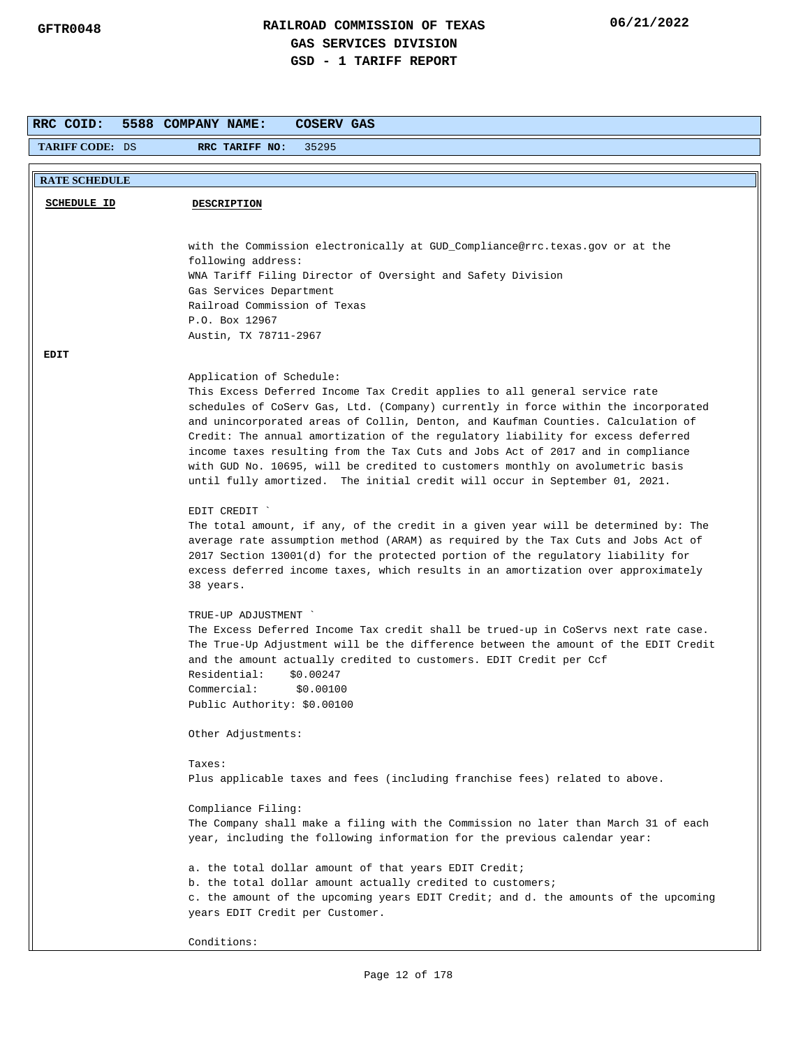# RAILROAD COMMISSION OF TEXAS
## GAS SERVICES DIVISION
## GSD - 1 TARIFF REPORT

GFTR0048 — 06/21/2022

**RRC COID:** 5588 **COMPANY NAME:** COSERV GAS

**TARIFF CODE:** DS **RRC TARIFF NO:** 35295

**RATE SCHEDULE**

| SCHEDULE ID | DESCRIPTION |
|---|---|
| | with the Commission electronically at GUD_Compliance@rrc.texas.gov or at the following address:<br>WNA Tariff Filing Director of Oversight and Safety Division<br>Gas Services Department<br>Railroad Commission of Texas<br>P.O. Box 12967<br>Austin, TX 78711-2967 |
| EDIT | Application of Schedule:<br>This Excess Deferred Income Tax Credit applies to all general service rate schedules of CoServ Gas, Ltd. (Company) currently in force within the incorporated and unincorporated areas of Collin, Denton, and Kaufman Counties. Calculation of Credit: The annual amortization of the regulatory liability for excess deferred income taxes resulting from the Tax Cuts and Jobs Act of 2017 and in compliance with GUD No. 10695, will be credited to customers monthly on avolumetric basis until fully amortized. The initial credit will occur in September 01, 2021.<br><br>EDIT CREDIT `<br>The total amount, if any, of the credit in a given year will be determined by: The average rate assumption method (ARAM) as required by the Tax Cuts and Jobs Act of 2017 Section 13001(d) for the protected portion of the regulatory liability for excess deferred income taxes, which results in an amortization over approximately 38 years.<br><br>TRUE-UP ADJUSTMENT `<br>The Excess Deferred Income Tax credit shall be trued-up in CoServs next rate case. The True-Up Adjustment will be the difference between the amount of the EDIT Credit and the amount actually credited to customers. EDIT Credit per Ccf<br>Residential: $0.00247<br>Commercial: $0.00100<br>Public Authority: $0.00100<br><br>Other Adjustments:<br><br>Taxes:<br>Plus applicable taxes and fees (including franchise fees) related to above.<br><br>Compliance Filing:<br>The Company shall make a filing with the Commission no later than March 31 of each year, including the following information for the previous calendar year:<br><br>a. the total dollar amount of that years EDIT Credit;<br>b. the total dollar amount actually credited to customers;<br>c. the amount of the upcoming years EDIT Credit; and d. the amounts of the upcoming years EDIT Credit per Customer.<br><br>Conditions: |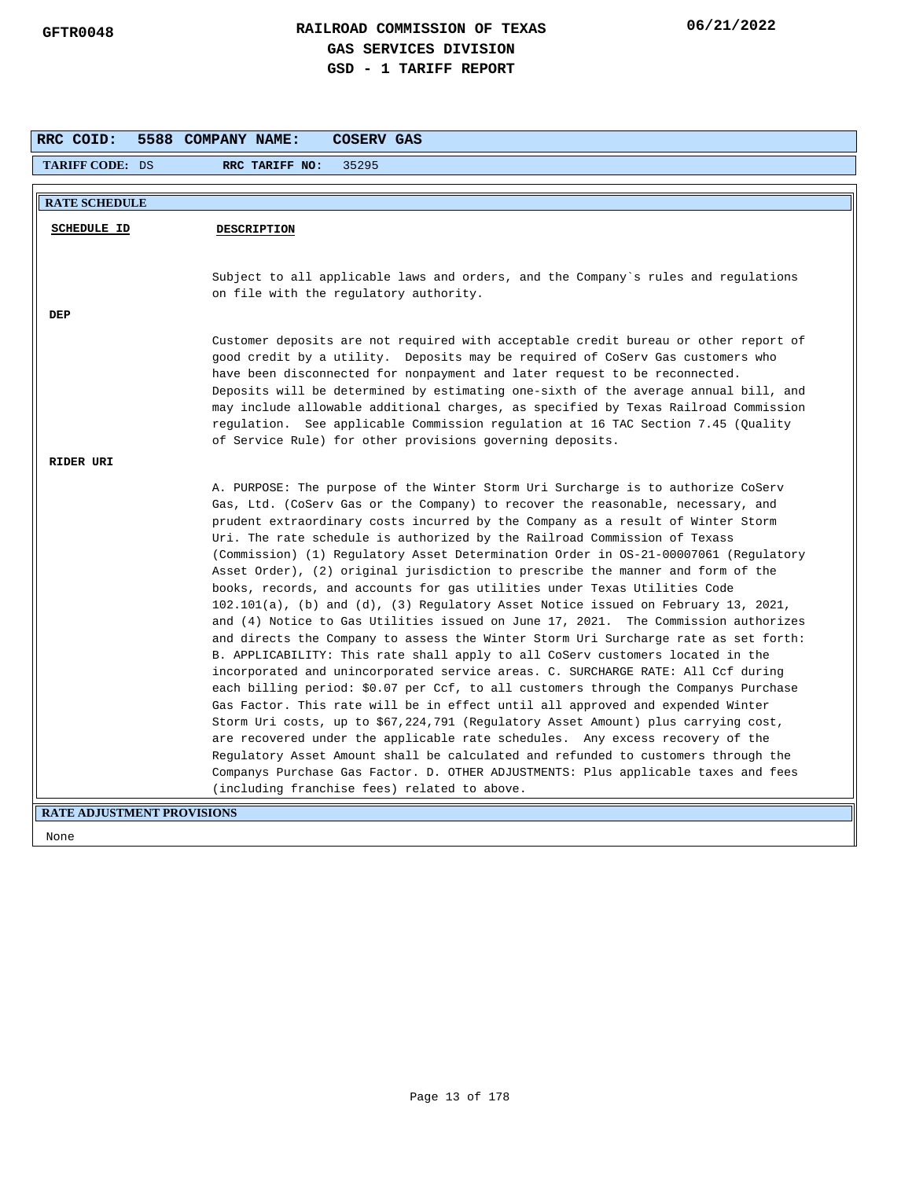**RAILROAD COMMISSION OF TEXAS**
**GAS SERVICES DIVISION**
**GSD - 1 TARIFF REPORT**

GFTR0048 — 06/21/2022

**RRC COID: 5588 COMPANY NAME: COSERV GAS**

**TARIFF CODE:** DS **RRC TARIFF NO:** 35295

## RATE SCHEDULE

| SCHEDULE ID | DESCRIPTION |
|---|---|
| | Subject to all applicable laws and orders, and the Company`s rules and regulations on file with the regulatory authority. |
| **DEP** | |
| | Customer deposits are not required with acceptable credit bureau or other report of good credit by a utility. Deposits may be required of CoServ Gas customers who have been disconnected for nonpayment and later request to be reconnected. Deposits will be determined by estimating one-sixth of the average annual bill, and may include allowable additional charges, as specified by Texas Railroad Commission regulation. See applicable Commission regulation at 16 TAC Section 7.45 (Quality of Service Rule) for other provisions governing deposits. |
| **RIDER URI** | |
| | A. PURPOSE: The purpose of the Winter Storm Uri Surcharge is to authorize CoServ Gas, Ltd. (CoServ Gas or the Company) to recover the reasonable, necessary, and prudent extraordinary costs incurred by the Company as a result of Winter Storm Uri. The rate schedule is authorized by the Railroad Commission of Texas (Commission) (1) Regulatory Asset Determination Order in OS-21-00007061 (Regulatory Asset Order), (2) original jurisdiction to prescribe the manner and form of the books, records, and accounts for gas utilities under Texas Utilities Code 102.101(a), (b) and (d), (3) Regulatory Asset Notice issued on February 13, 2021, and (4) Notice to Gas Utilities issued on June 17, 2021. The Commission authorizes and directs the Company to assess the Winter Storm Uri Surcharge rate as set forth: B. APPLICABILITY: This rate shall apply to all CoServ customers located in the incorporated and unincorporated service areas. C. SURCHARGE RATE: All Ccf during each billing period: $0.07 per Ccf, to all customers through the Companys Purchase Gas Factor. This rate will be in effect until all approved and expended Winter Storm Uri costs, up to $67,224,791 (Regulatory Asset Amount) plus carrying cost, are recovered under the applicable rate schedules. Any excess recovery of the Regulatory Asset Amount shall be calculated and refunded to customers through the Companys Purchase Gas Factor. D. OTHER ADJUSTMENTS: Plus applicable taxes and fees (including franchise fees) related to above. |

## RATE ADJUSTMENT PROVISIONS

None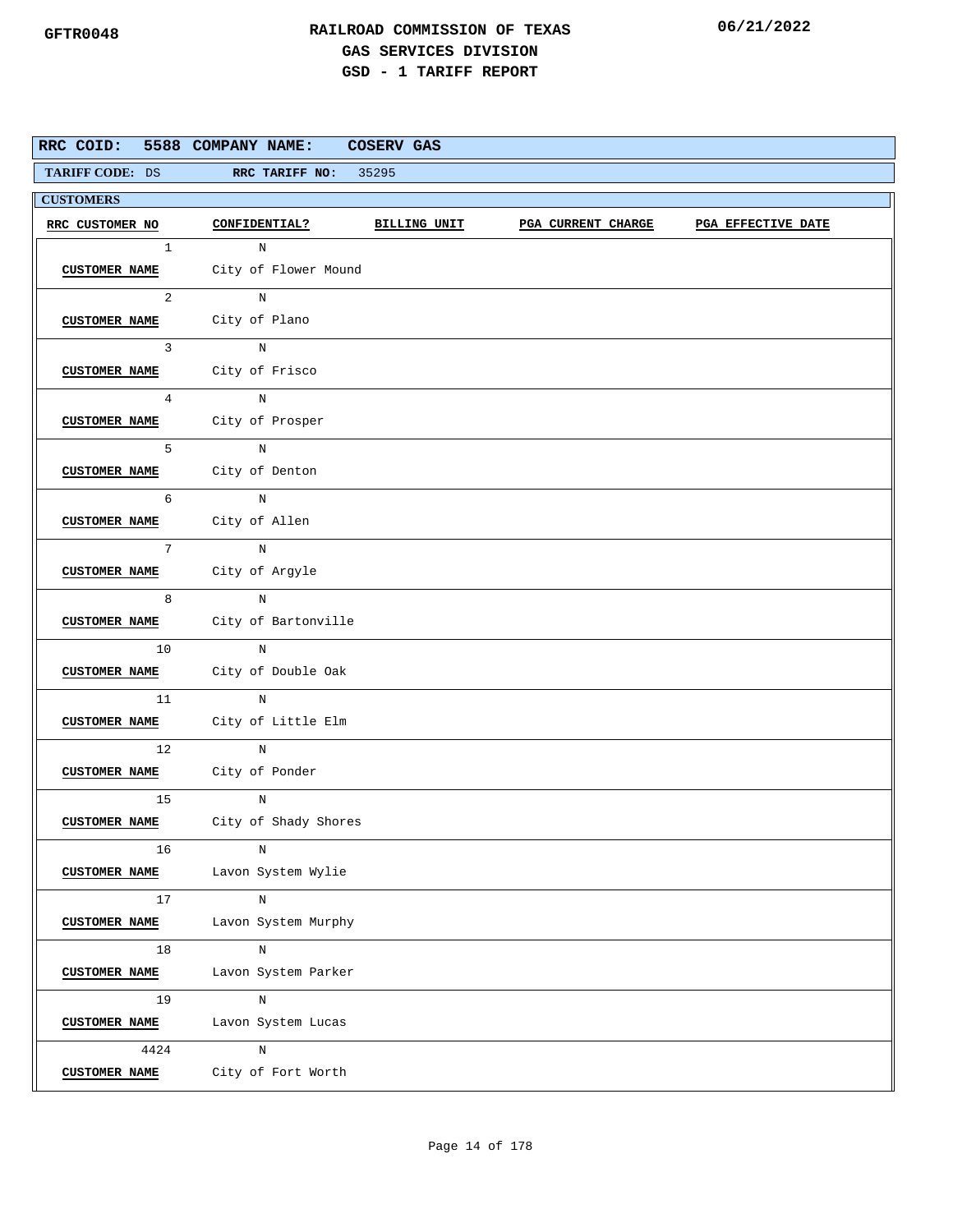# RAILROAD COMMISSION OF TEXAS
## GAS SERVICES DIVISION
## GSD - 1 TARIFF REPORT

GFTR0048 06/21/2022

**RRC COID:** 5588 **COMPANY NAME:** COSERV GAS

**TARIFF CODE:** DS **RRC TARIFF NO:** 35295

**CUSTOMERS**

| RRC CUSTOMER NO | CONFIDENTIAL? | BILLING UNIT | PGA CURRENT CHARGE | PGA EFFECTIVE DATE |
|---|---|---|---|---|
| 1 | N | | | |
| CUSTOMER NAME | City of Flower Mound | | | |
| 2 | N | | | |
| CUSTOMER NAME | City of Plano | | | |
| 3 | N | | | |
| CUSTOMER NAME | City of Frisco | | | |
| 4 | N | | | |
| CUSTOMER NAME | City of Prosper | | | |
| 5 | N | | | |
| CUSTOMER NAME | City of Denton | | | |
| 6 | N | | | |
| CUSTOMER NAME | City of Allen | | | |
| 7 | N | | | |
| CUSTOMER NAME | City of Argyle | | | |
| 8 | N | | | |
| CUSTOMER NAME | City of Bartonville | | | |
| 10 | N | | | |
| CUSTOMER NAME | City of Double Oak | | | |
| 11 | N | | | |
| CUSTOMER NAME | City of Little Elm | | | |
| 12 | N | | | |
| CUSTOMER NAME | City of Ponder | | | |
| 15 | N | | | |
| CUSTOMER NAME | City of Shady Shores | | | |
| 16 | N | | | |
| CUSTOMER NAME | Lavon System Wylie | | | |
| 17 | N | | | |
| CUSTOMER NAME | Lavon System Murphy | | | |
| 18 | N | | | |
| CUSTOMER NAME | Lavon System Parker | | | |
| 19 | N | | | |
| CUSTOMER NAME | Lavon System Lucas | | | |
| 4424 | N | | | |
| CUSTOMER NAME | City of Fort Worth | | | |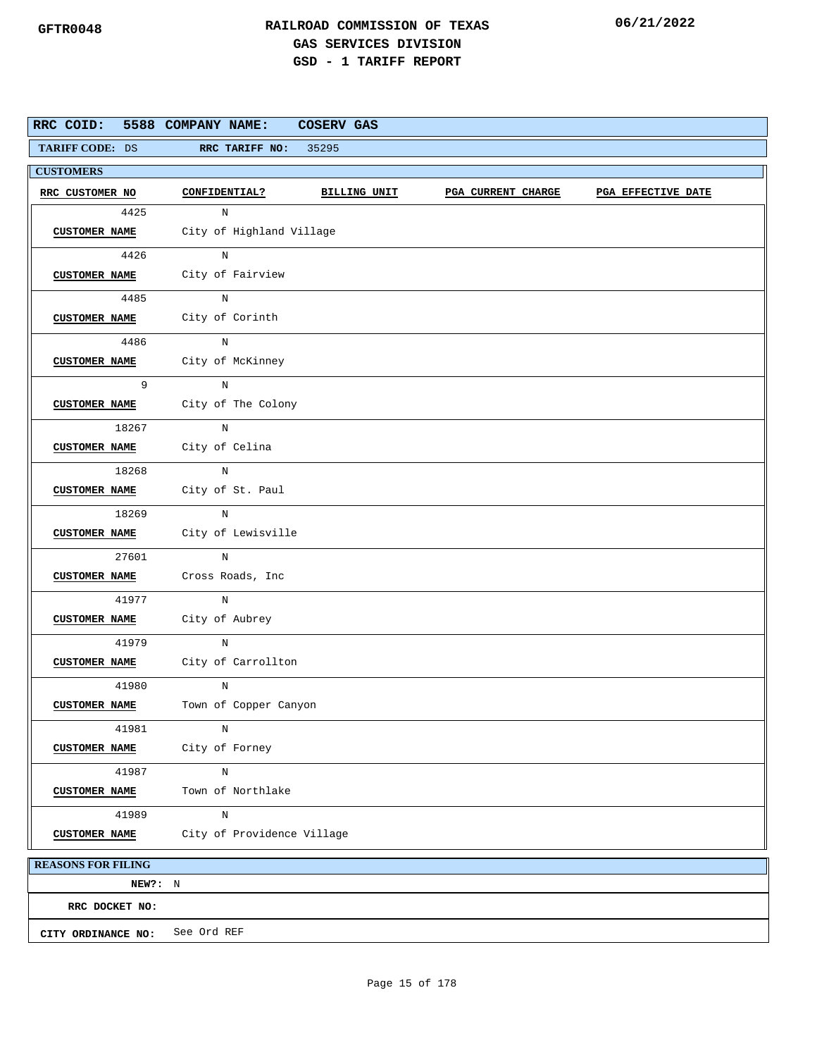GFTR0048

# RAILROAD COMMISSION OF TEXAS
## GAS SERVICES DIVISION
## GSD - 1 TARIFF REPORT

06/21/2022

**RRC COID:** 5588 **COMPANY NAME:** COSERV GAS

**TARIFF CODE:** DS **RRC TARIFF NO:** 35295

**CUSTOMERS**

| RRC CUSTOMER NO | CONFIDENTIAL? | BILLING UNIT | PGA CURRENT CHARGE | PGA EFFECTIVE DATE |
|---|---|---|---|---|
| 4425 | N | | | |
| **CUSTOMER NAME** | City of Highland Village | | | |
| 4426 | N | | | |
| **CUSTOMER NAME** | City of Fairview | | | |
| 4485 | N | | | |
| **CUSTOMER NAME** | City of Corinth | | | |
| 4486 | N | | | |
| **CUSTOMER NAME** | City of McKinney | | | |
| 9 | N | | | |
| **CUSTOMER NAME** | City of The Colony | | | |
| 18267 | N | | | |
| **CUSTOMER NAME** | City of Celina | | | |
| 18268 | N | | | |
| **CUSTOMER NAME** | City of St. Paul | | | |
| 18269 | N | | | |
| **CUSTOMER NAME** | City of Lewisville | | | |
| 27601 | N | | | |
| **CUSTOMER NAME** | Cross Roads, Inc | | | |
| 41977 | N | | | |
| **CUSTOMER NAME** | City of Aubrey | | | |
| 41979 | N | | | |
| **CUSTOMER NAME** | City of Carrollton | | | |
| 41980 | N | | | |
| **CUSTOMER NAME** | Town of Copper Canyon | | | |
| 41981 | N | | | |
| **CUSTOMER NAME** | City of Forney | | | |
| 41987 | N | | | |
| **CUSTOMER NAME** | Town of Northlake | | | |
| 41989 | N | | | |
| **CUSTOMER NAME** | City of Providence Village | | | |

**REASONS FOR FILING**

**NEW?:** N

**RRC DOCKET NO:**

**CITY ORDINANCE NO:** See Ord REF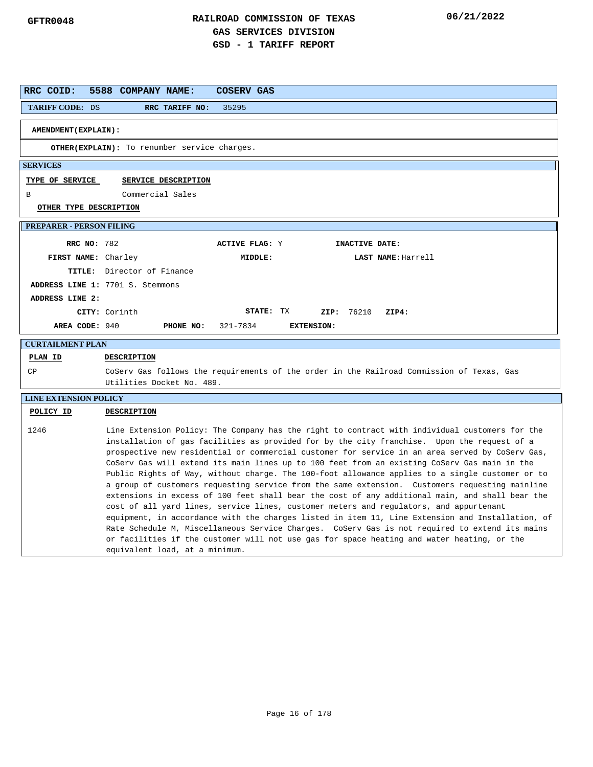# RAILROAD COMMISSION OF TEXAS
## GAS SERVICES DIVISION
## GSD - 1 TARIFF REPORT

GFTR0048 | 06/21/2022

**RRC COID:** 5588 **COMPANY NAME:** COSERV GAS

**TARIFF CODE:** DS **RRC TARIFF NO:** 35295

**AMENDMENT(EXPLAIN):**

**OTHER(EXPLAIN):** To renumber service charges.

### SERVICES

| TYPE OF SERVICE | SERVICE DESCRIPTION |
|---|---|
| B | Commercial Sales |

**OTHER TYPE DESCRIPTION**

### PREPARER - PERSON FILING

**RRC NO:** 782 **ACTIVE FLAG:** Y **INACTIVE DATE:**

**FIRST NAME:** Charley **MIDDLE:** **LAST NAME:** Harrell

**TITLE:** Director of Finance

**ADDRESS LINE 1:** 7701 S. Stemmons

**ADDRESS LINE 2:**

**CITY:** Corinth **STATE:** TX **ZIP:** 76210 **ZIP4:**

**AREA CODE:** 940 **PHONE NO:** 321-7834 **EXTENSION:**

### CURTAILMENT PLAN

| PLAN ID | DESCRIPTION |
|---|---|
| CP | CoServ Gas follows the requirements of the order in the Railroad Commission of Texas, Gas Utilities Docket No. 489. |

### LINE EXTENSION POLICY

| POLICY ID | DESCRIPTION |
|---|---|
| 1246 | Line Extension Policy: The Company has the right to contract with individual customers for the installation of gas facilities as provided for by the city franchise. Upon the request of a prospective new residential or commercial customer for service in an area served by CoServ Gas, CoServ Gas will extend its main lines up to 100 feet from an existing CoServ Gas main in the Public Rights of Way, without charge. The 100-foot allowance applies to a single customer or to a group of customers requesting service from the same extension. Customers requesting mainline extensions in excess of 100 feet shall bear the cost of any additional main, and shall bear the cost of all yard lines, service lines, customer meters and regulators, and appurtenant equipment, in accordance with the charges listed in item 11, Line Extension and Installation, of Rate Schedule M, Miscellaneous Service Charges. CoServ Gas is not required to extend its mains or facilities if the customer will not use gas for space heating and water heating, or the equivalent load, at a minimum. |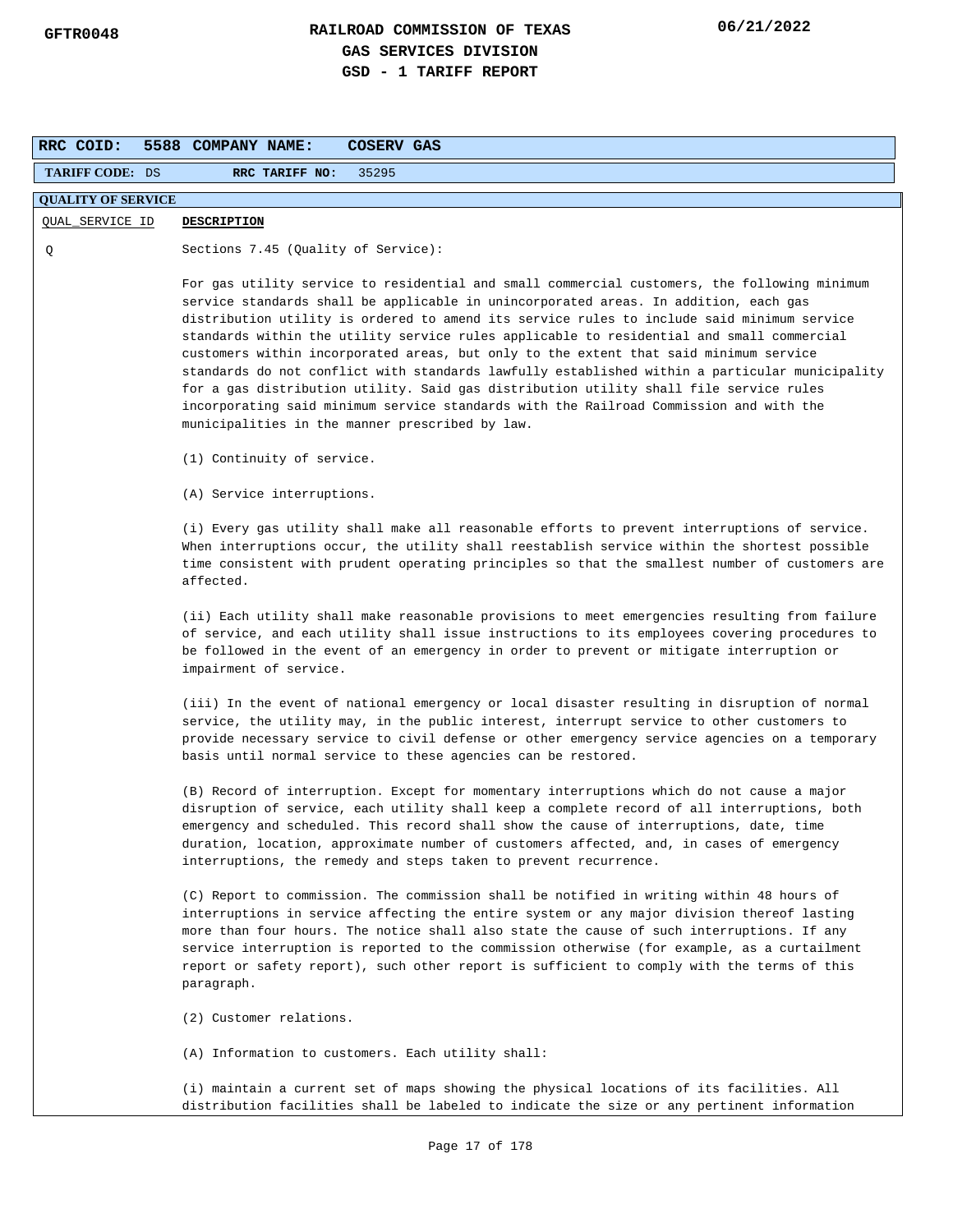# RAILROAD COMMISSION OF TEXAS
## GAS SERVICES DIVISION
## GSD - 1 TARIFF REPORT

GFTR0048 — 06/21/2022

| RRC COID: 5588 | COMPANY NAME: COSERV GAS |
|---|---|
| TARIFF CODE: DS | RRC TARIFF NO: 35295 |

**QUALITY OF SERVICE**

| QUAL_SERVICE ID | DESCRIPTION |
|---|---|
| Q | Sections 7.45 (Quality of Service): |

For gas utility service to residential and small commercial customers, the following minimum service standards shall be applicable in unincorporated areas. In addition, each gas distribution utility is ordered to amend its service rules to include said minimum service standards within the utility service rules applicable to residential and small commercial customers within incorporated areas, but only to the extent that said minimum service standards do not conflict with standards lawfully established within a particular municipality for a gas distribution utility. Said gas distribution utility shall file service rules incorporating said minimum service standards with the Railroad Commission and with the municipalities in the manner prescribed by law.

(1) Continuity of service.

(A) Service interruptions.

(i) Every gas utility shall make all reasonable efforts to prevent interruptions of service. When interruptions occur, the utility shall reestablish service within the shortest possible time consistent with prudent operating principles so that the smallest number of customers are affected.

(ii) Each utility shall make reasonable provisions to meet emergencies resulting from failure of service, and each utility shall issue instructions to its employees covering procedures to be followed in the event of an emergency in order to prevent or mitigate interruption or impairment of service.

(iii) In the event of national emergency or local disaster resulting in disruption of normal service, the utility may, in the public interest, interrupt service to other customers to provide necessary service to civil defense or other emergency service agencies on a temporary basis until normal service to these agencies can be restored.

(B) Record of interruption. Except for momentary interruptions which do not cause a major disruption of service, each utility shall keep a complete record of all interruptions, both emergency and scheduled. This record shall show the cause of interruptions, date, time duration, location, approximate number of customers affected, and, in cases of emergency interruptions, the remedy and steps taken to prevent recurrence.

(C) Report to commission. The commission shall be notified in writing within 48 hours of interruptions in service affecting the entire system or any major division thereof lasting more than four hours. The notice shall also state the cause of such interruptions. If any service interruption is reported to the commission otherwise (for example, as a curtailment report or safety report), such other report is sufficient to comply with the terms of this paragraph.

(2) Customer relations.

(A) Information to customers. Each utility shall:

(i) maintain a current set of maps showing the physical locations of its facilities. All distribution facilities shall be labeled to indicate the size or any pertinent information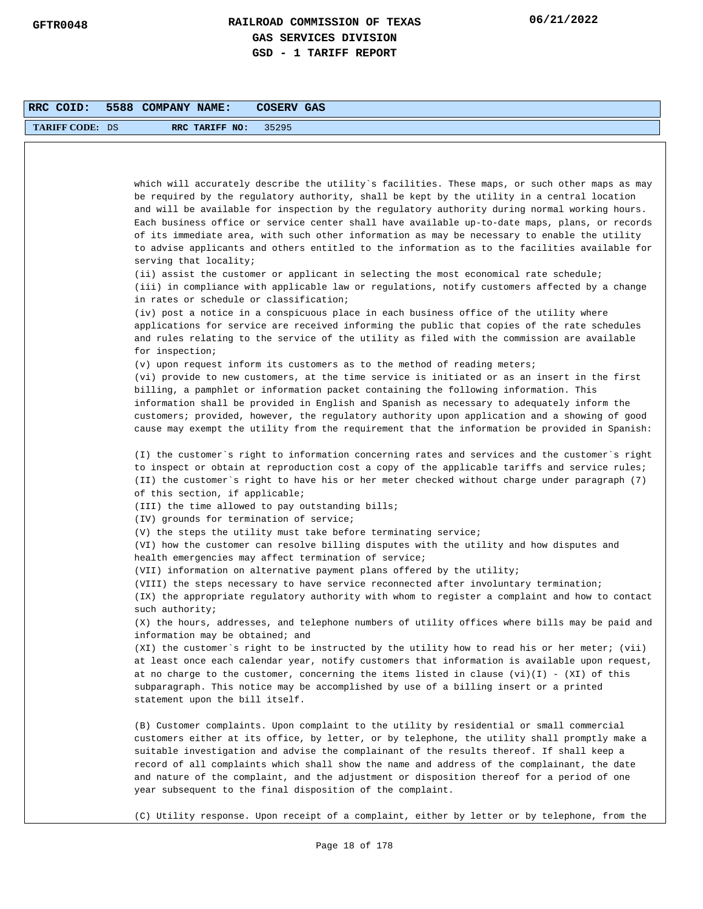RRC COID: 5588 COMPANY NAME: COSERV GAS

TARIFF CODE: DS RRC TARIFF NO: 35295

which will accurately describe the utility`s facilities. These maps, or such other maps as may be required by the regulatory authority, shall be kept by the utility in a central location and will be available for inspection by the regulatory authority during normal working hours. Each business office or service center shall have available up-to-date maps, plans, or records of its immediate area, with such other information as may be necessary to enable the utility to advise applicants and others entitled to the information as to the facilities available for serving that locality;

(ii) assist the customer or applicant in selecting the most economical rate schedule;

(iii) in compliance with applicable law or regulations, notify customers affected by a change in rates or schedule or classification;

(iv) post a notice in a conspicuous place in each business office of the utility where applications for service are received informing the public that copies of the rate schedules and rules relating to the service of the utility as filed with the commission are available for inspection;

(v) upon request inform its customers as to the method of reading meters;

(vi) provide to new customers, at the time service is initiated or as an insert in the first billing, a pamphlet or information packet containing the following information. This information shall be provided in English and Spanish as necessary to adequately inform the customers; provided, however, the regulatory authority upon application and a showing of good cause may exempt the utility from the requirement that the information be provided in Spanish:

(I) the customer`s right to information concerning rates and services and the customer`s right to inspect or obtain at reproduction cost a copy of the applicable tariffs and service rules;

(II) the customer`s right to have his or her meter checked without charge under paragraph (7) of this section, if applicable;

(III) the time allowed to pay outstanding bills;

(IV) grounds for termination of service;

(V) the steps the utility must take before terminating service;

(VI) how the customer can resolve billing disputes with the utility and how disputes and health emergencies may affect termination of service;

(VII) information on alternative payment plans offered by the utility;

(VIII) the steps necessary to have service reconnected after involuntary termination;

(IX) the appropriate regulatory authority with whom to register a complaint and how to contact such authority;

(X) the hours, addresses, and telephone numbers of utility offices where bills may be paid and information may be obtained; and

(XI) the customer`s right to be instructed by the utility how to read his or her meter; (vii) at least once each calendar year, notify customers that information is available upon request, at no charge to the customer, concerning the items listed in clause (vi)(I) - (XI) of this subparagraph. This notice may be accomplished by use of a billing insert or a printed statement upon the bill itself.

(B) Customer complaints. Upon complaint to the utility by residential or small commercial customers either at its office, by letter, or by telephone, the utility shall promptly make a suitable investigation and advise the complainant of the results thereof. If shall keep a record of all complaints which shall show the name and address of the complainant, the date and nature of the complaint, and the adjustment or disposition thereof for a period of one year subsequent to the final disposition of the complaint.

(C) Utility response. Upon receipt of a complaint, either by letter or by telephone, from the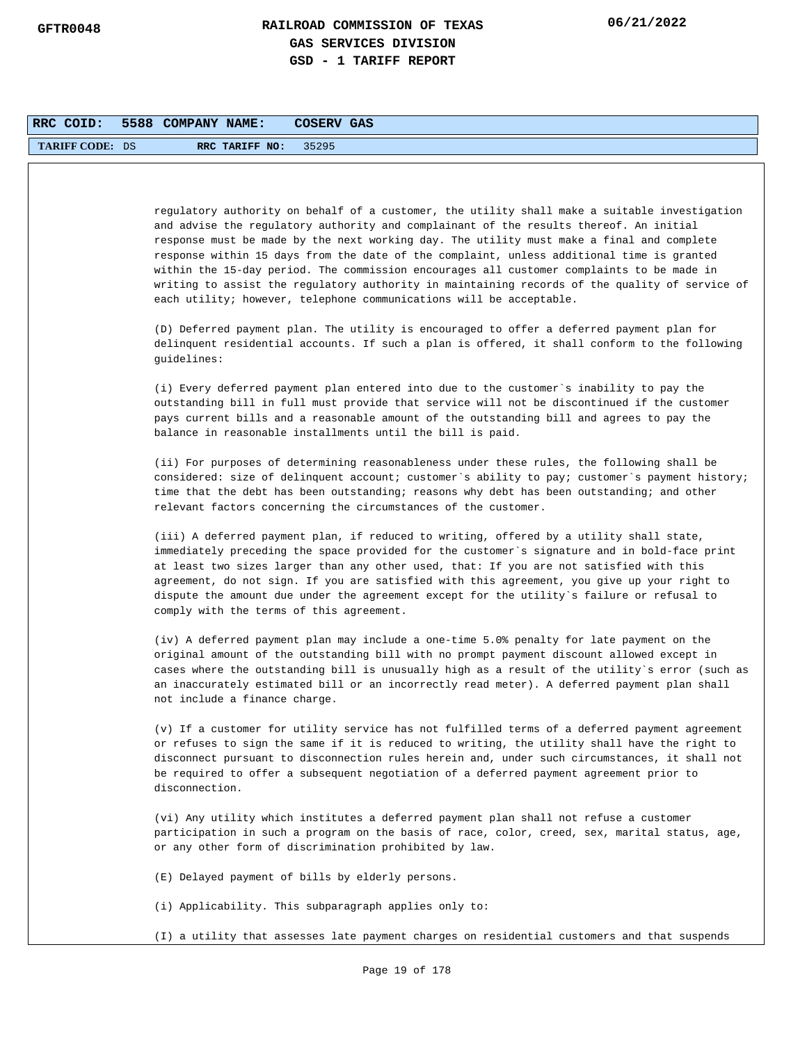regulatory authority on behalf of a customer, the utility shall make a suitable investigation and advise the regulatory authority and complainant of the results thereof. An initial response must be made by the next working day. The utility must make a final and complete response within 15 days from the date of the complaint, unless additional time is granted within the 15-day period. The commission encourages all customer complaints to be made in writing to assist the regulatory authority in maintaining records of the quality of service of each utility; however, telephone communications will be acceptable.

(D) Deferred payment plan. The utility is encouraged to offer a deferred payment plan for delinquent residential accounts. If such a plan is offered, it shall conform to the following guidelines:

(i) Every deferred payment plan entered into due to the customer`s inability to pay the outstanding bill in full must provide that service will not be discontinued if the customer pays current bills and a reasonable amount of the outstanding bill and agrees to pay the balance in reasonable installments until the bill is paid.

(ii) For purposes of determining reasonableness under these rules, the following shall be considered: size of delinquent account; customer`s ability to pay; customer`s payment history; time that the debt has been outstanding; reasons why debt has been outstanding; and other relevant factors concerning the circumstances of the customer.

(iii) A deferred payment plan, if reduced to writing, offered by a utility shall state, immediately preceding the space provided for the customer`s signature and in bold-face print at least two sizes larger than any other used, that: If you are not satisfied with this agreement, do not sign. If you are satisfied with this agreement, you give up your right to dispute the amount due under the agreement except for the utility`s failure or refusal to comply with the terms of this agreement.

(iv) A deferred payment plan may include a one-time 5.0% penalty for late payment on the original amount of the outstanding bill with no prompt payment discount allowed except in cases where the outstanding bill is unusually high as a result of the utility`s error (such as an inaccurately estimated bill or an incorrectly read meter). A deferred payment plan shall not include a finance charge.

(v) If a customer for utility service has not fulfilled terms of a deferred payment agreement or refuses to sign the same if it is reduced to writing, the utility shall have the right to disconnect pursuant to disconnection rules herein and, under such circumstances, it shall not be required to offer a subsequent negotiation of a deferred payment agreement prior to disconnection.

(vi) Any utility which institutes a deferred payment plan shall not refuse a customer participation in such a program on the basis of race, color, creed, sex, marital status, age, or any other form of discrimination prohibited by law.

(E) Delayed payment of bills by elderly persons.

(i) Applicability. This subparagraph applies only to:

(I) a utility that assesses late payment charges on residential customers and that suspends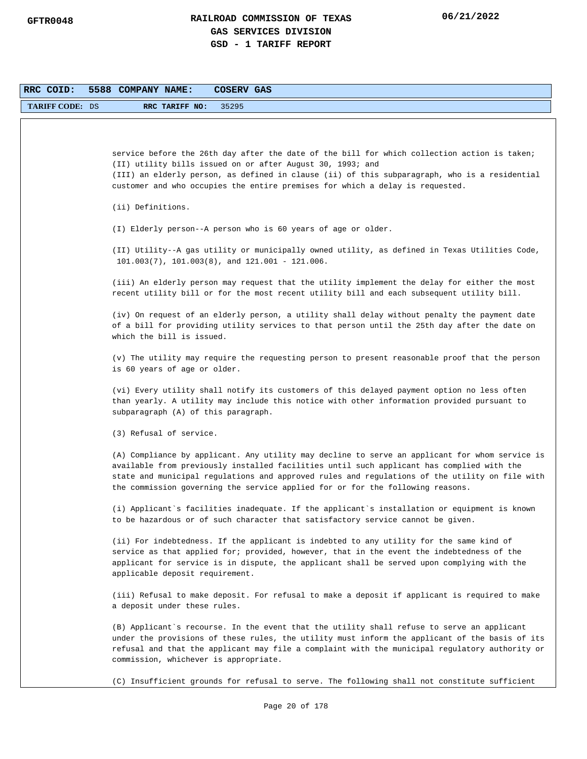service before the 26th day after the date of the bill for which collection action is taken;
(II) utility bills issued on or after August 30, 1993; and
(III) an elderly person, as defined in clause (ii) of this subparagraph, who is a residential customer and who occupies the entire premises for which a delay is requested.

(ii) Definitions.

(I) Elderly person--A person who is 60 years of age or older.

(II) Utility--A gas utility or municipally owned utility, as defined in Texas Utilities Code, 101.003(7), 101.003(8), and 121.001 - 121.006.

(iii) An elderly person may request that the utility implement the delay for either the most recent utility bill or for the most recent utility bill and each subsequent utility bill.

(iv) On request of an elderly person, a utility shall delay without penalty the payment date of a bill for providing utility services to that person until the 25th day after the date on which the bill is issued.

(v) The utility may require the requesting person to present reasonable proof that the person is 60 years of age or older.

(vi) Every utility shall notify its customers of this delayed payment option no less often than yearly. A utility may include this notice with other information provided pursuant to subparagraph (A) of this paragraph.

(3) Refusal of service.

(A) Compliance by applicant. Any utility may decline to serve an applicant for whom service is available from previously installed facilities until such applicant has complied with the state and municipal regulations and approved rules and regulations of the utility on file with the commission governing the service applied for or for the following reasons.

(i) Applicant`s facilities inadequate. If the applicant`s installation or equipment is known to be hazardous or of such character that satisfactory service cannot be given.

(ii) For indebtedness. If the applicant is indebted to any utility for the same kind of service as that applied for; provided, however, that in the event the indebtedness of the applicant for service is in dispute, the applicant shall be served upon complying with the applicable deposit requirement.

(iii) Refusal to make deposit. For refusal to make a deposit if applicant is required to make a deposit under these rules.

(B) Applicant`s recourse. In the event that the utility shall refuse to serve an applicant under the provisions of these rules, the utility must inform the applicant of the basis of its refusal and that the applicant may file a complaint with the municipal regulatory authority or commission, whichever is appropriate.

(C) Insufficient grounds for refusal to serve. The following shall not constitute sufficient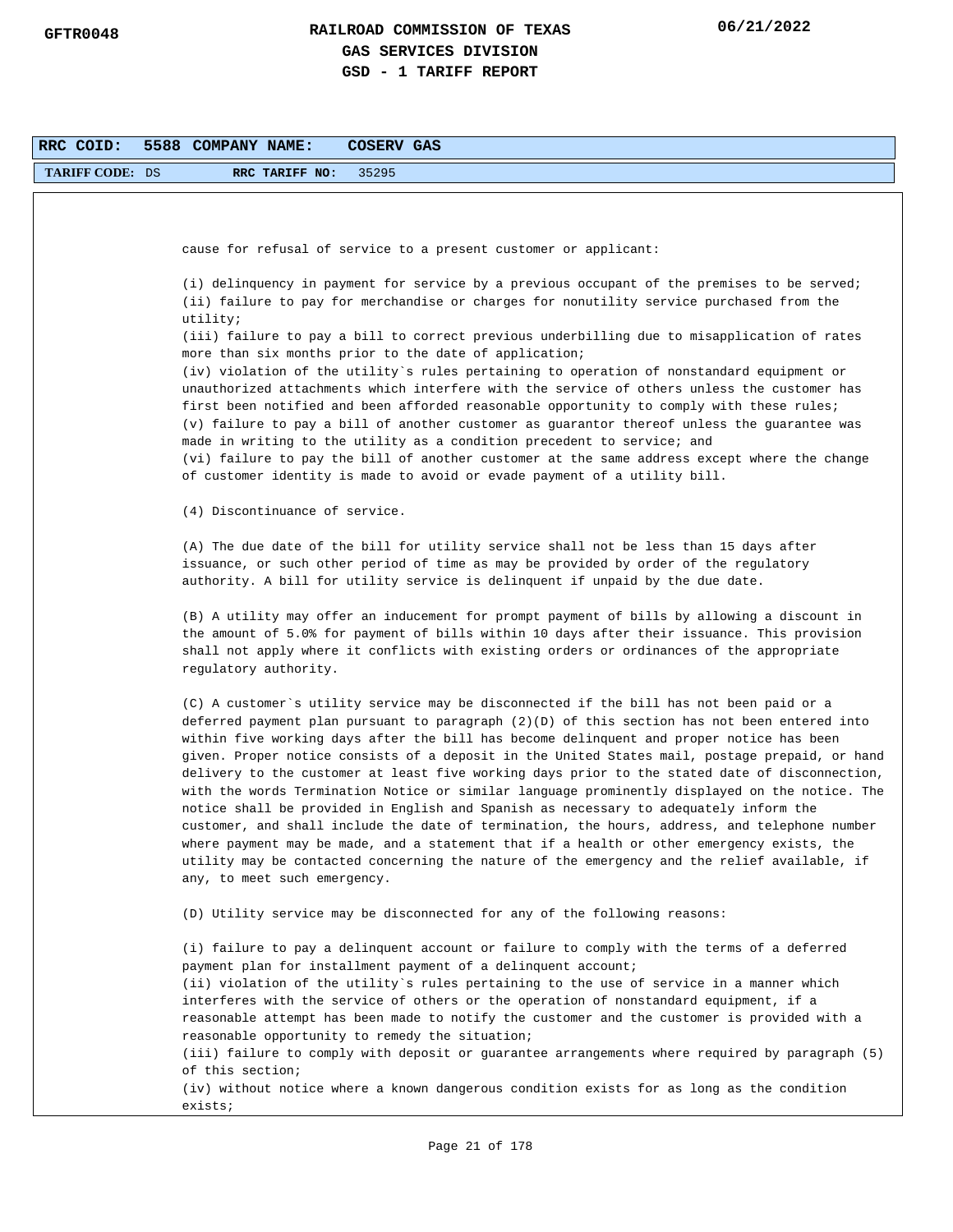**RRC COID:** 5588 **COMPANY NAME:** COSERV GAS

**TARIFF CODE:** DS **RRC TARIFF NO:** 35295

cause for refusal of service to a present customer or applicant:

(i) delinquency in payment for service by a previous occupant of the premises to be served;
(ii) failure to pay for merchandise or charges for nonutility service purchased from the utility;
(iii) failure to pay a bill to correct previous underbilling due to misapplication of rates more than six months prior to the date of application;
(iv) violation of the utility`s rules pertaining to operation of nonstandard equipment or unauthorized attachments which interfere with the service of others unless the customer has first been notified and been afforded reasonable opportunity to comply with these rules;
(v) failure to pay a bill of another customer as guarantor thereof unless the guarantee was made in writing to the utility as a condition precedent to service; and
(vi) failure to pay the bill of another customer at the same address except where the change of customer identity is made to avoid or evade payment of a utility bill.

(4) Discontinuance of service.

(A) The due date of the bill for utility service shall not be less than 15 days after issuance, or such other period of time as may be provided by order of the regulatory authority. A bill for utility service is delinquent if unpaid by the due date.

(B) A utility may offer an inducement for prompt payment of bills by allowing a discount in the amount of 5.0% for payment of bills within 10 days after their issuance. This provision shall not apply where it conflicts with existing orders or ordinances of the appropriate regulatory authority.

(C) A customer`s utility service may be disconnected if the bill has not been paid or a deferred payment plan pursuant to paragraph (2)(D) of this section has not been entered into within five working days after the bill has become delinquent and proper notice has been given. Proper notice consists of a deposit in the United States mail, postage prepaid, or hand delivery to the customer at least five working days prior to the stated date of disconnection, with the words Termination Notice or similar language prominently displayed on the notice. The notice shall be provided in English and Spanish as necessary to adequately inform the customer, and shall include the date of termination, the hours, address, and telephone number where payment may be made, and a statement that if a health or other emergency exists, the utility may be contacted concerning the nature of the emergency and the relief available, if any, to meet such emergency.

(D) Utility service may be disconnected for any of the following reasons:

(i) failure to pay a delinquent account or failure to comply with the terms of a deferred payment plan for installment payment of a delinquent account;
(ii) violation of the utility`s rules pertaining to the use of service in a manner which interferes with the service of others or the operation of nonstandard equipment, if a reasonable attempt has been made to notify the customer and the customer is provided with a reasonable opportunity to remedy the situation;
(iii) failure to comply with deposit or guarantee arrangements where required by paragraph (5) of this section;
(iv) without notice where a known dangerous condition exists for as long as the condition exists;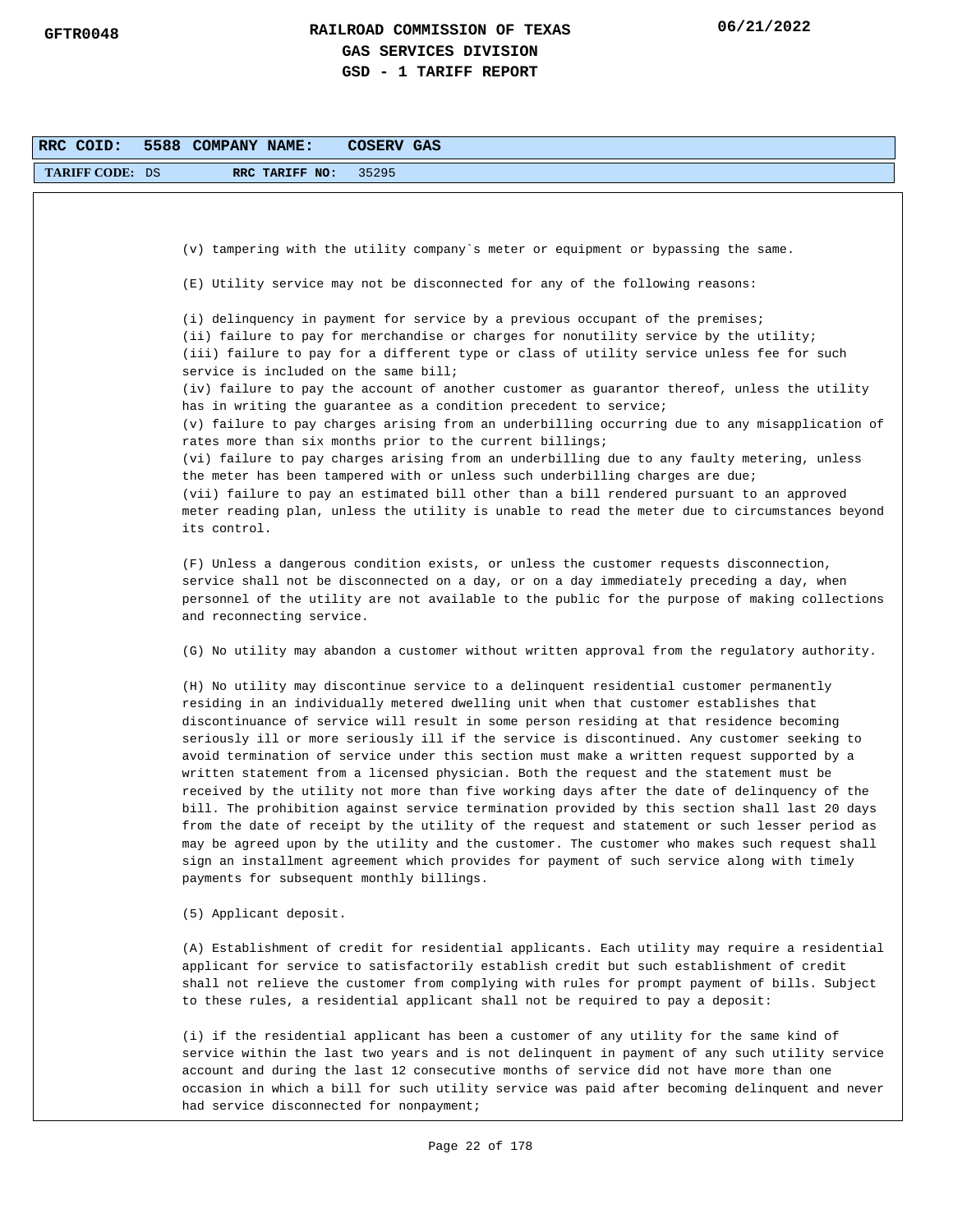**RRC COID: 5588 COMPANY NAME: COSERV GAS**

**TARIFF CODE:** DS **RRC TARIFF NO:** 35295

(v) tampering with the utility company`s meter or equipment or bypassing the same.

(E) Utility service may not be disconnected for any of the following reasons:

(i) delinquency in payment for service by a previous occupant of the premises;
(ii) failure to pay for merchandise or charges for nonutility service by the utility;
(iii) failure to pay for a different type or class of utility service unless fee for such service is included on the same bill;
(iv) failure to pay the account of another customer as guarantor thereof, unless the utility has in writing the guarantee as a condition precedent to service;
(v) failure to pay charges arising from an underbilling occurring due to any misapplication of rates more than six months prior to the current billings;
(vi) failure to pay charges arising from an underbilling due to any faulty metering, unless the meter has been tampered with or unless such underbilling charges are due;
(vii) failure to pay an estimated bill other than a bill rendered pursuant to an approved meter reading plan, unless the utility is unable to read the meter due to circumstances beyond its control.

(F) Unless a dangerous condition exists, or unless the customer requests disconnection, service shall not be disconnected on a day, or on a day immediately preceding a day, when personnel of the utility are not available to the public for the purpose of making collections and reconnecting service.

(G) No utility may abandon a customer without written approval from the regulatory authority.

(H) No utility may discontinue service to a delinquent residential customer permanently residing in an individually metered dwelling unit when that customer establishes that discontinuance of service will result in some person residing at that residence becoming seriously ill or more seriously ill if the service is discontinued. Any customer seeking to avoid termination of service under this section must make a written request supported by a written statement from a licensed physician. Both the request and the statement must be received by the utility not more than five working days after the date of delinquency of the bill. The prohibition against service termination provided by this section shall last 20 days from the date of receipt by the utility of the request and statement or such lesser period as may be agreed upon by the utility and the customer. The customer who makes such request shall sign an installment agreement which provides for payment of such service along with timely payments for subsequent monthly billings.

(5) Applicant deposit.

(A) Establishment of credit for residential applicants. Each utility may require a residential applicant for service to satisfactorily establish credit but such establishment of credit shall not relieve the customer from complying with rules for prompt payment of bills. Subject to these rules, a residential applicant shall not be required to pay a deposit:

(i) if the residential applicant has been a customer of any utility for the same kind of service within the last two years and is not delinquent in payment of any such utility service account and during the last 12 consecutive months of service did not have more than one occasion in which a bill for such utility service was paid after becoming delinquent and never had service disconnected for nonpayment;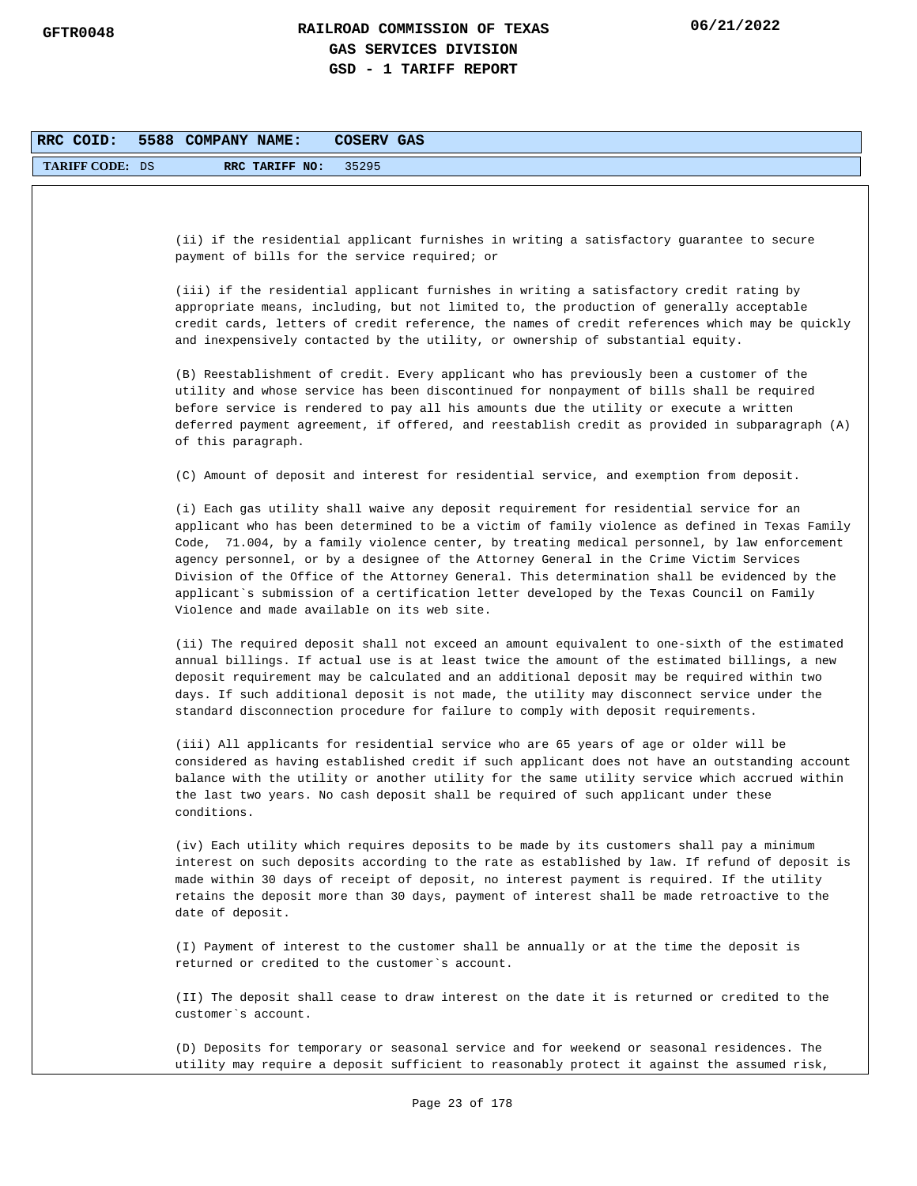**RRC COID:** 5588 **COMPANY NAME:** COSERV GAS

**TARIFF CODE:** DS **RRC TARIFF NO:** 35295

(ii) if the residential applicant furnishes in writing a satisfactory guarantee to secure payment of bills for the service required; or

(iii) if the residential applicant furnishes in writing a satisfactory credit rating by appropriate means, including, but not limited to, the production of generally acceptable credit cards, letters of credit reference, the names of credit references which may be quickly and inexpensively contacted by the utility, or ownership of substantial equity.

(B) Reestablishment of credit. Every applicant who has previously been a customer of the utility and whose service has been discontinued for nonpayment of bills shall be required before service is rendered to pay all his amounts due the utility or execute a written deferred payment agreement, if offered, and reestablish credit as provided in subparagraph (A) of this paragraph.

(C) Amount of deposit and interest for residential service, and exemption from deposit.

(i) Each gas utility shall waive any deposit requirement for residential service for an applicant who has been determined to be a victim of family violence as defined in Texas Family Code, 71.004, by a family violence center, by treating medical personnel, by law enforcement agency personnel, or by a designee of the Attorney General in the Crime Victim Services Division of the Office of the Attorney General. This determination shall be evidenced by the applicant`s submission of a certification letter developed by the Texas Council on Family Violence and made available on its web site.

(ii) The required deposit shall not exceed an amount equivalent to one-sixth of the estimated annual billings. If actual use is at least twice the amount of the estimated billings, a new deposit requirement may be calculated and an additional deposit may be required within two days. If such additional deposit is not made, the utility may disconnect service under the standard disconnection procedure for failure to comply with deposit requirements.

(iii) All applicants for residential service who are 65 years of age or older will be considered as having established credit if such applicant does not have an outstanding account balance with the utility or another utility for the same utility service which accrued within the last two years. No cash deposit shall be required of such applicant under these conditions.

(iv) Each utility which requires deposits to be made by its customers shall pay a minimum interest on such deposits according to the rate as established by law. If refund of deposit is made within 30 days of receipt of deposit, no interest payment is required. If the utility retains the deposit more than 30 days, payment of interest shall be made retroactive to the date of deposit.

(I) Payment of interest to the customer shall be annually or at the time the deposit is returned or credited to the customer`s account.

(II) The deposit shall cease to draw interest on the date it is returned or credited to the customer`s account.

(D) Deposits for temporary or seasonal service and for weekend or seasonal residences. The utility may require a deposit sufficient to reasonably protect it against the assumed risk,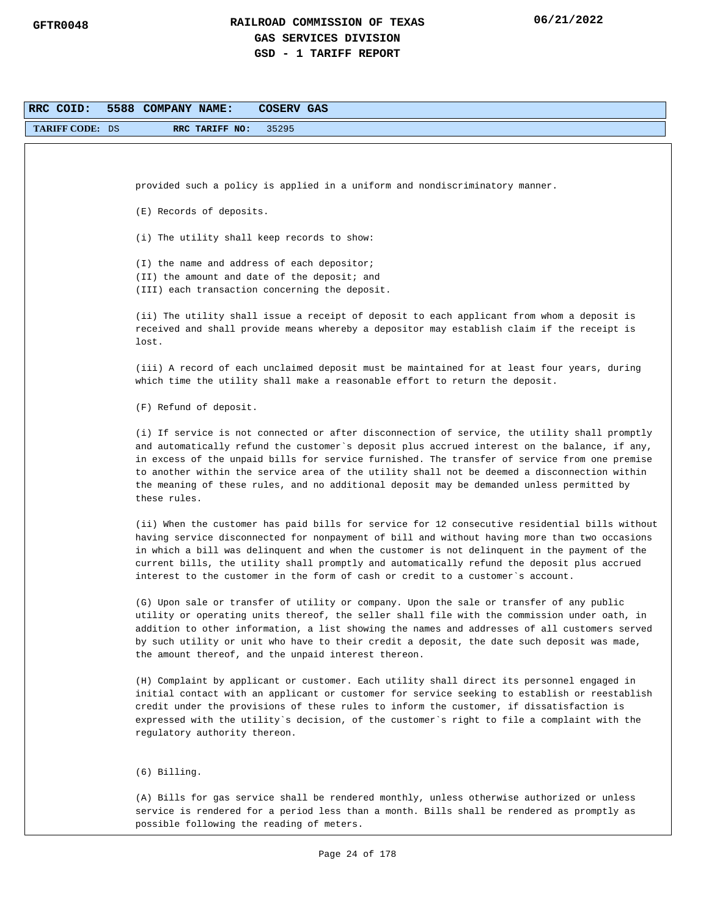RRC COID: 5588 COMPANY NAME: COSERV GAS

TARIFF CODE: DS RRC TARIFF NO: 35295

provided such a policy is applied in a uniform and nondiscriminatory manner.

(E) Records of deposits.

(i) The utility shall keep records to show:

(I) the name and address of each depositor;
(II) the amount and date of the deposit; and
(III) each transaction concerning the deposit.

(ii) The utility shall issue a receipt of deposit to each applicant from whom a deposit is received and shall provide means whereby a depositor may establish claim if the receipt is lost.

(iii) A record of each unclaimed deposit must be maintained for at least four years, during which time the utility shall make a reasonable effort to return the deposit.

(F) Refund of deposit.

(i) If service is not connected or after disconnection of service, the utility shall promptly and automatically refund the customer`s deposit plus accrued interest on the balance, if any, in excess of the unpaid bills for service furnished. The transfer of service from one premise to another within the service area of the utility shall not be deemed a disconnection within the meaning of these rules, and no additional deposit may be demanded unless permitted by these rules.

(ii) When the customer has paid bills for service for 12 consecutive residential bills without having service disconnected for nonpayment of bill and without having more than two occasions in which a bill was delinquent and when the customer is not delinquent in the payment of the current bills, the utility shall promptly and automatically refund the deposit plus accrued interest to the customer in the form of cash or credit to a customer`s account.

(G) Upon sale or transfer of utility or company. Upon the sale or transfer of any public utility or operating units thereof, the seller shall file with the commission under oath, in addition to other information, a list showing the names and addresses of all customers served by such utility or unit who have to their credit a deposit, the date such deposit was made, the amount thereof, and the unpaid interest thereon.

(H) Complaint by applicant or customer. Each utility shall direct its personnel engaged in initial contact with an applicant or customer for service seeking to establish or reestablish credit under the provisions of these rules to inform the customer, if dissatisfaction is expressed with the utility`s decision, of the customer`s right to file a complaint with the regulatory authority thereon.

(6) Billing.

(A) Bills for gas service shall be rendered monthly, unless otherwise authorized or unless service is rendered for a period less than a month. Bills shall be rendered as promptly as possible following the reading of meters.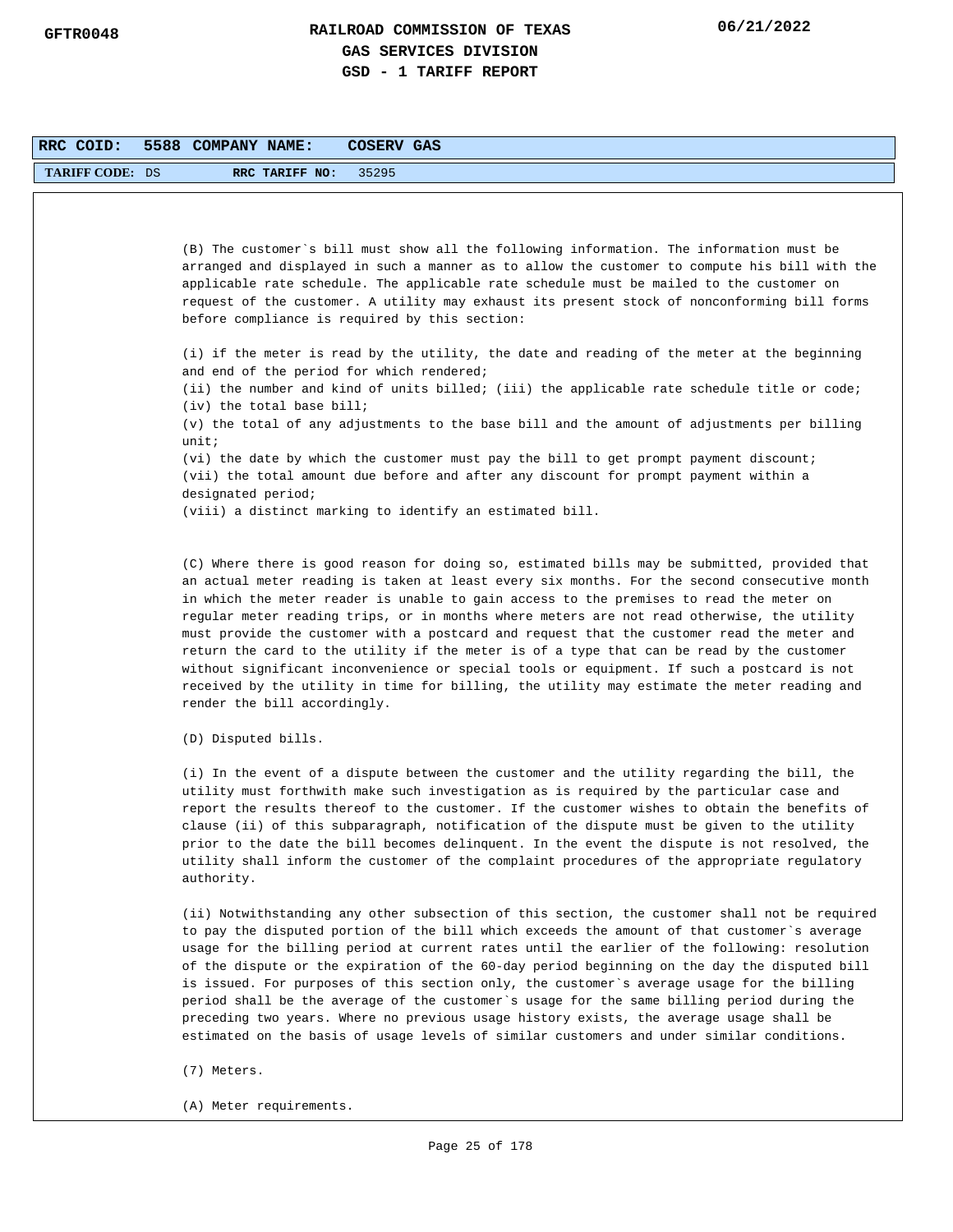(B) The customer`s bill must show all the following information. The information must be arranged and displayed in such a manner as to allow the customer to compute his bill with the applicable rate schedule. The applicable rate schedule must be mailed to the customer on request of the customer. A utility may exhaust its present stock of nonconforming bill forms before compliance is required by this section:

(i) if the meter is read by the utility, the date and reading of the meter at the beginning and end of the period for which rendered;
(ii) the number and kind of units billed; (iii) the applicable rate schedule title or code;
(iv) the total base bill;
(v) the total of any adjustments to the base bill and the amount of adjustments per billing unit;
(vi) the date by which the customer must pay the bill to get prompt payment discount;
(vii) the total amount due before and after any discount for prompt payment within a designated period;
(viii) a distinct marking to identify an estimated bill.

(C) Where there is good reason for doing so, estimated bills may be submitted, provided that an actual meter reading is taken at least every six months. For the second consecutive month in which the meter reader is unable to gain access to the premises to read the meter on regular meter reading trips, or in months where meters are not read otherwise, the utility must provide the customer with a postcard and request that the customer read the meter and return the card to the utility if the meter is of a type that can be read by the customer without significant inconvenience or special tools or equipment. If such a postcard is not received by the utility in time for billing, the utility may estimate the meter reading and render the bill accordingly.

(D) Disputed bills.

(i) In the event of a dispute between the customer and the utility regarding the bill, the utility must forthwith make such investigation as is required by the particular case and report the results thereof to the customer. If the customer wishes to obtain the benefits of clause (ii) of this subparagraph, notification of the dispute must be given to the utility prior to the date the bill becomes delinquent. In the event the dispute is not resolved, the utility shall inform the customer of the complaint procedures of the appropriate regulatory authority.

(ii) Notwithstanding any other subsection of this section, the customer shall not be required to pay the disputed portion of the bill which exceeds the amount of that customer`s average usage for the billing period at current rates until the earlier of the following: resolution of the dispute or the expiration of the 60-day period beginning on the day the disputed bill is issued. For purposes of this section only, the customer`s average usage for the billing period shall be the average of the customer`s usage for the same billing period during the preceding two years. Where no previous usage history exists, the average usage shall be estimated on the basis of usage levels of similar customers and under similar conditions.

(7) Meters.

(A) Meter requirements.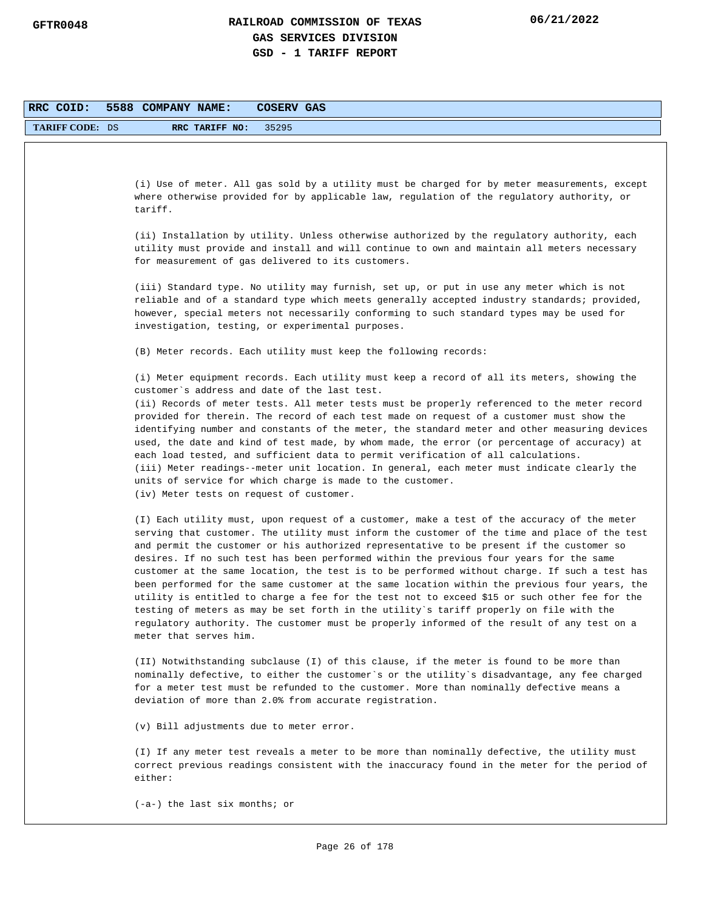**RRC COID:** 5588 **COMPANY NAME:** COSERV GAS

**TARIFF CODE:** DS **RRC TARIFF NO:** 35295

(i) Use of meter. All gas sold by a utility must be charged for by meter measurements, except where otherwise provided for by applicable law, regulation of the regulatory authority, or tariff.

(ii) Installation by utility. Unless otherwise authorized by the regulatory authority, each utility must provide and install and will continue to own and maintain all meters necessary for measurement of gas delivered to its customers.

(iii) Standard type. No utility may furnish, set up, or put in use any meter which is not reliable and of a standard type which meets generally accepted industry standards; provided, however, special meters not necessarily conforming to such standard types may be used for investigation, testing, or experimental purposes.

(B) Meter records. Each utility must keep the following records:

(i) Meter equipment records. Each utility must keep a record of all its meters, showing the customer`s address and date of the last test.
(ii) Records of meter tests. All meter tests must be properly referenced to the meter record provided for therein. The record of each test made on request of a customer must show the identifying number and constants of the meter, the standard meter and other measuring devices used, the date and kind of test made, by whom made, the error (or percentage of accuracy) at each load tested, and sufficient data to permit verification of all calculations.
(iii) Meter readings--meter unit location. In general, each meter must indicate clearly the units of service for which charge is made to the customer.
(iv) Meter tests on request of customer.

(I) Each utility must, upon request of a customer, make a test of the accuracy of the meter serving that customer. The utility must inform the customer of the time and place of the test and permit the customer or his authorized representative to be present if the customer so desires. If no such test has been performed within the previous four years for the same customer at the same location, the test is to be performed without charge. If such a test has been performed for the same customer at the same location within the previous four years, the utility is entitled to charge a fee for the test not to exceed $15 or such other fee for the testing of meters as may be set forth in the utility`s tariff properly on file with the regulatory authority. The customer must be properly informed of the result of any test on a meter that serves him.

(II) Notwithstanding subclause (I) of this clause, if the meter is found to be more than nominally defective, to either the customer`s or the utility`s disadvantage, any fee charged for a meter test must be refunded to the customer. More than nominally defective means a deviation of more than 2.0% from accurate registration.

(v) Bill adjustments due to meter error.

(I) If any meter test reveals a meter to be more than nominally defective, the utility must correct previous readings consistent with the inaccuracy found in the meter for the period of either:

(-a-) the last six months; or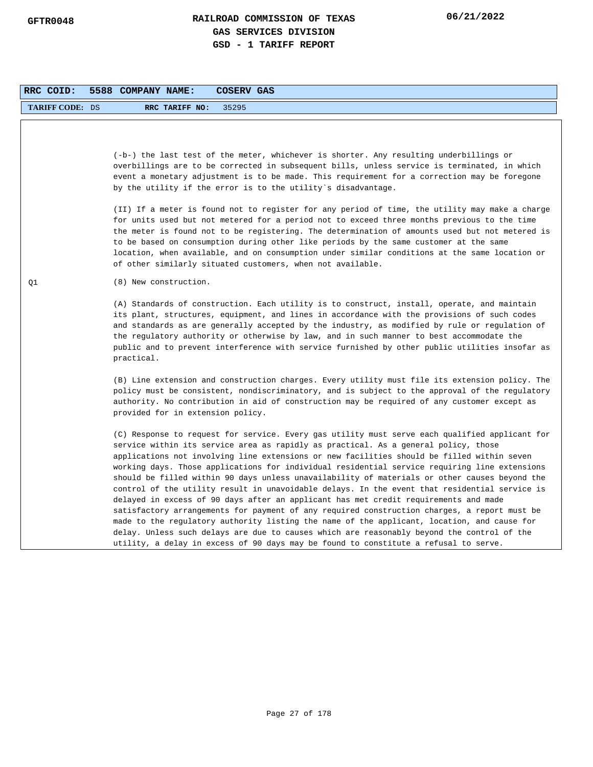**RRC COID:** 5588 **COMPANY NAME:** COSERV GAS

**TARIFF CODE:** DS **RRC TARIFF NO:** 35295

(-b-) the last test of the meter, whichever is shorter. Any resulting underbillings or overbillings are to be corrected in subsequent bills, unless service is terminated, in which event a monetary adjustment is to be made. This requirement for a correction may be foregone by the utility if the error is to the utility`s disadvantage.

(II) If a meter is found not to register for any period of time, the utility may make a charge for units used but not metered for a period not to exceed three months previous to the time the meter is found not to be registering. The determination of amounts used but not metered is to be based on consumption during other like periods by the same customer at the same location, when available, and on consumption under similar conditions at the same location or of other similarly situated customers, when not available.

Q1

(8) New construction.

(A) Standards of construction. Each utility is to construct, install, operate, and maintain its plant, structures, equipment, and lines in accordance with the provisions of such codes and standards as are generally accepted by the industry, as modified by rule or regulation of the regulatory authority or otherwise by law, and in such manner to best accommodate the public and to prevent interference with service furnished by other public utilities insofar as practical.

(B) Line extension and construction charges. Every utility must file its extension policy. The policy must be consistent, nondiscriminatory, and is subject to the approval of the regulatory authority. No contribution in aid of construction may be required of any customer except as provided for in extension policy.

(C) Response to request for service. Every gas utility must serve each qualified applicant for service within its service area as rapidly as practical. As a general policy, those applications not involving line extensions or new facilities should be filled within seven working days. Those applications for individual residential service requiring line extensions should be filled within 90 days unless unavailability of materials or other causes beyond the control of the utility result in unavoidable delays. In the event that residential service is delayed in excess of 90 days after an applicant has met credit requirements and made satisfactory arrangements for payment of any required construction charges, a report must be made to the regulatory authority listing the name of the applicant, location, and cause for delay. Unless such delays are due to causes which are reasonably beyond the control of the utility, a delay in excess of 90 days may be found to constitute a refusal to serve.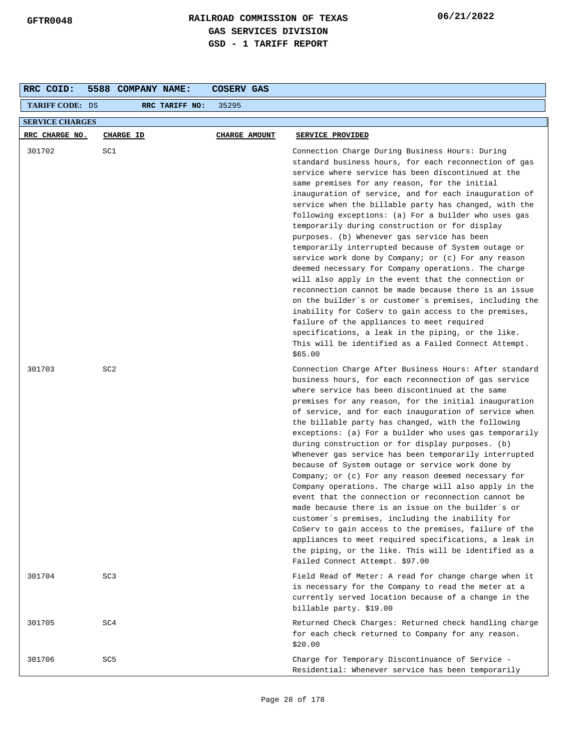**RAILROAD COMMISSION OF TEXAS**
**GAS SERVICES DIVISION**
**GSD - 1 TARIFF REPORT**

| RRC COID: 5588 | COMPANY NAME: COSERV GAS |
|---|---|
| TARIFF CODE: DS | RRC TARIFF NO: 35295 |

**SERVICE CHARGES**

| RRC CHARGE NO. | CHARGE ID | CHARGE AMOUNT | SERVICE PROVIDED |
|---|---|---|---|
| 301702 | SC1 | | Connection Charge During Business Hours: During standard business hours, for each reconnection of gas service where service has been discontinued at the same premises for any reason, for the initial inauguration of service, and for each inauguration of service when the billable party has changed, with the following exceptions: (a) For a builder who uses gas temporarily during construction or for display purposes. (b) Whenever gas service has been temporarily interrupted because of System outage or service work done by Company; or (c) For any reason deemed necessary for Company operations. The charge will also apply in the event that the connection or reconnection cannot be made because there is an issue on the builder`s or customer`s premises, including the inability for CoServ to gain access to the premises, failure of the appliances to meet required specifications, a leak in the piping, or the like. This will be identified as a Failed Connect Attempt. $65.00 |
| 301703 | SC2 | | Connection Charge After Business Hours: After standard business hours, for each reconnection of gas service where service has been discontinued at the same premises for any reason, for the initial inauguration of service, and for each inauguration of service when the billable party has changed, with the following exceptions: (a) For a builder who uses gas temporarily during construction or for display purposes. (b) Whenever gas service has been temporarily interrupted because of System outage or service work done by Company; or (c) For any reason deemed necessary for Company operations. The charge will also apply in the event that the connection or reconnection cannot be made because there is an issue on the builder`s or customer`s premises, including the inability for CoServ to gain access to the premises, failure of the appliances to meet required specifications, a leak in the piping, or the like. This will be identified as a Failed Connect Attempt. $97.00 |
| 301704 | SC3 | | Field Read of Meter: A read for change charge when it is necessary for the Company to read the meter at a currently served location because of a change in the billable party. $19.00 |
| 301705 | SC4 | | Returned Check Charges: Returned check handling charge for each check returned to Company for any reason. $20.00 |
| 301706 | SC5 | | Charge for Temporary Discontinuance of Service - Residential: Whenever service has been temporarily |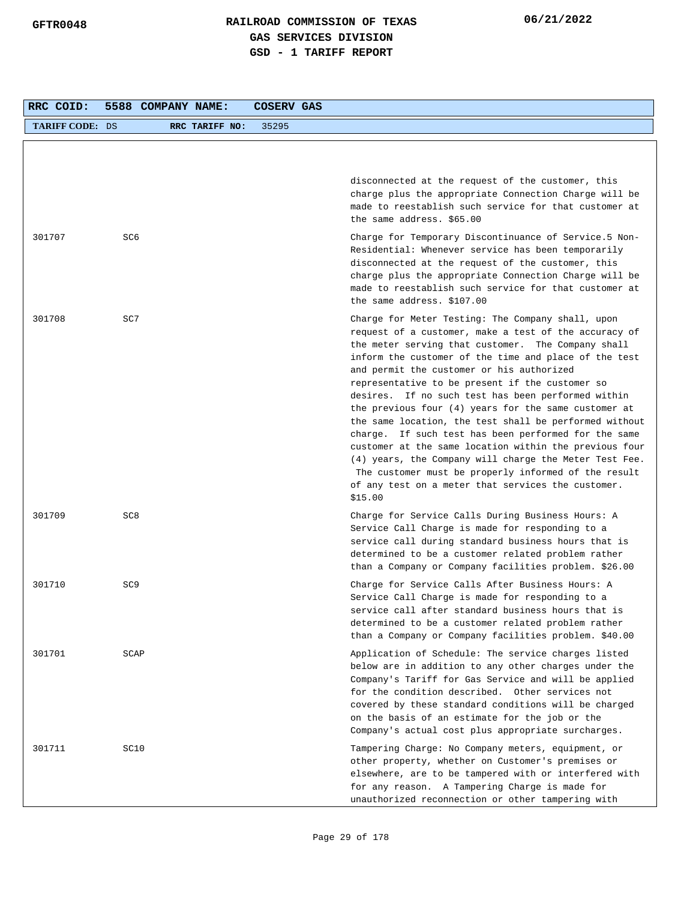| RRC COID: | 5588 | COMPANY NAME: | COSERV GAS |
|---|---|---|---|
| TARIFF CODE: DS | | RRC TARIFF NO: | 35295 |

| | | |
|---|---|---|
| | | disconnected at the request of the customer, this charge plus the appropriate Connection Charge will be made to reestablish such service for that customer at the same address. $65.00 |
| 301707 | SC6 | Charge for Temporary Discontinuance of Service.5 Non-Residential: Whenever service has been temporarily disconnected at the request of the customer, this charge plus the appropriate Connection Charge will be made to reestablish such service for that customer at the same address. $107.00 |
| 301708 | SC7 | Charge for Meter Testing: The Company shall, upon request of a customer, make a test of the accuracy of the meter serving that customer. The Company shall inform the customer of the time and place of the test and permit the customer or his authorized representative to be present if the customer so desires. If no such test has been performed within the previous four (4) years for the same customer at the same location, the test shall be performed without charge. If such test has been performed for the same customer at the same location within the previous four (4) years, the Company will charge the Meter Test Fee. The customer must be properly informed of the result of any test on a meter that services the customer. $15.00 |
| 301709 | SC8 | Charge for Service Calls During Business Hours: A Service Call Charge is made for responding to a service call during standard business hours that is determined to be a customer related problem rather than a Company or Company facilities problem. $26.00 |
| 301710 | SC9 | Charge for Service Calls After Business Hours: A Service Call Charge is made for responding to a service call after standard business hours that is determined to be a customer related problem rather than a Company or Company facilities problem. $40.00 |
| 301701 | SCAP | Application of Schedule: The service charges listed below are in addition to any other charges under the Company's Tariff for Gas Service and will be applied for the condition described. Other services not covered by these standard conditions will be charged on the basis of an estimate for the job or the Company's actual cost plus appropriate surcharges. |
| 301711 | SC10 | Tampering Charge: No Company meters, equipment, or other property, whether on Customer's premises or elsewhere, are to be tampered with or interfered with for any reason. A Tampering Charge is made for unauthorized reconnection or other tampering with |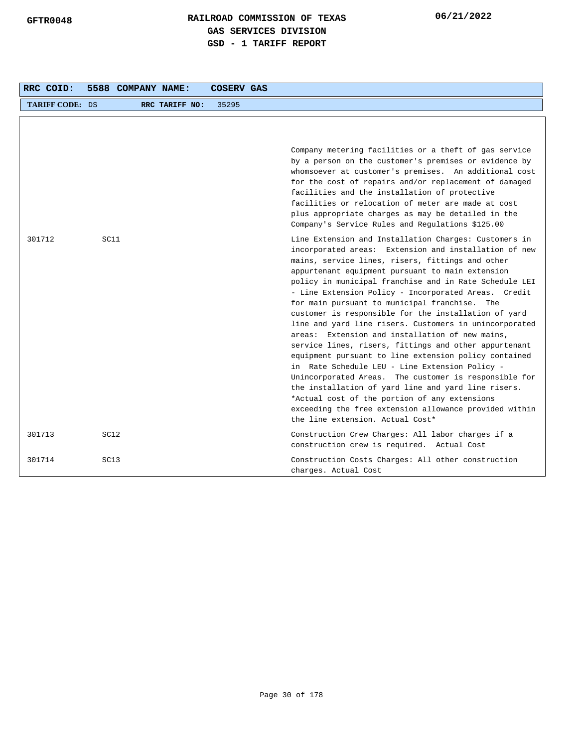| RRC COID: | 5588 | COMPANY NAME: | COSERV GAS |
|---|---|---|---|
| TARIFF CODE: DS | | RRC TARIFF NO: | 35295 |

| | | |
|---|---|---|
| | | Company metering facilities or a theft of gas service by a person on the customer's premises or evidence by whomsoever at customer's premises. An additional cost for the cost of repairs and/or replacement of damaged facilities and the installation of protective facilities or relocation of meter are made at cost plus appropriate charges as may be detailed in the Company's Service Rules and Regulations $125.00 |
| 301712 | SC11 | Line Extension and Installation Charges: Customers in incorporated areas: Extension and installation of new mains, service lines, risers, fittings and other appurtenant equipment pursuant to main extension policy in municipal franchise and in Rate Schedule LEI - Line Extension Policy - Incorporated Areas. Credit for main pursuant to municipal franchise. The customer is responsible for the installation of yard line and yard line risers. Customers in unincorporated areas: Extension and installation of new mains, service lines, risers, fittings and other appurtenant equipment pursuant to line extension policy contained in Rate Schedule LEU - Line Extension Policy - Unincorporated Areas. The customer is responsible for the installation of yard line and yard line risers. *Actual cost of the portion of any extensions exceeding the free extension allowance provided within the line extension. Actual Cost* |
| 301713 | SC12 | Construction Crew Charges: All labor charges if a construction crew is required. Actual Cost |
| 301714 | SC13 | Construction Costs Charges: All other construction charges. Actual Cost |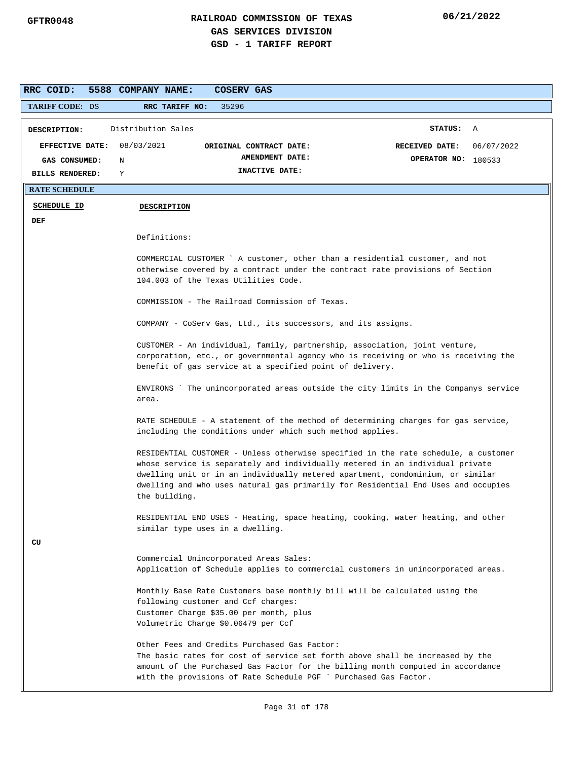# RAILROAD COMMISSION OF TEXAS
## GAS SERVICES DIVISION
## GSD - 1 TARIFF REPORT

GFTR0048 06/21/2022

**RRC COID:** 5588 **COMPANY NAME:** COSERV GAS

**TARIFF CODE:** DS **RRC TARIFF NO:** 35296

| | | | |
|---|---|---|---|
| **DESCRIPTION:** Distribution Sales | | | **STATUS:** A |
| **EFFECTIVE DATE:** 08/03/2021 | **ORIGINAL CONTRACT DATE:** | | **RECEIVED DATE:** 06/07/2022 |
| **GAS CONSUMED:** N | **AMENDMENT DATE:** | | **OPERATOR NO:** 180533 |
| **BILLS RENDERED:** Y | **INACTIVE DATE:** | | |

**RATE SCHEDULE**

| SCHEDULE ID | DESCRIPTION |
|---|---|

**DEF**

Definitions:

COMMERCIAL CUSTOMER ` A customer, other than a residential customer, and not otherwise covered by a contract under the contract rate provisions of Section 104.003 of the Texas Utilities Code.

COMMISSION - The Railroad Commission of Texas.

COMPANY - CoServ Gas, Ltd., its successors, and its assigns.

CUSTOMER - An individual, family, partnership, association, joint venture, corporation, etc., or governmental agency who is receiving or who is receiving the benefit of gas service at a specified point of delivery.

ENVIRONS ` The unincorporated areas outside the city limits in the Companys service area.

RATE SCHEDULE - A statement of the method of determining charges for gas service, including the conditions under which such method applies.

RESIDENTIAL CUSTOMER - Unless otherwise specified in the rate schedule, a customer whose service is separately and individually metered in an individual private dwelling unit or in an individually metered apartment, condominium, or similar dwelling and who uses natural gas primarily for Residential End Uses and occupies the building.

RESIDENTIAL END USES - Heating, space heating, cooking, water heating, and other similar type uses in a dwelling.

**CU**

Commercial Unincorporated Areas Sales:
Application of Schedule applies to commercial customers in unincorporated areas.

Monthly Base Rate Customers base monthly bill will be calculated using the following customer and Ccf charges:
Customer Charge $35.00 per month, plus
Volumetric Charge $0.06479 per Ccf

Other Fees and Credits Purchased Gas Factor:
The basic rates for cost of service set forth above shall be increased by the amount of the Purchased Gas Factor for the billing month computed in accordance with the provisions of Rate Schedule PGF ` Purchased Gas Factor.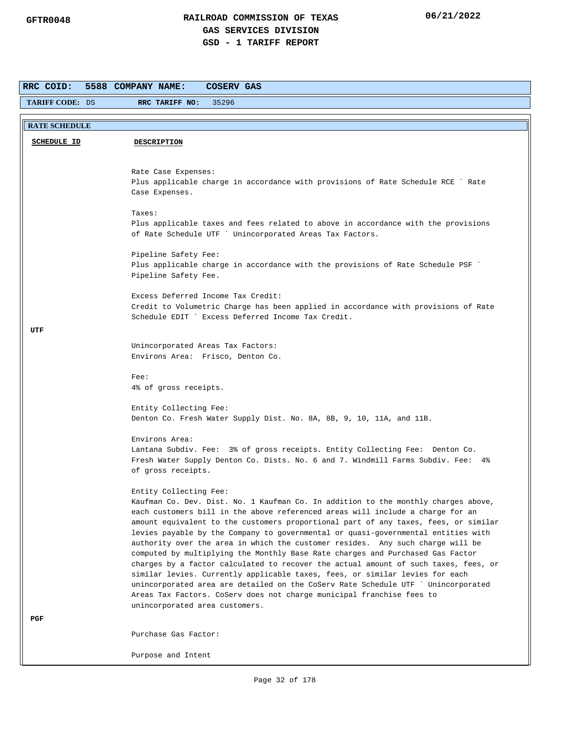**RRC COID:** 5588 **COMPANY NAME:** COSERV GAS

**TARIFF CODE:** DS **RRC TARIFF NO:** 35296

**RATE SCHEDULE**

| SCHEDULE ID | DESCRIPTION |
|---|---|
| | Rate Case Expenses:<br>Plus applicable charge in accordance with provisions of Rate Schedule RCE ` Rate Case Expenses.<br><br>Taxes:<br>Plus applicable taxes and fees related to above in accordance with the provisions of Rate Schedule UTF ` Unincorporated Areas Tax Factors.<br><br>Pipeline Safety Fee:<br>Plus applicable charge in accordance with the provisions of Rate Schedule PSF ` Pipeline Safety Fee.<br><br>Excess Deferred Income Tax Credit:<br>Credit to Volumetric Charge has been applied in accordance with provisions of Rate Schedule EDIT ` Excess Deferred Income Tax Credit. |
| **UTF** | Unincorporated Areas Tax Factors:<br>Environs Area: Frisco, Denton Co.<br><br>Fee:<br>4% of gross receipts.<br><br>Entity Collecting Fee:<br>Denton Co. Fresh Water Supply Dist. No. 8A, 8B, 9, 10, 11A, and 11B.<br><br>Environs Area:<br>Lantana Subdiv. Fee: 3% of gross receipts. Entity Collecting Fee: Denton Co. Fresh Water Supply Denton Co. Dists. No. 6 and 7. Windmill Farms Subdiv. Fee: 4% of gross receipts.<br><br>Entity Collecting Fee:<br>Kaufman Co. Dev. Dist. No. 1 Kaufman Co. In addition to the monthly charges above, each customers bill in the above referenced areas will include a charge for an amount equivalent to the customers proportional part of any taxes, fees, or similar levies payable by the Company to governmental or quasi-governmental entities with authority over the area in which the customer resides. Any such charge will be computed by multiplying the Monthly Base Rate charges and Purchased Gas Factor charges by a factor calculated to recover the actual amount of such taxes, fees, or similar levies. Currently applicable taxes, fees, or similar levies for each unincorporated area are detailed on the CoServ Rate Schedule UTF ` Unincorporated Areas Tax Factors. CoServ does not charge municipal franchise fees to unincorporated area customers. |
| **PGF** | Purchase Gas Factor:<br><br>Purpose and Intent |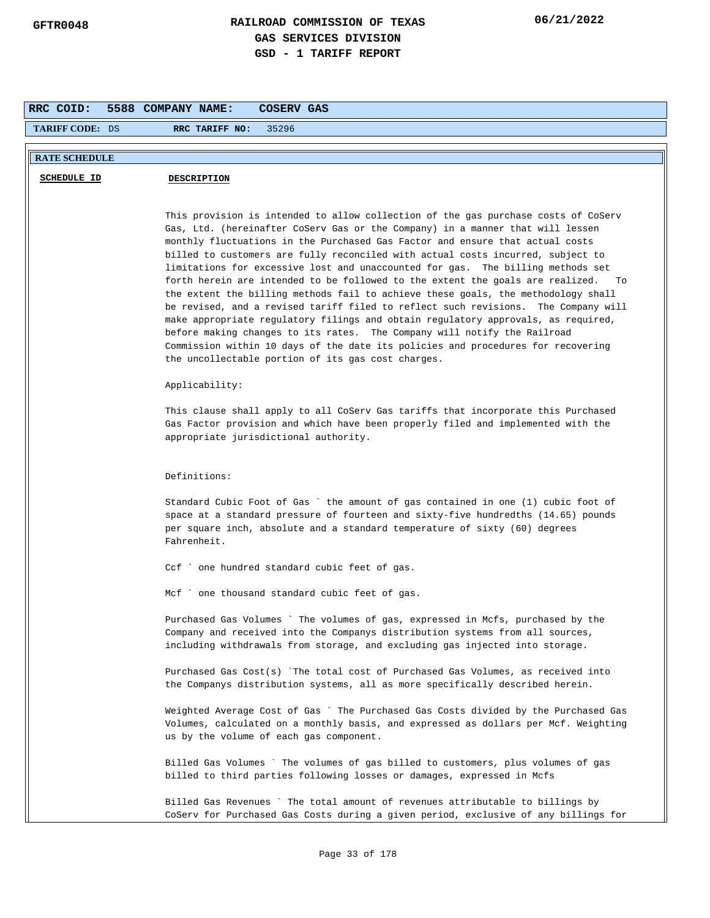# RAILROAD COMMISSION OF TEXAS
## GAS SERVICES DIVISION
## GSD - 1 TARIFF REPORT

GFTR0048 | 06/21/2022

**RRC COID:** 5588 **COMPANY NAME:** COSERV GAS

**TARIFF CODE:** DS **RRC TARIFF NO:** 35296

**RATE SCHEDULE**

| SCHEDULE ID | DESCRIPTION |
|---|---|

This provision is intended to allow collection of the gas purchase costs of CoServ Gas, Ltd. (hereinafter CoServ Gas or the Company) in a manner that will lessen monthly fluctuations in the Purchased Gas Factor and ensure that actual costs billed to customers are fully reconciled with actual costs incurred, subject to limitations for excessive lost and unaccounted for gas. The billing methods set forth herein are intended to be followed to the extent the goals are realized. To the extent the billing methods fail to achieve these goals, the methodology shall be revised, and a revised tariff filed to reflect such revisions. The Company will make appropriate regulatory filings and obtain regulatory approvals, as required, before making changes to its rates. The Company will notify the Railroad Commission within 10 days of the date its policies and procedures for recovering the uncollectable portion of its gas cost charges.

Applicability:

This clause shall apply to all CoServ Gas tariffs that incorporate this Purchased Gas Factor provision and which have been properly filed and implemented with the appropriate jurisdictional authority.

Definitions:

Standard Cubic Foot of Gas ` the amount of gas contained in one (1) cubic foot of space at a standard pressure of fourteen and sixty-five hundredths (14.65) pounds per square inch, absolute and a standard temperature of sixty (60) degrees Fahrenheit.

Ccf ` one hundred standard cubic feet of gas.

Mcf ` one thousand standard cubic feet of gas.

Purchased Gas Volumes ` The volumes of gas, expressed in Mcfs, purchased by the Company and received into the Companys distribution systems from all sources, including withdrawals from storage, and excluding gas injected into storage.

Purchased Gas Cost(s) `The total cost of Purchased Gas Volumes, as received into the Companys distribution systems, all as more specifically described herein.

Weighted Average Cost of Gas ` The Purchased Gas Costs divided by the Purchased Gas Volumes, calculated on a monthly basis, and expressed as dollars per Mcf. Weighting us by the volume of each gas component.

Billed Gas Volumes ` The volumes of gas billed to customers, plus volumes of gas billed to third parties following losses or damages, expressed in Mcfs

Billed Gas Revenues ` The total amount of revenues attributable to billings by CoServ for Purchased Gas Costs during a given period, exclusive of any billings for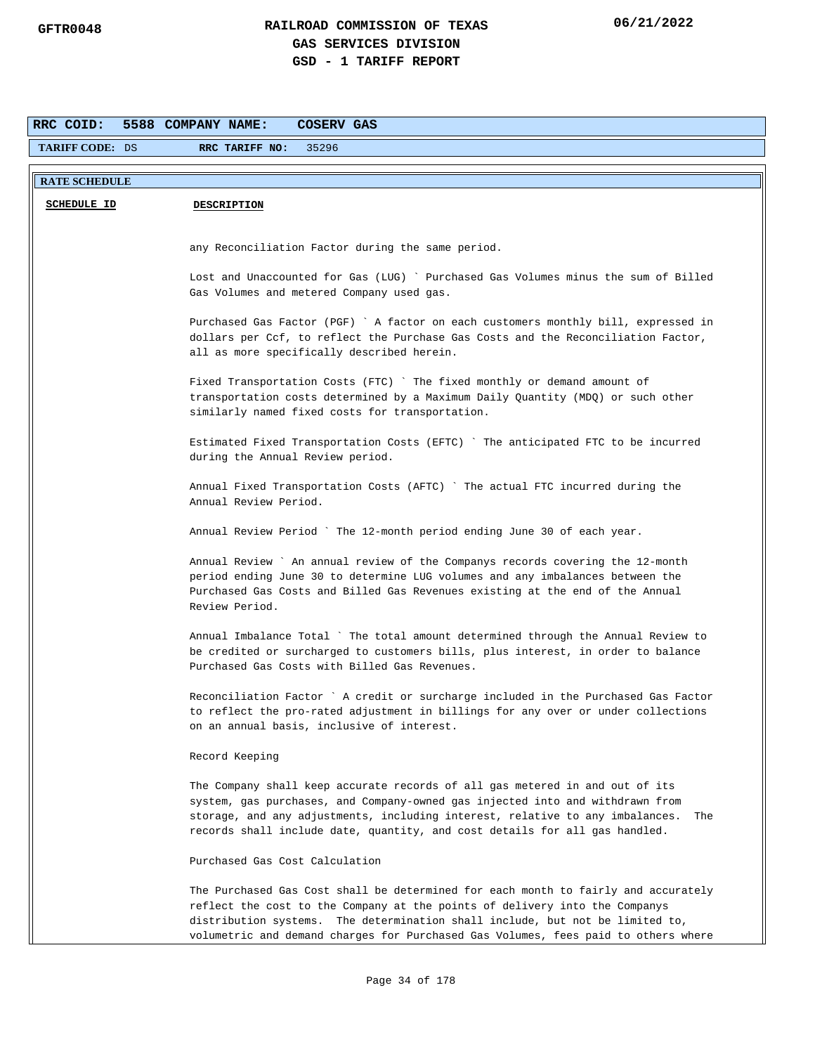**RRC COID:** 5588 **COMPANY NAME:** COSERV GAS

**TARIFF CODE:** DS **RRC TARIFF NO:** 35296

**RATE SCHEDULE**

| SCHEDULE ID | DESCRIPTION |
|---|---|

any Reconciliation Factor during the same period.

Lost and Unaccounted for Gas (LUG) ` Purchased Gas Volumes minus the sum of Billed Gas Volumes and metered Company used gas.

Purchased Gas Factor (PGF) ` A factor on each customers monthly bill, expressed in dollars per Ccf, to reflect the Purchase Gas Costs and the Reconciliation Factor, all as more specifically described herein.

Fixed Transportation Costs (FTC) ` The fixed monthly or demand amount of transportation costs determined by a Maximum Daily Quantity (MDQ) or such other similarly named fixed costs for transportation.

Estimated Fixed Transportation Costs (EFTC) ` The anticipated FTC to be incurred during the Annual Review period.

Annual Fixed Transportation Costs (AFTC) ` The actual FTC incurred during the Annual Review Period.

Annual Review Period ` The 12-month period ending June 30 of each year.

Annual Review ` An annual review of the Companys records covering the 12-month period ending June 30 to determine LUG volumes and any imbalances between the Purchased Gas Costs and Billed Gas Revenues existing at the end of the Annual Review Period.

Annual Imbalance Total ` The total amount determined through the Annual Review to be credited or surcharged to customers bills, plus interest, in order to balance Purchased Gas Costs with Billed Gas Revenues.

Reconciliation Factor ` A credit or surcharge included in the Purchased Gas Factor to reflect the pro-rated adjustment in billings for any over or under collections on an annual basis, inclusive of interest.

Record Keeping

The Company shall keep accurate records of all gas metered in and out of its system, gas purchases, and Company-owned gas injected into and withdrawn from storage, and any adjustments, including interest, relative to any imbalances. The records shall include date, quantity, and cost details for all gas handled.

Purchased Gas Cost Calculation

The Purchased Gas Cost shall be determined for each month to fairly and accurately reflect the cost to the Company at the points of delivery into the Companys distribution systems. The determination shall include, but not be limited to, volumetric and demand charges for Purchased Gas Volumes, fees paid to others where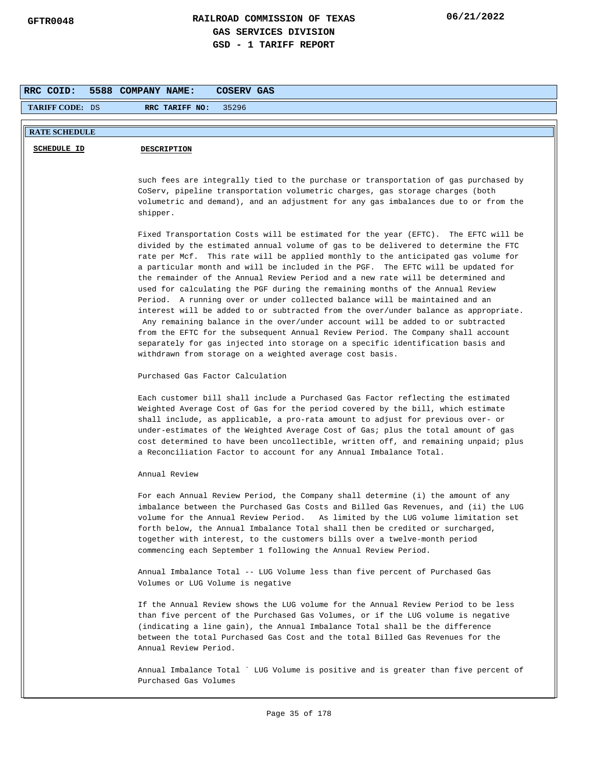# RAILROAD COMMISSION OF TEXAS
## GAS SERVICES DIVISION
## GSD - 1 TARIFF REPORT

GFTR0048 — 06/21/2022

| RRC COID: | 5588 | COMPANY NAME: | COSERV GAS |
|---|---|---|---|
| TARIFF CODE: | DS | RRC TARIFF NO: | 35296 |

**RATE SCHEDULE**

| SCHEDULE ID | DESCRIPTION |
|---|---|

such fees are integrally tied to the purchase or transportation of gas purchased by CoServ, pipeline transportation volumetric charges, gas storage charges (both volumetric and demand), and an adjustment for any gas imbalances due to or from the shipper.

Fixed Transportation Costs will be estimated for the year (EFTC). The EFTC will be divided by the estimated annual volume of gas to be delivered to determine the FTC rate per Mcf. This rate will be applied monthly to the anticipated gas volume for a particular month and will be included in the PGF. The EFTC will be updated for the remainder of the Annual Review Period and a new rate will be determined and used for calculating the PGF during the remaining months of the Annual Review Period. A running over or under collected balance will be maintained and an interest will be added to or subtracted from the over/under balance as appropriate. Any remaining balance in the over/under account will be added to or subtracted from the EFTC for the subsequent Annual Review Period. The Company shall account separately for gas injected into storage on a specific identification basis and withdrawn from storage on a weighted average cost basis.

Purchased Gas Factor Calculation

Each customer bill shall include a Purchased Gas Factor reflecting the estimated Weighted Average Cost of Gas for the period covered by the bill, which estimate shall include, as applicable, a pro-rata amount to adjust for previous over- or under-estimates of the Weighted Average Cost of Gas; plus the total amount of gas cost determined to have been uncollectible, written off, and remaining unpaid; plus a Reconciliation Factor to account for any Annual Imbalance Total.

Annual Review

For each Annual Review Period, the Company shall determine (i) the amount of any imbalance between the Purchased Gas Costs and Billed Gas Revenues, and (ii) the LUG volume for the Annual Review Period. As limited by the LUG volume limitation set forth below, the Annual Imbalance Total shall then be credited or surcharged, together with interest, to the customers bills over a twelve-month period commencing each September 1 following the Annual Review Period.

Annual Imbalance Total -- LUG Volume less than five percent of Purchased Gas Volumes or LUG Volume is negative

If the Annual Review shows the LUG volume for the Annual Review Period to be less than five percent of the Purchased Gas Volumes, or if the LUG volume is negative (indicating a line gain), the Annual Imbalance Total shall be the difference between the total Purchased Gas Cost and the total Billed Gas Revenues for the Annual Review Period.

Annual Imbalance Total ` LUG Volume is positive and is greater than five percent of Purchased Gas Volumes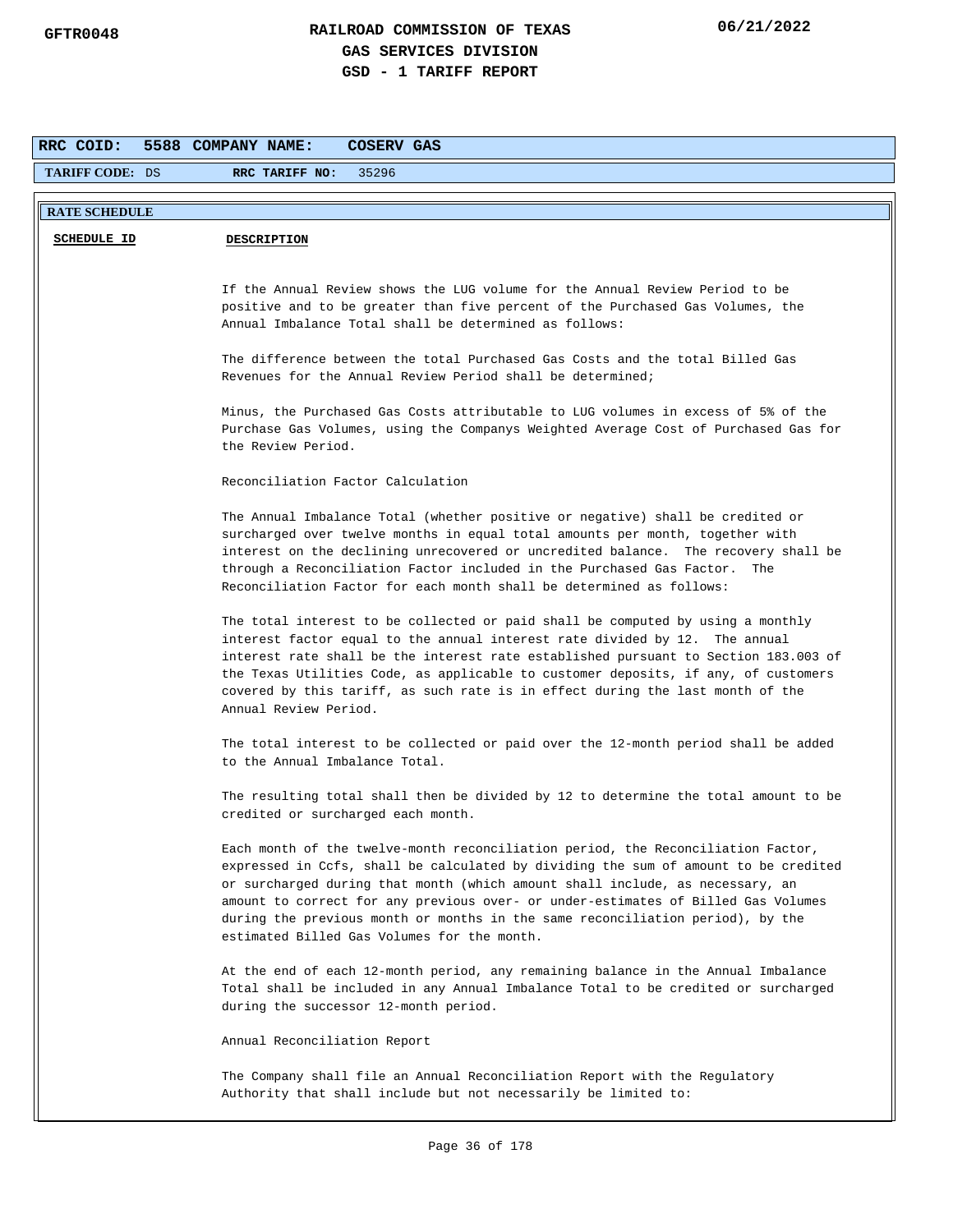GFTR0048

# RAILROAD COMMISSION OF TEXAS
## GAS SERVICES DIVISION
## GSD - 1 TARIFF REPORT

06/21/2022

**RRC COID:** 5588 **COMPANY NAME:** COSERV GAS

**TARIFF CODE:** DS **RRC TARIFF NO:** 35296

**RATE SCHEDULE**

**SCHEDULE ID** **DESCRIPTION**

If the Annual Review shows the LUG volume for the Annual Review Period to be positive and to be greater than five percent of the Purchased Gas Volumes, the Annual Imbalance Total shall be determined as follows:

The difference between the total Purchased Gas Costs and the total Billed Gas Revenues for the Annual Review Period shall be determined;

Minus, the Purchased Gas Costs attributable to LUG volumes in excess of 5% of the Purchase Gas Volumes, using the Companys Weighted Average Cost of Purchased Gas for the Review Period.

Reconciliation Factor Calculation

The Annual Imbalance Total (whether positive or negative) shall be credited or surcharged over twelve months in equal total amounts per month, together with interest on the declining unrecovered or uncredited balance. The recovery shall be through a Reconciliation Factor included in the Purchased Gas Factor. The Reconciliation Factor for each month shall be determined as follows:

The total interest to be collected or paid shall be computed by using a monthly interest factor equal to the annual interest rate divided by 12. The annual interest rate shall be the interest rate established pursuant to Section 183.003 of the Texas Utilities Code, as applicable to customer deposits, if any, of customers covered by this tariff, as such rate is in effect during the last month of the Annual Review Period.

The total interest to be collected or paid over the 12-month period shall be added to the Annual Imbalance Total.

The resulting total shall then be divided by 12 to determine the total amount to be credited or surcharged each month.

Each month of the twelve-month reconciliation period, the Reconciliation Factor, expressed in Ccfs, shall be calculated by dividing the sum of amount to be credited or surcharged during that month (which amount shall include, as necessary, an amount to correct for any previous over- or under-estimates of Billed Gas Volumes during the previous month or months in the same reconciliation period), by the estimated Billed Gas Volumes for the month.

At the end of each 12-month period, any remaining balance in the Annual Imbalance Total shall be included in any Annual Imbalance Total to be credited or surcharged during the successor 12-month period.

Annual Reconciliation Report

The Company shall file an Annual Reconciliation Report with the Regulatory Authority that shall include but not necessarily be limited to: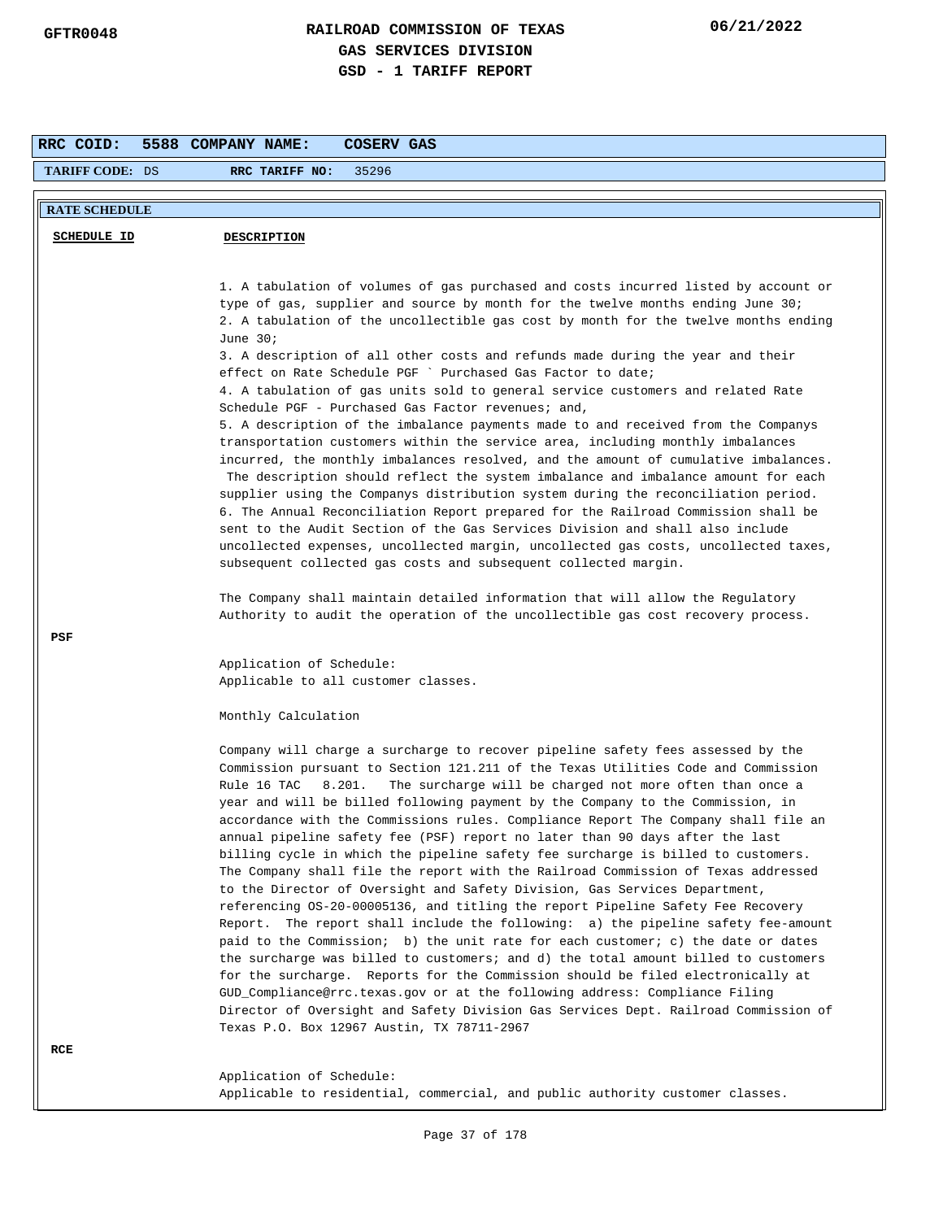**GFTR0048** | **RAILROAD COMMISSION OF TEXAS** | **06/21/2022**

**GAS SERVICES DIVISION**

**GSD - 1 TARIFF REPORT**

**RRC COID: 5588 COMPANY NAME: COSERV GAS**

**TARIFF CODE:** DS **RRC TARIFF NO:** 35296

**RATE SCHEDULE**

| SCHEDULE ID | DESCRIPTION |
|---|---|
| | 1. A tabulation of volumes of gas purchased and costs incurred listed by account or type of gas, supplier and source by month for the twelve months ending June 30;<br>2. A tabulation of the uncollectible gas cost by month for the twelve months ending June 30;<br>3. A description of all other costs and refunds made during the year and their effect on Rate Schedule PGF ` Purchased Gas Factor to date;<br>4. A tabulation of gas units sold to general service customers and related Rate Schedule PGF - Purchased Gas Factor revenues; and,<br>5. A description of the imbalance payments made to and received from the Companys transportation customers within the service area, including monthly imbalances incurred, the monthly imbalances resolved, and the amount of cumulative imbalances. The description should reflect the system imbalance and imbalance amount for each supplier using the Companys distribution system during the reconciliation period.<br>6. The Annual Reconciliation Report prepared for the Railroad Commission shall be sent to the Audit Section of the Gas Services Division and shall also include uncollected expenses, uncollected margin, uncollected gas costs, uncollected taxes, subsequent collected gas costs and subsequent collected margin.<br><br>The Company shall maintain detailed information that will allow the Regulatory Authority to audit the operation of the uncollectible gas cost recovery process. |
| PSF | |
| | Application of Schedule:<br>Applicable to all customer classes.<br><br>Monthly Calculation<br><br>Company will charge a surcharge to recover pipeline safety fees assessed by the Commission pursuant to Section 121.211 of the Texas Utilities Code and Commission Rule 16 TAC 8.201. The surcharge will be charged not more often than once a year and will be billed following payment by the Company to the Commission, in accordance with the Commissions rules. Compliance Report The Company shall file an annual pipeline safety fee (PSF) report no later than 90 days after the last billing cycle in which the pipeline safety fee surcharge is billed to customers. The Company shall file the report with the Railroad Commission of Texas addressed to the Director of Oversight and Safety Division, Gas Services Department, referencing OS-20-00005136, and titling the report Pipeline Safety Fee Recovery Report. The report shall include the following: a) the pipeline safety fee-amount paid to the Commission; b) the unit rate for each customer; c) the date or dates the surcharge was billed to customers; and d) the total amount billed to customers for the surcharge. Reports for the Commission should be filed electronically at GUD_Compliance@rrc.texas.gov or at the following address: Compliance Filing Director of Oversight and Safety Division Gas Services Dept. Railroad Commission of Texas P.O. Box 12967 Austin, TX 78711-2967 |
| RCE | |
| | Application of Schedule:<br>Applicable to residential, commercial, and public authority customer classes. |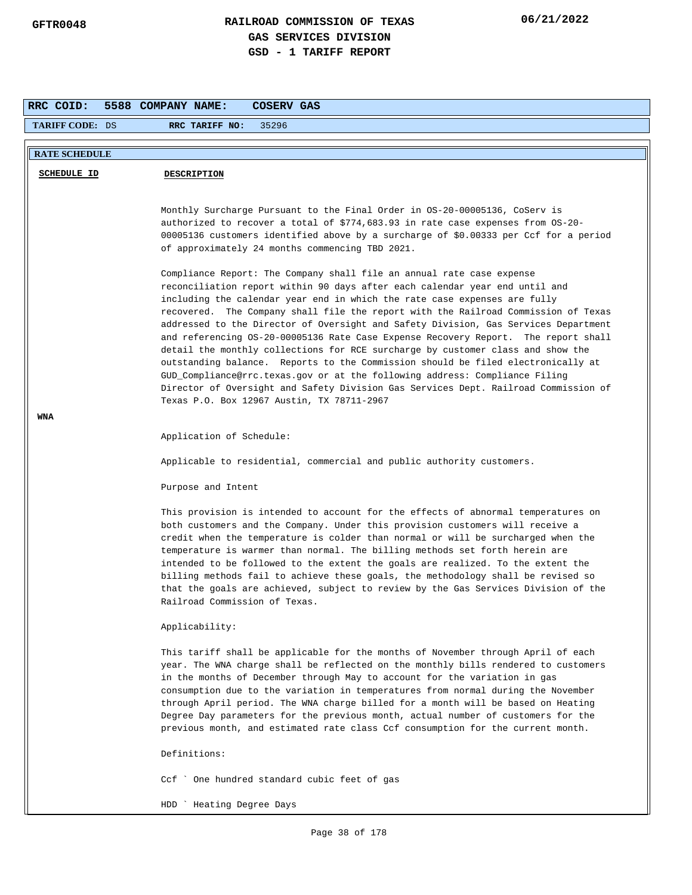**RAILROAD COMMISSION OF TEXAS**
**GAS SERVICES DIVISION**
**GSD - 1 TARIFF REPORT**

GFTR0048 — 06/21/2022

**RRC COID:** 5588 **COMPANY NAME:** COSERV GAS

**TARIFF CODE:** DS **RRC TARIFF NO:** 35296

**RATE SCHEDULE**

| SCHEDULE ID | DESCRIPTION |
|---|---|

Monthly Surcharge Pursuant to the Final Order in OS-20-00005136, CoServ is authorized to recover a total of $774,683.93 in rate case expenses from OS-20-00005136 customers identified above by a surcharge of $0.00333 per Ccf for a period of approximately 24 months commencing TBD 2021.

Compliance Report: The Company shall file an annual rate case expense reconciliation report within 90 days after each calendar year end until and including the calendar year end in which the rate case expenses are fully recovered. The Company shall file the report with the Railroad Commission of Texas addressed to the Director of Oversight and Safety Division, Gas Services Department and referencing OS-20-00005136 Rate Case Expense Recovery Report. The report shall detail the monthly collections for RCE surcharge by customer class and show the outstanding balance. Reports to the Commission should be filed electronically at GUD_Compliance@rrc.texas.gov or at the following address: Compliance Filing Director of Oversight and Safety Division Gas Services Dept. Railroad Commission of Texas P.O. Box 12967 Austin, TX 78711-2967

**WNA**

Application of Schedule:

Applicable to residential, commercial and public authority customers.

Purpose and Intent

This provision is intended to account for the effects of abnormal temperatures on both customers and the Company. Under this provision customers will receive a credit when the temperature is colder than normal or will be surcharged when the temperature is warmer than normal. The billing methods set forth herein are intended to be followed to the extent the goals are realized. To the extent the billing methods fail to achieve these goals, the methodology shall be revised so that the goals are achieved, subject to review by the Gas Services Division of the Railroad Commission of Texas.

Applicability:

This tariff shall be applicable for the months of November through April of each year. The WNA charge shall be reflected on the monthly bills rendered to customers in the months of December through May to account for the variation in gas consumption due to the variation in temperatures from normal during the November through April period. The WNA charge billed for a month will be based on Heating Degree Day parameters for the previous month, actual number of customers for the previous month, and estimated rate class Ccf consumption for the current month.

Definitions:

Ccf ` One hundred standard cubic feet of gas

HDD ` Heating Degree Days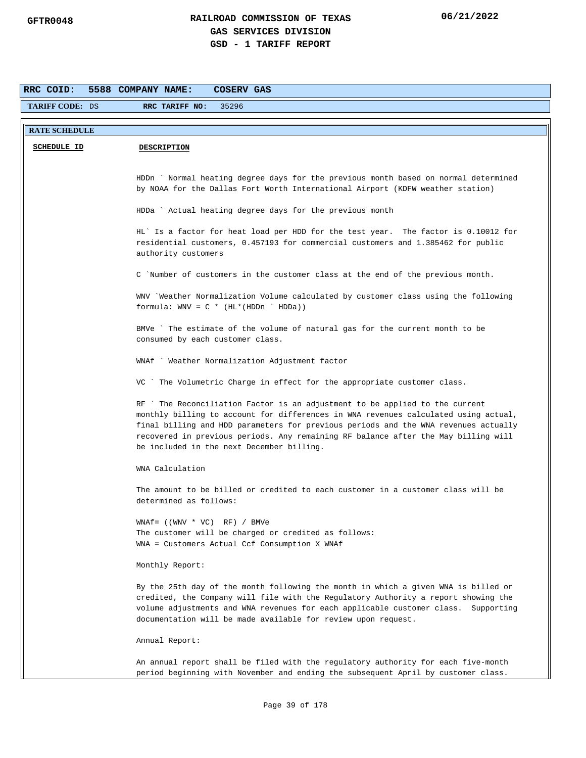# RAILROAD COMMISSION OF TEXAS
## GAS SERVICES DIVISION
## GSD - 1 TARIFF REPORT

GFTR0048 — 06/21/2022

**RRC COID:** 5588 **COMPANY NAME:** COSERV GAS

**TARIFF CODE:** DS **RRC TARIFF NO:** 35296

**RATE SCHEDULE**

| SCHEDULE ID | DESCRIPTION |
|---|---|

HDDn ` Normal heating degree days for the previous month based on normal determined by NOAA for the Dallas Fort Worth International Airport (KDFW weather station)

HDDa ` Actual heating degree days for the previous month

HL` Is a factor for heat load per HDD for the test year. The factor is 0.10012 for residential customers, 0.457193 for commercial customers and 1.385462 for public authority customers

C `Number of customers in the customer class at the end of the previous month.

WNV `Weather Normalization Volume calculated by customer class using the following formula: WNV = C * (HL*(HDDn ` HDDa))

BMVe ` The estimate of the volume of natural gas for the current month to be consumed by each customer class.

WNAf ` Weather Normalization Adjustment factor

VC ` The Volumetric Charge in effect for the appropriate customer class.

RF ` The Reconciliation Factor is an adjustment to be applied to the current monthly billing to account for differences in WNA revenues calculated using actual, final billing and HDD parameters for previous periods and the WNA revenues actually recovered in previous periods. Any remaining RF balance after the May billing will be included in the next December billing.

WNA Calculation

The amount to be billed or credited to each customer in a customer class will be determined as follows:

WNAf= ((WNV * VC) RF) / BMVe
The customer will be charged or credited as follows:
WNA = Customers Actual Ccf Consumption X WNAf

Monthly Report:

By the 25th day of the month following the month in which a given WNA is billed or credited, the Company will file with the Regulatory Authority a report showing the volume adjustments and WNA revenues for each applicable customer class. Supporting documentation will be made available for review upon request.

Annual Report:

An annual report shall be filed with the regulatory authority for each five-month period beginning with November and ending the subsequent April by customer class.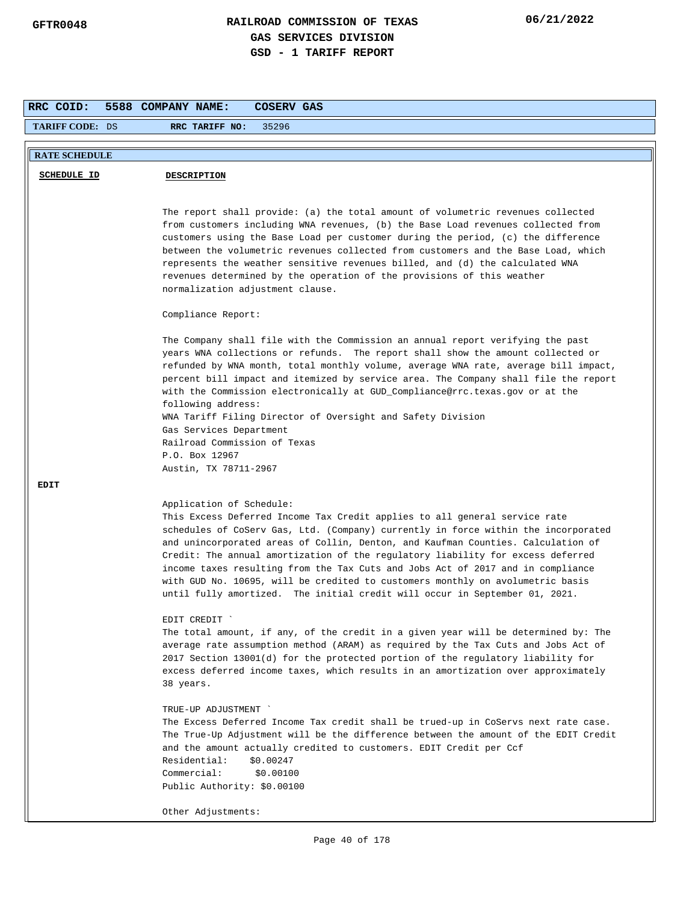# RAILROAD COMMISSION OF TEXAS
## GAS SERVICES DIVISION
## GSD - 1 TARIFF REPORT

GFTR0048 — 06/21/2022

**RRC COID:** 5588 **COMPANY NAME:** COSERV GAS

**TARIFF CODE:** DS **RRC TARIFF NO:** 35296

**RATE SCHEDULE**

| SCHEDULE ID | DESCRIPTION |
|---|---|
| | The report shall provide: (a) the total amount of volumetric revenues collected from customers including WNA revenues, (b) the Base Load revenues collected from customers using the Base Load per customer during the period, (c) the difference between the volumetric revenues collected from customers and the Base Load, which represents the weather sensitive revenues billed, and (d) the calculated WNA revenues determined by the operation of the provisions of this weather normalization adjustment clause.<br><br>Compliance Report:<br><br>The Company shall file with the Commission an annual report verifying the past years WNA collections or refunds. The report shall show the amount collected or refunded by WNA month, total monthly volume, average WNA rate, average bill impact, percent bill impact and itemized by service area. The Company shall file the report with the Commission electronically at GUD_Compliance@rrc.texas.gov or at the following address:<br>WNA Tariff Filing Director of Oversight and Safety Division<br>Gas Services Department<br>Railroad Commission of Texas<br>P.O. Box 12967<br>Austin, TX 78711-2967 |
| EDIT | Application of Schedule:<br>This Excess Deferred Income Tax Credit applies to all general service rate schedules of CoServ Gas, Ltd. (Company) currently in force within the incorporated and unincorporated areas of Collin, Denton, and Kaufman Counties. Calculation of Credit: The annual amortization of the regulatory liability for excess deferred income taxes resulting from the Tax Cuts and Jobs Act of 2017 and in compliance with GUD No. 10695, will be credited to customers monthly on avolumetric basis until fully amortized. The initial credit will occur in September 01, 2021.<br><br>EDIT CREDIT `<br>The total amount, if any, of the credit in a given year will be determined by: The average rate assumption method (ARAM) as required by the Tax Cuts and Jobs Act of 2017 Section 13001(d) for the protected portion of the regulatory liability for excess deferred income taxes, which results in an amortization over approximately 38 years.<br><br>TRUE-UP ADJUSTMENT `<br>The Excess Deferred Income Tax credit shall be trued-up in CoServs next rate case. The True-Up Adjustment will be the difference between the amount of the EDIT Credit and the amount actually credited to customers. EDIT Credit per Ccf<br>Residential: $0.00247<br>Commercial: $0.00100<br>Public Authority: $0.00100<br><br>Other Adjustments: |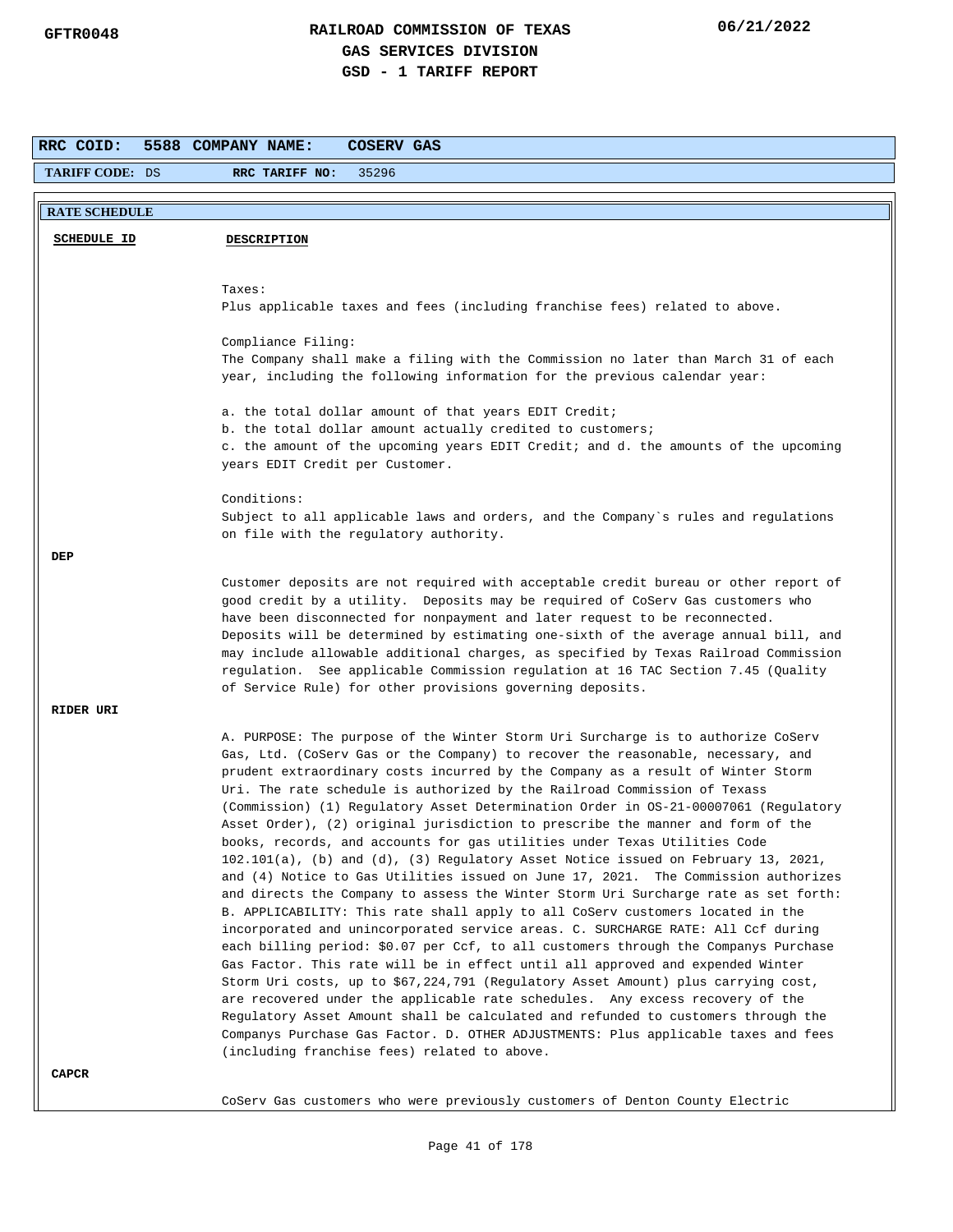**RRC COID:** 5588 **COMPANY NAME:** COSERV GAS

**TARIFF CODE:** DS **RRC TARIFF NO:** 35296

**RATE SCHEDULE**

| SCHEDULE ID | DESCRIPTION |
|---|---|
| | Taxes:<br>Plus applicable taxes and fees (including franchise fees) related to above.<br><br>Compliance Filing:<br>The Company shall make a filing with the Commission no later than March 31 of each year, including the following information for the previous calendar year:<br><br>a. the total dollar amount of that years EDIT Credit;<br>b. the total dollar amount actually credited to customers;<br>c. the amount of the upcoming years EDIT Credit; and d. the amounts of the upcoming years EDIT Credit per Customer.<br><br>Conditions:<br>Subject to all applicable laws and orders, and the Company`s rules and regulations on file with the regulatory authority. |
| **DEP** | Customer deposits are not required with acceptable credit bureau or other report of good credit by a utility. Deposits may be required of CoServ Gas customers who have been disconnected for nonpayment and later request to be reconnected. Deposits will be determined by estimating one-sixth of the average annual bill, and may include allowable additional charges, as specified by Texas Railroad Commission regulation. See applicable Commission regulation at 16 TAC Section 7.45 (Quality of Service Rule) for other provisions governing deposits. |
| **RIDER URI** | A. PURPOSE: The purpose of the Winter Storm Uri Surcharge is to authorize CoServ Gas, Ltd. (CoServ Gas or the Company) to recover the reasonable, necessary, and prudent extraordinary costs incurred by the Company as a result of Winter Storm Uri. The rate schedule is authorized by the Railroad Commission of Texass (Commission) (1) Regulatory Asset Determination Order in OS-21-00007061 (Regulatory Asset Order), (2) original jurisdiction to prescribe the manner and form of the books, records, and accounts for gas utilities under Texas Utilities Code 102.101(a), (b) and (d), (3) Regulatory Asset Notice issued on February 13, 2021, and (4) Notice to Gas Utilities issued on June 17, 2021. The Commission authorizes and directs the Company to assess the Winter Storm Uri Surcharge rate as set forth: B. APPLICABILITY: This rate shall apply to all CoServ customers located in the incorporated and unincorporated service areas. C. SURCHARGE RATE: All Ccf during each billing period: $0.07 per Ccf, to all customers through the Companys Purchase Gas Factor. This rate will be in effect until all approved and expended Winter Storm Uri costs, up to $67,224,791 (Regulatory Asset Amount) plus carrying cost, are recovered under the applicable rate schedules. Any excess recovery of the Regulatory Asset Amount shall be calculated and refunded to customers through the Companys Purchase Gas Factor. D. OTHER ADJUSTMENTS: Plus applicable taxes and fees (including franchise fees) related to above. |
| **CAPCR** | CoServ Gas customers who were previously customers of Denton County Electric |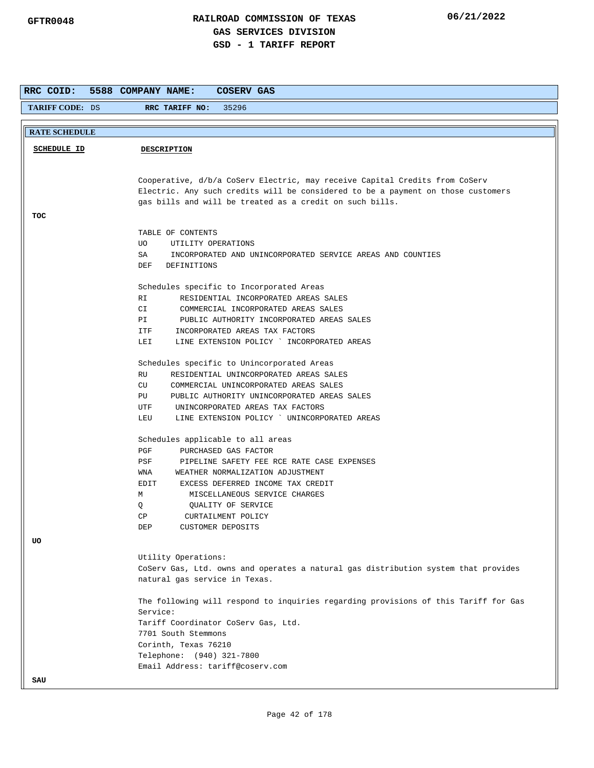# RAILROAD COMMISSION OF TEXAS
## GAS SERVICES DIVISION
## GSD - 1 TARIFF REPORT

GFTR0048 — 06/21/2022

**RRC COID:** 5588 **COMPANY NAME:** COSERV GAS

**TARIFF CODE:** DS **RRC TARIFF NO:** 35296

**RATE SCHEDULE**

| SCHEDULE ID | DESCRIPTION |
|---|---|
| | Cooperative, d/b/a CoServ Electric, may receive Capital Credits from CoServ Electric. Any such credits will be considered to be a payment on those customers gas bills and will be treated as a credit on such bills. |
| **TOC** | |
| | TABLE OF CONTENTS<br>UO UTILITY OPERATIONS<br>SA INCORPORATED AND UNINCORPORATED SERVICE AREAS AND COUNTIES<br>DEF DEFINITIONS<br><br>Schedules specific to Incorporated Areas<br>RI RESIDENTIAL INCORPORATED AREAS SALES<br>CI COMMERCIAL INCORPORATED AREAS SALES<br>PI PUBLIC AUTHORITY INCORPORATED AREAS SALES<br>ITF INCORPORATED AREAS TAX FACTORS<br>LEI LINE EXTENSION POLICY ` INCORPORATED AREAS<br><br>Schedules specific to Unincorporated Areas<br>RU RESIDENTIAL UNINCORPORATED AREAS SALES<br>CU COMMERCIAL UNINCORPORATED AREAS SALES<br>PU PUBLIC AUTHORITY UNINCORPORATED AREAS SALES<br>UTF UNINCORPORATED AREAS TAX FACTORS<br>LEU LINE EXTENSION POLICY ` UNINCORPORATED AREAS<br><br>Schedules applicable to all areas<br>PGF PURCHASED GAS FACTOR<br>PSF PIPELINE SAFETY FEE RCE RATE CASE EXPENSES<br>WNA WEATHER NORMALIZATION ADJUSTMENT<br>EDIT EXCESS DEFERRED INCOME TAX CREDIT<br>M MISCELLANEOUS SERVICE CHARGES<br>Q QUALITY OF SERVICE<br>CP CURTAILMENT POLICY<br>DEP CUSTOMER DEPOSITS |
| **UO** | |
| | Utility Operations:<br>CoServ Gas, Ltd. owns and operates a natural gas distribution system that provides natural gas service in Texas.<br><br>The following will respond to inquiries regarding provisions of this Tariff for Gas Service:<br>Tariff Coordinator CoServ Gas, Ltd.<br>7701 South Stemmons<br>Corinth, Texas 76210<br>Telephone: (940) 321-7800<br>Email Address: tariff@coserv.com |
| **SAU** | |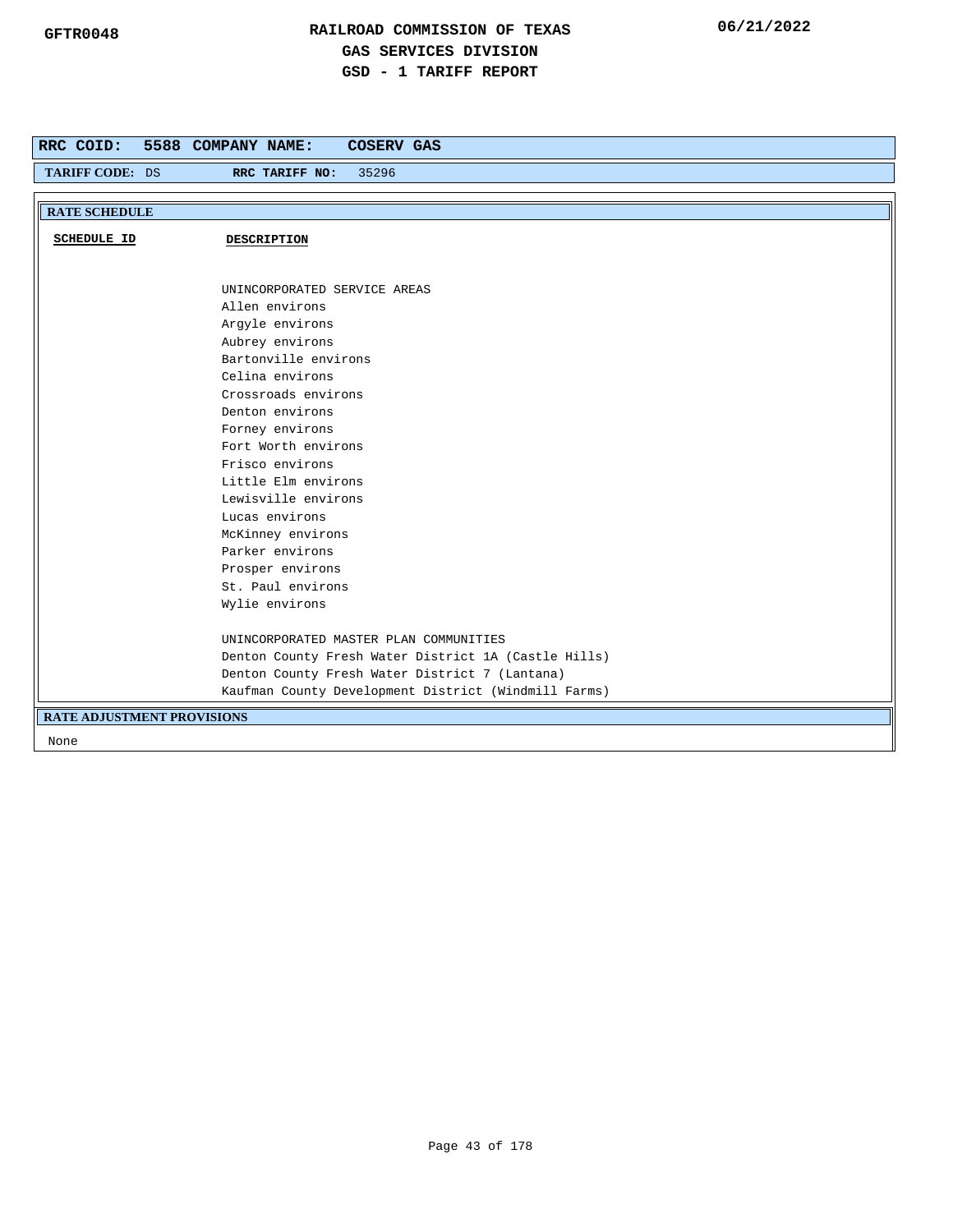**GFTR0048**

# RAILROAD COMMISSION OF TEXAS
## GAS SERVICES DIVISION
## GSD - 1 TARIFF REPORT

06/21/2022

**RRC COID: 5588 COMPANY NAME: COSERV GAS**

**TARIFF CODE:** DS **RRC TARIFF NO:** 35296

**RATE SCHEDULE**

| SCHEDULE ID | DESCRIPTION |
|---|---|
| | UNINCORPORATED SERVICE AREAS<br>Allen environs<br>Argyle environs<br>Aubrey environs<br>Bartonville environs<br>Celina environs<br>Crossroads environs<br>Denton environs<br>Forney environs<br>Fort Worth environs<br>Frisco environs<br>Little Elm environs<br>Lewisville environs<br>Lucas environs<br>McKinney environs<br>Parker environs<br>Prosper environs<br>St. Paul environs<br>Wylie environs<br><br>UNINCORPORATED MASTER PLAN COMMUNITIES<br>Denton County Fresh Water District 1A (Castle Hills)<br>Denton County Fresh Water District 7 (Lantana)<br>Kaufman County Development District (Windmill Farms) |

**RATE ADJUSTMENT PROVISIONS**

None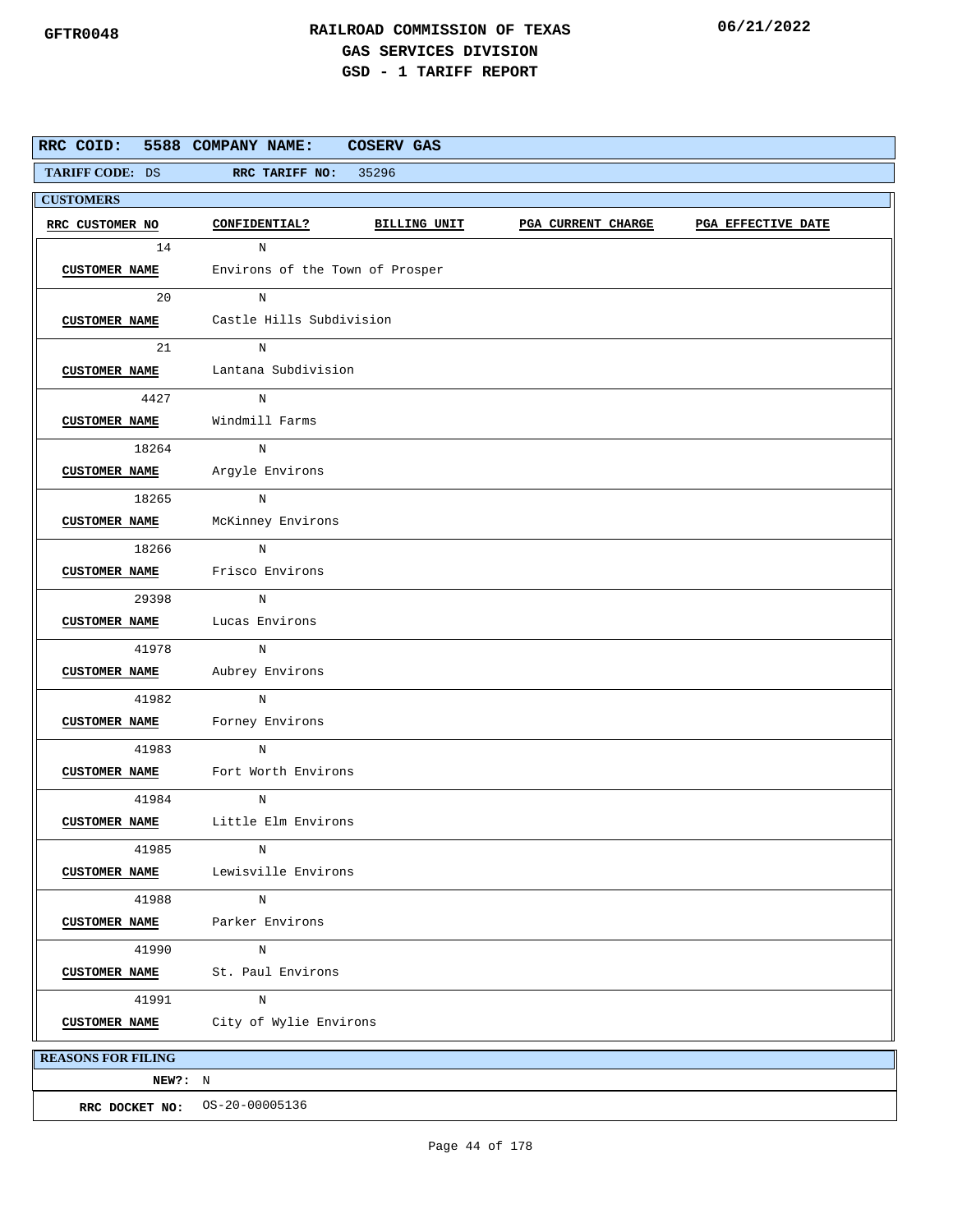GFTR0048

# RAILROAD COMMISSION OF TEXAS
## GAS SERVICES DIVISION
## GSD - 1 TARIFF REPORT

06/21/2022

**RRC COID:** 5588 **COMPANY NAME:** COSERV GAS

**TARIFF CODE:** DS **RRC TARIFF NO:** 35296

**CUSTOMERS**

| RRC CUSTOMER NO | CONFIDENTIAL? | CUSTOMER NAME | BILLING UNIT | PGA CURRENT CHARGE | PGA EFFECTIVE DATE |
|---|---|---|---|---|---|
| 14 | N | Environs of the Town of Prosper | | | |
| 20 | N | Castle Hills Subdivision | | | |
| 21 | N | Lantana Subdivision | | | |
| 4427 | N | Windmill Farms | | | |
| 18264 | N | Argyle Environs | | | |
| 18265 | N | McKinney Environs | | | |
| 18266 | N | Frisco Environs | | | |
| 29398 | N | Lucas Environs | | | |
| 41978 | N | Aubrey Environs | | | |
| 41982 | N | Forney Environs | | | |
| 41983 | N | Fort Worth Environs | | | |
| 41984 | N | Little Elm Environs | | | |
| 41985 | N | Lewisville Environs | | | |
| 41988 | N | Parker Environs | | | |
| 41990 | N | St. Paul Environs | | | |
| 41991 | N | City of Wylie Environs | | | |

**REASONS FOR FILING**

**NEW?:** N

**RRC DOCKET NO:** OS-20-00005136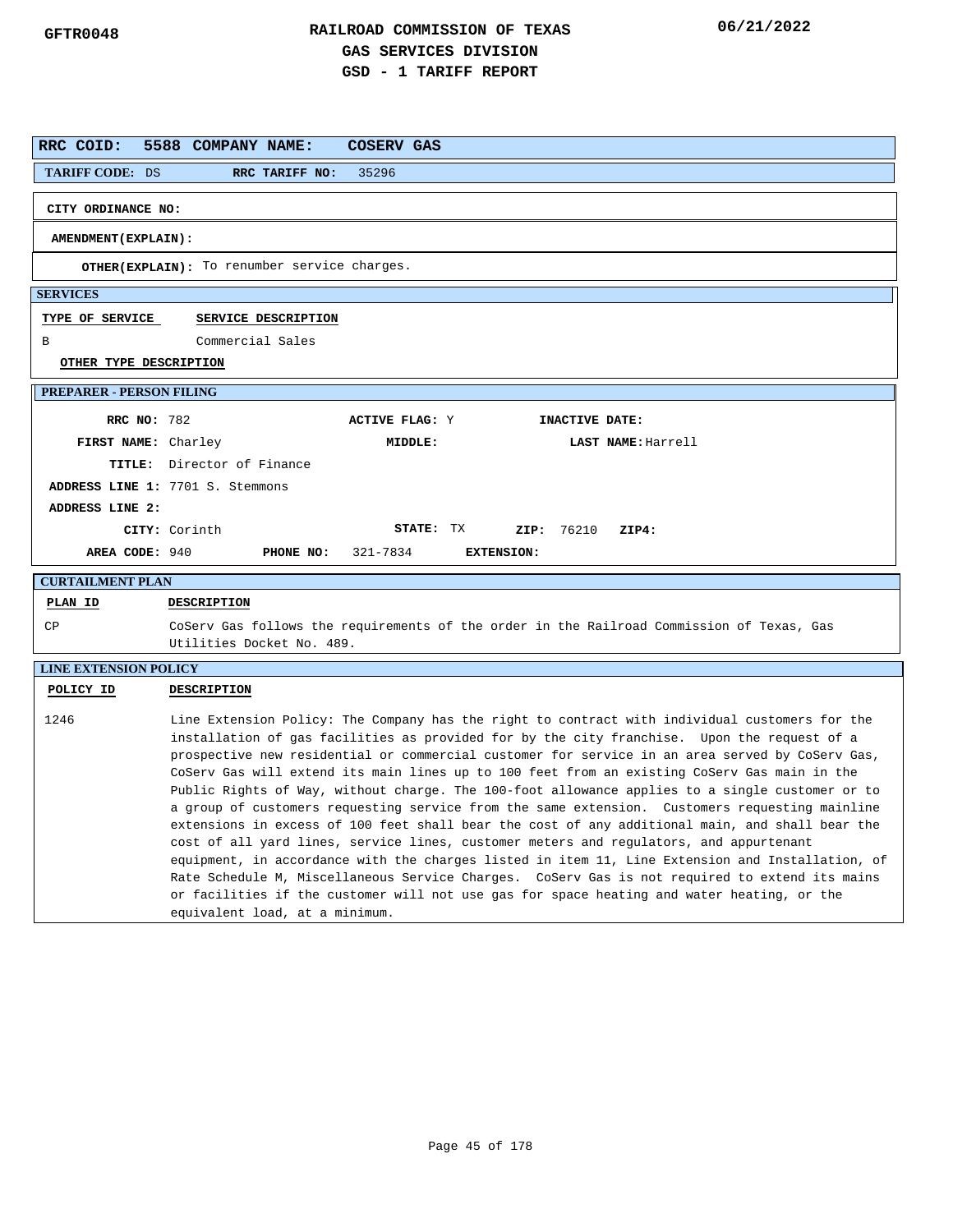GFTR0048

# RAILROAD COMMISSION OF TEXAS
## GAS SERVICES DIVISION
## GSD - 1 TARIFF REPORT

06/21/2022

**RRC COID:** 5588 **COMPANY NAME:** COSERV GAS

**TARIFF CODE:** DS **RRC TARIFF NO:** 35296

**CITY ORDINANCE NO:**

**AMENDMENT(EXPLAIN):**

**OTHER(EXPLAIN):** To renumber service charges.

### SERVICES

| TYPE OF SERVICE | SERVICE DESCRIPTION |
|---|---|
| B | Commercial Sales |

**OTHER TYPE DESCRIPTION**

### PREPARER - PERSON FILING

**RRC NO:** 782 **ACTIVE FLAG:** Y **INACTIVE DATE:**

**FIRST NAME:** Charley **MIDDLE:** **LAST NAME:** Harrell

**TITLE:** Director of Finance

**ADDRESS LINE 1:** 7701 S. Stemmons

**ADDRESS LINE 2:**

**CITY:** Corinth **STATE:** TX **ZIP:** 76210 **ZIP4:**

**AREA CODE:** 940 **PHONE NO:** 321-7834 **EXTENSION:**

### CURTAILMENT PLAN

| PLAN ID | DESCRIPTION |
|---|---|
| CP | CoServ Gas follows the requirements of the order in the Railroad Commission of Texas, Gas Utilities Docket No. 489. |

### LINE EXTENSION POLICY

| POLICY ID | DESCRIPTION |
|---|---|
| 1246 | Line Extension Policy: The Company has the right to contract with individual customers for the installation of gas facilities as provided for by the city franchise. Upon the request of a prospective new residential or commercial customer for service in an area served by CoServ Gas, CoServ Gas will extend its main lines up to 100 feet from an existing CoServ Gas main in the Public Rights of Way, without charge. The 100-foot allowance applies to a single customer or to a group of customers requesting service from the same extension. Customers requesting mainline extensions in excess of 100 feet shall bear the cost of any additional main, and shall bear the cost of all yard lines, service lines, customer meters and regulators, and appurtenant equipment, in accordance with the charges listed in item 11, Line Extension and Installation, of Rate Schedule M, Miscellaneous Service Charges. CoServ Gas is not required to extend its mains or facilities if the customer will not use gas for space heating and water heating, or the equivalent load, at a minimum. |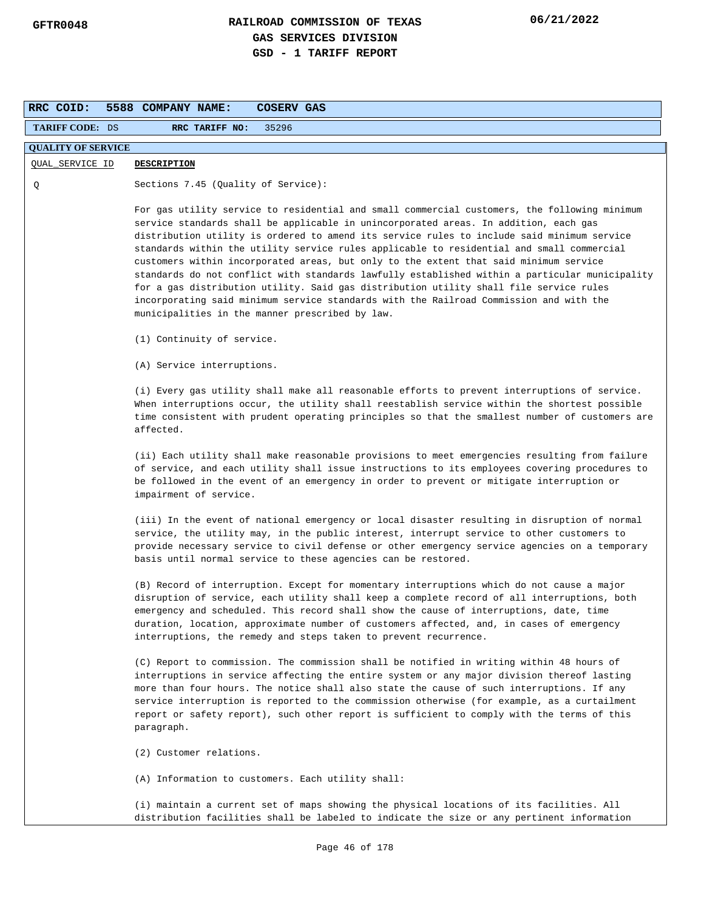**RAILROAD COMMISSION OF TEXAS**
**GAS SERVICES DIVISION**
**GSD - 1 TARIFF REPORT**

GFTR0048 — 06/21/2022

| RRC COID: 5588 | COMPANY NAME: COSERV GAS |
|---|---|
| TARIFF CODE: DS | RRC TARIFF NO: 35296 |

**QUALITY OF SERVICE**

| QUAL_SERVICE ID | DESCRIPTION |
|---|---|
| Q | Sections 7.45 (Quality of Service): |

For gas utility service to residential and small commercial customers, the following minimum service standards shall be applicable in unincorporated areas. In addition, each gas distribution utility is ordered to amend its service rules to include said minimum service standards within the utility service rules applicable to residential and small commercial customers within incorporated areas, but only to the extent that said minimum service standards do not conflict with standards lawfully established within a particular municipality for a gas distribution utility. Said gas distribution utility shall file service rules incorporating said minimum service standards with the Railroad Commission and with the municipalities in the manner prescribed by law.

(1) Continuity of service.

(A) Service interruptions.

(i) Every gas utility shall make all reasonable efforts to prevent interruptions of service. When interruptions occur, the utility shall reestablish service within the shortest possible time consistent with prudent operating principles so that the smallest number of customers are affected.

(ii) Each utility shall make reasonable provisions to meet emergencies resulting from failure of service, and each utility shall issue instructions to its employees covering procedures to be followed in the event of an emergency in order to prevent or mitigate interruption or impairment of service.

(iii) In the event of national emergency or local disaster resulting in disruption of normal service, the utility may, in the public interest, interrupt service to other customers to provide necessary service to civil defense or other emergency service agencies on a temporary basis until normal service to these agencies can be restored.

(B) Record of interruption. Except for momentary interruptions which do not cause a major disruption of service, each utility shall keep a complete record of all interruptions, both emergency and scheduled. This record shall show the cause of interruptions, date, time duration, location, approximate number of customers affected, and, in cases of emergency interruptions, the remedy and steps taken to prevent recurrence.

(C) Report to commission. The commission shall be notified in writing within 48 hours of interruptions in service affecting the entire system or any major division thereof lasting more than four hours. The notice shall also state the cause of such interruptions. If any service interruption is reported to the commission otherwise (for example, as a curtailment report or safety report), such other report is sufficient to comply with the terms of this paragraph.

(2) Customer relations.

(A) Information to customers. Each utility shall:

(i) maintain a current set of maps showing the physical locations of its facilities. All distribution facilities shall be labeled to indicate the size or any pertinent information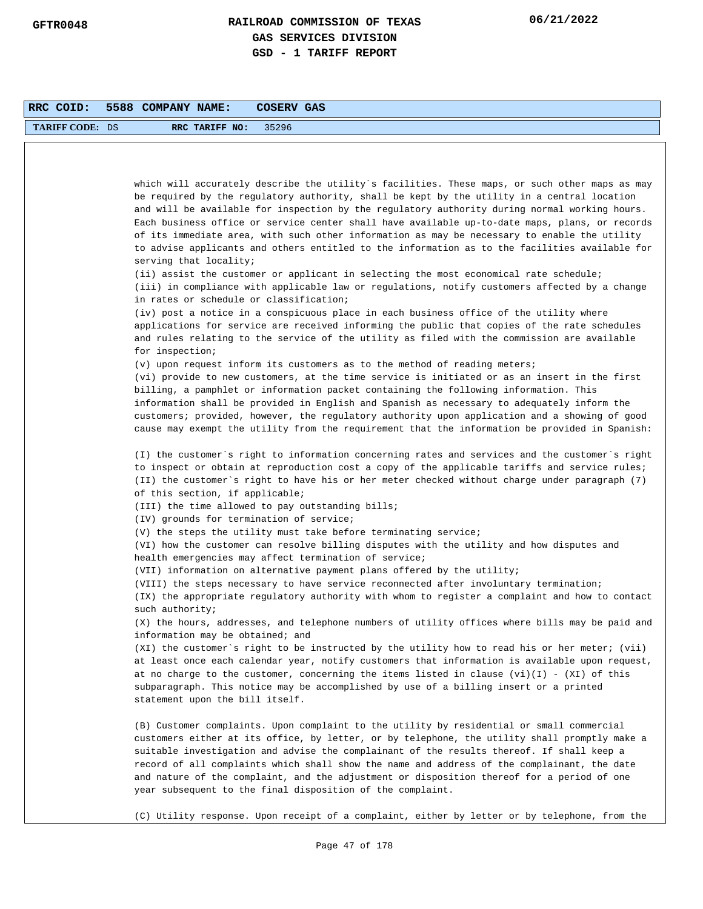| RRC COID: | 5588 | COMPANY NAME: | COSERV GAS |
|---|---|---|---|
| TARIFF CODE: DS | | RRC TARIFF NO: | 35296 |

which will accurately describe the utility`s facilities. These maps, or such other maps as may be required by the regulatory authority, shall be kept by the utility in a central location and will be available for inspection by the regulatory authority during normal working hours. Each business office or service center shall have available up-to-date maps, plans, or records of its immediate area, with such other information as may be necessary to enable the utility to advise applicants and others entitled to the information as to the facilities available for serving that locality;

(ii) assist the customer or applicant in selecting the most economical rate schedule;

(iii) in compliance with applicable law or regulations, notify customers affected by a change in rates or schedule or classification;

(iv) post a notice in a conspicuous place in each business office of the utility where applications for service are received informing the public that copies of the rate schedules and rules relating to the service of the utility as filed with the commission are available for inspection;

(v) upon request inform its customers as to the method of reading meters;

(vi) provide to new customers, at the time service is initiated or as an insert in the first billing, a pamphlet or information packet containing the following information. This information shall be provided in English and Spanish as necessary to adequately inform the customers; provided, however, the regulatory authority upon application and a showing of good cause may exempt the utility from the requirement that the information be provided in Spanish:

(I) the customer`s right to information concerning rates and services and the customer`s right to inspect or obtain at reproduction cost a copy of the applicable tariffs and service rules;

(II) the customer`s right to have his or her meter checked without charge under paragraph (7) of this section, if applicable;

(III) the time allowed to pay outstanding bills;

(IV) grounds for termination of service;

(V) the steps the utility must take before terminating service;

(VI) how the customer can resolve billing disputes with the utility and how disputes and health emergencies may affect termination of service;

(VII) information on alternative payment plans offered by the utility;

(VIII) the steps necessary to have service reconnected after involuntary termination;

(IX) the appropriate regulatory authority with whom to register a complaint and how to contact such authority;

(X) the hours, addresses, and telephone numbers of utility offices where bills may be paid and information may be obtained; and

(XI) the customer`s right to be instructed by the utility how to read his or her meter; (vii) at least once each calendar year, notify customers that information is available upon request, at no charge to the customer, concerning the items listed in clause (vi)(I) - (XI) of this subparagraph. This notice may be accomplished by use of a billing insert or a printed statement upon the bill itself.

(B) Customer complaints. Upon complaint to the utility by residential or small commercial customers either at its office, by letter, or by telephone, the utility shall promptly make a suitable investigation and advise the complainant of the results thereof. If shall keep a record of all complaints which shall show the name and address of the complainant, the date and nature of the complaint, and the adjustment or disposition thereof for a period of one year subsequent to the final disposition of the complaint.

(C) Utility response. Upon receipt of a complaint, either by letter or by telephone, from the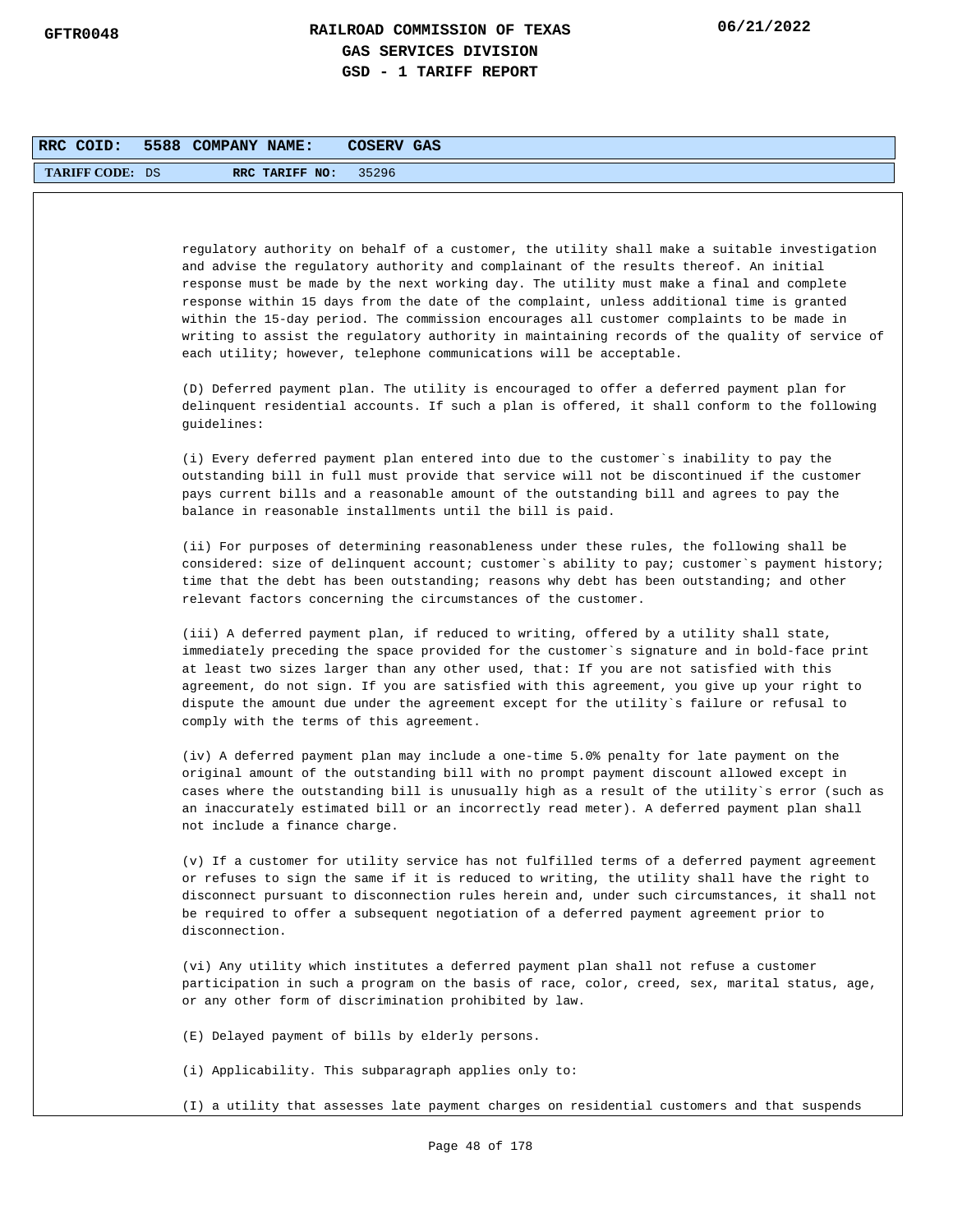| RRC COID: | 5588 | COMPANY NAME: | COSERV GAS |
| --- | --- | --- | --- |
| TARIFF CODE: DS | | RRC TARIFF NO: | 35296 |

regulatory authority on behalf of a customer, the utility shall make a suitable investigation and advise the regulatory authority and complainant of the results thereof. An initial response must be made by the next working day. The utility must make a final and complete response within 15 days from the date of the complaint, unless additional time is granted within the 15-day period. The commission encourages all customer complaints to be made in writing to assist the regulatory authority in maintaining records of the quality of service of each utility; however, telephone communications will be acceptable.

(D) Deferred payment plan. The utility is encouraged to offer a deferred payment plan for delinquent residential accounts. If such a plan is offered, it shall conform to the following guidelines:

(i) Every deferred payment plan entered into due to the customer`s inability to pay the outstanding bill in full must provide that service will not be discontinued if the customer pays current bills and a reasonable amount of the outstanding bill and agrees to pay the balance in reasonable installments until the bill is paid.

(ii) For purposes of determining reasonableness under these rules, the following shall be considered: size of delinquent account; customer`s ability to pay; customer`s payment history; time that the debt has been outstanding; reasons why debt has been outstanding; and other relevant factors concerning the circumstances of the customer.

(iii) A deferred payment plan, if reduced to writing, offered by a utility shall state, immediately preceding the space provided for the customer`s signature and in bold-face print at least two sizes larger than any other used, that: If you are not satisfied with this agreement, do not sign. If you are satisfied with this agreement, you give up your right to dispute the amount due under the agreement except for the utility`s failure or refusal to comply with the terms of this agreement.

(iv) A deferred payment plan may include a one-time 5.0% penalty for late payment on the original amount of the outstanding bill with no prompt payment discount allowed except in cases where the outstanding bill is unusually high as a result of the utility`s error (such as an inaccurately estimated bill or an incorrectly read meter). A deferred payment plan shall not include a finance charge.

(v) If a customer for utility service has not fulfilled terms of a deferred payment agreement or refuses to sign the same if it is reduced to writing, the utility shall have the right to disconnect pursuant to disconnection rules herein and, under such circumstances, it shall not be required to offer a subsequent negotiation of a deferred payment agreement prior to disconnection.

(vi) Any utility which institutes a deferred payment plan shall not refuse a customer participation in such a program on the basis of race, color, creed, sex, marital status, age, or any other form of discrimination prohibited by law.

(E) Delayed payment of bills by elderly persons.

(i) Applicability. This subparagraph applies only to:

(I) a utility that assesses late payment charges on residential customers and that suspends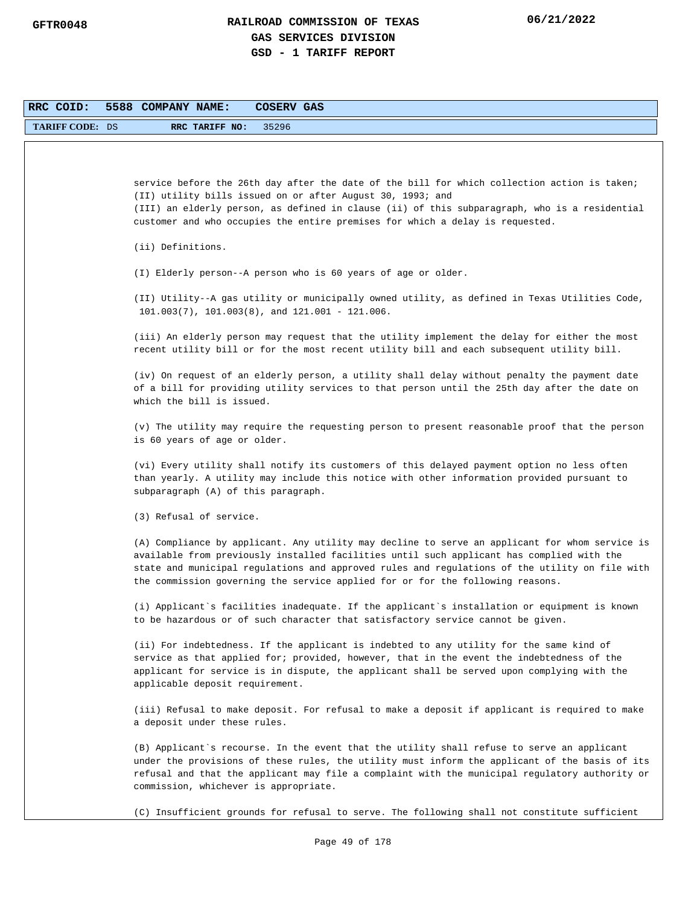**RRC COID: 5588 COMPANY NAME: COSERV GAS**

**TARIFF CODE:** DS **RRC TARIFF NO:** 35296

service before the 26th day after the date of the bill for which collection action is taken;
(II) utility bills issued on or after August 30, 1993; and
(III) an elderly person, as defined in clause (ii) of this subparagraph, who is a residential customer and who occupies the entire premises for which a delay is requested.

(ii) Definitions.

(I) Elderly person--A person who is 60 years of age or older.

(II) Utility--A gas utility or municipally owned utility, as defined in Texas Utilities Code, 101.003(7), 101.003(8), and 121.001 - 121.006.

(iii) An elderly person may request that the utility implement the delay for either the most recent utility bill or for the most recent utility bill and each subsequent utility bill.

(iv) On request of an elderly person, a utility shall delay without penalty the payment date of a bill for providing utility services to that person until the 25th day after the date on which the bill is issued.

(v) The utility may require the requesting person to present reasonable proof that the person is 60 years of age or older.

(vi) Every utility shall notify its customers of this delayed payment option no less often than yearly. A utility may include this notice with other information provided pursuant to subparagraph (A) of this paragraph.

(3) Refusal of service.

(A) Compliance by applicant. Any utility may decline to serve an applicant for whom service is available from previously installed facilities until such applicant has complied with the state and municipal regulations and approved rules and regulations of the utility on file with the commission governing the service applied for or for the following reasons.

(i) Applicant`s facilities inadequate. If the applicant`s installation or equipment is known to be hazardous or of such character that satisfactory service cannot be given.

(ii) For indebtedness. If the applicant is indebted to any utility for the same kind of service as that applied for; provided, however, that in the event the indebtedness of the applicant for service is in dispute, the applicant shall be served upon complying with the applicable deposit requirement.

(iii) Refusal to make deposit. For refusal to make a deposit if applicant is required to make a deposit under these rules.

(B) Applicant`s recourse. In the event that the utility shall refuse to serve an applicant under the provisions of these rules, the utility must inform the applicant of the basis of its refusal and that the applicant may file a complaint with the municipal regulatory authority or commission, whichever is appropriate.

(C) Insufficient grounds for refusal to serve. The following shall not constitute sufficient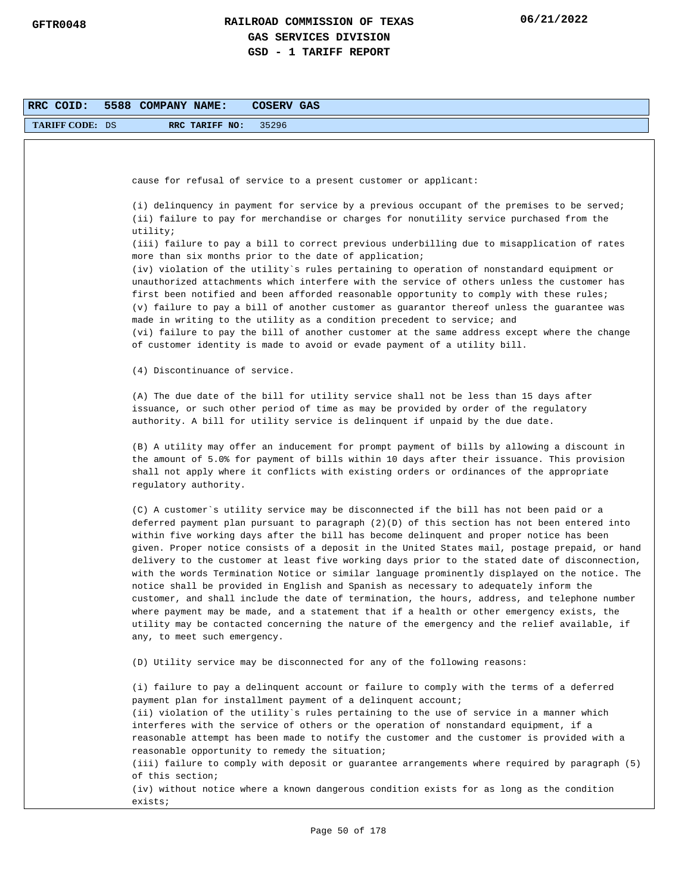RRC COID: 5588 COMPANY NAME: COSERV GAS

TARIFF CODE: DS RRC TARIFF NO: 35296

cause for refusal of service to a present customer or applicant:

(i) delinquency in payment for service by a previous occupant of the premises to be served;
(ii) failure to pay for merchandise or charges for nonutility service purchased from the utility;
(iii) failure to pay a bill to correct previous underbilling due to misapplication of rates more than six months prior to the date of application;
(iv) violation of the utility`s rules pertaining to operation of nonstandard equipment or unauthorized attachments which interfere with the service of others unless the customer has first been notified and been afforded reasonable opportunity to comply with these rules;
(v) failure to pay a bill of another customer as guarantor thereof unless the guarantee was made in writing to the utility as a condition precedent to service; and
(vi) failure to pay the bill of another customer at the same address except where the change of customer identity is made to avoid or evade payment of a utility bill.

(4) Discontinuance of service.

(A) The due date of the bill for utility service shall not be less than 15 days after issuance, or such other period of time as may be provided by order of the regulatory authority. A bill for utility service is delinquent if unpaid by the due date.

(B) A utility may offer an inducement for prompt payment of bills by allowing a discount in the amount of 5.0% for payment of bills within 10 days after their issuance. This provision shall not apply where it conflicts with existing orders or ordinances of the appropriate regulatory authority.

(C) A customer`s utility service may be disconnected if the bill has not been paid or a deferred payment plan pursuant to paragraph (2)(D) of this section has not been entered into within five working days after the bill has become delinquent and proper notice has been given. Proper notice consists of a deposit in the United States mail, postage prepaid, or hand delivery to the customer at least five working days prior to the stated date of disconnection, with the words Termination Notice or similar language prominently displayed on the notice. The notice shall be provided in English and Spanish as necessary to adequately inform the customer, and shall include the date of termination, the hours, address, and telephone number where payment may be made, and a statement that if a health or other emergency exists, the utility may be contacted concerning the nature of the emergency and the relief available, if any, to meet such emergency.

(D) Utility service may be disconnected for any of the following reasons:

(i) failure to pay a delinquent account or failure to comply with the terms of a deferred payment plan for installment payment of a delinquent account;
(ii) violation of the utility`s rules pertaining to the use of service in a manner which interferes with the service of others or the operation of nonstandard equipment, if a reasonable attempt has been made to notify the customer and the customer is provided with a reasonable opportunity to remedy the situation;
(iii) failure to comply with deposit or guarantee arrangements where required by paragraph (5) of this section;
(iv) without notice where a known dangerous condition exists for as long as the condition exists;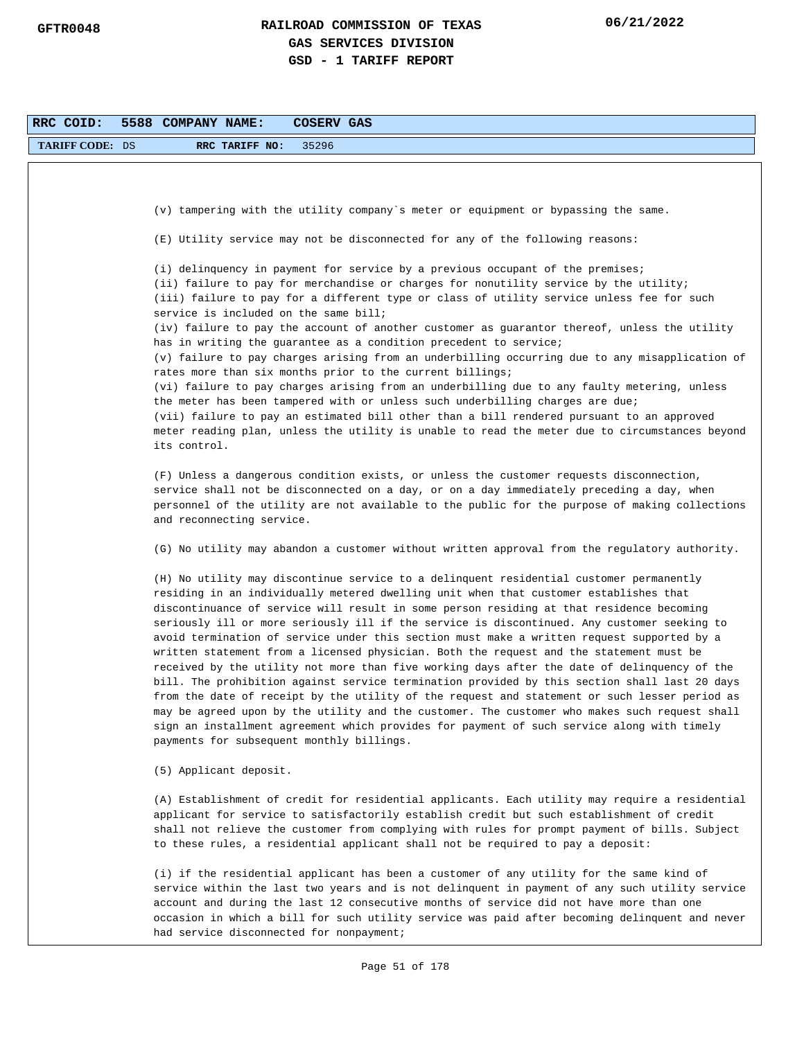RRC COID: 5588 COMPANY NAME: COSERV GAS

TARIFF CODE: DS RRC TARIFF NO: 35296

(v) tampering with the utility company`s meter or equipment or bypassing the same.

(E) Utility service may not be disconnected for any of the following reasons:

(i) delinquency in payment for service by a previous occupant of the premises;
(ii) failure to pay for merchandise or charges for nonutility service by the utility;
(iii) failure to pay for a different type or class of utility service unless fee for such service is included on the same bill;
(iv) failure to pay the account of another customer as guarantor thereof, unless the utility has in writing the guarantee as a condition precedent to service;
(v) failure to pay charges arising from an underbilling occurring due to any misapplication of rates more than six months prior to the current billings;
(vi) failure to pay charges arising from an underbilling due to any faulty metering, unless the meter has been tampered with or unless such underbilling charges are due;
(vii) failure to pay an estimated bill other than a bill rendered pursuant to an approved meter reading plan, unless the utility is unable to read the meter due to circumstances beyond its control.

(F) Unless a dangerous condition exists, or unless the customer requests disconnection, service shall not be disconnected on a day, or on a day immediately preceding a day, when personnel of the utility are not available to the public for the purpose of making collections and reconnecting service.

(G) No utility may abandon a customer without written approval from the regulatory authority.

(H) No utility may discontinue service to a delinquent residential customer permanently residing in an individually metered dwelling unit when that customer establishes that discontinuance of service will result in some person residing at that residence becoming seriously ill or more seriously ill if the service is discontinued. Any customer seeking to avoid termination of service under this section must make a written request supported by a written statement from a licensed physician. Both the request and the statement must be received by the utility not more than five working days after the date of delinquency of the bill. The prohibition against service termination provided by this section shall last 20 days from the date of receipt by the utility of the request and statement or such lesser period as may be agreed upon by the utility and the customer. The customer who makes such request shall sign an installment agreement which provides for payment of such service along with timely payments for subsequent monthly billings.

(5) Applicant deposit.

(A) Establishment of credit for residential applicants. Each utility may require a residential applicant for service to satisfactorily establish credit but such establishment of credit shall not relieve the customer from complying with rules for prompt payment of bills. Subject to these rules, a residential applicant shall not be required to pay a deposit:

(i) if the residential applicant has been a customer of any utility for the same kind of service within the last two years and is not delinquent in payment of any such utility service account and during the last 12 consecutive months of service did not have more than one occasion in which a bill for such utility service was paid after becoming delinquent and never had service disconnected for nonpayment;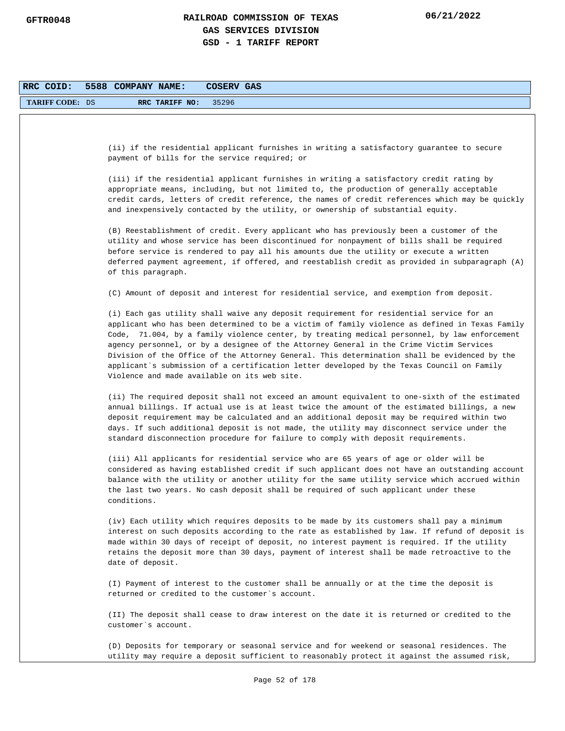**RRC COID:** 5588 **COMPANY NAME:** COSERV GAS

**TARIFF CODE:** DS **RRC TARIFF NO:** 35296

(ii) if the residential applicant furnishes in writing a satisfactory guarantee to secure payment of bills for the service required; or

(iii) if the residential applicant furnishes in writing a satisfactory credit rating by appropriate means, including, but not limited to, the production of generally acceptable credit cards, letters of credit reference, the names of credit references which may be quickly and inexpensively contacted by the utility, or ownership of substantial equity.

(B) Reestablishment of credit. Every applicant who has previously been a customer of the utility and whose service has been discontinued for nonpayment of bills shall be required before service is rendered to pay all his amounts due the utility or execute a written deferred payment agreement, if offered, and reestablish credit as provided in subparagraph (A) of this paragraph.

(C) Amount of deposit and interest for residential service, and exemption from deposit.

(i) Each gas utility shall waive any deposit requirement for residential service for an applicant who has been determined to be a victim of family violence as defined in Texas Family Code, 71.004, by a family violence center, by treating medical personnel, by law enforcement agency personnel, or by a designee of the Attorney General in the Crime Victim Services Division of the Office of the Attorney General. This determination shall be evidenced by the applicant`s submission of a certification letter developed by the Texas Council on Family Violence and made available on its web site.

(ii) The required deposit shall not exceed an amount equivalent to one-sixth of the estimated annual billings. If actual use is at least twice the amount of the estimated billings, a new deposit requirement may be calculated and an additional deposit may be required within two days. If such additional deposit is not made, the utility may disconnect service under the standard disconnection procedure for failure to comply with deposit requirements.

(iii) All applicants for residential service who are 65 years of age or older will be considered as having established credit if such applicant does not have an outstanding account balance with the utility or another utility for the same utility service which accrued within the last two years. No cash deposit shall be required of such applicant under these conditions.

(iv) Each utility which requires deposits to be made by its customers shall pay a minimum interest on such deposits according to the rate as established by law. If refund of deposit is made within 30 days of receipt of deposit, no interest payment is required. If the utility retains the deposit more than 30 days, payment of interest shall be made retroactive to the date of deposit.

(I) Payment of interest to the customer shall be annually or at the time the deposit is returned or credited to the customer`s account.

(II) The deposit shall cease to draw interest on the date it is returned or credited to the customer`s account.

(D) Deposits for temporary or seasonal service and for weekend or seasonal residences. The utility may require a deposit sufficient to reasonably protect it against the assumed risk,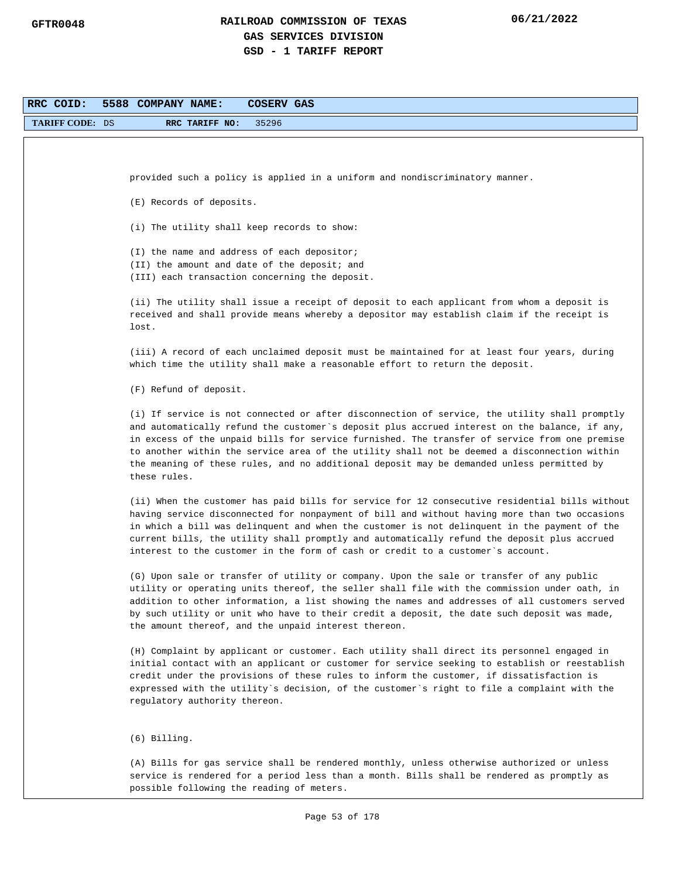provided such a policy is applied in a uniform and nondiscriminatory manner.

(E) Records of deposits.

(i) The utility shall keep records to show:

(I) the name and address of each depositor;
(II) the amount and date of the deposit; and
(III) each transaction concerning the deposit.

(ii) The utility shall issue a receipt of deposit to each applicant from whom a deposit is received and shall provide means whereby a depositor may establish claim if the receipt is lost.

(iii) A record of each unclaimed deposit must be maintained for at least four years, during which time the utility shall make a reasonable effort to return the deposit.

(F) Refund of deposit.

(i) If service is not connected or after disconnection of service, the utility shall promptly and automatically refund the customer`s deposit plus accrued interest on the balance, if any, in excess of the unpaid bills for service furnished. The transfer of service from one premise to another within the service area of the utility shall not be deemed a disconnection within the meaning of these rules, and no additional deposit may be demanded unless permitted by these rules.

(ii) When the customer has paid bills for service for 12 consecutive residential bills without having service disconnected for nonpayment of bill and without having more than two occasions in which a bill was delinquent and when the customer is not delinquent in the payment of the current bills, the utility shall promptly and automatically refund the deposit plus accrued interest to the customer in the form of cash or credit to a customer`s account.

(G) Upon sale or transfer of utility or company. Upon the sale or transfer of any public utility or operating units thereof, the seller shall file with the commission under oath, in addition to other information, a list showing the names and addresses of all customers served by such utility or unit who have to their credit a deposit, the date such deposit was made, the amount thereof, and the unpaid interest thereon.

(H) Complaint by applicant or customer. Each utility shall direct its personnel engaged in initial contact with an applicant or customer for service seeking to establish or reestablish credit under the provisions of these rules to inform the customer, if dissatisfaction is expressed with the utility`s decision, of the customer`s right to file a complaint with the regulatory authority thereon.

(6) Billing.

(A) Bills for gas service shall be rendered monthly, unless otherwise authorized or unless service is rendered for a period less than a month. Bills shall be rendered as promptly as possible following the reading of meters.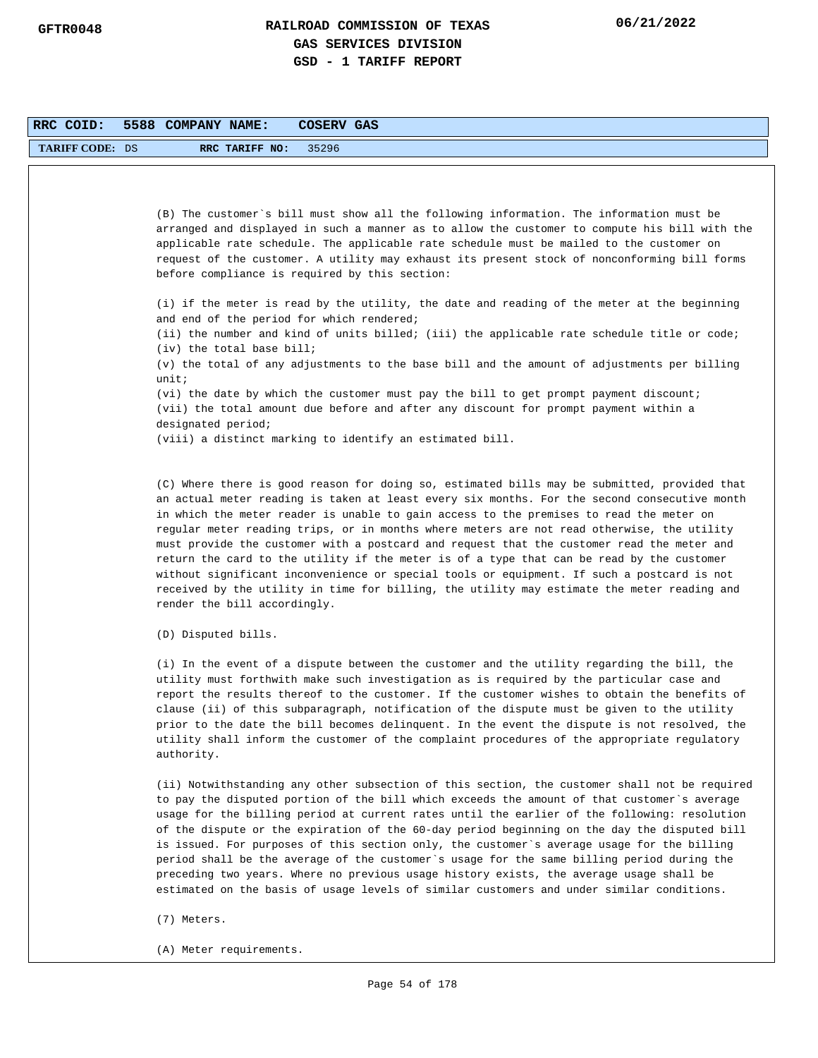**RRC COID: 5588 COMPANY NAME: COSERV GAS**

**TARIFF CODE:** DS **RRC TARIFF NO:** 35296

(B) The customer`s bill must show all the following information. The information must be arranged and displayed in such a manner as to allow the customer to compute his bill with the applicable rate schedule. The applicable rate schedule must be mailed to the customer on request of the customer. A utility may exhaust its present stock of nonconforming bill forms before compliance is required by this section:

(i) if the meter is read by the utility, the date and reading of the meter at the beginning and end of the period for which rendered;
(ii) the number and kind of units billed; (iii) the applicable rate schedule title or code;
(iv) the total base bill;
(v) the total of any adjustments to the base bill and the amount of adjustments per billing unit;
(vi) the date by which the customer must pay the bill to get prompt payment discount;
(vii) the total amount due before and after any discount for prompt payment within a designated period;
(viii) a distinct marking to identify an estimated bill.

(C) Where there is good reason for doing so, estimated bills may be submitted, provided that an actual meter reading is taken at least every six months. For the second consecutive month in which the meter reader is unable to gain access to the premises to read the meter on regular meter reading trips, or in months where meters are not read otherwise, the utility must provide the customer with a postcard and request that the customer read the meter and return the card to the utility if the meter is of a type that can be read by the customer without significant inconvenience or special tools or equipment. If such a postcard is not received by the utility in time for billing, the utility may estimate the meter reading and render the bill accordingly.

(D) Disputed bills.

(i) In the event of a dispute between the customer and the utility regarding the bill, the utility must forthwith make such investigation as is required by the particular case and report the results thereof to the customer. If the customer wishes to obtain the benefits of clause (ii) of this subparagraph, notification of the dispute must be given to the utility prior to the date the bill becomes delinquent. In the event the dispute is not resolved, the utility shall inform the customer of the complaint procedures of the appropriate regulatory authority.

(ii) Notwithstanding any other subsection of this section, the customer shall not be required to pay the disputed portion of the bill which exceeds the amount of that customer`s average usage for the billing period at current rates until the earlier of the following: resolution of the dispute or the expiration of the 60-day period beginning on the day the disputed bill is issued. For purposes of this section only, the customer`s average usage for the billing period shall be the average of the customer`s usage for the same billing period during the preceding two years. Where no previous usage history exists, the average usage shall be estimated on the basis of usage levels of similar customers and under similar conditions.

(7) Meters.

(A) Meter requirements.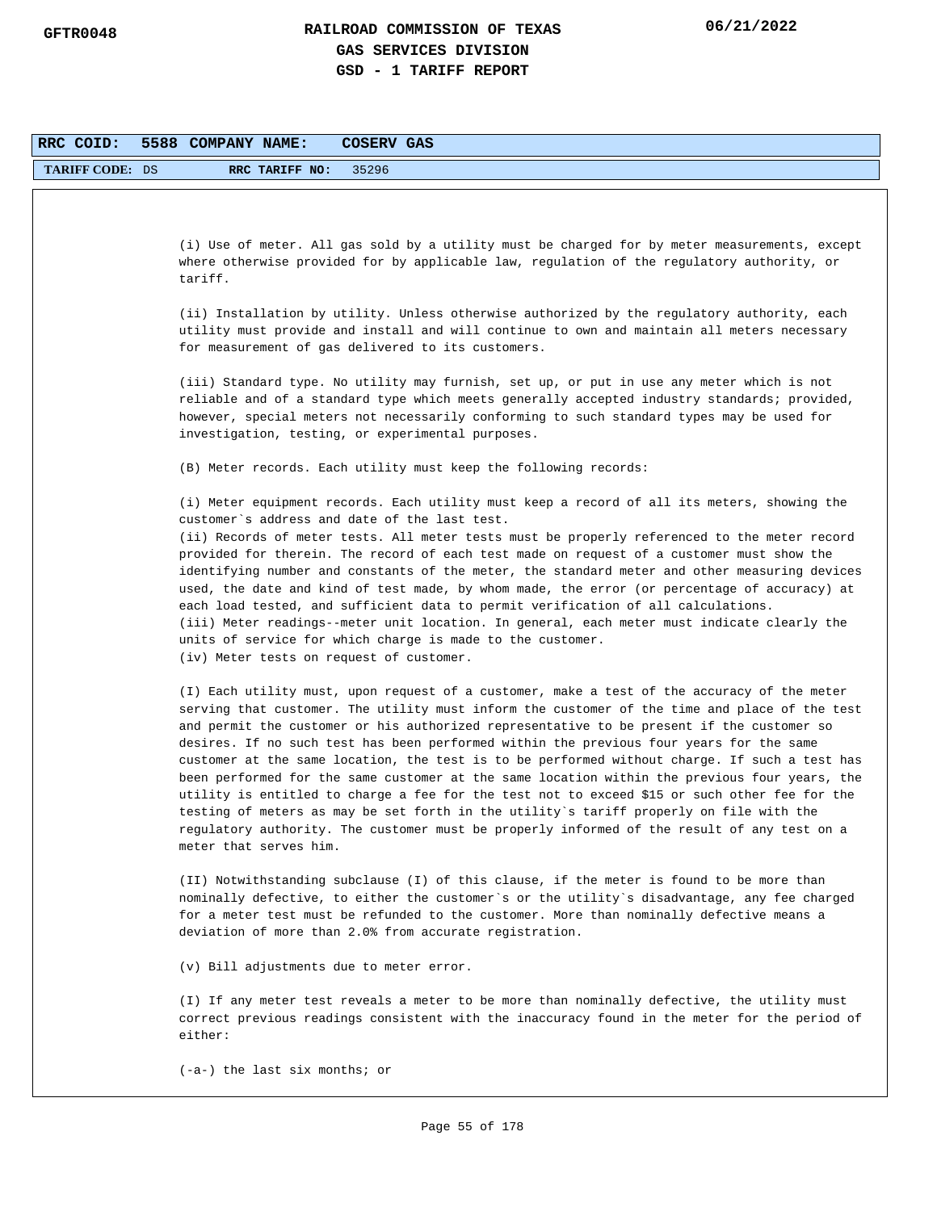**RRC COID:** 5588 **COMPANY NAME:** COSERV GAS

**TARIFF CODE:** DS **RRC TARIFF NO:** 35296

(i) Use of meter. All gas sold by a utility must be charged for by meter measurements, except where otherwise provided for by applicable law, regulation of the regulatory authority, or tariff.

(ii) Installation by utility. Unless otherwise authorized by the regulatory authority, each utility must provide and install and will continue to own and maintain all meters necessary for measurement of gas delivered to its customers.

(iii) Standard type. No utility may furnish, set up, or put in use any meter which is not reliable and of a standard type which meets generally accepted industry standards; provided, however, special meters not necessarily conforming to such standard types may be used for investigation, testing, or experimental purposes.

(B) Meter records. Each utility must keep the following records:

(i) Meter equipment records. Each utility must keep a record of all its meters, showing the customer`s address and date of the last test.
(ii) Records of meter tests. All meter tests must be properly referenced to the meter record provided for therein. The record of each test made on request of a customer must show the identifying number and constants of the meter, the standard meter and other measuring devices used, the date and kind of test made, by whom made, the error (or percentage of accuracy) at each load tested, and sufficient data to permit verification of all calculations.
(iii) Meter readings--meter unit location. In general, each meter must indicate clearly the units of service for which charge is made to the customer.
(iv) Meter tests on request of customer.

(I) Each utility must, upon request of a customer, make a test of the accuracy of the meter serving that customer. The utility must inform the customer of the time and place of the test and permit the customer or his authorized representative to be present if the customer so desires. If no such test has been performed within the previous four years for the same customer at the same location, the test is to be performed without charge. If such a test has been performed for the same customer at the same location within the previous four years, the utility is entitled to charge a fee for the test not to exceed $15 or such other fee for the testing of meters as may be set forth in the utility`s tariff properly on file with the regulatory authority. The customer must be properly informed of the result of any test on a meter that serves him.

(II) Notwithstanding subclause (I) of this clause, if the meter is found to be more than nominally defective, to either the customer`s or the utility`s disadvantage, any fee charged for a meter test must be refunded to the customer. More than nominally defective means a deviation of more than 2.0% from accurate registration.

(v) Bill adjustments due to meter error.

(I) If any meter test reveals a meter to be more than nominally defective, the utility must correct previous readings consistent with the inaccuracy found in the meter for the period of either:

(-a-) the last six months; or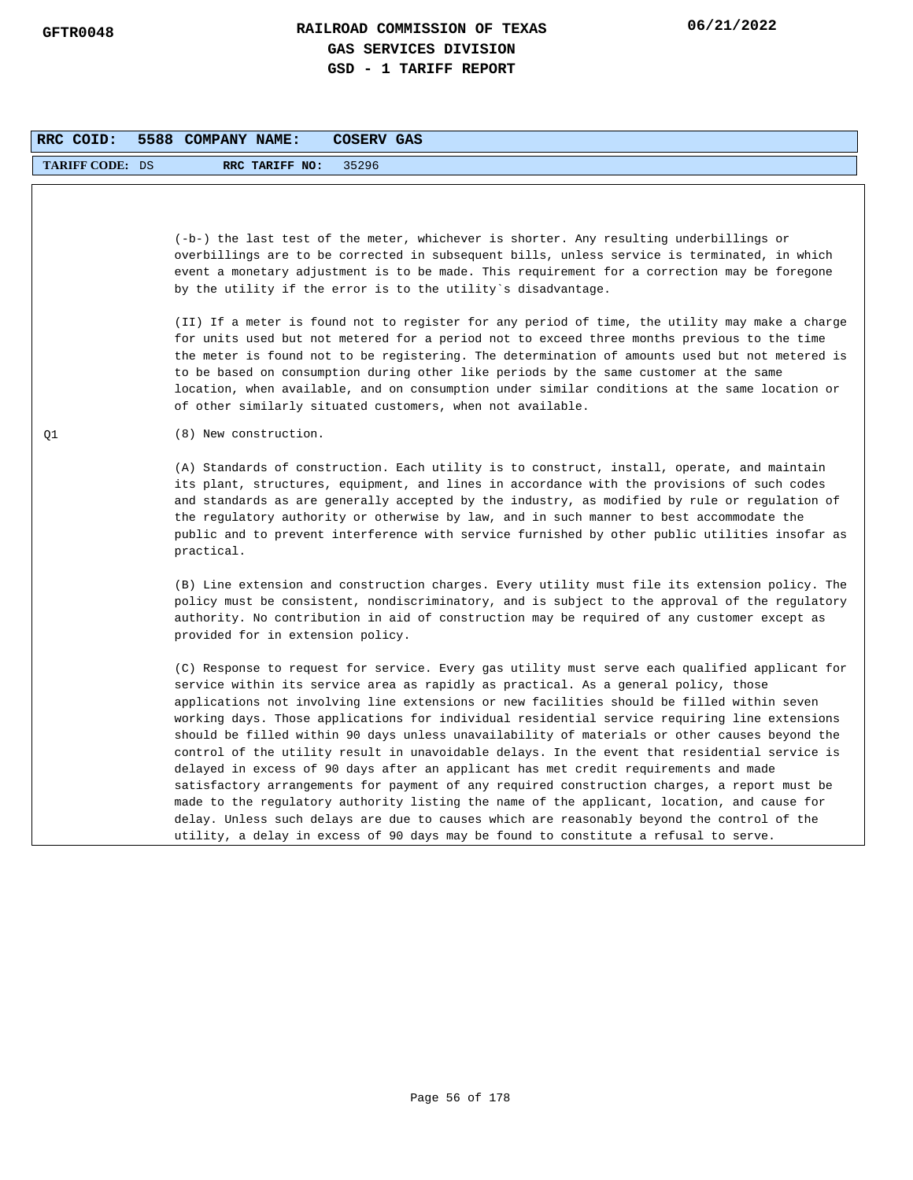**RRC COID:** 5588 **COMPANY NAME:** COSERV GAS

**TARIFF CODE:** DS **RRC TARIFF NO:** 35296

(-b-) the last test of the meter, whichever is shorter. Any resulting underbillings or overbillings are to be corrected in subsequent bills, unless service is terminated, in which event a monetary adjustment is to be made. This requirement for a correction may be foregone by the utility if the error is to the utility`s disadvantage.

(II) If a meter is found not to register for any period of time, the utility may make a charge for units used but not metered for a period not to exceed three months previous to the time the meter is found not to be registering. The determination of amounts used but not metered is to be based on consumption during other like periods by the same customer at the same location, when available, and on consumption under similar conditions at the same location or of other similarly situated customers, when not available.

Q1 (8) New construction.

(A) Standards of construction. Each utility is to construct, install, operate, and maintain its plant, structures, equipment, and lines in accordance with the provisions of such codes and standards as are generally accepted by the industry, as modified by rule or regulation of the regulatory authority or otherwise by law, and in such manner to best accommodate the public and to prevent interference with service furnished by other public utilities insofar as practical.

(B) Line extension and construction charges. Every utility must file its extension policy. The policy must be consistent, nondiscriminatory, and is subject to the approval of the regulatory authority. No contribution in aid of construction may be required of any customer except as provided for in extension policy.

(C) Response to request for service. Every gas utility must serve each qualified applicant for service within its service area as rapidly as practical. As a general policy, those applications not involving line extensions or new facilities should be filled within seven working days. Those applications for individual residential service requiring line extensions should be filled within 90 days unless unavailability of materials or other causes beyond the control of the utility result in unavoidable delays. In the event that residential service is delayed in excess of 90 days after an applicant has met credit requirements and made satisfactory arrangements for payment of any required construction charges, a report must be made to the regulatory authority listing the name of the applicant, location, and cause for delay. Unless such delays are due to causes which are reasonably beyond the control of the utility, a delay in excess of 90 days may be found to constitute a refusal to serve.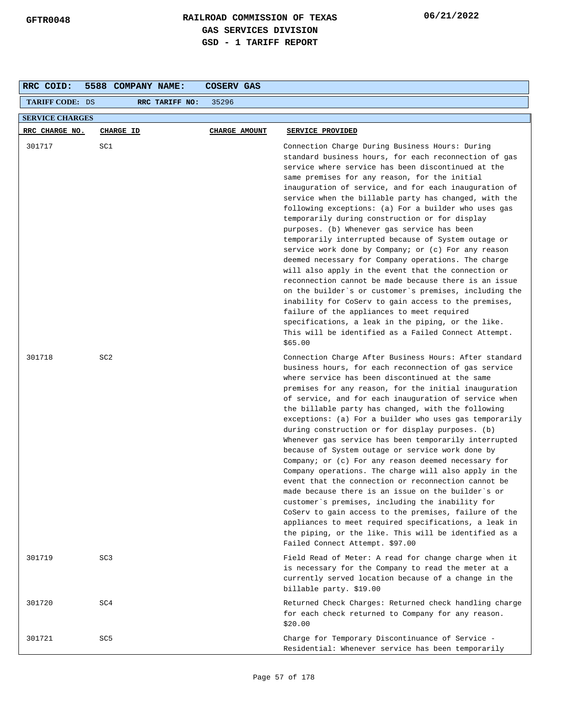GFTR0048

# RAILROAD COMMISSION OF TEXAS
## GAS SERVICES DIVISION
## GSD - 1 TARIFF REPORT

06/21/2022

**RRC COID:** 5588 **COMPANY NAME:** COSERV GAS

**TARIFF CODE:** DS **RRC TARIFF NO:** 35296

**SERVICE CHARGES**

| RRC CHARGE NO. | CHARGE ID | CHARGE AMOUNT | SERVICE PROVIDED |
|---|---|---|---|
| 301717 | SC1 | | Connection Charge During Business Hours: During standard business hours, for each reconnection of gas service where service has been discontinued at the same premises for any reason, for the initial inauguration of service, and for each inauguration of service when the billable party has changed, with the following exceptions: (a) For a builder who uses gas temporarily during construction or for display purposes. (b) Whenever gas service has been temporarily interrupted because of System outage or service work done by Company; or (c) For any reason deemed necessary for Company operations. The charge will also apply in the event that the connection or reconnection cannot be made because there is an issue on the builder`s or customer`s premises, including the inability for CoServ to gain access to the premises, failure of the appliances to meet required specifications, a leak in the piping, or the like. This will be identified as a Failed Connect Attempt. $65.00 |
| 301718 | SC2 | | Connection Charge After Business Hours: After standard business hours, for each reconnection of gas service where service has been discontinued at the same premises for any reason, for the initial inauguration of service, and for each inauguration of service when the billable party has changed, with the following exceptions: (a) For a builder who uses gas temporarily during construction or for display purposes. (b) Whenever gas service has been temporarily interrupted because of System outage or service work done by Company; or (c) For any reason deemed necessary for Company operations. The charge will also apply in the event that the connection or reconnection cannot be made because there is an issue on the builder`s or customer`s premises, including the inability for CoServ to gain access to the premises, failure of the appliances to meet required specifications, a leak in the piping, or the like. This will be identified as a Failed Connect Attempt. $97.00 |
| 301719 | SC3 | | Field Read of Meter: A read for change charge when it is necessary for the Company to read the meter at a currently served location because of a change in the billable party. $19.00 |
| 301720 | SC4 | | Returned Check Charges: Returned check handling charge for each check returned to Company for any reason. $20.00 |
| 301721 | SC5 | | Charge for Temporary Discontinuance of Service - Residential: Whenever service has been temporarily |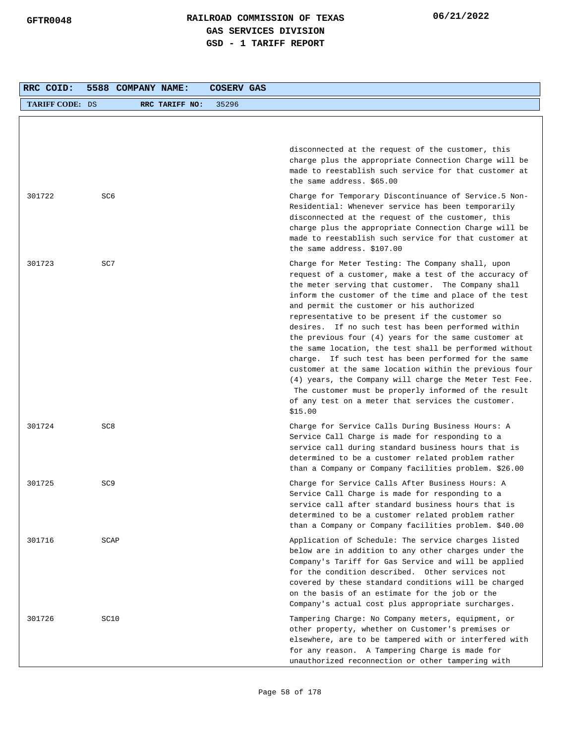| RRC COID: | 5588 | COMPANY NAME: | COSERV GAS |
|---|---|---|---|
| TARIFF CODE: | DS | RRC TARIFF NO: | 35296 |

| | | |
|---|---|---|
| | | disconnected at the request of the customer, this charge plus the appropriate Connection Charge will be made to reestablish such service for that customer at the same address. $65.00 |
| 301722 | SC6 | Charge for Temporary Discontinuance of Service.5 Non-Residential: Whenever service has been temporarily disconnected at the request of the customer, this charge plus the appropriate Connection Charge will be made to reestablish such service for that customer at the same address. $107.00 |
| 301723 | SC7 | Charge for Meter Testing: The Company shall, upon request of a customer, make a test of the accuracy of the meter serving that customer. The Company shall inform the customer of the time and place of the test and permit the customer or his authorized representative to be present if the customer so desires. If no such test has been performed within the previous four (4) years for the same customer at the same location, the test shall be performed without charge. If such test has been performed for the same customer at the same location within the previous four (4) years, the Company will charge the Meter Test Fee. The customer must be properly informed of the result of any test on a meter that services the customer. $15.00 |
| 301724 | SC8 | Charge for Service Calls During Business Hours: A Service Call Charge is made for responding to a service call during standard business hours that is determined to be a customer related problem rather than a Company or Company facilities problem. $26.00 |
| 301725 | SC9 | Charge for Service Calls After Business Hours: A Service Call Charge is made for responding to a service call after standard business hours that is determined to be a customer related problem rather than a Company or Company facilities problem. $40.00 |
| 301716 | SCAP | Application of Schedule: The service charges listed below are in addition to any other charges under the Company's Tariff for Gas Service and will be applied for the condition described. Other services not covered by these standard conditions will be charged on the basis of an estimate for the job or the Company's actual cost plus appropriate surcharges. |
| 301726 | SC10 | Tampering Charge: No Company meters, equipment, or other property, whether on Customer's premises or elsewhere, are to be tampered with or interfered with for any reason. A Tampering Charge is made for unauthorized reconnection or other tampering with |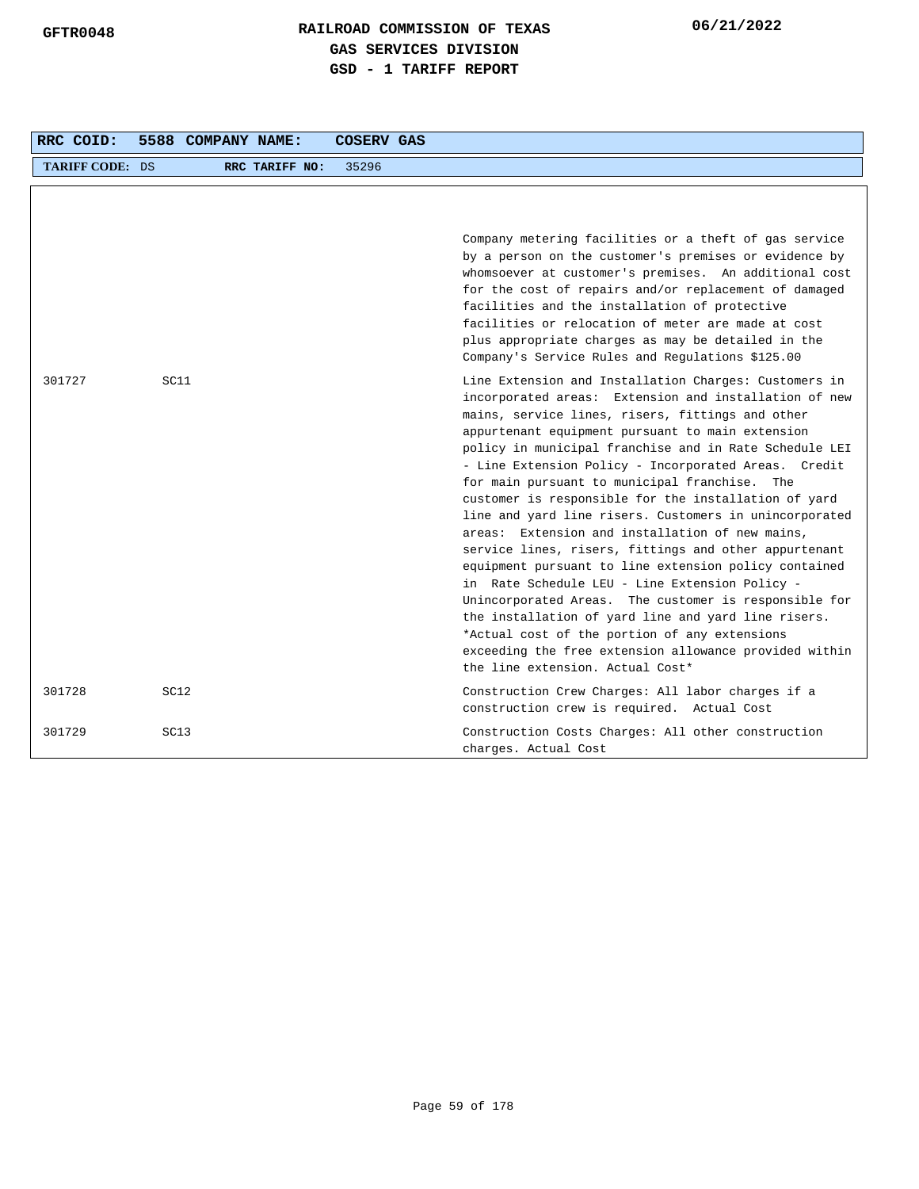**RAILROAD COMMISSION OF TEXAS**
**GAS SERVICES DIVISION**
**GSD - 1 TARIFF REPORT**

| RRC COID: | 5588 | COMPANY NAME: | COSERV GAS |
|---|---|---|---|
| TARIFF CODE: | DS | RRC TARIFF NO: | 35296 |

| | | |
|---|---|---|
| | | Company metering facilities or a theft of gas service by a person on the customer's premises or evidence by whomsoever at customer's premises. An additional cost for the cost of repairs and/or replacement of damaged facilities and the installation of protective facilities or relocation of meter are made at cost plus appropriate charges as may be detailed in the Company's Service Rules and Regulations $125.00 |
| 301727 | SC11 | Line Extension and Installation Charges: Customers in incorporated areas: Extension and installation of new mains, service lines, risers, fittings and other appurtenant equipment pursuant to main extension policy in municipal franchise and in Rate Schedule LEI - Line Extension Policy - Incorporated Areas. Credit for main pursuant to municipal franchise. The customer is responsible for the installation of yard line and yard line risers. Customers in unincorporated areas: Extension and installation of new mains, service lines, risers, fittings and other appurtenant equipment pursuant to line extension policy contained in Rate Schedule LEU - Line Extension Policy - Unincorporated Areas. The customer is responsible for the installation of yard line and yard line risers. *Actual cost of the portion of any extensions exceeding the free extension allowance provided within the line extension. Actual Cost* |
| 301728 | SC12 | Construction Crew Charges: All labor charges if a construction crew is required. Actual Cost |
| 301729 | SC13 | Construction Costs Charges: All other construction charges. Actual Cost |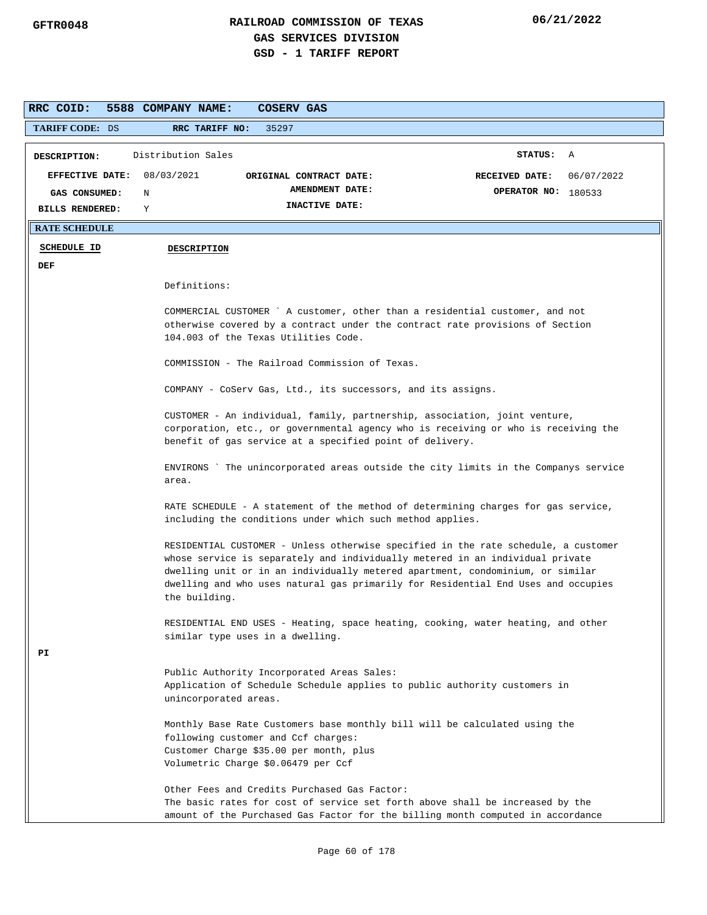**GFTR0048**

# RAILROAD COMMISSION OF TEXAS
## GAS SERVICES DIVISION
## GSD - 1 TARIFF REPORT

06/21/2022

**RRC COID:** 5588 **COMPANY NAME:** COSERV GAS

**TARIFF CODE:** DS **RRC TARIFF NO:** 35297

| | | | | | |
|---|---|---|---|---|---|
| **DESCRIPTION:** | Distribution Sales | | | **STATUS:** | A |
| **EFFECTIVE DATE:** | 08/03/2021 | **ORIGINAL CONTRACT DATE:** | | **RECEIVED DATE:** | 06/07/2022 |
| **GAS CONSUMED:** | N | **AMENDMENT DATE:** | | **OPERATOR NO:** | 180533 |
| **BILLS RENDERED:** | Y | **INACTIVE DATE:** | | | |

**RATE SCHEDULE**

**SCHEDULE ID** **DESCRIPTION**

**DEF**

Definitions:

COMMERCIAL CUSTOMER ` A customer, other than a residential customer, and not otherwise covered by a contract under the contract rate provisions of Section 104.003 of the Texas Utilities Code.

COMMISSION - The Railroad Commission of Texas.

COMPANY - CoServ Gas, Ltd., its successors, and its assigns.

CUSTOMER - An individual, family, partnership, association, joint venture, corporation, etc., or governmental agency who is receiving or who is receiving the benefit of gas service at a specified point of delivery.

ENVIRONS ` The unincorporated areas outside the city limits in the Companys service area.

RATE SCHEDULE - A statement of the method of determining charges for gas service, including the conditions under which such method applies.

RESIDENTIAL CUSTOMER - Unless otherwise specified in the rate schedule, a customer whose service is separately and individually metered in an individual private dwelling unit or in an individually metered apartment, condominium, or similar dwelling and who uses natural gas primarily for Residential End Uses and occupies the building.

RESIDENTIAL END USES - Heating, space heating, cooking, water heating, and other similar type uses in a dwelling.

**PI**

Public Authority Incorporated Areas Sales:
Application of Schedule Schedule applies to public authority customers in unincorporated areas.

Monthly Base Rate Customers base monthly bill will be calculated using the following customer and Ccf charges:
Customer Charge $35.00 per month, plus
Volumetric Charge $0.06479 per Ccf

Other Fees and Credits Purchased Gas Factor:
The basic rates for cost of service set forth above shall be increased by the amount of the Purchased Gas Factor for the billing month computed in accordance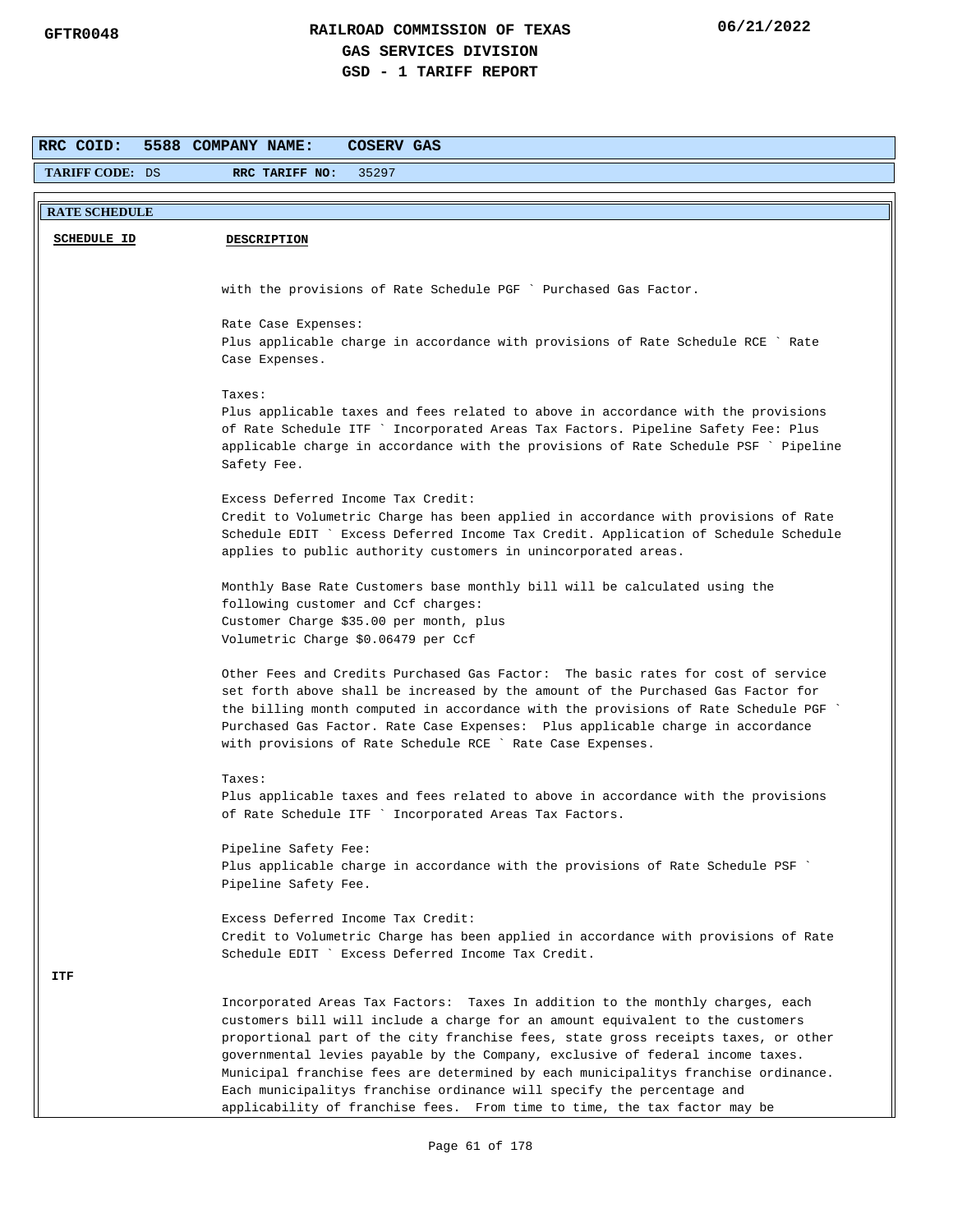**RRC COID:** 5588 **COMPANY NAME:** COSERV GAS

**TARIFF CODE:** DS **RRC TARIFF NO:** 35297

**RATE SCHEDULE**

| SCHEDULE ID | DESCRIPTION |
|---|---|
| | with the provisions of Rate Schedule PGF ` Purchased Gas Factor.<br><br>Rate Case Expenses:<br>Plus applicable charge in accordance with provisions of Rate Schedule RCE ` Rate Case Expenses.<br><br>Taxes:<br>Plus applicable taxes and fees related to above in accordance with the provisions of Rate Schedule ITF ` Incorporated Areas Tax Factors. Pipeline Safety Fee: Plus applicable charge in accordance with the provisions of Rate Schedule PSF ` Pipeline Safety Fee.<br><br>Excess Deferred Income Tax Credit:<br>Credit to Volumetric Charge has been applied in accordance with provisions of Rate Schedule EDIT ` Excess Deferred Income Tax Credit. Application of Schedule Schedule applies to public authority customers in unincorporated areas.<br><br>Monthly Base Rate Customers base monthly bill will be calculated using the following customer and Ccf charges:<br>Customer Charge $35.00 per month, plus<br>Volumetric Charge $0.06479 per Ccf<br><br>Other Fees and Credits Purchased Gas Factor: The basic rates for cost of service set forth above shall be increased by the amount of the Purchased Gas Factor for the billing month computed in accordance with the provisions of Rate Schedule PGF ` Purchased Gas Factor. Rate Case Expenses: Plus applicable charge in accordance with provisions of Rate Schedule RCE ` Rate Case Expenses.<br><br>Taxes:<br>Plus applicable taxes and fees related to above in accordance with the provisions of Rate Schedule ITF ` Incorporated Areas Tax Factors.<br><br>Pipeline Safety Fee:<br>Plus applicable charge in accordance with the provisions of Rate Schedule PSF ` Pipeline Safety Fee.<br><br>Excess Deferred Income Tax Credit:<br>Credit to Volumetric Charge has been applied in accordance with provisions of Rate Schedule EDIT ` Excess Deferred Income Tax Credit. |
| ITF | |
| | Incorporated Areas Tax Factors: Taxes In addition to the monthly charges, each customers bill will include a charge for an amount equivalent to the customers proportional part of the city franchise fees, state gross receipts taxes, or other governmental levies payable by the Company, exclusive of federal income taxes. Municipal franchise fees are determined by each municipalitys franchise ordinance. Each municipalitys franchise ordinance will specify the percentage and applicability of franchise fees. From time to time, the tax factor may be |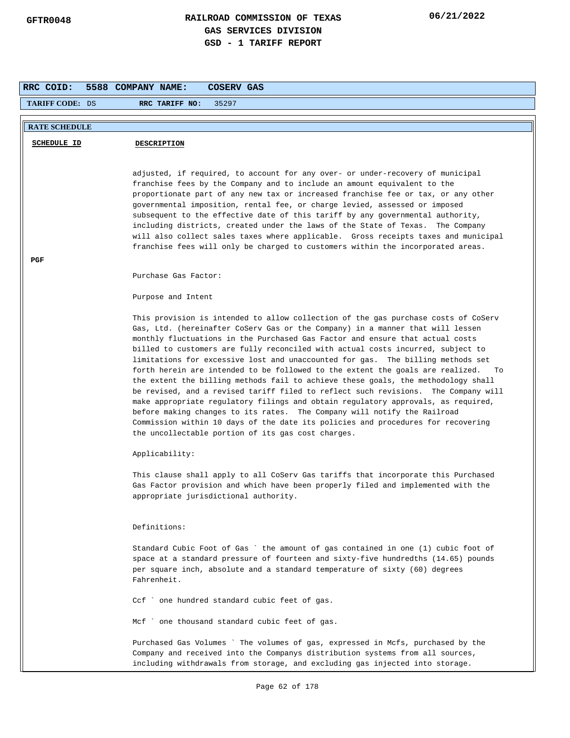**RAILROAD COMMISSION OF TEXAS**
**GAS SERVICES DIVISION**
**GSD - 1 TARIFF REPORT**

GFTR0048 — 06/21/2022

**RRC COID: 5588 COMPANY NAME: COSERV GAS**

**TARIFF CODE:** DS **RRC TARIFF NO:** 35297

**RATE SCHEDULE**

| SCHEDULE ID | DESCRIPTION |
|---|---|
| | adjusted, if required, to account for any over- or under-recovery of municipal franchise fees by the Company and to include an amount equivalent to the proportionate part of any new tax or increased franchise fee or tax, or any other governmental imposition, rental fee, or charge levied, assessed or imposed subsequent to the effective date of this tariff by any governmental authority, including districts, created under the laws of the State of Texas. The Company will also collect sales taxes where applicable. Gross receipts taxes and municipal franchise fees will only be charged to customers within the incorporated areas. |
| **PGF** | |

Purchase Gas Factor:

Purpose and Intent

This provision is intended to allow collection of the gas purchase costs of CoServ Gas, Ltd. (hereinafter CoServ Gas or the Company) in a manner that will lessen monthly fluctuations in the Purchased Gas Factor and ensure that actual costs billed to customers are fully reconciled with actual costs incurred, subject to limitations for excessive lost and unaccounted for gas. The billing methods set forth herein are intended to be followed to the extent the goals are realized. To the extent the billing methods fail to achieve these goals, the methodology shall be revised, and a revised tariff filed to reflect such revisions. The Company will make appropriate regulatory filings and obtain regulatory approvals, as required, before making changes to its rates. The Company will notify the Railroad Commission within 10 days of the date its policies and procedures for recovering the uncollectable portion of its gas cost charges.

Applicability:

This clause shall apply to all CoServ Gas tariffs that incorporate this Purchased Gas Factor provision and which have been properly filed and implemented with the appropriate jurisdictional authority.

Definitions:

Standard Cubic Foot of Gas ` the amount of gas contained in one (1) cubic foot of space at a standard pressure of fourteen and sixty-five hundredths (14.65) pounds per square inch, absolute and a standard temperature of sixty (60) degrees Fahrenheit.

Ccf ` one hundred standard cubic feet of gas.

Mcf ` one thousand standard cubic feet of gas.

Purchased Gas Volumes ` The volumes of gas, expressed in Mcfs, purchased by the Company and received into the Companys distribution systems from all sources, including withdrawals from storage, and excluding gas injected into storage.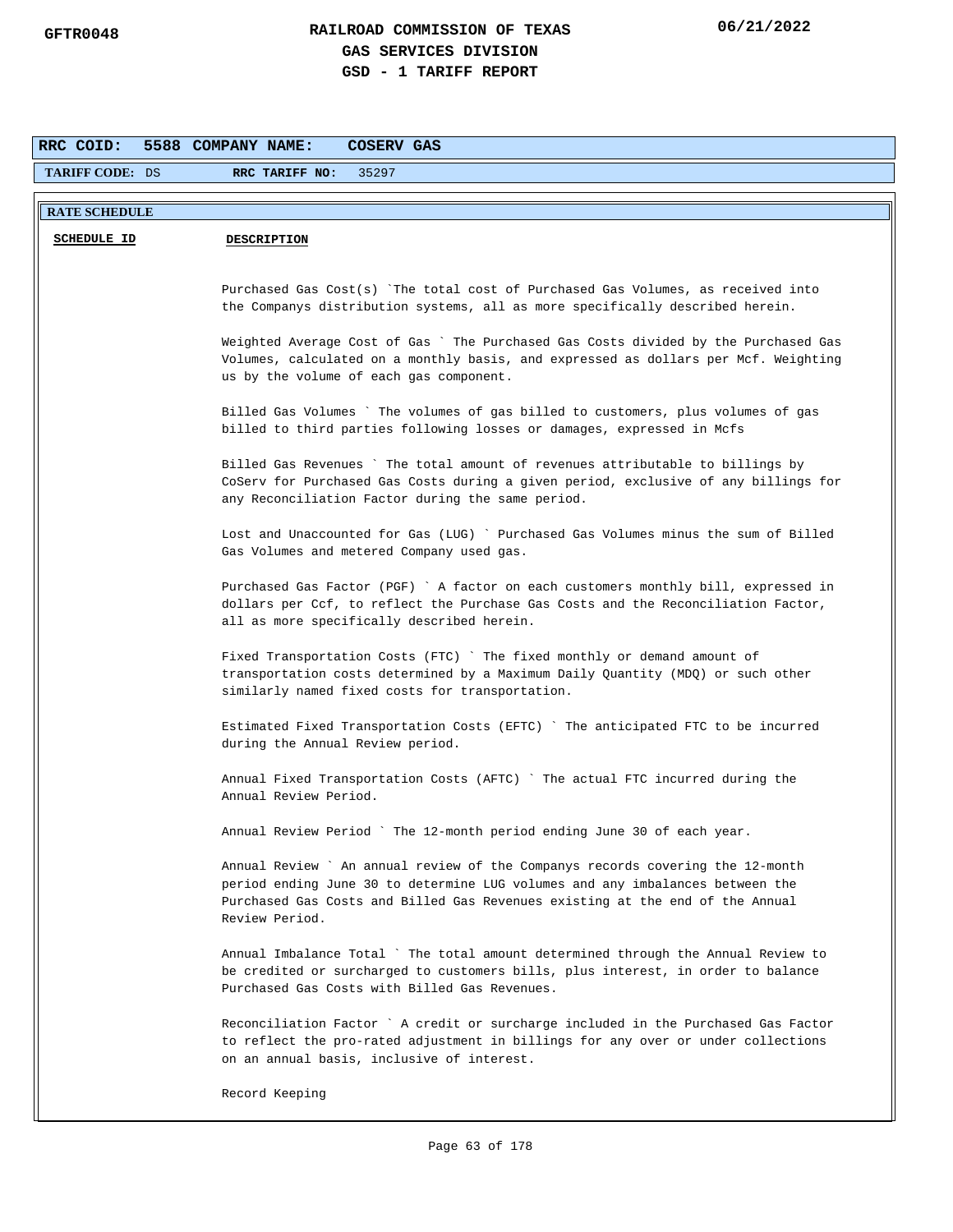# RAILROAD COMMISSION OF TEXAS
## GAS SERVICES DIVISION
## GSD - 1 TARIFF REPORT

GFTR0048 06/21/2022

**RRC COID:** 5588 **COMPANY NAME:** COSERV GAS

**TARIFF CODE:** DS **RRC TARIFF NO:** 35297

**RATE SCHEDULE**

| SCHEDULE ID | DESCRIPTION |
|---|---|

Purchased Gas Cost(s) `The total cost of Purchased Gas Volumes, as received into the Companys distribution systems, all as more specifically described herein.

Weighted Average Cost of Gas ` The Purchased Gas Costs divided by the Purchased Gas Volumes, calculated on a monthly basis, and expressed as dollars per Mcf. Weighting us by the volume of each gas component.

Billed Gas Volumes ` The volumes of gas billed to customers, plus volumes of gas billed to third parties following losses or damages, expressed in Mcfs

Billed Gas Revenues ` The total amount of revenues attributable to billings by CoServ for Purchased Gas Costs during a given period, exclusive of any billings for any Reconciliation Factor during the same period.

Lost and Unaccounted for Gas (LUG) ` Purchased Gas Volumes minus the sum of Billed Gas Volumes and metered Company used gas.

Purchased Gas Factor (PGF) ` A factor on each customers monthly bill, expressed in dollars per Ccf, to reflect the Purchase Gas Costs and the Reconciliation Factor, all as more specifically described herein.

Fixed Transportation Costs (FTC) ` The fixed monthly or demand amount of transportation costs determined by a Maximum Daily Quantity (MDQ) or such other similarly named fixed costs for transportation.

Estimated Fixed Transportation Costs (EFTC) ` The anticipated FTC to be incurred during the Annual Review period.

Annual Fixed Transportation Costs (AFTC) ` The actual FTC incurred during the Annual Review Period.

Annual Review Period ` The 12-month period ending June 30 of each year.

Annual Review ` An annual review of the Companys records covering the 12-month period ending June 30 to determine LUG volumes and any imbalances between the Purchased Gas Costs and Billed Gas Revenues existing at the end of the Annual Review Period.

Annual Imbalance Total ` The total amount determined through the Annual Review to be credited or surcharged to customers bills, plus interest, in order to balance Purchased Gas Costs with Billed Gas Revenues.

Reconciliation Factor ` A credit or surcharge included in the Purchased Gas Factor to reflect the pro-rated adjustment in billings for any over or under collections on an annual basis, inclusive of interest.

Record Keeping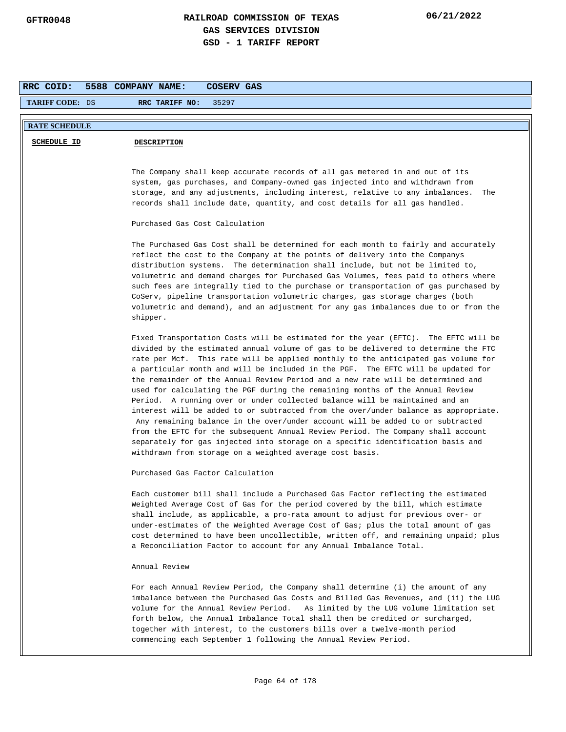**RRC COID:** 5588 **COMPANY NAME:** COSERV GAS

**TARIFF CODE:** DS **RRC TARIFF NO:** 35297

**RATE SCHEDULE**

| SCHEDULE ID | DESCRIPTION |
|---|---|

The Company shall keep accurate records of all gas metered in and out of its system, gas purchases, and Company-owned gas injected into and withdrawn from storage, and any adjustments, including interest, relative to any imbalances. The records shall include date, quantity, and cost details for all gas handled.

Purchased Gas Cost Calculation

The Purchased Gas Cost shall be determined for each month to fairly and accurately reflect the cost to the Company at the points of delivery into the Companys distribution systems. The determination shall include, but not be limited to, volumetric and demand charges for Purchased Gas Volumes, fees paid to others where such fees are integrally tied to the purchase or transportation of gas purchased by CoServ, pipeline transportation volumetric charges, gas storage charges (both volumetric and demand), and an adjustment for any gas imbalances due to or from the shipper.

Fixed Transportation Costs will be estimated for the year (EFTC). The EFTC will be divided by the estimated annual volume of gas to be delivered to determine the FTC rate per Mcf. This rate will be applied monthly to the anticipated gas volume for a particular month and will be included in the PGF. The EFTC will be updated for the remainder of the Annual Review Period and a new rate will be determined and used for calculating the PGF during the remaining months of the Annual Review Period. A running over or under collected balance will be maintained and an interest will be added to or subtracted from the over/under balance as appropriate. Any remaining balance in the over/under account will be added to or subtracted from the EFTC for the subsequent Annual Review Period. The Company shall account separately for gas injected into storage on a specific identification basis and withdrawn from storage on a weighted average cost basis.

Purchased Gas Factor Calculation

Each customer bill shall include a Purchased Gas Factor reflecting the estimated Weighted Average Cost of Gas for the period covered by the bill, which estimate shall include, as applicable, a pro-rata amount to adjust for previous over- or under-estimates of the Weighted Average Cost of Gas; plus the total amount of gas cost determined to have been uncollectible, written off, and remaining unpaid; plus a Reconciliation Factor to account for any Annual Imbalance Total.

Annual Review

For each Annual Review Period, the Company shall determine (i) the amount of any imbalance between the Purchased Gas Costs and Billed Gas Revenues, and (ii) the LUG volume for the Annual Review Period. As limited by the LUG volume limitation set forth below, the Annual Imbalance Total shall then be credited or surcharged, together with interest, to the customers bills over a twelve-month period commencing each September 1 following the Annual Review Period.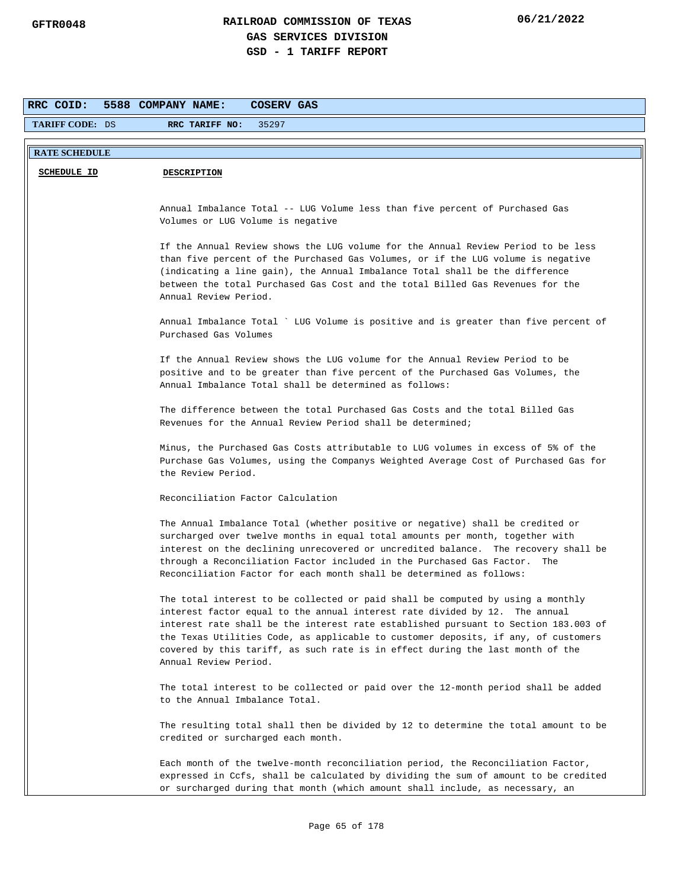**RAILROAD COMMISSION OF TEXAS**
**GAS SERVICES DIVISION**
**GSD - 1 TARIFF REPORT**

| RRC COID: 5588 | COMPANY NAME: COSERV GAS |
|---|---|
| TARIFF CODE: DS | RRC TARIFF NO: 35297 |

**RATE SCHEDULE**

| SCHEDULE ID | DESCRIPTION |
|---|---|

Annual Imbalance Total -- LUG Volume less than five percent of Purchased Gas Volumes or LUG Volume is negative

If the Annual Review shows the LUG volume for the Annual Review Period to be less than five percent of the Purchased Gas Volumes, or if the LUG volume is negative (indicating a line gain), the Annual Imbalance Total shall be the difference between the total Purchased Gas Cost and the total Billed Gas Revenues for the Annual Review Period.

Annual Imbalance Total ` LUG Volume is positive and is greater than five percent of Purchased Gas Volumes

If the Annual Review shows the LUG volume for the Annual Review Period to be positive and to be greater than five percent of the Purchased Gas Volumes, the Annual Imbalance Total shall be determined as follows:

The difference between the total Purchased Gas Costs and the total Billed Gas Revenues for the Annual Review Period shall be determined;

Minus, the Purchased Gas Costs attributable to LUG volumes in excess of 5% of the Purchase Gas Volumes, using the Companys Weighted Average Cost of Purchased Gas for the Review Period.

Reconciliation Factor Calculation

The Annual Imbalance Total (whether positive or negative) shall be credited or surcharged over twelve months in equal total amounts per month, together with interest on the declining unrecovered or uncredited balance. The recovery shall be through a Reconciliation Factor included in the Purchased Gas Factor. The Reconciliation Factor for each month shall be determined as follows:

The total interest to be collected or paid shall be computed by using a monthly interest factor equal to the annual interest rate divided by 12. The annual interest rate shall be the interest rate established pursuant to Section 183.003 of the Texas Utilities Code, as applicable to customer deposits, if any, of customers covered by this tariff, as such rate is in effect during the last month of the Annual Review Period.

The total interest to be collected or paid over the 12-month period shall be added to the Annual Imbalance Total.

The resulting total shall then be divided by 12 to determine the total amount to be credited or surcharged each month.

Each month of the twelve-month reconciliation period, the Reconciliation Factor, expressed in Ccfs, shall be calculated by dividing the sum of amount to be credited or surcharged during that month (which amount shall include, as necessary, an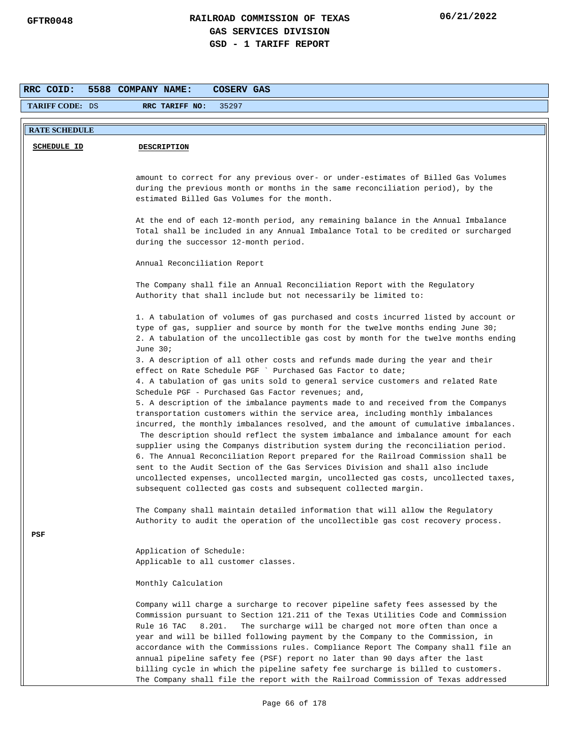**RRC COID:** 5588 **COMPANY NAME:** COSERV GAS

**TARIFF CODE:** DS **RRC TARIFF NO:** 35297

**RATE SCHEDULE**

| SCHEDULE ID | DESCRIPTION |
|---|---|
| | amount to correct for any previous over- or under-estimates of Billed Gas Volumes during the previous month or months in the same reconciliation period), by the estimated Billed Gas Volumes for the month.<br><br>At the end of each 12-month period, any remaining balance in the Annual Imbalance Total shall be included in any Annual Imbalance Total to be credited or surcharged during the successor 12-month period.<br><br>Annual Reconciliation Report<br><br>The Company shall file an Annual Reconciliation Report with the Regulatory Authority that shall include but not necessarily be limited to:<br><br>1. A tabulation of volumes of gas purchased and costs incurred listed by account or type of gas, supplier and source by month for the twelve months ending June 30;<br>2. A tabulation of the uncollectible gas cost by month for the twelve months ending June 30;<br>3. A description of all other costs and refunds made during the year and their effect on Rate Schedule PGF ` Purchased Gas Factor to date;<br>4. A tabulation of gas units sold to general service customers and related Rate Schedule PGF - Purchased Gas Factor revenues; and,<br>5. A description of the imbalance payments made to and received from the Companys transportation customers within the service area, including monthly imbalances incurred, the monthly imbalances resolved, and the amount of cumulative imbalances. The description should reflect the system imbalance and imbalance amount for each supplier using the Companys distribution system during the reconciliation period.<br>6. The Annual Reconciliation Report prepared for the Railroad Commission shall be sent to the Audit Section of the Gas Services Division and shall also include uncollected expenses, uncollected margin, uncollected gas costs, uncollected taxes, subsequent collected gas costs and subsequent collected margin.<br><br>The Company shall maintain detailed information that will allow the Regulatory Authority to audit the operation of the uncollectible gas cost recovery process. |
| **PSF** | |
| | Application of Schedule:<br>Applicable to all customer classes.<br><br>Monthly Calculation<br><br>Company will charge a surcharge to recover pipeline safety fees assessed by the Commission pursuant to Section 121.211 of the Texas Utilities Code and Commission Rule 16 TAC 8.201. The surcharge will be charged not more often than once a year and will be billed following payment by the Company to the Commission, in accordance with the Commissions rules. Compliance Report The Company shall file an annual pipeline safety fee (PSF) report no later than 90 days after the last billing cycle in which the pipeline safety fee surcharge is billed to customers. The Company shall file the report with the Railroad Commission of Texas addressed |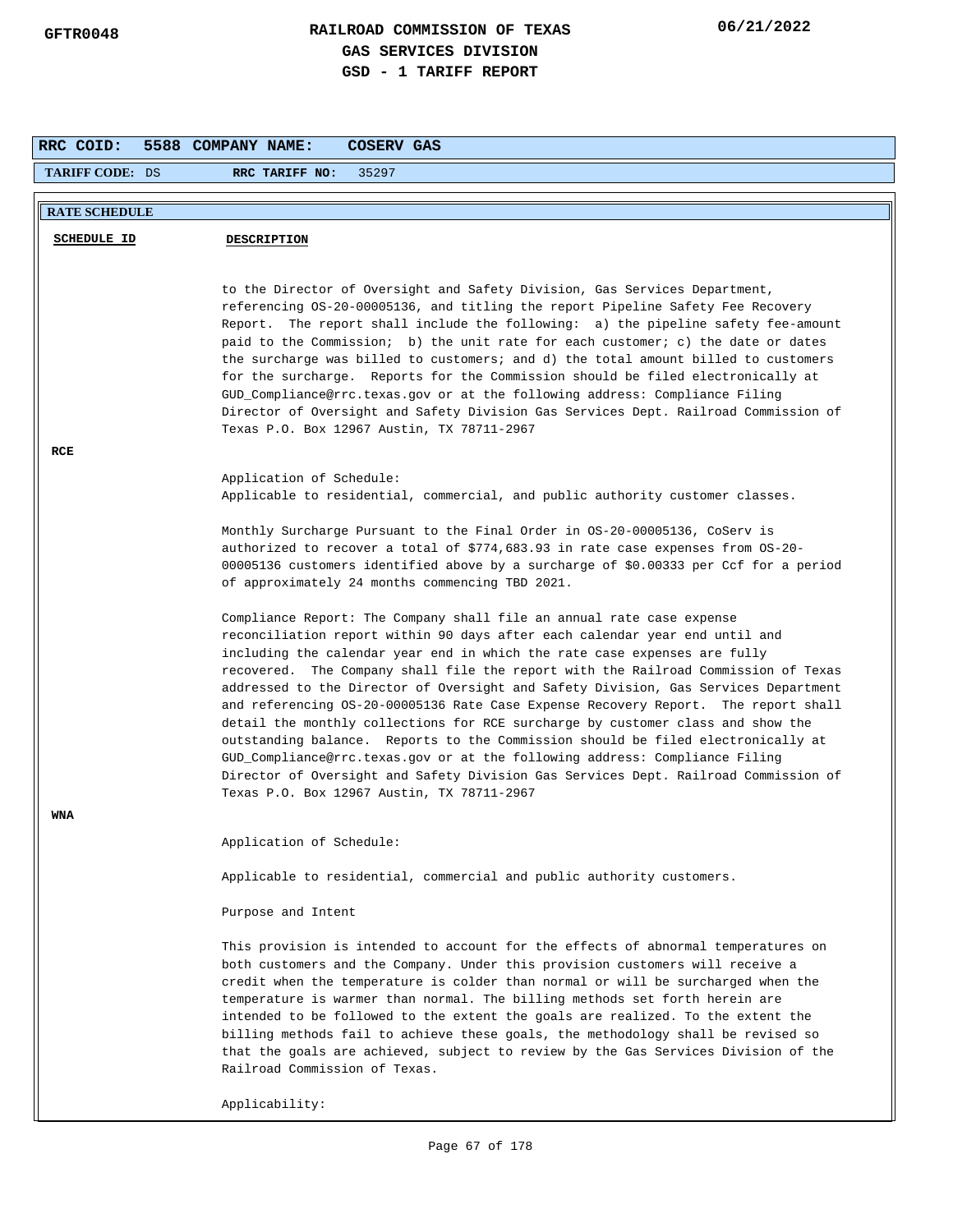**RAILROAD COMMISSION OF TEXAS**
**GAS SERVICES DIVISION**
**GSD - 1 TARIFF REPORT**

GFTR0048 — 06/21/2022

**RRC COID:** 5588 **COMPANY NAME:** COSERV GAS

**TARIFF CODE:** DS **RRC TARIFF NO:** 35297

**RATE SCHEDULE**

| SCHEDULE ID | DESCRIPTION |
|---|---|
| | to the Director of Oversight and Safety Division, Gas Services Department, referencing OS-20-00005136, and titling the report Pipeline Safety Fee Recovery Report. The report shall include the following: a) the pipeline safety fee-amount paid to the Commission; b) the unit rate for each customer; c) the date or dates the surcharge was billed to customers; and d) the total amount billed to customers for the surcharge. Reports for the Commission should be filed electronically at GUD_Compliance@rrc.texas.gov or at the following address: Compliance Filing Director of Oversight and Safety Division Gas Services Dept. Railroad Commission of Texas P.O. Box 12967 Austin, TX 78711-2967 |
| **RCE** | |
| | Application of Schedule:<br>Applicable to residential, commercial, and public authority customer classes.<br><br>Monthly Surcharge Pursuant to the Final Order in OS-20-00005136, CoServ is authorized to recover a total of $774,683.93 in rate case expenses from OS-20-00005136 customers identified above by a surcharge of $0.00333 per Ccf for a period of approximately 24 months commencing TBD 2021.<br><br>Compliance Report: The Company shall file an annual rate case expense reconciliation report within 90 days after each calendar year end until and including the calendar year end in which the rate case expenses are fully recovered. The Company shall file the report with the Railroad Commission of Texas addressed to the Director of Oversight and Safety Division, Gas Services Department and referencing OS-20-00005136 Rate Case Expense Recovery Report. The report shall detail the monthly collections for RCE surcharge by customer class and show the outstanding balance. Reports to the Commission should be filed electronically at GUD_Compliance@rrc.texas.gov or at the following address: Compliance Filing Director of Oversight and Safety Division Gas Services Dept. Railroad Commission of Texas P.O. Box 12967 Austin, TX 78711-2967 |
| **WNA** | |
| | Application of Schedule:<br><br>Applicable to residential, commercial and public authority customers.<br><br>Purpose and Intent<br><br>This provision is intended to account for the effects of abnormal temperatures on both customers and the Company. Under this provision customers will receive a credit when the temperature is colder than normal or will be surcharged when the temperature is warmer than normal. The billing methods set forth herein are intended to be followed to the extent the goals are realized. To the extent the billing methods fail to achieve these goals, the methodology shall be revised so that the goals are achieved, subject to review by the Gas Services Division of the Railroad Commission of Texas.<br><br>Applicability: |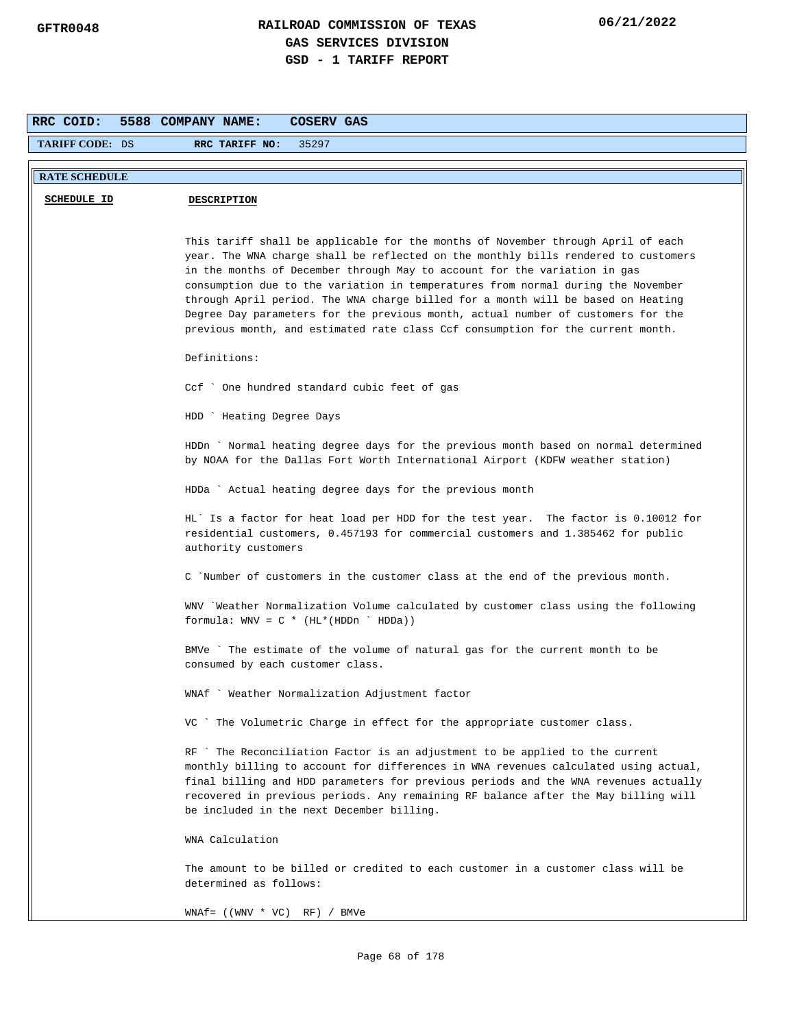GFTR0048

# RAILROAD COMMISSION OF TEXAS
## GAS SERVICES DIVISION
## GSD - 1 TARIFF REPORT

06/21/2022

**RRC COID:** 5588 **COMPANY NAME:** COSERV GAS

**TARIFF CODE:** DS **RRC TARIFF NO:** 35297

**RATE SCHEDULE**

| SCHEDULE ID | DESCRIPTION |
|---|---|

This tariff shall be applicable for the months of November through April of each year. The WNA charge shall be reflected on the monthly bills rendered to customers in the months of December through May to account for the variation in gas consumption due to the variation in temperatures from normal during the November through April period. The WNA charge billed for a month will be based on Heating Degree Day parameters for the previous month, actual number of customers for the previous month, and estimated rate class Ccf consumption for the current month.

Definitions:

Ccf ` One hundred standard cubic feet of gas

HDD ` Heating Degree Days

HDDn ` Normal heating degree days for the previous month based on normal determined by NOAA for the Dallas Fort Worth International Airport (KDFW weather station)

HDDa ` Actual heating degree days for the previous month

HL` Is a factor for heat load per HDD for the test year. The factor is 0.10012 for residential customers, 0.457193 for commercial customers and 1.385462 for public authority customers

C `Number of customers in the customer class at the end of the previous month.

WNV `Weather Normalization Volume calculated by customer class using the following formula: WNV = C * (HL*(HDDn ` HDDa))

BMVe ` The estimate of the volume of natural gas for the current month to be consumed by each customer class.

WNAf ` Weather Normalization Adjustment factor

VC ` The Volumetric Charge in effect for the appropriate customer class.

RF ` The Reconciliation Factor is an adjustment to be applied to the current monthly billing to account for differences in WNA revenues calculated using actual, final billing and HDD parameters for previous periods and the WNA revenues actually recovered in previous periods. Any remaining RF balance after the May billing will be included in the next December billing.

WNA Calculation

The amount to be billed or credited to each customer in a customer class will be determined as follows:

WNAf= ((WNV * VC)  RF) / BMVe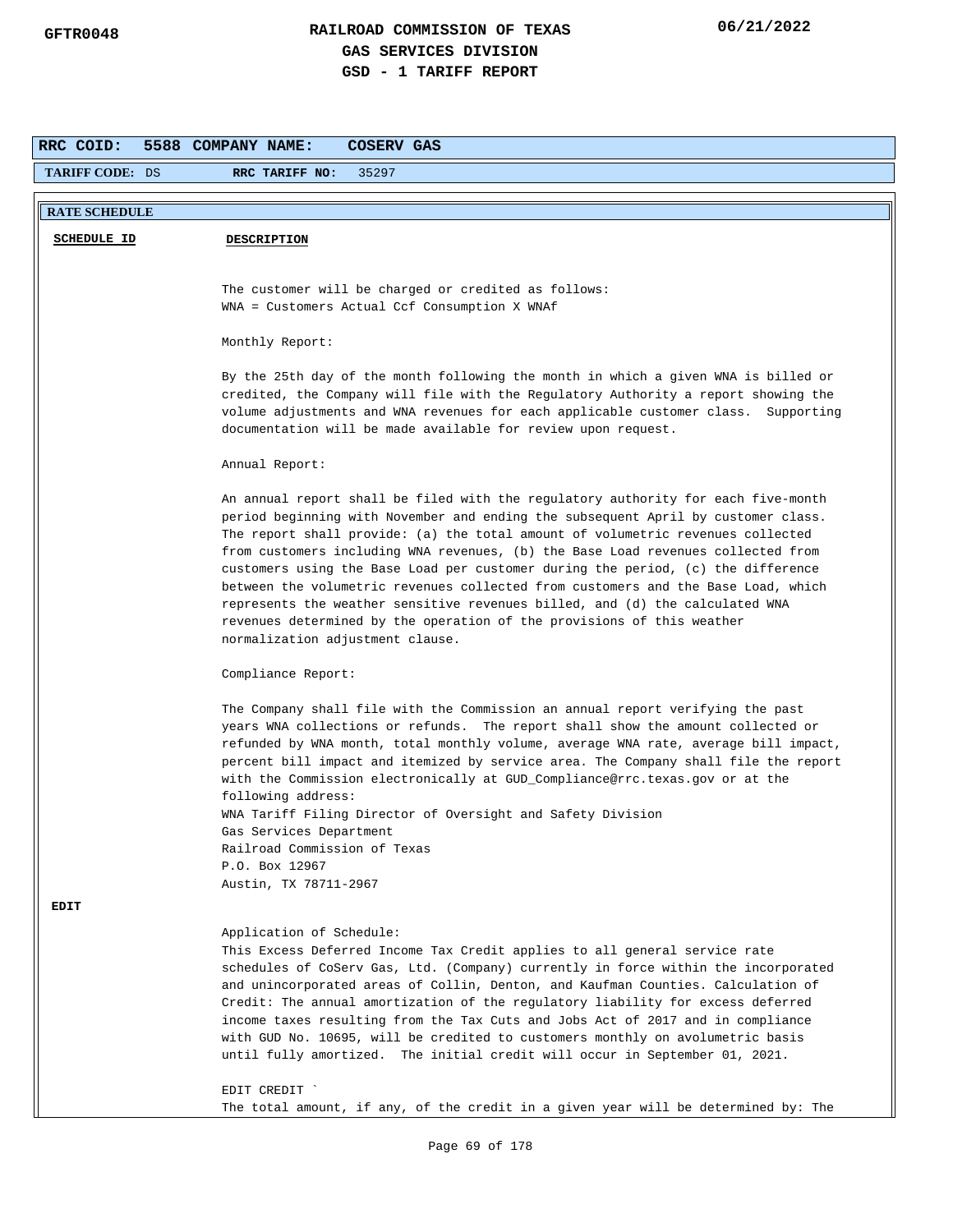# RAILROAD COMMISSION OF TEXAS
## GAS SERVICES DIVISION
## GSD - 1 TARIFF REPORT

GFTR0048 06/21/2022

**RRC COID:** 5588 **COMPANY NAME:** COSERV GAS

**TARIFF CODE:** DS **RRC TARIFF NO:** 35297

**RATE SCHEDULE**

| SCHEDULE ID | DESCRIPTION |
|---|---|
| | The customer will be charged or credited as follows:<br>WNA = Customers Actual Ccf Consumption X WNAf<br><br>Monthly Report:<br><br>By the 25th day of the month following the month in which a given WNA is billed or credited, the Company will file with the Regulatory Authority a report showing the volume adjustments and WNA revenues for each applicable customer class. Supporting documentation will be made available for review upon request.<br><br>Annual Report:<br><br>An annual report shall be filed with the regulatory authority for each five-month period beginning with November and ending the subsequent April by customer class. The report shall provide: (a) the total amount of volumetric revenues collected from customers including WNA revenues, (b) the Base Load revenues collected from customers using the Base Load per customer during the period, (c) the difference between the volumetric revenues collected from customers and the Base Load, which represents the weather sensitive revenues billed, and (d) the calculated WNA revenues determined by the operation of the provisions of this weather normalization adjustment clause.<br><br>Compliance Report:<br><br>The Company shall file with the Commission an annual report verifying the past years WNA collections or refunds. The report shall show the amount collected or refunded by WNA month, total monthly volume, average WNA rate, average bill impact, percent bill impact and itemized by service area. The Company shall file the report with the Commission electronically at GUD_Compliance@rrc.texas.gov or at the following address:<br>WNA Tariff Filing Director of Oversight and Safety Division<br>Gas Services Department<br>Railroad Commission of Texas<br>P.O. Box 12967<br>Austin, TX 78711-2967 |
| EDIT | Application of Schedule:<br>This Excess Deferred Income Tax Credit applies to all general service rate schedules of CoServ Gas, Ltd. (Company) currently in force within the incorporated and unincorporated areas of Collin, Denton, and Kaufman Counties. Calculation of Credit: The annual amortization of the regulatory liability for excess deferred income taxes resulting from the Tax Cuts and Jobs Act of 2017 and in compliance with GUD No. 10695, will be credited to customers monthly on avolumetric basis until fully amortized. The initial credit will occur in September 01, 2021.<br><br>EDIT CREDIT `<br>The total amount, if any, of the credit in a given year will be determined by: The |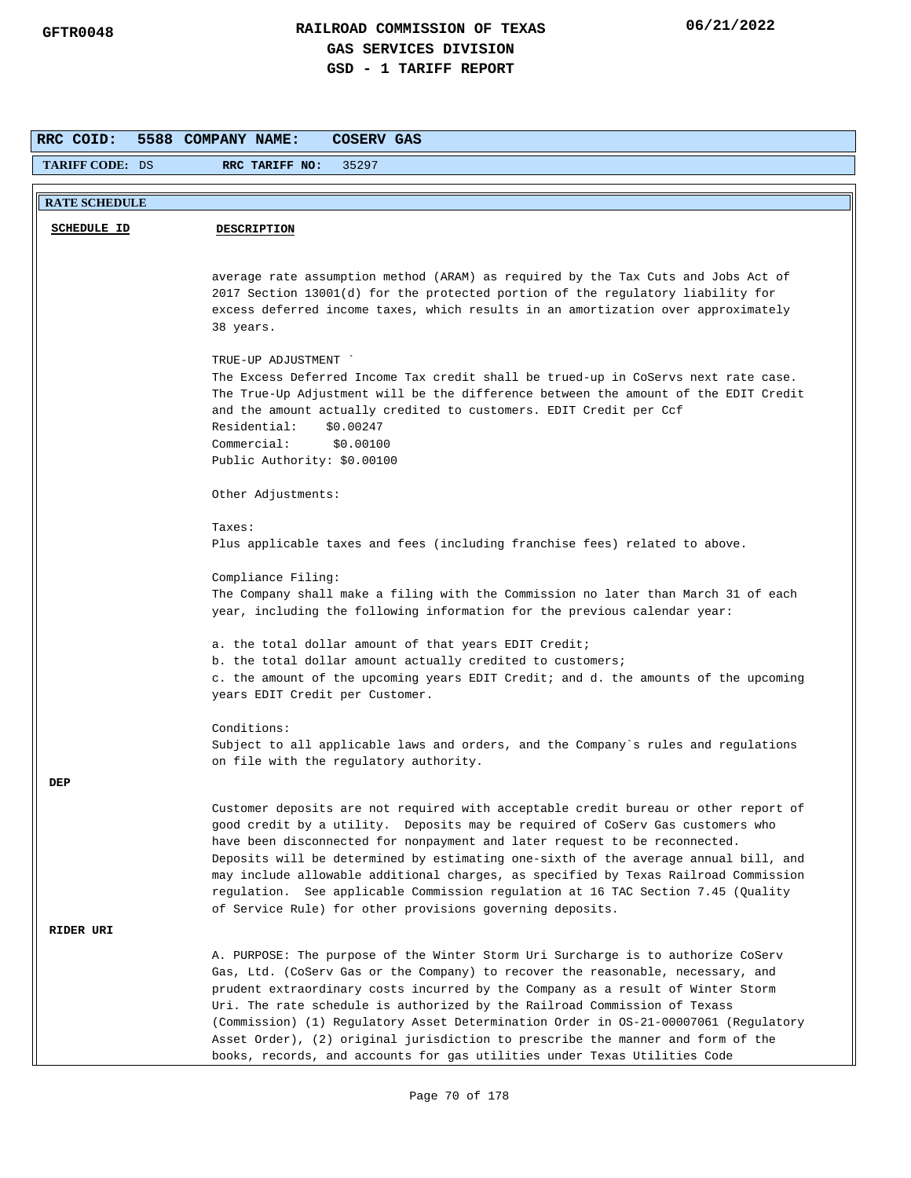**RRC COID:** 5588 **COMPANY NAME:** COSERV GAS

**TARIFF CODE:** DS **RRC TARIFF NO:** 35297

**RATE SCHEDULE**

| SCHEDULE ID | DESCRIPTION |
|---|---|
| | average rate assumption method (ARAM) as required by the Tax Cuts and Jobs Act of 2017 Section 13001(d) for the protected portion of the regulatory liability for excess deferred income taxes, which results in an amortization over approximately 38 years.<br><br>TRUE-UP ADJUSTMENT `<br>The Excess Deferred Income Tax credit shall be trued-up in CoServs next rate case. The True-Up Adjustment will be the difference between the amount of the EDIT Credit and the amount actually credited to customers. EDIT Credit per Ccf<br>Residential: $0.00247<br>Commercial: $0.00100<br>Public Authority: $0.00100<br><br>Other Adjustments:<br><br>Taxes:<br>Plus applicable taxes and fees (including franchise fees) related to above.<br><br>Compliance Filing:<br>The Company shall make a filing with the Commission no later than March 31 of each year, including the following information for the previous calendar year:<br><br>a. the total dollar amount of that years EDIT Credit;<br>b. the total dollar amount actually credited to customers;<br>c. the amount of the upcoming years EDIT Credit; and d. the amounts of the upcoming years EDIT Credit per Customer.<br><br>Conditions:<br>Subject to all applicable laws and orders, and the Company`s rules and regulations on file with the regulatory authority. |
| **DEP** | Customer deposits are not required with acceptable credit bureau or other report of good credit by a utility. Deposits may be required of CoServ Gas customers who have been disconnected for nonpayment and later request to be reconnected. Deposits will be determined by estimating one-sixth of the average annual bill, and may include allowable additional charges, as specified by Texas Railroad Commission regulation. See applicable Commission regulation at 16 TAC Section 7.45 (Quality of Service Rule) for other provisions governing deposits. |
| **RIDER URI** | A. PURPOSE: The purpose of the Winter Storm Uri Surcharge is to authorize CoServ Gas, Ltd. (CoServ Gas or the Company) to recover the reasonable, necessary, and prudent extraordinary costs incurred by the Company as a result of Winter Storm Uri. The rate schedule is authorized by the Railroad Commission of Texass (Commission) (1) Regulatory Asset Determination Order in OS-21-00007061 (Regulatory Asset Order), (2) original jurisdiction to prescribe the manner and form of the books, records, and accounts for gas utilities under Texas Utilities Code |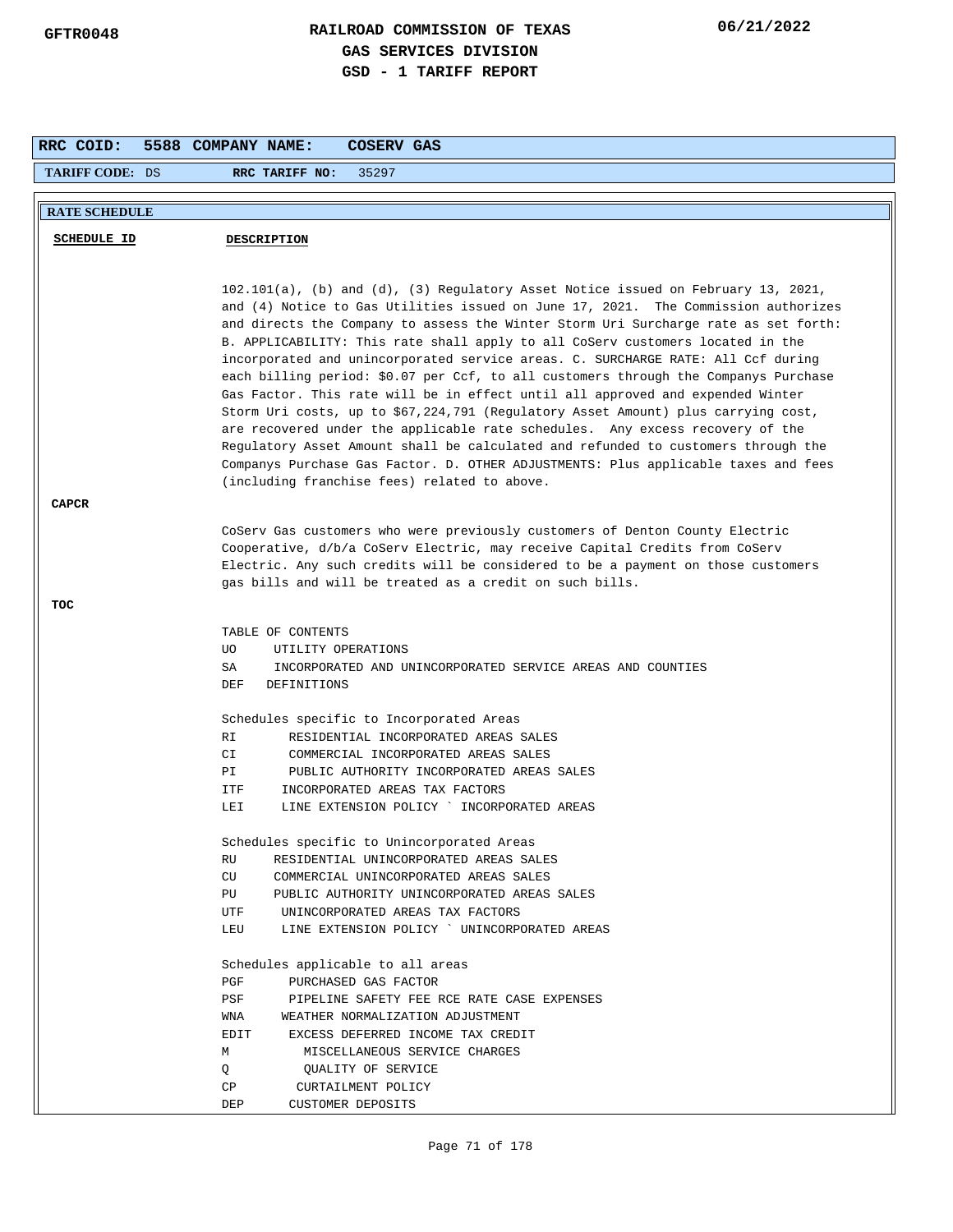GFTR0048

**RAILROAD COMMISSION OF TEXAS**
**GAS SERVICES DIVISION**
**GSD - 1 TARIFF REPORT**

06/21/2022

**RRC COID: 5588 COMPANY NAME: COSERV GAS**

**TARIFF CODE:** DS **RRC TARIFF NO:** 35297

**RATE SCHEDULE**

| SCHEDULE ID | DESCRIPTION |
|---|---|
| | 102.101(a), (b) and (d), (3) Regulatory Asset Notice issued on February 13, 2021, and (4) Notice to Gas Utilities issued on June 17, 2021. The Commission authorizes and directs the Company to assess the Winter Storm Uri Surcharge rate as set forth: B. APPLICABILITY: This rate shall apply to all CoServ customers located in the incorporated and unincorporated service areas. C. SURCHARGE RATE: All Ccf during each billing period: $0.07 per Ccf, to all customers through the Companys Purchase Gas Factor. This rate will be in effect until all approved and expended Winter Storm Uri costs, up to $67,224,791 (Regulatory Asset Amount) plus carrying cost, are recovered under the applicable rate schedules. Any excess recovery of the Regulatory Asset Amount shall be calculated and refunded to customers through the Companys Purchase Gas Factor. D. OTHER ADJUSTMENTS: Plus applicable taxes and fees (including franchise fees) related to above. |
| **CAPCR** | CoServ Gas customers who were previously customers of Denton County Electric Cooperative, d/b/a CoServ Electric, may receive Capital Credits from CoServ Electric. Any such credits will be considered to be a payment on those customers gas bills and will be treated as a credit on such bills. |
| **TOC** | TABLE OF CONTENTS<br>UO UTILITY OPERATIONS<br>SA INCORPORATED AND UNINCORPORATED SERVICE AREAS AND COUNTIES<br>DEF DEFINITIONS<br><br>Schedules specific to Incorporated Areas<br>RI RESIDENTIAL INCORPORATED AREAS SALES<br>CI COMMERCIAL INCORPORATED AREAS SALES<br>PI PUBLIC AUTHORITY INCORPORATED AREAS SALES<br>ITF INCORPORATED AREAS TAX FACTORS<br>LEI LINE EXTENSION POLICY ` INCORPORATED AREAS<br><br>Schedules specific to Unincorporated Areas<br>RU RESIDENTIAL UNINCORPORATED AREAS SALES<br>CU COMMERCIAL UNINCORPORATED AREAS SALES<br>PU PUBLIC AUTHORITY UNINCORPORATED AREAS SALES<br>UTF UNINCORPORATED AREAS TAX FACTORS<br>LEU LINE EXTENSION POLICY ` UNINCORPORATED AREAS<br><br>Schedules applicable to all areas<br>PGF PURCHASED GAS FACTOR<br>PSF PIPELINE SAFETY FEE RCE RATE CASE EXPENSES<br>WNA WEATHER NORMALIZATION ADJUSTMENT<br>EDIT EXCESS DEFERRED INCOME TAX CREDIT<br>M MISCELLANEOUS SERVICE CHARGES<br>Q QUALITY OF SERVICE<br>CP CURTAILMENT POLICY<br>DEP CUSTOMER DEPOSITS |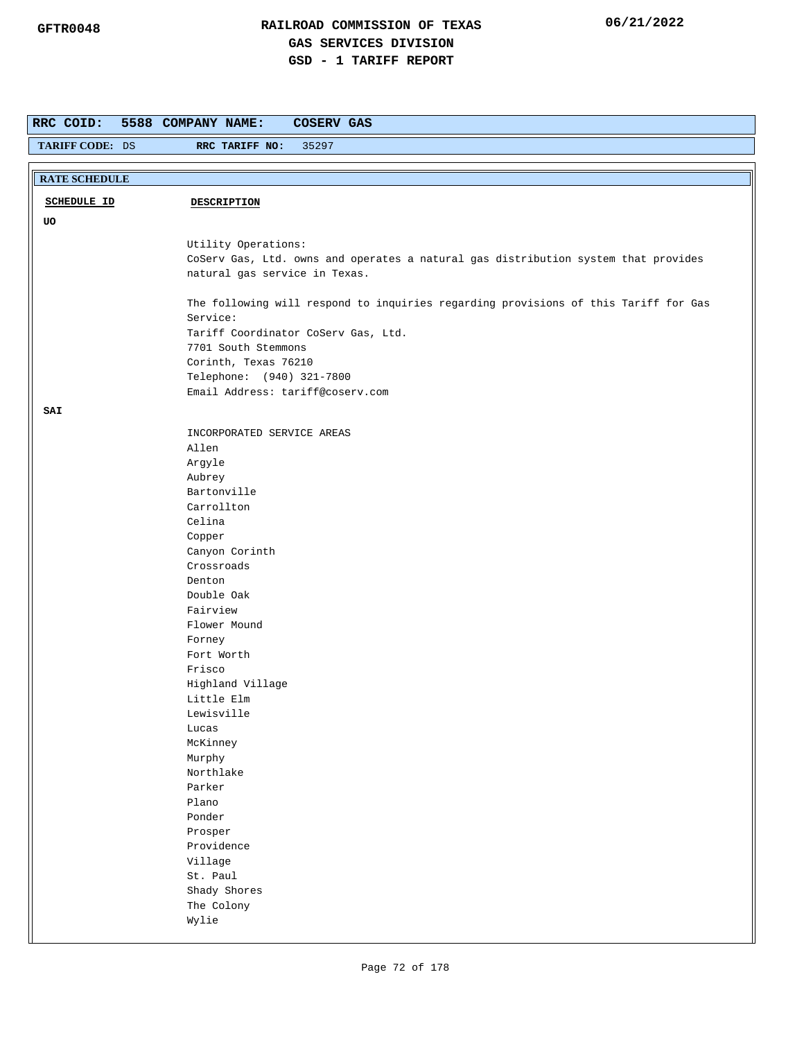# RAILROAD COMMISSION OF TEXAS
## GAS SERVICES DIVISION
## GSD - 1 TARIFF REPORT

GFTR0048 — 06/21/2022

**RRC COID:** 5588 **COMPANY NAME:** COSERV GAS

**TARIFF CODE:** DS **RRC TARIFF NO:** 35297

**RATE SCHEDULE**

| SCHEDULE ID | DESCRIPTION |
|---|---|
| UO | Utility Operations:<br>CoServ Gas, Ltd. owns and operates a natural gas distribution system that provides natural gas service in Texas.<br><br>The following will respond to inquiries regarding provisions of this Tariff for Gas Service:<br>Tariff Coordinator CoServ Gas, Ltd.<br>7701 South Stemmons<br>Corinth, Texas 76210<br>Telephone: (940) 321-7800<br>Email Address: tariff@coserv.com |
| SAI | INCORPORATED SERVICE AREAS<br>Allen<br>Argyle<br>Aubrey<br>Bartonville<br>Carrollton<br>Celina<br>Copper<br>Canyon Corinth<br>Crossroads<br>Denton<br>Double Oak<br>Fairview<br>Flower Mound<br>Forney<br>Fort Worth<br>Frisco<br>Highland Village<br>Little Elm<br>Lewisville<br>Lucas<br>McKinney<br>Murphy<br>Northlake<br>Parker<br>Plano<br>Ponder<br>Prosper<br>Providence<br>Village<br>St. Paul<br>Shady Shores<br>The Colony<br>Wylie |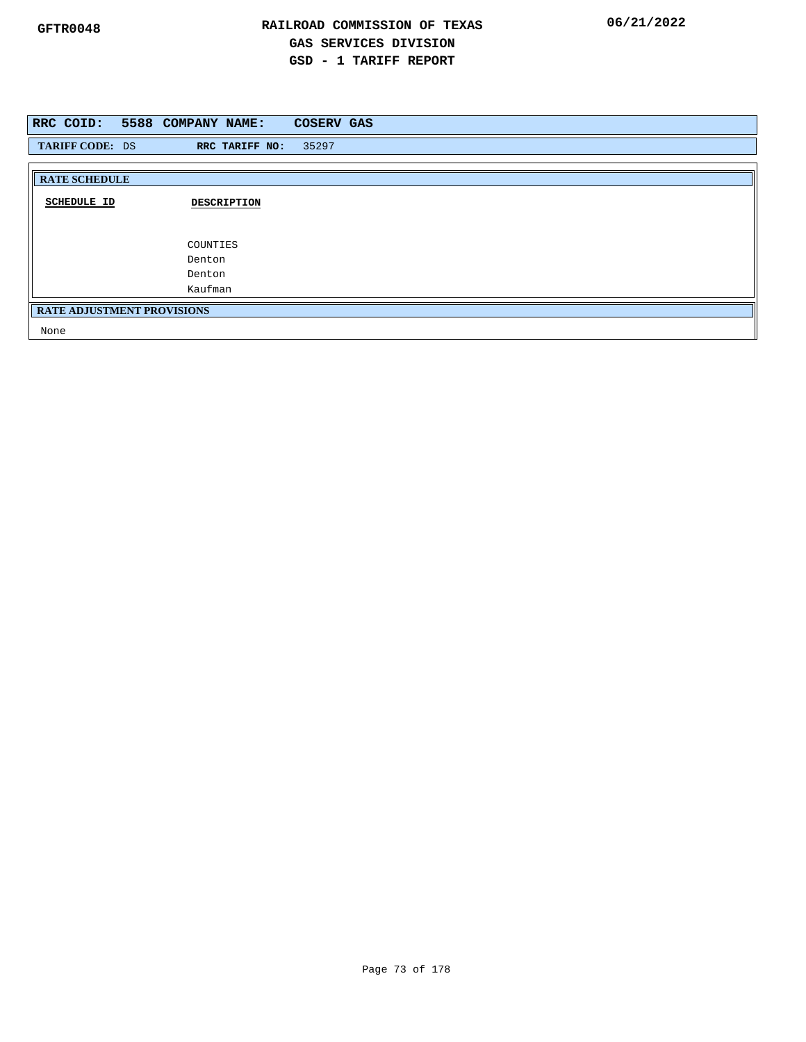**RRC COID: 5588 COMPANY NAME: COSERV GAS**

**TARIFF CODE:** DS **RRC TARIFF NO:** 35297

**RATE SCHEDULE**

| SCHEDULE ID | DESCRIPTION |
|---|---|
| | COUNTIES |
| | Denton |
| | Denton |
| | Kaufman |

**RATE ADJUSTMENT PROVISIONS**

None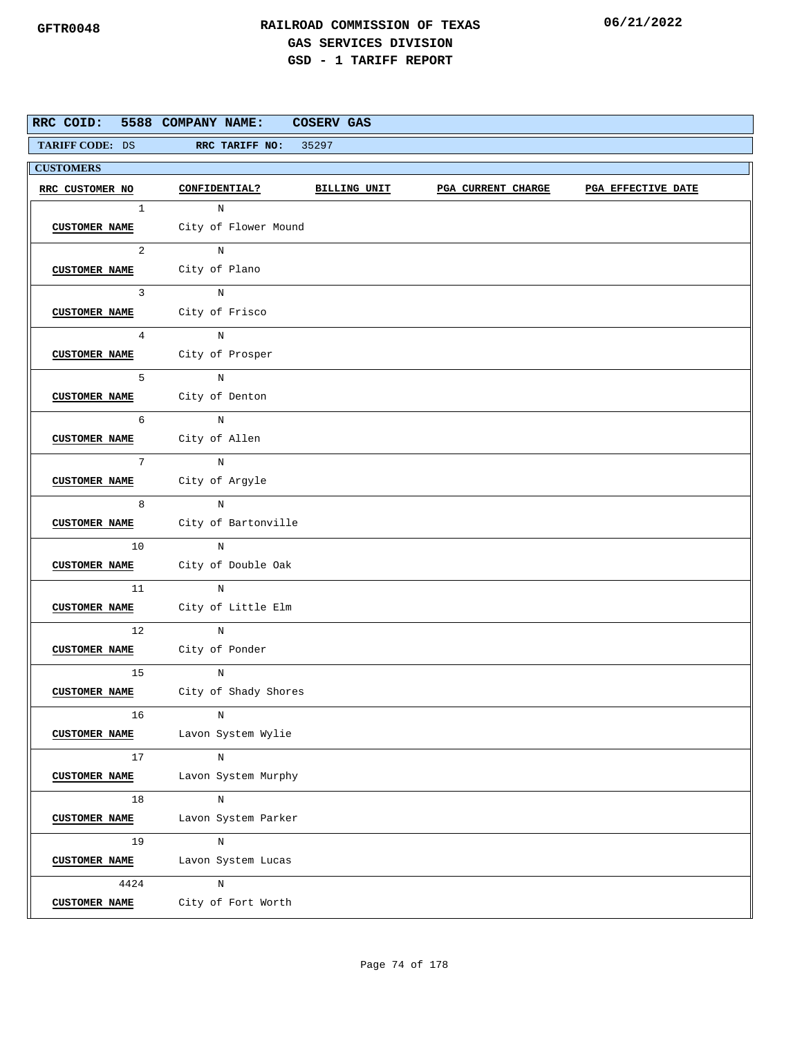# RAILROAD COMMISSION OF TEXAS
## GAS SERVICES DIVISION
## GSD - 1 TARIFF REPORT

GFTR0048 | 06/21/2022

**RRC COID:** 5588 **COMPANY NAME:** COSERV GAS

**TARIFF CODE:** DS **RRC TARIFF NO:** 35297

**CUSTOMERS**

| RRC CUSTOMER NO | CONFIDENTIAL? | CUSTOMER NAME | BILLING UNIT | PGA CURRENT CHARGE | PGA EFFECTIVE DATE |
|---|---|---|---|---|---|
| 1 | N | City of Flower Mound | | | |
| 2 | N | City of Plano | | | |
| 3 | N | City of Frisco | | | |
| 4 | N | City of Prosper | | | |
| 5 | N | City of Denton | | | |
| 6 | N | City of Allen | | | |
| 7 | N | City of Argyle | | | |
| 8 | N | City of Bartonville | | | |
| 10 | N | City of Double Oak | | | |
| 11 | N | City of Little Elm | | | |
| 12 | N | City of Ponder | | | |
| 15 | N | City of Shady Shores | | | |
| 16 | N | Lavon System Wylie | | | |
| 17 | N | Lavon System Murphy | | | |
| 18 | N | Lavon System Parker | | | |
| 19 | N | Lavon System Lucas | | | |
| 4424 | N | City of Fort Worth | | | |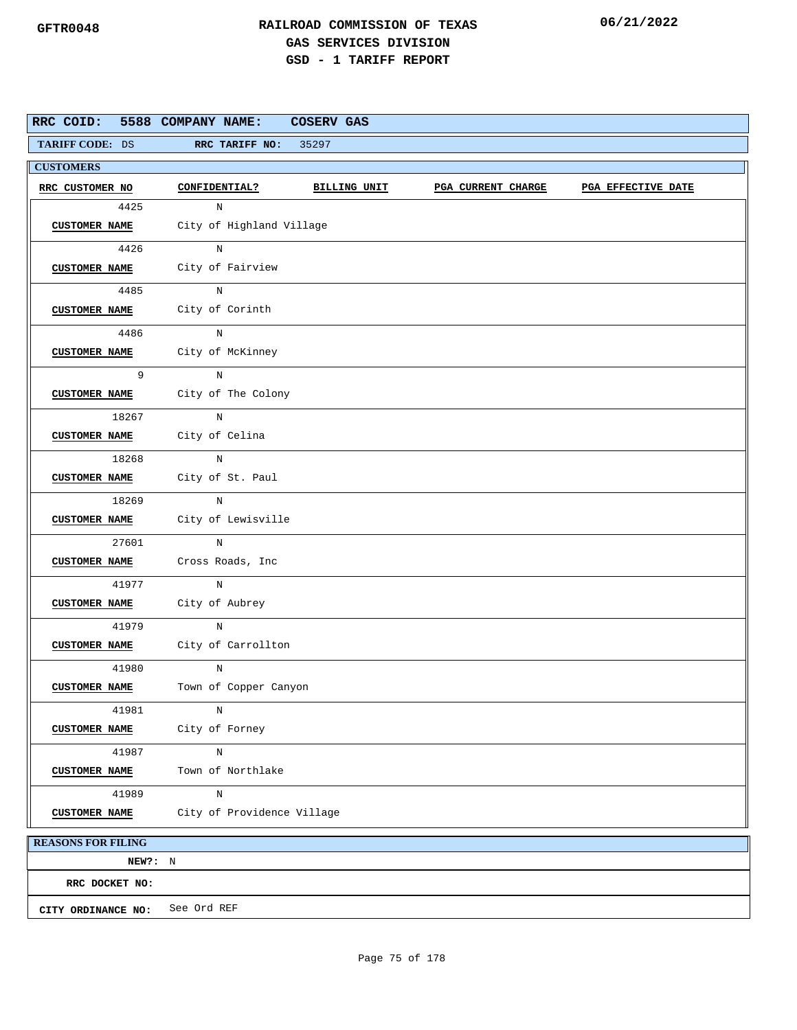GFTR0048

# RAILROAD COMMISSION OF TEXAS
## GAS SERVICES DIVISION
## GSD - 1 TARIFF REPORT

06/21/2022

**RRC COID:** 5588 **COMPANY NAME:** COSERV GAS

**TARIFF CODE:** DS **RRC TARIFF NO:** 35297

**CUSTOMERS**

| RRC CUSTOMER NO | CONFIDENTIAL? | BILLING UNIT | PGA CURRENT CHARGE | PGA EFFECTIVE DATE |
|---|---|---|---|---|
| 4425 | N | | | |
| CUSTOMER NAME | City of Highland Village | | | |
| 4426 | N | | | |
| CUSTOMER NAME | City of Fairview | | | |
| 4485 | N | | | |
| CUSTOMER NAME | City of Corinth | | | |
| 4486 | N | | | |
| CUSTOMER NAME | City of McKinney | | | |
| 9 | N | | | |
| CUSTOMER NAME | City of The Colony | | | |
| 18267 | N | | | |
| CUSTOMER NAME | City of Celina | | | |
| 18268 | N | | | |
| CUSTOMER NAME | City of St. Paul | | | |
| 18269 | N | | | |
| CUSTOMER NAME | City of Lewisville | | | |
| 27601 | N | | | |
| CUSTOMER NAME | Cross Roads, Inc | | | |
| 41977 | N | | | |
| CUSTOMER NAME | City of Aubrey | | | |
| 41979 | N | | | |
| CUSTOMER NAME | City of Carrollton | | | |
| 41980 | N | | | |
| CUSTOMER NAME | Town of Copper Canyon | | | |
| 41981 | N | | | |
| CUSTOMER NAME | City of Forney | | | |
| 41987 | N | | | |
| CUSTOMER NAME | Town of Northlake | | | |
| 41989 | N | | | |
| CUSTOMER NAME | City of Providence Village | | | |

**REASONS FOR FILING**

**NEW?:** N

**RRC DOCKET NO:**

**CITY ORDINANCE NO:** See Ord REF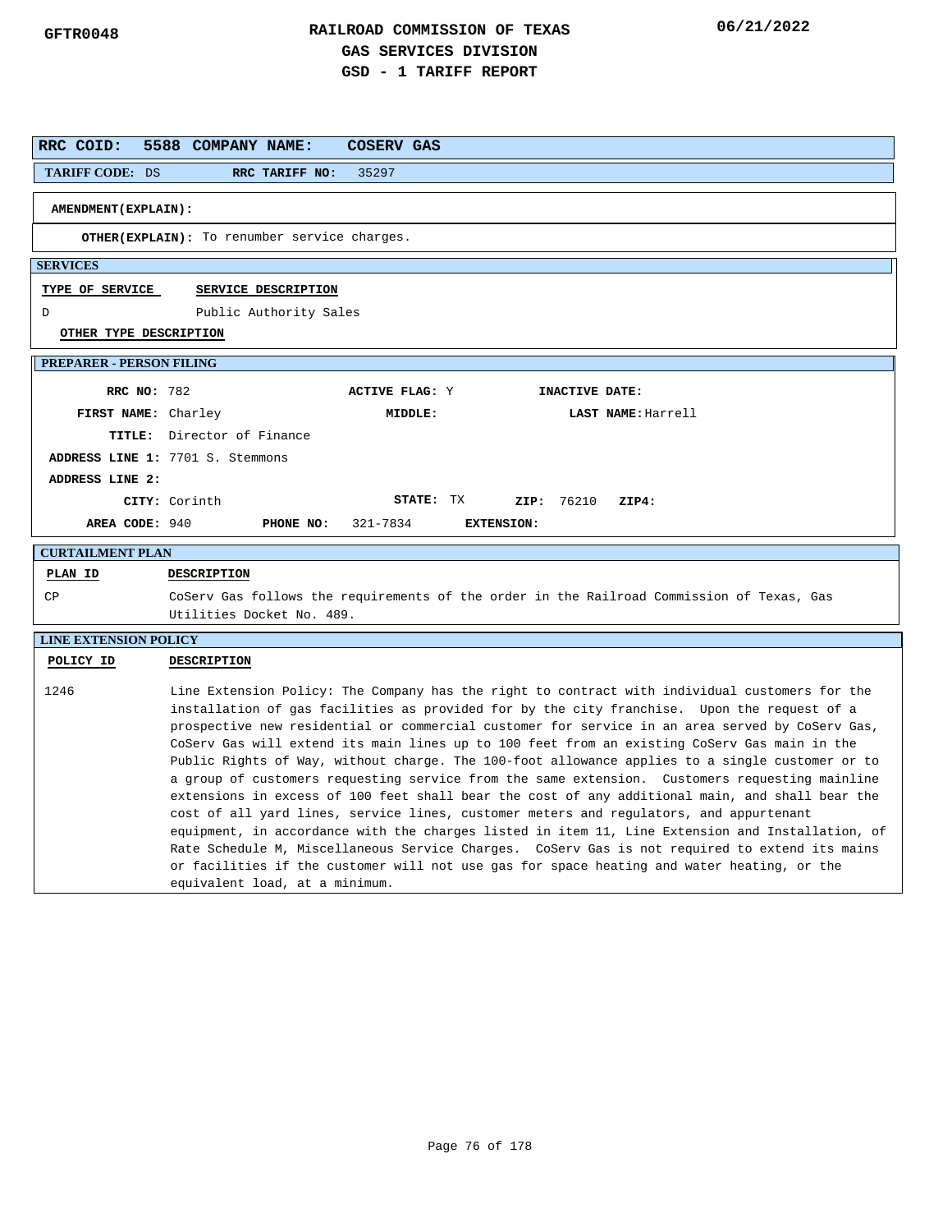GFTR0048

# RAILROAD COMMISSION OF TEXAS
## GAS SERVICES DIVISION
## GSD - 1 TARIFF REPORT

06/21/2022

**RRC COID:** 5588 **COMPANY NAME:** COSERV GAS

**TARIFF CODE:** DS **RRC TARIFF NO:** 35297

**AMENDMENT(EXPLAIN):**

**OTHER(EXPLAIN):** To renumber service charges.

### SERVICES

| TYPE OF SERVICE | SERVICE DESCRIPTION |
|---|---|
| D | Public Authority Sales |

**OTHER TYPE DESCRIPTION**

### PREPARER - PERSON FILING

**RRC NO:** 782 **ACTIVE FLAG:** Y **INACTIVE DATE:**

**FIRST NAME:** Charley **MIDDLE:** **LAST NAME:** Harrell

**TITLE:** Director of Finance

**ADDRESS LINE 1:** 7701 S. Stemmons

**ADDRESS LINE 2:**

**CITY:** Corinth **STATE:** TX **ZIP:** 76210 **ZIP4:**

**AREA CODE:** 940 **PHONE NO:** 321-7834 **EXTENSION:**

### CURTAILMENT PLAN

| PLAN ID | DESCRIPTION |
|---|---|
| CP | CoServ Gas follows the requirements of the order in the Railroad Commission of Texas, Gas Utilities Docket No. 489. |

### LINE EXTENSION POLICY

| POLICY ID | DESCRIPTION |
|---|---|
| 1246 | Line Extension Policy: The Company has the right to contract with individual customers for the installation of gas facilities as provided for by the city franchise. Upon the request of a prospective new residential or commercial customer for service in an area served by CoServ Gas, CoServ Gas will extend its main lines up to 100 feet from an existing CoServ Gas main in the Public Rights of Way, without charge. The 100-foot allowance applies to a single customer or to a group of customers requesting service from the same extension. Customers requesting mainline extensions in excess of 100 feet shall bear the cost of any additional main, and shall bear the cost of all yard lines, service lines, customer meters and regulators, and appurtenant equipment, in accordance with the charges listed in item 11, Line Extension and Installation, of Rate Schedule M, Miscellaneous Service Charges. CoServ Gas is not required to extend its mains or facilities if the customer will not use gas for space heating and water heating, or the equivalent load, at a minimum. |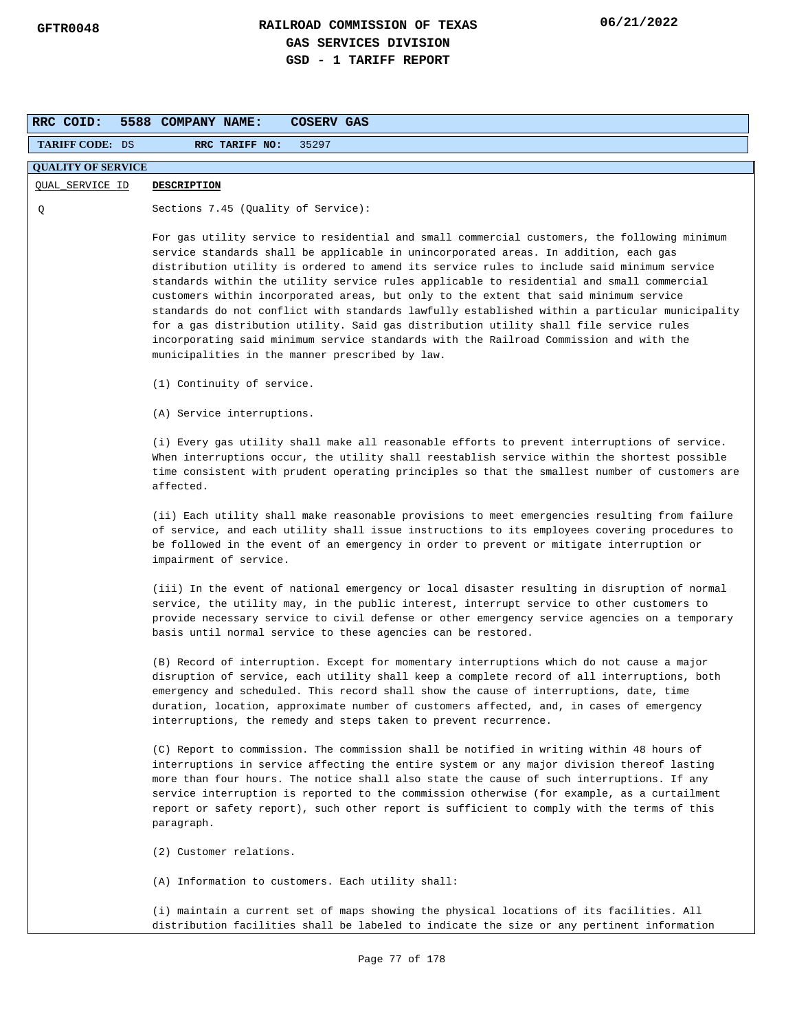# RAILROAD COMMISSION OF TEXAS
## GAS SERVICES DIVISION
## GSD - 1 TARIFF REPORT

GFTR0048 | 06/21/2022

| RRC COID: 5588 | COMPANY NAME: COSERV GAS |
|---|---|
| TARIFF CODE: DS | RRC TARIFF NO: 35297 |

**QUALITY OF SERVICE**

| QUAL_SERVICE ID | DESCRIPTION |
|---|---|
| Q | Sections 7.45 (Quality of Service): |

For gas utility service to residential and small commercial customers, the following minimum service standards shall be applicable in unincorporated areas. In addition, each gas distribution utility is ordered to amend its service rules to include said minimum service standards within the utility service rules applicable to residential and small commercial customers within incorporated areas, but only to the extent that said minimum service standards do not conflict with standards lawfully established within a particular municipality for a gas distribution utility. Said gas distribution utility shall file service rules incorporating said minimum service standards with the Railroad Commission and with the municipalities in the manner prescribed by law.

(1) Continuity of service.

(A) Service interruptions.

(i) Every gas utility shall make all reasonable efforts to prevent interruptions of service. When interruptions occur, the utility shall reestablish service within the shortest possible time consistent with prudent operating principles so that the smallest number of customers are affected.

(ii) Each utility shall make reasonable provisions to meet emergencies resulting from failure of service, and each utility shall issue instructions to its employees covering procedures to be followed in the event of an emergency in order to prevent or mitigate interruption or impairment of service.

(iii) In the event of national emergency or local disaster resulting in disruption of normal service, the utility may, in the public interest, interrupt service to other customers to provide necessary service to civil defense or other emergency service agencies on a temporary basis until normal service to these agencies can be restored.

(B) Record of interruption. Except for momentary interruptions which do not cause a major disruption of service, each utility shall keep a complete record of all interruptions, both emergency and scheduled. This record shall show the cause of interruptions, date, time duration, location, approximate number of customers affected, and, in cases of emergency interruptions, the remedy and steps taken to prevent recurrence.

(C) Report to commission. The commission shall be notified in writing within 48 hours of interruptions in service affecting the entire system or any major division thereof lasting more than four hours. The notice shall also state the cause of such interruptions. If any service interruption is reported to the commission otherwise (for example, as a curtailment report or safety report), such other report is sufficient to comply with the terms of this paragraph.

(2) Customer relations.

(A) Information to customers. Each utility shall:

(i) maintain a current set of maps showing the physical locations of its facilities. All distribution facilities shall be labeled to indicate the size or any pertinent information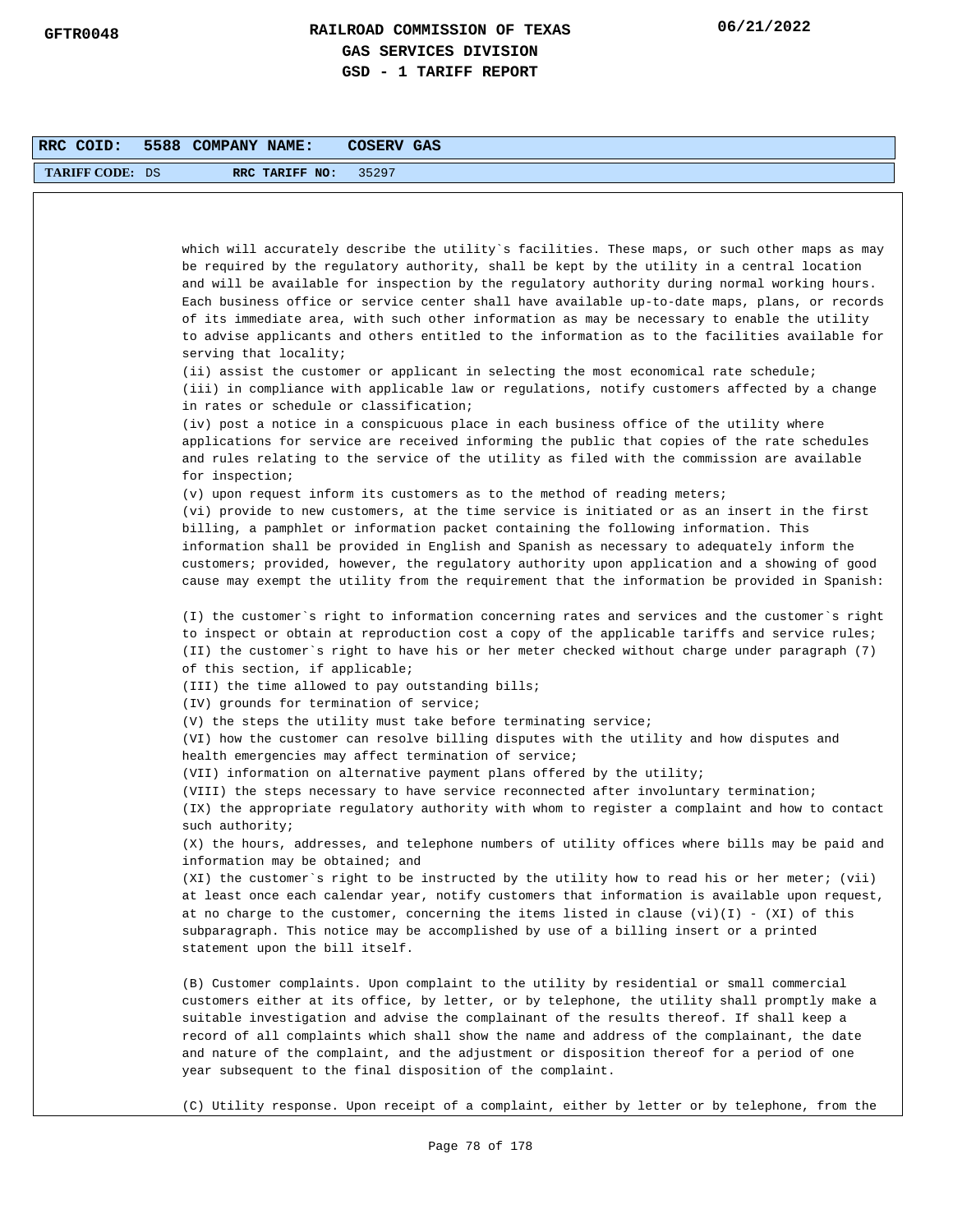| RRC COID: | 5588 | COMPANY NAME: | COSERV GAS |
| --- | --- | --- | --- |
| TARIFF CODE: | DS | RRC TARIFF NO: | 35297 |

which will accurately describe the utility`s facilities. These maps, or such other maps as may be required by the regulatory authority, shall be kept by the utility in a central location and will be available for inspection by the regulatory authority during normal working hours. Each business office or service center shall have available up-to-date maps, plans, or records of its immediate area, with such other information as may be necessary to enable the utility to advise applicants and others entitled to the information as to the facilities available for serving that locality;

(ii) assist the customer or applicant in selecting the most economical rate schedule;

(iii) in compliance with applicable law or regulations, notify customers affected by a change in rates or schedule or classification;

(iv) post a notice in a conspicuous place in each business office of the utility where applications for service are received informing the public that copies of the rate schedules and rules relating to the service of the utility as filed with the commission are available for inspection;

(v) upon request inform its customers as to the method of reading meters;

(vi) provide to new customers, at the time service is initiated or as an insert in the first billing, a pamphlet or information packet containing the following information. This information shall be provided in English and Spanish as necessary to adequately inform the customers; provided, however, the regulatory authority upon application and a showing of good cause may exempt the utility from the requirement that the information be provided in Spanish:

(I) the customer`s right to information concerning rates and services and the customer`s right to inspect or obtain at reproduction cost a copy of the applicable tariffs and service rules;

(II) the customer`s right to have his or her meter checked without charge under paragraph (7) of this section, if applicable;

(III) the time allowed to pay outstanding bills;

(IV) grounds for termination of service;

(V) the steps the utility must take before terminating service;

(VI) how the customer can resolve billing disputes with the utility and how disputes and health emergencies may affect termination of service;

(VII) information on alternative payment plans offered by the utility;

(VIII) the steps necessary to have service reconnected after involuntary termination;

(IX) the appropriate regulatory authority with whom to register a complaint and how to contact such authority;

(X) the hours, addresses, and telephone numbers of utility offices where bills may be paid and information may be obtained; and

(XI) the customer`s right to be instructed by the utility how to read his or her meter; (vii) at least once each calendar year, notify customers that information is available upon request, at no charge to the customer, concerning the items listed in clause (vi)(I) - (XI) of this subparagraph. This notice may be accomplished by use of a billing insert or a printed statement upon the bill itself.

(B) Customer complaints. Upon complaint to the utility by residential or small commercial customers either at its office, by letter, or by telephone, the utility shall promptly make a suitable investigation and advise the complainant of the results thereof. If shall keep a record of all complaints which shall show the name and address of the complainant, the date and nature of the complaint, and the adjustment or disposition thereof for a period of one year subsequent to the final disposition of the complaint.

(C) Utility response. Upon receipt of a complaint, either by letter or by telephone, from the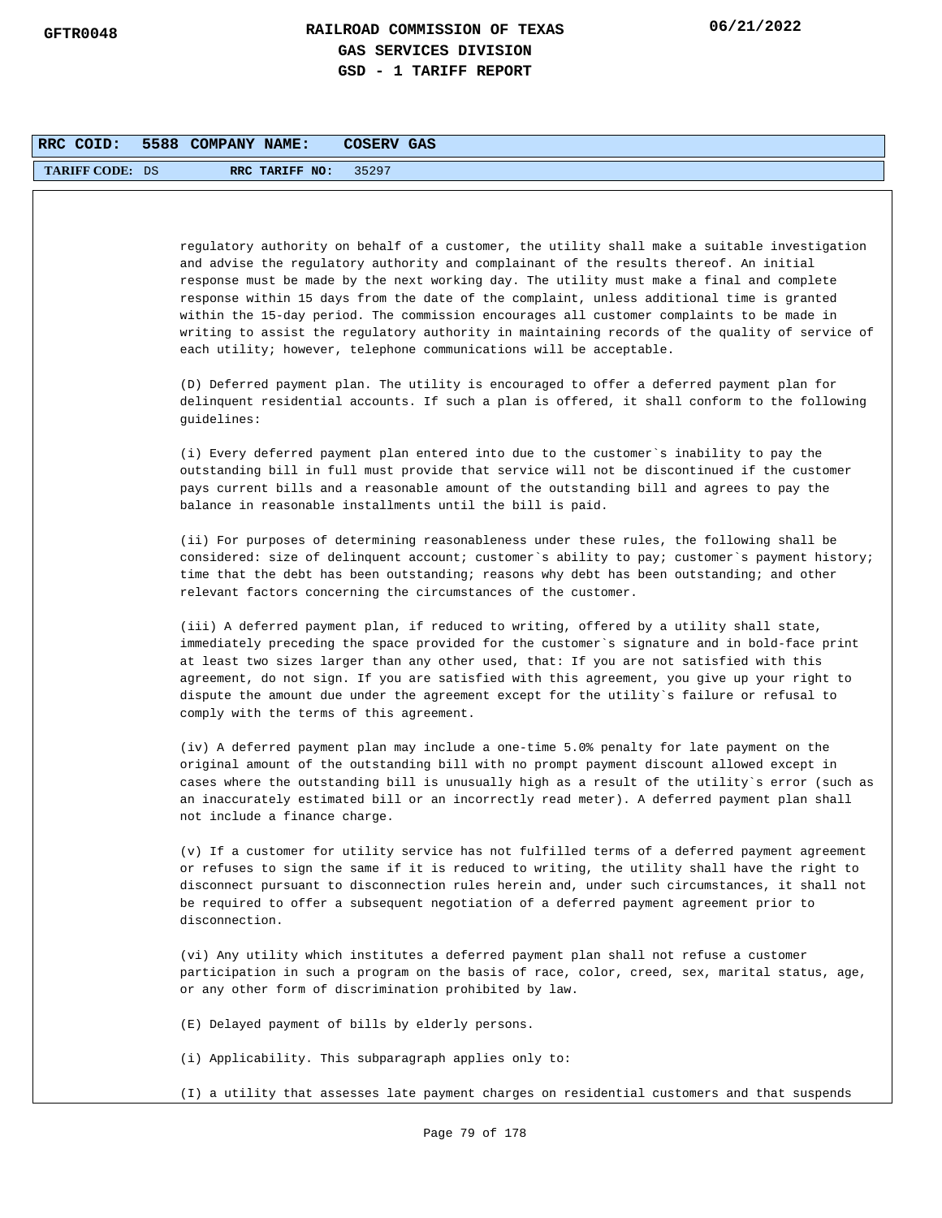regulatory authority on behalf of a customer, the utility shall make a suitable investigation and advise the regulatory authority and complainant of the results thereof. An initial response must be made by the next working day. The utility must make a final and complete response within 15 days from the date of the complaint, unless additional time is granted within the 15-day period. The commission encourages all customer complaints to be made in writing to assist the regulatory authority in maintaining records of the quality of service of each utility; however, telephone communications will be acceptable.

(D) Deferred payment plan. The utility is encouraged to offer a deferred payment plan for delinquent residential accounts. If such a plan is offered, it shall conform to the following guidelines:

(i) Every deferred payment plan entered into due to the customer`s inability to pay the outstanding bill in full must provide that service will not be discontinued if the customer pays current bills and a reasonable amount of the outstanding bill and agrees to pay the balance in reasonable installments until the bill is paid.

(ii) For purposes of determining reasonableness under these rules, the following shall be considered: size of delinquent account; customer`s ability to pay; customer`s payment history; time that the debt has been outstanding; reasons why debt has been outstanding; and other relevant factors concerning the circumstances of the customer.

(iii) A deferred payment plan, if reduced to writing, offered by a utility shall state, immediately preceding the space provided for the customer`s signature and in bold-face print at least two sizes larger than any other used, that: If you are not satisfied with this agreement, do not sign. If you are satisfied with this agreement, you give up your right to dispute the amount due under the agreement except for the utility`s failure or refusal to comply with the terms of this agreement.

(iv) A deferred payment plan may include a one-time 5.0% penalty for late payment on the original amount of the outstanding bill with no prompt payment discount allowed except in cases where the outstanding bill is unusually high as a result of the utility`s error (such as an inaccurately estimated bill or an incorrectly read meter). A deferred payment plan shall not include a finance charge.

(v) If a customer for utility service has not fulfilled terms of a deferred payment agreement or refuses to sign the same if it is reduced to writing, the utility shall have the right to disconnect pursuant to disconnection rules herein and, under such circumstances, it shall not be required to offer a subsequent negotiation of a deferred payment agreement prior to disconnection.

(vi) Any utility which institutes a deferred payment plan shall not refuse a customer participation in such a program on the basis of race, color, creed, sex, marital status, age, or any other form of discrimination prohibited by law.

(E) Delayed payment of bills by elderly persons.

(i) Applicability. This subparagraph applies only to:

(I) a utility that assesses late payment charges on residential customers and that suspends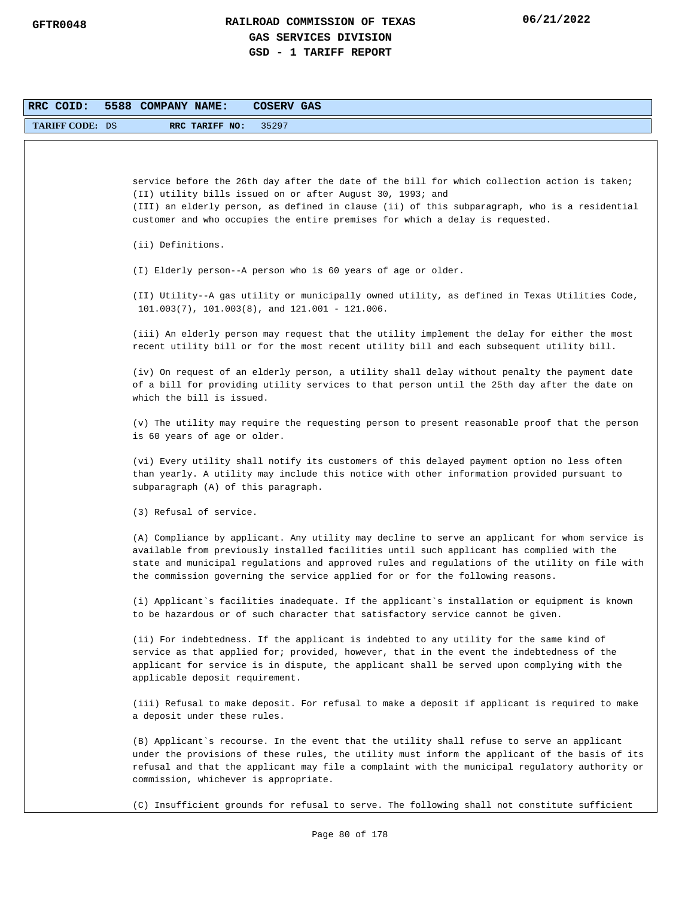**RRC COID: 5588 COMPANY NAME: COSERV GAS**

**TARIFF CODE:** DS **RRC TARIFF NO:** 35297

service before the 26th day after the date of the bill for which collection action is taken;
(II) utility bills issued on or after August 30, 1993; and
(III) an elderly person, as defined in clause (ii) of this subparagraph, who is a residential customer and who occupies the entire premises for which a delay is requested.

(ii) Definitions.

(I) Elderly person--A person who is 60 years of age or older.

(II) Utility--A gas utility or municipally owned utility, as defined in Texas Utilities Code, 101.003(7), 101.003(8), and 121.001 - 121.006.

(iii) An elderly person may request that the utility implement the delay for either the most recent utility bill or for the most recent utility bill and each subsequent utility bill.

(iv) On request of an elderly person, a utility shall delay without penalty the payment date of a bill for providing utility services to that person until the 25th day after the date on which the bill is issued.

(v) The utility may require the requesting person to present reasonable proof that the person is 60 years of age or older.

(vi) Every utility shall notify its customers of this delayed payment option no less often than yearly. A utility may include this notice with other information provided pursuant to subparagraph (A) of this paragraph.

(3) Refusal of service.

(A) Compliance by applicant. Any utility may decline to serve an applicant for whom service is available from previously installed facilities until such applicant has complied with the state and municipal regulations and approved rules and regulations of the utility on file with the commission governing the service applied for or for the following reasons.

(i) Applicant`s facilities inadequate. If the applicant`s installation or equipment is known to be hazardous or of such character that satisfactory service cannot be given.

(ii) For indebtedness. If the applicant is indebted to any utility for the same kind of service as that applied for; provided, however, that in the event the indebtedness of the applicant for service is in dispute, the applicant shall be served upon complying with the applicable deposit requirement.

(iii) Refusal to make deposit. For refusal to make a deposit if applicant is required to make a deposit under these rules.

(B) Applicant`s recourse. In the event that the utility shall refuse to serve an applicant under the provisions of these rules, the utility must inform the applicant of the basis of its refusal and that the applicant may file a complaint with the municipal regulatory authority or commission, whichever is appropriate.

(C) Insufficient grounds for refusal to serve. The following shall not constitute sufficient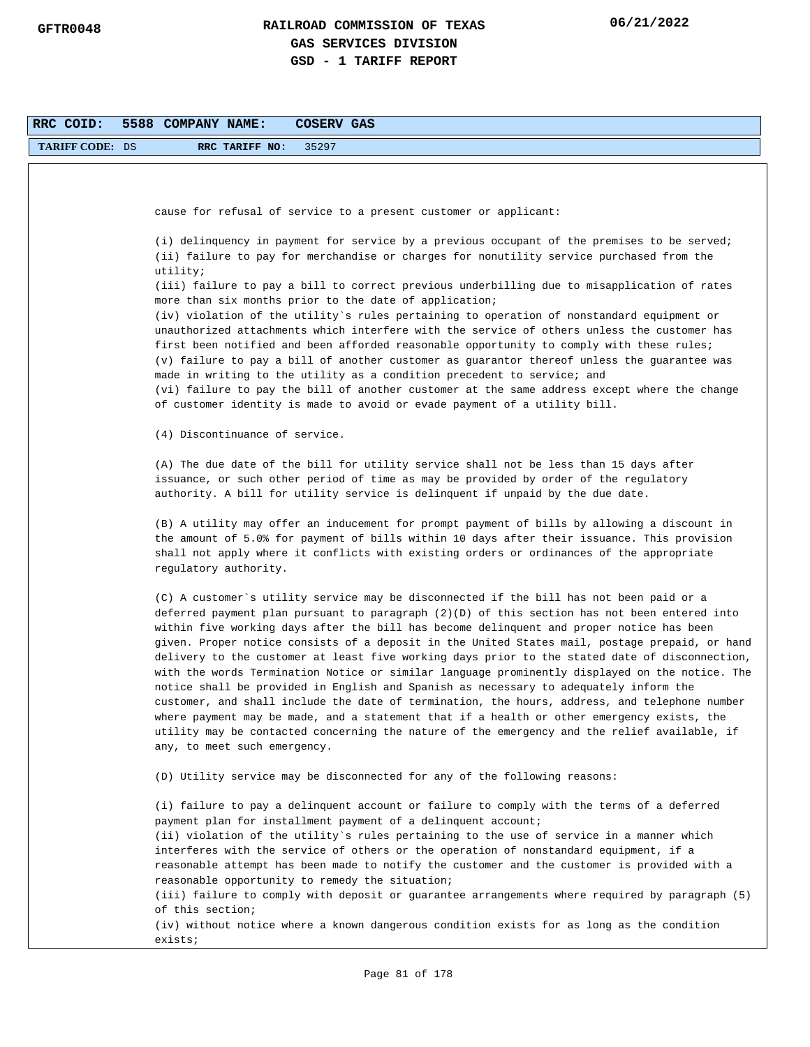cause for refusal of service to a present customer or applicant:

(i) delinquency in payment for service by a previous occupant of the premises to be served;
(ii) failure to pay for merchandise or charges for nonutility service purchased from the utility;
(iii) failure to pay a bill to correct previous underbilling due to misapplication of rates more than six months prior to the date of application;
(iv) violation of the utility`s rules pertaining to operation of nonstandard equipment or unauthorized attachments which interfere with the service of others unless the customer has first been notified and been afforded reasonable opportunity to comply with these rules;
(v) failure to pay a bill of another customer as guarantor thereof unless the guarantee was made in writing to the utility as a condition precedent to service; and
(vi) failure to pay the bill of another customer at the same address except where the change of customer identity is made to avoid or evade payment of a utility bill.

(4) Discontinuance of service.

(A) The due date of the bill for utility service shall not be less than 15 days after issuance, or such other period of time as may be provided by order of the regulatory authority. A bill for utility service is delinquent if unpaid by the due date.

(B) A utility may offer an inducement for prompt payment of bills by allowing a discount in the amount of 5.0% for payment of bills within 10 days after their issuance. This provision shall not apply where it conflicts with existing orders or ordinances of the appropriate regulatory authority.

(C) A customer`s utility service may be disconnected if the bill has not been paid or a deferred payment plan pursuant to paragraph (2)(D) of this section has not been entered into within five working days after the bill has become delinquent and proper notice has been given. Proper notice consists of a deposit in the United States mail, postage prepaid, or hand delivery to the customer at least five working days prior to the stated date of disconnection, with the words Termination Notice or similar language prominently displayed on the notice. The notice shall be provided in English and Spanish as necessary to adequately inform the customer, and shall include the date of termination, the hours, address, and telephone number where payment may be made, and a statement that if a health or other emergency exists, the utility may be contacted concerning the nature of the emergency and the relief available, if any, to meet such emergency.

(D) Utility service may be disconnected for any of the following reasons:

(i) failure to pay a delinquent account or failure to comply with the terms of a deferred payment plan for installment payment of a delinquent account;
(ii) violation of the utility`s rules pertaining to the use of service in a manner which interferes with the service of others or the operation of nonstandard equipment, if a reasonable attempt has been made to notify the customer and the customer is provided with a reasonable opportunity to remedy the situation;
(iii) failure to comply with deposit or guarantee arrangements where required by paragraph (5) of this section;
(iv) without notice where a known dangerous condition exists for as long as the condition exists;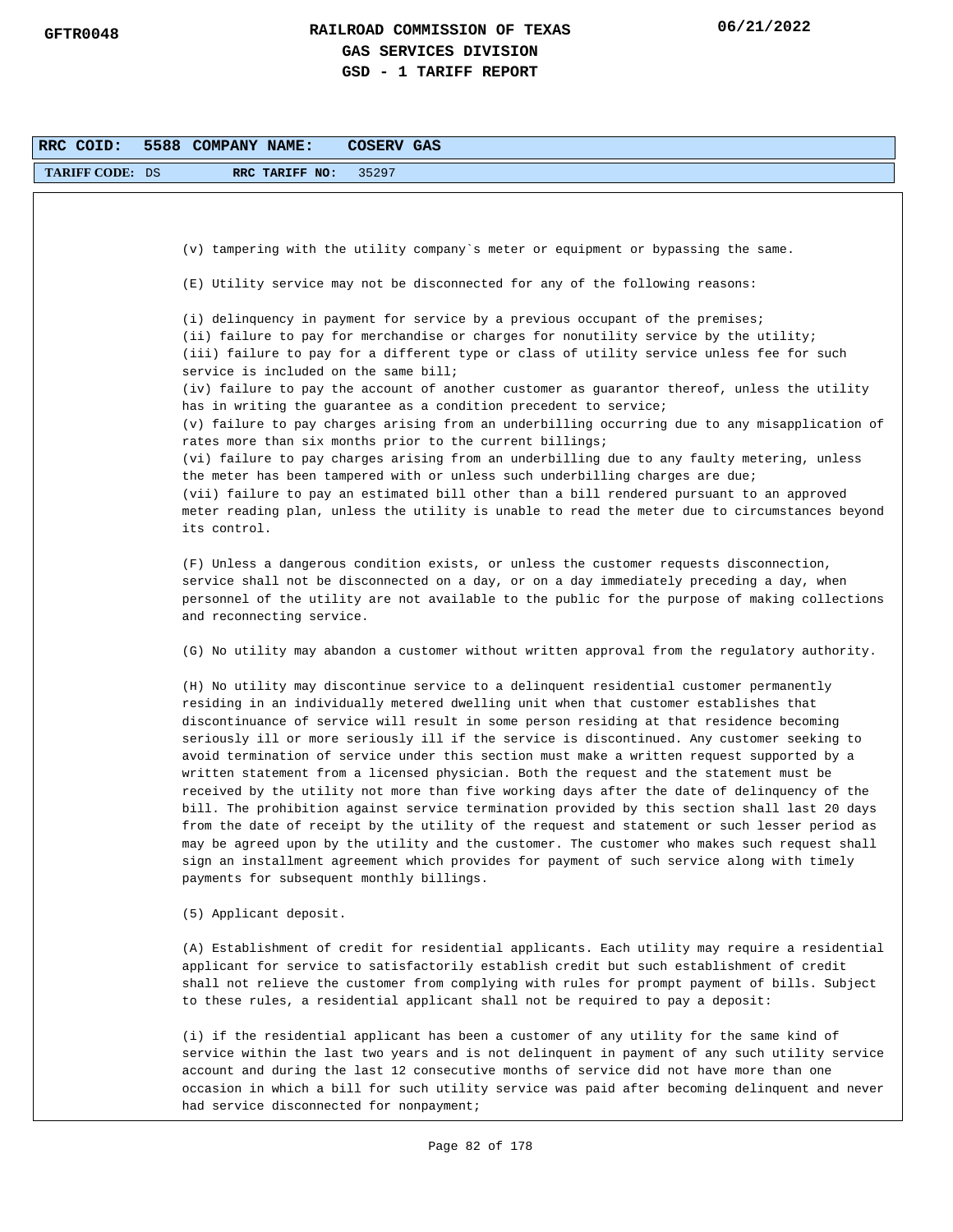| RRC COID: 5588 | COMPANY NAME: COSERV GAS |
| --- | --- |
| TARIFF CODE: DS | RRC TARIFF NO: 35297 |

(v) tampering with the utility company`s meter or equipment or bypassing the same.

(E) Utility service may not be disconnected for any of the following reasons:

(i) delinquency in payment for service by a previous occupant of the premises;
(ii) failure to pay for merchandise or charges for nonutility service by the utility;
(iii) failure to pay for a different type or class of utility service unless fee for such service is included on the same bill;
(iv) failure to pay the account of another customer as guarantor thereof, unless the utility has in writing the guarantee as a condition precedent to service;
(v) failure to pay charges arising from an underbilling occurring due to any misapplication of rates more than six months prior to the current billings;
(vi) failure to pay charges arising from an underbilling due to any faulty metering, unless the meter has been tampered with or unless such underbilling charges are due;
(vii) failure to pay an estimated bill other than a bill rendered pursuant to an approved meter reading plan, unless the utility is unable to read the meter due to circumstances beyond its control.

(F) Unless a dangerous condition exists, or unless the customer requests disconnection, service shall not be disconnected on a day, or on a day immediately preceding a day, when personnel of the utility are not available to the public for the purpose of making collections and reconnecting service.

(G) No utility may abandon a customer without written approval from the regulatory authority.

(H) No utility may discontinue service to a delinquent residential customer permanently residing in an individually metered dwelling unit when that customer establishes that discontinuance of service will result in some person residing at that residence becoming seriously ill or more seriously ill if the service is discontinued. Any customer seeking to avoid termination of service under this section must make a written request supported by a written statement from a licensed physician. Both the request and the statement must be received by the utility not more than five working days after the date of delinquency of the bill. The prohibition against service termination provided by this section shall last 20 days from the date of receipt by the utility of the request and statement or such lesser period as may be agreed upon by the utility and the customer. The customer who makes such request shall sign an installment agreement which provides for payment of such service along with timely payments for subsequent monthly billings.

(5) Applicant deposit.

(A) Establishment of credit for residential applicants. Each utility may require a residential applicant for service to satisfactorily establish credit but such establishment of credit shall not relieve the customer from complying with rules for prompt payment of bills. Subject to these rules, a residential applicant shall not be required to pay a deposit:

(i) if the residential applicant has been a customer of any utility for the same kind of service within the last two years and is not delinquent in payment of any such utility service account and during the last 12 consecutive months of service did not have more than one occasion in which a bill for such utility service was paid after becoming delinquent and never had service disconnected for nonpayment;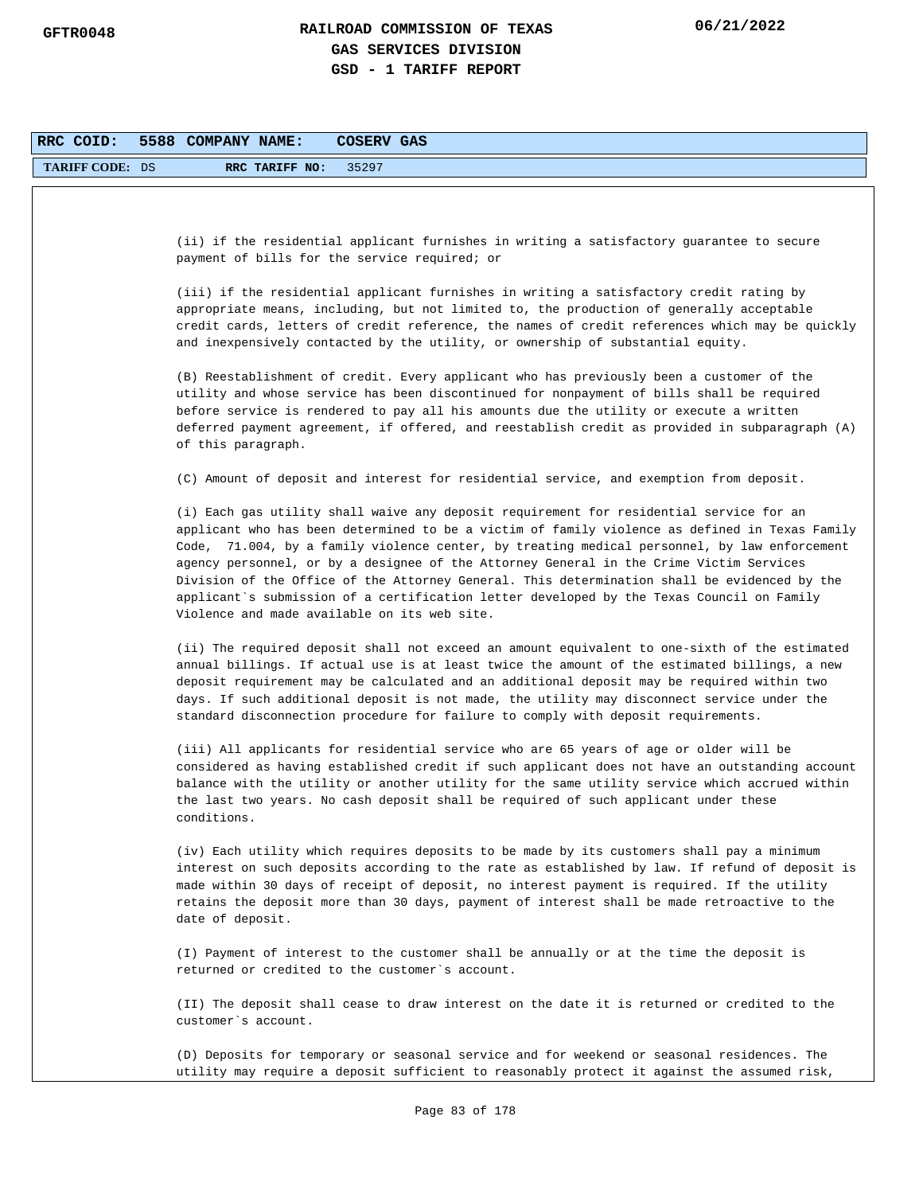**RRC COID: 5588 COMPANY NAME: COSERV GAS**

**TARIFF CODE:** DS **RRC TARIFF NO:** 35297

(ii) if the residential applicant furnishes in writing a satisfactory guarantee to secure payment of bills for the service required; or

(iii) if the residential applicant furnishes in writing a satisfactory credit rating by appropriate means, including, but not limited to, the production of generally acceptable credit cards, letters of credit reference, the names of credit references which may be quickly and inexpensively contacted by the utility, or ownership of substantial equity.

(B) Reestablishment of credit. Every applicant who has previously been a customer of the utility and whose service has been discontinued for nonpayment of bills shall be required before service is rendered to pay all his amounts due the utility or execute a written deferred payment agreement, if offered, and reestablish credit as provided in subparagraph (A) of this paragraph.

(C) Amount of deposit and interest for residential service, and exemption from deposit.

(i) Each gas utility shall waive any deposit requirement for residential service for an applicant who has been determined to be a victim of family violence as defined in Texas Family Code, 71.004, by a family violence center, by treating medical personnel, by law enforcement agency personnel, or by a designee of the Attorney General in the Crime Victim Services Division of the Office of the Attorney General. This determination shall be evidenced by the applicant`s submission of a certification letter developed by the Texas Council on Family Violence and made available on its web site.

(ii) The required deposit shall not exceed an amount equivalent to one-sixth of the estimated annual billings. If actual use is at least twice the amount of the estimated billings, a new deposit requirement may be calculated and an additional deposit may be required within two days. If such additional deposit is not made, the utility may disconnect service under the standard disconnection procedure for failure to comply with deposit requirements.

(iii) All applicants for residential service who are 65 years of age or older will be considered as having established credit if such applicant does not have an outstanding account balance with the utility or another utility for the same utility service which accrued within the last two years. No cash deposit shall be required of such applicant under these conditions.

(iv) Each utility which requires deposits to be made by its customers shall pay a minimum interest on such deposits according to the rate as established by law. If refund of deposit is made within 30 days of receipt of deposit, no interest payment is required. If the utility retains the deposit more than 30 days, payment of interest shall be made retroactive to the date of deposit.

(I) Payment of interest to the customer shall be annually or at the time the deposit is returned or credited to the customer`s account.

(II) The deposit shall cease to draw interest on the date it is returned or credited to the customer`s account.

(D) Deposits for temporary or seasonal service and for weekend or seasonal residences. The utility may require a deposit sufficient to reasonably protect it against the assumed risk,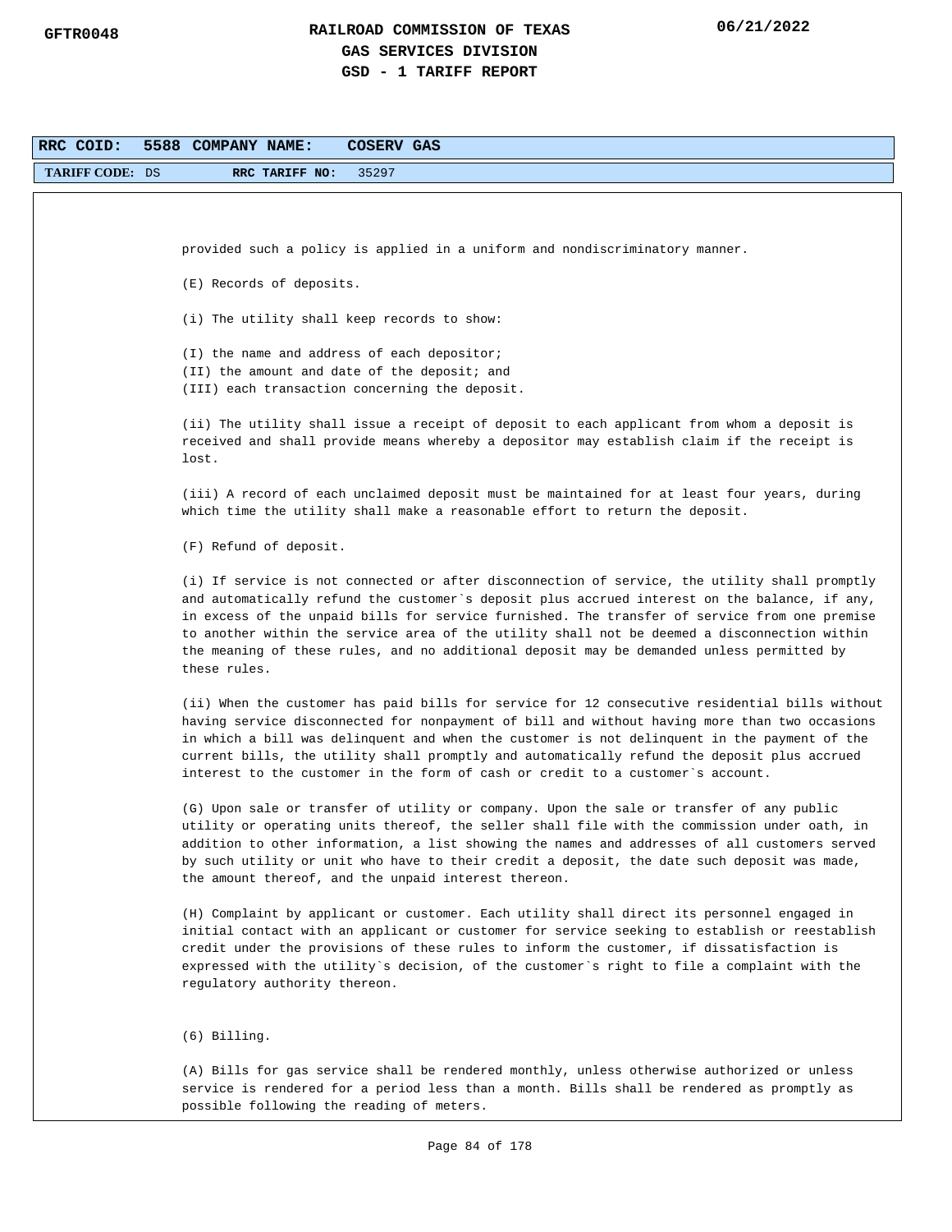provided such a policy is applied in a uniform and nondiscriminatory manner.

(E) Records of deposits.

(i) The utility shall keep records to show:

(I) the name and address of each depositor;
(II) the amount and date of the deposit; and
(III) each transaction concerning the deposit.

(ii) The utility shall issue a receipt of deposit to each applicant from whom a deposit is received and shall provide means whereby a depositor may establish claim if the receipt is lost.

(iii) A record of each unclaimed deposit must be maintained for at least four years, during which time the utility shall make a reasonable effort to return the deposit.

(F) Refund of deposit.

(i) If service is not connected or after disconnection of service, the utility shall promptly and automatically refund the customer`s deposit plus accrued interest on the balance, if any, in excess of the unpaid bills for service furnished. The transfer of service from one premise to another within the service area of the utility shall not be deemed a disconnection within the meaning of these rules, and no additional deposit may be demanded unless permitted by these rules.

(ii) When the customer has paid bills for service for 12 consecutive residential bills without having service disconnected for nonpayment of bill and without having more than two occasions in which a bill was delinquent and when the customer is not delinquent in the payment of the current bills, the utility shall promptly and automatically refund the deposit plus accrued interest to the customer in the form of cash or credit to a customer`s account.

(G) Upon sale or transfer of utility or company. Upon the sale or transfer of any public utility or operating units thereof, the seller shall file with the commission under oath, in addition to other information, a list showing the names and addresses of all customers served by such utility or unit who have to their credit a deposit, the date such deposit was made, the amount thereof, and the unpaid interest thereon.

(H) Complaint by applicant or customer. Each utility shall direct its personnel engaged in initial contact with an applicant or customer for service seeking to establish or reestablish credit under the provisions of these rules to inform the customer, if dissatisfaction is expressed with the utility`s decision, of the customer`s right to file a complaint with the regulatory authority thereon.

(6) Billing.

(A) Bills for gas service shall be rendered monthly, unless otherwise authorized or unless service is rendered for a period less than a month. Bills shall be rendered as promptly as possible following the reading of meters.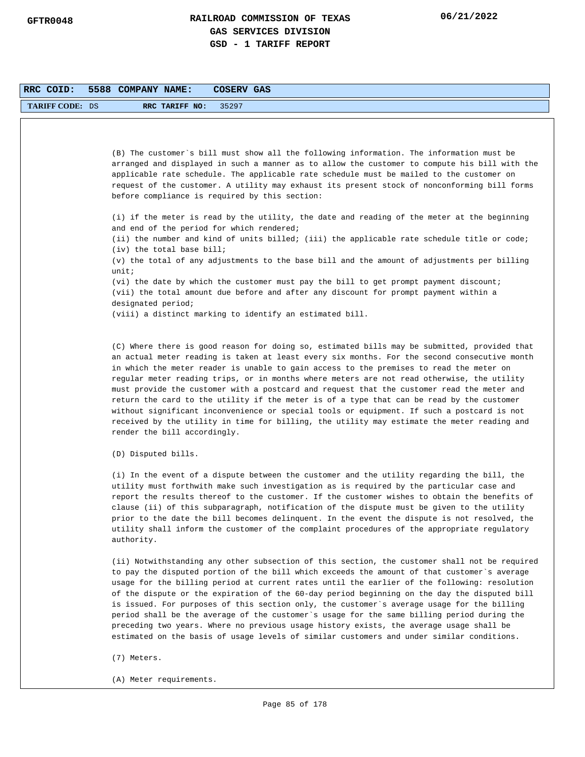**RRC COID:** 5588 **COMPANY NAME:** COSERV GAS

**TARIFF CODE:** DS **RRC TARIFF NO:** 35297

(B) The customer`s bill must show all the following information. The information must be arranged and displayed in such a manner as to allow the customer to compute his bill with the applicable rate schedule. The applicable rate schedule must be mailed to the customer on request of the customer. A utility may exhaust its present stock of nonconforming bill forms before compliance is required by this section:

(i) if the meter is read by the utility, the date and reading of the meter at the beginning and end of the period for which rendered;
(ii) the number and kind of units billed; (iii) the applicable rate schedule title or code;
(iv) the total base bill;
(v) the total of any adjustments to the base bill and the amount of adjustments per billing unit;
(vi) the date by which the customer must pay the bill to get prompt payment discount;
(vii) the total amount due before and after any discount for prompt payment within a designated period;
(viii) a distinct marking to identify an estimated bill.

(C) Where there is good reason for doing so, estimated bills may be submitted, provided that an actual meter reading is taken at least every six months. For the second consecutive month in which the meter reader is unable to gain access to the premises to read the meter on regular meter reading trips, or in months where meters are not read otherwise, the utility must provide the customer with a postcard and request that the customer read the meter and return the card to the utility if the meter is of a type that can be read by the customer without significant inconvenience or special tools or equipment. If such a postcard is not received by the utility in time for billing, the utility may estimate the meter reading and render the bill accordingly.

(D) Disputed bills.

(i) In the event of a dispute between the customer and the utility regarding the bill, the utility must forthwith make such investigation as is required by the particular case and report the results thereof to the customer. If the customer wishes to obtain the benefits of clause (ii) of this subparagraph, notification of the dispute must be given to the utility prior to the date the bill becomes delinquent. In the event the dispute is not resolved, the utility shall inform the customer of the complaint procedures of the appropriate regulatory authority.

(ii) Notwithstanding any other subsection of this section, the customer shall not be required to pay the disputed portion of the bill which exceeds the amount of that customer`s average usage for the billing period at current rates until the earlier of the following: resolution of the dispute or the expiration of the 60-day period beginning on the day the disputed bill is issued. For purposes of this section only, the customer`s average usage for the billing period shall be the average of the customer`s usage for the same billing period during the preceding two years. Where no previous usage history exists, the average usage shall be estimated on the basis of usage levels of similar customers and under similar conditions.

(7) Meters.

(A) Meter requirements.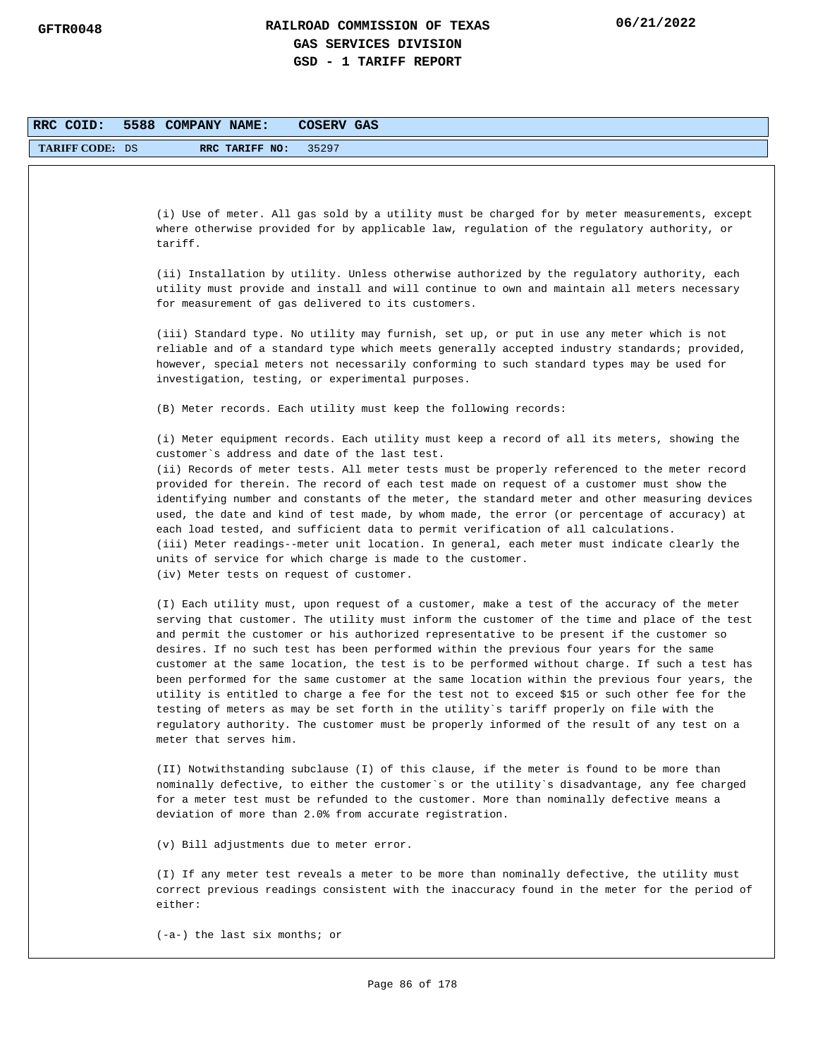| RRC COID: | 5588 | COMPANY NAME: | COSERV GAS |
|---|---|---|---|
| TARIFF CODE: | DS | RRC TARIFF NO: | 35297 |

(i) Use of meter. All gas sold by a utility must be charged for by meter measurements, except where otherwise provided for by applicable law, regulation of the regulatory authority, or tariff.

(ii) Installation by utility. Unless otherwise authorized by the regulatory authority, each utility must provide and install and will continue to own and maintain all meters necessary for measurement of gas delivered to its customers.

(iii) Standard type. No utility may furnish, set up, or put in use any meter which is not reliable and of a standard type which meets generally accepted industry standards; provided, however, special meters not necessarily conforming to such standard types may be used for investigation, testing, or experimental purposes.

(B) Meter records. Each utility must keep the following records:

(i) Meter equipment records. Each utility must keep a record of all its meters, showing the customer`s address and date of the last test.
(ii) Records of meter tests. All meter tests must be properly referenced to the meter record provided for therein. The record of each test made on request of a customer must show the identifying number and constants of the meter, the standard meter and other measuring devices used, the date and kind of test made, by whom made, the error (or percentage of accuracy) at each load tested, and sufficient data to permit verification of all calculations.
(iii) Meter readings--meter unit location. In general, each meter must indicate clearly the units of service for which charge is made to the customer.
(iv) Meter tests on request of customer.

(I) Each utility must, upon request of a customer, make a test of the accuracy of the meter serving that customer. The utility must inform the customer of the time and place of the test and permit the customer or his authorized representative to be present if the customer so desires. If no such test has been performed within the previous four years for the same customer at the same location, the test is to be performed without charge. If such a test has been performed for the same customer at the same location within the previous four years, the utility is entitled to charge a fee for the test not to exceed $15 or such other fee for the testing of meters as may be set forth in the utility`s tariff properly on file with the regulatory authority. The customer must be properly informed of the result of any test on a meter that serves him.

(II) Notwithstanding subclause (I) of this clause, if the meter is found to be more than nominally defective, to either the customer`s or the utility`s disadvantage, any fee charged for a meter test must be refunded to the customer. More than nominally defective means a deviation of more than 2.0% from accurate registration.

(v) Bill adjustments due to meter error.

(I) If any meter test reveals a meter to be more than nominally defective, the utility must correct previous readings consistent with the inaccuracy found in the meter for the period of either:

(-a-) the last six months; or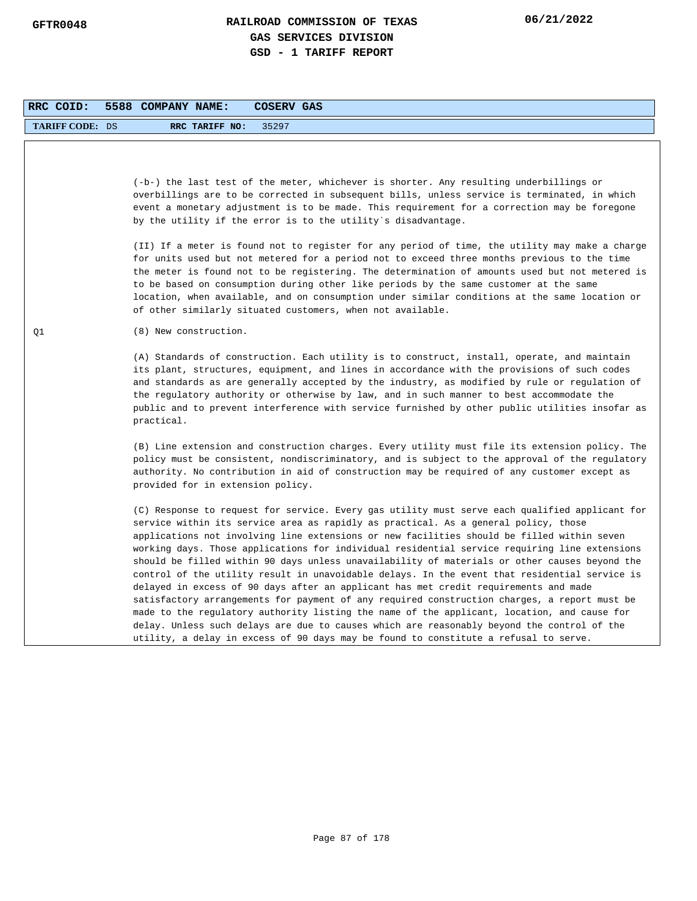**RAILROAD COMMISSION OF TEXAS**
**GAS SERVICES DIVISION**
**GSD - 1 TARIFF REPORT**

GFTR0048 | 06/21/2022

| RRC COID: 5588 | COMPANY NAME: COSERV GAS |
|---|---|
| TARIFF CODE: DS | RRC TARIFF NO: 35297 |

(-b-) the last test of the meter, whichever is shorter. Any resulting underbillings or overbillings are to be corrected in subsequent bills, unless service is terminated, in which event a monetary adjustment is to be made. This requirement for a correction may be foregone by the utility if the error is to the utility`s disadvantage.

(II) If a meter is found not to register for any period of time, the utility may make a charge for units used but not metered for a period not to exceed three months previous to the time the meter is found not to be registering. The determination of amounts used but not metered is to be based on consumption during other like periods by the same customer at the same location, when available, and on consumption under similar conditions at the same location or of other similarly situated customers, when not available.

Q1

(8) New construction.

(A) Standards of construction. Each utility is to construct, install, operate, and maintain its plant, structures, equipment, and lines in accordance with the provisions of such codes and standards as are generally accepted by the industry, as modified by rule or regulation of the regulatory authority or otherwise by law, and in such manner to best accommodate the public and to prevent interference with service furnished by other public utilities insofar as practical.

(B) Line extension and construction charges. Every utility must file its extension policy. The policy must be consistent, nondiscriminatory, and is subject to the approval of the regulatory authority. No contribution in aid of construction may be required of any customer except as provided for in extension policy.

(C) Response to request for service. Every gas utility must serve each qualified applicant for service within its service area as rapidly as practical. As a general policy, those applications not involving line extensions or new facilities should be filled within seven working days. Those applications for individual residential service requiring line extensions should be filled within 90 days unless unavailability of materials or other causes beyond the control of the utility result in unavoidable delays. In the event that residential service is delayed in excess of 90 days after an applicant has met credit requirements and made satisfactory arrangements for payment of any required construction charges, a report must be made to the regulatory authority listing the name of the applicant, location, and cause for delay. Unless such delays are due to causes which are reasonably beyond the control of the utility, a delay in excess of 90 days may be found to constitute a refusal to serve.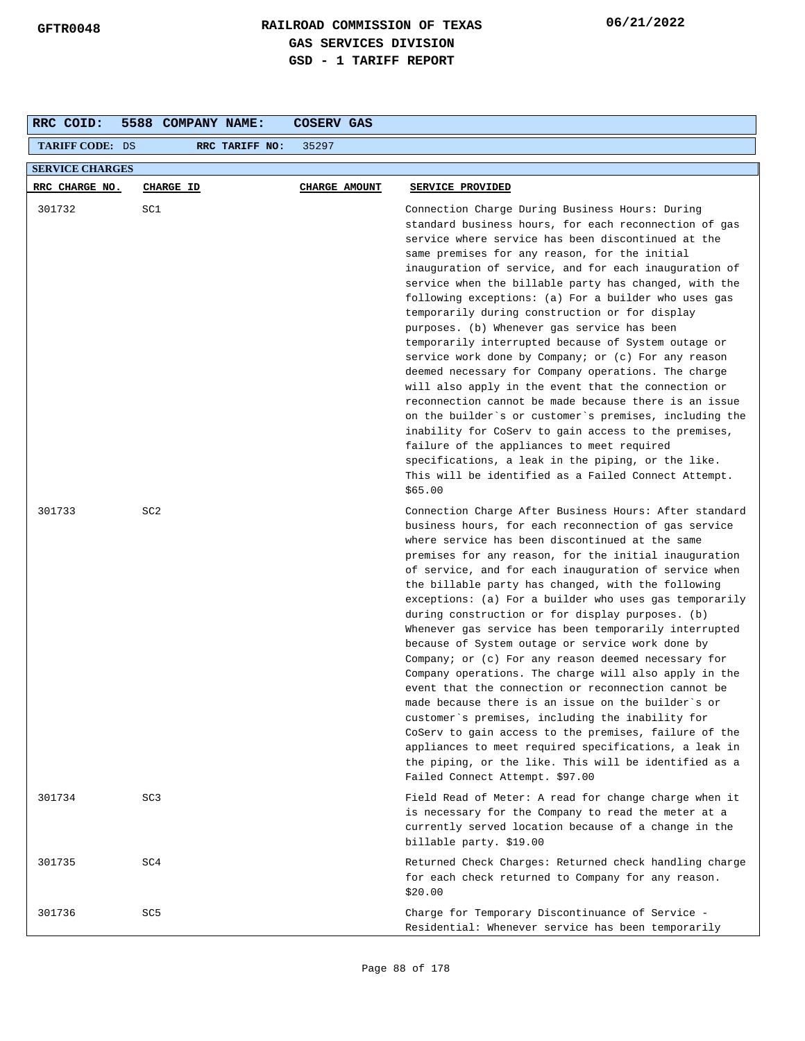# RAILROAD COMMISSION OF TEXAS
## GAS SERVICES DIVISION
## GSD - 1 TARIFF REPORT

GFTR0048 06/21/2022

| RRC COID: | 5588 | COMPANY NAME: | COSERV GAS |
|---|---|---|---|
| TARIFF CODE: | DS | RRC TARIFF NO: | 35297 |

**SERVICE CHARGES**

| RRC CHARGE NO. | CHARGE ID | CHARGE AMOUNT | SERVICE PROVIDED |
|---|---|---|---|
| 301732 | SC1 | | Connection Charge During Business Hours: During standard business hours, for each reconnection of gas service where service has been discontinued at the same premises for any reason, for the initial inauguration of service, and for each inauguration of service when the billable party has changed, with the following exceptions: (a) For a builder who uses gas temporarily during construction or for display purposes. (b) Whenever gas service has been temporarily interrupted because of System outage or service work done by Company; or (c) For any reason deemed necessary for Company operations. The charge will also apply in the event that the connection or reconnection cannot be made because there is an issue on the builder`s or customer`s premises, including the inability for CoServ to gain access to the premises, failure of the appliances to meet required specifications, a leak in the piping, or the like. This will be identified as a Failed Connect Attempt. $65.00 |
| 301733 | SC2 | | Connection Charge After Business Hours: After standard business hours, for each reconnection of gas service where service has been discontinued at the same premises for any reason, for the initial inauguration of service, and for each inauguration of service when the billable party has changed, with the following exceptions: (a) For a builder who uses gas temporarily during construction or for display purposes. (b) Whenever gas service has been temporarily interrupted because of System outage or service work done by Company; or (c) For any reason deemed necessary for Company operations. The charge will also apply in the event that the connection or reconnection cannot be made because there is an issue on the builder`s or customer`s premises, including the inability for CoServ to gain access to the premises, failure of the appliances to meet required specifications, a leak in the piping, or the like. This will be identified as a Failed Connect Attempt. $97.00 |
| 301734 | SC3 | | Field Read of Meter: A read for change charge when it is necessary for the Company to read the meter at a currently served location because of a change in the billable party. $19.00 |
| 301735 | SC4 | | Returned Check Charges: Returned check handling charge for each check returned to Company for any reason. $20.00 |
| 301736 | SC5 | | Charge for Temporary Discontinuance of Service - Residential: Whenever service has been temporarily |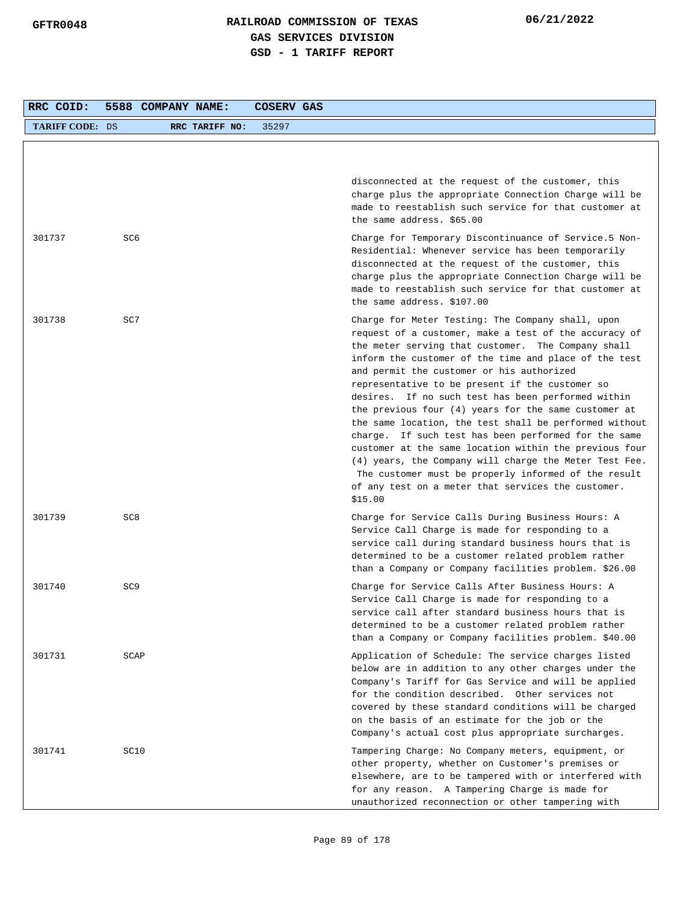| RRC COID: | 5588 COMPANY NAME: | COSERV GAS |
|---|---|---|
| TARIFF CODE: DS | RRC TARIFF NO: | 35297 |

| | | |
|---|---|---|
| | | disconnected at the request of the customer, this charge plus the appropriate Connection Charge will be made to reestablish such service for that customer at the same address. $65.00 |
| 301737 | SC6 | Charge for Temporary Discontinuance of Service.5 Non-Residential: Whenever service has been temporarily disconnected at the request of the customer, this charge plus the appropriate Connection Charge will be made to reestablish such service for that customer at the same address. $107.00 |
| 301738 | SC7 | Charge for Meter Testing: The Company shall, upon request of a customer, make a test of the accuracy of the meter serving that customer. The Company shall inform the customer of the time and place of the test and permit the customer or his authorized representative to be present if the customer so desires. If no such test has been performed within the previous four (4) years for the same customer at the same location, the test shall be performed without charge. If such test has been performed for the same customer at the same location within the previous four (4) years, the Company will charge the Meter Test Fee. The customer must be properly informed of the result of any test on a meter that services the customer. $15.00 |
| 301739 | SC8 | Charge for Service Calls During Business Hours: A Service Call Charge is made for responding to a service call during standard business hours that is determined to be a customer related problem rather than a Company or Company facilities problem. $26.00 |
| 301740 | SC9 | Charge for Service Calls After Business Hours: A Service Call Charge is made for responding to a service call after standard business hours that is determined to be a customer related problem rather than a Company or Company facilities problem. $40.00 |
| 301731 | SCAP | Application of Schedule: The service charges listed below are in addition to any other charges under the Company's Tariff for Gas Service and will be applied for the condition described. Other services not covered by these standard conditions will be charged on the basis of an estimate for the job or the Company's actual cost plus appropriate surcharges. |
| 301741 | SC10 | Tampering Charge: No Company meters, equipment, or other property, whether on Customer's premises or elsewhere, are to be tampered with or interfered with for any reason. A Tampering Charge is made for unauthorized reconnection or other tampering with |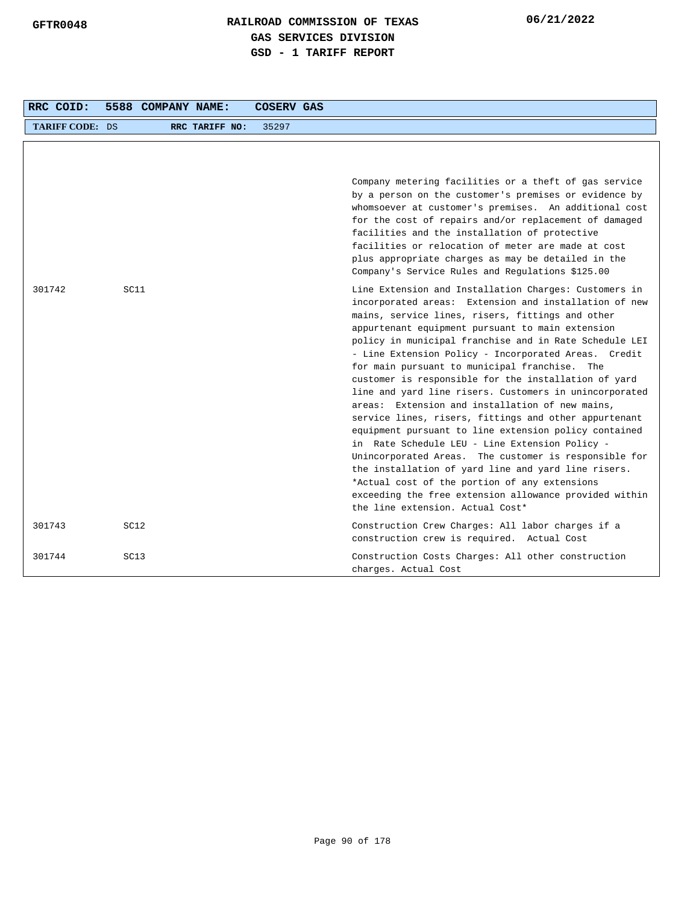| RRC COID: | 5588 | COMPANY NAME: | COSERV GAS |
|---|---|---|---|
| TARIFF CODE: DS | | RRC TARIFF NO: | 35297 |

| | | |
|---|---|---|
| | | Company metering facilities or a theft of gas service by a person on the customer's premises or evidence by whomsoever at customer's premises. An additional cost for the cost of repairs and/or replacement of damaged facilities and the installation of protective facilities or relocation of meter are made at cost plus appropriate charges as may be detailed in the Company's Service Rules and Regulations $125.00 |
| 301742 | SC11 | Line Extension and Installation Charges: Customers in incorporated areas: Extension and installation of new mains, service lines, risers, fittings and other appurtenant equipment pursuant to main extension policy in municipal franchise and in Rate Schedule LEI - Line Extension Policy - Incorporated Areas. Credit for main pursuant to municipal franchise. The customer is responsible for the installation of yard line and yard line risers. Customers in unincorporated areas: Extension and installation of new mains, service lines, risers, fittings and other appurtenant equipment pursuant to line extension policy contained in Rate Schedule LEU - Line Extension Policy - Unincorporated Areas. The customer is responsible for the installation of yard line and yard line risers. *Actual cost of the portion of any extensions exceeding the free extension allowance provided within the line extension. Actual Cost* |
| 301743 | SC12 | Construction Crew Charges: All labor charges if a construction crew is required. Actual Cost |
| 301744 | SC13 | Construction Costs Charges: All other construction charges. Actual Cost |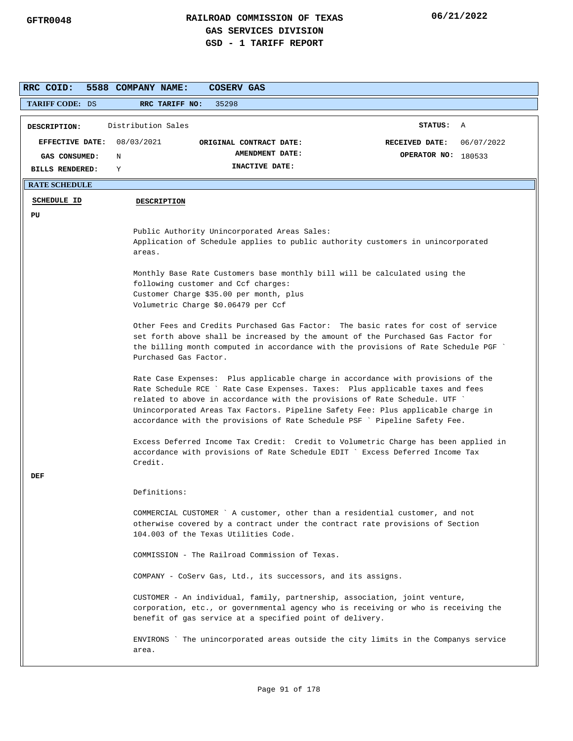GFTR0048

# RAILROAD COMMISSION OF TEXAS
## GAS SERVICES DIVISION
### GSD - 1 TARIFF REPORT

06/21/2022

**RRC COID:** 5588 **COMPANY NAME:** COSERV GAS

**TARIFF CODE:** DS **RRC TARIFF NO:** 35298

| | | | | | |
|---|---|---|---|---|---|
| **DESCRIPTION:** | Distribution Sales | | | **STATUS:** | A |
| **EFFECTIVE DATE:** | 08/03/2021 | **ORIGINAL CONTRACT DATE:** | | **RECEIVED DATE:** | 06/07/2022 |
| **GAS CONSUMED:** | N | **AMENDMENT DATE:** | | **OPERATOR NO:** | 180533 |
| **BILLS RENDERED:** | Y | **INACTIVE DATE:** | | | |

**RATE SCHEDULE**

| SCHEDULE ID | DESCRIPTION |
|---|---|
| PU | |

Public Authority Unincorporated Areas Sales:
Application of Schedule applies to public authority customers in unincorporated areas.

Monthly Base Rate Customers base monthly bill will be calculated using the following customer and Ccf charges:
Customer Charge $35.00 per month, plus
Volumetric Charge $0.06479 per Ccf

Other Fees and Credits Purchased Gas Factor: The basic rates for cost of service set forth above shall be increased by the amount of the Purchased Gas Factor for the billing month computed in accordance with the provisions of Rate Schedule PGF ` Purchased Gas Factor.

Rate Case Expenses: Plus applicable charge in accordance with provisions of the Rate Schedule RCE ` Rate Case Expenses. Taxes: Plus applicable taxes and fees related to above in accordance with the provisions of Rate Schedule. UTF ` Unincorporated Areas Tax Factors. Pipeline Safety Fee: Plus applicable charge in accordance with the provisions of Rate Schedule PSF ` Pipeline Safety Fee.

Excess Deferred Income Tax Credit: Credit to Volumetric Charge has been applied in accordance with provisions of Rate Schedule EDIT ` Excess Deferred Income Tax Credit.

**DEF**

Definitions:

COMMERCIAL CUSTOMER ` A customer, other than a residential customer, and not otherwise covered by a contract under the contract rate provisions of Section 104.003 of the Texas Utilities Code.

COMMISSION - The Railroad Commission of Texas.

COMPANY - CoServ Gas, Ltd., its successors, and its assigns.

CUSTOMER - An individual, family, partnership, association, joint venture, corporation, etc., or governmental agency who is receiving or who is receiving the benefit of gas service at a specified point of delivery.

ENVIRONS ` The unincorporated areas outside the city limits in the Companys service area.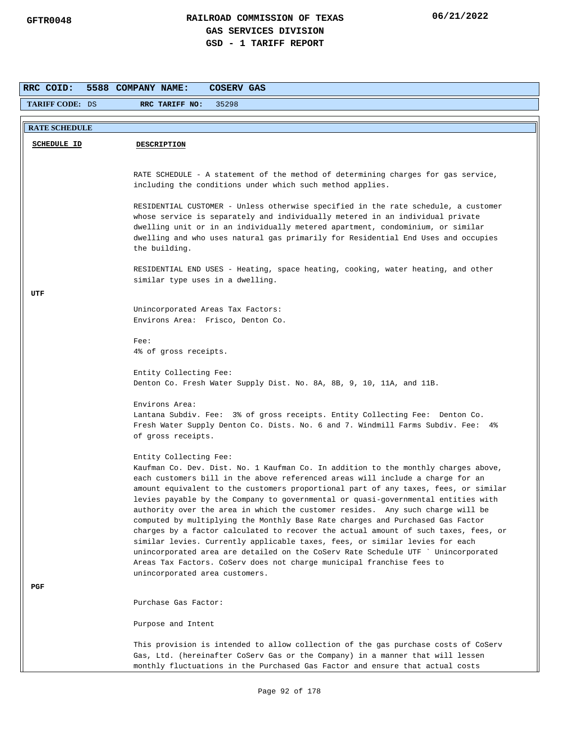**RRC COID:** 5588 **COMPANY NAME:** COSERV GAS

**TARIFF CODE:** DS **RRC TARIFF NO:** 35298

**RATE SCHEDULE**

| SCHEDULE ID | DESCRIPTION |
|---|---|
| | RATE SCHEDULE - A statement of the method of determining charges for gas service, including the conditions under which such method applies.<br><br>RESIDENTIAL CUSTOMER - Unless otherwise specified in the rate schedule, a customer whose service is separately and individually metered in an individual private dwelling unit or in an individually metered apartment, condominium, or similar dwelling and who uses natural gas primarily for Residential End Uses and occupies the building.<br><br>RESIDENTIAL END USES - Heating, space heating, cooking, water heating, and other similar type uses in a dwelling. |
| UTF | Unincorporated Areas Tax Factors:<br>Environs Area: Frisco, Denton Co.<br><br>Fee:<br>4% of gross receipts.<br><br>Entity Collecting Fee:<br>Denton Co. Fresh Water Supply Dist. No. 8A, 8B, 9, 10, 11A, and 11B.<br><br>Environs Area:<br>Lantana Subdiv. Fee: 3% of gross receipts. Entity Collecting Fee: Denton Co. Fresh Water Supply Denton Co. Dists. No. 6 and 7. Windmill Farms Subdiv. Fee: 4% of gross receipts.<br><br>Entity Collecting Fee:<br>Kaufman Co. Dev. Dist. No. 1 Kaufman Co. In addition to the monthly charges above, each customers bill in the above referenced areas will include a charge for an amount equivalent to the customers proportional part of any taxes, fees, or similar levies payable by the Company to governmental or quasi-governmental entities with authority over the area in which the customer resides. Any such charge will be computed by multiplying the Monthly Base Rate charges and Purchased Gas Factor charges by a factor calculated to recover the actual amount of such taxes, fees, or similar levies. Currently applicable taxes, fees, or similar levies for each unincorporated area are detailed on the CoServ Rate Schedule UTF ` Unincorporated Areas Tax Factors. CoServ does not charge municipal franchise fees to unincorporated area customers. |
| PGF | Purchase Gas Factor:<br><br>Purpose and Intent<br><br>This provision is intended to allow collection of the gas purchase costs of CoServ Gas, Ltd. (hereinafter CoServ Gas or the Company) in a manner that will lessen monthly fluctuations in the Purchased Gas Factor and ensure that actual costs |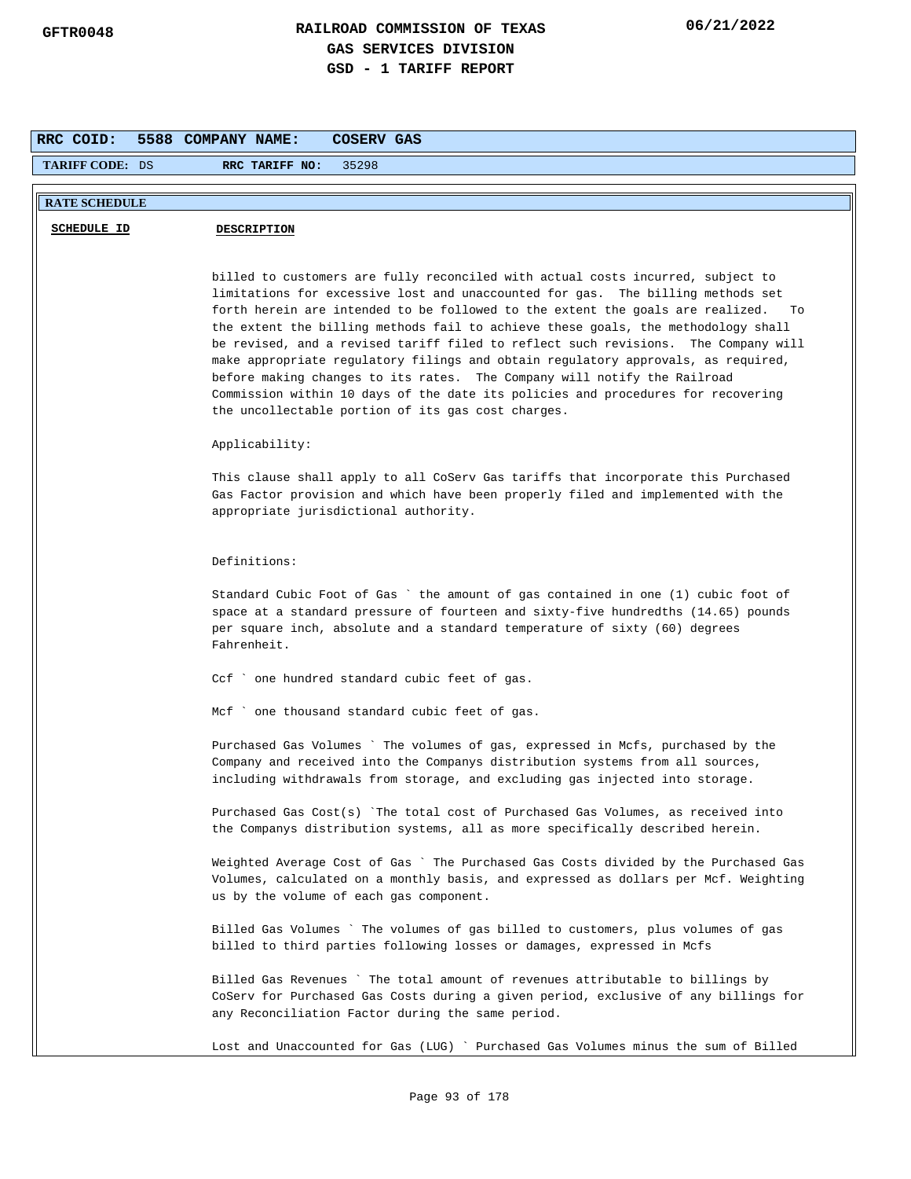# RAILROAD COMMISSION OF TEXAS
## GAS SERVICES DIVISION
## GSD - 1 TARIFF REPORT

GFTR0048 06/21/2022

**RRC COID:** 5588 **COMPANY NAME:** COSERV GAS

**TARIFF CODE:** DS **RRC TARIFF NO:** 35298

**RATE SCHEDULE**

**SCHEDULE ID** **DESCRIPTION**

billed to customers are fully reconciled with actual costs incurred, subject to limitations for excessive lost and unaccounted for gas. The billing methods set forth herein are intended to be followed to the extent the goals are realized. To the extent the billing methods fail to achieve these goals, the methodology shall be revised, and a revised tariff filed to reflect such revisions. The Company will make appropriate regulatory filings and obtain regulatory approvals, as required, before making changes to its rates. The Company will notify the Railroad Commission within 10 days of the date its policies and procedures for recovering the uncollectable portion of its gas cost charges.

Applicability:

This clause shall apply to all CoServ Gas tariffs that incorporate this Purchased Gas Factor provision and which have been properly filed and implemented with the appropriate jurisdictional authority.

Definitions:

Standard Cubic Foot of Gas ` the amount of gas contained in one (1) cubic foot of space at a standard pressure of fourteen and sixty-five hundredths (14.65) pounds per square inch, absolute and a standard temperature of sixty (60) degrees Fahrenheit.

Ccf ` one hundred standard cubic feet of gas.

Mcf ` one thousand standard cubic feet of gas.

Purchased Gas Volumes ` The volumes of gas, expressed in Mcfs, purchased by the Company and received into the Companys distribution systems from all sources, including withdrawals from storage, and excluding gas injected into storage.

Purchased Gas Cost(s) `The total cost of Purchased Gas Volumes, as received into the Companys distribution systems, all as more specifically described herein.

Weighted Average Cost of Gas ` The Purchased Gas Costs divided by the Purchased Gas Volumes, calculated on a monthly basis, and expressed as dollars per Mcf. Weighting us by the volume of each gas component.

Billed Gas Volumes ` The volumes of gas billed to customers, plus volumes of gas billed to third parties following losses or damages, expressed in Mcfs

Billed Gas Revenues ` The total amount of revenues attributable to billings by CoServ for Purchased Gas Costs during a given period, exclusive of any billings for any Reconciliation Factor during the same period.

Lost and Unaccounted for Gas (LUG) ` Purchased Gas Volumes minus the sum of Billed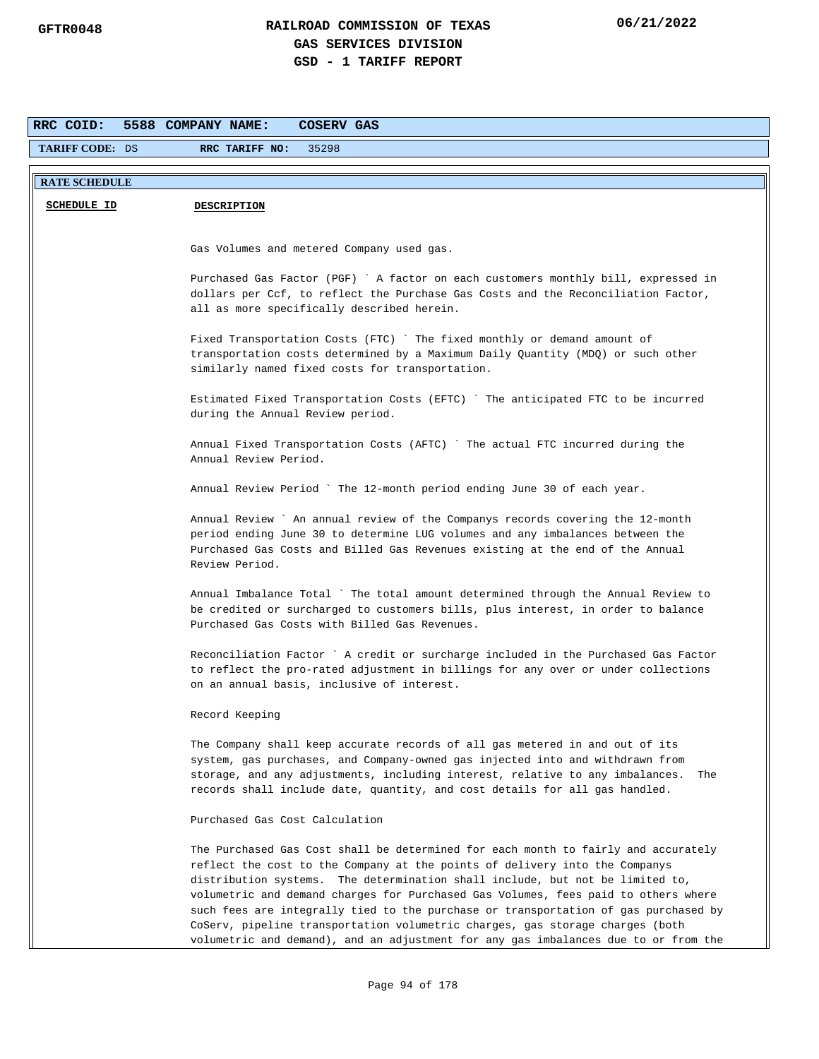**RRC COID:** 5588 **COMPANY NAME:** COSERV GAS

**TARIFF CODE:** DS **RRC TARIFF NO:** 35298

**RATE SCHEDULE**

| SCHEDULE ID | DESCRIPTION |
|---|---|

Gas Volumes and metered Company used gas.

Purchased Gas Factor (PGF) ` A factor on each customers monthly bill, expressed in dollars per Ccf, to reflect the Purchase Gas Costs and the Reconciliation Factor, all as more specifically described herein.

Fixed Transportation Costs (FTC) ` The fixed monthly or demand amount of transportation costs determined by a Maximum Daily Quantity (MDQ) or such other similarly named fixed costs for transportation.

Estimated Fixed Transportation Costs (EFTC) ` The anticipated FTC to be incurred during the Annual Review period.

Annual Fixed Transportation Costs (AFTC) ` The actual FTC incurred during the Annual Review Period.

Annual Review Period ` The 12-month period ending June 30 of each year.

Annual Review ` An annual review of the Companys records covering the 12-month period ending June 30 to determine LUG volumes and any imbalances between the Purchased Gas Costs and Billed Gas Revenues existing at the end of the Annual Review Period.

Annual Imbalance Total ` The total amount determined through the Annual Review to be credited or surcharged to customers bills, plus interest, in order to balance Purchased Gas Costs with Billed Gas Revenues.

Reconciliation Factor ` A credit or surcharge included in the Purchased Gas Factor to reflect the pro-rated adjustment in billings for any over or under collections on an annual basis, inclusive of interest.

Record Keeping

The Company shall keep accurate records of all gas metered in and out of its system, gas purchases, and Company-owned gas injected into and withdrawn from storage, and any adjustments, including interest, relative to any imbalances. The records shall include date, quantity, and cost details for all gas handled.

Purchased Gas Cost Calculation

The Purchased Gas Cost shall be determined for each month to fairly and accurately reflect the cost to the Company at the points of delivery into the Companys distribution systems. The determination shall include, but not be limited to, volumetric and demand charges for Purchased Gas Volumes, fees paid to others where such fees are integrally tied to the purchase or transportation of gas purchased by CoServ, pipeline transportation volumetric charges, gas storage charges (both volumetric and demand), and an adjustment for any gas imbalances due to or from the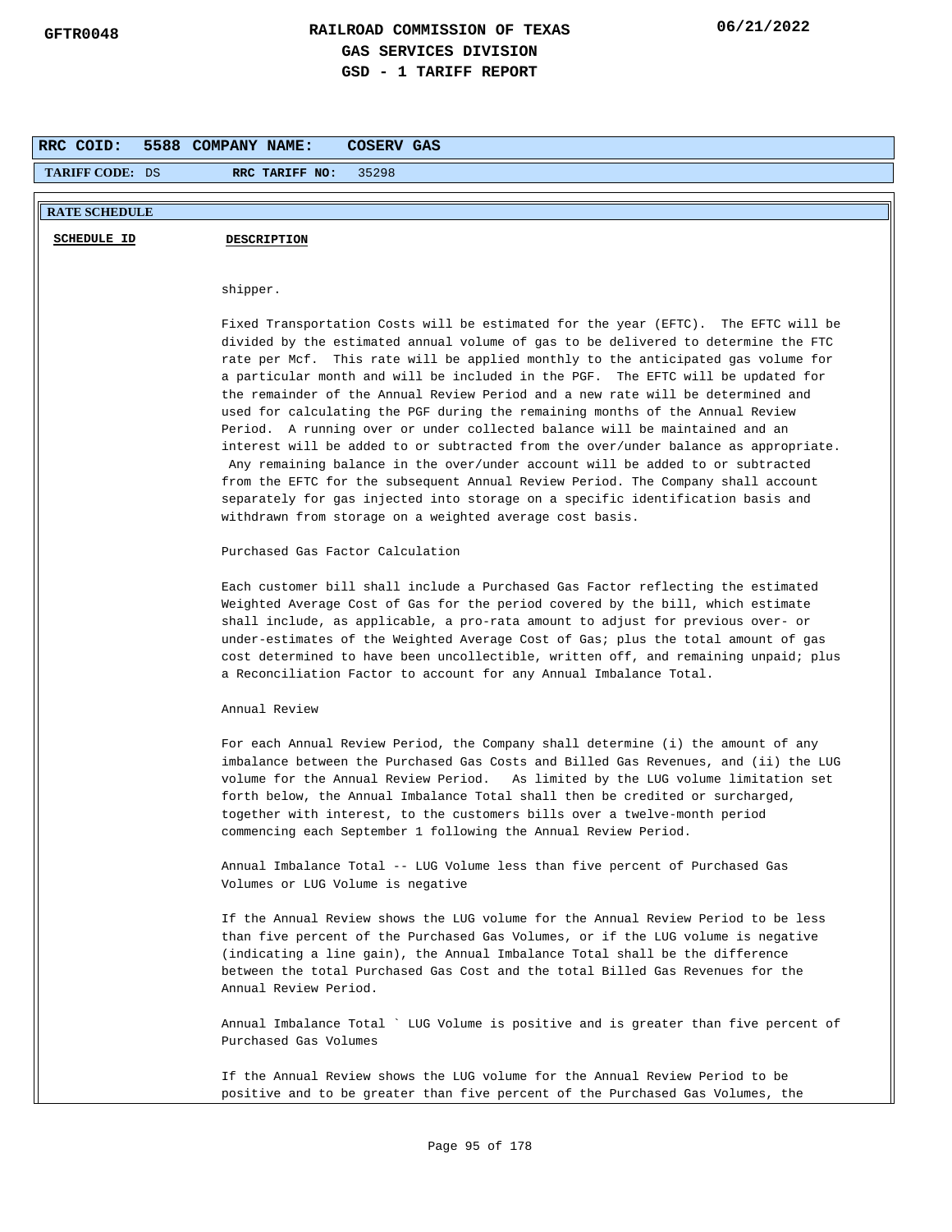**RRC COID:** 5588 **COMPANY NAME:** COSERV GAS

**TARIFF CODE:** DS **RRC TARIFF NO:** 35298

**RATE SCHEDULE**

**SCHEDULE ID** **DESCRIPTION**

shipper.

Fixed Transportation Costs will be estimated for the year (EFTC). The EFTC will be divided by the estimated annual volume of gas to be delivered to determine the FTC rate per Mcf. This rate will be applied monthly to the anticipated gas volume for a particular month and will be included in the PGF. The EFTC will be updated for the remainder of the Annual Review Period and a new rate will be determined and used for calculating the PGF during the remaining months of the Annual Review Period. A running over or under collected balance will be maintained and an interest will be added to or subtracted from the over/under balance as appropriate. Any remaining balance in the over/under account will be added to or subtracted from the EFTC for the subsequent Annual Review Period. The Company shall account separately for gas injected into storage on a specific identification basis and withdrawn from storage on a weighted average cost basis.

Purchased Gas Factor Calculation

Each customer bill shall include a Purchased Gas Factor reflecting the estimated Weighted Average Cost of Gas for the period covered by the bill, which estimate shall include, as applicable, a pro-rata amount to adjust for previous over- or under-estimates of the Weighted Average Cost of Gas; plus the total amount of gas cost determined to have been uncollectible, written off, and remaining unpaid; plus a Reconciliation Factor to account for any Annual Imbalance Total.

Annual Review

For each Annual Review Period, the Company shall determine (i) the amount of any imbalance between the Purchased Gas Costs and Billed Gas Revenues, and (ii) the LUG volume for the Annual Review Period. As limited by the LUG volume limitation set forth below, the Annual Imbalance Total shall then be credited or surcharged, together with interest, to the customers bills over a twelve-month period commencing each September 1 following the Annual Review Period.

Annual Imbalance Total -- LUG Volume less than five percent of Purchased Gas Volumes or LUG Volume is negative

If the Annual Review shows the LUG volume for the Annual Review Period to be less than five percent of the Purchased Gas Volumes, or if the LUG volume is negative (indicating a line gain), the Annual Imbalance Total shall be the difference between the total Purchased Gas Cost and the total Billed Gas Revenues for the Annual Review Period.

Annual Imbalance Total ` LUG Volume is positive and is greater than five percent of Purchased Gas Volumes

If the Annual Review shows the LUG volume for the Annual Review Period to be positive and to be greater than five percent of the Purchased Gas Volumes, the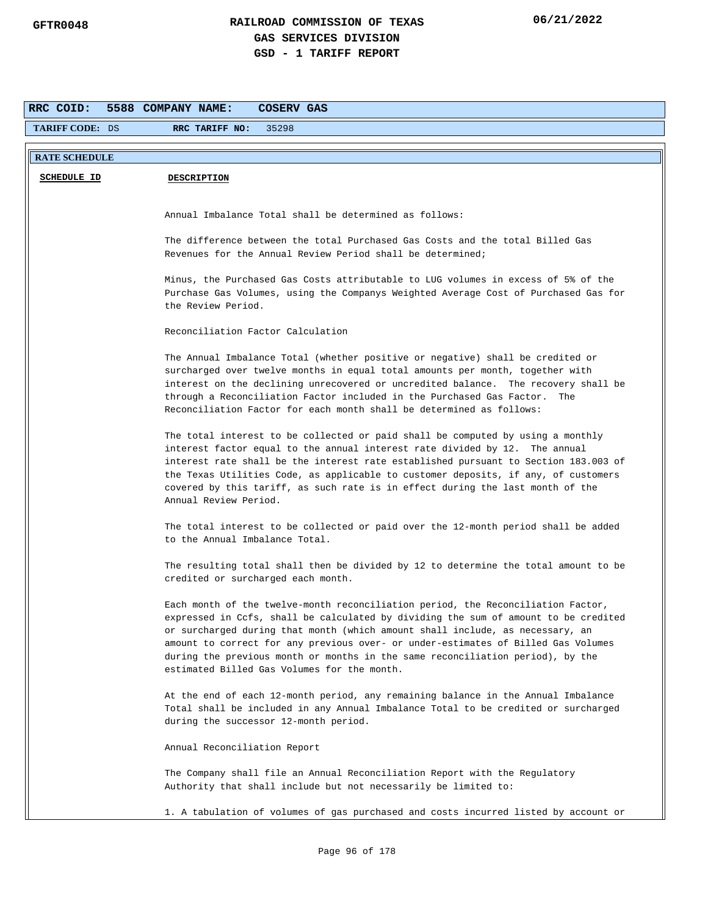**RAILROAD COMMISSION OF TEXAS**
**GAS SERVICES DIVISION**
**GSD - 1 TARIFF REPORT**

GFTR0048 06/21/2022

| RRC COID: 5588 | COMPANY NAME: COSERV GAS |
|---|---|
| TARIFF CODE: DS | RRC TARIFF NO: 35298 |

**RATE SCHEDULE**

| SCHEDULE ID | DESCRIPTION |
|---|---|

Annual Imbalance Total shall be determined as follows:

The difference between the total Purchased Gas Costs and the total Billed Gas Revenues for the Annual Review Period shall be determined;

Minus, the Purchased Gas Costs attributable to LUG volumes in excess of 5% of the Purchase Gas Volumes, using the Companys Weighted Average Cost of Purchased Gas for the Review Period.

Reconciliation Factor Calculation

The Annual Imbalance Total (whether positive or negative) shall be credited or surcharged over twelve months in equal total amounts per month, together with interest on the declining unrecovered or uncredited balance. The recovery shall be through a Reconciliation Factor included in the Purchased Gas Factor. The Reconciliation Factor for each month shall be determined as follows:

The total interest to be collected or paid shall be computed by using a monthly interest factor equal to the annual interest rate divided by 12. The annual interest rate shall be the interest rate established pursuant to Section 183.003 of the Texas Utilities Code, as applicable to customer deposits, if any, of customers covered by this tariff, as such rate is in effect during the last month of the Annual Review Period.

The total interest to be collected or paid over the 12-month period shall be added to the Annual Imbalance Total.

The resulting total shall then be divided by 12 to determine the total amount to be credited or surcharged each month.

Each month of the twelve-month reconciliation period, the Reconciliation Factor, expressed in Ccfs, shall be calculated by dividing the sum of amount to be credited or surcharged during that month (which amount shall include, as necessary, an amount to correct for any previous over- or under-estimates of Billed Gas Volumes during the previous month or months in the same reconciliation period), by the estimated Billed Gas Volumes for the month.

At the end of each 12-month period, any remaining balance in the Annual Imbalance Total shall be included in any Annual Imbalance Total to be credited or surcharged during the successor 12-month period.

Annual Reconciliation Report

The Company shall file an Annual Reconciliation Report with the Regulatory Authority that shall include but not necessarily be limited to:

1. A tabulation of volumes of gas purchased and costs incurred listed by account or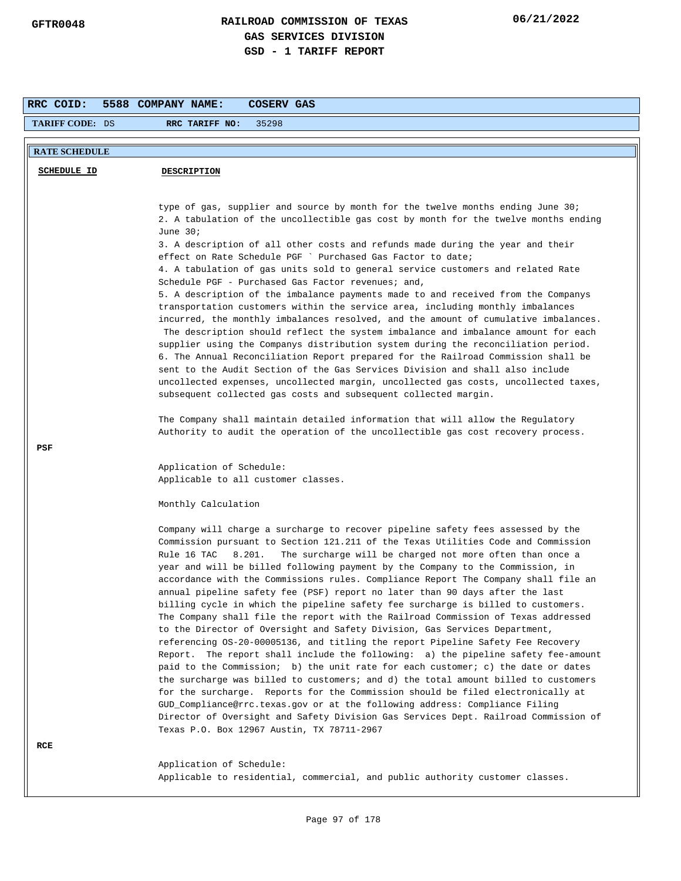**RRC COID:** 5588 **COMPANY NAME:** COSERV GAS

**TARIFF CODE:** DS **RRC TARIFF NO:** 35298

**RATE SCHEDULE**

| SCHEDULE ID | DESCRIPTION |
|---|---|
| | type of gas, supplier and source by month for the twelve months ending June 30;<br>2. A tabulation of the uncollectible gas cost by month for the twelve months ending June 30;<br>3. A description of all other costs and refunds made during the year and their effect on Rate Schedule PGF ` Purchased Gas Factor to date;<br>4. A tabulation of gas units sold to general service customers and related Rate Schedule PGF - Purchased Gas Factor revenues; and,<br>5. A description of the imbalance payments made to and received from the Companys transportation customers within the service area, including monthly imbalances incurred, the monthly imbalances resolved, and the amount of cumulative imbalances. The description should reflect the system imbalance and imbalance amount for each supplier using the Companys distribution system during the reconciliation period.<br>6. The Annual Reconciliation Report prepared for the Railroad Commission shall be sent to the Audit Section of the Gas Services Division and shall also include uncollected expenses, uncollected margin, uncollected gas costs, uncollected taxes, subsequent collected gas costs and subsequent collected margin.<br><br>The Company shall maintain detailed information that will allow the Regulatory Authority to audit the operation of the uncollectible gas cost recovery process. |
| PSF | Application of Schedule:<br>Applicable to all customer classes.<br><br>Monthly Calculation<br><br>Company will charge a surcharge to recover pipeline safety fees assessed by the Commission pursuant to Section 121.211 of the Texas Utilities Code and Commission Rule 16 TAC 8.201. The surcharge will be charged not more often than once a year and will be billed following payment by the Company to the Commission, in accordance with the Commissions rules. Compliance Report The Company shall file an annual pipeline safety fee (PSF) report no later than 90 days after the last billing cycle in which the pipeline safety fee surcharge is billed to customers. The Company shall file the report with the Railroad Commission of Texas addressed to the Director of Oversight and Safety Division, Gas Services Department, referencing OS-20-00005136, and titling the report Pipeline Safety Fee Recovery Report. The report shall include the following: a) the pipeline safety fee-amount paid to the Commission; b) the unit rate for each customer; c) the date or dates the surcharge was billed to customers; and d) the total amount billed to customers for the surcharge. Reports for the Commission should be filed electronically at GUD_Compliance@rrc.texas.gov or at the following address: Compliance Filing Director of Oversight and Safety Division Gas Services Dept. Railroad Commission of Texas P.O. Box 12967 Austin, TX 78711-2967 |
| RCE | Application of Schedule:<br>Applicable to residential, commercial, and public authority customer classes. |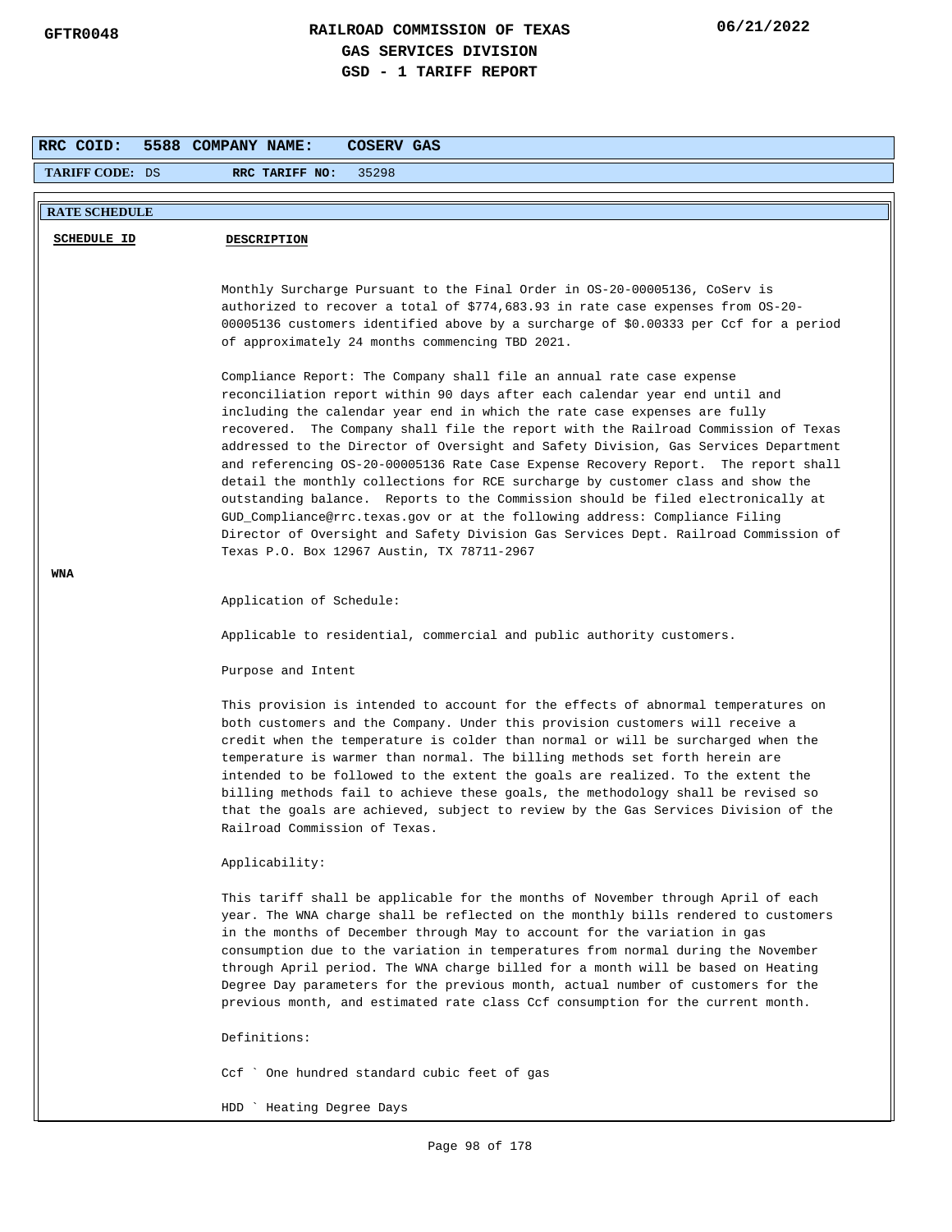**RRC COID:** 5588 **COMPANY NAME:** COSERV GAS

**TARIFF CODE:** DS **RRC TARIFF NO:** 35298

**RATE SCHEDULE**

| SCHEDULE ID | DESCRIPTION |
|---|---|

Monthly Surcharge Pursuant to the Final Order in OS-20-00005136, CoServ is authorized to recover a total of $774,683.93 in rate case expenses from OS-20-00005136 customers identified above by a surcharge of $0.00333 per Ccf for a period of approximately 24 months commencing TBD 2021.

Compliance Report: The Company shall file an annual rate case expense reconciliation report within 90 days after each calendar year end until and including the calendar year end in which the rate case expenses are fully recovered. The Company shall file the report with the Railroad Commission of Texas addressed to the Director of Oversight and Safety Division, Gas Services Department and referencing OS-20-00005136 Rate Case Expense Recovery Report. The report shall detail the monthly collections for RCE surcharge by customer class and show the outstanding balance. Reports to the Commission should be filed electronically at GUD_Compliance@rrc.texas.gov or at the following address: Compliance Filing Director of Oversight and Safety Division Gas Services Dept. Railroad Commission of Texas P.O. Box 12967 Austin, TX 78711-2967

**WNA**

Application of Schedule:

Applicable to residential, commercial and public authority customers.

Purpose and Intent

This provision is intended to account for the effects of abnormal temperatures on both customers and the Company. Under this provision customers will receive a credit when the temperature is colder than normal or will be surcharged when the temperature is warmer than normal. The billing methods set forth herein are intended to be followed to the extent the goals are realized. To the extent the billing methods fail to achieve these goals, the methodology shall be revised so that the goals are achieved, subject to review by the Gas Services Division of the Railroad Commission of Texas.

Applicability:

This tariff shall be applicable for the months of November through April of each year. The WNA charge shall be reflected on the monthly bills rendered to customers in the months of December through May to account for the variation in gas consumption due to the variation in temperatures from normal during the November through April period. The WNA charge billed for a month will be based on Heating Degree Day parameters for the previous month, actual number of customers for the previous month, and estimated rate class Ccf consumption for the current month.

Definitions:

Ccf ` One hundred standard cubic feet of gas

HDD ` Heating Degree Days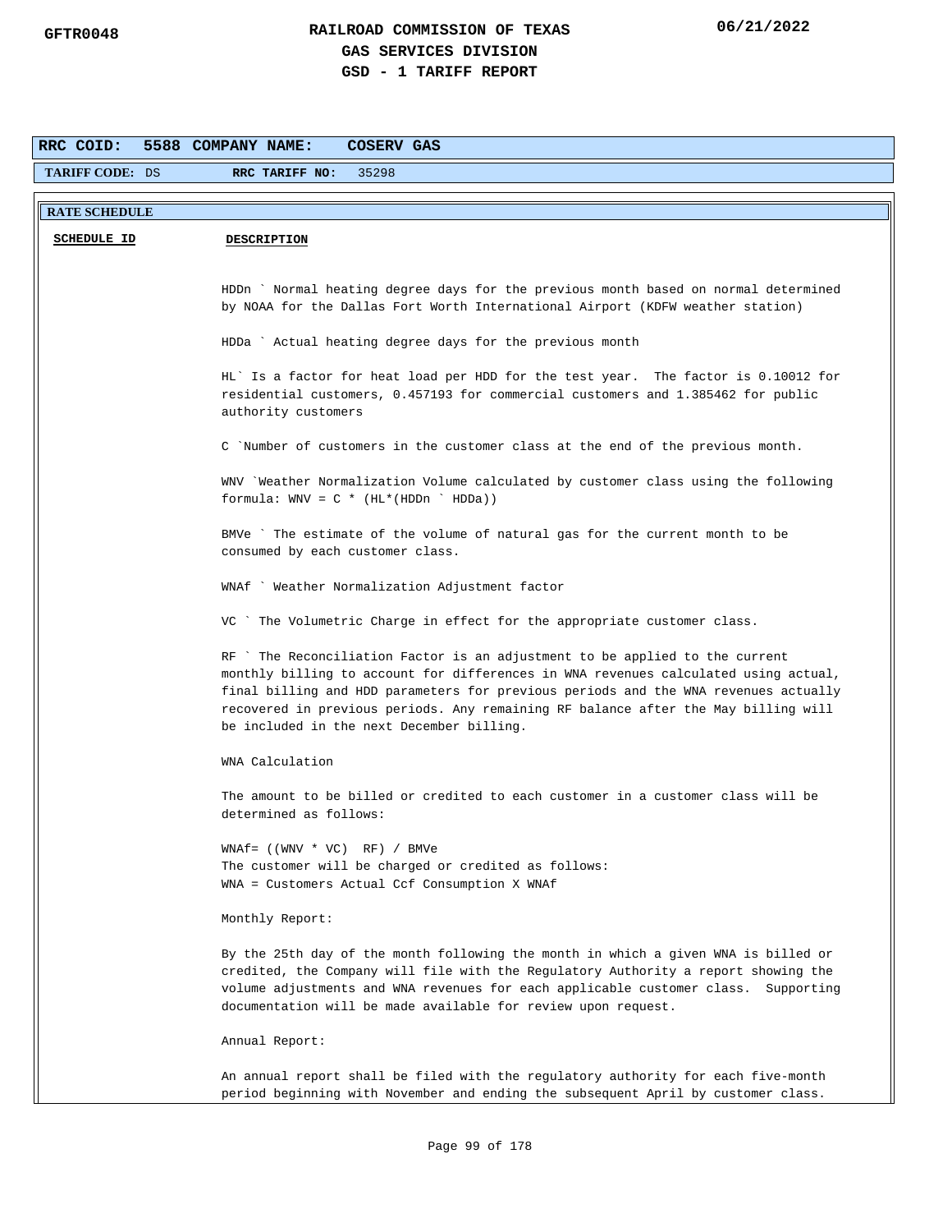**RRC COID:** 5588 **COMPANY NAME:** COSERV GAS

**TARIFF CODE:** DS **RRC TARIFF NO:** 35298

**RATE SCHEDULE**

| SCHEDULE ID | DESCRIPTION |
|---|---|
| | |

HDDn ` Normal heating degree days for the previous month based on normal determined by NOAA for the Dallas Fort Worth International Airport (KDFW weather station)

HDDa ` Actual heating degree days for the previous month

HL` Is a factor for heat load per HDD for the test year. The factor is 0.10012 for residential customers, 0.457193 for commercial customers and 1.385462 for public authority customers

C `Number of customers in the customer class at the end of the previous month.

WNV `Weather Normalization Volume calculated by customer class using the following formula: WNV = C * (HL*(HDDn ` HDDa))

BMVe ` The estimate of the volume of natural gas for the current month to be consumed by each customer class.

WNAf ` Weather Normalization Adjustment factor

VC ` The Volumetric Charge in effect for the appropriate customer class.

RF ` The Reconciliation Factor is an adjustment to be applied to the current monthly billing to account for differences in WNA revenues calculated using actual, final billing and HDD parameters for previous periods and the WNA revenues actually recovered in previous periods. Any remaining RF balance after the May billing will be included in the next December billing.

WNA Calculation

The amount to be billed or credited to each customer in a customer class will be determined as follows:

WNAf= ((WNV * VC)  RF) / BMVe
The customer will be charged or credited as follows:
WNA = Customers Actual Ccf Consumption X WNAf

Monthly Report:

By the 25th day of the month following the month in which a given WNA is billed or credited, the Company will file with the Regulatory Authority a report showing the volume adjustments and WNA revenues for each applicable customer class. Supporting documentation will be made available for review upon request.

Annual Report:

An annual report shall be filed with the regulatory authority for each five-month period beginning with November and ending the subsequent April by customer class.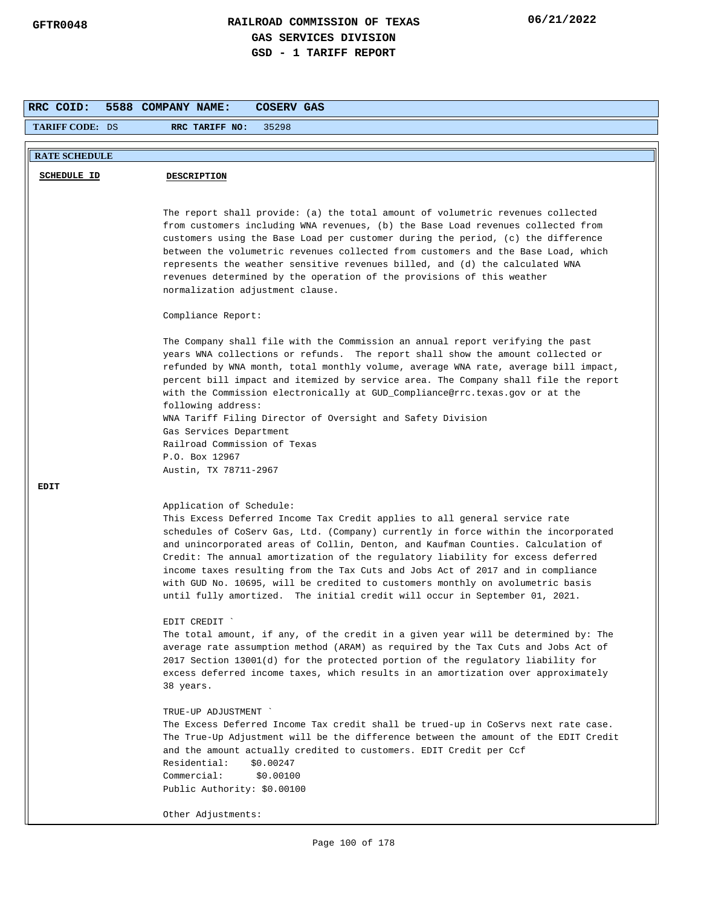**RRC COID:** 5588 **COMPANY NAME:** COSERV GAS

**TARIFF CODE:** DS **RRC TARIFF NO:** 35298

**RATE SCHEDULE**

| SCHEDULE ID | DESCRIPTION |
|---|---|

The report shall provide: (a) the total amount of volumetric revenues collected from customers including WNA revenues, (b) the Base Load revenues collected from customers using the Base Load per customer during the period, (c) the difference between the volumetric revenues collected from customers and the Base Load, which represents the weather sensitive revenues billed, and (d) the calculated WNA revenues determined by the operation of the provisions of this weather normalization adjustment clause.

Compliance Report:

The Company shall file with the Commission an annual report verifying the past years WNA collections or refunds. The report shall show the amount collected or refunded by WNA month, total monthly volume, average WNA rate, average bill impact, percent bill impact and itemized by service area. The Company shall file the report with the Commission electronically at GUD_Compliance@rrc.texas.gov or at the following address:
WNA Tariff Filing Director of Oversight and Safety Division
Gas Services Department
Railroad Commission of Texas
P.O. Box 12967
Austin, TX 78711-2967

**EDIT**

Application of Schedule:
This Excess Deferred Income Tax Credit applies to all general service rate schedules of CoServ Gas, Ltd. (Company) currently in force within the incorporated and unincorporated areas of Collin, Denton, and Kaufman Counties. Calculation of Credit: The annual amortization of the regulatory liability for excess deferred income taxes resulting from the Tax Cuts and Jobs Act of 2017 and in compliance with GUD No. 10695, will be credited to customers monthly on avolumetric basis until fully amortized. The initial credit will occur in September 01, 2021.

EDIT CREDIT `
The total amount, if any, of the credit in a given year will be determined by: The average rate assumption method (ARAM) as required by the Tax Cuts and Jobs Act of 2017 Section 13001(d) for the protected portion of the regulatory liability for excess deferred income taxes, which results in an amortization over approximately 38 years.

TRUE-UP ADJUSTMENT `
The Excess Deferred Income Tax credit shall be trued-up in CoServs next rate case. The True-Up Adjustment will be the difference between the amount of the EDIT Credit and the amount actually credited to customers. EDIT Credit per Ccf
Residential: $0.00247
Commercial: $0.00100
Public Authority: $0.00100

Other Adjustments: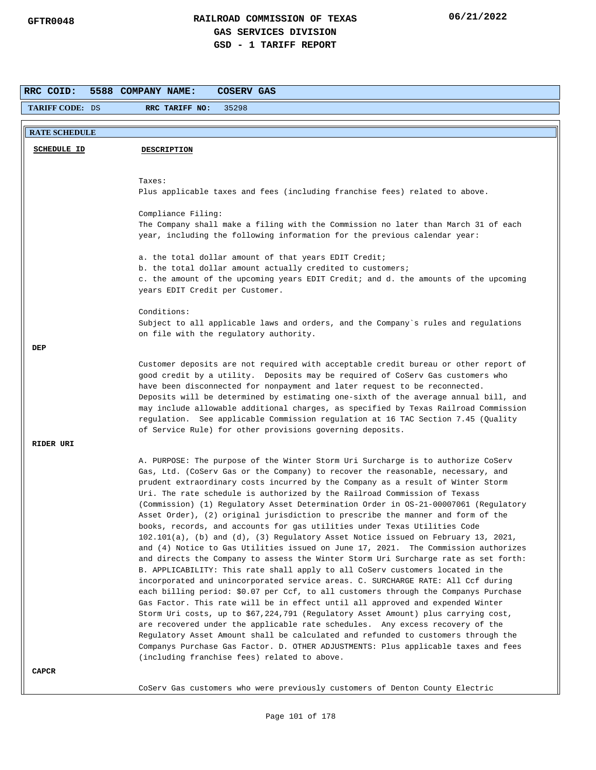| RRC COID: | 5588 | COMPANY NAME: | COSERV GAS |
|---|---|---|---|
| TARIFF CODE: DS | | RRC TARIFF NO: | 35298 |

**RATE SCHEDULE**

| SCHEDULE ID | DESCRIPTION |
|---|---|
| | Taxes:<br>Plus applicable taxes and fees (including franchise fees) related to above.<br><br>Compliance Filing:<br>The Company shall make a filing with the Commission no later than March 31 of each year, including the following information for the previous calendar year:<br><br>a. the total dollar amount of that years EDIT Credit;<br>b. the total dollar amount actually credited to customers;<br>c. the amount of the upcoming years EDIT Credit; and d. the amounts of the upcoming years EDIT Credit per Customer.<br><br>Conditions:<br>Subject to all applicable laws and orders, and the Company`s rules and regulations on file with the regulatory authority. |
| **DEP** | Customer deposits are not required with acceptable credit bureau or other report of good credit by a utility. Deposits may be required of CoServ Gas customers who have been disconnected for nonpayment and later request to be reconnected. Deposits will be determined by estimating one-sixth of the average annual bill, and may include allowable additional charges, as specified by Texas Railroad Commission regulation. See applicable Commission regulation at 16 TAC Section 7.45 (Quality of Service Rule) for other provisions governing deposits. |
| **RIDER URI** | A. PURPOSE: The purpose of the Winter Storm Uri Surcharge is to authorize CoServ Gas, Ltd. (CoServ Gas or the Company) to recover the reasonable, necessary, and prudent extraordinary costs incurred by the Company as a result of Winter Storm Uri. The rate schedule is authorized by the Railroad Commission of Texass (Commission) (1) Regulatory Asset Determination Order in OS-21-00007061 (Regulatory Asset Order), (2) original jurisdiction to prescribe the manner and form of the books, records, and accounts for gas utilities under Texas Utilities Code 102.101(a), (b) and (d), (3) Regulatory Asset Notice issued on February 13, 2021, and (4) Notice to Gas Utilities issued on June 17, 2021. The Commission authorizes and directs the Company to assess the Winter Storm Uri Surcharge rate as set forth: B. APPLICABILITY: This rate shall apply to all CoServ customers located in the incorporated and unincorporated service areas. C. SURCHARGE RATE: All Ccf during each billing period: $0.07 per Ccf, to all customers through the Companys Purchase Gas Factor. This rate will be in effect until all approved and expended Winter Storm Uri costs, up to $67,224,791 (Regulatory Asset Amount) plus carrying cost, are recovered under the applicable rate schedules. Any excess recovery of the Regulatory Asset Amount shall be calculated and refunded to customers through the Companys Purchase Gas Factor. D. OTHER ADJUSTMENTS: Plus applicable taxes and fees (including franchise fees) related to above. |
| **CAPCR** | CoServ Gas customers who were previously customers of Denton County Electric |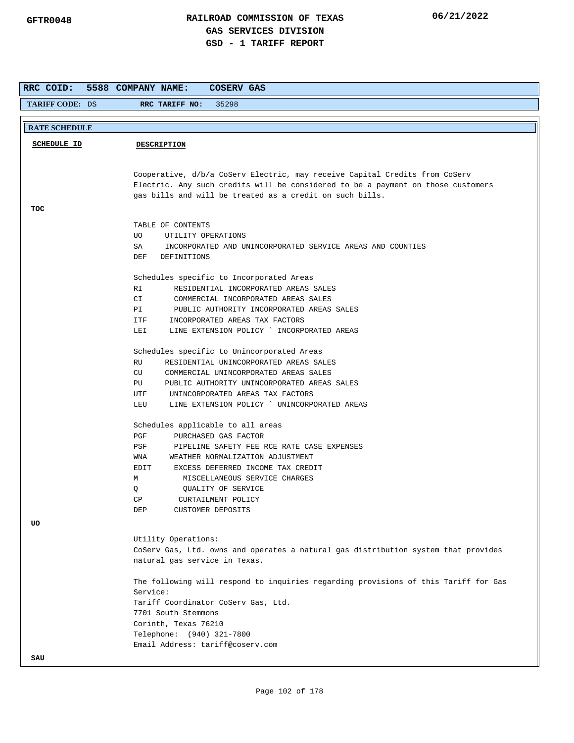# RAILROAD COMMISSION OF TEXAS
## GAS SERVICES DIVISION
## GSD - 1 TARIFF REPORT

GFTR0048 — 06/21/2022

**RRC COID:** 5588 **COMPANY NAME:** COSERV GAS

**TARIFF CODE:** DS **RRC TARIFF NO:** 35298

**RATE SCHEDULE**

| SCHEDULE ID | DESCRIPTION |
|---|---|
| | Cooperative, d/b/a CoServ Electric, may receive Capital Credits from CoServ Electric. Any such credits will be considered to be a payment on those customers gas bills and will be treated as a credit on such bills. |
| **TOC** | |

TABLE OF CONTENTS

- UO UTILITY OPERATIONS
- SA INCORPORATED AND UNINCORPORATED SERVICE AREAS AND COUNTIES
- DEF DEFINITIONS

Schedules specific to Incorporated Areas

- RI RESIDENTIAL INCORPORATED AREAS SALES
- CI COMMERCIAL INCORPORATED AREAS SALES
- PI PUBLIC AUTHORITY INCORPORATED AREAS SALES
- ITF INCORPORATED AREAS TAX FACTORS
- LEI LINE EXTENSION POLICY ` INCORPORATED AREAS

Schedules specific to Unincorporated Areas

- RU RESIDENTIAL UNINCORPORATED AREAS SALES
- CU COMMERCIAL UNINCORPORATED AREAS SALES
- PU PUBLIC AUTHORITY UNINCORPORATED AREAS SALES
- UTF UNINCORPORATED AREAS TAX FACTORS
- LEU LINE EXTENSION POLICY ` UNINCORPORATED AREAS

Schedules applicable to all areas

- PGF PURCHASED GAS FACTOR
- PSF PIPELINE SAFETY FEE RCE RATE CASE EXPENSES
- WNA WEATHER NORMALIZATION ADJUSTMENT
- EDIT EXCESS DEFERRED INCOME TAX CREDIT
- M MISCELLANEOUS SERVICE CHARGES
- Q QUALITY OF SERVICE
- CP CURTAILMENT POLICY
- DEP CUSTOMER DEPOSITS

**UO**

Utility Operations:
CoServ Gas, Ltd. owns and operates a natural gas distribution system that provides natural gas service in Texas.

The following will respond to inquiries regarding provisions of this Tariff for Gas Service:
Tariff Coordinator CoServ Gas, Ltd.
7701 South Stemmons
Corinth, Texas 76210
Telephone: (940) 321-7800
Email Address: tariff@coserv.com

**SAU**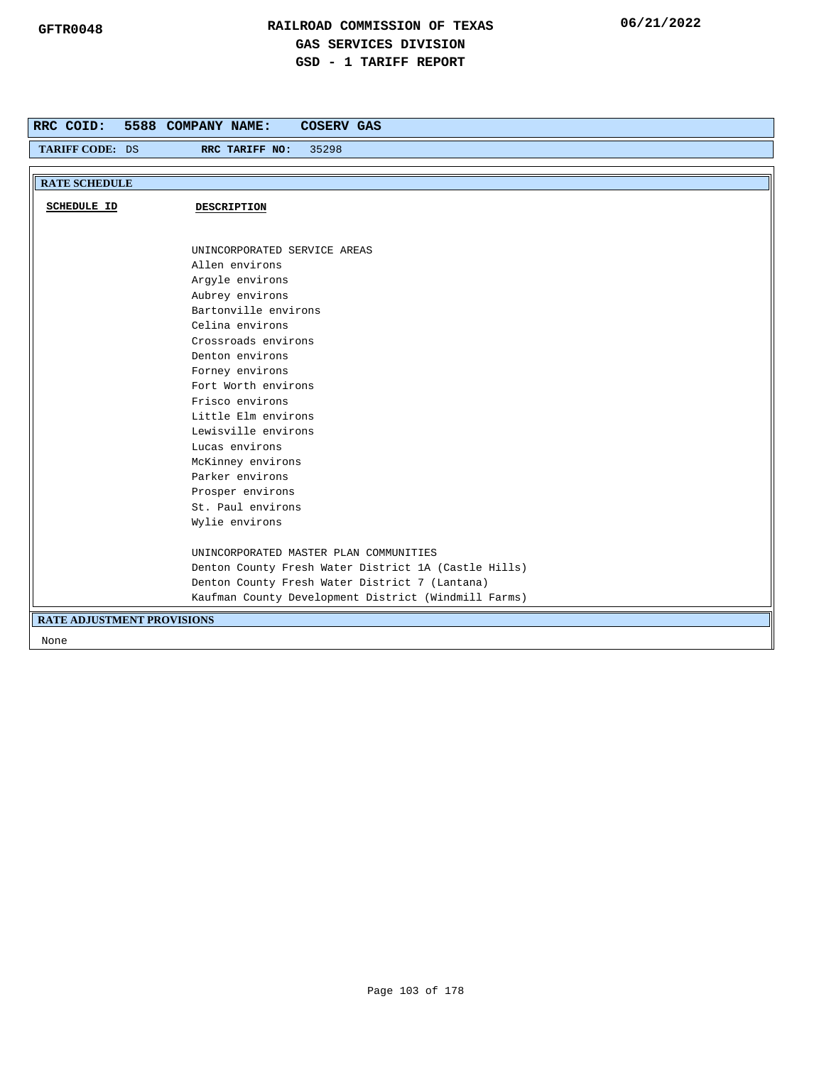**RAILROAD COMMISSION OF TEXAS**
**GAS SERVICES DIVISION**
**GSD - 1 TARIFF REPORT**

GFTR0048 06/21/2022

**RRC COID:** 5588 **COMPANY NAME:** COSERV GAS

**TARIFF CODE:** DS **RRC TARIFF NO:** 35298

### RATE SCHEDULE

| SCHEDULE ID | DESCRIPTION |
|---|---|
| | UNINCORPORATED SERVICE AREAS<br>Allen environs<br>Argyle environs<br>Aubrey environs<br>Bartonville environs<br>Celina environs<br>Crossroads environs<br>Denton environs<br>Forney environs<br>Fort Worth environs<br>Frisco environs<br>Little Elm environs<br>Lewisville environs<br>Lucas environs<br>McKinney environs<br>Parker environs<br>Prosper environs<br>St. Paul environs<br>Wylie environs<br><br>UNINCORPORATED MASTER PLAN COMMUNITIES<br>Denton County Fresh Water District 1A (Castle Hills)<br>Denton County Fresh Water District 7 (Lantana)<br>Kaufman County Development District (Windmill Farms) |

### RATE ADJUSTMENT PROVISIONS

None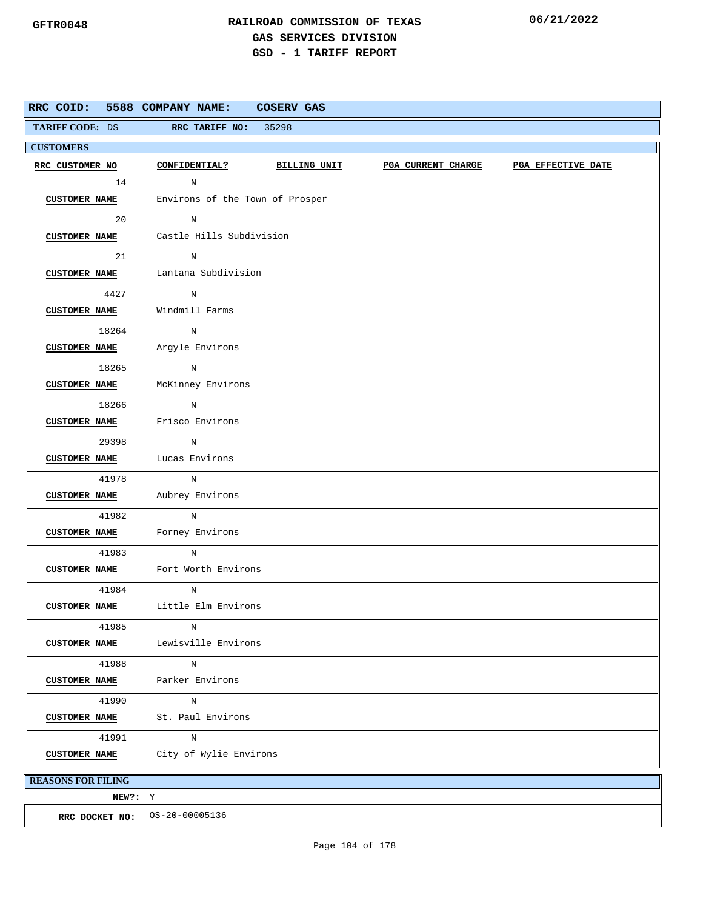# RAILROAD COMMISSION OF TEXAS
## GAS SERVICES DIVISION
## GSD - 1 TARIFF REPORT

GFTR0048 06/21/2022

**RRC COID:** 5588 **COMPANY NAME:** COSERV GAS

**TARIFF CODE:** DS **RRC TARIFF NO:** 35298

**CUSTOMERS**

| RRC CUSTOMER NO | CONFIDENTIAL? | BILLING UNIT | PGA CURRENT CHARGE | PGA EFFECTIVE DATE |
|---|---|---|---|---|
| 14 | N | | | |
| **CUSTOMER NAME** | Environs of the Town of Prosper | | | |
| 20 | N | | | |
| **CUSTOMER NAME** | Castle Hills Subdivision | | | |
| 21 | N | | | |
| **CUSTOMER NAME** | Lantana Subdivision | | | |
| 4427 | N | | | |
| **CUSTOMER NAME** | Windmill Farms | | | |
| 18264 | N | | | |
| **CUSTOMER NAME** | Argyle Environs | | | |
| 18265 | N | | | |
| **CUSTOMER NAME** | McKinney Environs | | | |
| 18266 | N | | | |
| **CUSTOMER NAME** | Frisco Environs | | | |
| 29398 | N | | | |
| **CUSTOMER NAME** | Lucas Environs | | | |
| 41978 | N | | | |
| **CUSTOMER NAME** | Aubrey Environs | | | |
| 41982 | N | | | |
| **CUSTOMER NAME** | Forney Environs | | | |
| 41983 | N | | | |
| **CUSTOMER NAME** | Fort Worth Environs | | | |
| 41984 | N | | | |
| **CUSTOMER NAME** | Little Elm Environs | | | |
| 41985 | N | | | |
| **CUSTOMER NAME** | Lewisville Environs | | | |
| 41988 | N | | | |
| **CUSTOMER NAME** | Parker Environs | | | |
| 41990 | N | | | |
| **CUSTOMER NAME** | St. Paul Environs | | | |
| 41991 | N | | | |
| **CUSTOMER NAME** | City of Wylie Environs | | | |

**REASONS FOR FILING**

**NEW?:** Y

**RRC DOCKET NO:** OS-20-00005136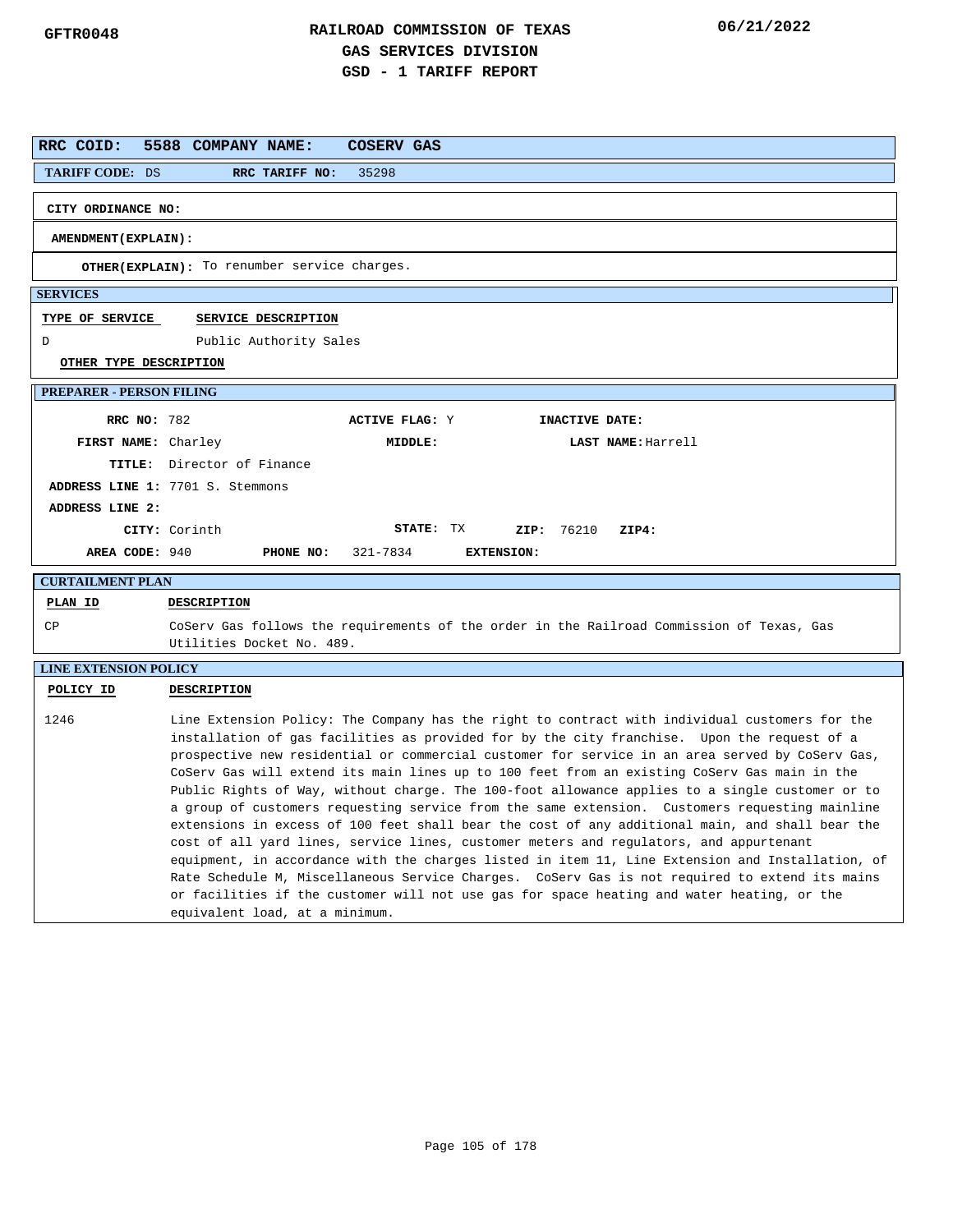**GFTR0048** | **RAILROAD COMMISSION OF TEXAS** | **06/21/2022**

# RAILROAD COMMISSION OF TEXAS
## GAS SERVICES DIVISION
## GSD - 1 TARIFF REPORT

**RRC COID:** 5588 **COMPANY NAME:** COSERV GAS

**TARIFF CODE:** DS **RRC TARIFF NO:** 35298

**CITY ORDINANCE NO:**

**AMENDMENT(EXPLAIN):**

**OTHER(EXPLAIN):** To renumber service charges.

### SERVICES

| TYPE OF SERVICE | SERVICE DESCRIPTION |
|---|---|
| D | Public Authority Sales |

**OTHER TYPE DESCRIPTION**

### PREPARER - PERSON FILING

**RRC NO:** 782 **ACTIVE FLAG:** Y **INACTIVE DATE:**

**FIRST NAME:** Charley **MIDDLE:** **LAST NAME:** Harrell

**TITLE:** Director of Finance

**ADDRESS LINE 1:** 7701 S. Stemmons

**ADDRESS LINE 2:**

**CITY:** Corinth **STATE:** TX **ZIP:** 76210 **ZIP4:**

**AREA CODE:** 940 **PHONE NO:** 321-7834 **EXTENSION:**

### CURTAILMENT PLAN

| PLAN ID | DESCRIPTION |
|---|---|
| CP | CoServ Gas follows the requirements of the order in the Railroad Commission of Texas, Gas Utilities Docket No. 489. |

### LINE EXTENSION POLICY

| POLICY ID | DESCRIPTION |
|---|---|
| 1246 | Line Extension Policy: The Company has the right to contract with individual customers for the installation of gas facilities as provided for by the city franchise. Upon the request of a prospective new residential or commercial customer for service in an area served by CoServ Gas, CoServ Gas will extend its main lines up to 100 feet from an existing CoServ Gas main in the Public Rights of Way, without charge. The 100-foot allowance applies to a single customer or to a group of customers requesting service from the same extension. Customers requesting mainline extensions in excess of 100 feet shall bear the cost of any additional main, and shall bear the cost of all yard lines, service lines, customer meters and regulators, and appurtenant equipment, in accordance with the charges listed in item 11, Line Extension and Installation, of Rate Schedule M, Miscellaneous Service Charges. CoServ Gas is not required to extend its mains or facilities if the customer will not use gas for space heating and water heating, or the equivalent load, at a minimum. |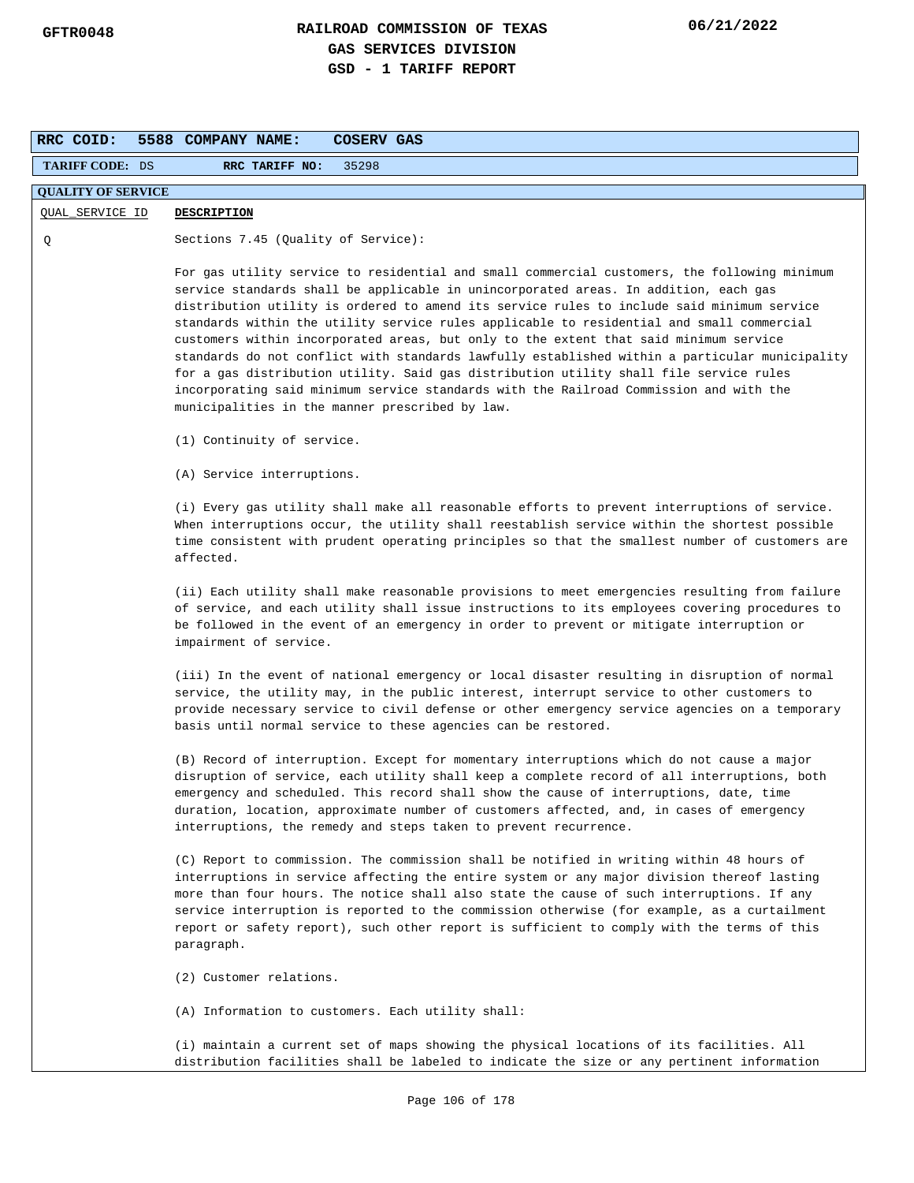**RAILROAD COMMISSION OF TEXAS**
**GAS SERVICES DIVISION**
**GSD - 1 TARIFF REPORT**

GFTR0048 — 06/21/2022

| RRC COID: 5588 | COMPANY NAME: COSERV GAS |
|---|---|
| TARIFF CODE: DS | RRC TARIFF NO: 35298 |

**QUALITY OF SERVICE**

| QUAL_SERVICE_ID | DESCRIPTION |
|---|---|
| Q | Sections 7.45 (Quality of Service): |

For gas utility service to residential and small commercial customers, the following minimum service standards shall be applicable in unincorporated areas. In addition, each gas distribution utility is ordered to amend its service rules to include said minimum service standards within the utility service rules applicable to residential and small commercial customers within incorporated areas, but only to the extent that said minimum service standards do not conflict with standards lawfully established within a particular municipality for a gas distribution utility. Said gas distribution utility shall file service rules incorporating said minimum service standards with the Railroad Commission and with the municipalities in the manner prescribed by law.

(1) Continuity of service.

(A) Service interruptions.

(i) Every gas utility shall make all reasonable efforts to prevent interruptions of service. When interruptions occur, the utility shall reestablish service within the shortest possible time consistent with prudent operating principles so that the smallest number of customers are affected.

(ii) Each utility shall make reasonable provisions to meet emergencies resulting from failure of service, and each utility shall issue instructions to its employees covering procedures to be followed in the event of an emergency in order to prevent or mitigate interruption or impairment of service.

(iii) In the event of national emergency or local disaster resulting in disruption of normal service, the utility may, in the public interest, interrupt service to other customers to provide necessary service to civil defense or other emergency service agencies on a temporary basis until normal service to these agencies can be restored.

(B) Record of interruption. Except for momentary interruptions which do not cause a major disruption of service, each utility shall keep a complete record of all interruptions, both emergency and scheduled. This record shall show the cause of interruptions, date, time duration, location, approximate number of customers affected, and, in cases of emergency interruptions, the remedy and steps taken to prevent recurrence.

(C) Report to commission. The commission shall be notified in writing within 48 hours of interruptions in service affecting the entire system or any major division thereof lasting more than four hours. The notice shall also state the cause of such interruptions. If any service interruption is reported to the commission otherwise (for example, as a curtailment report or safety report), such other report is sufficient to comply with the terms of this paragraph.

(2) Customer relations.

(A) Information to customers. Each utility shall:

(i) maintain a current set of maps showing the physical locations of its facilities. All distribution facilities shall be labeled to indicate the size or any pertinent information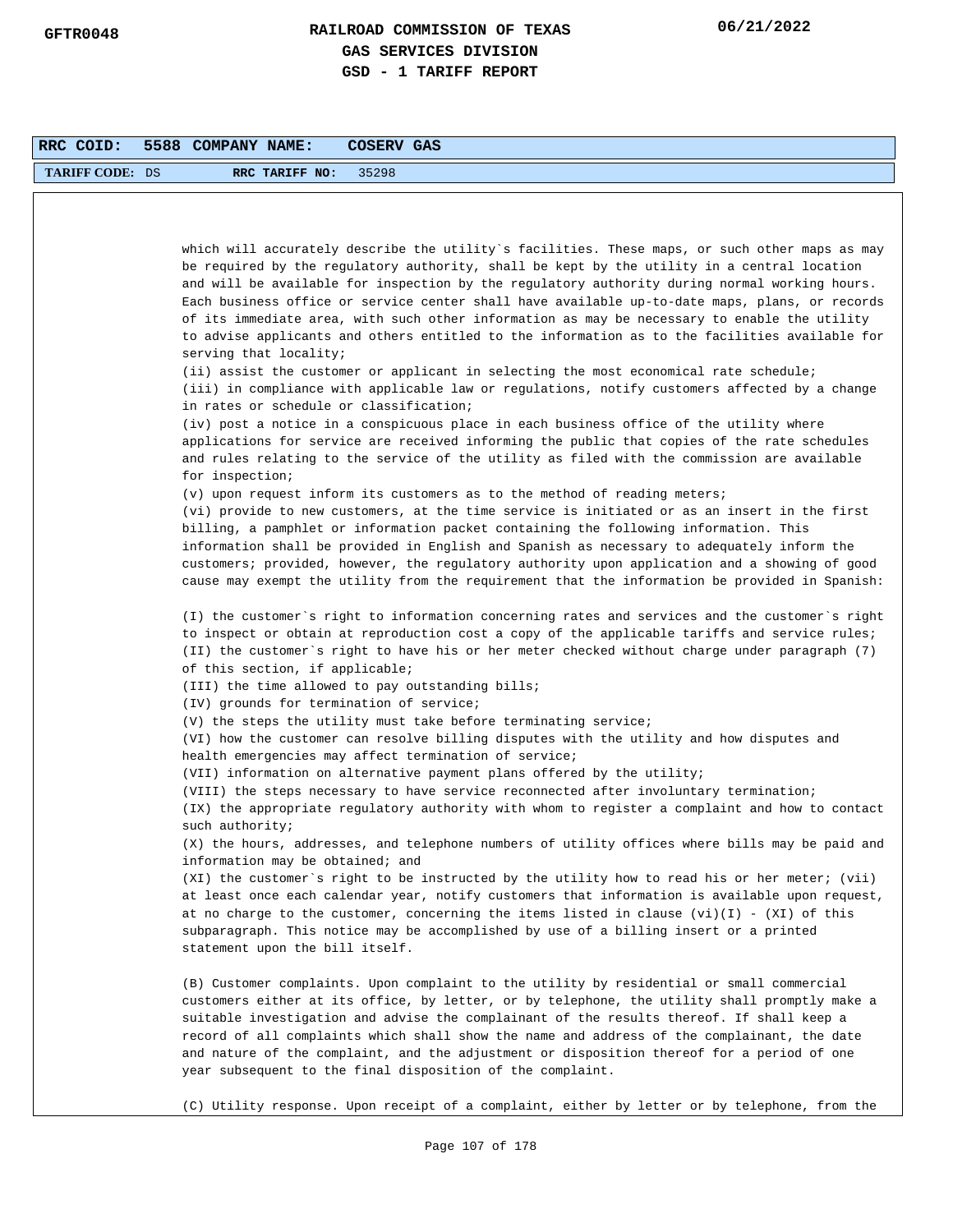| RRC COID: | 5588 | COMPANY NAME: | COSERV GAS |
|---|---|---|---|
| TARIFF CODE: | DS | RRC TARIFF NO: | 35298 |

which will accurately describe the utility`s facilities. These maps, or such other maps as may be required by the regulatory authority, shall be kept by the utility in a central location and will be available for inspection by the regulatory authority during normal working hours. Each business office or service center shall have available up-to-date maps, plans, or records of its immediate area, with such other information as may be necessary to enable the utility to advise applicants and others entitled to the information as to the facilities available for serving that locality;

(ii) assist the customer or applicant in selecting the most economical rate schedule;

(iii) in compliance with applicable law or regulations, notify customers affected by a change in rates or schedule or classification;

(iv) post a notice in a conspicuous place in each business office of the utility where applications for service are received informing the public that copies of the rate schedules and rules relating to the service of the utility as filed with the commission are available for inspection;

(v) upon request inform its customers as to the method of reading meters;

(vi) provide to new customers, at the time service is initiated or as an insert in the first billing, a pamphlet or information packet containing the following information. This information shall be provided in English and Spanish as necessary to adequately inform the customers; provided, however, the regulatory authority upon application and a showing of good cause may exempt the utility from the requirement that the information be provided in Spanish:

(I) the customer`s right to information concerning rates and services and the customer`s right to inspect or obtain at reproduction cost a copy of the applicable tariffs and service rules;

(II) the customer`s right to have his or her meter checked without charge under paragraph (7) of this section, if applicable;

(III) the time allowed to pay outstanding bills;

(IV) grounds for termination of service;

(V) the steps the utility must take before terminating service;

(VI) how the customer can resolve billing disputes with the utility and how disputes and health emergencies may affect termination of service;

(VII) information on alternative payment plans offered by the utility;

(VIII) the steps necessary to have service reconnected after involuntary termination;

(IX) the appropriate regulatory authority with whom to register a complaint and how to contact such authority;

(X) the hours, addresses, and telephone numbers of utility offices where bills may be paid and information may be obtained; and

(XI) the customer`s right to be instructed by the utility how to read his or her meter; (vii) at least once each calendar year, notify customers that information is available upon request, at no charge to the customer, concerning the items listed in clause (vi)(I) - (XI) of this subparagraph. This notice may be accomplished by use of a billing insert or a printed statement upon the bill itself.

(B) Customer complaints. Upon complaint to the utility by residential or small commercial customers either at its office, by letter, or by telephone, the utility shall promptly make a suitable investigation and advise the complainant of the results thereof. If shall keep a record of all complaints which shall show the name and address of the complainant, the date and nature of the complaint, and the adjustment or disposition thereof for a period of one year subsequent to the final disposition of the complaint.

(C) Utility response. Upon receipt of a complaint, either by letter or by telephone, from the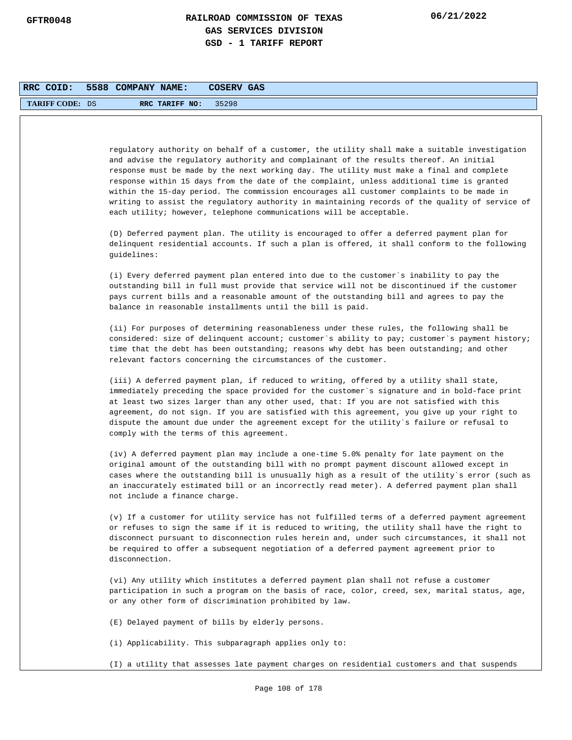regulatory authority on behalf of a customer, the utility shall make a suitable investigation and advise the regulatory authority and complainant of the results thereof. An initial response must be made by the next working day. The utility must make a final and complete response within 15 days from the date of the complaint, unless additional time is granted within the 15-day period. The commission encourages all customer complaints to be made in writing to assist the regulatory authority in maintaining records of the quality of service of each utility; however, telephone communications will be acceptable.

(D) Deferred payment plan. The utility is encouraged to offer a deferred payment plan for delinquent residential accounts. If such a plan is offered, it shall conform to the following guidelines:

(i) Every deferred payment plan entered into due to the customer`s inability to pay the outstanding bill in full must provide that service will not be discontinued if the customer pays current bills and a reasonable amount of the outstanding bill and agrees to pay the balance in reasonable installments until the bill is paid.

(ii) For purposes of determining reasonableness under these rules, the following shall be considered: size of delinquent account; customer`s ability to pay; customer`s payment history; time that the debt has been outstanding; reasons why debt has been outstanding; and other relevant factors concerning the circumstances of the customer.

(iii) A deferred payment plan, if reduced to writing, offered by a utility shall state, immediately preceding the space provided for the customer`s signature and in bold-face print at least two sizes larger than any other used, that: If you are not satisfied with this agreement, do not sign. If you are satisfied with this agreement, you give up your right to dispute the amount due under the agreement except for the utility`s failure or refusal to comply with the terms of this agreement.

(iv) A deferred payment plan may include a one-time 5.0% penalty for late payment on the original amount of the outstanding bill with no prompt payment discount allowed except in cases where the outstanding bill is unusually high as a result of the utility`s error (such as an inaccurately estimated bill or an incorrectly read meter). A deferred payment plan shall not include a finance charge.

(v) If a customer for utility service has not fulfilled terms of a deferred payment agreement or refuses to sign the same if it is reduced to writing, the utility shall have the right to disconnect pursuant to disconnection rules herein and, under such circumstances, it shall not be required to offer a subsequent negotiation of a deferred payment agreement prior to disconnection.

(vi) Any utility which institutes a deferred payment plan shall not refuse a customer participation in such a program on the basis of race, color, creed, sex, marital status, age, or any other form of discrimination prohibited by law.

(E) Delayed payment of bills by elderly persons.

(i) Applicability. This subparagraph applies only to:

(I) a utility that assesses late payment charges on residential customers and that suspends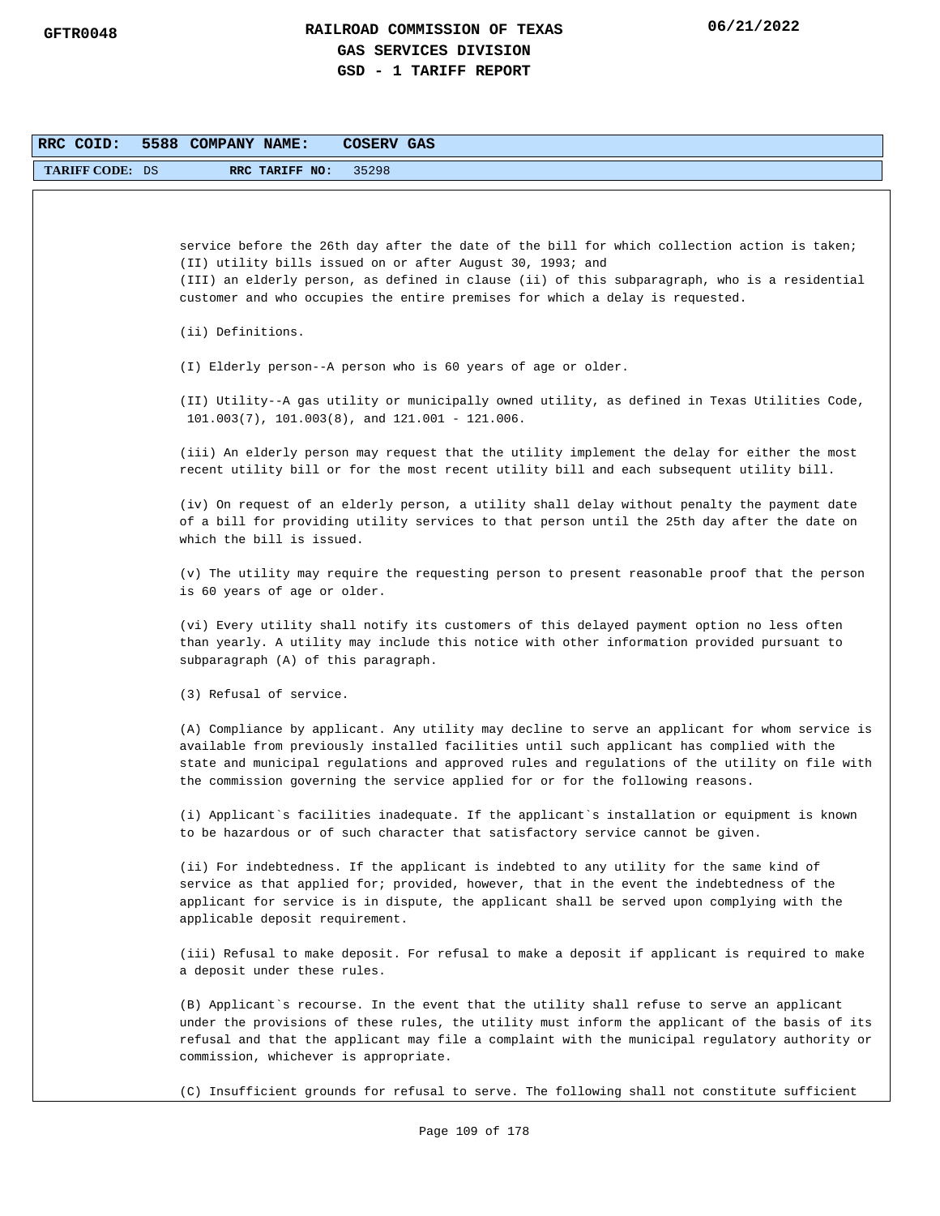**RRC COID:** 5588 **COMPANY NAME:** COSERV GAS

**TARIFF CODE:** DS **RRC TARIFF NO:** 35298

service before the 26th day after the date of the bill for which collection action is taken;
(II) utility bills issued on or after August 30, 1993; and
(III) an elderly person, as defined in clause (ii) of this subparagraph, who is a residential customer and who occupies the entire premises for which a delay is requested.

(ii) Definitions.

(I) Elderly person--A person who is 60 years of age or older.

(II) Utility--A gas utility or municipally owned utility, as defined in Texas Utilities Code, 101.003(7), 101.003(8), and 121.001 - 121.006.

(iii) An elderly person may request that the utility implement the delay for either the most recent utility bill or for the most recent utility bill and each subsequent utility bill.

(iv) On request of an elderly person, a utility shall delay without penalty the payment date of a bill for providing utility services to that person until the 25th day after the date on which the bill is issued.

(v) The utility may require the requesting person to present reasonable proof that the person is 60 years of age or older.

(vi) Every utility shall notify its customers of this delayed payment option no less often than yearly. A utility may include this notice with other information provided pursuant to subparagraph (A) of this paragraph.

(3) Refusal of service.

(A) Compliance by applicant. Any utility may decline to serve an applicant for whom service is available from previously installed facilities until such applicant has complied with the state and municipal regulations and approved rules and regulations of the utility on file with the commission governing the service applied for or for the following reasons.

(i) Applicant`s facilities inadequate. If the applicant`s installation or equipment is known to be hazardous or of such character that satisfactory service cannot be given.

(ii) For indebtedness. If the applicant is indebted to any utility for the same kind of service as that applied for; provided, however, that in the event the indebtedness of the applicant for service is in dispute, the applicant shall be served upon complying with the applicable deposit requirement.

(iii) Refusal to make deposit. For refusal to make a deposit if applicant is required to make a deposit under these rules.

(B) Applicant`s recourse. In the event that the utility shall refuse to serve an applicant under the provisions of these rules, the utility must inform the applicant of the basis of its refusal and that the applicant may file a complaint with the municipal regulatory authority or commission, whichever is appropriate.

(C) Insufficient grounds for refusal to serve. The following shall not constitute sufficient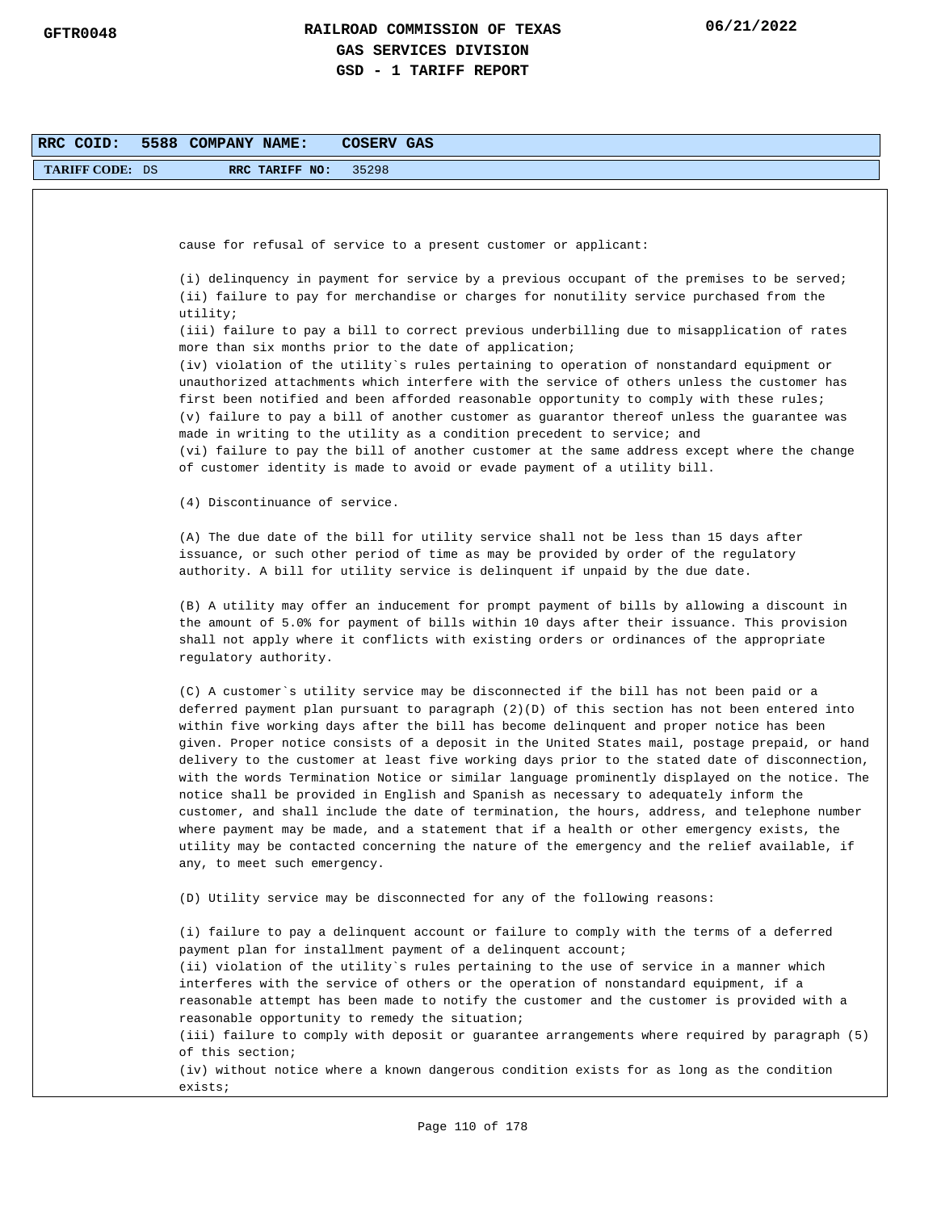cause for refusal of service to a present customer or applicant:

(i) delinquency in payment for service by a previous occupant of the premises to be served;
(ii) failure to pay for merchandise or charges for nonutility service purchased from the utility;
(iii) failure to pay a bill to correct previous underbilling due to misapplication of rates more than six months prior to the date of application;
(iv) violation of the utility`s rules pertaining to operation of nonstandard equipment or unauthorized attachments which interfere with the service of others unless the customer has first been notified and been afforded reasonable opportunity to comply with these rules;
(v) failure to pay a bill of another customer as guarantor thereof unless the guarantee was made in writing to the utility as a condition precedent to service; and
(vi) failure to pay the bill of another customer at the same address except where the change of customer identity is made to avoid or evade payment of a utility bill.

(4) Discontinuance of service.

(A) The due date of the bill for utility service shall not be less than 15 days after issuance, or such other period of time as may be provided by order of the regulatory authority. A bill for utility service is delinquent if unpaid by the due date.

(B) A utility may offer an inducement for prompt payment of bills by allowing a discount in the amount of 5.0% for payment of bills within 10 days after their issuance. This provision shall not apply where it conflicts with existing orders or ordinances of the appropriate regulatory authority.

(C) A customer`s utility service may be disconnected if the bill has not been paid or a deferred payment plan pursuant to paragraph (2)(D) of this section has not been entered into within five working days after the bill has become delinquent and proper notice has been given. Proper notice consists of a deposit in the United States mail, postage prepaid, or hand delivery to the customer at least five working days prior to the stated date of disconnection, with the words Termination Notice or similar language prominently displayed on the notice. The notice shall be provided in English and Spanish as necessary to adequately inform the customer, and shall include the date of termination, the hours, address, and telephone number where payment may be made, and a statement that if a health or other emergency exists, the utility may be contacted concerning the nature of the emergency and the relief available, if any, to meet such emergency.

(D) Utility service may be disconnected for any of the following reasons:

(i) failure to pay a delinquent account or failure to comply with the terms of a deferred payment plan for installment payment of a delinquent account;
(ii) violation of the utility`s rules pertaining to the use of service in a manner which interferes with the service of others or the operation of nonstandard equipment, if a reasonable attempt has been made to notify the customer and the customer is provided with a reasonable opportunity to remedy the situation;
(iii) failure to comply with deposit or guarantee arrangements where required by paragraph (5) of this section;
(iv) without notice where a known dangerous condition exists for as long as the condition exists;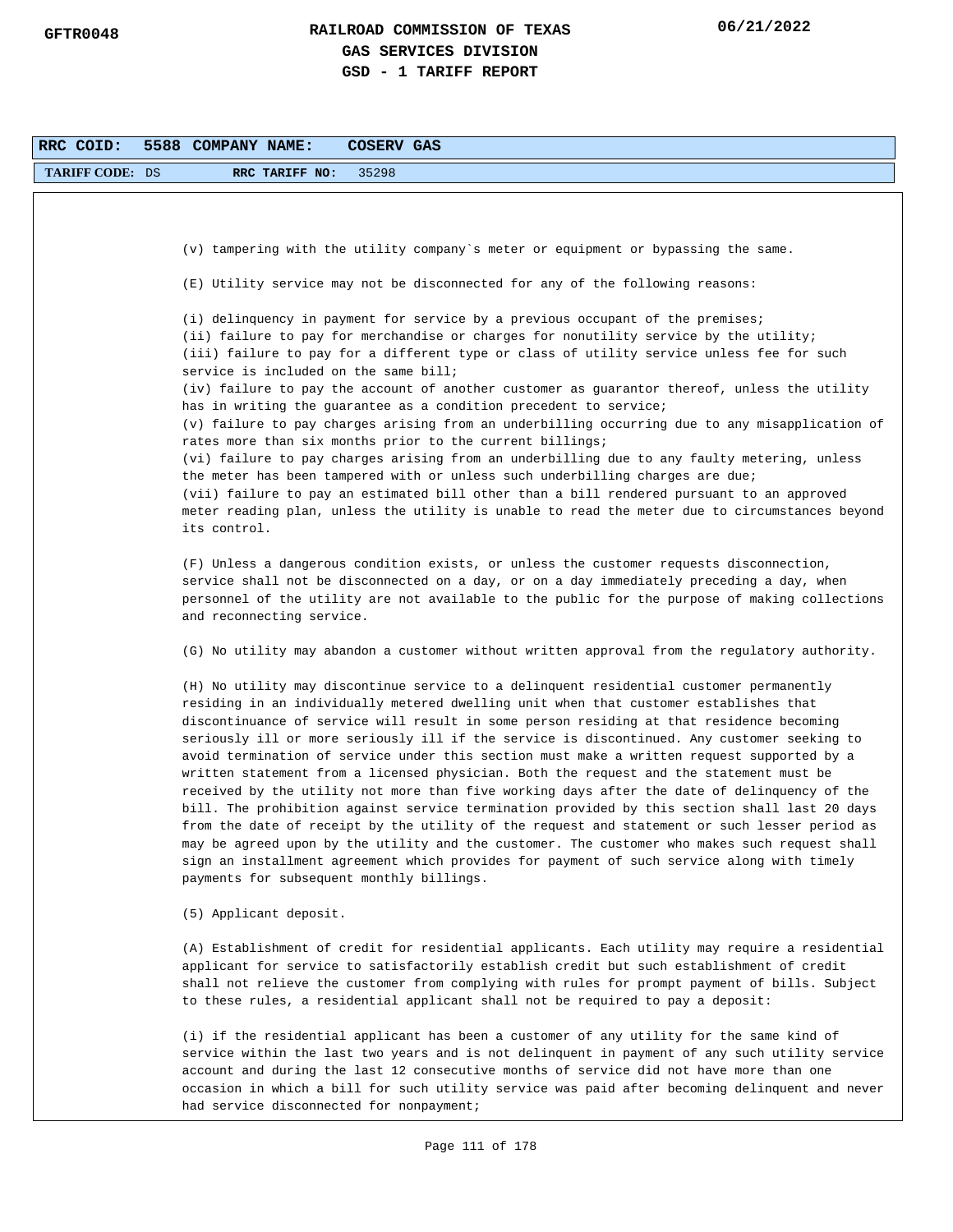| RRC COID: | 5588 | COMPANY NAME: | COSERV GAS |
|---|---|---|---|
| TARIFF CODE: | DS | RRC TARIFF NO: | 35298 |

(v) tampering with the utility company`s meter or equipment or bypassing the same.

(E) Utility service may not be disconnected for any of the following reasons:

(i) delinquency in payment for service by a previous occupant of the premises;
(ii) failure to pay for merchandise or charges for nonutility service by the utility;
(iii) failure to pay for a different type or class of utility service unless fee for such service is included on the same bill;
(iv) failure to pay the account of another customer as guarantor thereof, unless the utility has in writing the guarantee as a condition precedent to service;
(v) failure to pay charges arising from an underbilling occurring due to any misapplication of rates more than six months prior to the current billings;
(vi) failure to pay charges arising from an underbilling due to any faulty metering, unless the meter has been tampered with or unless such underbilling charges are due;
(vii) failure to pay an estimated bill other than a bill rendered pursuant to an approved meter reading plan, unless the utility is unable to read the meter due to circumstances beyond its control.

(F) Unless a dangerous condition exists, or unless the customer requests disconnection, service shall not be disconnected on a day, or on a day immediately preceding a day, when personnel of the utility are not available to the public for the purpose of making collections and reconnecting service.

(G) No utility may abandon a customer without written approval from the regulatory authority.

(H) No utility may discontinue service to a delinquent residential customer permanently residing in an individually metered dwelling unit when that customer establishes that discontinuance of service will result in some person residing at that residence becoming seriously ill or more seriously ill if the service is discontinued. Any customer seeking to avoid termination of service under this section must make a written request supported by a written statement from a licensed physician. Both the request and the statement must be received by the utility not more than five working days after the date of delinquency of the bill. The prohibition against service termination provided by this section shall last 20 days from the date of receipt by the utility of the request and statement or such lesser period as may be agreed upon by the utility and the customer. The customer who makes such request shall sign an installment agreement which provides for payment of such service along with timely payments for subsequent monthly billings.

(5) Applicant deposit.

(A) Establishment of credit for residential applicants. Each utility may require a residential applicant for service to satisfactorily establish credit but such establishment of credit shall not relieve the customer from complying with rules for prompt payment of bills. Subject to these rules, a residential applicant shall not be required to pay a deposit:

(i) if the residential applicant has been a customer of any utility for the same kind of service within the last two years and is not delinquent in payment of any such utility service account and during the last 12 consecutive months of service did not have more than one occasion in which a bill for such utility service was paid after becoming delinquent and never had service disconnected for nonpayment;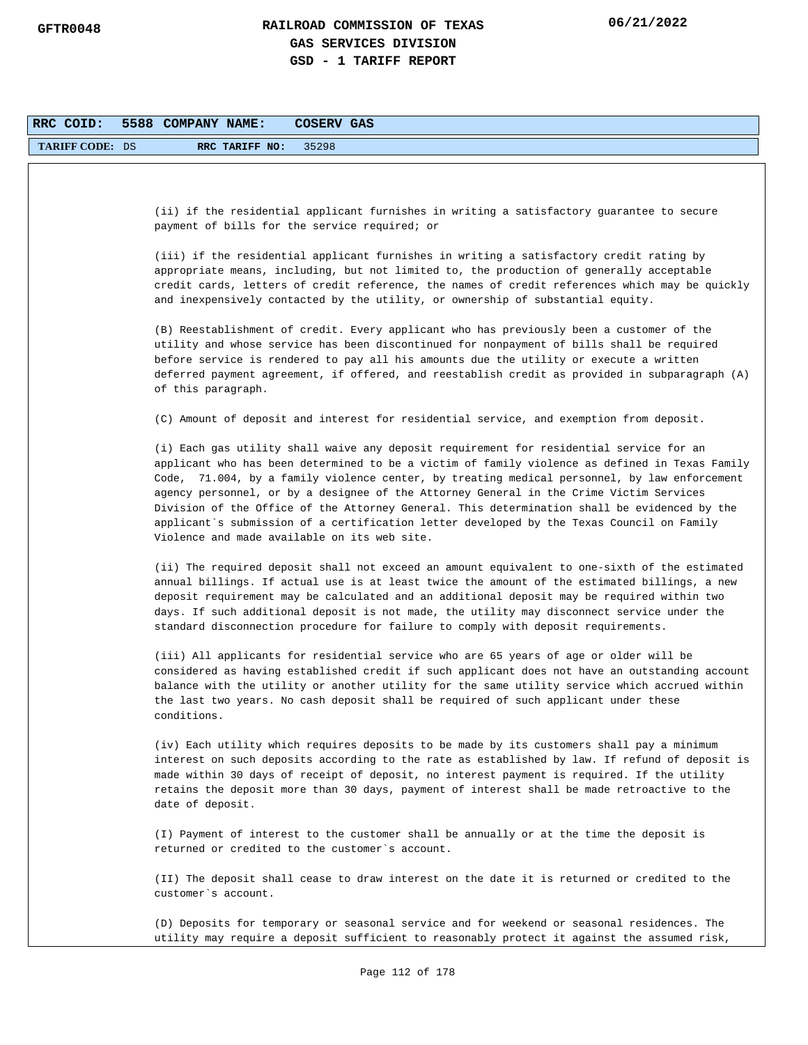RRC COID: 5588 COMPANY NAME: COSERV GAS

TARIFF CODE: DS RRC TARIFF NO: 35298

(ii) if the residential applicant furnishes in writing a satisfactory guarantee to secure payment of bills for the service required; or

(iii) if the residential applicant furnishes in writing a satisfactory credit rating by appropriate means, including, but not limited to, the production of generally acceptable credit cards, letters of credit reference, the names of credit references which may be quickly and inexpensively contacted by the utility, or ownership of substantial equity.

(B) Reestablishment of credit. Every applicant who has previously been a customer of the utility and whose service has been discontinued for nonpayment of bills shall be required before service is rendered to pay all his amounts due the utility or execute a written deferred payment agreement, if offered, and reestablish credit as provided in subparagraph (A) of this paragraph.

(C) Amount of deposit and interest for residential service, and exemption from deposit.

(i) Each gas utility shall waive any deposit requirement for residential service for an applicant who has been determined to be a victim of family violence as defined in Texas Family Code, 71.004, by a family violence center, by treating medical personnel, by law enforcement agency personnel, or by a designee of the Attorney General in the Crime Victim Services Division of the Office of the Attorney General. This determination shall be evidenced by the applicant`s submission of a certification letter developed by the Texas Council on Family Violence and made available on its web site.

(ii) The required deposit shall not exceed an amount equivalent to one-sixth of the estimated annual billings. If actual use is at least twice the amount of the estimated billings, a new deposit requirement may be calculated and an additional deposit may be required within two days. If such additional deposit is not made, the utility may disconnect service under the standard disconnection procedure for failure to comply with deposit requirements.

(iii) All applicants for residential service who are 65 years of age or older will be considered as having established credit if such applicant does not have an outstanding account balance with the utility or another utility for the same utility service which accrued within the last two years. No cash deposit shall be required of such applicant under these conditions.

(iv) Each utility which requires deposits to be made by its customers shall pay a minimum interest on such deposits according to the rate as established by law. If refund of deposit is made within 30 days of receipt of deposit, no interest payment is required. If the utility retains the deposit more than 30 days, payment of interest shall be made retroactive to the date of deposit.

(I) Payment of interest to the customer shall be annually or at the time the deposit is returned or credited to the customer`s account.

(II) The deposit shall cease to draw interest on the date it is returned or credited to the customer`s account.

(D) Deposits for temporary or seasonal service and for weekend or seasonal residences. The utility may require a deposit sufficient to reasonably protect it against the assumed risk,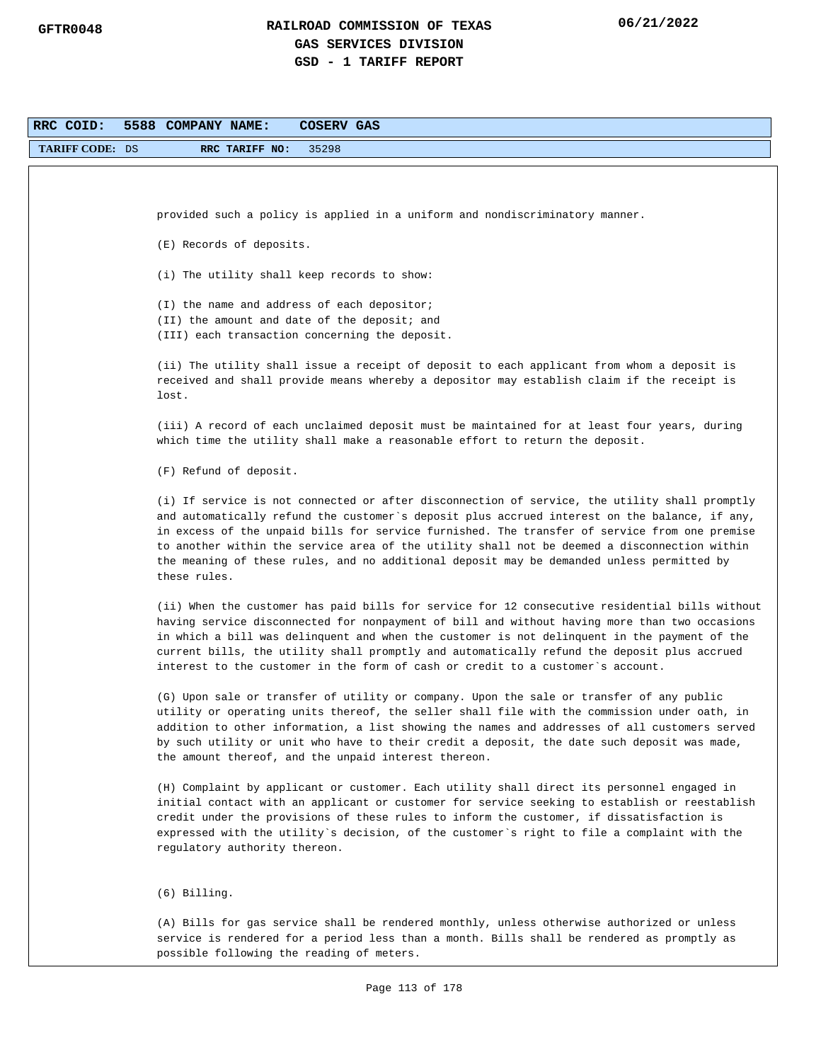provided such a policy is applied in a uniform and nondiscriminatory manner.

(E) Records of deposits.

(i) The utility shall keep records to show:

(I) the name and address of each depositor;
(II) the amount and date of the deposit; and
(III) each transaction concerning the deposit.

(ii) The utility shall issue a receipt of deposit to each applicant from whom a deposit is received and shall provide means whereby a depositor may establish claim if the receipt is lost.

(iii) A record of each unclaimed deposit must be maintained for at least four years, during which time the utility shall make a reasonable effort to return the deposit.

(F) Refund of deposit.

(i) If service is not connected or after disconnection of service, the utility shall promptly and automatically refund the customer`s deposit plus accrued interest on the balance, if any, in excess of the unpaid bills for service furnished. The transfer of service from one premise to another within the service area of the utility shall not be deemed a disconnection within the meaning of these rules, and no additional deposit may be demanded unless permitted by these rules.

(ii) When the customer has paid bills for service for 12 consecutive residential bills without having service disconnected for nonpayment of bill and without having more than two occasions in which a bill was delinquent and when the customer is not delinquent in the payment of the current bills, the utility shall promptly and automatically refund the deposit plus accrued interest to the customer in the form of cash or credit to a customer`s account.

(G) Upon sale or transfer of utility or company. Upon the sale or transfer of any public utility or operating units thereof, the seller shall file with the commission under oath, in addition to other information, a list showing the names and addresses of all customers served by such utility or unit who have to their credit a deposit, the date such deposit was made, the amount thereof, and the unpaid interest thereon.

(H) Complaint by applicant or customer. Each utility shall direct its personnel engaged in initial contact with an applicant or customer for service seeking to establish or reestablish credit under the provisions of these rules to inform the customer, if dissatisfaction is expressed with the utility`s decision, of the customer`s right to file a complaint with the regulatory authority thereon.

(6) Billing.

(A) Bills for gas service shall be rendered monthly, unless otherwise authorized or unless service is rendered for a period less than a month. Bills shall be rendered as promptly as possible following the reading of meters.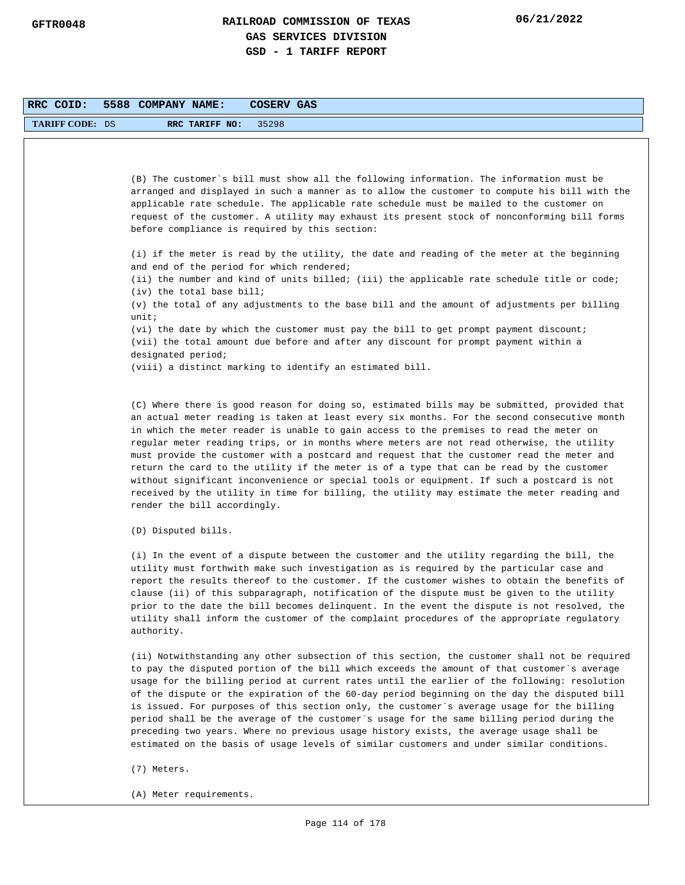| RRC COID: | 5588 | COMPANY NAME: | COSERV GAS |
|---|---|---|---|
| TARIFF CODE: | DS | RRC TARIFF NO: | 35298 |

(B) The customer`s bill must show all the following information. The information must be arranged and displayed in such a manner as to allow the customer to compute his bill with the applicable rate schedule. The applicable rate schedule must be mailed to the customer on request of the customer. A utility may exhaust its present stock of nonconforming bill forms before compliance is required by this section:

(i) if the meter is read by the utility, the date and reading of the meter at the beginning and end of the period for which rendered;
(ii) the number and kind of units billed; (iii) the applicable rate schedule title or code;
(iv) the total base bill;
(v) the total of any adjustments to the base bill and the amount of adjustments per billing unit;
(vi) the date by which the customer must pay the bill to get prompt payment discount;
(vii) the total amount due before and after any discount for prompt payment within a designated period;
(viii) a distinct marking to identify an estimated bill.

(C) Where there is good reason for doing so, estimated bills may be submitted, provided that an actual meter reading is taken at least every six months. For the second consecutive month in which the meter reader is unable to gain access to the premises to read the meter on regular meter reading trips, or in months where meters are not read otherwise, the utility must provide the customer with a postcard and request that the customer read the meter and return the card to the utility if the meter is of a type that can be read by the customer without significant inconvenience or special tools or equipment. If such a postcard is not received by the utility in time for billing, the utility may estimate the meter reading and render the bill accordingly.

(D) Disputed bills.

(i) In the event of a dispute between the customer and the utility regarding the bill, the utility must forthwith make such investigation as is required by the particular case and report the results thereof to the customer. If the customer wishes to obtain the benefits of clause (ii) of this subparagraph, notification of the dispute must be given to the utility prior to the date the bill becomes delinquent. In the event the dispute is not resolved, the utility shall inform the customer of the complaint procedures of the appropriate regulatory authority.

(ii) Notwithstanding any other subsection of this section, the customer shall not be required to pay the disputed portion of the bill which exceeds the amount of that customer`s average usage for the billing period at current rates until the earlier of the following: resolution of the dispute or the expiration of the 60-day period beginning on the day the disputed bill is issued. For purposes of this section only, the customer`s average usage for the billing period shall be the average of the customer`s usage for the same billing period during the preceding two years. Where no previous usage history exists, the average usage shall be estimated on the basis of usage levels of similar customers and under similar conditions.

(7) Meters.

(A) Meter requirements.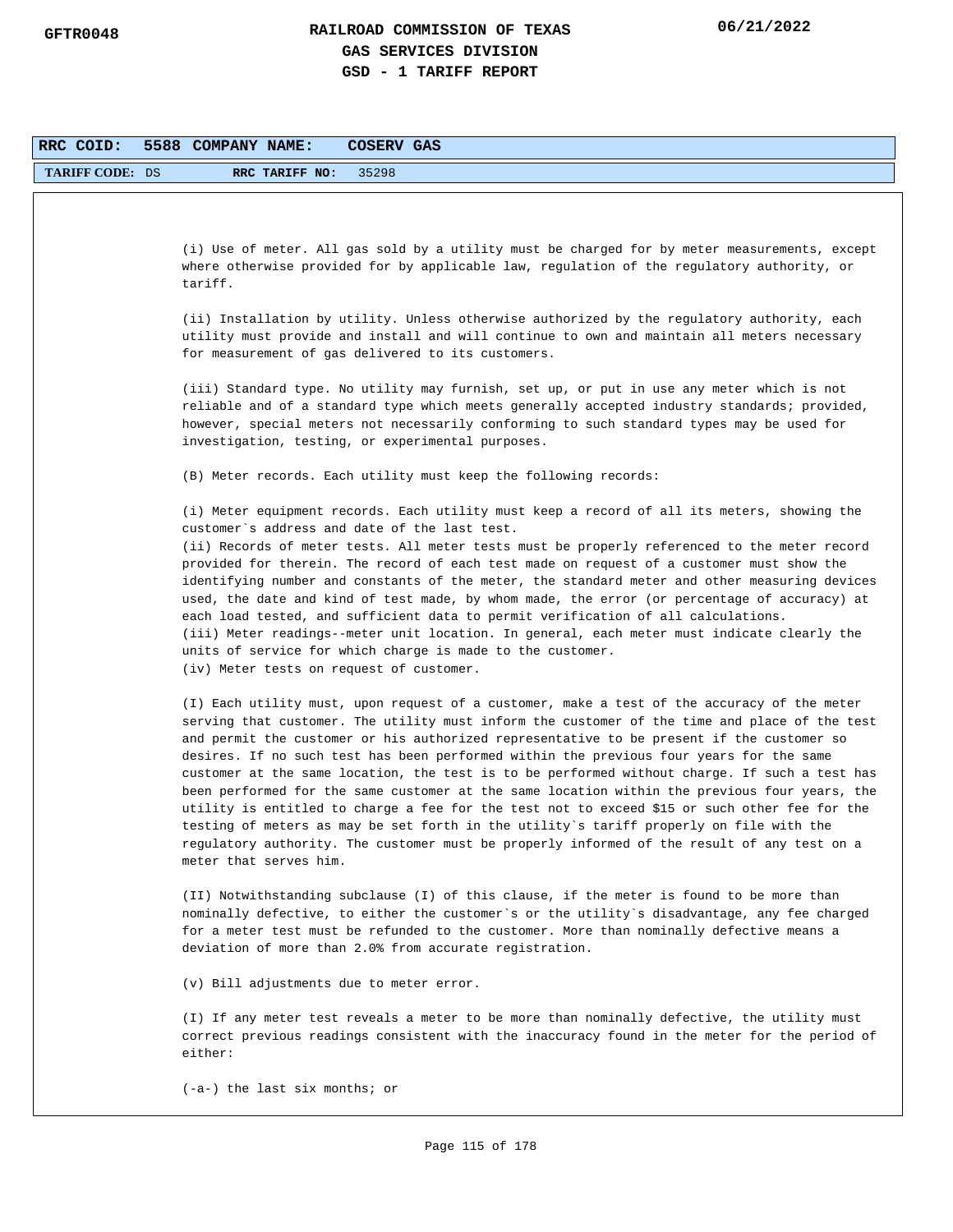**RRC COID: 5588 COMPANY NAME: COSERV GAS**

**TARIFF CODE:** DS **RRC TARIFF NO:** 35298

(i) Use of meter. All gas sold by a utility must be charged for by meter measurements, except where otherwise provided for by applicable law, regulation of the regulatory authority, or tariff.

(ii) Installation by utility. Unless otherwise authorized by the regulatory authority, each utility must provide and install and will continue to own and maintain all meters necessary for measurement of gas delivered to its customers.

(iii) Standard type. No utility may furnish, set up, or put in use any meter which is not reliable and of a standard type which meets generally accepted industry standards; provided, however, special meters not necessarily conforming to such standard types may be used for investigation, testing, or experimental purposes.

(B) Meter records. Each utility must keep the following records:

(i) Meter equipment records. Each utility must keep a record of all its meters, showing the customer`s address and date of the last test.
(ii) Records of meter tests. All meter tests must be properly referenced to the meter record provided for therein. The record of each test made on request of a customer must show the identifying number and constants of the meter, the standard meter and other measuring devices used, the date and kind of test made, by whom made, the error (or percentage of accuracy) at each load tested, and sufficient data to permit verification of all calculations.
(iii) Meter readings--meter unit location. In general, each meter must indicate clearly the units of service for which charge is made to the customer.
(iv) Meter tests on request of customer.

(I) Each utility must, upon request of a customer, make a test of the accuracy of the meter serving that customer. The utility must inform the customer of the time and place of the test and permit the customer or his authorized representative to be present if the customer so desires. If no such test has been performed within the previous four years for the same customer at the same location, the test is to be performed without charge. If such a test has been performed for the same customer at the same location within the previous four years, the utility is entitled to charge a fee for the test not to exceed $15 or such other fee for the testing of meters as may be set forth in the utility`s tariff properly on file with the regulatory authority. The customer must be properly informed of the result of any test on a meter that serves him.

(II) Notwithstanding subclause (I) of this clause, if the meter is found to be more than nominally defective, to either the customer`s or the utility`s disadvantage, any fee charged for a meter test must be refunded to the customer. More than nominally defective means a deviation of more than 2.0% from accurate registration.

(v) Bill adjustments due to meter error.

(I) If any meter test reveals a meter to be more than nominally defective, the utility must correct previous readings consistent with the inaccuracy found in the meter for the period of either:

(-a-) the last six months; or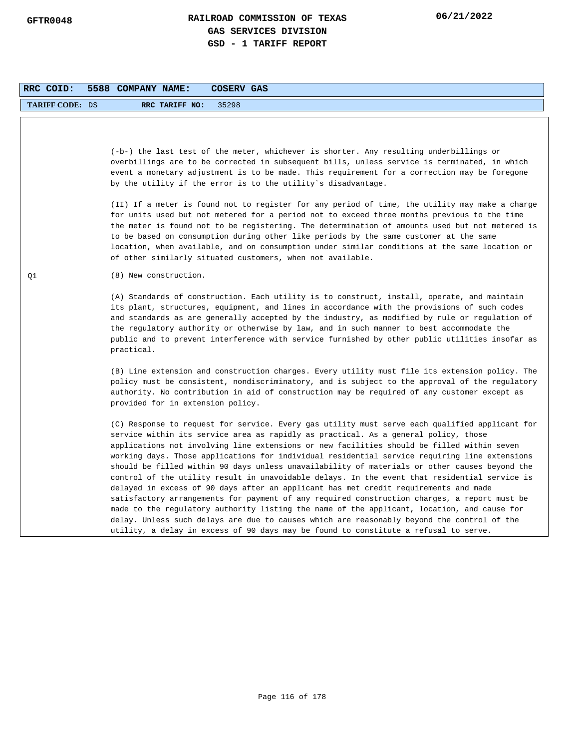**RRC COID: 5588 COMPANY NAME: COSERV GAS**

**TARIFF CODE:** DS **RRC TARIFF NO:** 35298

(-b-) the last test of the meter, whichever is shorter. Any resulting underbillings or overbillings are to be corrected in subsequent bills, unless service is terminated, in which event a monetary adjustment is to be made. This requirement for a correction may be foregone by the utility if the error is to the utility`s disadvantage.

(II) If a meter is found not to register for any period of time, the utility may make a charge for units used but not metered for a period not to exceed three months previous to the time the meter is found not to be registering. The determination of amounts used but not metered is to be based on consumption during other like periods by the same customer at the same location, when available, and on consumption under similar conditions at the same location or of other similarly situated customers, when not available.

Q1

(8) New construction.

(A) Standards of construction. Each utility is to construct, install, operate, and maintain its plant, structures, equipment, and lines in accordance with the provisions of such codes and standards as are generally accepted by the industry, as modified by rule or regulation of the regulatory authority or otherwise by law, and in such manner to best accommodate the public and to prevent interference with service furnished by other public utilities insofar as practical.

(B) Line extension and construction charges. Every utility must file its extension policy. The policy must be consistent, nondiscriminatory, and is subject to the approval of the regulatory authority. No contribution in aid of construction may be required of any customer except as provided for in extension policy.

(C) Response to request for service. Every gas utility must serve each qualified applicant for service within its service area as rapidly as practical. As a general policy, those applications not involving line extensions or new facilities should be filled within seven working days. Those applications for individual residential service requiring line extensions should be filled within 90 days unless unavailability of materials or other causes beyond the control of the utility result in unavoidable delays. In the event that residential service is delayed in excess of 90 days after an applicant has met credit requirements and made satisfactory arrangements for payment of any required construction charges, a report must be made to the regulatory authority listing the name of the applicant, location, and cause for delay. Unless such delays are due to causes which are reasonably beyond the control of the utility, a delay in excess of 90 days may be found to constitute a refusal to serve.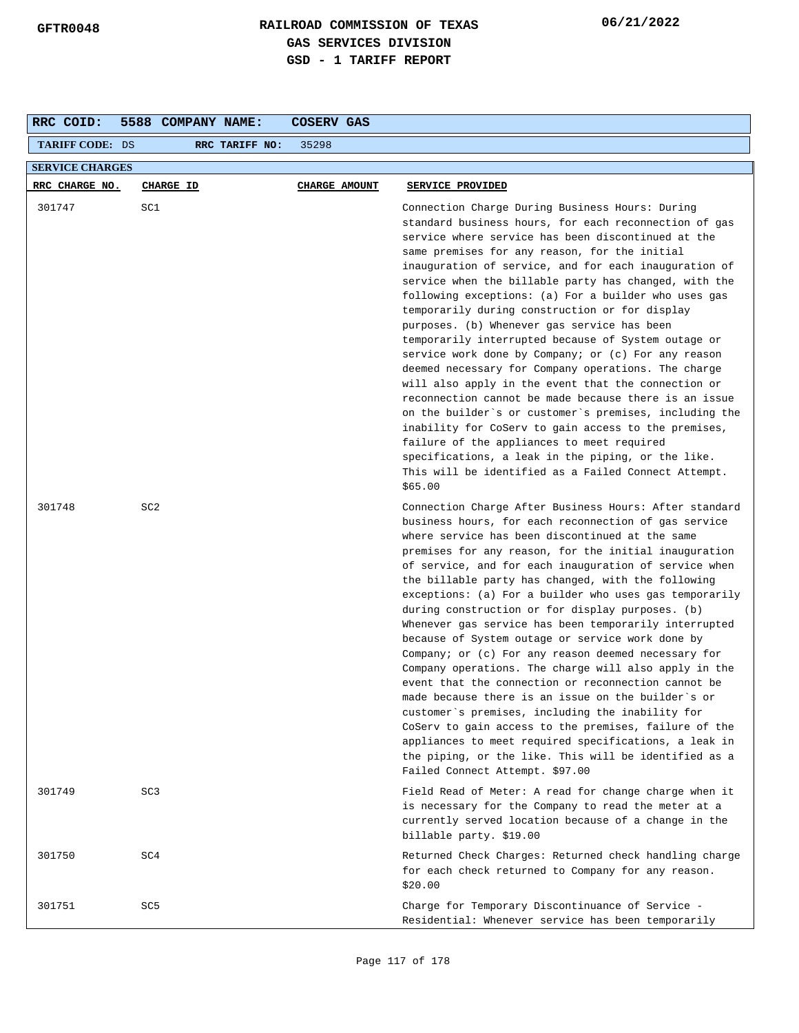**GFTR0048** | **RAILROAD COMMISSION OF TEXAS** | **06/21/2022**

**GAS SERVICES DIVISION**

**GSD - 1 TARIFF REPORT**

| RRC COID: | 5588 | COMPANY NAME: | COSERV GAS |
|---|---|---|---|
| TARIFF CODE: | DS | RRC TARIFF NO: | 35298 |

**SERVICE CHARGES**

| RRC CHARGE NO. | CHARGE ID | CHARGE AMOUNT | SERVICE PROVIDED |
|---|---|---|---|
| 301747 | SC1 | | Connection Charge During Business Hours: During standard business hours, for each reconnection of gas service where service has been discontinued at the same premises for any reason, for the initial inauguration of service, and for each inauguration of service when the billable party has changed, with the following exceptions: (a) For a builder who uses gas temporarily during construction or for display purposes. (b) Whenever gas service has been temporarily interrupted because of System outage or service work done by Company; or (c) For any reason deemed necessary for Company operations. The charge will also apply in the event that the connection or reconnection cannot be made because there is an issue on the builder`s or customer`s premises, including the inability for CoServ to gain access to the premises, failure of the appliances to meet required specifications, a leak in the piping, or the like. This will be identified as a Failed Connect Attempt. $65.00 |
| 301748 | SC2 | | Connection Charge After Business Hours: After standard business hours, for each reconnection of gas service where service has been discontinued at the same premises for any reason, for the initial inauguration of service, and for each inauguration of service when the billable party has changed, with the following exceptions: (a) For a builder who uses gas temporarily during construction or for display purposes. (b) Whenever gas service has been temporarily interrupted because of System outage or service work done by Company; or (c) For any reason deemed necessary for Company operations. The charge will also apply in the event that the connection or reconnection cannot be made because there is an issue on the builder`s or customer`s premises, including the inability for CoServ to gain access to the premises, failure of the appliances to meet required specifications, a leak in the piping, or the like. This will be identified as a Failed Connect Attempt. $97.00 |
| 301749 | SC3 | | Field Read of Meter: A read for change charge when it is necessary for the Company to read the meter at a currently served location because of a change in the billable party. $19.00 |
| 301750 | SC4 | | Returned Check Charges: Returned check handling charge for each check returned to Company for any reason. $20.00 |
| 301751 | SC5 | | Charge for Temporary Discontinuance of Service - Residential: Whenever service has been temporarily |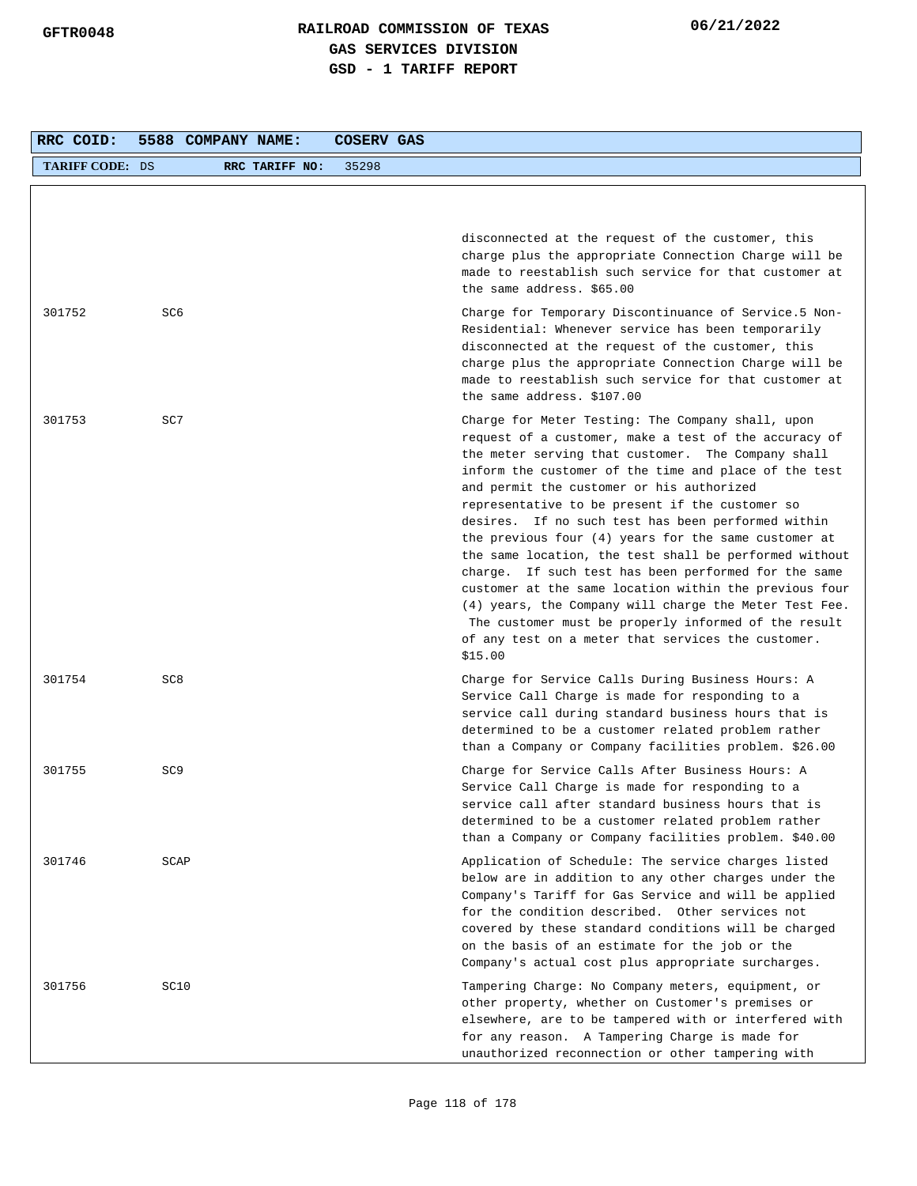| RRC COID: | 5588 | COMPANY NAME: | COSERV GAS |
|---|---|---|---|
| TARIFF CODE: DS | | RRC TARIFF NO: | 35298 |

| | | |
|---|---|---|
| | | disconnected at the request of the customer, this charge plus the appropriate Connection Charge will be made to reestablish such service for that customer at the same address. $65.00 |
| 301752 | SC6 | Charge for Temporary Discontinuance of Service.5 Non-Residential: Whenever service has been temporarily disconnected at the request of the customer, this charge plus the appropriate Connection Charge will be made to reestablish such service for that customer at the same address. $107.00 |
| 301753 | SC7 | Charge for Meter Testing: The Company shall, upon request of a customer, make a test of the accuracy of the meter serving that customer. The Company shall inform the customer of the time and place of the test and permit the customer or his authorized representative to be present if the customer so desires. If no such test has been performed within the previous four (4) years for the same customer at the same location, the test shall be performed without charge. If such test has been performed for the same customer at the same location within the previous four (4) years, the Company will charge the Meter Test Fee. The customer must be properly informed of the result of any test on a meter that services the customer. $15.00 |
| 301754 | SC8 | Charge for Service Calls During Business Hours: A Service Call Charge is made for responding to a service call during standard business hours that is determined to be a customer related problem rather than a Company or Company facilities problem. $26.00 |
| 301755 | SC9 | Charge for Service Calls After Business Hours: A Service Call Charge is made for responding to a service call after standard business hours that is determined to be a customer related problem rather than a Company or Company facilities problem. $40.00 |
| 301746 | SCAP | Application of Schedule: The service charges listed below are in addition to any other charges under the Company's Tariff for Gas Service and will be applied for the condition described. Other services not covered by these standard conditions will be charged on the basis of an estimate for the job or the Company's actual cost plus appropriate surcharges. |
| 301756 | SC10 | Tampering Charge: No Company meters, equipment, or other property, whether on Customer's premises or elsewhere, are to be tampered with or interfered with for any reason. A Tampering Charge is made for unauthorized reconnection or other tampering with |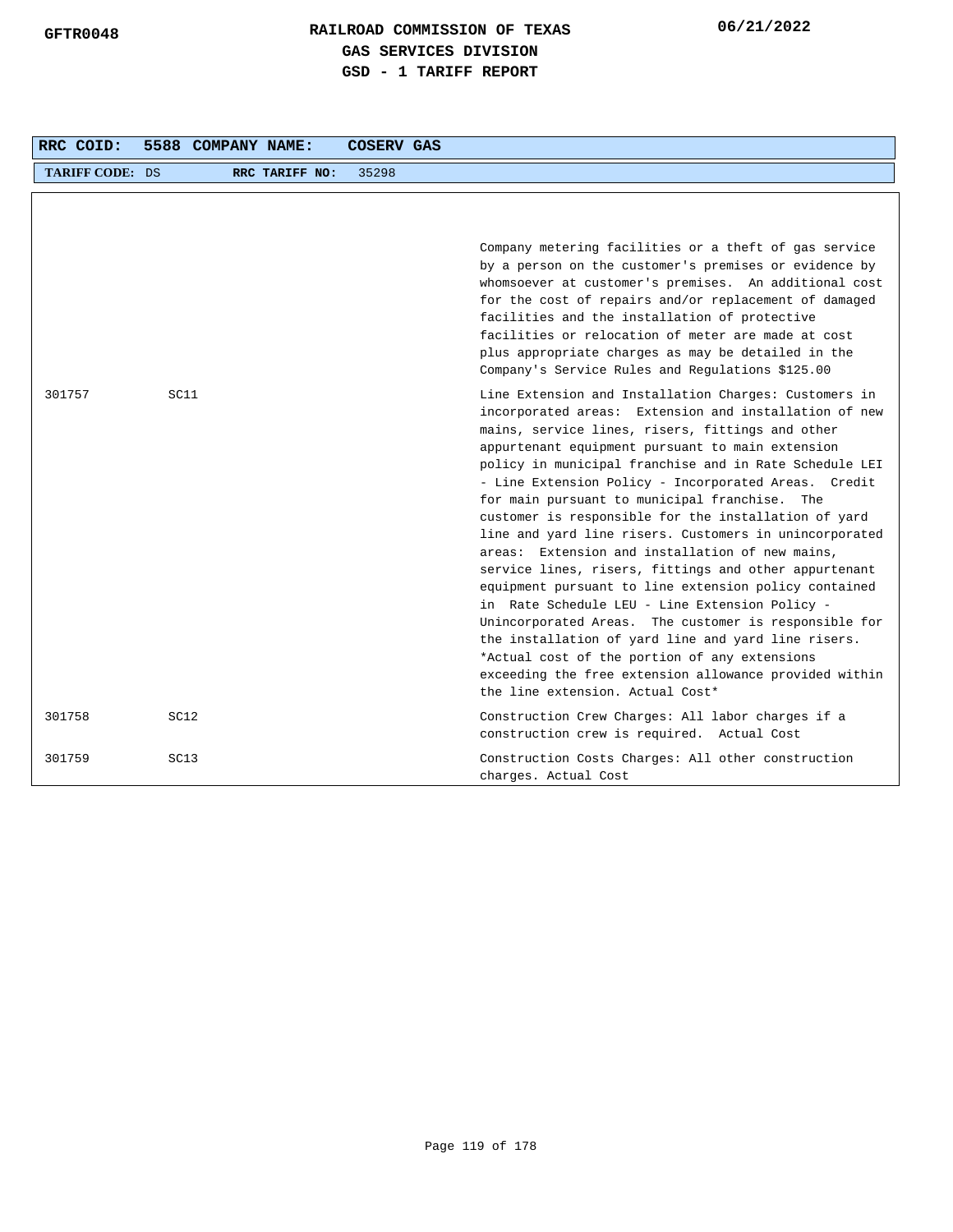**RAILROAD COMMISSION OF TEXAS**
**GAS SERVICES DIVISION**
**GSD - 1 TARIFF REPORT**

GFTR0048 — 06/21/2022

| RRC COID: 5588 | COMPANY NAME: COSERV GAS |
|---|---|
| TARIFF CODE: DS | RRC TARIFF NO: 35298 |

| | | |
|---|---|---|
| | | Company metering facilities or a theft of gas service by a person on the customer's premises or evidence by whomsoever at customer's premises. An additional cost for the cost of repairs and/or replacement of damaged facilities and the installation of protective facilities or relocation of meter are made at cost plus appropriate charges as may be detailed in the Company's Service Rules and Regulations $125.00 |
| 301757 | SC11 | Line Extension and Installation Charges: Customers in incorporated areas: Extension and installation of new mains, service lines, risers, fittings and other appurtenant equipment pursuant to main extension policy in municipal franchise and in Rate Schedule LEI - Line Extension Policy - Incorporated Areas. Credit for main pursuant to municipal franchise. The customer is responsible for the installation of yard line and yard line risers. Customers in unincorporated areas: Extension and installation of new mains, service lines, risers, fittings and other appurtenant equipment pursuant to line extension policy contained in Rate Schedule LEU - Line Extension Policy - Unincorporated Areas. The customer is responsible for the installation of yard line and yard line risers. *Actual cost of the portion of any extensions exceeding the free extension allowance provided within the line extension. Actual Cost* |
| 301758 | SC12 | Construction Crew Charges: All labor charges if a construction crew is required. Actual Cost |
| 301759 | SC13 | Construction Costs Charges: All other construction charges. Actual Cost |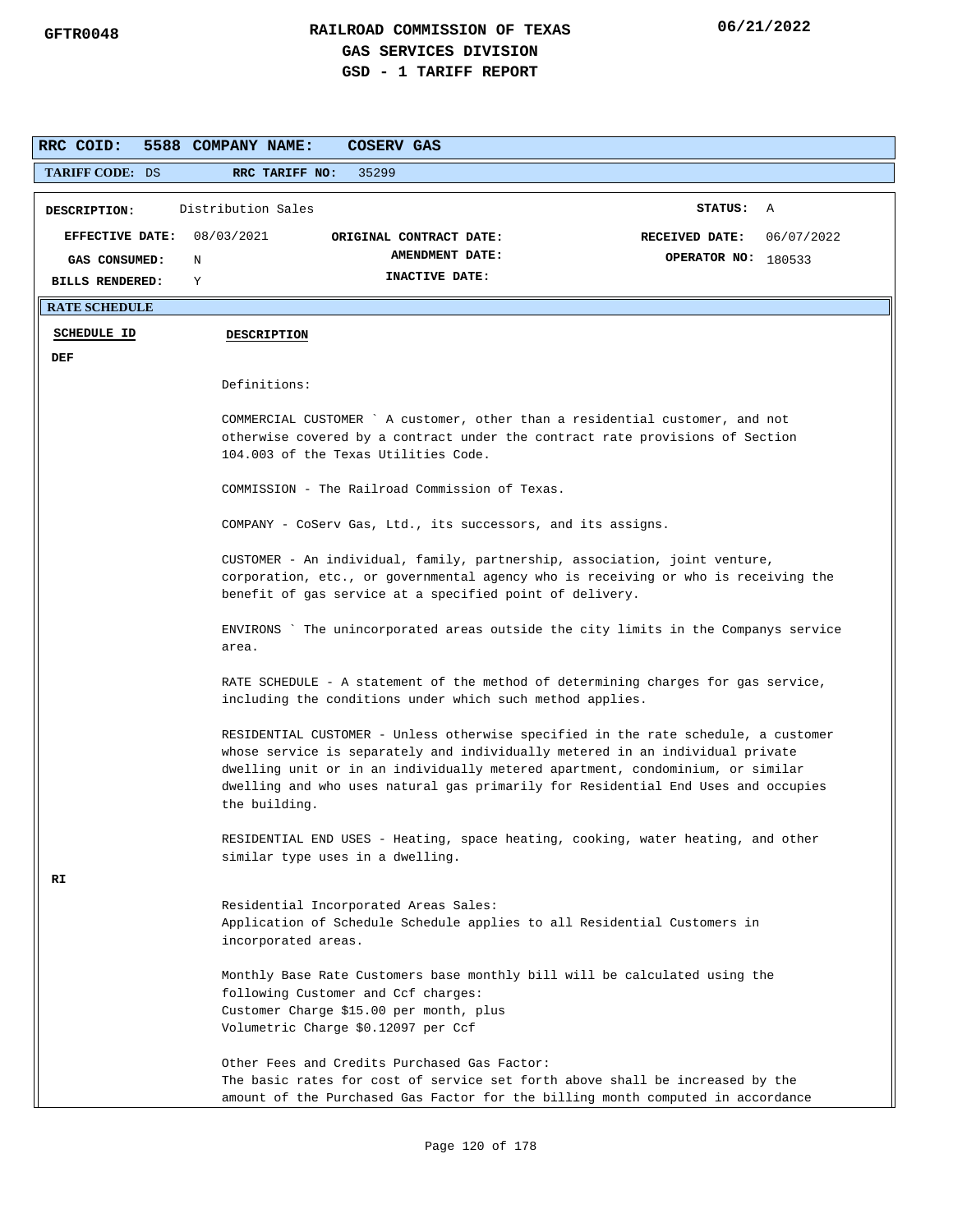# RAILROAD COMMISSION OF TEXAS
## GAS SERVICES DIVISION
## GSD - 1 TARIFF REPORT

GFTR0048 | 06/21/2022

**RRC COID:** 5588 **COMPANY NAME:** COSERV GAS

**TARIFF CODE:** DS **RRC TARIFF NO:** 35299

| | | | | | |
|---|---|---|---|---|---|
| **DESCRIPTION:** | Distribution Sales | | | **STATUS:** | A |
| **EFFECTIVE DATE:** | 08/03/2021 | **ORIGINAL CONTRACT DATE:** | | **RECEIVED DATE:** | 06/07/2022 |
| **GAS CONSUMED:** | N | **AMENDMENT DATE:** | | **OPERATOR NO:** | 180533 |
| **BILLS RENDERED:** | Y | **INACTIVE DATE:** | | | |

**RATE SCHEDULE**

| SCHEDULE ID | DESCRIPTION |
|---|---|

**DEF**

Definitions:

COMMERCIAL CUSTOMER ` A customer, other than a residential customer, and not otherwise covered by a contract under the contract rate provisions of Section 104.003 of the Texas Utilities Code.

COMMISSION - The Railroad Commission of Texas.

COMPANY - CoServ Gas, Ltd., its successors, and its assigns.

CUSTOMER - An individual, family, partnership, association, joint venture, corporation, etc., or governmental agency who is receiving or who is receiving the benefit of gas service at a specified point of delivery.

ENVIRONS ` The unincorporated areas outside the city limits in the Companys service area.

RATE SCHEDULE - A statement of the method of determining charges for gas service, including the conditions under which such method applies.

RESIDENTIAL CUSTOMER - Unless otherwise specified in the rate schedule, a customer whose service is separately and individually metered in an individual private dwelling unit or in an individually metered apartment, condominium, or similar dwelling and who uses natural gas primarily for Residential End Uses and occupies the building.

RESIDENTIAL END USES - Heating, space heating, cooking, water heating, and other similar type uses in a dwelling.

**RI**

Residential Incorporated Areas Sales:
Application of Schedule Schedule applies to all Residential Customers in incorporated areas.

Monthly Base Rate Customers base monthly bill will be calculated using the following Customer and Ccf charges:
Customer Charge $15.00 per month, plus
Volumetric Charge $0.12097 per Ccf

Other Fees and Credits Purchased Gas Factor:
The basic rates for cost of service set forth above shall be increased by the amount of the Purchased Gas Factor for the billing month computed in accordance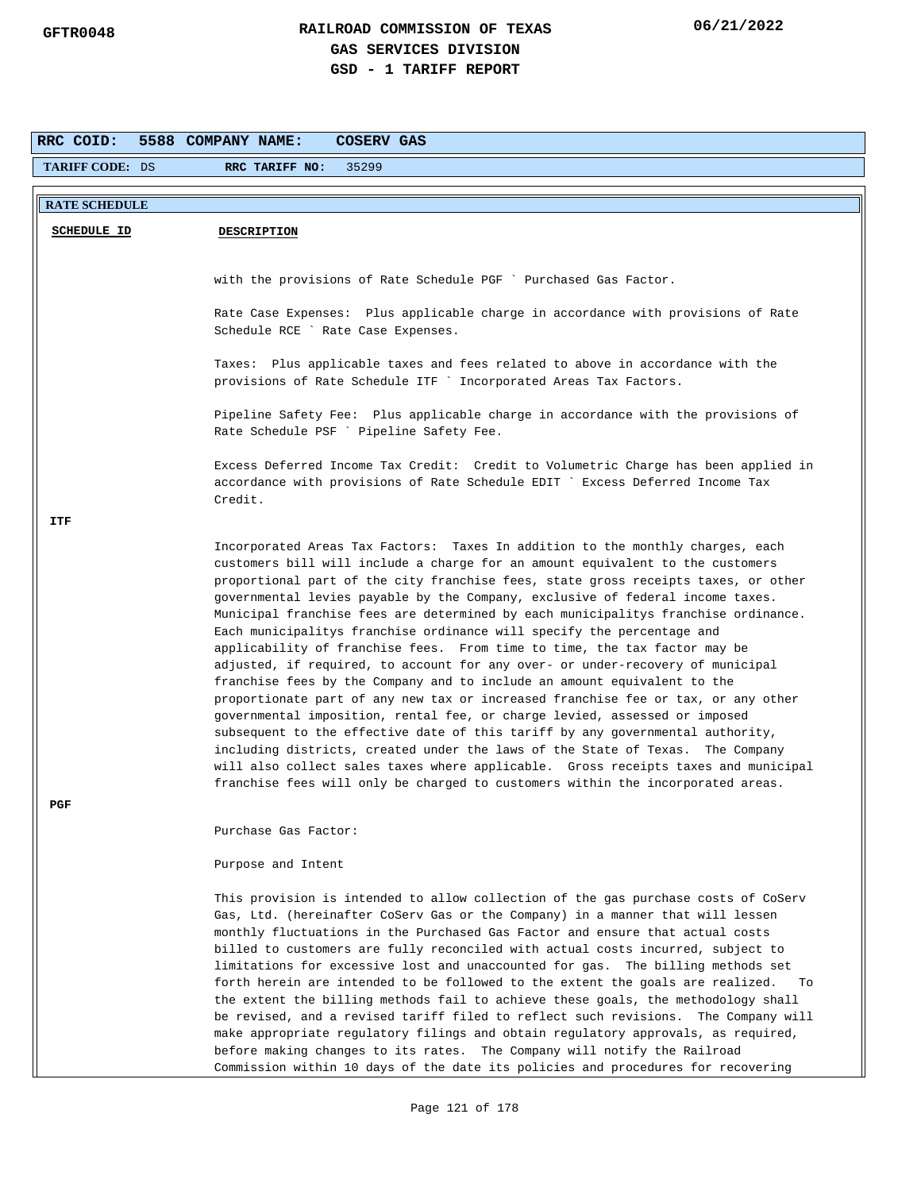# RAILROAD COMMISSION OF TEXAS
## GAS SERVICES DIVISION
## GSD - 1 TARIFF REPORT

GFTR0048 06/21/2022

**RRC COID:** 5588 **COMPANY NAME:** COSERV GAS

**TARIFF CODE:** DS **RRC TARIFF NO:** 35299

**RATE SCHEDULE**

| SCHEDULE ID | DESCRIPTION |
|---|---|
| | with the provisions of Rate Schedule PGF ` Purchased Gas Factor.<br><br>Rate Case Expenses: Plus applicable charge in accordance with provisions of Rate Schedule RCE ` Rate Case Expenses.<br><br>Taxes: Plus applicable taxes and fees related to above in accordance with the provisions of Rate Schedule ITF ` Incorporated Areas Tax Factors.<br><br>Pipeline Safety Fee: Plus applicable charge in accordance with the provisions of Rate Schedule PSF ` Pipeline Safety Fee.<br><br>Excess Deferred Income Tax Credit: Credit to Volumetric Charge has been applied in accordance with provisions of Rate Schedule EDIT ` Excess Deferred Income Tax Credit. |
| ITF | Incorporated Areas Tax Factors: Taxes In addition to the monthly charges, each customers bill will include a charge for an amount equivalent to the customers proportional part of the city franchise fees, state gross receipts taxes, or other governmental levies payable by the Company, exclusive of federal income taxes. Municipal franchise fees are determined by each municipalitys franchise ordinance. Each municipalitys franchise ordinance will specify the percentage and applicability of franchise fees. From time to time, the tax factor may be adjusted, if required, to account for any over- or under-recovery of municipal franchise fees by the Company and to include an amount equivalent to the proportionate part of any new tax or increased franchise fee or tax, or any other governmental imposition, rental fee, or charge levied, assessed or imposed subsequent to the effective date of this tariff by any governmental authority, including districts, created under the laws of the State of Texas. The Company will also collect sales taxes where applicable. Gross receipts taxes and municipal franchise fees will only be charged to customers within the incorporated areas. |
| PGF | Purchase Gas Factor:<br><br>Purpose and Intent<br><br>This provision is intended to allow collection of the gas purchase costs of CoServ Gas, Ltd. (hereinafter CoServ Gas or the Company) in a manner that will lessen monthly fluctuations in the Purchased Gas Factor and ensure that actual costs billed to customers are fully reconciled with actual costs incurred, subject to limitations for excessive lost and unaccounted for gas. The billing methods set forth herein are intended to be followed to the extent the goals are realized. To the extent the billing methods fail to achieve these goals, the methodology shall be revised, and a revised tariff filed to reflect such revisions. The Company will make appropriate regulatory filings and obtain regulatory approvals, as required, before making changes to its rates. The Company will notify the Railroad Commission within 10 days of the date its policies and procedures for recovering |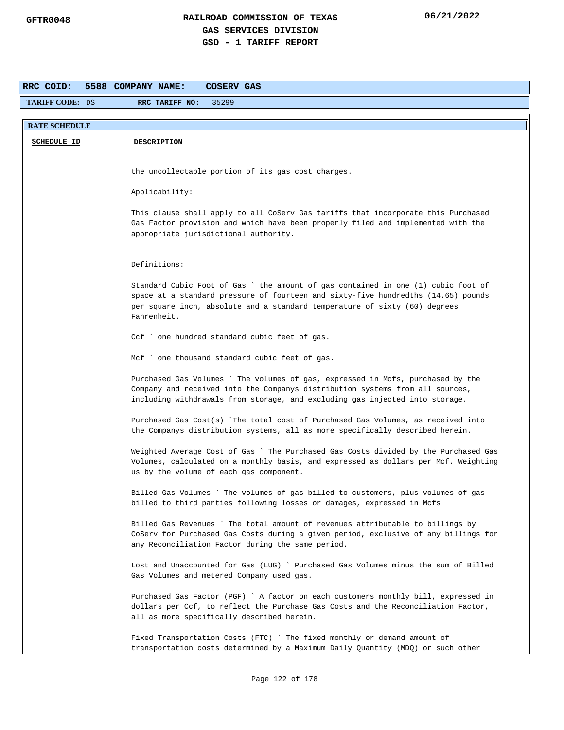**RAILROAD COMMISSION OF TEXAS**
**GAS SERVICES DIVISION**
**GSD - 1 TARIFF REPORT**

GFTR0048 | 06/21/2022

| RRC COID: 5588 | COMPANY NAME: COSERV GAS |
|---|---|
| TARIFF CODE: DS | RRC TARIFF NO: 35299 |

**RATE SCHEDULE**

| SCHEDULE ID | DESCRIPTION |
|---|---|

the uncollectable portion of its gas cost charges.

Applicability:

This clause shall apply to all CoServ Gas tariffs that incorporate this Purchased Gas Factor provision and which have been properly filed and implemented with the appropriate jurisdictional authority.

Definitions:

Standard Cubic Foot of Gas ` the amount of gas contained in one (1) cubic foot of space at a standard pressure of fourteen and sixty-five hundredths (14.65) pounds per square inch, absolute and a standard temperature of sixty (60) degrees Fahrenheit.

Ccf ` one hundred standard cubic feet of gas.

Mcf ` one thousand standard cubic feet of gas.

Purchased Gas Volumes ` The volumes of gas, expressed in Mcfs, purchased by the Company and received into the Companys distribution systems from all sources, including withdrawals from storage, and excluding gas injected into storage.

Purchased Gas Cost(s) `The total cost of Purchased Gas Volumes, as received into the Companys distribution systems, all as more specifically described herein.

Weighted Average Cost of Gas ` The Purchased Gas Costs divided by the Purchased Gas Volumes, calculated on a monthly basis, and expressed as dollars per Mcf. Weighting us by the volume of each gas component.

Billed Gas Volumes ` The volumes of gas billed to customers, plus volumes of gas billed to third parties following losses or damages, expressed in Mcfs

Billed Gas Revenues ` The total amount of revenues attributable to billings by CoServ for Purchased Gas Costs during a given period, exclusive of any billings for any Reconciliation Factor during the same period.

Lost and Unaccounted for Gas (LUG) ` Purchased Gas Volumes minus the sum of Billed Gas Volumes and metered Company used gas.

Purchased Gas Factor (PGF) ` A factor on each customers monthly bill, expressed in dollars per Ccf, to reflect the Purchase Gas Costs and the Reconciliation Factor, all as more specifically described herein.

Fixed Transportation Costs (FTC) ` The fixed monthly or demand amount of transportation costs determined by a Maximum Daily Quantity (MDQ) or such other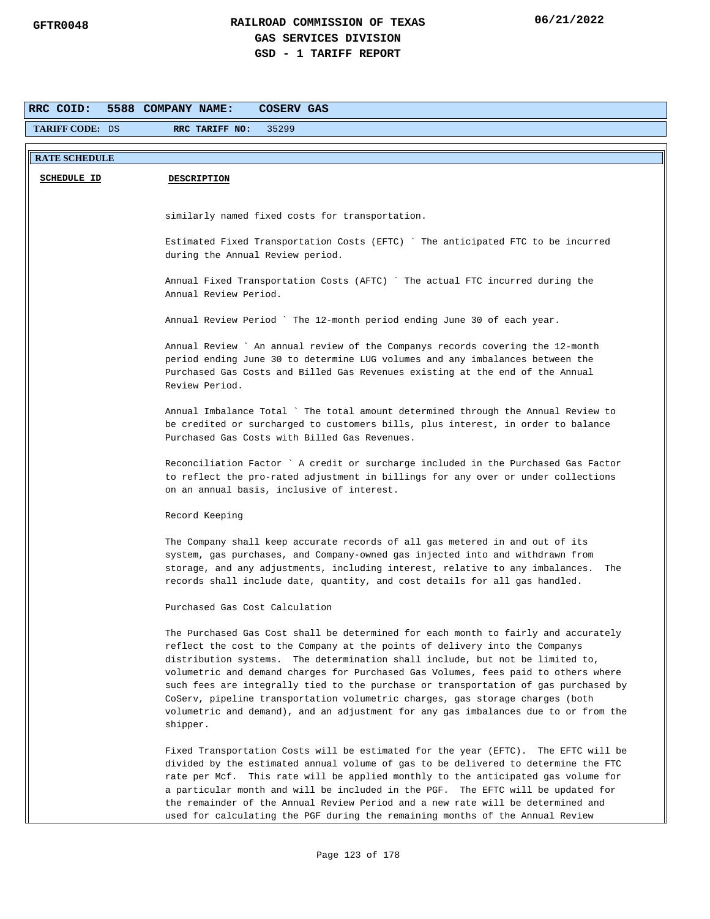**RRC COID:** 5588 **COMPANY NAME:** COSERV GAS

**TARIFF CODE:** DS **RRC TARIFF NO:** 35299

**RATE SCHEDULE**

| SCHEDULE ID | DESCRIPTION |
|---|---|

similarly named fixed costs for transportation.

Estimated Fixed Transportation Costs (EFTC) ` The anticipated FTC to be incurred during the Annual Review period.

Annual Fixed Transportation Costs (AFTC) ` The actual FTC incurred during the Annual Review Period.

Annual Review Period ` The 12-month period ending June 30 of each year.

Annual Review ` An annual review of the Companys records covering the 12-month period ending June 30 to determine LUG volumes and any imbalances between the Purchased Gas Costs and Billed Gas Revenues existing at the end of the Annual Review Period.

Annual Imbalance Total ` The total amount determined through the Annual Review to be credited or surcharged to customers bills, plus interest, in order to balance Purchased Gas Costs with Billed Gas Revenues.

Reconciliation Factor ` A credit or surcharge included in the Purchased Gas Factor to reflect the pro-rated adjustment in billings for any over or under collections on an annual basis, inclusive of interest.

Record Keeping

The Company shall keep accurate records of all gas metered in and out of its system, gas purchases, and Company-owned gas injected into and withdrawn from storage, and any adjustments, including interest, relative to any imbalances. The records shall include date, quantity, and cost details for all gas handled.

Purchased Gas Cost Calculation

The Purchased Gas Cost shall be determined for each month to fairly and accurately reflect the cost to the Company at the points of delivery into the Companys distribution systems. The determination shall include, but not be limited to, volumetric and demand charges for Purchased Gas Volumes, fees paid to others where such fees are integrally tied to the purchase or transportation of gas purchased by CoServ, pipeline transportation volumetric charges, gas storage charges (both volumetric and demand), and an adjustment for any gas imbalances due to or from the shipper.

Fixed Transportation Costs will be estimated for the year (EFTC). The EFTC will be divided by the estimated annual volume of gas to be delivered to determine the FTC rate per Mcf. This rate will be applied monthly to the anticipated gas volume for a particular month and will be included in the PGF. The EFTC will be updated for the remainder of the Annual Review Period and a new rate will be determined and used for calculating the PGF during the remaining months of the Annual Review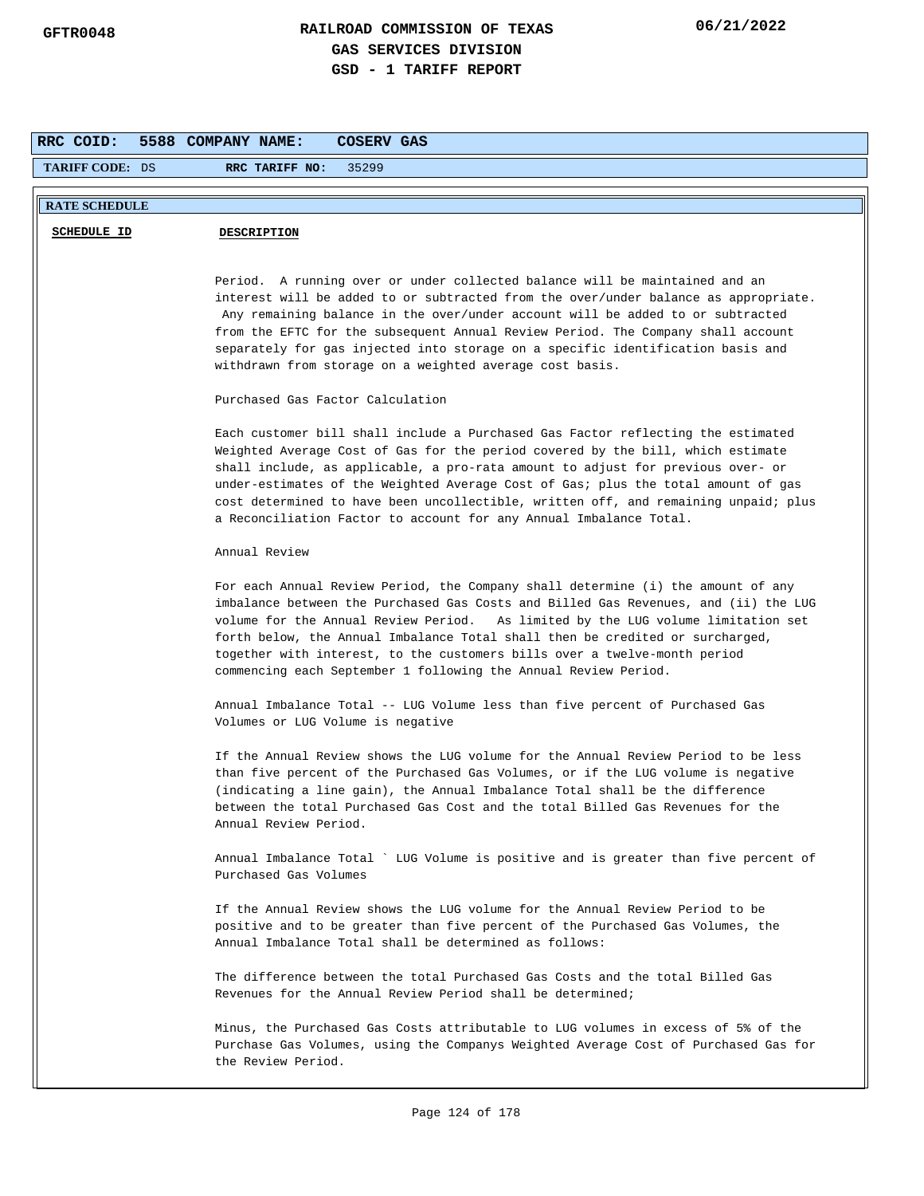# RAILROAD COMMISSION OF TEXAS
## GAS SERVICES DIVISION
## GSD - 1 TARIFF REPORT

GFTR0048 06/21/2022

**RRC COID:** 5588 **COMPANY NAME:** COSERV GAS

**TARIFF CODE:** DS **RRC TARIFF NO:** 35299

**RATE SCHEDULE**

| SCHEDULE ID | DESCRIPTION |
|---|---|

Period. A running over or under collected balance will be maintained and an interest will be added to or subtracted from the over/under balance as appropriate. Any remaining balance in the over/under account will be added to or subtracted from the EFTC for the subsequent Annual Review Period. The Company shall account separately for gas injected into storage on a specific identification basis and withdrawn from storage on a weighted average cost basis.

Purchased Gas Factor Calculation

Each customer bill shall include a Purchased Gas Factor reflecting the estimated Weighted Average Cost of Gas for the period covered by the bill, which estimate shall include, as applicable, a pro-rata amount to adjust for previous over- or under-estimates of the Weighted Average Cost of Gas; plus the total amount of gas cost determined to have been uncollectible, written off, and remaining unpaid; plus a Reconciliation Factor to account for any Annual Imbalance Total.

Annual Review

For each Annual Review Period, the Company shall determine (i) the amount of any imbalance between the Purchased Gas Costs and Billed Gas Revenues, and (ii) the LUG volume for the Annual Review Period. As limited by the LUG volume limitation set forth below, the Annual Imbalance Total shall then be credited or surcharged, together with interest, to the customers bills over a twelve-month period commencing each September 1 following the Annual Review Period.

Annual Imbalance Total -- LUG Volume less than five percent of Purchased Gas Volumes or LUG Volume is negative

If the Annual Review shows the LUG volume for the Annual Review Period to be less than five percent of the Purchased Gas Volumes, or if the LUG volume is negative (indicating a line gain), the Annual Imbalance Total shall be the difference between the total Purchased Gas Cost and the total Billed Gas Revenues for the Annual Review Period.

Annual Imbalance Total ` LUG Volume is positive and is greater than five percent of Purchased Gas Volumes

If the Annual Review shows the LUG volume for the Annual Review Period to be positive and to be greater than five percent of the Purchased Gas Volumes, the Annual Imbalance Total shall be determined as follows:

The difference between the total Purchased Gas Costs and the total Billed Gas Revenues for the Annual Review Period shall be determined;

Minus, the Purchased Gas Costs attributable to LUG volumes in excess of 5% of the Purchase Gas Volumes, using the Companys Weighted Average Cost of Purchased Gas for the Review Period.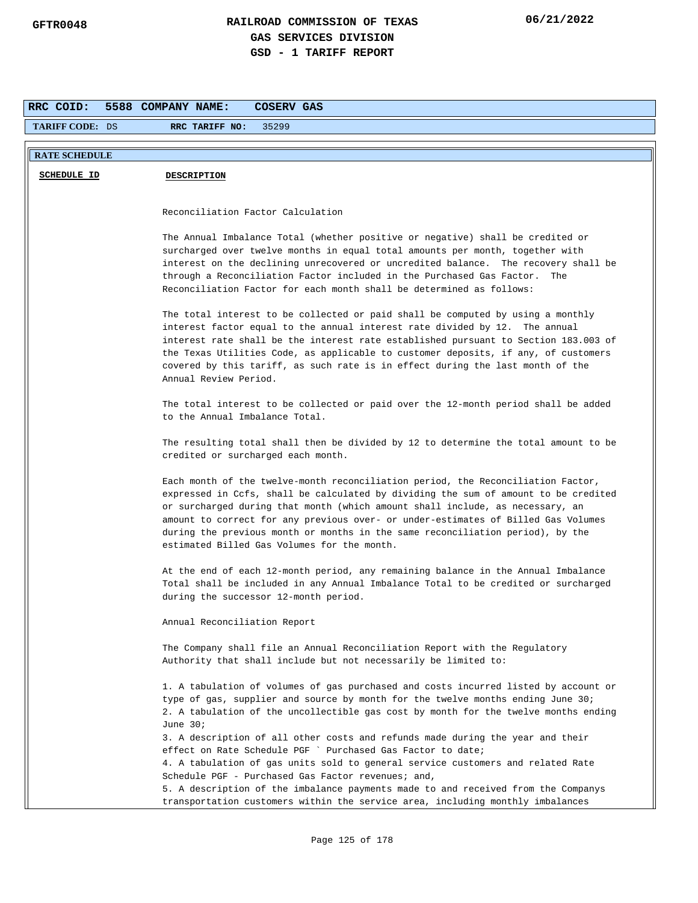**RAILROAD COMMISSION OF TEXAS**
**GAS SERVICES DIVISION**
**GSD - 1 TARIFF REPORT**

GFTR0048 — 06/21/2022

| RRC COID: | 5588 | COMPANY NAME: | COSERV GAS |
|---|---|---|---|
| TARIFF CODE: | DS | RRC TARIFF NO: | 35299 |

**RATE SCHEDULE**

| SCHEDULE ID | DESCRIPTION |
|---|---|

Reconciliation Factor Calculation

The Annual Imbalance Total (whether positive or negative) shall be credited or surcharged over twelve months in equal total amounts per month, together with interest on the declining unrecovered or uncredited balance. The recovery shall be through a Reconciliation Factor included in the Purchased Gas Factor. The Reconciliation Factor for each month shall be determined as follows:

The total interest to be collected or paid shall be computed by using a monthly interest factor equal to the annual interest rate divided by 12. The annual interest rate shall be the interest rate established pursuant to Section 183.003 of the Texas Utilities Code, as applicable to customer deposits, if any, of customers covered by this tariff, as such rate is in effect during the last month of the Annual Review Period.

The total interest to be collected or paid over the 12-month period shall be added to the Annual Imbalance Total.

The resulting total shall then be divided by 12 to determine the total amount to be credited or surcharged each month.

Each month of the twelve-month reconciliation period, the Reconciliation Factor, expressed in Ccfs, shall be calculated by dividing the sum of amount to be credited or surcharged during that month (which amount shall include, as necessary, an amount to correct for any previous over- or under-estimates of Billed Gas Volumes during the previous month or months in the same reconciliation period), by the estimated Billed Gas Volumes for the month.

At the end of each 12-month period, any remaining balance in the Annual Imbalance Total shall be included in any Annual Imbalance Total to be credited or surcharged during the successor 12-month period.

Annual Reconciliation Report

The Company shall file an Annual Reconciliation Report with the Regulatory Authority that shall include but not necessarily be limited to:

1. A tabulation of volumes of gas purchased and costs incurred listed by account or type of gas, supplier and source by month for the twelve months ending June 30;
2. A tabulation of the uncollectible gas cost by month for the twelve months ending June 30;
3. A description of all other costs and refunds made during the year and their effect on Rate Schedule PGF ` Purchased Gas Factor to date;
4. A tabulation of gas units sold to general service customers and related Rate Schedule PGF - Purchased Gas Factor revenues; and,
5. A description of the imbalance payments made to and received from the Companys transportation customers within the service area, including monthly imbalances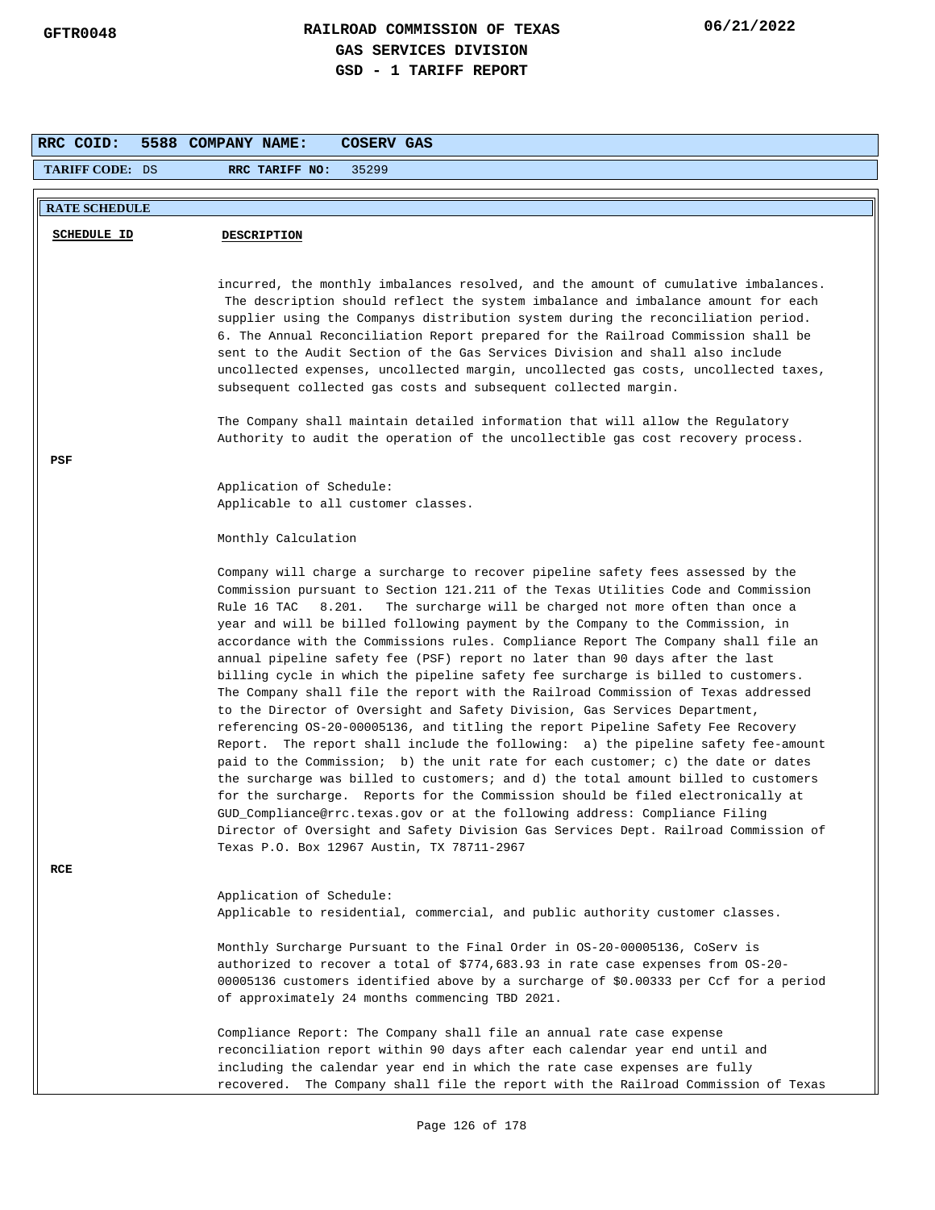**RAILROAD COMMISSION OF TEXAS**
**GAS SERVICES DIVISION**
**GSD - 1 TARIFF REPORT**

GFTR0048 — 06/21/2022

**RRC COID: 5588 COMPANY NAME: COSERV GAS**

**TARIFF CODE:** DS **RRC TARIFF NO:** 35299

**RATE SCHEDULE**

| SCHEDULE ID | DESCRIPTION |
|---|---|
| | incurred, the monthly imbalances resolved, and the amount of cumulative imbalances. The description should reflect the system imbalance and imbalance amount for each supplier using the Companys distribution system during the reconciliation period.<br>6. The Annual Reconciliation Report prepared for the Railroad Commission shall be sent to the Audit Section of the Gas Services Division and shall also include uncollected expenses, uncollected margin, uncollected gas costs, uncollected taxes, subsequent collected gas costs and subsequent collected margin.<br><br>The Company shall maintain detailed information that will allow the Regulatory Authority to audit the operation of the uncollectible gas cost recovery process. |
| PSF | Application of Schedule:<br>Applicable to all customer classes.<br><br>Monthly Calculation<br><br>Company will charge a surcharge to recover pipeline safety fees assessed by the Commission pursuant to Section 121.211 of the Texas Utilities Code and Commission Rule 16 TAC 8.201. The surcharge will be charged not more often than once a year and will be billed following payment by the Company to the Commission, in accordance with the Commissions rules. Compliance Report The Company shall file an annual pipeline safety fee (PSF) report no later than 90 days after the last billing cycle in which the pipeline safety fee surcharge is billed to customers. The Company shall file the report with the Railroad Commission of Texas addressed to the Director of Oversight and Safety Division, Gas Services Department, referencing OS-20-00005136, and titling the report Pipeline Safety Fee Recovery Report. The report shall include the following: a) the pipeline safety fee-amount paid to the Commission; b) the unit rate for each customer; c) the date or dates the surcharge was billed to customers; and d) the total amount billed to customers for the surcharge. Reports for the Commission should be filed electronically at GUD_Compliance@rrc.texas.gov or at the following address: Compliance Filing Director of Oversight and Safety Division Gas Services Dept. Railroad Commission of Texas P.O. Box 12967 Austin, TX 78711-2967 |
| RCE | Application of Schedule:<br>Applicable to residential, commercial, and public authority customer classes.<br><br>Monthly Surcharge Pursuant to the Final Order in OS-20-00005136, CoServ is authorized to recover a total of $774,683.93 in rate case expenses from OS-20-00005136 customers identified above by a surcharge of $0.00333 per Ccf for a period of approximately 24 months commencing TBD 2021.<br><br>Compliance Report: The Company shall file an annual rate case expense reconciliation report within 90 days after each calendar year end until and including the calendar year end in which the rate case expenses are fully recovered. The Company shall file the report with the Railroad Commission of Texas |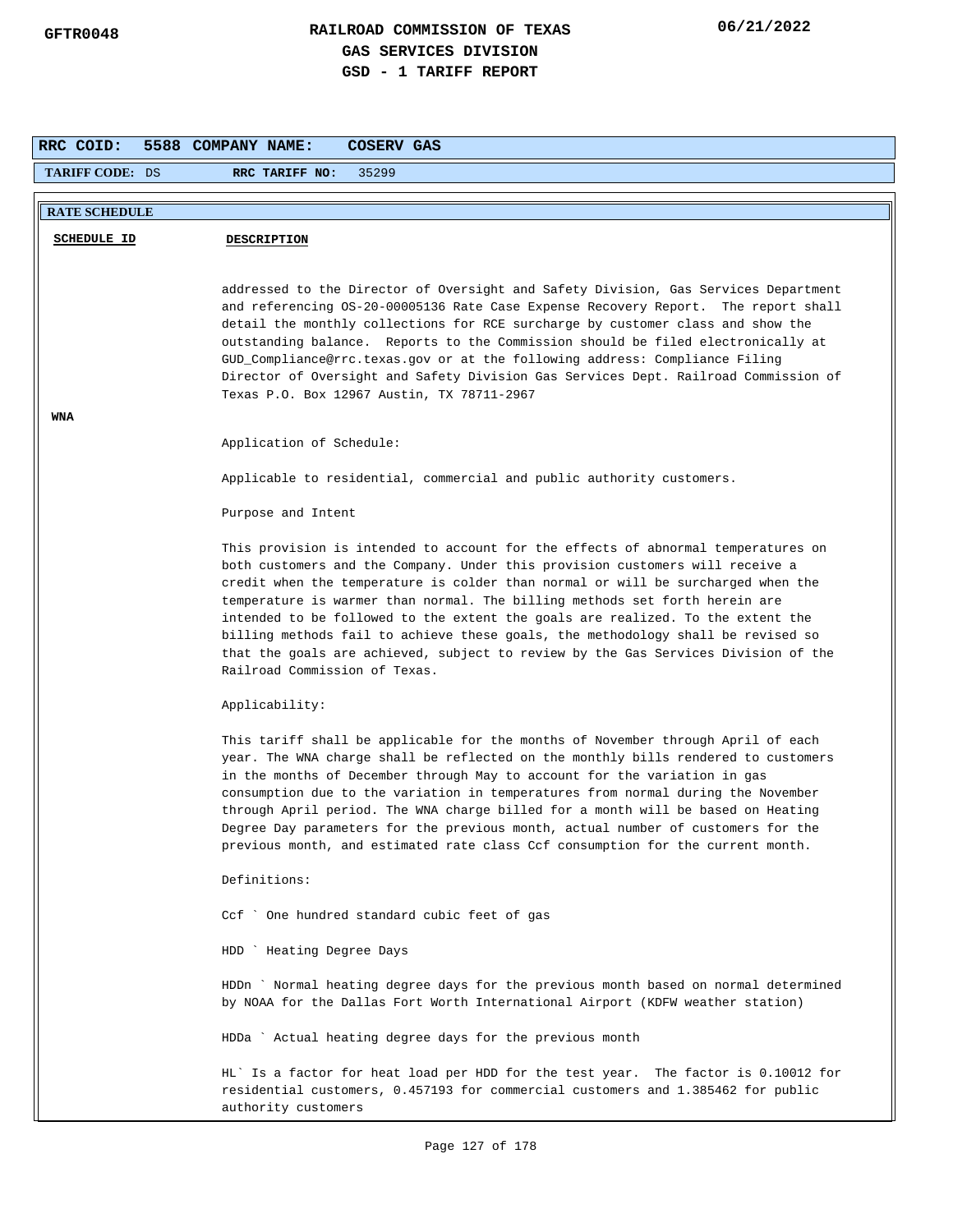**RAILROAD COMMISSION OF TEXAS**
**GAS SERVICES DIVISION**
**GSD - 1 TARIFF REPORT**

GFTR0048 — 06/21/2022

**RRC COID:** 5588 **COMPANY NAME:** COSERV GAS

**TARIFF CODE:** DS **RRC TARIFF NO:** 35299

**RATE SCHEDULE**

| SCHEDULE ID | DESCRIPTION |
|---|---|
| | addressed to the Director of Oversight and Safety Division, Gas Services Department and referencing OS-20-00005136 Rate Case Expense Recovery Report. The report shall detail the monthly collections for RCE surcharge by customer class and show the outstanding balance. Reports to the Commission should be filed electronically at GUD_Compliance@rrc.texas.gov or at the following address: Compliance Filing Director of Oversight and Safety Division Gas Services Dept. Railroad Commission of Texas P.O. Box 12967 Austin, TX 78711-2967 |
| **WNA** | |

Application of Schedule:

Applicable to residential, commercial and public authority customers.

Purpose and Intent

This provision is intended to account for the effects of abnormal temperatures on both customers and the Company. Under this provision customers will receive a credit when the temperature is colder than normal or will be surcharged when the temperature is warmer than normal. The billing methods set forth herein are intended to be followed to the extent the goals are realized. To the extent the billing methods fail to achieve these goals, the methodology shall be revised so that the goals are achieved, subject to review by the Gas Services Division of the Railroad Commission of Texas.

Applicability:

This tariff shall be applicable for the months of November through April of each year. The WNA charge shall be reflected on the monthly bills rendered to customers in the months of December through May to account for the variation in gas consumption due to the variation in temperatures from normal during the November through April period. The WNA charge billed for a month will be based on Heating Degree Day parameters for the previous month, actual number of customers for the previous month, and estimated rate class Ccf consumption for the current month.

Definitions:

Ccf ` One hundred standard cubic feet of gas

HDD ` Heating Degree Days

HDDn ` Normal heating degree days for the previous month based on normal determined by NOAA for the Dallas Fort Worth International Airport (KDFW weather station)

HDDa ` Actual heating degree days for the previous month

HL` Is a factor for heat load per HDD for the test year. The factor is 0.10012 for residential customers, 0.457193 for commercial customers and 1.385462 for public authority customers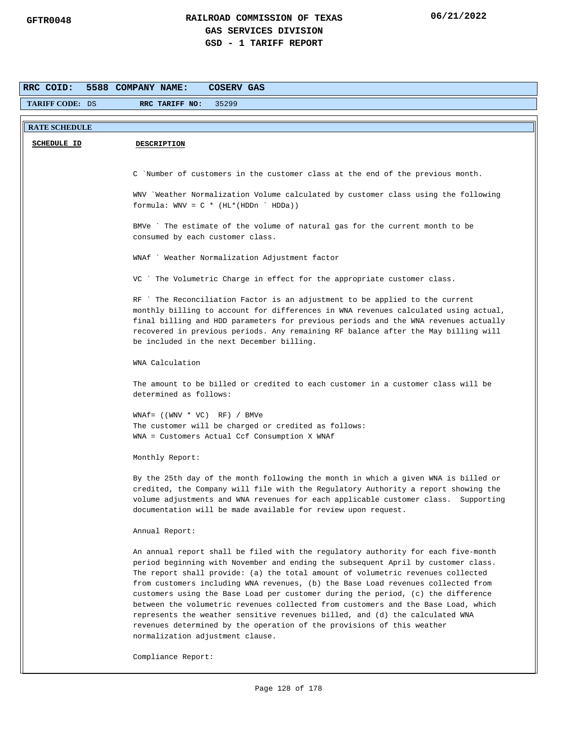# RAILROAD COMMISSION OF TEXAS
## GAS SERVICES DIVISION
## GSD - 1 TARIFF REPORT

GFTR0048 — 06/21/2022

**RRC COID:** 5588 **COMPANY NAME:** COSERV GAS

**TARIFF CODE:** DS **RRC TARIFF NO:** 35299

**RATE SCHEDULE**

**SCHEDULE ID** | **DESCRIPTION**

C `Number of customers in the customer class at the end of the previous month.

WNV `Weather Normalization Volume calculated by customer class using the following formula: WNV = C * (HL*(HDDn ` HDDa))

BMVe ` The estimate of the volume of natural gas for the current month to be consumed by each customer class.

WNAf ` Weather Normalization Adjustment factor

VC ` The Volumetric Charge in effect for the appropriate customer class.

RF ` The Reconciliation Factor is an adjustment to be applied to the current monthly billing to account for differences in WNA revenues calculated using actual, final billing and HDD parameters for previous periods and the WNA revenues actually recovered in previous periods. Any remaining RF balance after the May billing will be included in the next December billing.

WNA Calculation

The amount to be billed or credited to each customer in a customer class will be determined as follows:

WNAf= ((WNV * VC)  RF) / BMVe
The customer will be charged or credited as follows:
WNA = Customers Actual Ccf Consumption X WNAf

Monthly Report:

By the 25th day of the month following the month in which a given WNA is billed or credited, the Company will file with the Regulatory Authority a report showing the volume adjustments and WNA revenues for each applicable customer class. Supporting documentation will be made available for review upon request.

Annual Report:

An annual report shall be filed with the regulatory authority for each five-month period beginning with November and ending the subsequent April by customer class. The report shall provide: (a) the total amount of volumetric revenues collected from customers including WNA revenues, (b) the Base Load revenues collected from customers using the Base Load per customer during the period, (c) the difference between the volumetric revenues collected from customers and the Base Load, which represents the weather sensitive revenues billed, and (d) the calculated WNA revenues determined by the operation of the provisions of this weather normalization adjustment clause.

Compliance Report: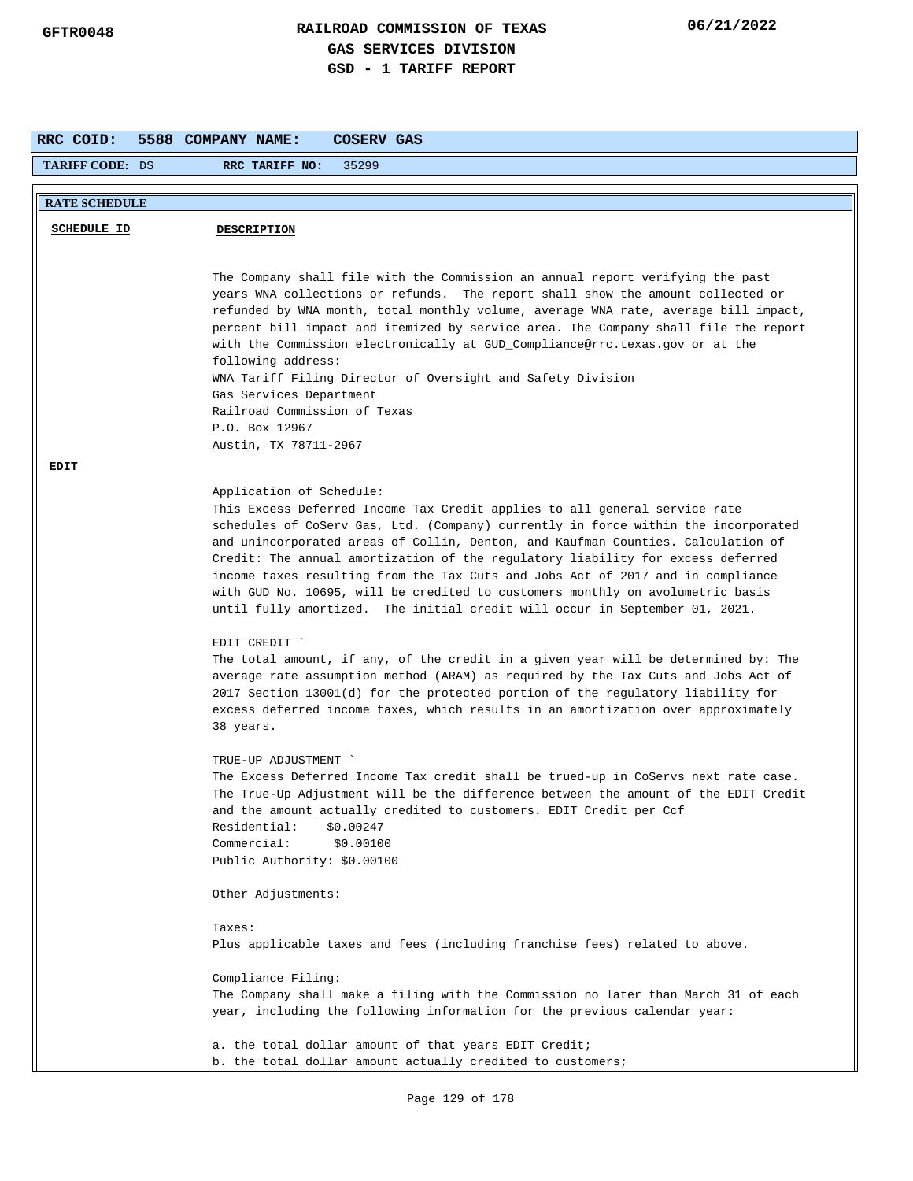**RRC COID:** 5588 **COMPANY NAME:** COSERV GAS

**TARIFF CODE:** DS **RRC TARIFF NO:** 35299

**RATE SCHEDULE**

| SCHEDULE ID | DESCRIPTION |
|---|---|
| | The Company shall file with the Commission an annual report verifying the past years WNA collections or refunds. The report shall show the amount collected or refunded by WNA month, total monthly volume, average WNA rate, average bill impact, percent bill impact and itemized by service area. The Company shall file the report with the Commission electronically at GUD_Compliance@rrc.texas.gov or at the following address:<br>WNA Tariff Filing Director of Oversight and Safety Division<br>Gas Services Department<br>Railroad Commission of Texas<br>P.O. Box 12967<br>Austin, TX 78711-2967 |
| **EDIT** | |

Application of Schedule:
This Excess Deferred Income Tax Credit applies to all general service rate schedules of CoServ Gas, Ltd. (Company) currently in force within the incorporated and unincorporated areas of Collin, Denton, and Kaufman Counties. Calculation of Credit: The annual amortization of the regulatory liability for excess deferred income taxes resulting from the Tax Cuts and Jobs Act of 2017 and in compliance with GUD No. 10695, will be credited to customers monthly on avolumetric basis until fully amortized. The initial credit will occur in September 01, 2021.

EDIT CREDIT `
The total amount, if any, of the credit in a given year will be determined by: The average rate assumption method (ARAM) as required by the Tax Cuts and Jobs Act of 2017 Section 13001(d) for the protected portion of the regulatory liability for excess deferred income taxes, which results in an amortization over approximately 38 years.

TRUE-UP ADJUSTMENT `
The Excess Deferred Income Tax credit shall be trued-up in CoServs next rate case. The True-Up Adjustment will be the difference between the amount of the EDIT Credit and the amount actually credited to customers. EDIT Credit per Ccf
Residential: $0.00247
Commercial: $0.00100
Public Authority: $0.00100

Other Adjustments:

Taxes:
Plus applicable taxes and fees (including franchise fees) related to above.

Compliance Filing:
The Company shall make a filing with the Commission no later than March 31 of each year, including the following information for the previous calendar year:

a. the total dollar amount of that years EDIT Credit;
b. the total dollar amount actually credited to customers;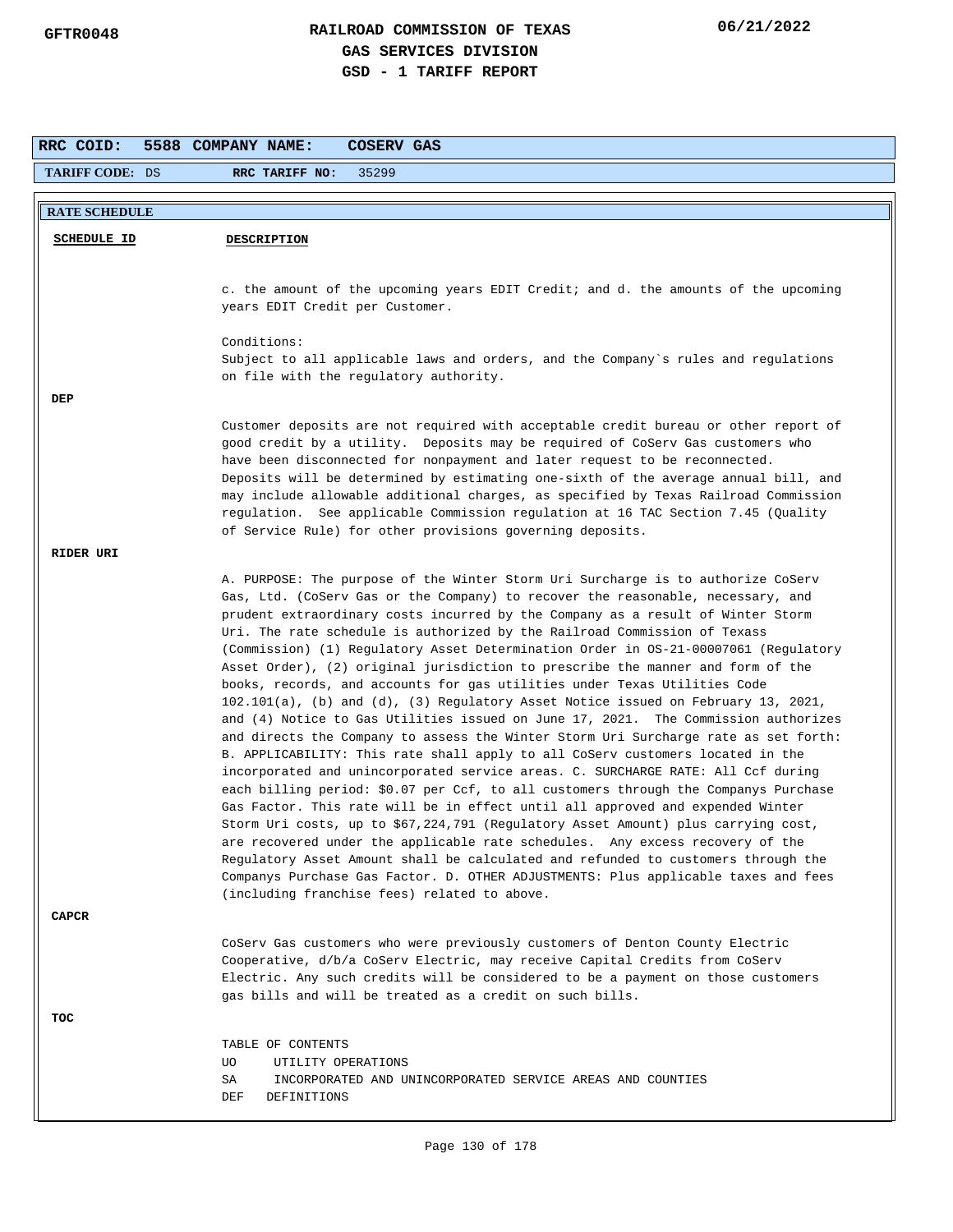# RAILROAD COMMISSION OF TEXAS
## GAS SERVICES DIVISION
## GSD - 1 TARIFF REPORT

GFTR0048 — 06/21/2022

**RRC COID:** 5588 **COMPANY NAME:** COSERV GAS

**TARIFF CODE:** DS **RRC TARIFF NO:** 35299

**RATE SCHEDULE**

| SCHEDULE ID | DESCRIPTION |
|---|---|
| | c. the amount of the upcoming years EDIT Credit; and d. the amounts of the upcoming years EDIT Credit per Customer.<br><br>Conditions:<br>Subject to all applicable laws and orders, and the Company`s rules and regulations on file with the regulatory authority. |
| **DEP** | Customer deposits are not required with acceptable credit bureau or other report of good credit by a utility. Deposits may be required of CoServ Gas customers who have been disconnected for nonpayment and later request to be reconnected. Deposits will be determined by estimating one-sixth of the average annual bill, and may include allowable additional charges, as specified by Texas Railroad Commission regulation. See applicable Commission regulation at 16 TAC Section 7.45 (Quality of Service Rule) for other provisions governing deposits. |
| **RIDER URI** | A. PURPOSE: The purpose of the Winter Storm Uri Surcharge is to authorize CoServ Gas, Ltd. (CoServ Gas or the Company) to recover the reasonable, necessary, and prudent extraordinary costs incurred by the Company as a result of Winter Storm Uri. The rate schedule is authorized by the Railroad Commission of Texas (Commission) (1) Regulatory Asset Determination Order in OS-21-00007061 (Regulatory Asset Order), (2) original jurisdiction to prescribe the manner and form of the books, records, and accounts for gas utilities under Texas Utilities Code 102.101(a), (b) and (d), (3) Regulatory Asset Notice issued on February 13, 2021, and (4) Notice to Gas Utilities issued on June 17, 2021. The Commission authorizes and directs the Company to assess the Winter Storm Uri Surcharge rate as set forth: B. APPLICABILITY: This rate shall apply to all CoServ customers located in the incorporated and unincorporated service areas. C. SURCHARGE RATE: All Ccf during each billing period: $0.07 per Ccf, to all customers through the Companys Purchase Gas Factor. This rate will be in effect until all approved and expended Winter Storm Uri costs, up to $67,224,791 (Regulatory Asset Amount) plus carrying cost, are recovered under the applicable rate schedules. Any excess recovery of the Regulatory Asset Amount shall be calculated and refunded to customers through the Companys Purchase Gas Factor. D. OTHER ADJUSTMENTS: Plus applicable taxes and fees (including franchise fees) related to above. |
| **CAPCR** | CoServ Gas customers who were previously customers of Denton County Electric Cooperative, d/b/a CoServ Electric, may receive Capital Credits from CoServ Electric. Any such credits will be considered to be a payment on those customers gas bills and will be treated as a credit on such bills. |
| **TOC** | TABLE OF CONTENTS<br>UO UTILITY OPERATIONS<br>SA INCORPORATED AND UNINCORPORATED SERVICE AREAS AND COUNTIES<br>DEF DEFINITIONS |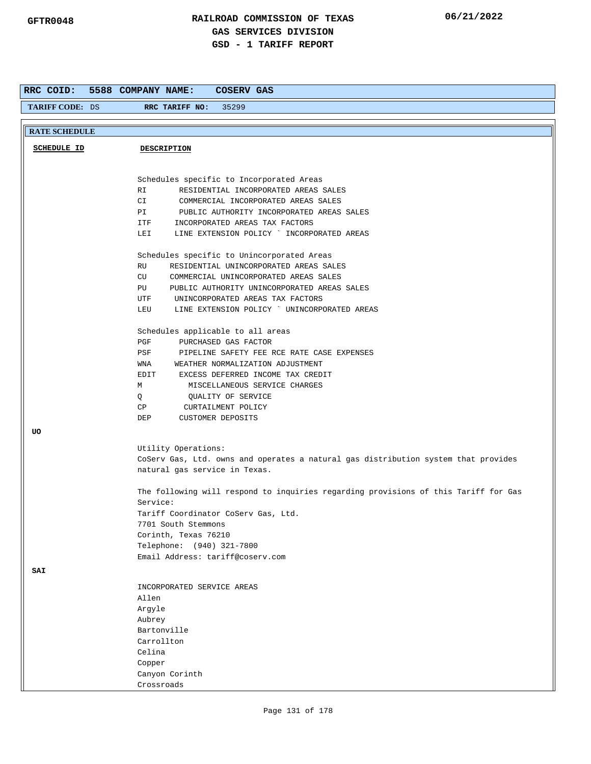# RAILROAD COMMISSION OF TEXAS
## GAS SERVICES DIVISION
## GSD - 1 TARIFF REPORT

GFTR0048 06/21/2022

**RRC COID:** 5588 **COMPANY NAME:** COSERV GAS

**TARIFF CODE:** DS **RRC TARIFF NO:** 35299

**RATE SCHEDULE**

| SCHEDULE ID | DESCRIPTION |
|---|---|
| | Schedules specific to Incorporated Areas<br>RI RESIDENTIAL INCORPORATED AREAS SALES<br>CI COMMERCIAL INCORPORATED AREAS SALES<br>PI PUBLIC AUTHORITY INCORPORATED AREAS SALES<br>ITF INCORPORATED AREAS TAX FACTORS<br>LEI LINE EXTENSION POLICY ` INCORPORATED AREAS<br><br>Schedules specific to Unincorporated Areas<br>RU RESIDENTIAL UNINCORPORATED AREAS SALES<br>CU COMMERCIAL UNINCORPORATED AREAS SALES<br>PU PUBLIC AUTHORITY UNINCORPORATED AREAS SALES<br>UTF UNINCORPORATED AREAS TAX FACTORS<br>LEU LINE EXTENSION POLICY ` UNINCORPORATED AREAS<br><br>Schedules applicable to all areas<br>PGF PURCHASED GAS FACTOR<br>PSF PIPELINE SAFETY FEE RCE RATE CASE EXPENSES<br>WNA WEATHER NORMALIZATION ADJUSTMENT<br>EDIT EXCESS DEFERRED INCOME TAX CREDIT<br>M MISCELLANEOUS SERVICE CHARGES<br>Q QUALITY OF SERVICE<br>CP CURTAILMENT POLICY<br>DEP CUSTOMER DEPOSITS |
| **UO** | Utility Operations:<br>CoServ Gas, Ltd. owns and operates a natural gas distribution system that provides natural gas service in Texas.<br><br>The following will respond to inquiries regarding provisions of this Tariff for Gas Service:<br>Tariff Coordinator CoServ Gas, Ltd.<br>7701 South Stemmons<br>Corinth, Texas 76210<br>Telephone: (940) 321-7800<br>Email Address: tariff@coserv.com |
| **SAI** | INCORPORATED SERVICE AREAS<br>Allen<br>Argyle<br>Aubrey<br>Bartonville<br>Carrollton<br>Celina<br>Copper<br>Canyon Corinth<br>Crossroads |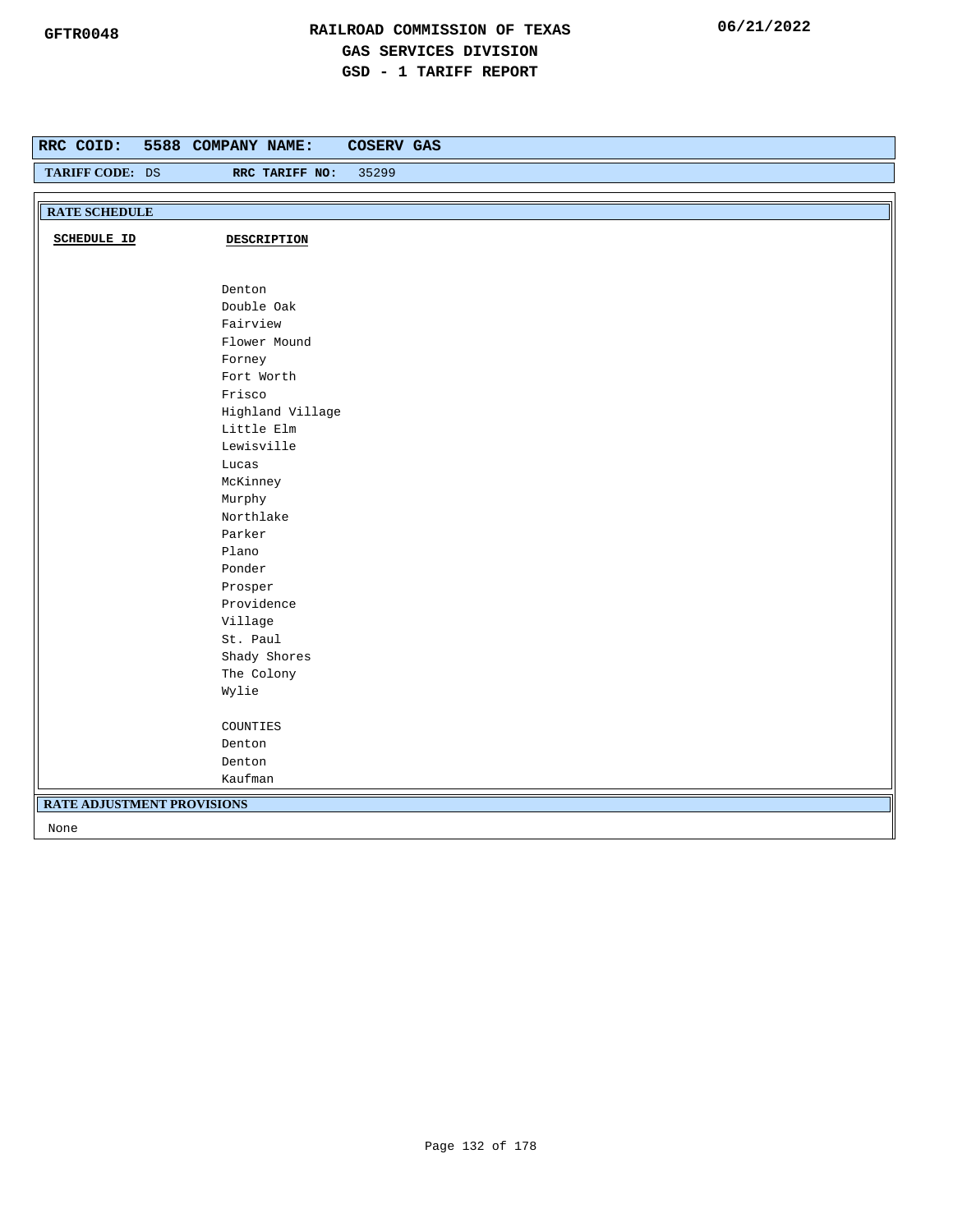# RAILROAD COMMISSION OF TEXAS
## GAS SERVICES DIVISION
## GSD - 1 TARIFF REPORT

GFTR0048

06/21/2022

**RRC COID:** 5588 **COMPANY NAME:** COSERV GAS

**TARIFF CODE:** DS **RRC TARIFF NO:** 35299

**RATE SCHEDULE**

| SCHEDULE ID | DESCRIPTION |
|---|---|
| | Denton<br>Double Oak<br>Fairview<br>Flower Mound<br>Forney<br>Fort Worth<br>Frisco<br>Highland Village<br>Little Elm<br>Lewisville<br>Lucas<br>McKinney<br>Murphy<br>Northlake<br>Parker<br>Plano<br>Ponder<br>Prosper<br>Providence<br>Village<br>St. Paul<br>Shady Shores<br>The Colony<br>Wylie<br><br>COUNTIES<br>Denton<br>Denton<br>Kaufman |

**RATE ADJUSTMENT PROVISIONS**

None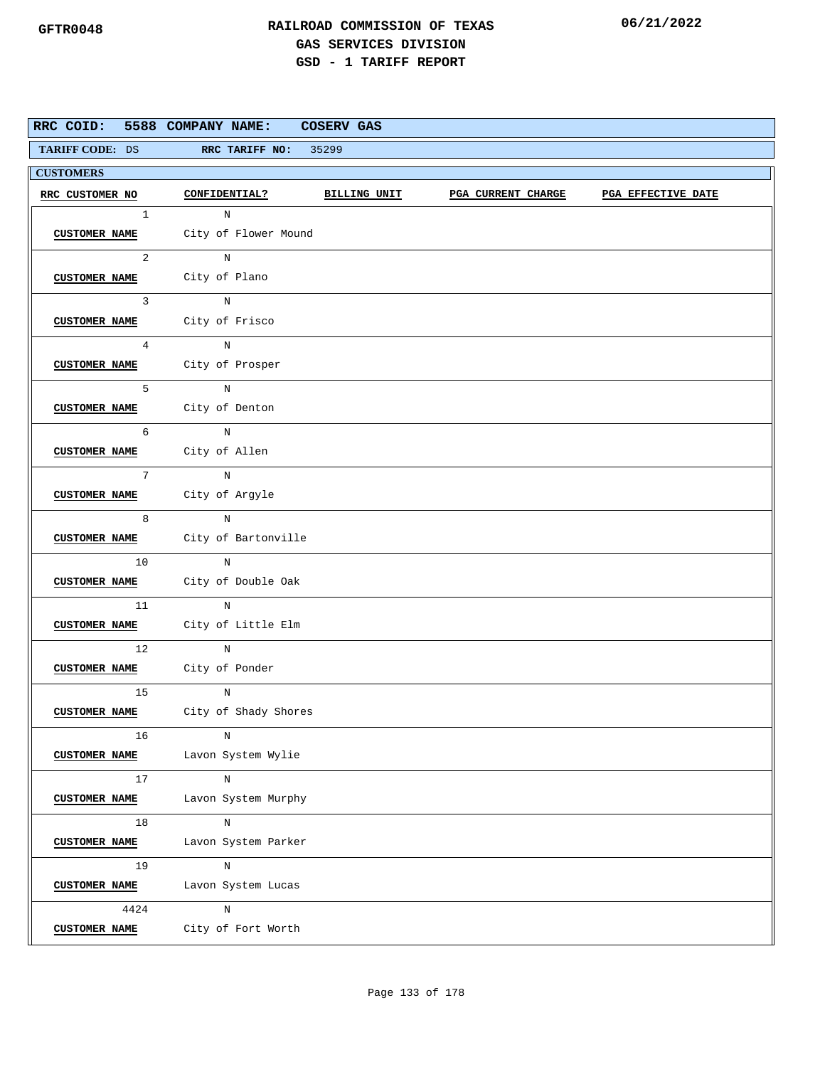GFTR0048

# RAILROAD COMMISSION OF TEXAS
## GAS SERVICES DIVISION
## GSD - 1 TARIFF REPORT

06/21/2022

**RRC COID:** 5588 **COMPANY NAME:** COSERV GAS

**TARIFF CODE:** DS **RRC TARIFF NO:** 35299

**CUSTOMERS**

| RRC CUSTOMER NO | CONFIDENTIAL? | BILLING UNIT | PGA CURRENT CHARGE | PGA EFFECTIVE DATE |
|---|---|---|---|---|
| 1 | N | | | |
| CUSTOMER NAME | City of Flower Mound | | | |
| 2 | N | | | |
| CUSTOMER NAME | City of Plano | | | |
| 3 | N | | | |
| CUSTOMER NAME | City of Frisco | | | |
| 4 | N | | | |
| CUSTOMER NAME | City of Prosper | | | |
| 5 | N | | | |
| CUSTOMER NAME | City of Denton | | | |
| 6 | N | | | |
| CUSTOMER NAME | City of Allen | | | |
| 7 | N | | | |
| CUSTOMER NAME | City of Argyle | | | |
| 8 | N | | | |
| CUSTOMER NAME | City of Bartonville | | | |
| 10 | N | | | |
| CUSTOMER NAME | City of Double Oak | | | |
| 11 | N | | | |
| CUSTOMER NAME | City of Little Elm | | | |
| 12 | N | | | |
| CUSTOMER NAME | City of Ponder | | | |
| 15 | N | | | |
| CUSTOMER NAME | City of Shady Shores | | | |
| 16 | N | | | |
| CUSTOMER NAME | Lavon System Wylie | | | |
| 17 | N | | | |
| CUSTOMER NAME | Lavon System Murphy | | | |
| 18 | N | | | |
| CUSTOMER NAME | Lavon System Parker | | | |
| 19 | N | | | |
| CUSTOMER NAME | Lavon System Lucas | | | |
| 4424 | N | | | |
| CUSTOMER NAME | City of Fort Worth | | | |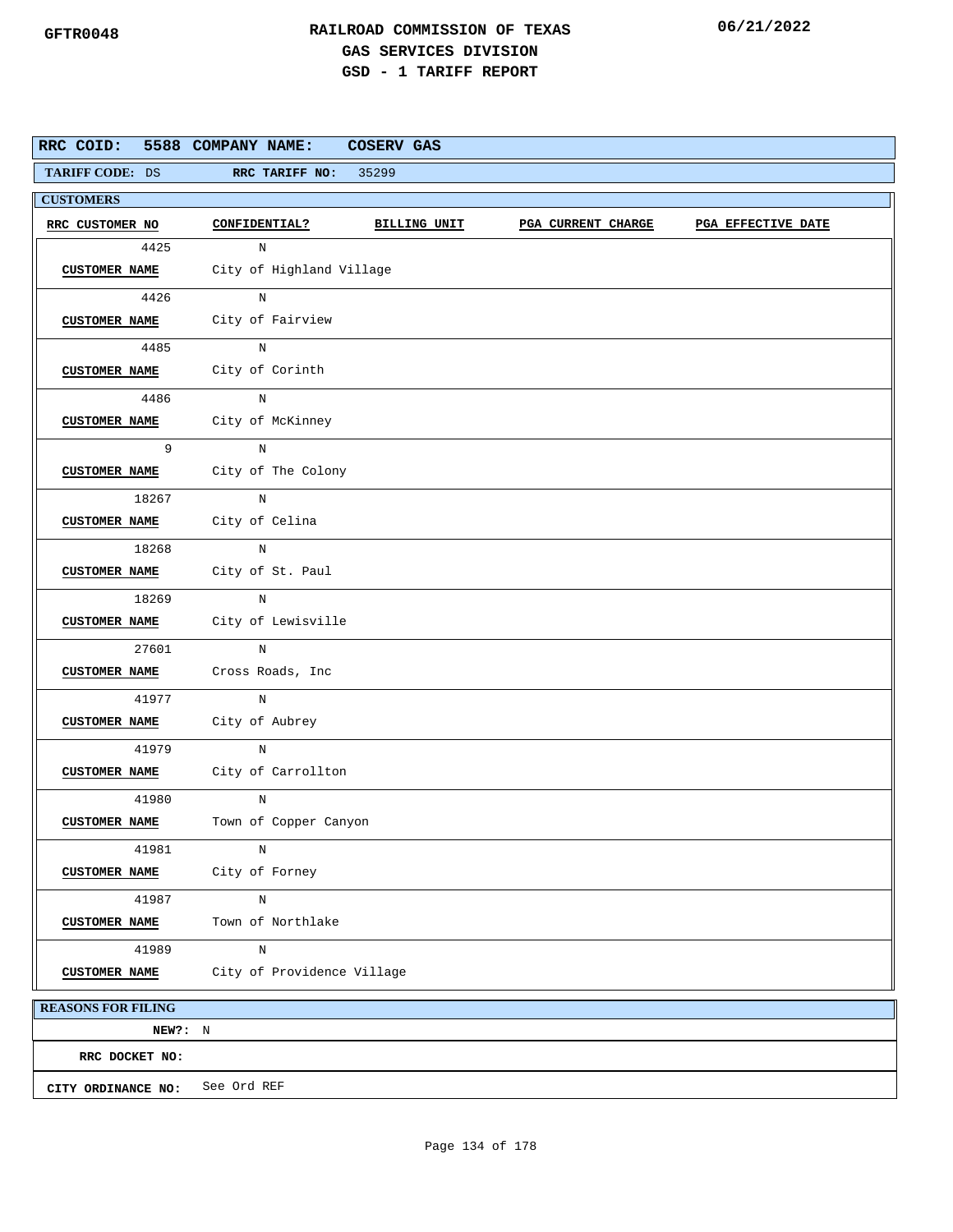GFTR0048

# RAILROAD COMMISSION OF TEXAS
## GAS SERVICES DIVISION
## GSD - 1 TARIFF REPORT

06/21/2022

**RRC COID:** 5588 **COMPANY NAME:** COSERV GAS

**TARIFF CODE:** DS **RRC TARIFF NO:** 35299

**CUSTOMERS**

| RRC CUSTOMER NO | CONFIDENTIAL? | BILLING UNIT | PGA CURRENT CHARGE | PGA EFFECTIVE DATE |
|---|---|---|---|---|
| 4425 | N | | | |
| CUSTOMER NAME | City of Highland Village | | | |
| 4426 | N | | | |
| CUSTOMER NAME | City of Fairview | | | |
| 4485 | N | | | |
| CUSTOMER NAME | City of Corinth | | | |
| 4486 | N | | | |
| CUSTOMER NAME | City of McKinney | | | |
| 9 | N | | | |
| CUSTOMER NAME | City of The Colony | | | |
| 18267 | N | | | |
| CUSTOMER NAME | City of Celina | | | |
| 18268 | N | | | |
| CUSTOMER NAME | City of St. Paul | | | |
| 18269 | N | | | |
| CUSTOMER NAME | City of Lewisville | | | |
| 27601 | N | | | |
| CUSTOMER NAME | Cross Roads, Inc | | | |
| 41977 | N | | | |
| CUSTOMER NAME | City of Aubrey | | | |
| 41979 | N | | | |
| CUSTOMER NAME | City of Carrollton | | | |
| 41980 | N | | | |
| CUSTOMER NAME | Town of Copper Canyon | | | |
| 41981 | N | | | |
| CUSTOMER NAME | City of Forney | | | |
| 41987 | N | | | |
| CUSTOMER NAME | Town of Northlake | | | |
| 41989 | N | | | |
| CUSTOMER NAME | City of Providence Village | | | |

**REASONS FOR FILING**

**NEW?:** N

**RRC DOCKET NO:**

**CITY ORDINANCE NO:** See Ord REF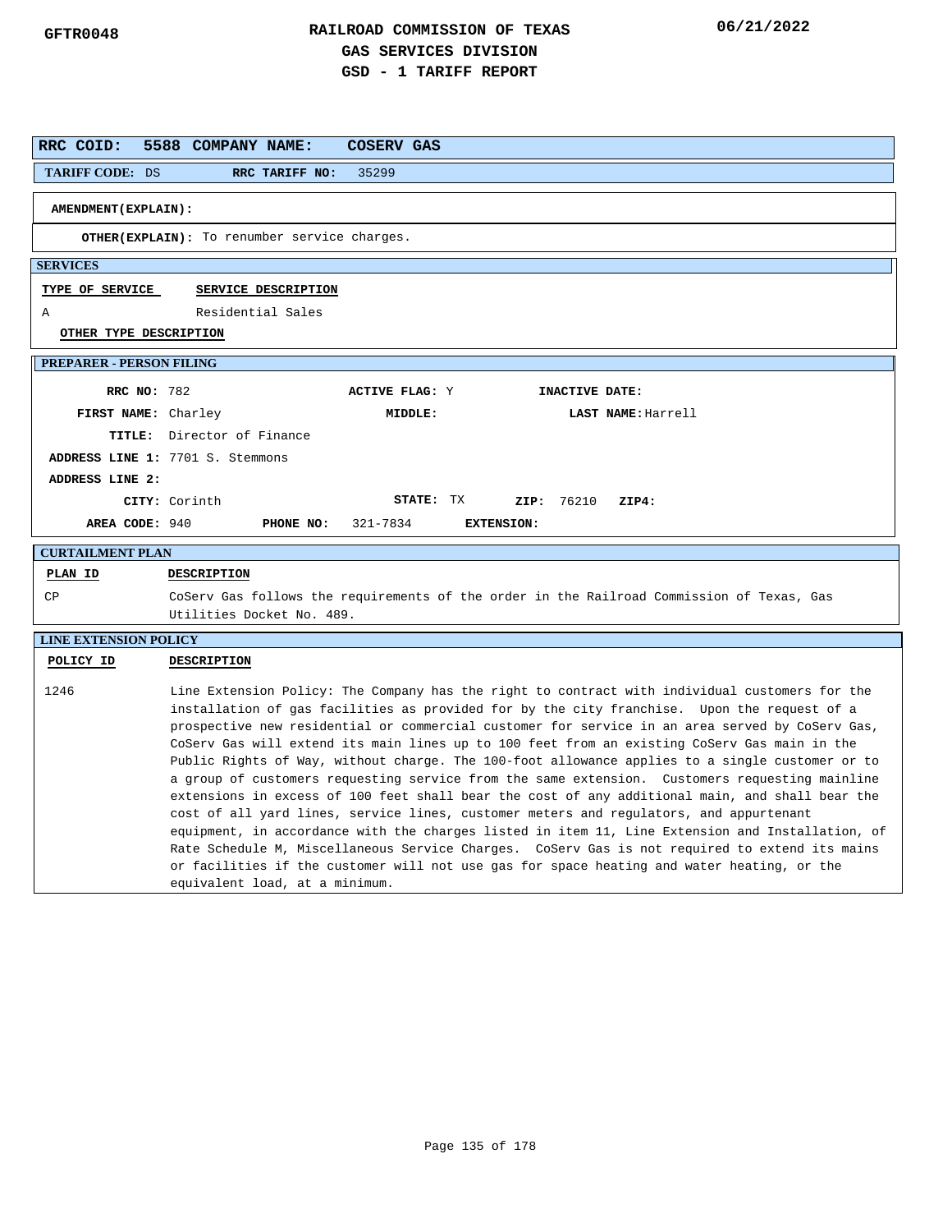GFTR0048

# RAILROAD COMMISSION OF TEXAS
## GAS SERVICES DIVISION
## GSD - 1 TARIFF REPORT

06/21/2022

**RRC COID:** 5588 **COMPANY NAME:** COSERV GAS

**TARIFF CODE:** DS **RRC TARIFF NO:** 35299

**AMENDMENT(EXPLAIN):**

**OTHER(EXPLAIN):** To renumber service charges.

### SERVICES

| TYPE OF SERVICE | SERVICE DESCRIPTION |
|---|---|
| A | Residential Sales |

**OTHER TYPE DESCRIPTION**

### PREPARER - PERSON FILING

**RRC NO:** 782 **ACTIVE FLAG:** Y **INACTIVE DATE:**

**FIRST NAME:** Charley **MIDDLE:** **LAST NAME:** Harrell

**TITLE:** Director of Finance

**ADDRESS LINE 1:** 7701 S. Stemmons

**ADDRESS LINE 2:**

**CITY:** Corinth **STATE:** TX **ZIP:** 76210 **ZIP4:**

**AREA CODE:** 940 **PHONE NO:** 321-7834 **EXTENSION:**

### CURTAILMENT PLAN

| PLAN ID | DESCRIPTION |
|---|---|
| CP | CoServ Gas follows the requirements of the order in the Railroad Commission of Texas, Gas Utilities Docket No. 489. |

### LINE EXTENSION POLICY

| POLICY ID | DESCRIPTION |
|---|---|
| 1246 | Line Extension Policy: The Company has the right to contract with individual customers for the installation of gas facilities as provided for by the city franchise. Upon the request of a prospective new residential or commercial customer for service in an area served by CoServ Gas, CoServ Gas will extend its main lines up to 100 feet from an existing CoServ Gas main in the Public Rights of Way, without charge. The 100-foot allowance applies to a single customer or to a group of customers requesting service from the same extension. Customers requesting mainline extensions in excess of 100 feet shall bear the cost of any additional main, and shall bear the cost of all yard lines, service lines, customer meters and regulators, and appurtenant equipment, in accordance with the charges listed in item 11, Line Extension and Installation, of Rate Schedule M, Miscellaneous Service Charges. CoServ Gas is not required to extend its mains or facilities if the customer will not use gas for space heating and water heating, or the equivalent load, at a minimum. |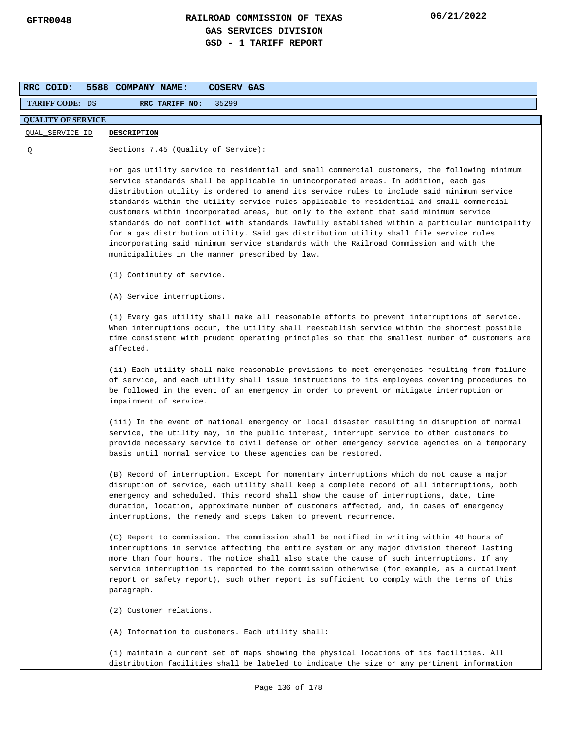**RAILROAD COMMISSION OF TEXAS**
**GAS SERVICES DIVISION**
**GSD - 1 TARIFF REPORT**

GFTR0048 06/21/2022

| RRC COID: 5588 | COMPANY NAME: COSERV GAS |
|---|---|
| TARIFF CODE: DS | RRC TARIFF NO: 35299 |

**QUALITY OF SERVICE**

| QUAL_SERVICE ID | DESCRIPTION |
|---|---|
| Q | Sections 7.45 (Quality of Service): |

For gas utility service to residential and small commercial customers, the following minimum service standards shall be applicable in unincorporated areas. In addition, each gas distribution utility is ordered to amend its service rules to include said minimum service standards within the utility service rules applicable to residential and small commercial customers within incorporated areas, but only to the extent that said minimum service standards do not conflict with standards lawfully established within a particular municipality for a gas distribution utility. Said gas distribution utility shall file service rules incorporating said minimum service standards with the Railroad Commission and with the municipalities in the manner prescribed by law.

(1) Continuity of service.

(A) Service interruptions.

(i) Every gas utility shall make all reasonable efforts to prevent interruptions of service. When interruptions occur, the utility shall reestablish service within the shortest possible time consistent with prudent operating principles so that the smallest number of customers are affected.

(ii) Each utility shall make reasonable provisions to meet emergencies resulting from failure of service, and each utility shall issue instructions to its employees covering procedures to be followed in the event of an emergency in order to prevent or mitigate interruption or impairment of service.

(iii) In the event of national emergency or local disaster resulting in disruption of normal service, the utility may, in the public interest, interrupt service to other customers to provide necessary service to civil defense or other emergency service agencies on a temporary basis until normal service to these agencies can be restored.

(B) Record of interruption. Except for momentary interruptions which do not cause a major disruption of service, each utility shall keep a complete record of all interruptions, both emergency and scheduled. This record shall show the cause of interruptions, date, time duration, location, approximate number of customers affected, and, in cases of emergency interruptions, the remedy and steps taken to prevent recurrence.

(C) Report to commission. The commission shall be notified in writing within 48 hours of interruptions in service affecting the entire system or any major division thereof lasting more than four hours. The notice shall also state the cause of such interruptions. If any service interruption is reported to the commission otherwise (for example, as a curtailment report or safety report), such other report is sufficient to comply with the terms of this paragraph.

(2) Customer relations.

(A) Information to customers. Each utility shall:

(i) maintain a current set of maps showing the physical locations of its facilities. All distribution facilities shall be labeled to indicate the size or any pertinent information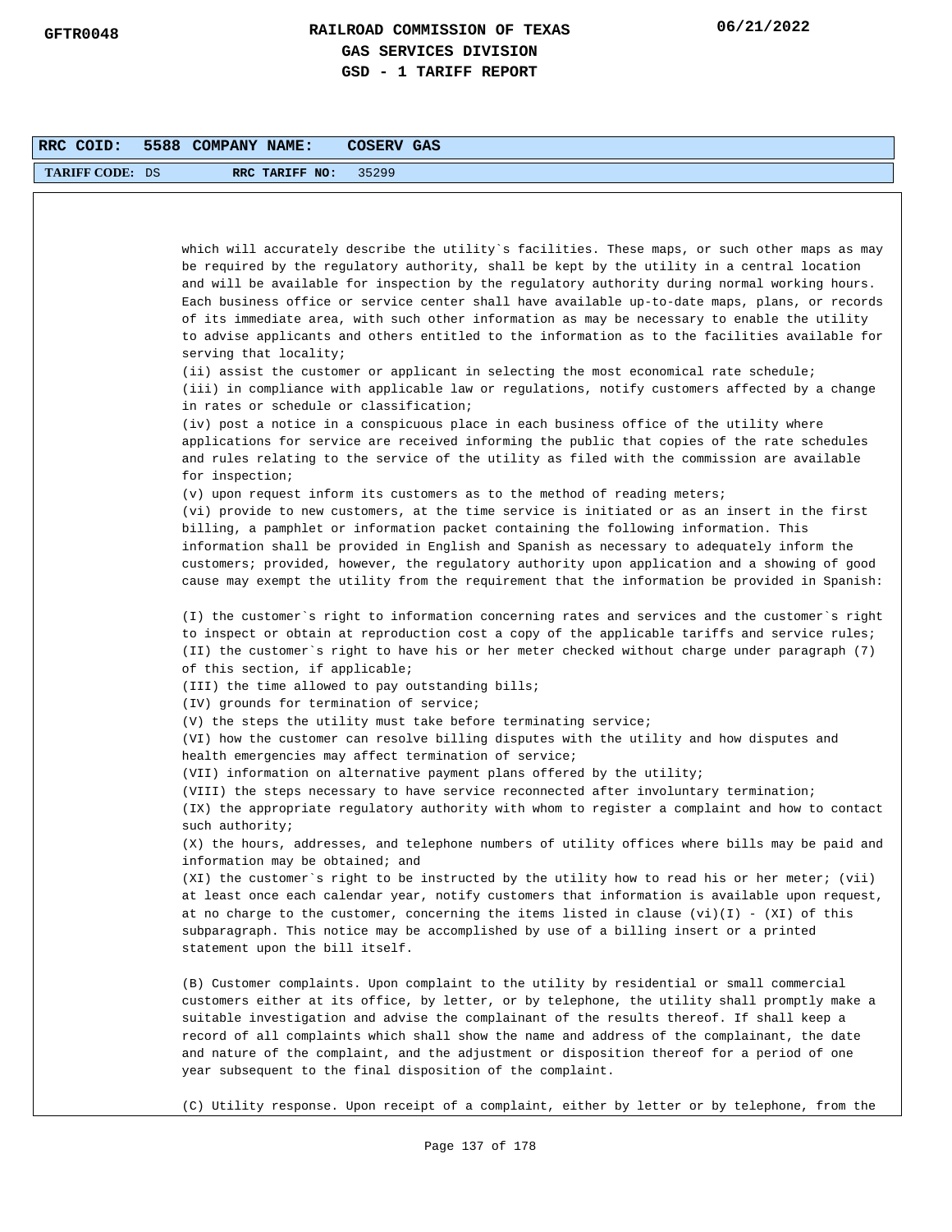| RRC COID: | 5588 | COMPANY NAME: | COSERV GAS |
|---|---|---|---|
| TARIFF CODE: DS | | RRC TARIFF NO: | 35299 |

which will accurately describe the utility`s facilities. These maps, or such other maps as may be required by the regulatory authority, shall be kept by the utility in a central location and will be available for inspection by the regulatory authority during normal working hours. Each business office or service center shall have available up-to-date maps, plans, or records of its immediate area, with such other information as may be necessary to enable the utility to advise applicants and others entitled to the information as to the facilities available for serving that locality;

(ii) assist the customer or applicant in selecting the most economical rate schedule;

(iii) in compliance with applicable law or regulations, notify customers affected by a change in rates or schedule or classification;

(iv) post a notice in a conspicuous place in each business office of the utility where applications for service are received informing the public that copies of the rate schedules and rules relating to the service of the utility as filed with the commission are available for inspection;

(v) upon request inform its customers as to the method of reading meters;

(vi) provide to new customers, at the time service is initiated or as an insert in the first billing, a pamphlet or information packet containing the following information. This information shall be provided in English and Spanish as necessary to adequately inform the customers; provided, however, the regulatory authority upon application and a showing of good cause may exempt the utility from the requirement that the information be provided in Spanish:

(I) the customer`s right to information concerning rates and services and the customer`s right to inspect or obtain at reproduction cost a copy of the applicable tariffs and service rules;

(II) the customer`s right to have his or her meter checked without charge under paragraph (7) of this section, if applicable;

(III) the time allowed to pay outstanding bills;

(IV) grounds for termination of service;

(V) the steps the utility must take before terminating service;

(VI) how the customer can resolve billing disputes with the utility and how disputes and health emergencies may affect termination of service;

(VII) information on alternative payment plans offered by the utility;

(VIII) the steps necessary to have service reconnected after involuntary termination;

(IX) the appropriate regulatory authority with whom to register a complaint and how to contact such authority;

(X) the hours, addresses, and telephone numbers of utility offices where bills may be paid and information may be obtained; and

(XI) the customer`s right to be instructed by the utility how to read his or her meter; (vii) at least once each calendar year, notify customers that information is available upon request, at no charge to the customer, concerning the items listed in clause (vi)(I) - (XI) of this subparagraph. This notice may be accomplished by use of a billing insert or a printed statement upon the bill itself.

(B) Customer complaints. Upon complaint to the utility by residential or small commercial customers either at its office, by letter, or by telephone, the utility shall promptly make a suitable investigation and advise the complainant of the results thereof. If shall keep a record of all complaints which shall show the name and address of the complainant, the date and nature of the complaint, and the adjustment or disposition thereof for a period of one year subsequent to the final disposition of the complaint.

(C) Utility response. Upon receipt of a complaint, either by letter or by telephone, from the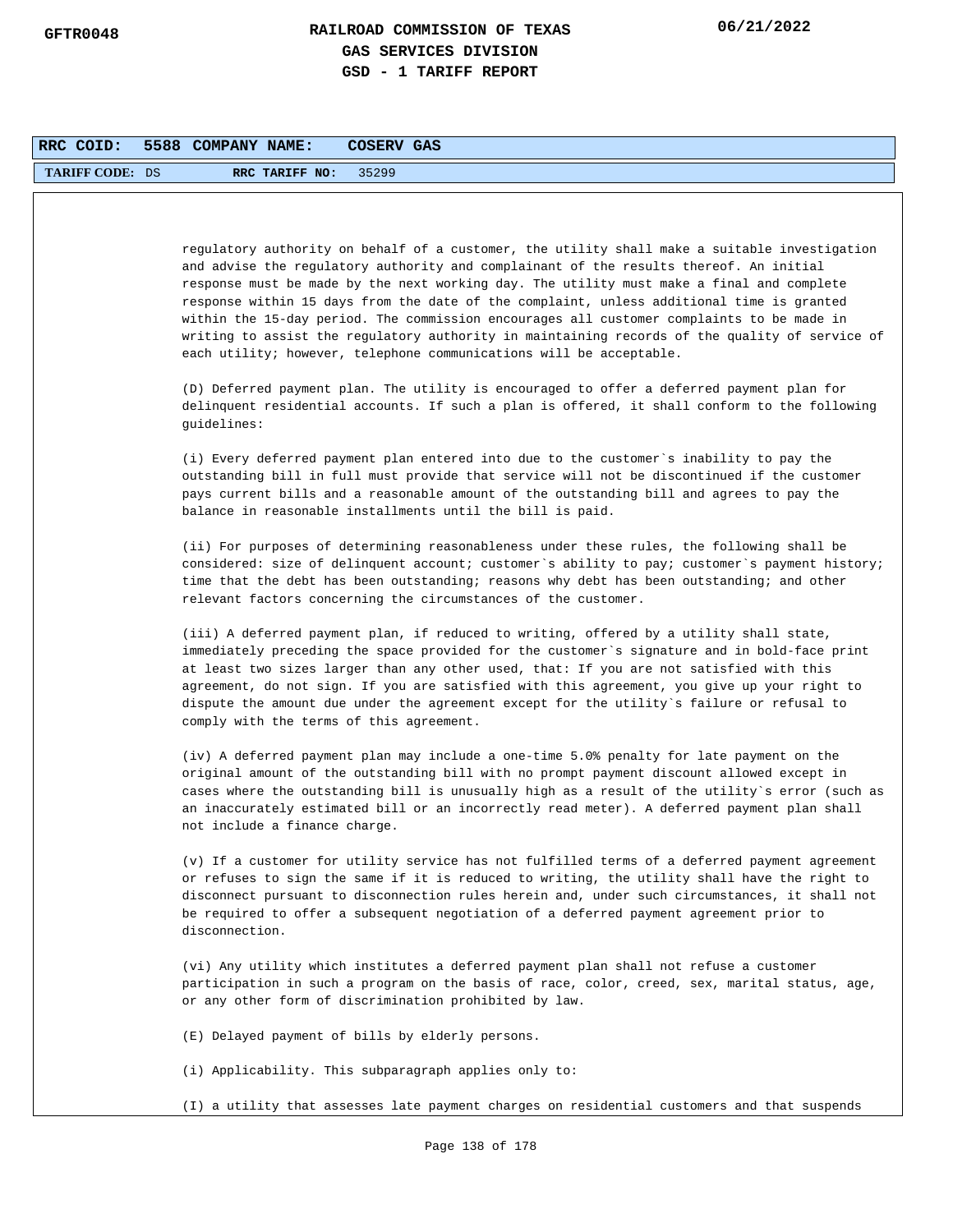regulatory authority on behalf of a customer, the utility shall make a suitable investigation and advise the regulatory authority and complainant of the results thereof. An initial response must be made by the next working day. The utility must make a final and complete response within 15 days from the date of the complaint, unless additional time is granted within the 15-day period. The commission encourages all customer complaints to be made in writing to assist the regulatory authority in maintaining records of the quality of service of each utility; however, telephone communications will be acceptable.

(D) Deferred payment plan. The utility is encouraged to offer a deferred payment plan for delinquent residential accounts. If such a plan is offered, it shall conform to the following guidelines:

(i) Every deferred payment plan entered into due to the customer`s inability to pay the outstanding bill in full must provide that service will not be discontinued if the customer pays current bills and a reasonable amount of the outstanding bill and agrees to pay the balance in reasonable installments until the bill is paid.

(ii) For purposes of determining reasonableness under these rules, the following shall be considered: size of delinquent account; customer`s ability to pay; customer`s payment history; time that the debt has been outstanding; reasons why debt has been outstanding; and other relevant factors concerning the circumstances of the customer.

(iii) A deferred payment plan, if reduced to writing, offered by a utility shall state, immediately preceding the space provided for the customer`s signature and in bold-face print at least two sizes larger than any other used, that: If you are not satisfied with this agreement, do not sign. If you are satisfied with this agreement, you give up your right to dispute the amount due under the agreement except for the utility`s failure or refusal to comply with the terms of this agreement.

(iv) A deferred payment plan may include a one-time 5.0% penalty for late payment on the original amount of the outstanding bill with no prompt payment discount allowed except in cases where the outstanding bill is unusually high as a result of the utility`s error (such as an inaccurately estimated bill or an incorrectly read meter). A deferred payment plan shall not include a finance charge.

(v) If a customer for utility service has not fulfilled terms of a deferred payment agreement or refuses to sign the same if it is reduced to writing, the utility shall have the right to disconnect pursuant to disconnection rules herein and, under such circumstances, it shall not be required to offer a subsequent negotiation of a deferred payment agreement prior to disconnection.

(vi) Any utility which institutes a deferred payment plan shall not refuse a customer participation in such a program on the basis of race, color, creed, sex, marital status, age, or any other form of discrimination prohibited by law.

(E) Delayed payment of bills by elderly persons.

(i) Applicability. This subparagraph applies only to:

(I) a utility that assesses late payment charges on residential customers and that suspends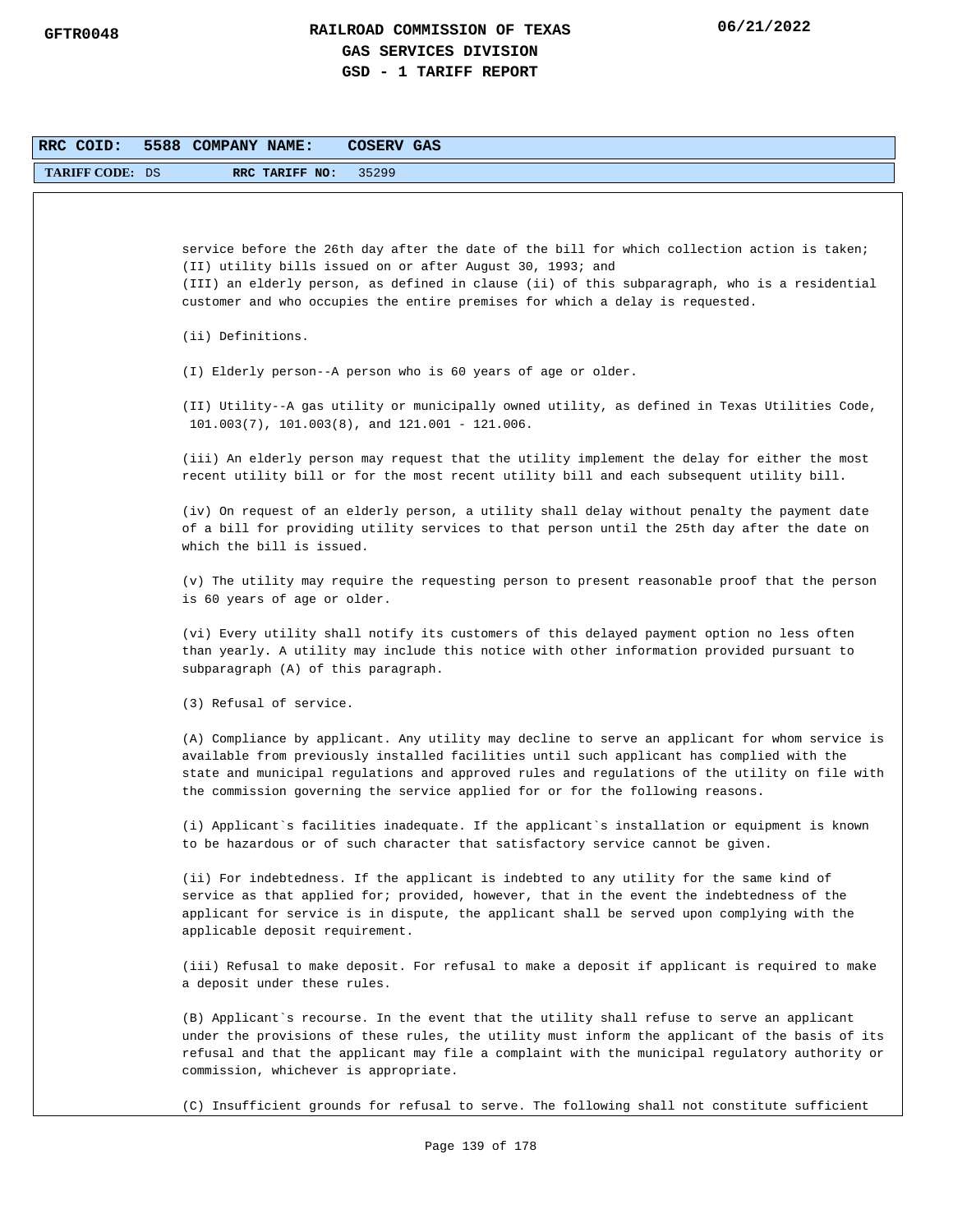**RRC COID: 5588 COMPANY NAME: COSERV GAS**

**TARIFF CODE:** DS **RRC TARIFF NO:** 35299

service before the 26th day after the date of the bill for which collection action is taken;
(II) utility bills issued on or after August 30, 1993; and
(III) an elderly person, as defined in clause (ii) of this subparagraph, who is a residential customer and who occupies the entire premises for which a delay is requested.

(ii) Definitions.

(I) Elderly person--A person who is 60 years of age or older.

(II) Utility--A gas utility or municipally owned utility, as defined in Texas Utilities Code, 101.003(7), 101.003(8), and 121.001 - 121.006.

(iii) An elderly person may request that the utility implement the delay for either the most recent utility bill or for the most recent utility bill and each subsequent utility bill.

(iv) On request of an elderly person, a utility shall delay without penalty the payment date of a bill for providing utility services to that person until the 25th day after the date on which the bill is issued.

(v) The utility may require the requesting person to present reasonable proof that the person is 60 years of age or older.

(vi) Every utility shall notify its customers of this delayed payment option no less often than yearly. A utility may include this notice with other information provided pursuant to subparagraph (A) of this paragraph.

(3) Refusal of service.

(A) Compliance by applicant. Any utility may decline to serve an applicant for whom service is available from previously installed facilities until such applicant has complied with the state and municipal regulations and approved rules and regulations of the utility on file with the commission governing the service applied for or for the following reasons.

(i) Applicant`s facilities inadequate. If the applicant`s installation or equipment is known to be hazardous or of such character that satisfactory service cannot be given.

(ii) For indebtedness. If the applicant is indebted to any utility for the same kind of service as that applied for; provided, however, that in the event the indebtedness of the applicant for service is in dispute, the applicant shall be served upon complying with the applicable deposit requirement.

(iii) Refusal to make deposit. For refusal to make a deposit if applicant is required to make a deposit under these rules.

(B) Applicant`s recourse. In the event that the utility shall refuse to serve an applicant under the provisions of these rules, the utility must inform the applicant of the basis of its refusal and that the applicant may file a complaint with the municipal regulatory authority or commission, whichever is appropriate.

(C) Insufficient grounds for refusal to serve. The following shall not constitute sufficient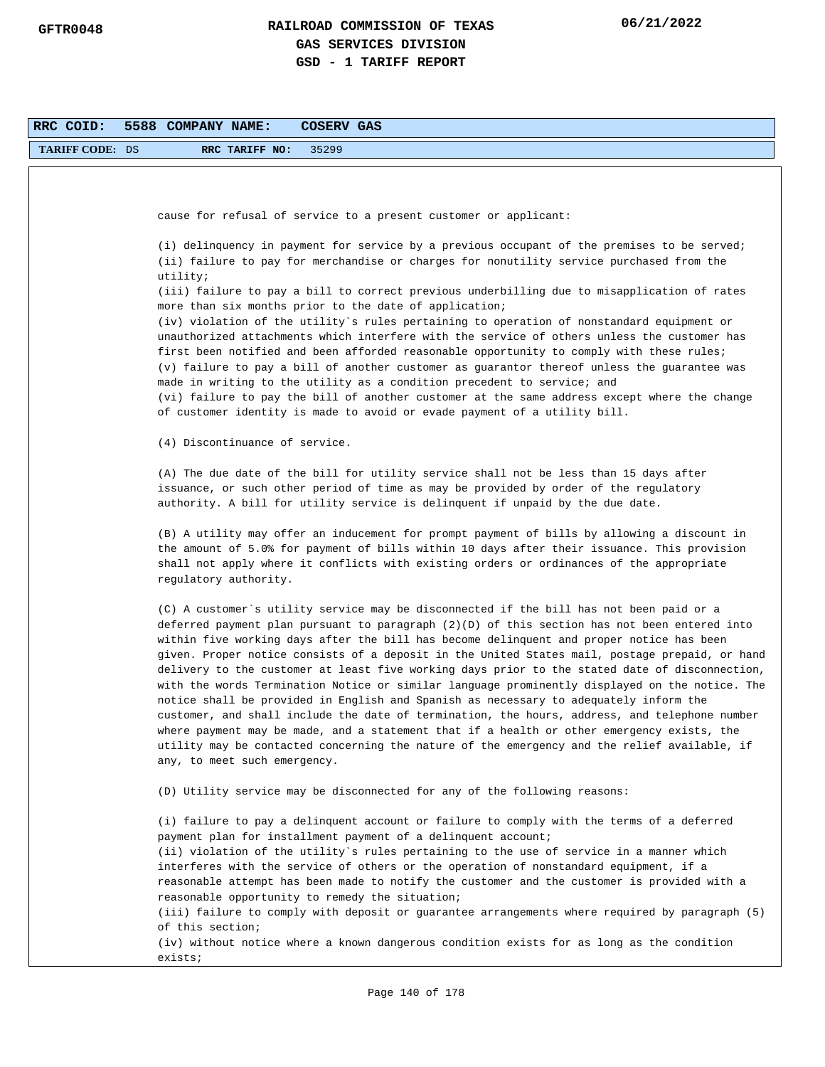**RRC COID: 5588 COMPANY NAME: COSERV GAS**

**TARIFF CODE:** DS **RRC TARIFF NO:** 35299

cause for refusal of service to a present customer or applicant:

(i) delinquency in payment for service by a previous occupant of the premises to be served;
(ii) failure to pay for merchandise or charges for nonutility service purchased from the utility;
(iii) failure to pay a bill to correct previous underbilling due to misapplication of rates more than six months prior to the date of application;
(iv) violation of the utility`s rules pertaining to operation of nonstandard equipment or unauthorized attachments which interfere with the service of others unless the customer has first been notified and been afforded reasonable opportunity to comply with these rules;
(v) failure to pay a bill of another customer as guarantor thereof unless the guarantee was made in writing to the utility as a condition precedent to service; and
(vi) failure to pay the bill of another customer at the same address except where the change of customer identity is made to avoid or evade payment of a utility bill.

(4) Discontinuance of service.

(A) The due date of the bill for utility service shall not be less than 15 days after issuance, or such other period of time as may be provided by order of the regulatory authority. A bill for utility service is delinquent if unpaid by the due date.

(B) A utility may offer an inducement for prompt payment of bills by allowing a discount in the amount of 5.0% for payment of bills within 10 days after their issuance. This provision shall not apply where it conflicts with existing orders or ordinances of the appropriate regulatory authority.

(C) A customer`s utility service may be disconnected if the bill has not been paid or a deferred payment plan pursuant to paragraph (2)(D) of this section has not been entered into within five working days after the bill has become delinquent and proper notice has been given. Proper notice consists of a deposit in the United States mail, postage prepaid, or hand delivery to the customer at least five working days prior to the stated date of disconnection, with the words Termination Notice or similar language prominently displayed on the notice. The notice shall be provided in English and Spanish as necessary to adequately inform the customer, and shall include the date of termination, the hours, address, and telephone number where payment may be made, and a statement that if a health or other emergency exists, the utility may be contacted concerning the nature of the emergency and the relief available, if any, to meet such emergency.

(D) Utility service may be disconnected for any of the following reasons:

(i) failure to pay a delinquent account or failure to comply with the terms of a deferred payment plan for installment payment of a delinquent account;
(ii) violation of the utility`s rules pertaining to the use of service in a manner which interferes with the service of others or the operation of nonstandard equipment, if a reasonable attempt has been made to notify the customer and the customer is provided with a reasonable opportunity to remedy the situation;
(iii) failure to comply with deposit or guarantee arrangements where required by paragraph (5) of this section;
(iv) without notice where a known dangerous condition exists for as long as the condition exists;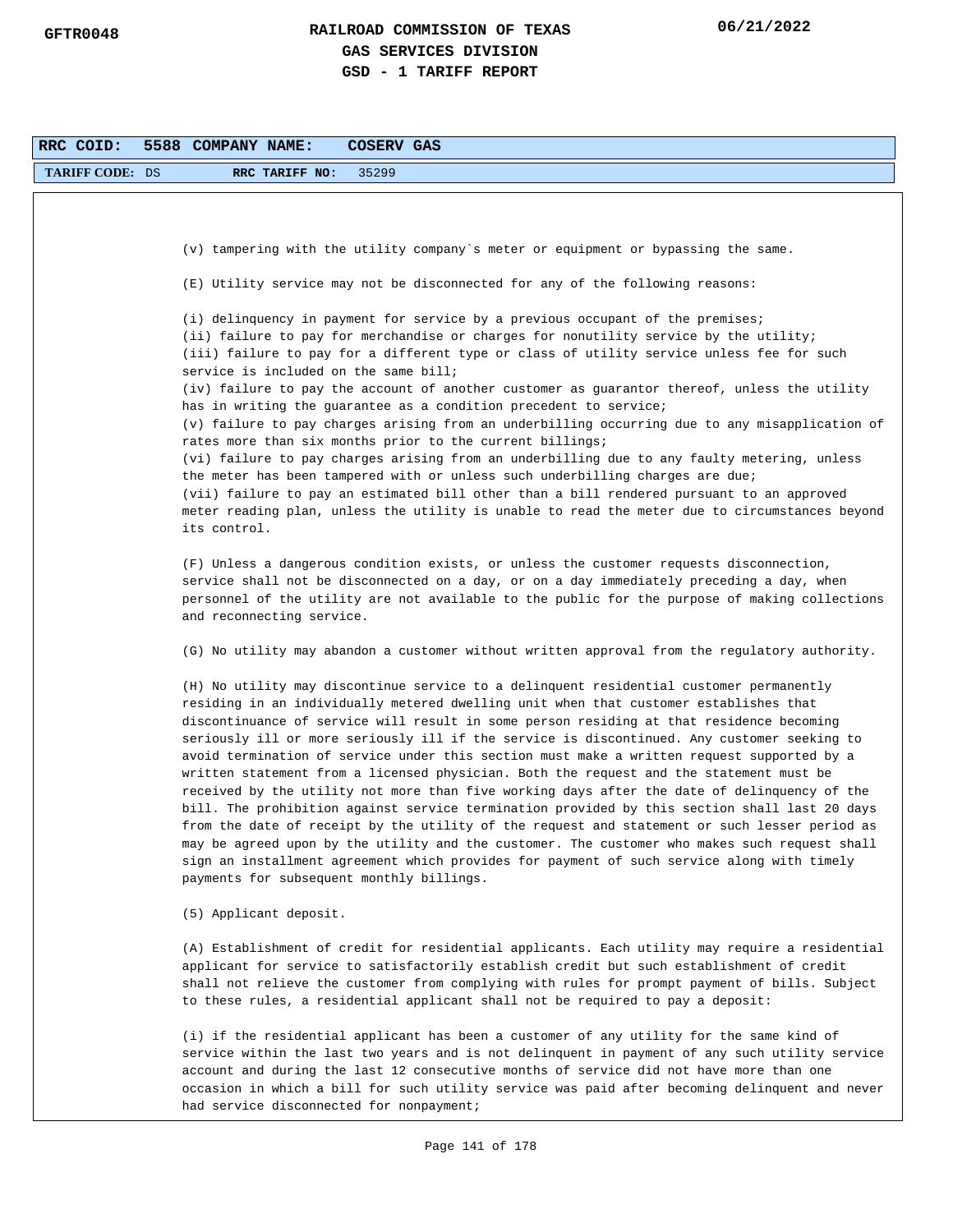| RRC COID: 5588 | COMPANY NAME: COSERV GAS |
|---|---|
| TARIFF CODE: DS | RRC TARIFF NO: 35299 |

(v) tampering with the utility company`s meter or equipment or bypassing the same.

(E) Utility service may not be disconnected for any of the following reasons:

(i) delinquency in payment for service by a previous occupant of the premises;
(ii) failure to pay for merchandise or charges for nonutility service by the utility;
(iii) failure to pay for a different type or class of utility service unless fee for such service is included on the same bill;
(iv) failure to pay the account of another customer as guarantor thereof, unless the utility has in writing the guarantee as a condition precedent to service;
(v) failure to pay charges arising from an underbilling occurring due to any misapplication of rates more than six months prior to the current billings;
(vi) failure to pay charges arising from an underbilling due to any faulty metering, unless the meter has been tampered with or unless such underbilling charges are due;
(vii) failure to pay an estimated bill other than a bill rendered pursuant to an approved meter reading plan, unless the utility is unable to read the meter due to circumstances beyond its control.

(F) Unless a dangerous condition exists, or unless the customer requests disconnection, service shall not be disconnected on a day, or on a day immediately preceding a day, when personnel of the utility are not available to the public for the purpose of making collections and reconnecting service.

(G) No utility may abandon a customer without written approval from the regulatory authority.

(H) No utility may discontinue service to a delinquent residential customer permanently residing in an individually metered dwelling unit when that customer establishes that discontinuance of service will result in some person residing at that residence becoming seriously ill or more seriously ill if the service is discontinued. Any customer seeking to avoid termination of service under this section must make a written request supported by a written statement from a licensed physician. Both the request and the statement must be received by the utility not more than five working days after the date of delinquency of the bill. The prohibition against service termination provided by this section shall last 20 days from the date of receipt by the utility of the request and statement or such lesser period as may be agreed upon by the utility and the customer. The customer who makes such request shall sign an installment agreement which provides for payment of such service along with timely payments for subsequent monthly billings.

(5) Applicant deposit.

(A) Establishment of credit for residential applicants. Each utility may require a residential applicant for service to satisfactorily establish credit but such establishment of credit shall not relieve the customer from complying with rules for prompt payment of bills. Subject to these rules, a residential applicant shall not be required to pay a deposit:

(i) if the residential applicant has been a customer of any utility for the same kind of service within the last two years and is not delinquent in payment of any such utility service account and during the last 12 consecutive months of service did not have more than one occasion in which a bill for such utility service was paid after becoming delinquent and never had service disconnected for nonpayment;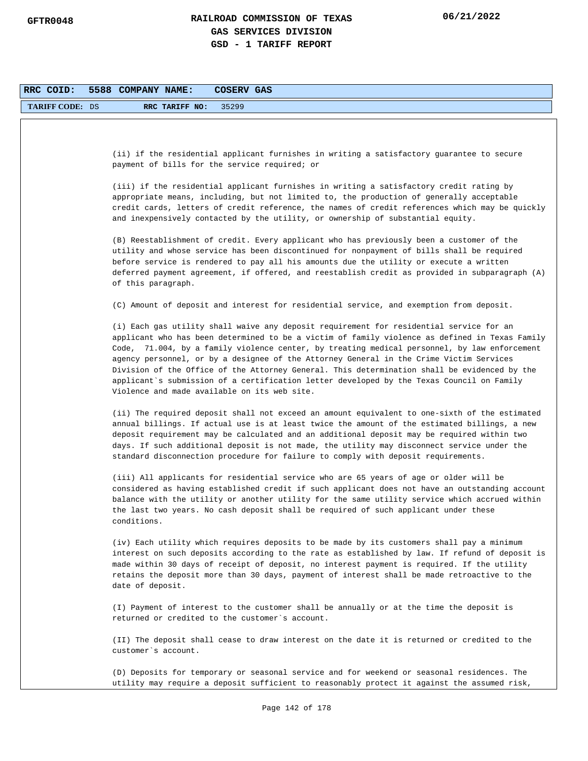**RRC COID:** 5588 **COMPANY NAME:** COSERV GAS

**TARIFF CODE:** DS **RRC TARIFF NO:** 35299

(ii) if the residential applicant furnishes in writing a satisfactory guarantee to secure payment of bills for the service required; or

(iii) if the residential applicant furnishes in writing a satisfactory credit rating by appropriate means, including, but not limited to, the production of generally acceptable credit cards, letters of credit reference, the names of credit references which may be quickly and inexpensively contacted by the utility, or ownership of substantial equity.

(B) Reestablishment of credit. Every applicant who has previously been a customer of the utility and whose service has been discontinued for nonpayment of bills shall be required before service is rendered to pay all his amounts due the utility or execute a written deferred payment agreement, if offered, and reestablish credit as provided in subparagraph (A) of this paragraph.

(C) Amount of deposit and interest for residential service, and exemption from deposit.

(i) Each gas utility shall waive any deposit requirement for residential service for an applicant who has been determined to be a victim of family violence as defined in Texas Family Code,  71.004, by a family violence center, by treating medical personnel, by law enforcement agency personnel, or by a designee of the Attorney General in the Crime Victim Services Division of the Office of the Attorney General. This determination shall be evidenced by the applicant`s submission of a certification letter developed by the Texas Council on Family Violence and made available on its web site.

(ii) The required deposit shall not exceed an amount equivalent to one-sixth of the estimated annual billings. If actual use is at least twice the amount of the estimated billings, a new deposit requirement may be calculated and an additional deposit may be required within two days. If such additional deposit is not made, the utility may disconnect service under the standard disconnection procedure for failure to comply with deposit requirements.

(iii) All applicants for residential service who are 65 years of age or older will be considered as having established credit if such applicant does not have an outstanding account balance with the utility or another utility for the same utility service which accrued within the last two years. No cash deposit shall be required of such applicant under these conditions.

(iv) Each utility which requires deposits to be made by its customers shall pay a minimum interest on such deposits according to the rate as established by law. If refund of deposit is made within 30 days of receipt of deposit, no interest payment is required. If the utility retains the deposit more than 30 days, payment of interest shall be made retroactive to the date of deposit.

(I) Payment of interest to the customer shall be annually or at the time the deposit is returned or credited to the customer`s account.

(II) The deposit shall cease to draw interest on the date it is returned or credited to the customer`s account.

(D) Deposits for temporary or seasonal service and for weekend or seasonal residences. The utility may require a deposit sufficient to reasonably protect it against the assumed risk,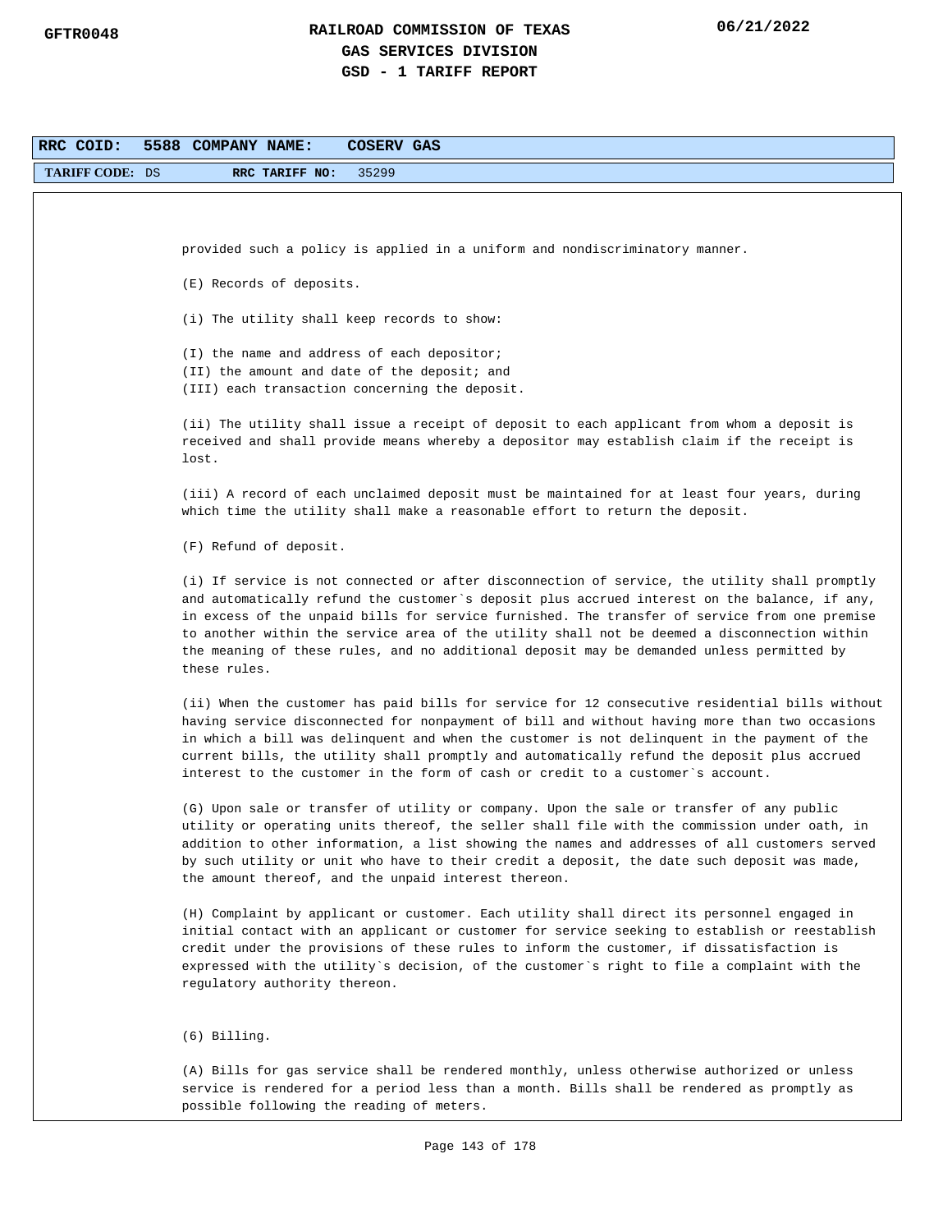provided such a policy is applied in a uniform and nondiscriminatory manner.

(E) Records of deposits.

(i) The utility shall keep records to show:

(I) the name and address of each depositor;
(II) the amount and date of the deposit; and
(III) each transaction concerning the deposit.

(ii) The utility shall issue a receipt of deposit to each applicant from whom a deposit is received and shall provide means whereby a depositor may establish claim if the receipt is lost.

(iii) A record of each unclaimed deposit must be maintained for at least four years, during which time the utility shall make a reasonable effort to return the deposit.

(F) Refund of deposit.

(i) If service is not connected or after disconnection of service, the utility shall promptly and automatically refund the customer`s deposit plus accrued interest on the balance, if any, in excess of the unpaid bills for service furnished. The transfer of service from one premise to another within the service area of the utility shall not be deemed a disconnection within the meaning of these rules, and no additional deposit may be demanded unless permitted by these rules.

(ii) When the customer has paid bills for service for 12 consecutive residential bills without having service disconnected for nonpayment of bill and without having more than two occasions in which a bill was delinquent and when the customer is not delinquent in the payment of the current bills, the utility shall promptly and automatically refund the deposit plus accrued interest to the customer in the form of cash or credit to a customer`s account.

(G) Upon sale or transfer of utility or company. Upon the sale or transfer of any public utility or operating units thereof, the seller shall file with the commission under oath, in addition to other information, a list showing the names and addresses of all customers served by such utility or unit who have to their credit a deposit, the date such deposit was made, the amount thereof, and the unpaid interest thereon.

(H) Complaint by applicant or customer. Each utility shall direct its personnel engaged in initial contact with an applicant or customer for service seeking to establish or reestablish credit under the provisions of these rules to inform the customer, if dissatisfaction is expressed with the utility`s decision, of the customer`s right to file a complaint with the regulatory authority thereon.

(6) Billing.

(A) Bills for gas service shall be rendered monthly, unless otherwise authorized or unless service is rendered for a period less than a month. Bills shall be rendered as promptly as possible following the reading of meters.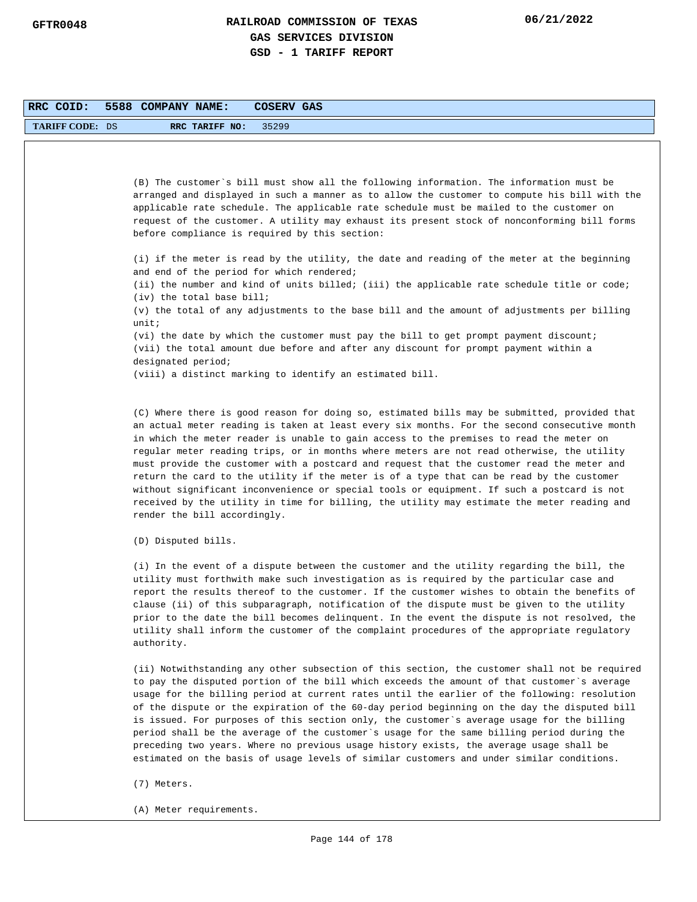RRC COID: 5588 COMPANY NAME: COSERV GAS

TARIFF CODE: DS RRC TARIFF NO: 35299

(B) The customer`s bill must show all the following information. The information must be arranged and displayed in such a manner as to allow the customer to compute his bill with the applicable rate schedule. The applicable rate schedule must be mailed to the customer on request of the customer. A utility may exhaust its present stock of nonconforming bill forms before compliance is required by this section:

(i) if the meter is read by the utility, the date and reading of the meter at the beginning and end of the period for which rendered;
(ii) the number and kind of units billed; (iii) the applicable rate schedule title or code;
(iv) the total base bill;
(v) the total of any adjustments to the base bill and the amount of adjustments per billing unit;
(vi) the date by which the customer must pay the bill to get prompt payment discount;
(vii) the total amount due before and after any discount for prompt payment within a designated period;
(viii) a distinct marking to identify an estimated bill.

(C) Where there is good reason for doing so, estimated bills may be submitted, provided that an actual meter reading is taken at least every six months. For the second consecutive month in which the meter reader is unable to gain access to the premises to read the meter on regular meter reading trips, or in months where meters are not read otherwise, the utility must provide the customer with a postcard and request that the customer read the meter and return the card to the utility if the meter is of a type that can be read by the customer without significant inconvenience or special tools or equipment. If such a postcard is not received by the utility in time for billing, the utility may estimate the meter reading and render the bill accordingly.

(D) Disputed bills.

(i) In the event of a dispute between the customer and the utility regarding the bill, the utility must forthwith make such investigation as is required by the particular case and report the results thereof to the customer. If the customer wishes to obtain the benefits of clause (ii) of this subparagraph, notification of the dispute must be given to the utility prior to the date the bill becomes delinquent. In the event the dispute is not resolved, the utility shall inform the customer of the complaint procedures of the appropriate regulatory authority.

(ii) Notwithstanding any other subsection of this section, the customer shall not be required to pay the disputed portion of the bill which exceeds the amount of that customer`s average usage for the billing period at current rates until the earlier of the following: resolution of the dispute or the expiration of the 60-day period beginning on the day the disputed bill is issued. For purposes of this section only, the customer`s average usage for the billing period shall be the average of the customer`s usage for the same billing period during the preceding two years. Where no previous usage history exists, the average usage shall be estimated on the basis of usage levels of similar customers and under similar conditions.

(7) Meters.

(A) Meter requirements.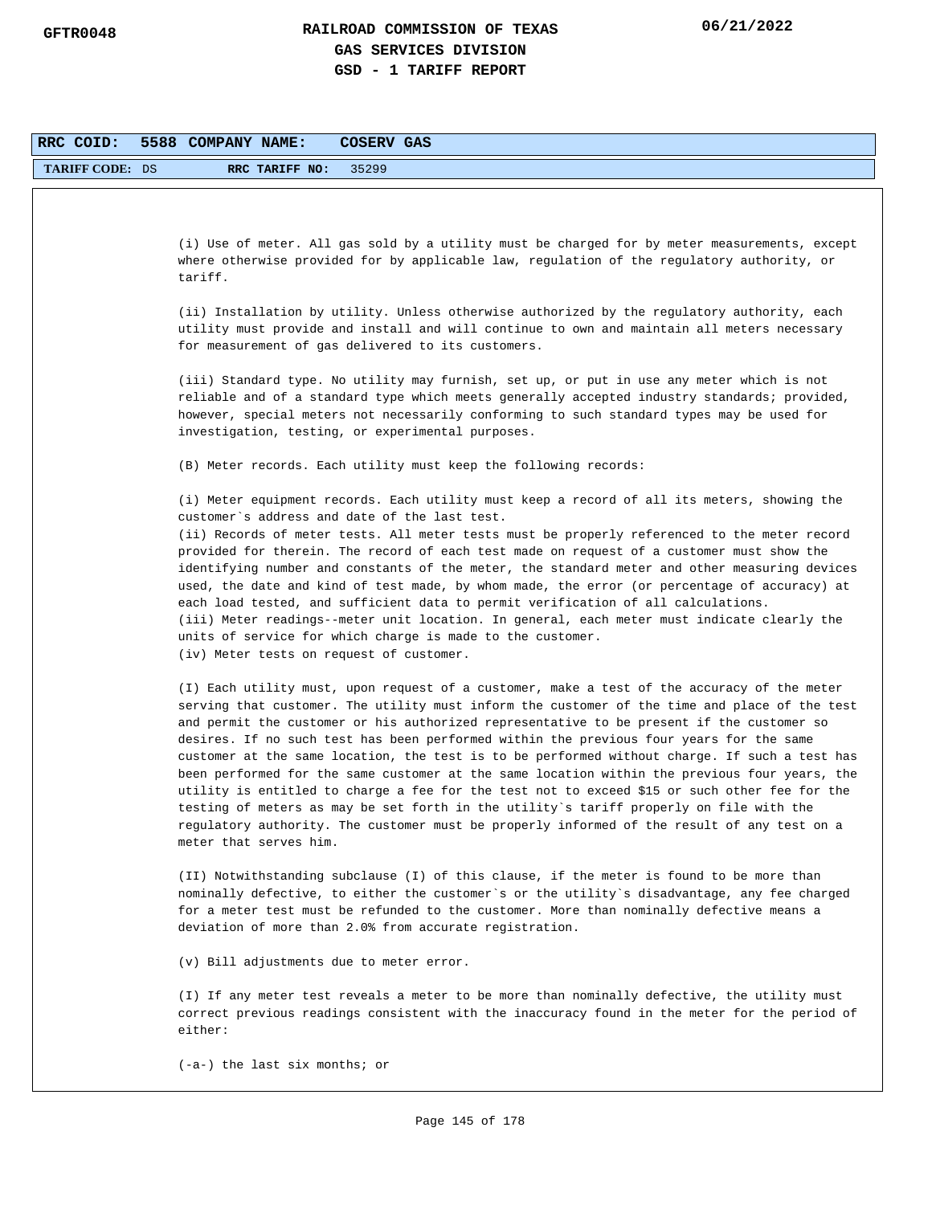**RRC COID:** 5588 **COMPANY NAME:** COSERV GAS

**TARIFF CODE:** DS **RRC TARIFF NO:** 35299

(i) Use of meter. All gas sold by a utility must be charged for by meter measurements, except where otherwise provided for by applicable law, regulation of the regulatory authority, or tariff.

(ii) Installation by utility. Unless otherwise authorized by the regulatory authority, each utility must provide and install and will continue to own and maintain all meters necessary for measurement of gas delivered to its customers.

(iii) Standard type. No utility may furnish, set up, or put in use any meter which is not reliable and of a standard type which meets generally accepted industry standards; provided, however, special meters not necessarily conforming to such standard types may be used for investigation, testing, or experimental purposes.

(B) Meter records. Each utility must keep the following records:

(i) Meter equipment records. Each utility must keep a record of all its meters, showing the customer`s address and date of the last test.
(ii) Records of meter tests. All meter tests must be properly referenced to the meter record provided for therein. The record of each test made on request of a customer must show the identifying number and constants of the meter, the standard meter and other measuring devices used, the date and kind of test made, by whom made, the error (or percentage of accuracy) at each load tested, and sufficient data to permit verification of all calculations.
(iii) Meter readings--meter unit location. In general, each meter must indicate clearly the units of service for which charge is made to the customer.
(iv) Meter tests on request of customer.

(I) Each utility must, upon request of a customer, make a test of the accuracy of the meter serving that customer. The utility must inform the customer of the time and place of the test and permit the customer or his authorized representative to be present if the customer so desires. If no such test has been performed within the previous four years for the same customer at the same location, the test is to be performed without charge. If such a test has been performed for the same customer at the same location within the previous four years, the utility is entitled to charge a fee for the test not to exceed $15 or such other fee for the testing of meters as may be set forth in the utility`s tariff properly on file with the regulatory authority. The customer must be properly informed of the result of any test on a meter that serves him.

(II) Notwithstanding subclause (I) of this clause, if the meter is found to be more than nominally defective, to either the customer`s or the utility`s disadvantage, any fee charged for a meter test must be refunded to the customer. More than nominally defective means a deviation of more than 2.0% from accurate registration.

(v) Bill adjustments due to meter error.

(I) If any meter test reveals a meter to be more than nominally defective, the utility must correct previous readings consistent with the inaccuracy found in the meter for the period of either:

(-a-) the last six months; or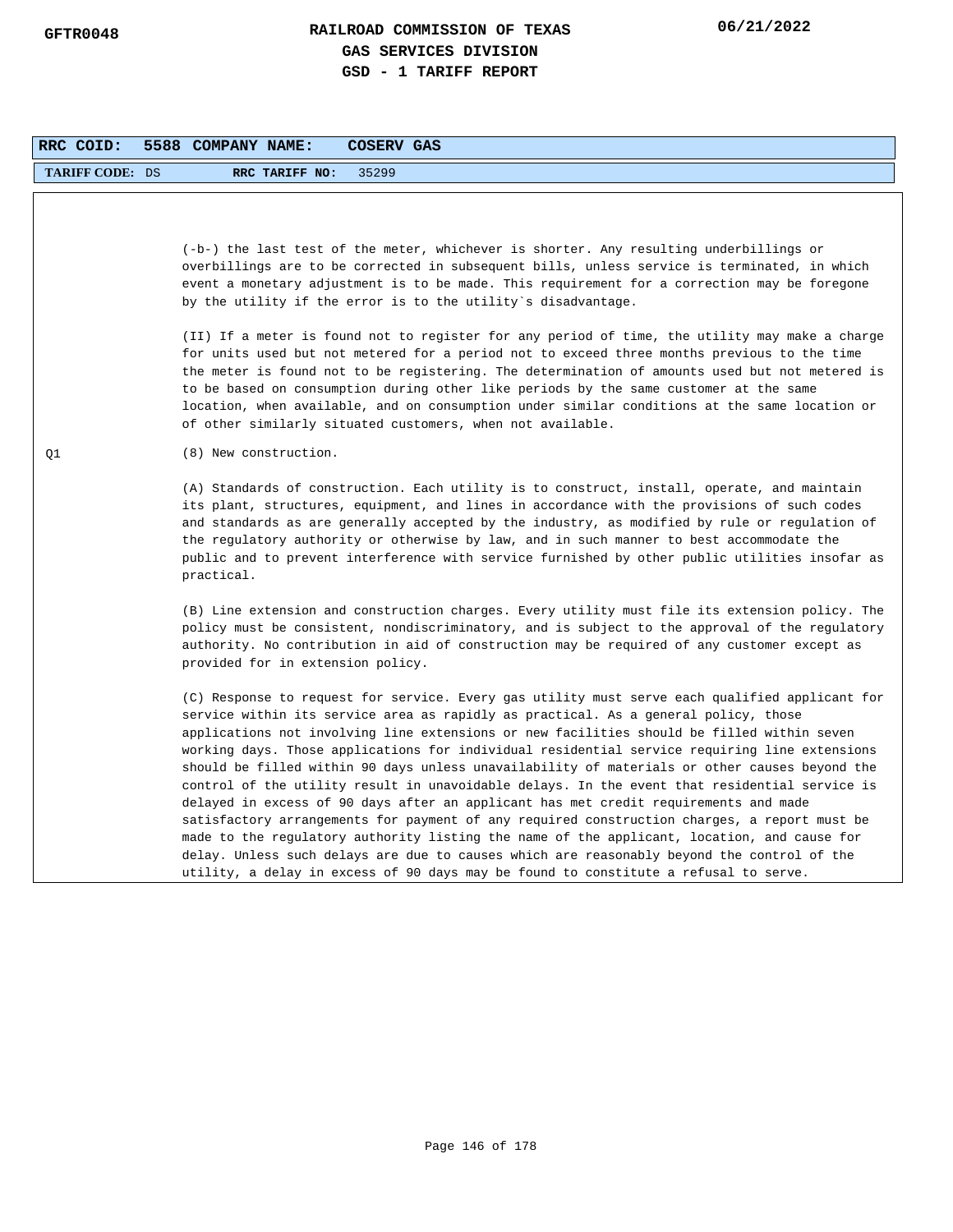| RRC COID: | 5588 | COMPANY NAME: | COSERV GAS |
|---|---|---|---|
| TARIFF CODE: | DS | RRC TARIFF NO: | 35299 |

(-b-) the last test of the meter, whichever is shorter. Any resulting underbillings or overbillings are to be corrected in subsequent bills, unless service is terminated, in which event a monetary adjustment is to be made. This requirement for a correction may be foregone by the utility if the error is to the utility`s disadvantage.

(II) If a meter is found not to register for any period of time, the utility may make a charge for units used but not metered for a period not to exceed three months previous to the time the meter is found not to be registering. The determination of amounts used but not metered is to be based on consumption during other like periods by the same customer at the same location, when available, and on consumption under similar conditions at the same location or of other similarly situated customers, when not available.

Q1

(8) New construction.

(A) Standards of construction. Each utility is to construct, install, operate, and maintain its plant, structures, equipment, and lines in accordance with the provisions of such codes and standards as are generally accepted by the industry, as modified by rule or regulation of the regulatory authority or otherwise by law, and in such manner to best accommodate the public and to prevent interference with service furnished by other public utilities insofar as practical.

(B) Line extension and construction charges. Every utility must file its extension policy. The policy must be consistent, nondiscriminatory, and is subject to the approval of the regulatory authority. No contribution in aid of construction may be required of any customer except as provided for in extension policy.

(C) Response to request for service. Every gas utility must serve each qualified applicant for service within its service area as rapidly as practical. As a general policy, those applications not involving line extensions or new facilities should be filled within seven working days. Those applications for individual residential service requiring line extensions should be filled within 90 days unless unavailability of materials or other causes beyond the control of the utility result in unavoidable delays. In the event that residential service is delayed in excess of 90 days after an applicant has met credit requirements and made satisfactory arrangements for payment of any required construction charges, a report must be made to the regulatory authority listing the name of the applicant, location, and cause for delay. Unless such delays are due to causes which are reasonably beyond the control of the utility, a delay in excess of 90 days may be found to constitute a refusal to serve.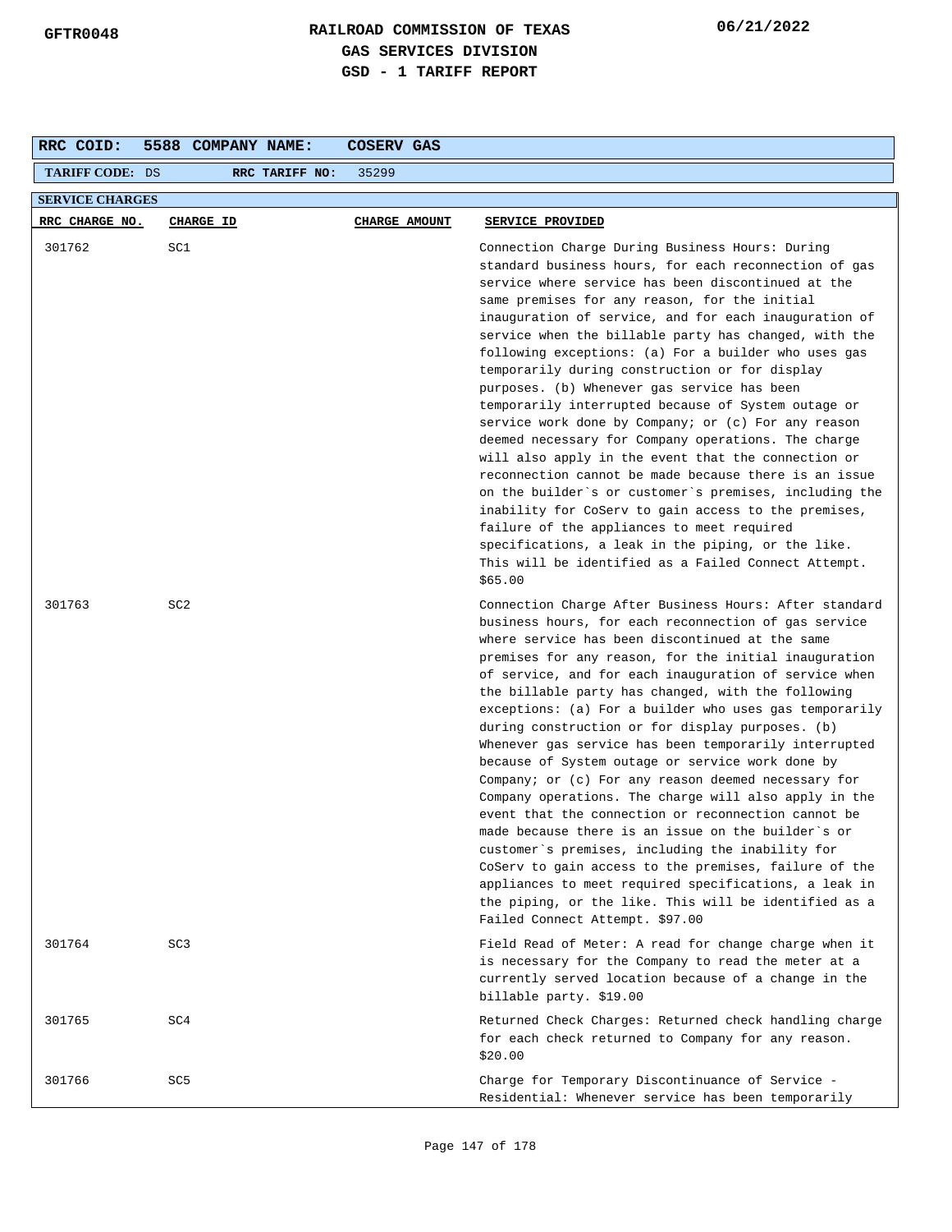**GFTR0048** — **RAILROAD COMMISSION OF TEXAS** — **06/21/2022**

**GAS SERVICES DIVISION**

**GSD - 1 TARIFF REPORT**

| **RRC COID:** 5588 | **COMPANY NAME:** COSERV GAS |
|---|---|
| **TARIFF CODE:** DS | **RRC TARIFF NO:** 35299 |

**SERVICE CHARGES**

| RRC CHARGE NO. | CHARGE ID | CHARGE AMOUNT | SERVICE PROVIDED |
|---|---|---|---|
| 301762 | SC1 | | Connection Charge During Business Hours: During standard business hours, for each reconnection of gas service where service has been discontinued at the same premises for any reason, for the initial inauguration of service, and for each inauguration of service when the billable party has changed, with the following exceptions: (a) For a builder who uses gas temporarily during construction or for display purposes. (b) Whenever gas service has been temporarily interrupted because of System outage or service work done by Company; or (c) For any reason deemed necessary for Company operations. The charge will also apply in the event that the connection or reconnection cannot be made because there is an issue on the builder`s or customer`s premises, including the inability for CoServ to gain access to the premises, failure of the appliances to meet required specifications, a leak in the piping, or the like. This will be identified as a Failed Connect Attempt. $65.00 |
| 301763 | SC2 | | Connection Charge After Business Hours: After standard business hours, for each reconnection of gas service where service has been discontinued at the same premises for any reason, for the initial inauguration of service, and for each inauguration of service when the billable party has changed, with the following exceptions: (a) For a builder who uses gas temporarily during construction or for display purposes. (b) Whenever gas service has been temporarily interrupted because of System outage or service work done by Company; or (c) For any reason deemed necessary for Company operations. The charge will also apply in the event that the connection or reconnection cannot be made because there is an issue on the builder`s or customer`s premises, including the inability for CoServ to gain access to the premises, failure of the appliances to meet required specifications, a leak in the piping, or the like. This will be identified as a Failed Connect Attempt. $97.00 |
| 301764 | SC3 | | Field Read of Meter: A read for change charge when it is necessary for the Company to read the meter at a currently served location because of a change in the billable party. $19.00 |
| 301765 | SC4 | | Returned Check Charges: Returned check handling charge for each check returned to Company for any reason. $20.00 |
| 301766 | SC5 | | Charge for Temporary Discontinuance of Service - Residential: Whenever service has been temporarily |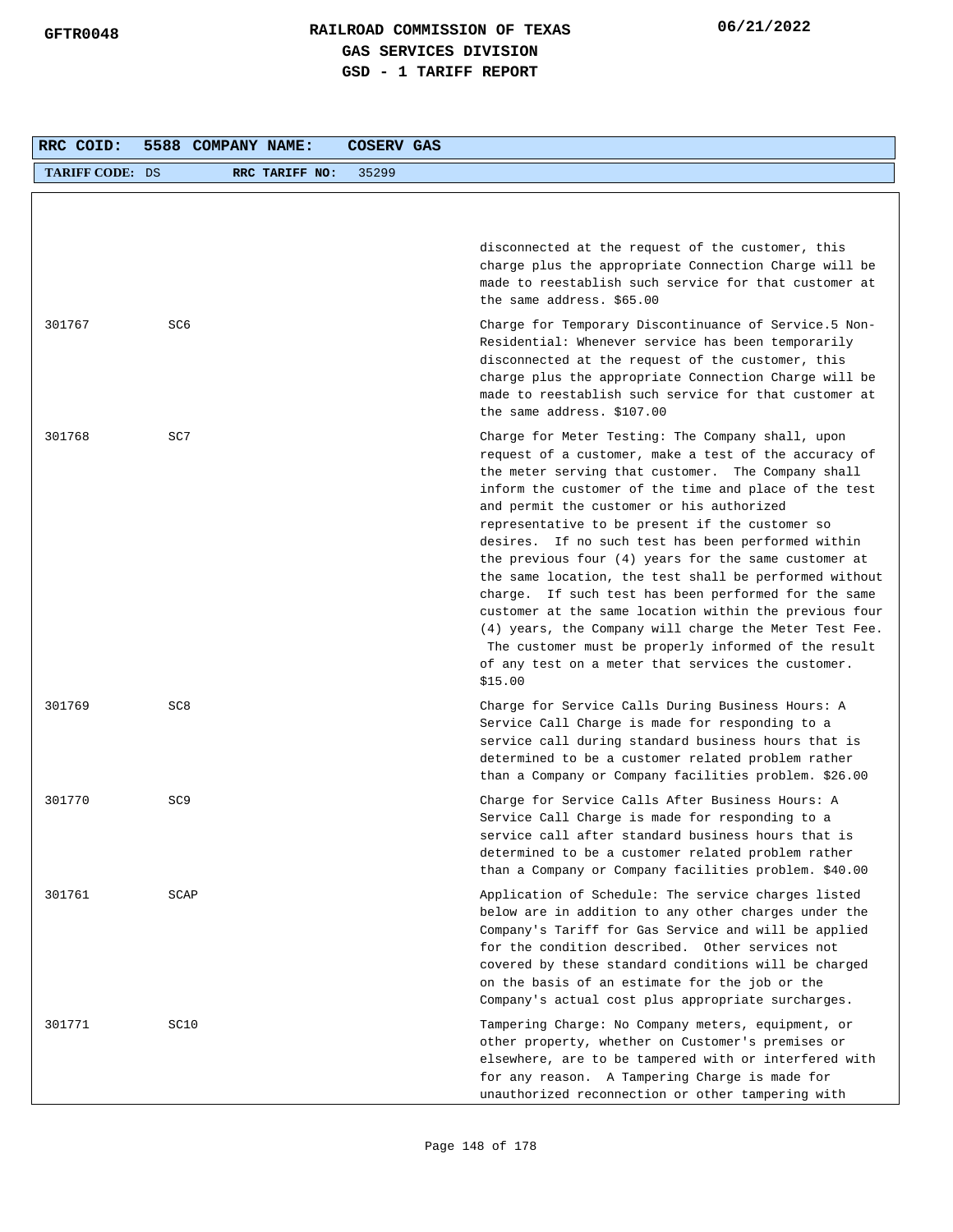| RRC COID: | 5588 | COMPANY NAME: | COSERV GAS |
|---|---|---|---|
| TARIFF CODE: | DS | RRC TARIFF NO: | 35299 |

| | | |
|---|---|---|
| | | disconnected at the request of the customer, this charge plus the appropriate Connection Charge will be made to reestablish such service for that customer at the same address. $65.00 |
| 301767 | SC6 | Charge for Temporary Discontinuance of Service.5 Non-Residential: Whenever service has been temporarily disconnected at the request of the customer, this charge plus the appropriate Connection Charge will be made to reestablish such service for that customer at the same address. $107.00 |
| 301768 | SC7 | Charge for Meter Testing: The Company shall, upon request of a customer, make a test of the accuracy of the meter serving that customer. The Company shall inform the customer of the time and place of the test and permit the customer or his authorized representative to be present if the customer so desires. If no such test has been performed within the previous four (4) years for the same customer at the same location, the test shall be performed without charge. If such test has been performed for the same customer at the same location within the previous four (4) years, the Company will charge the Meter Test Fee. The customer must be properly informed of the result of any test on a meter that services the customer. $15.00 |
| 301769 | SC8 | Charge for Service Calls During Business Hours: A Service Call Charge is made for responding to a service call during standard business hours that is determined to be a customer related problem rather than a Company or Company facilities problem. $26.00 |
| 301770 | SC9 | Charge for Service Calls After Business Hours: A Service Call Charge is made for responding to a service call after standard business hours that is determined to be a customer related problem rather than a Company or Company facilities problem. $40.00 |
| 301761 | SCAP | Application of Schedule: The service charges listed below are in addition to any other charges under the Company's Tariff for Gas Service and will be applied for the condition described. Other services not covered by these standard conditions will be charged on the basis of an estimate for the job or the Company's actual cost plus appropriate surcharges. |
| 301771 | SC10 | Tampering Charge: No Company meters, equipment, or other property, whether on Customer's premises or elsewhere, are to be tampered with or interfered with for any reason. A Tampering Charge is made for unauthorized reconnection or other tampering with |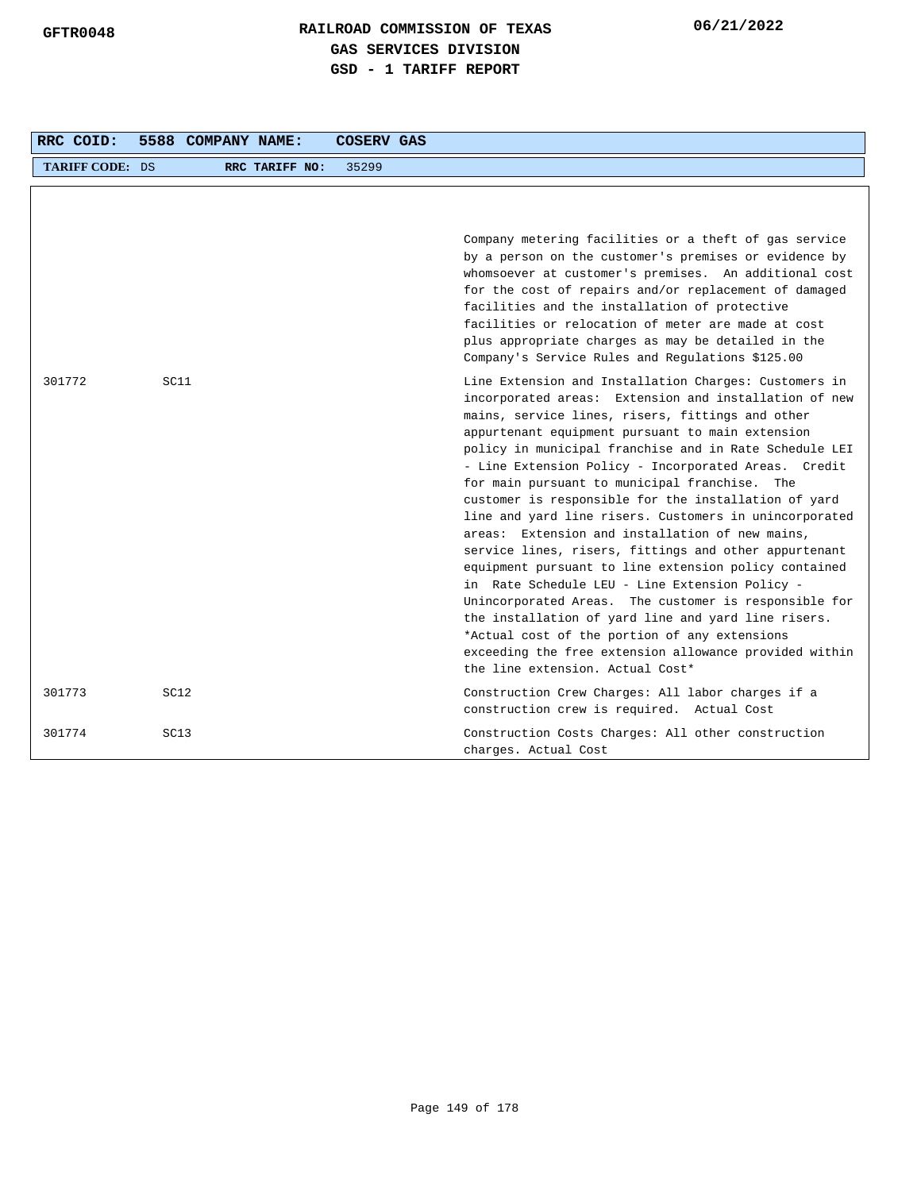# RAILROAD COMMISSION OF TEXAS
## GAS SERVICES DIVISION
## GSD - 1 TARIFF REPORT

GFTR0048 — 06/21/2022

**RRC COID:** 5588 **COMPANY NAME:** COSERV GAS

**TARIFF CODE:** DS **RRC TARIFF NO:** 35299

| | | |
|---|---|---|
| | | Company metering facilities or a theft of gas service by a person on the customer's premises or evidence by whomsoever at customer's premises. An additional cost for the cost of repairs and/or replacement of damaged facilities and the installation of protective facilities or relocation of meter are made at cost plus appropriate charges as may be detailed in the Company's Service Rules and Regulations $125.00 |
| 301772 | SC11 | Line Extension and Installation Charges: Customers in incorporated areas: Extension and installation of new mains, service lines, risers, fittings and other appurtenant equipment pursuant to main extension policy in municipal franchise and in Rate Schedule LEI - Line Extension Policy - Incorporated Areas. Credit for main pursuant to municipal franchise. The customer is responsible for the installation of yard line and yard line risers. Customers in unincorporated areas: Extension and installation of new mains, service lines, risers, fittings and other appurtenant equipment pursuant to line extension policy contained in Rate Schedule LEU - Line Extension Policy - Unincorporated Areas. The customer is responsible for the installation of yard line and yard line risers. *Actual cost of the portion of any extensions exceeding the free extension allowance provided within the line extension. Actual Cost* |
| 301773 | SC12 | Construction Crew Charges: All labor charges if a construction crew is required. Actual Cost |
| 301774 | SC13 | Construction Costs Charges: All other construction charges. Actual Cost |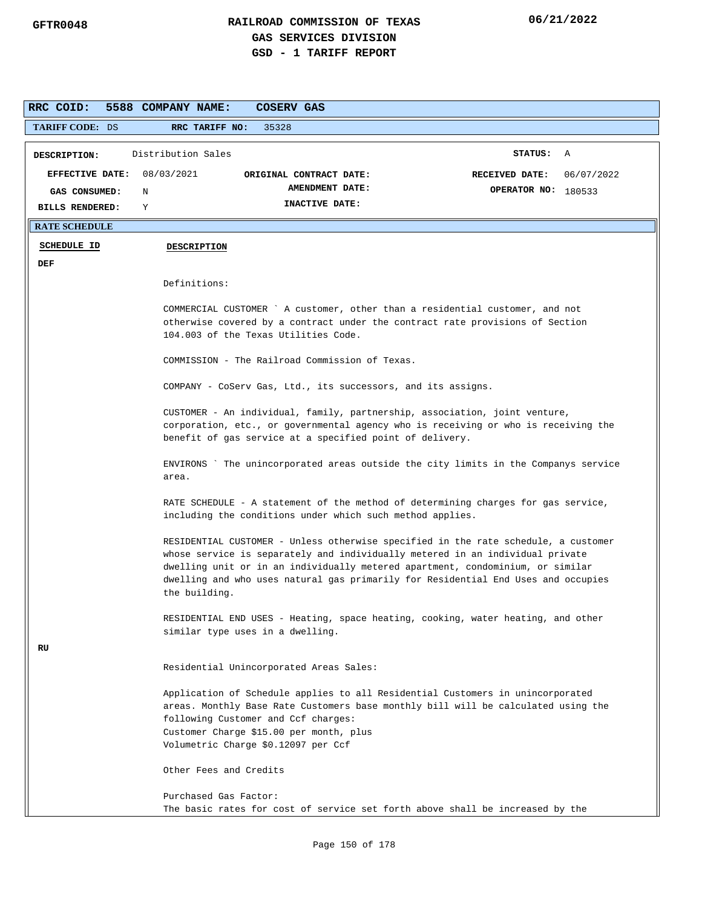GFTR0048

# RAILROAD COMMISSION OF TEXAS
## GAS SERVICES DIVISION
## GSD - 1 TARIFF REPORT

06/21/2022

**RRC COID:** 5588 **COMPANY NAME:** COSERV GAS

**TARIFF CODE:** DS **RRC TARIFF NO:** 35328

| | | | |
|---|---|---|---|
| **DESCRIPTION:** | Distribution Sales | | **STATUS:** A |
| **EFFECTIVE DATE:** | 08/03/2021 | **ORIGINAL CONTRACT DATE:** | **RECEIVED DATE:** 06/07/2022 |
| **GAS CONSUMED:** | N | **AMENDMENT DATE:** | **OPERATOR NO:** 180533 |
| **BILLS RENDERED:** | Y | **INACTIVE DATE:** | |

**RATE SCHEDULE**

| SCHEDULE ID | DESCRIPTION |
|---|---|
| DEF | |

Definitions:

COMMERCIAL CUSTOMER ` A customer, other than a residential customer, and not otherwise covered by a contract under the contract rate provisions of Section 104.003 of the Texas Utilities Code.

COMMISSION - The Railroad Commission of Texas.

COMPANY - CoServ Gas, Ltd., its successors, and its assigns.

CUSTOMER - An individual, family, partnership, association, joint venture, corporation, etc., or governmental agency who is receiving or who is receiving the benefit of gas service at a specified point of delivery.

ENVIRONS ` The unincorporated areas outside the city limits in the Companys service area.

RATE SCHEDULE - A statement of the method of determining charges for gas service, including the conditions under which such method applies.

RESIDENTIAL CUSTOMER - Unless otherwise specified in the rate schedule, a customer whose service is separately and individually metered in an individual private dwelling unit or in an individually metered apartment, condominium, or similar dwelling and who uses natural gas primarily for Residential End Uses and occupies the building.

RESIDENTIAL END USES - Heating, space heating, cooking, water heating, and other similar type uses in a dwelling.

**RU**

Residential Unincorporated Areas Sales:

Application of Schedule applies to all Residential Customers in unincorporated areas. Monthly Base Rate Customers base monthly bill will be calculated using the following Customer and Ccf charges:
Customer Charge $15.00 per month, plus
Volumetric Charge $0.12097 per Ccf

Other Fees and Credits

Purchased Gas Factor:
The basic rates for cost of service set forth above shall be increased by the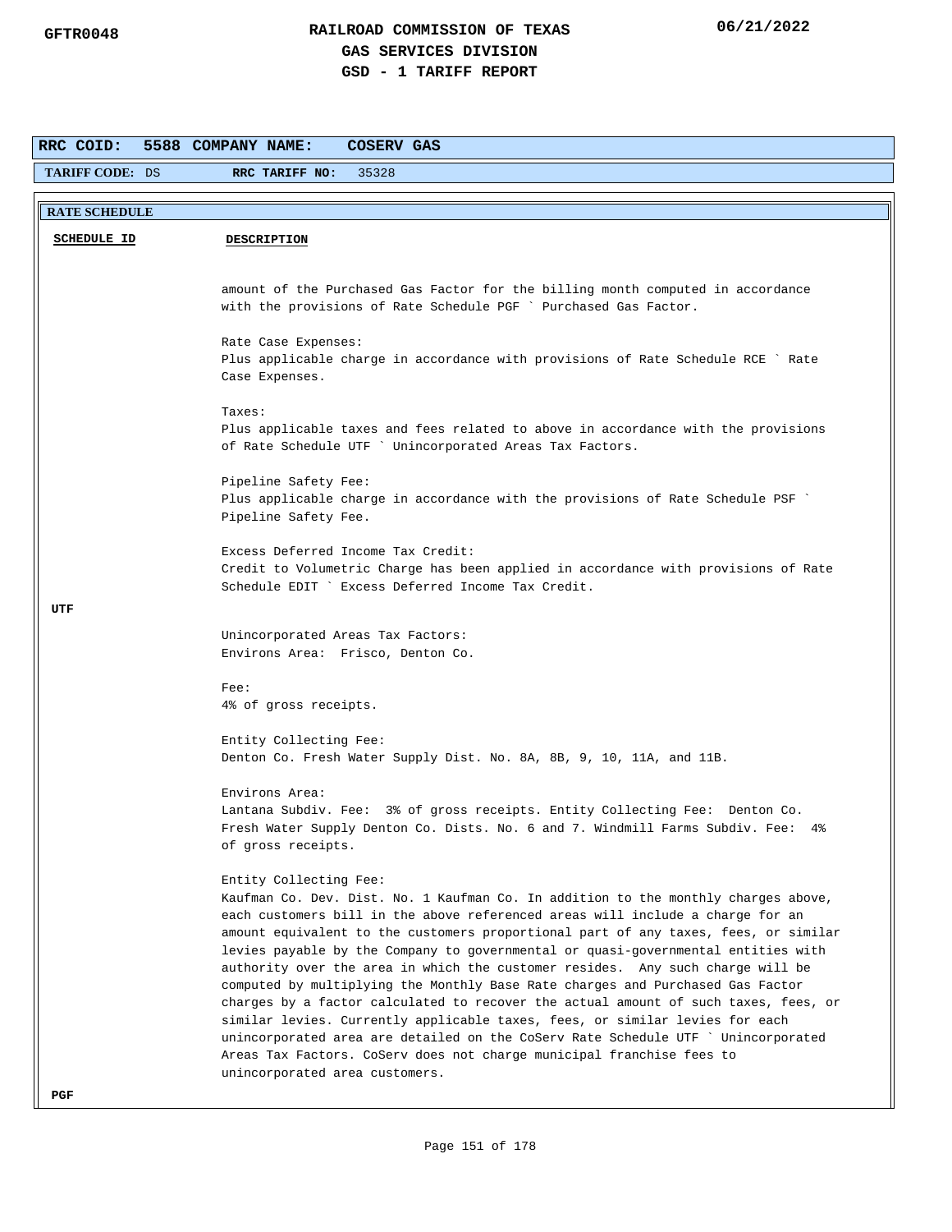**RRC COID: 5588 COMPANY NAME: COSERV GAS**

**TARIFF CODE:** DS **RRC TARIFF NO:** 35328

**RATE SCHEDULE**

| SCHEDULE ID | DESCRIPTION |
|---|---|
| | amount of the Purchased Gas Factor for the billing month computed in accordance with the provisions of Rate Schedule PGF ` Purchased Gas Factor.<br><br>Rate Case Expenses:<br>Plus applicable charge in accordance with provisions of Rate Schedule RCE ` Rate Case Expenses.<br><br>Taxes:<br>Plus applicable taxes and fees related to above in accordance with the provisions of Rate Schedule UTF ` Unincorporated Areas Tax Factors.<br><br>Pipeline Safety Fee:<br>Plus applicable charge in accordance with the provisions of Rate Schedule PSF ` Pipeline Safety Fee.<br><br>Excess Deferred Income Tax Credit:<br>Credit to Volumetric Charge has been applied in accordance with provisions of Rate Schedule EDIT ` Excess Deferred Income Tax Credit. |
| **UTF** | Unincorporated Areas Tax Factors:<br>Environs Area: Frisco, Denton Co.<br><br>Fee:<br>4% of gross receipts.<br><br>Entity Collecting Fee:<br>Denton Co. Fresh Water Supply Dist. No. 8A, 8B, 9, 10, 11A, and 11B.<br><br>Environs Area:<br>Lantana Subdiv. Fee: 3% of gross receipts. Entity Collecting Fee: Denton Co. Fresh Water Supply Denton Co. Dists. No. 6 and 7. Windmill Farms Subdiv. Fee: 4% of gross receipts.<br><br>Entity Collecting Fee:<br>Kaufman Co. Dev. Dist. No. 1 Kaufman Co. In addition to the monthly charges above, each customers bill in the above referenced areas will include a charge for an amount equivalent to the customers proportional part of any taxes, fees, or similar levies payable by the Company to governmental or quasi-governmental entities with authority over the area in which the customer resides. Any such charge will be computed by multiplying the Monthly Base Rate charges and Purchased Gas Factor charges by a factor calculated to recover the actual amount of such taxes, fees, or similar levies. Currently applicable taxes, fees, or similar levies for each unincorporated area are detailed on the CoServ Rate Schedule UTF ` Unincorporated Areas Tax Factors. CoServ does not charge municipal franchise fees to unincorporated area customers. |
| **PGF** | |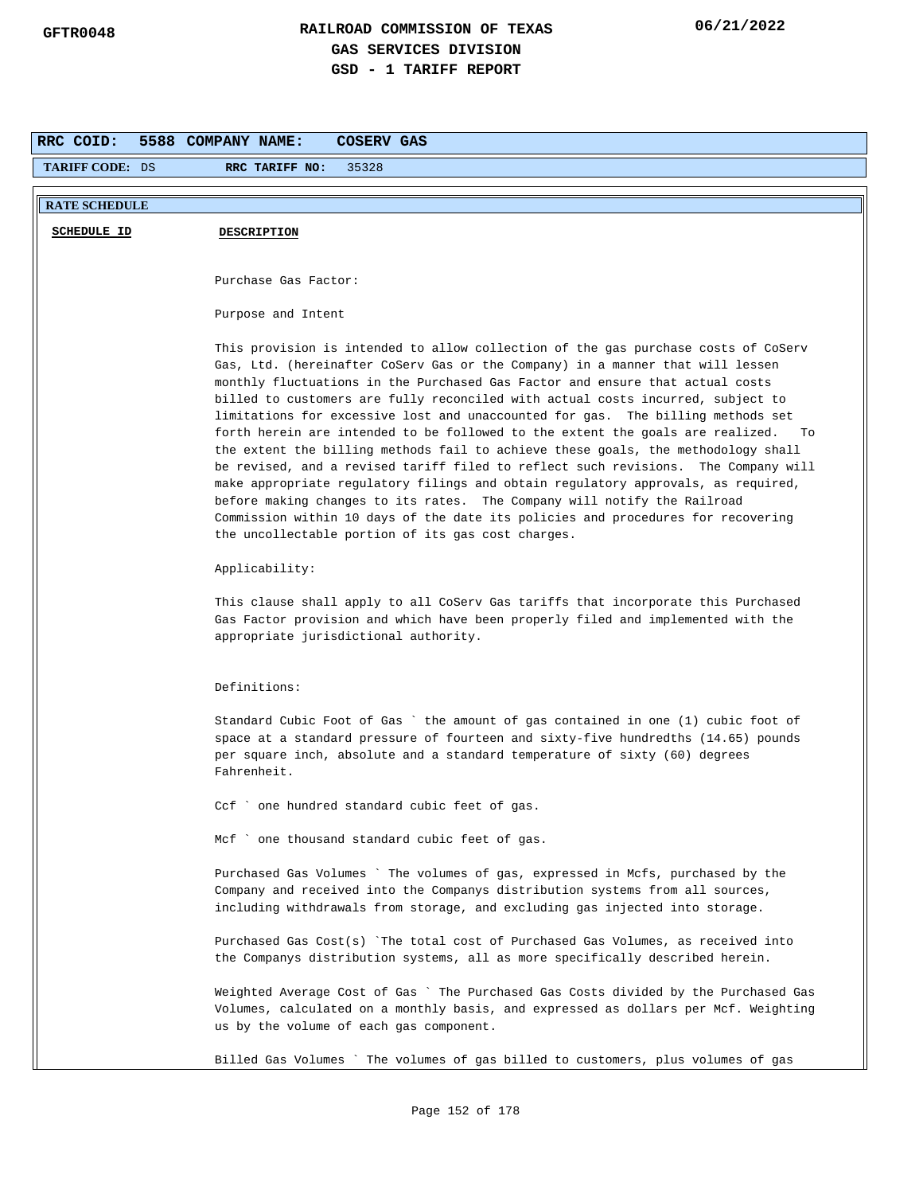**RRC COID:** 5588 **COMPANY NAME:** COSERV GAS

**TARIFF CODE:** DS **RRC TARIFF NO:** 35328

**RATE SCHEDULE**

**SCHEDULE ID** | **DESCRIPTION**

Purchase Gas Factor:

Purpose and Intent

This provision is intended to allow collection of the gas purchase costs of CoServ Gas, Ltd. (hereinafter CoServ Gas or the Company) in a manner that will lessen monthly fluctuations in the Purchased Gas Factor and ensure that actual costs billed to customers are fully reconciled with actual costs incurred, subject to limitations for excessive lost and unaccounted for gas. The billing methods set forth herein are intended to be followed to the extent the goals are realized. To the extent the billing methods fail to achieve these goals, the methodology shall be revised, and a revised tariff filed to reflect such revisions. The Company will make appropriate regulatory filings and obtain regulatory approvals, as required, before making changes to its rates. The Company will notify the Railroad Commission within 10 days of the date its policies and procedures for recovering the uncollectable portion of its gas cost charges.

Applicability:

This clause shall apply to all CoServ Gas tariffs that incorporate this Purchased Gas Factor provision and which have been properly filed and implemented with the appropriate jurisdictional authority.

Definitions:

Standard Cubic Foot of Gas ` the amount of gas contained in one (1) cubic foot of space at a standard pressure of fourteen and sixty-five hundredths (14.65) pounds per square inch, absolute and a standard temperature of sixty (60) degrees Fahrenheit.

Ccf ` one hundred standard cubic feet of gas.

Mcf ` one thousand standard cubic feet of gas.

Purchased Gas Volumes ` The volumes of gas, expressed in Mcfs, purchased by the Company and received into the Companys distribution systems from all sources, including withdrawals from storage, and excluding gas injected into storage.

Purchased Gas Cost(s) `The total cost of Purchased Gas Volumes, as received into the Companys distribution systems, all as more specifically described herein.

Weighted Average Cost of Gas ` The Purchased Gas Costs divided by the Purchased Gas Volumes, calculated on a monthly basis, and expressed as dollars per Mcf. Weighting us by the volume of each gas component.

Billed Gas Volumes ` The volumes of gas billed to customers, plus volumes of gas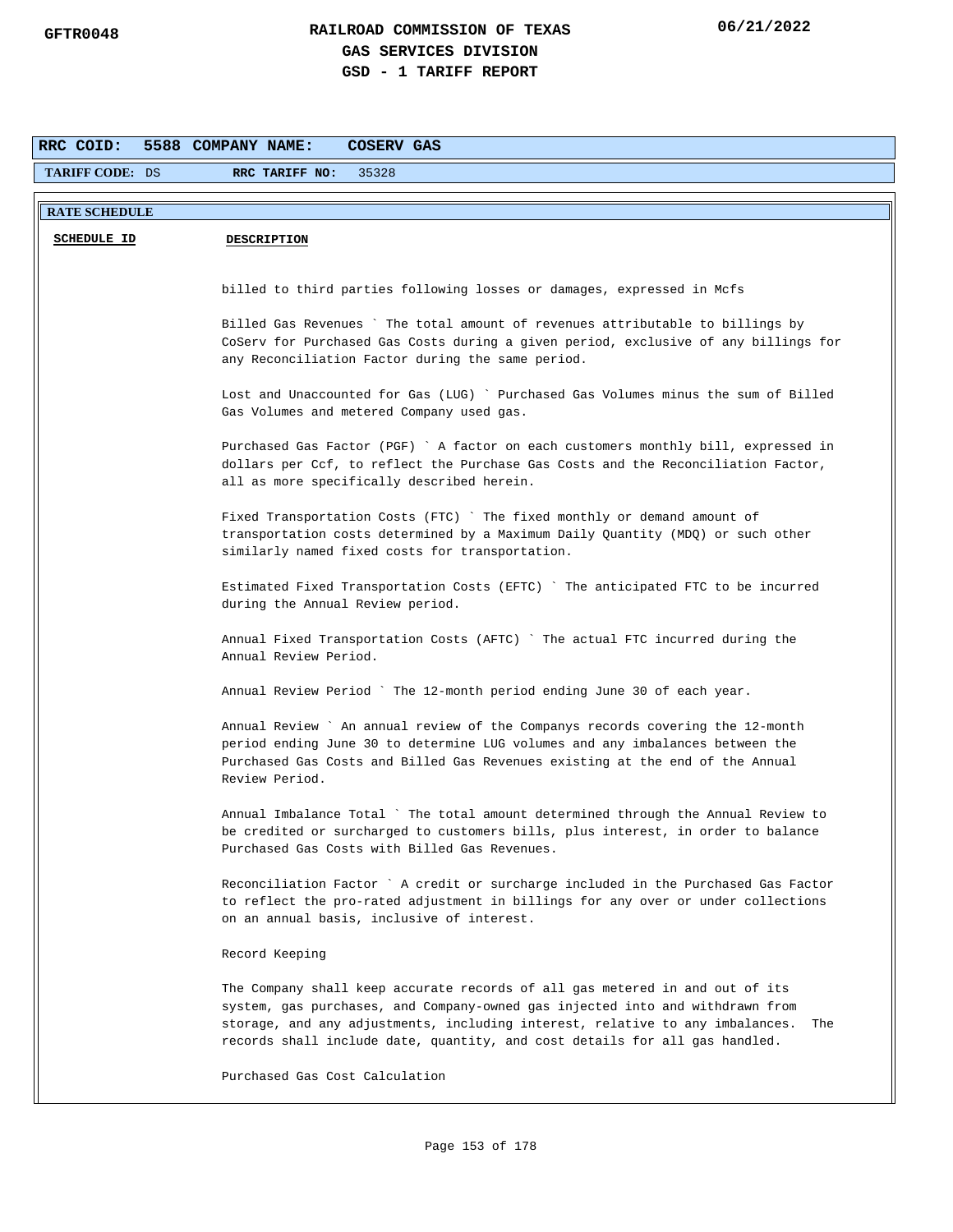**RRC COID:** 5588 **COMPANY NAME:** COSERV GAS

**TARIFF CODE:** DS **RRC TARIFF NO:** 35328

**RATE SCHEDULE**

| SCHEDULE ID | DESCRIPTION |
|---|---|
| | billed to third parties following losses or damages, expressed in Mcfs |

Billed Gas Revenues ` The total amount of revenues attributable to billings by CoServ for Purchased Gas Costs during a given period, exclusive of any billings for any Reconciliation Factor during the same period.

Lost and Unaccounted for Gas (LUG) ` Purchased Gas Volumes minus the sum of Billed Gas Volumes and metered Company used gas.

Purchased Gas Factor (PGF) ` A factor on each customers monthly bill, expressed in dollars per Ccf, to reflect the Purchase Gas Costs and the Reconciliation Factor, all as more specifically described herein.

Fixed Transportation Costs (FTC) ` The fixed monthly or demand amount of transportation costs determined by a Maximum Daily Quantity (MDQ) or such other similarly named fixed costs for transportation.

Estimated Fixed Transportation Costs (EFTC) ` The anticipated FTC to be incurred during the Annual Review period.

Annual Fixed Transportation Costs (AFTC) ` The actual FTC incurred during the Annual Review Period.

Annual Review Period ` The 12-month period ending June 30 of each year.

Annual Review ` An annual review of the Companys records covering the 12-month period ending June 30 to determine LUG volumes and any imbalances between the Purchased Gas Costs and Billed Gas Revenues existing at the end of the Annual Review Period.

Annual Imbalance Total ` The total amount determined through the Annual Review to be credited or surcharged to customers bills, plus interest, in order to balance Purchased Gas Costs with Billed Gas Revenues.

Reconciliation Factor ` A credit or surcharge included in the Purchased Gas Factor to reflect the pro-rated adjustment in billings for any over or under collections on an annual basis, inclusive of interest.

Record Keeping

The Company shall keep accurate records of all gas metered in and out of its system, gas purchases, and Company-owned gas injected into and withdrawn from storage, and any adjustments, including interest, relative to any imbalances. The records shall include date, quantity, and cost details for all gas handled.

Purchased Gas Cost Calculation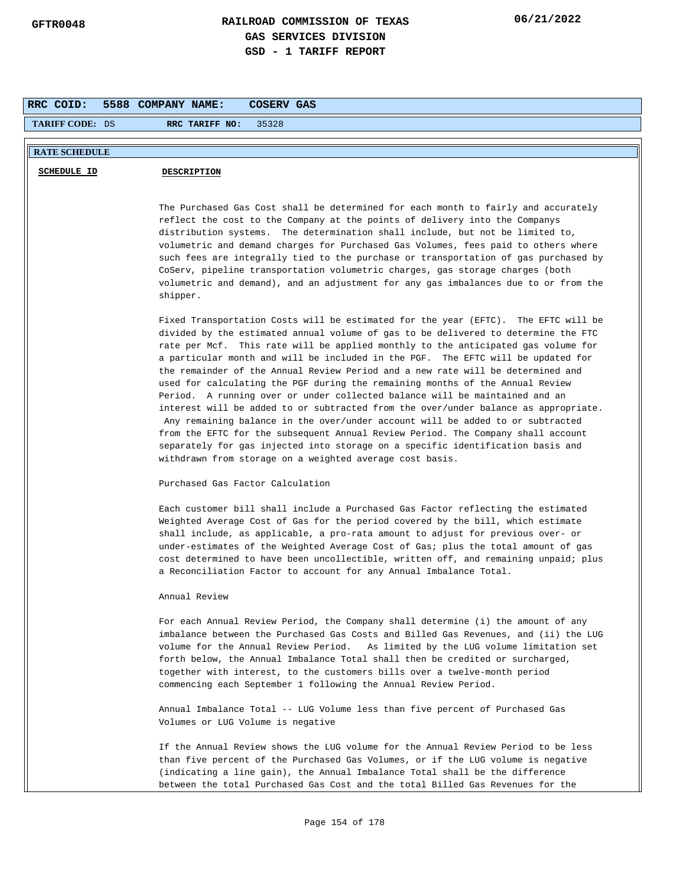# RAILROAD COMMISSION OF TEXAS
## GAS SERVICES DIVISION
## GSD - 1 TARIFF REPORT

GFTR0048 — 06/21/2022

**RRC COID:** 5588 **COMPANY NAME:** COSERV GAS

**TARIFF CODE:** DS **RRC TARIFF NO:** 35328

**RATE SCHEDULE**

| SCHEDULE ID | DESCRIPTION |
|---|---|

The Purchased Gas Cost shall be determined for each month to fairly and accurately reflect the cost to the Company at the points of delivery into the Companys distribution systems. The determination shall include, but not be limited to, volumetric and demand charges for Purchased Gas Volumes, fees paid to others where such fees are integrally tied to the purchase or transportation of gas purchased by CoServ, pipeline transportation volumetric charges, gas storage charges (both volumetric and demand), and an adjustment for any gas imbalances due to or from the shipper.

Fixed Transportation Costs will be estimated for the year (EFTC). The EFTC will be divided by the estimated annual volume of gas to be delivered to determine the FTC rate per Mcf. This rate will be applied monthly to the anticipated gas volume for a particular month and will be included in the PGF. The EFTC will be updated for the remainder of the Annual Review Period and a new rate will be determined and used for calculating the PGF during the remaining months of the Annual Review Period. A running over or under collected balance will be maintained and an interest will be added to or subtracted from the over/under balance as appropriate. Any remaining balance in the over/under account will be added to or subtracted from the EFTC for the subsequent Annual Review Period. The Company shall account separately for gas injected into storage on a specific identification basis and withdrawn from storage on a weighted average cost basis.

Purchased Gas Factor Calculation

Each customer bill shall include a Purchased Gas Factor reflecting the estimated Weighted Average Cost of Gas for the period covered by the bill, which estimate shall include, as applicable, a pro-rata amount to adjust for previous over- or under-estimates of the Weighted Average Cost of Gas; plus the total amount of gas cost determined to have been uncollectible, written off, and remaining unpaid; plus a Reconciliation Factor to account for any Annual Imbalance Total.

Annual Review

For each Annual Review Period, the Company shall determine (i) the amount of any imbalance between the Purchased Gas Costs and Billed Gas Revenues, and (ii) the LUG volume for the Annual Review Period. As limited by the LUG volume limitation set forth below, the Annual Imbalance Total shall then be credited or surcharged, together with interest, to the customers bills over a twelve-month period commencing each September 1 following the Annual Review Period.

Annual Imbalance Total -- LUG Volume less than five percent of Purchased Gas Volumes or LUG Volume is negative

If the Annual Review shows the LUG volume for the Annual Review Period to be less than five percent of the Purchased Gas Volumes, or if the LUG volume is negative (indicating a line gain), the Annual Imbalance Total shall be the difference between the total Purchased Gas Cost and the total Billed Gas Revenues for the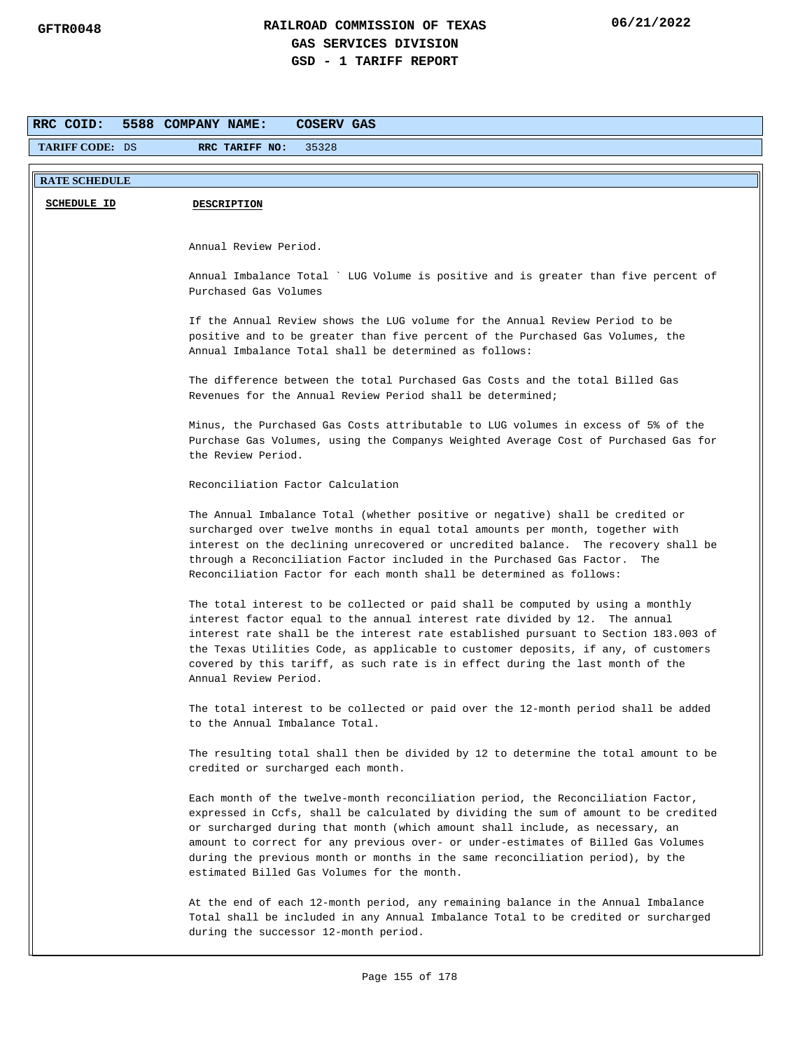# RAILROAD COMMISSION OF TEXAS
## GAS SERVICES DIVISION
## GSD - 1 TARIFF REPORT

GFTR0048 — 06/21/2022

**RRC COID:** 5588 **COMPANY NAME:** COSERV GAS

**TARIFF CODE:** DS **RRC TARIFF NO:** 35328

**RATE SCHEDULE**

| SCHEDULE ID | DESCRIPTION |
|---|---|

Annual Review Period.

Annual Imbalance Total ` LUG Volume is positive and is greater than five percent of Purchased Gas Volumes

If the Annual Review shows the LUG volume for the Annual Review Period to be positive and to be greater than five percent of the Purchased Gas Volumes, the Annual Imbalance Total shall be determined as follows:

The difference between the total Purchased Gas Costs and the total Billed Gas Revenues for the Annual Review Period shall be determined;

Minus, the Purchased Gas Costs attributable to LUG volumes in excess of 5% of the Purchase Gas Volumes, using the Companys Weighted Average Cost of Purchased Gas for the Review Period.

Reconciliation Factor Calculation

The Annual Imbalance Total (whether positive or negative) shall be credited or surcharged over twelve months in equal total amounts per month, together with interest on the declining unrecovered or uncredited balance. The recovery shall be through a Reconciliation Factor included in the Purchased Gas Factor. The Reconciliation Factor for each month shall be determined as follows:

The total interest to be collected or paid shall be computed by using a monthly interest factor equal to the annual interest rate divided by 12. The annual interest rate shall be the interest rate established pursuant to Section 183.003 of the Texas Utilities Code, as applicable to customer deposits, if any, of customers covered by this tariff, as such rate is in effect during the last month of the Annual Review Period.

The total interest to be collected or paid over the 12-month period shall be added to the Annual Imbalance Total.

The resulting total shall then be divided by 12 to determine the total amount to be credited or surcharged each month.

Each month of the twelve-month reconciliation period, the Reconciliation Factor, expressed in Ccfs, shall be calculated by dividing the sum of amount to be credited or surcharged during that month (which amount shall include, as necessary, an amount to correct for any previous over- or under-estimates of Billed Gas Volumes during the previous month or months in the same reconciliation period), by the estimated Billed Gas Volumes for the month.

At the end of each 12-month period, any remaining balance in the Annual Imbalance Total shall be included in any Annual Imbalance Total to be credited or surcharged during the successor 12-month period.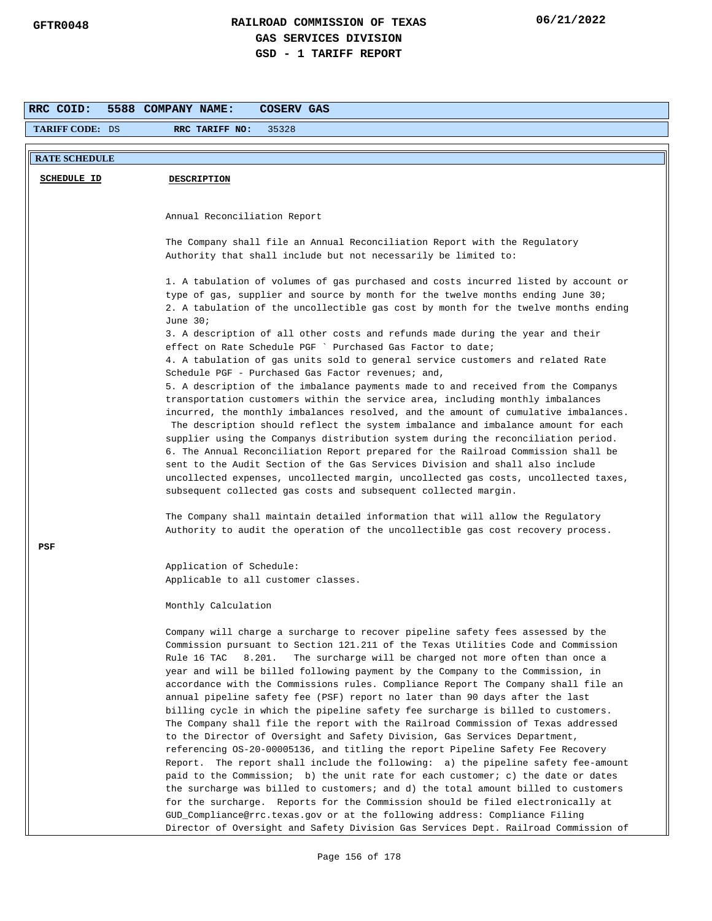**RRC COID:** 5588 **COMPANY NAME:** COSERV GAS

**TARIFF CODE:** DS **RRC TARIFF NO:** 35328

**RATE SCHEDULE**

| SCHEDULE ID | DESCRIPTION |
|---|---|

Annual Reconciliation Report

The Company shall file an Annual Reconciliation Report with the Regulatory Authority that shall include but not necessarily be limited to:

1. A tabulation of volumes of gas purchased and costs incurred listed by account or type of gas, supplier and source by month for the twelve months ending June 30;
2. A tabulation of the uncollectible gas cost by month for the twelve months ending June 30;
3. A description of all other costs and refunds made during the year and their effect on Rate Schedule PGF ` Purchased Gas Factor to date;
4. A tabulation of gas units sold to general service customers and related Rate Schedule PGF - Purchased Gas Factor revenues; and,
5. A description of the imbalance payments made to and received from the Companys transportation customers within the service area, including monthly imbalances incurred, the monthly imbalances resolved, and the amount of cumulative imbalances. The description should reflect the system imbalance and imbalance amount for each supplier using the Companys distribution system during the reconciliation period.
6. The Annual Reconciliation Report prepared for the Railroad Commission shall be sent to the Audit Section of the Gas Services Division and shall also include uncollected expenses, uncollected margin, uncollected gas costs, uncollected taxes, subsequent collected gas costs and subsequent collected margin.

The Company shall maintain detailed information that will allow the Regulatory Authority to audit the operation of the uncollectible gas cost recovery process.

**PSF**

Application of Schedule:
Applicable to all customer classes.

Monthly Calculation

Company will charge a surcharge to recover pipeline safety fees assessed by the Commission pursuant to Section 121.211 of the Texas Utilities Code and Commission Rule 16 TAC 8.201. The surcharge will be charged not more often than once a year and will be billed following payment by the Company to the Commission, in accordance with the Commissions rules. Compliance Report The Company shall file an annual pipeline safety fee (PSF) report no later than 90 days after the last billing cycle in which the pipeline safety fee surcharge is billed to customers. The Company shall file the report with the Railroad Commission of Texas addressed to the Director of Oversight and Safety Division, Gas Services Department, referencing OS-20-00005136, and titling the report Pipeline Safety Fee Recovery Report. The report shall include the following: a) the pipeline safety fee-amount paid to the Commission; b) the unit rate for each customer; c) the date or dates the surcharge was billed to customers; and d) the total amount billed to customers for the surcharge. Reports for the Commission should be filed electronically at GUD_Compliance@rrc.texas.gov or at the following address: Compliance Filing Director of Oversight and Safety Division Gas Services Dept. Railroad Commission of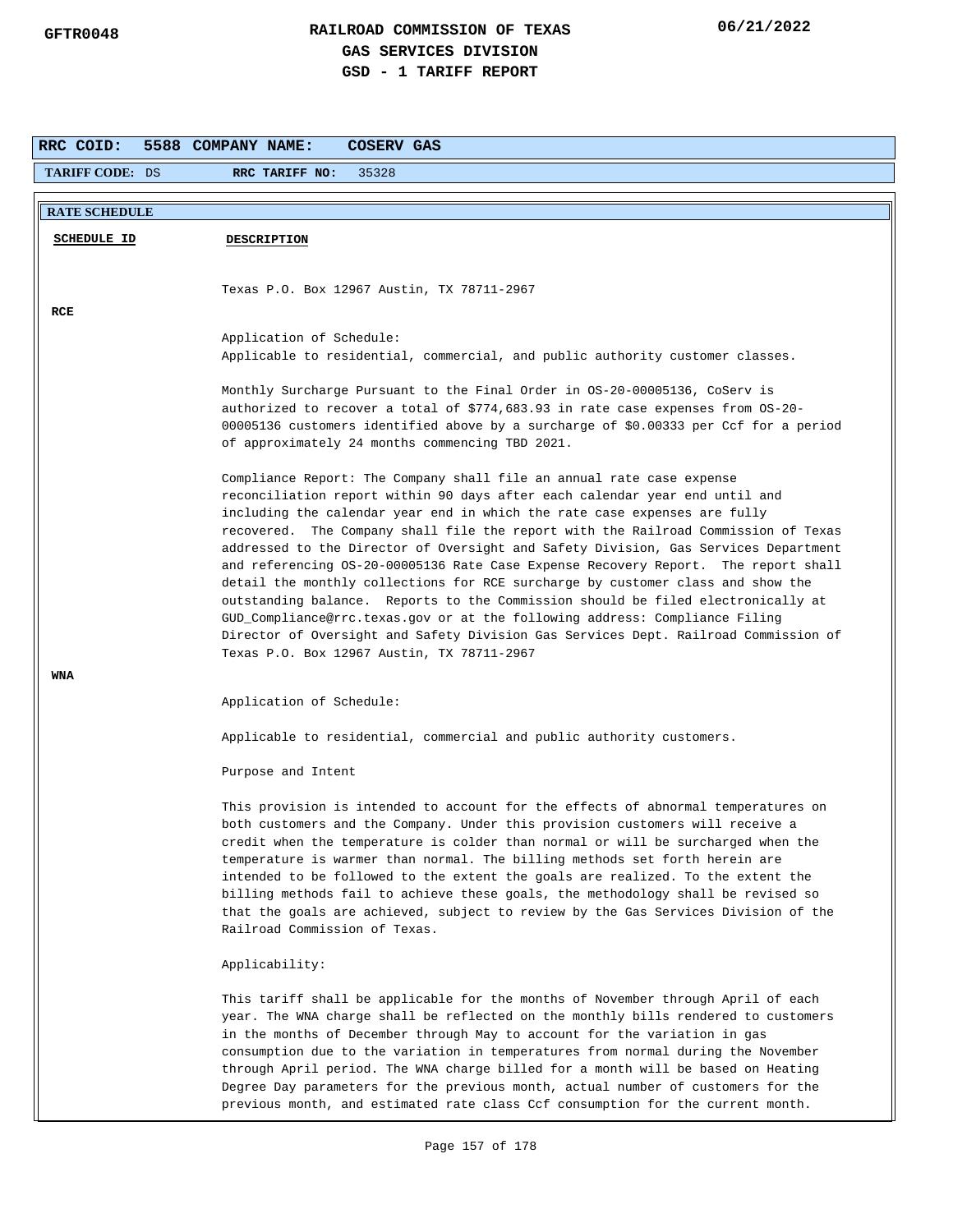**RAILROAD COMMISSION OF TEXAS**
**GAS SERVICES DIVISION**
**GSD - 1 TARIFF REPORT**

GFTR0048 06/21/2022

| **RRC COID:** 5588 | **COMPANY NAME:** COSERV GAS |
|---|---|
| **TARIFF CODE:** DS | **RRC TARIFF NO:** 35328 |

**RATE SCHEDULE**

| SCHEDULE ID | DESCRIPTION |
|---|---|
| | Texas P.O. Box 12967 Austin, TX 78711-2967 |
| **RCE** | Application of Schedule:<br>Applicable to residential, commercial, and public authority customer classes.<br><br>Monthly Surcharge Pursuant to the Final Order in OS-20-00005136, CoServ is authorized to recover a total of $774,683.93 in rate case expenses from OS-20-00005136 customers identified above by a surcharge of $0.00333 per Ccf for a period of approximately 24 months commencing TBD 2021.<br><br>Compliance Report: The Company shall file an annual rate case expense reconciliation report within 90 days after each calendar year end until and including the calendar year end in which the rate case expenses are fully recovered. The Company shall file the report with the Railroad Commission of Texas addressed to the Director of Oversight and Safety Division, Gas Services Department and referencing OS-20-00005136 Rate Case Expense Recovery Report. The report shall detail the monthly collections for RCE surcharge by customer class and show the outstanding balance. Reports to the Commission should be filed electronically at GUD_Compliance@rrc.texas.gov or at the following address: Compliance Filing Director of Oversight and Safety Division Gas Services Dept. Railroad Commission of Texas P.O. Box 12967 Austin, TX 78711-2967 |
| **WNA** | Application of Schedule:<br><br>Applicable to residential, commercial and public authority customers.<br><br>Purpose and Intent<br><br>This provision is intended to account for the effects of abnormal temperatures on both customers and the Company. Under this provision customers will receive a credit when the temperature is colder than normal or will be surcharged when the temperature is warmer than normal. The billing methods set forth herein are intended to be followed to the extent the goals are realized. To the extent the billing methods fail to achieve these goals, the methodology shall be revised so that the goals are achieved, subject to review by the Gas Services Division of the Railroad Commission of Texas.<br><br>Applicability:<br><br>This tariff shall be applicable for the months of November through April of each year. The WNA charge shall be reflected on the monthly bills rendered to customers in the months of December through May to account for the variation in gas consumption due to the variation in temperatures from normal during the November through April period. The WNA charge billed for a month will be based on Heating Degree Day parameters for the previous month, actual number of customers for the previous month, and estimated rate class Ccf consumption for the current month. |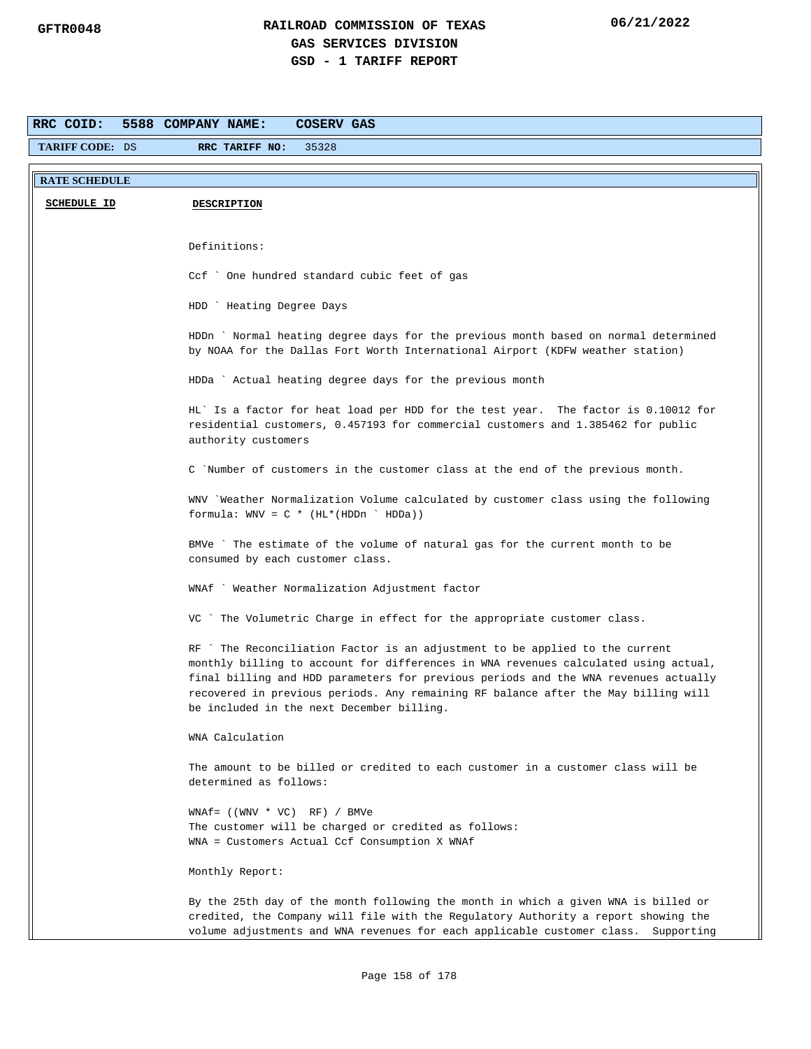**RRC COID: 5588 COMPANY NAME: COSERV GAS**

**TARIFF CODE:** DS **RRC TARIFF NO:** 35328

**RATE SCHEDULE**

| SCHEDULE ID | DESCRIPTION |
|---|---|

Definitions:

Ccf ` One hundred standard cubic feet of gas

HDD ` Heating Degree Days

HDDn ` Normal heating degree days for the previous month based on normal determined by NOAA for the Dallas Fort Worth International Airport (KDFW weather station)

HDDa ` Actual heating degree days for the previous month

HL` Is a factor for heat load per HDD for the test year. The factor is 0.10012 for residential customers, 0.457193 for commercial customers and 1.385462 for public authority customers

C `Number of customers in the customer class at the end of the previous month.

WNV `Weather Normalization Volume calculated by customer class using the following formula: WNV = C * (HL*(HDDn ` HDDa))

BMVe ` The estimate of the volume of natural gas for the current month to be consumed by each customer class.

WNAf ` Weather Normalization Adjustment factor

VC ` The Volumetric Charge in effect for the appropriate customer class.

RF ` The Reconciliation Factor is an adjustment to be applied to the current monthly billing to account for differences in WNA revenues calculated using actual, final billing and HDD parameters for previous periods and the WNA revenues actually recovered in previous periods. Any remaining RF balance after the May billing will be included in the next December billing.

WNA Calculation

The amount to be billed or credited to each customer in a customer class will be determined as follows:

WNAf= ((WNV * VC)  RF) / BMVe
The customer will be charged or credited as follows:
WNA = Customers Actual Ccf Consumption X WNAf

Monthly Report:

By the 25th day of the month following the month in which a given WNA is billed or credited, the Company will file with the Regulatory Authority a report showing the volume adjustments and WNA revenues for each applicable customer class. Supporting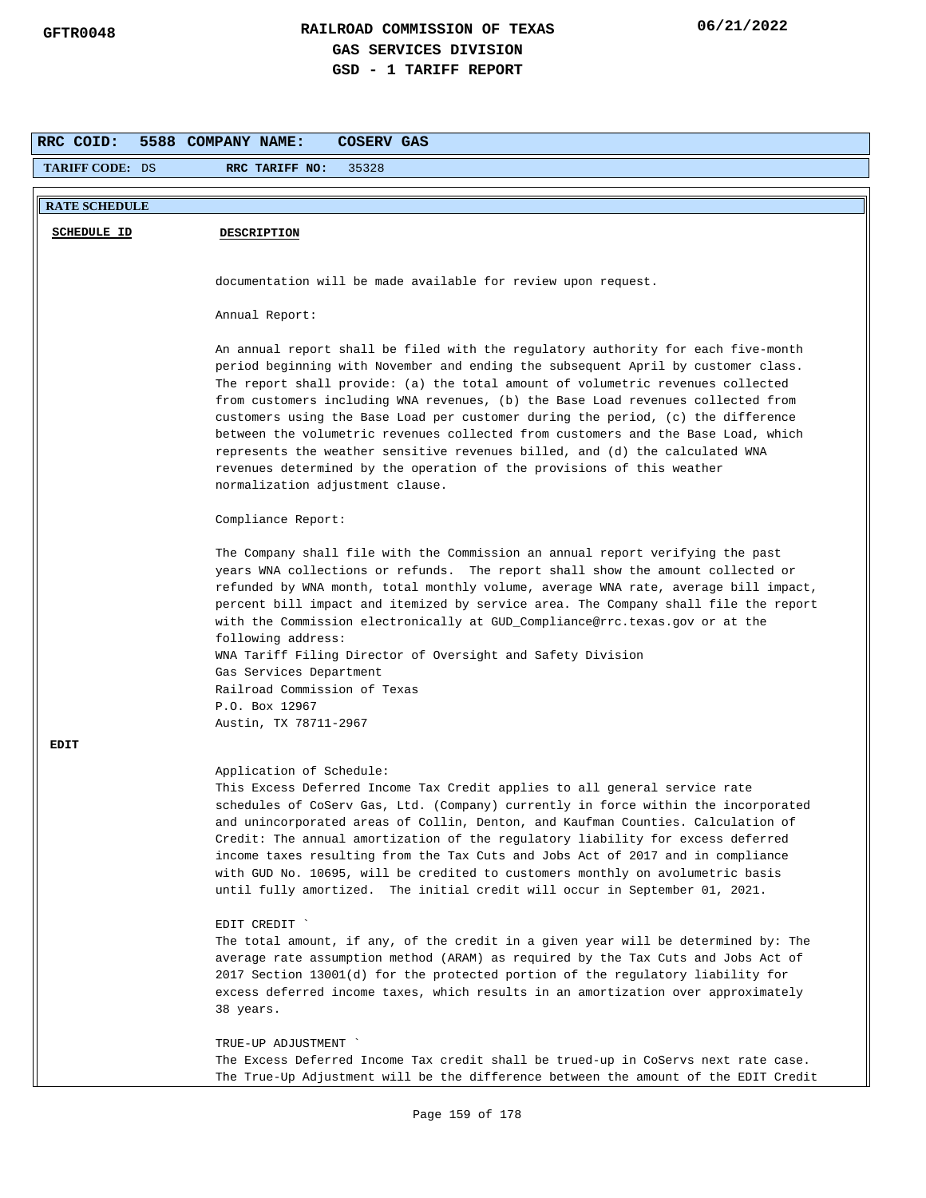**RRC COID:** 5588 **COMPANY NAME:** COSERV GAS

**TARIFF CODE:** DS **RRC TARIFF NO:** 35328

**RATE SCHEDULE**

**SCHEDULE ID** | **DESCRIPTION**

documentation will be made available for review upon request.

Annual Report:

An annual report shall be filed with the regulatory authority for each five-month period beginning with November and ending the subsequent April by customer class. The report shall provide: (a) the total amount of volumetric revenues collected from customers including WNA revenues, (b) the Base Load revenues collected from customers using the Base Load per customer during the period, (c) the difference between the volumetric revenues collected from customers and the Base Load, which represents the weather sensitive revenues billed, and (d) the calculated WNA revenues determined by the operation of the provisions of this weather normalization adjustment clause.

Compliance Report:

The Company shall file with the Commission an annual report verifying the past years WNA collections or refunds. The report shall show the amount collected or refunded by WNA month, total monthly volume, average WNA rate, average bill impact, percent bill impact and itemized by service area. The Company shall file the report with the Commission electronically at GUD_Compliance@rrc.texas.gov or at the following address:
WNA Tariff Filing Director of Oversight and Safety Division
Gas Services Department
Railroad Commission of Texas
P.O. Box 12967
Austin, TX 78711-2967

**EDIT**

Application of Schedule:
This Excess Deferred Income Tax Credit applies to all general service rate schedules of CoServ Gas, Ltd. (Company) currently in force within the incorporated and unincorporated areas of Collin, Denton, and Kaufman Counties. Calculation of Credit: The annual amortization of the regulatory liability for excess deferred income taxes resulting from the Tax Cuts and Jobs Act of 2017 and in compliance with GUD No. 10695, will be credited to customers monthly on avolumetric basis until fully amortized. The initial credit will occur in September 01, 2021.

EDIT CREDIT `
The total amount, if any, of the credit in a given year will be determined by: The average rate assumption method (ARAM) as required by the Tax Cuts and Jobs Act of 2017 Section 13001(d) for the protected portion of the regulatory liability for excess deferred income taxes, which results in an amortization over approximately 38 years.

TRUE-UP ADJUSTMENT `
The Excess Deferred Income Tax credit shall be trued-up in CoServs next rate case. The True-Up Adjustment will be the difference between the amount of the EDIT Credit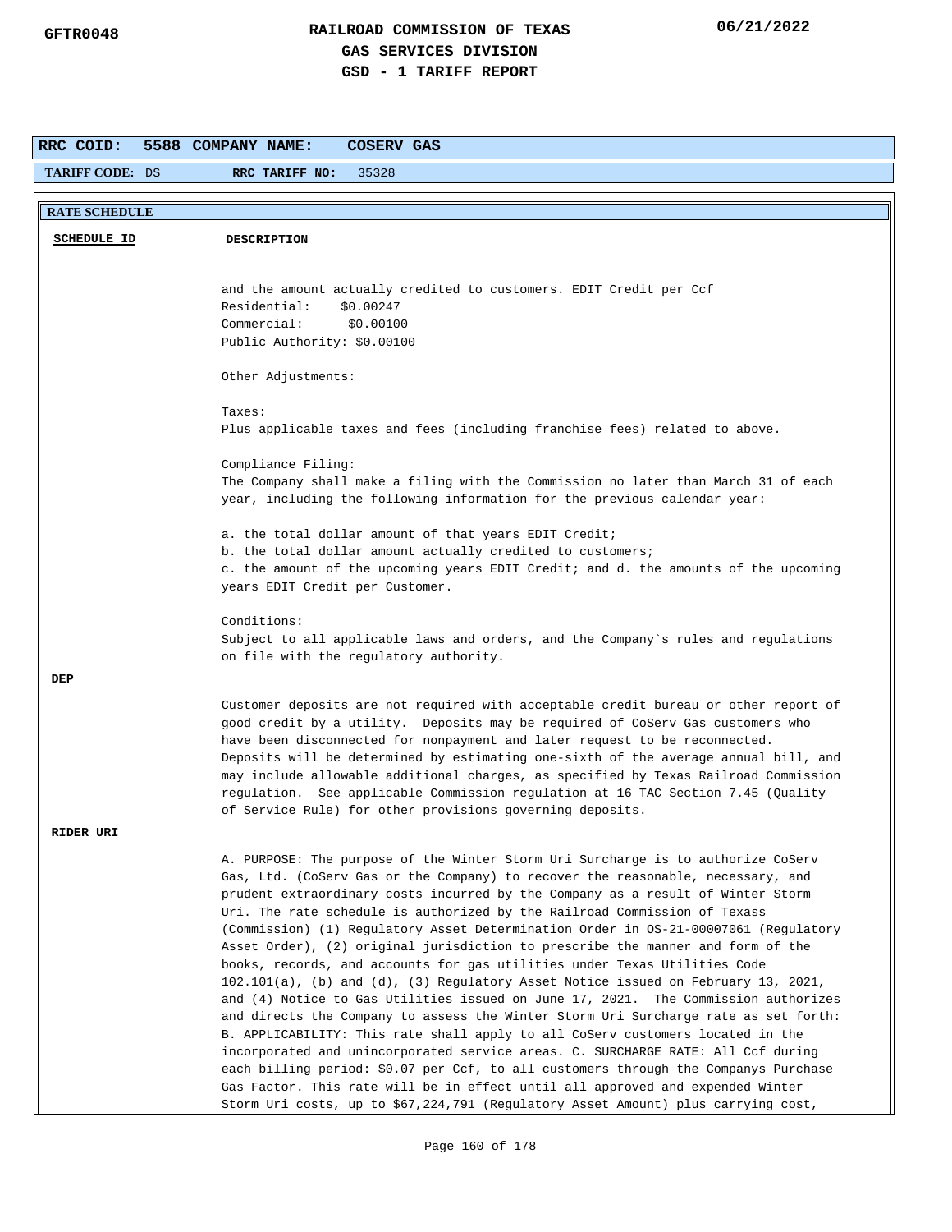**RRC COID:** 5588 **COMPANY NAME:** COSERV GAS

**TARIFF CODE:** DS **RRC TARIFF NO:** 35328

**RATE SCHEDULE**

| SCHEDULE ID | DESCRIPTION |
|---|---|
| | and the amount actually credited to customers. EDIT Credit per Ccf<br>Residential: $0.00247<br>Commercial: $0.00100<br>Public Authority: $0.00100<br><br>Other Adjustments:<br><br>Taxes:<br>Plus applicable taxes and fees (including franchise fees) related to above.<br><br>Compliance Filing:<br>The Company shall make a filing with the Commission no later than March 31 of each year, including the following information for the previous calendar year:<br><br>a. the total dollar amount of that years EDIT Credit;<br>b. the total dollar amount actually credited to customers;<br>c. the amount of the upcoming years EDIT Credit; and d. the amounts of the upcoming years EDIT Credit per Customer.<br><br>Conditions:<br>Subject to all applicable laws and orders, and the Company`s rules and regulations on file with the regulatory authority. |
| **DEP** | Customer deposits are not required with acceptable credit bureau or other report of good credit by a utility. Deposits may be required of CoServ Gas customers who have been disconnected for nonpayment and later request to be reconnected. Deposits will be determined by estimating one-sixth of the average annual bill, and may include allowable additional charges, as specified by Texas Railroad Commission regulation. See applicable Commission regulation at 16 TAC Section 7.45 (Quality of Service Rule) for other provisions governing deposits. |
| **RIDER URI** | A. PURPOSE: The purpose of the Winter Storm Uri Surcharge is to authorize CoServ Gas, Ltd. (CoServ Gas or the Company) to recover the reasonable, necessary, and prudent extraordinary costs incurred by the Company as a result of Winter Storm Uri. The rate schedule is authorized by the Railroad Commission of Texass (Commission) (1) Regulatory Asset Determination Order in OS-21-00007061 (Regulatory Asset Order), (2) original jurisdiction to prescribe the manner and form of the books, records, and accounts for gas utilities under Texas Utilities Code 102.101(a), (b) and (d), (3) Regulatory Asset Notice issued on February 13, 2021, and (4) Notice to Gas Utilities issued on June 17, 2021. The Commission authorizes and directs the Company to assess the Winter Storm Uri Surcharge rate as set forth: B. APPLICABILITY: This rate shall apply to all CoServ customers located in the incorporated and unincorporated service areas. C. SURCHARGE RATE: All Ccf during each billing period: $0.07 per Ccf, to all customers through the Companys Purchase Gas Factor. This rate will be in effect until all approved and expended Winter Storm Uri costs, up to $67,224,791 (Regulatory Asset Amount) plus carrying cost, |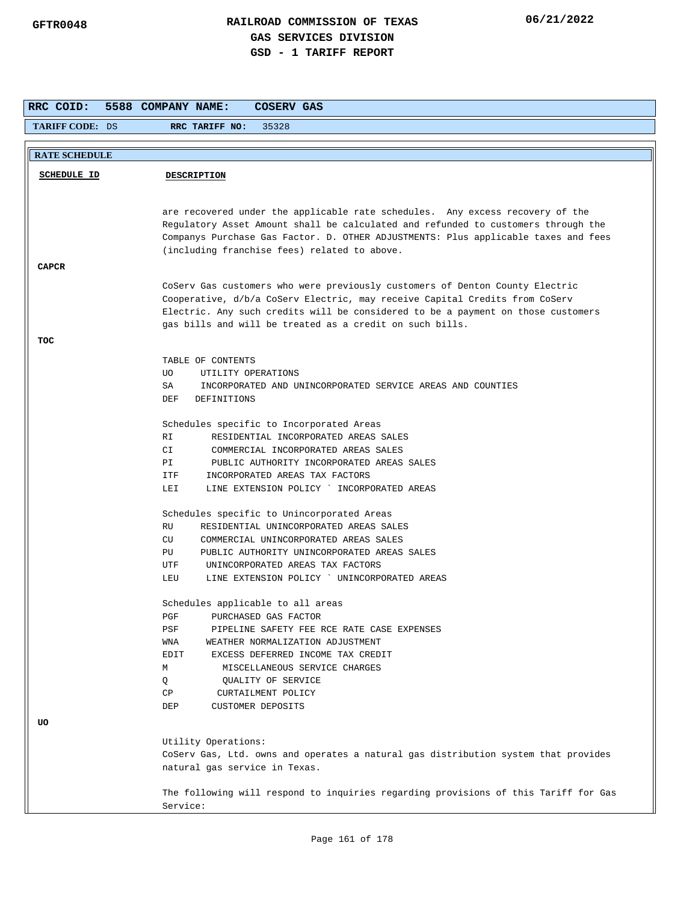**RRC COID:** 5588 **COMPANY NAME:** COSERV GAS

**TARIFF CODE:** DS **RRC TARIFF NO:** 35328

**RATE SCHEDULE**

| SCHEDULE ID | DESCRIPTION |
|---|---|
| | are recovered under the applicable rate schedules. Any excess recovery of the Regulatory Asset Amount shall be calculated and refunded to customers through the Companys Purchase Gas Factor. D. OTHER ADJUSTMENTS: Plus applicable taxes and fees (including franchise fees) related to above. |
| **CAPCR** | CoServ Gas customers who were previously customers of Denton County Electric Cooperative, d/b/a CoServ Electric, may receive Capital Credits from CoServ Electric. Any such credits will be considered to be a payment on those customers gas bills and will be treated as a credit on such bills. |
| **TOC** | TABLE OF CONTENTS<br>UO UTILITY OPERATIONS<br>SA INCORPORATED AND UNINCORPORATED SERVICE AREAS AND COUNTIES<br>DEF DEFINITIONS<br><br>Schedules specific to Incorporated Areas<br>RI RESIDENTIAL INCORPORATED AREAS SALES<br>CI COMMERCIAL INCORPORATED AREAS SALES<br>PI PUBLIC AUTHORITY INCORPORATED AREAS SALES<br>ITF INCORPORATED AREAS TAX FACTORS<br>LEI LINE EXTENSION POLICY ` INCORPORATED AREAS<br><br>Schedules specific to Unincorporated Areas<br>RU RESIDENTIAL UNINCORPORATED AREAS SALES<br>CU COMMERCIAL UNINCORPORATED AREAS SALES<br>PU PUBLIC AUTHORITY UNINCORPORATED AREAS SALES<br>UTF UNINCORPORATED AREAS TAX FACTORS<br>LEU LINE EXTENSION POLICY ` UNINCORPORATED AREAS<br><br>Schedules applicable to all areas<br>PGF PURCHASED GAS FACTOR<br>PSF PIPELINE SAFETY FEE RCE RATE CASE EXPENSES<br>WNA WEATHER NORMALIZATION ADJUSTMENT<br>EDIT EXCESS DEFERRED INCOME TAX CREDIT<br>M MISCELLANEOUS SERVICE CHARGES<br>Q QUALITY OF SERVICE<br>CP CURTAILMENT POLICY<br>DEP CUSTOMER DEPOSITS |
| **UO** | Utility Operations:<br>CoServ Gas, Ltd. owns and operates a natural gas distribution system that provides natural gas service in Texas.<br><br>The following will respond to inquiries regarding provisions of this Tariff for Gas Service: |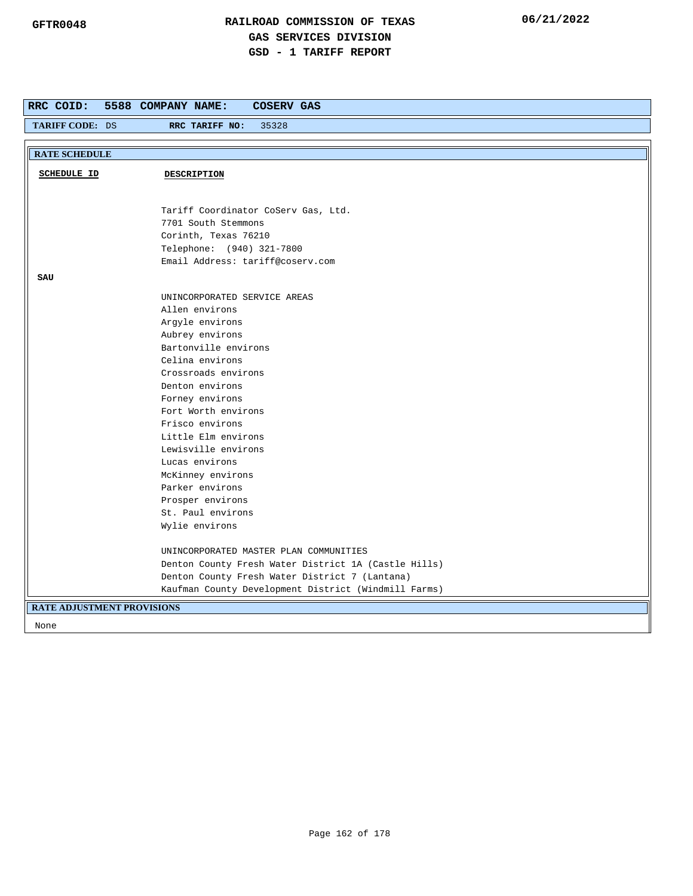# RAILROAD COMMISSION OF TEXAS
## GAS SERVICES DIVISION
## GSD - 1 TARIFF REPORT

GFTR0048 06/21/2022

**RRC COID: 5588 COMPANY NAME: COSERV GAS**

**TARIFF CODE:** DS **RRC TARIFF NO:** 35328

### RATE SCHEDULE

| SCHEDULE ID | DESCRIPTION |
|---|---|
| | Tariff Coordinator CoServ Gas, Ltd.<br>7701 South Stemmons<br>Corinth, Texas 76210<br>Telephone: (940) 321-7800<br>Email Address: tariff@coserv.com |
| **SAU** | UNINCORPORATED SERVICE AREAS<br>Allen environs<br>Argyle environs<br>Aubrey environs<br>Bartonville environs<br>Celina environs<br>Crossroads environs<br>Denton environs<br>Forney environs<br>Fort Worth environs<br>Frisco environs<br>Little Elm environs<br>Lewisville environs<br>Lucas environs<br>McKinney environs<br>Parker environs<br>Prosper environs<br>St. Paul environs<br>Wylie environs<br><br>UNINCORPORATED MASTER PLAN COMMUNITIES<br>Denton County Fresh Water District 1A (Castle Hills)<br>Denton County Fresh Water District 7 (Lantana)<br>Kaufman County Development District (Windmill Farms) |

### RATE ADJUSTMENT PROVISIONS

None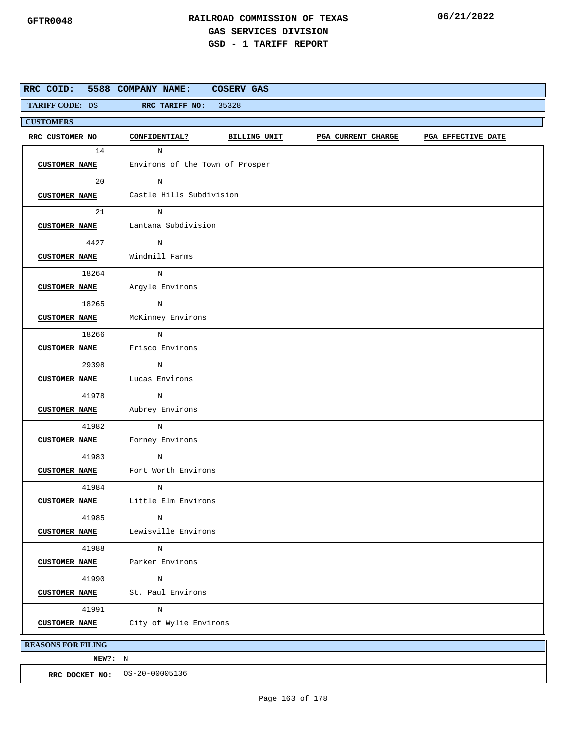GFTR0048

# RAILROAD COMMISSION OF TEXAS
## GAS SERVICES DIVISION
## GSD - 1 TARIFF REPORT

06/21/2022

**RRC COID:** 5588 **COMPANY NAME:** COSERV GAS

**TARIFF CODE:** DS **RRC TARIFF NO:** 35328

**CUSTOMERS**

| RRC CUSTOMER NO | CONFIDENTIAL? | BILLING UNIT | PGA CURRENT CHARGE | PGA EFFECTIVE DATE |
|---|---|---|---|---|
| 14 | N | | | |
| CUSTOMER NAME | Environs of the Town of Prosper | | | |
| 20 | N | | | |
| CUSTOMER NAME | Castle Hills Subdivision | | | |
| 21 | N | | | |
| CUSTOMER NAME | Lantana Subdivision | | | |
| 4427 | N | | | |
| CUSTOMER NAME | Windmill Farms | | | |
| 18264 | N | | | |
| CUSTOMER NAME | Argyle Environs | | | |
| 18265 | N | | | |
| CUSTOMER NAME | McKinney Environs | | | |
| 18266 | N | | | |
| CUSTOMER NAME | Frisco Environs | | | |
| 29398 | N | | | |
| CUSTOMER NAME | Lucas Environs | | | |
| 41978 | N | | | |
| CUSTOMER NAME | Aubrey Environs | | | |
| 41982 | N | | | |
| CUSTOMER NAME | Forney Environs | | | |
| 41983 | N | | | |
| CUSTOMER NAME | Fort Worth Environs | | | |
| 41984 | N | | | |
| CUSTOMER NAME | Little Elm Environs | | | |
| 41985 | N | | | |
| CUSTOMER NAME | Lewisville Environs | | | |
| 41988 | N | | | |
| CUSTOMER NAME | Parker Environs | | | |
| 41990 | N | | | |
| CUSTOMER NAME | St. Paul Environs | | | |
| 41991 | N | | | |
| CUSTOMER NAME | City of Wylie Environs | | | |

**REASONS FOR FILING**

**NEW?:** N

**RRC DOCKET NO:** OS-20-00005136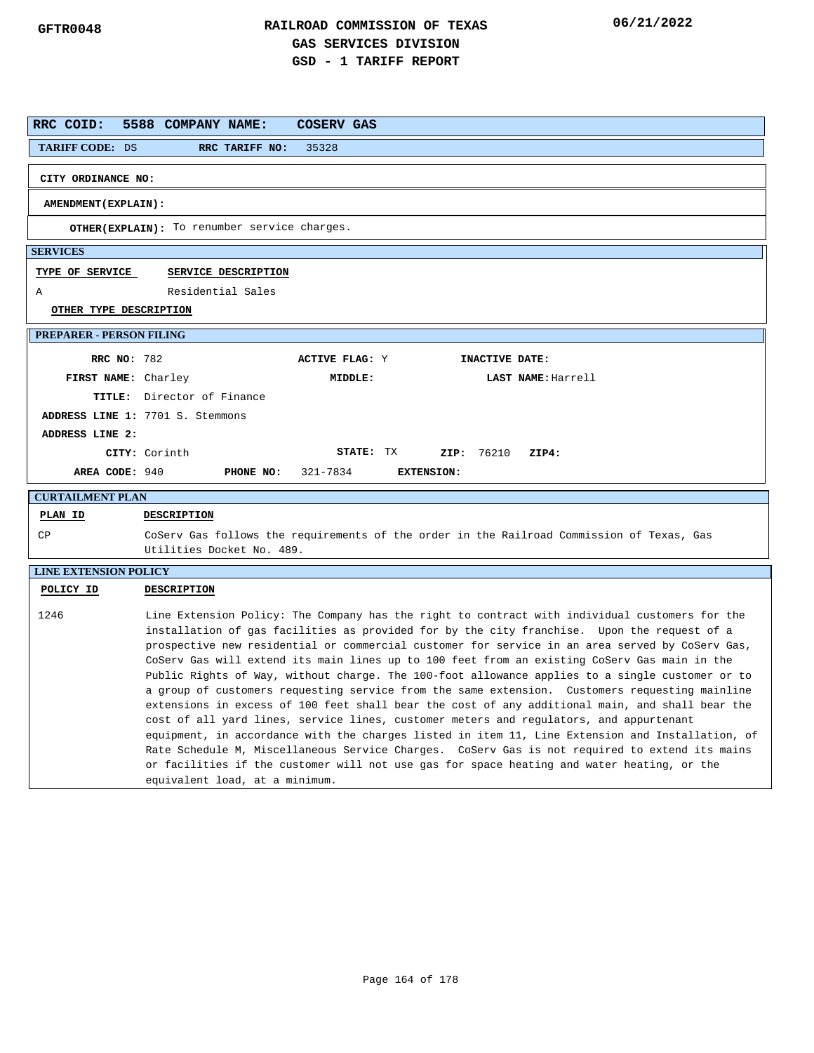GFTR0048

# RAILROAD COMMISSION OF TEXAS
## GAS SERVICES DIVISION
## GSD - 1 TARIFF REPORT

06/21/2022

**RRC COID:** 5588 **COMPANY NAME:** COSERV GAS

**TARIFF CODE:** DS **RRC TARIFF NO:** 35328

**CITY ORDINANCE NO:**

**AMENDMENT(EXPLAIN):**

**OTHER(EXPLAIN):** To renumber service charges.

### SERVICES

| TYPE OF SERVICE | SERVICE DESCRIPTION |
|---|---|
| A | Residential Sales |

**OTHER TYPE DESCRIPTION**

### PREPARER - PERSON FILING

**RRC NO:** 782 **ACTIVE FLAG:** Y **INACTIVE DATE:**

**FIRST NAME:** Charley **MIDDLE:** **LAST NAME:** Harrell

**TITLE:** Director of Finance

**ADDRESS LINE 1:** 7701 S. Stemmons

**ADDRESS LINE 2:**

**CITY:** Corinth **STATE:** TX **ZIP:** 76210 **ZIP4:**

**AREA CODE:** 940 **PHONE NO:** 321-7834 **EXTENSION:**

### CURTAILMENT PLAN

| PLAN ID | DESCRIPTION |
|---|---|
| CP | CoServ Gas follows the requirements of the order in the Railroad Commission of Texas, Gas Utilities Docket No. 489. |

### LINE EXTENSION POLICY

| POLICY ID | DESCRIPTION |
|---|---|
| 1246 | Line Extension Policy: The Company has the right to contract with individual customers for the installation of gas facilities as provided for by the city franchise. Upon the request of a prospective new residential or commercial customer for service in an area served by CoServ Gas, CoServ Gas will extend its main lines up to 100 feet from an existing CoServ Gas main in the Public Rights of Way, without charge. The 100-foot allowance applies to a single customer or to a group of customers requesting service from the same extension. Customers requesting mainline extensions in excess of 100 feet shall bear the cost of any additional main, and shall bear the cost of all yard lines, service lines, customer meters and regulators, and appurtenant equipment, in accordance with the charges listed in item 11, Line Extension and Installation, of Rate Schedule M, Miscellaneous Service Charges. CoServ Gas is not required to extend its mains or facilities if the customer will not use gas for space heating and water heating, or the equivalent load, at a minimum. |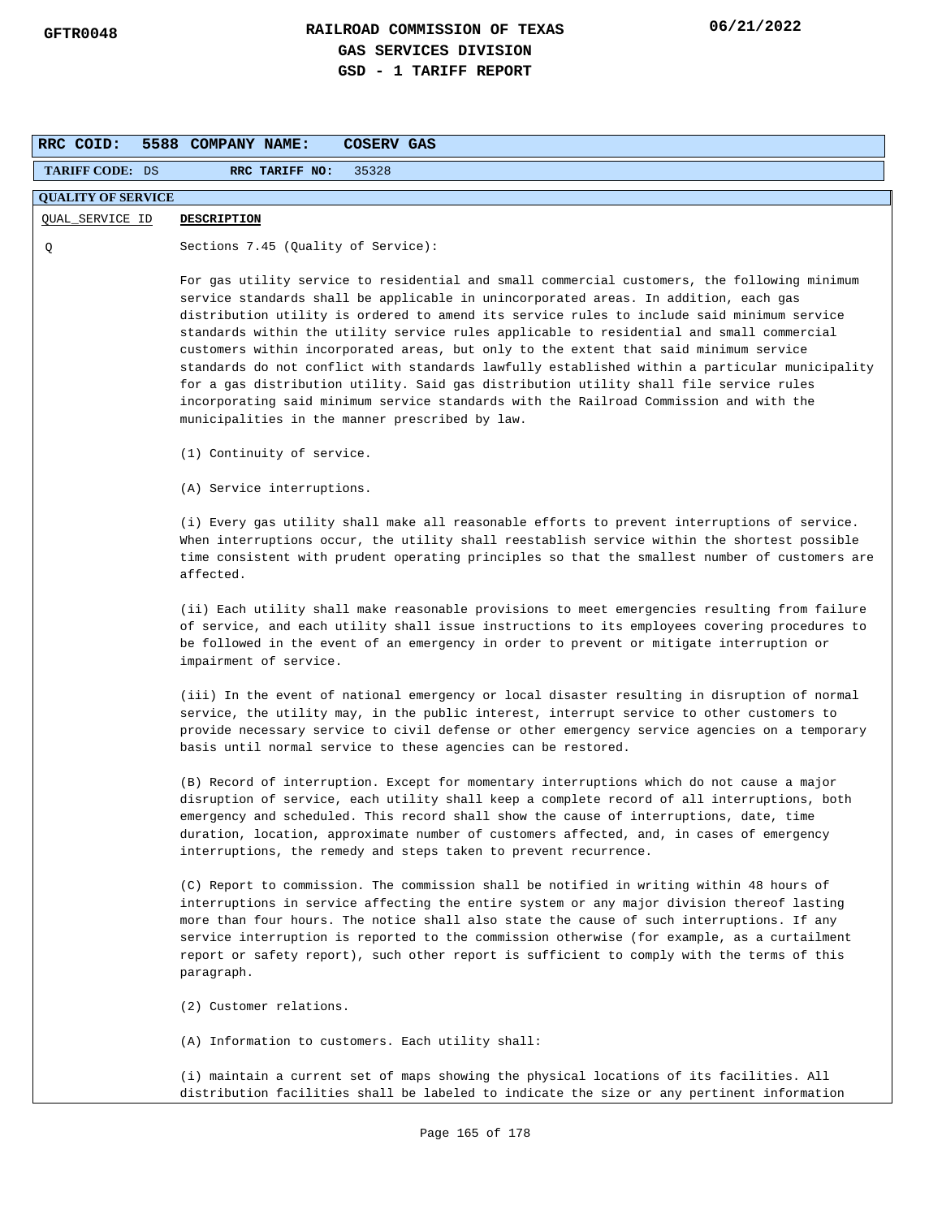# RAILROAD COMMISSION OF TEXAS
## GAS SERVICES DIVISION
## GSD - 1 TARIFF REPORT

GFTR0048 — 06/21/2022

**RRC COID:** 5588 **COMPANY NAME:** COSERV GAS

**TARIFF CODE:** DS **RRC TARIFF NO:** 35328

**QUALITY OF SERVICE**

| QUAL_SERVICE ID | DESCRIPTION |
|---|---|
| Q | Sections 7.45 (Quality of Service): |

For gas utility service to residential and small commercial customers, the following minimum service standards shall be applicable in unincorporated areas. In addition, each gas distribution utility is ordered to amend its service rules to include said minimum service standards within the utility service rules applicable to residential and small commercial customers within incorporated areas, but only to the extent that said minimum service standards do not conflict with standards lawfully established within a particular municipality for a gas distribution utility. Said gas distribution utility shall file service rules incorporating said minimum service standards with the Railroad Commission and with the municipalities in the manner prescribed by law.

(1) Continuity of service.

(A) Service interruptions.

(i) Every gas utility shall make all reasonable efforts to prevent interruptions of service. When interruptions occur, the utility shall reestablish service within the shortest possible time consistent with prudent operating principles so that the smallest number of customers are affected.

(ii) Each utility shall make reasonable provisions to meet emergencies resulting from failure of service, and each utility shall issue instructions to its employees covering procedures to be followed in the event of an emergency in order to prevent or mitigate interruption or impairment of service.

(iii) In the event of national emergency or local disaster resulting in disruption of normal service, the utility may, in the public interest, interrupt service to other customers to provide necessary service to civil defense or other emergency service agencies on a temporary basis until normal service to these agencies can be restored.

(B) Record of interruption. Except for momentary interruptions which do not cause a major disruption of service, each utility shall keep a complete record of all interruptions, both emergency and scheduled. This record shall show the cause of interruptions, date, time duration, location, approximate number of customers affected, and, in cases of emergency interruptions, the remedy and steps taken to prevent recurrence.

(C) Report to commission. The commission shall be notified in writing within 48 hours of interruptions in service affecting the entire system or any major division thereof lasting more than four hours. The notice shall also state the cause of such interruptions. If any service interruption is reported to the commission otherwise (for example, as a curtailment report or safety report), such other report is sufficient to comply with the terms of this paragraph.

(2) Customer relations.

(A) Information to customers. Each utility shall:

(i) maintain a current set of maps showing the physical locations of its facilities. All distribution facilities shall be labeled to indicate the size or any pertinent information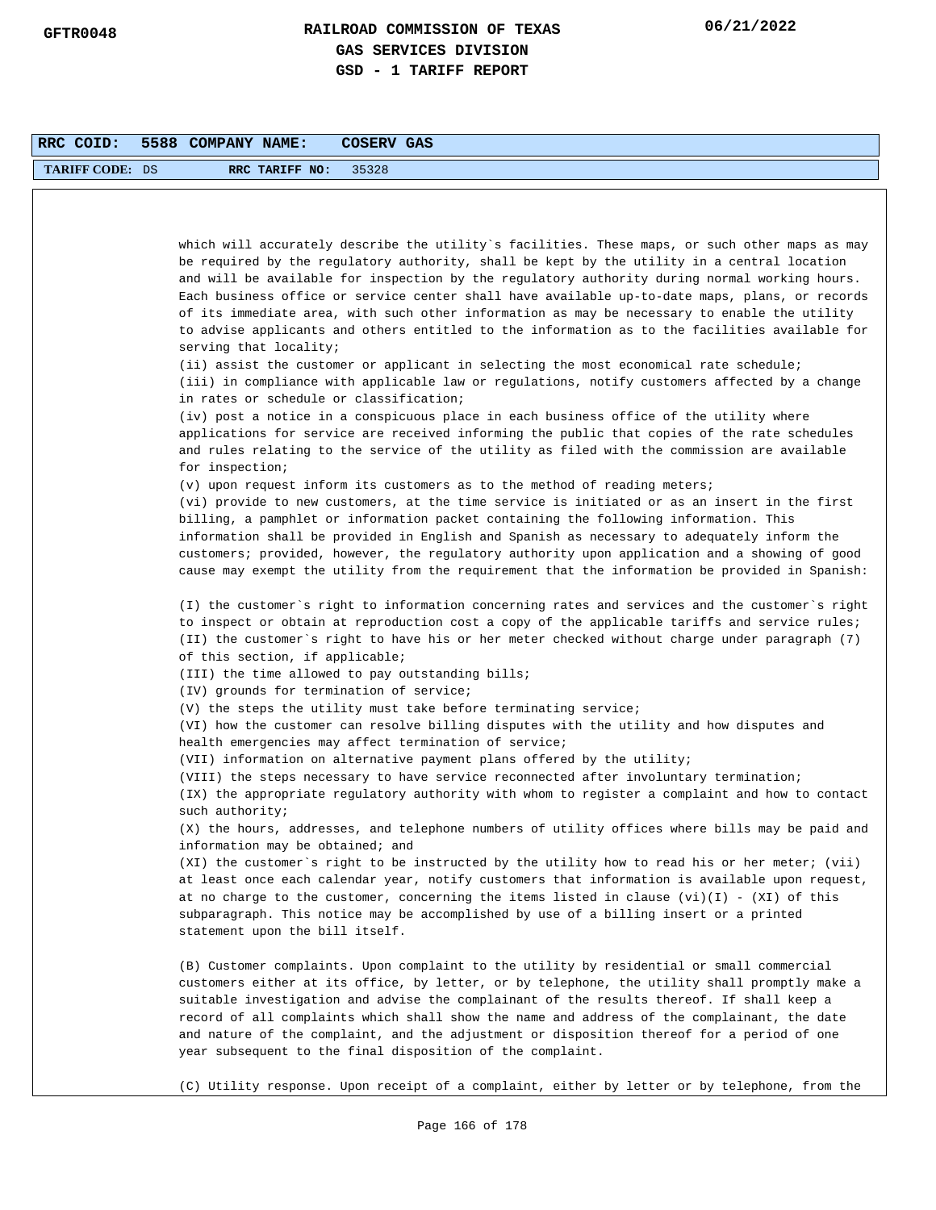**RRC COID:** 5588 **COMPANY NAME:** COSERV GAS

**TARIFF CODE:** DS **RRC TARIFF NO:** 35328

which will accurately describe the utility`s facilities. These maps, or such other maps as may be required by the regulatory authority, shall be kept by the utility in a central location and will be available for inspection by the regulatory authority during normal working hours. Each business office or service center shall have available up-to-date maps, plans, or records of its immediate area, with such other information as may be necessary to enable the utility to advise applicants and others entitled to the information as to the facilities available for serving that locality;

(ii) assist the customer or applicant in selecting the most economical rate schedule;

(iii) in compliance with applicable law or regulations, notify customers affected by a change in rates or schedule or classification;

(iv) post a notice in a conspicuous place in each business office of the utility where applications for service are received informing the public that copies of the rate schedules and rules relating to the service of the utility as filed with the commission are available for inspection;

(v) upon request inform its customers as to the method of reading meters;

(vi) provide to new customers, at the time service is initiated or as an insert in the first billing, a pamphlet or information packet containing the following information. This information shall be provided in English and Spanish as necessary to adequately inform the customers; provided, however, the regulatory authority upon application and a showing of good cause may exempt the utility from the requirement that the information be provided in Spanish:

(I) the customer`s right to information concerning rates and services and the customer`s right to inspect or obtain at reproduction cost a copy of the applicable tariffs and service rules;

(II) the customer`s right to have his or her meter checked without charge under paragraph (7) of this section, if applicable;

(III) the time allowed to pay outstanding bills;

(IV) grounds for termination of service;

(V) the steps the utility must take before terminating service;

(VI) how the customer can resolve billing disputes with the utility and how disputes and health emergencies may affect termination of service;

(VII) information on alternative payment plans offered by the utility;

(VIII) the steps necessary to have service reconnected after involuntary termination;

(IX) the appropriate regulatory authority with whom to register a complaint and how to contact such authority;

(X) the hours, addresses, and telephone numbers of utility offices where bills may be paid and information may be obtained; and

(XI) the customer`s right to be instructed by the utility how to read his or her meter; (vii) at least once each calendar year, notify customers that information is available upon request, at no charge to the customer, concerning the items listed in clause (vi)(I) - (XI) of this subparagraph. This notice may be accomplished by use of a billing insert or a printed statement upon the bill itself.

(B) Customer complaints. Upon complaint to the utility by residential or small commercial customers either at its office, by letter, or by telephone, the utility shall promptly make a suitable investigation and advise the complainant of the results thereof. If shall keep a record of all complaints which shall show the name and address of the complainant, the date and nature of the complaint, and the adjustment or disposition thereof for a period of one year subsequent to the final disposition of the complaint.

(C) Utility response. Upon receipt of a complaint, either by letter or by telephone, from the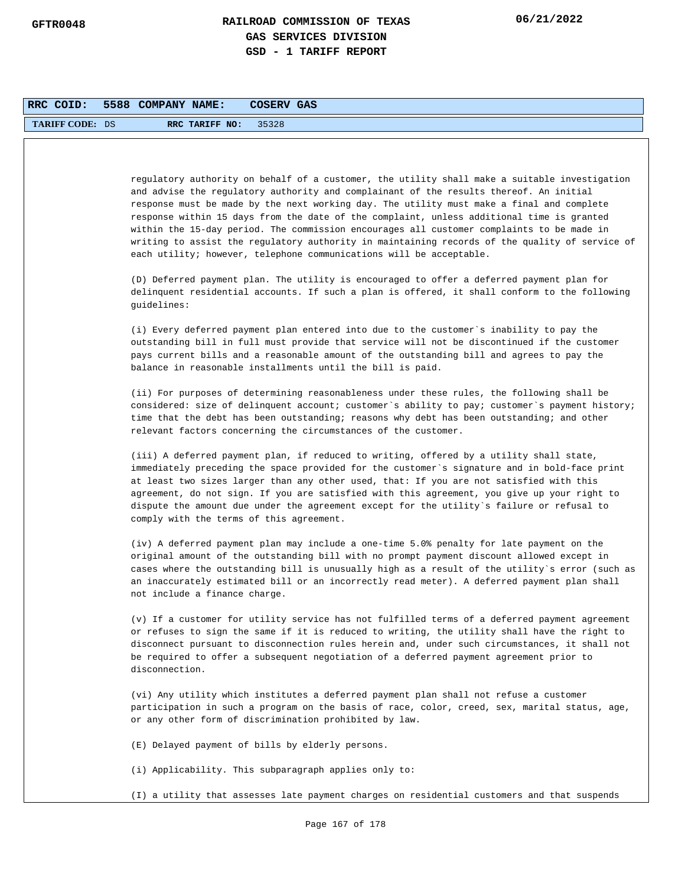**RRC COID: 5588 COMPANY NAME: COSERV GAS**

**TARIFF CODE:** DS **RRC TARIFF NO:** 35328

regulatory authority on behalf of a customer, the utility shall make a suitable investigation and advise the regulatory authority and complainant of the results thereof. An initial response must be made by the next working day. The utility must make a final and complete response within 15 days from the date of the complaint, unless additional time is granted within the 15-day period. The commission encourages all customer complaints to be made in writing to assist the regulatory authority in maintaining records of the quality of service of each utility; however, telephone communications will be acceptable.

(D) Deferred payment plan. The utility is encouraged to offer a deferred payment plan for delinquent residential accounts. If such a plan is offered, it shall conform to the following guidelines:

(i) Every deferred payment plan entered into due to the customer`s inability to pay the outstanding bill in full must provide that service will not be discontinued if the customer pays current bills and a reasonable amount of the outstanding bill and agrees to pay the balance in reasonable installments until the bill is paid.

(ii) For purposes of determining reasonableness under these rules, the following shall be considered: size of delinquent account; customer`s ability to pay; customer`s payment history; time that the debt has been outstanding; reasons why debt has been outstanding; and other relevant factors concerning the circumstances of the customer.

(iii) A deferred payment plan, if reduced to writing, offered by a utility shall state, immediately preceding the space provided for the customer`s signature and in bold-face print at least two sizes larger than any other used, that: If you are not satisfied with this agreement, do not sign. If you are satisfied with this agreement, you give up your right to dispute the amount due under the agreement except for the utility`s failure or refusal to comply with the terms of this agreement.

(iv) A deferred payment plan may include a one-time 5.0% penalty for late payment on the original amount of the outstanding bill with no prompt payment discount allowed except in cases where the outstanding bill is unusually high as a result of the utility`s error (such as an inaccurately estimated bill or an incorrectly read meter). A deferred payment plan shall not include a finance charge.

(v) If a customer for utility service has not fulfilled terms of a deferred payment agreement or refuses to sign the same if it is reduced to writing, the utility shall have the right to disconnect pursuant to disconnection rules herein and, under such circumstances, it shall not be required to offer a subsequent negotiation of a deferred payment agreement prior to disconnection.

(vi) Any utility which institutes a deferred payment plan shall not refuse a customer participation in such a program on the basis of race, color, creed, sex, marital status, age, or any other form of discrimination prohibited by law.

(E) Delayed payment of bills by elderly persons.

(i) Applicability. This subparagraph applies only to:

(I) a utility that assesses late payment charges on residential customers and that suspends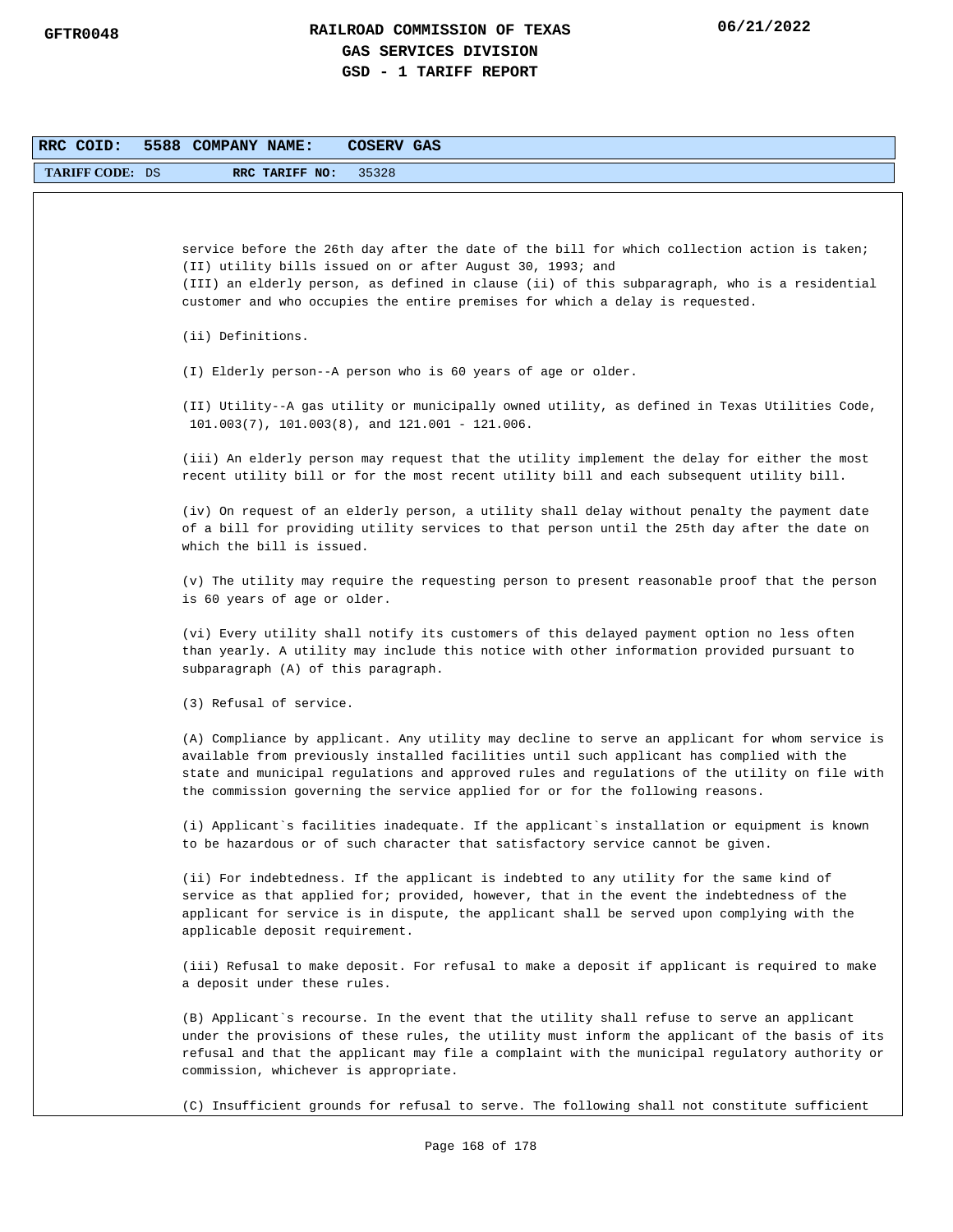**RRC COID: 5588 COMPANY NAME: COSERV GAS**

**TARIFF CODE:** DS **RRC TARIFF NO:** 35328

service before the 26th day after the date of the bill for which collection action is taken;
(II) utility bills issued on or after August 30, 1993; and
(III) an elderly person, as defined in clause (ii) of this subparagraph, who is a residential customer and who occupies the entire premises for which a delay is requested.

(ii) Definitions.

(I) Elderly person--A person who is 60 years of age or older.

(II) Utility--A gas utility or municipally owned utility, as defined in Texas Utilities Code, 101.003(7), 101.003(8), and 121.001 - 121.006.

(iii) An elderly person may request that the utility implement the delay for either the most recent utility bill or for the most recent utility bill and each subsequent utility bill.

(iv) On request of an elderly person, a utility shall delay without penalty the payment date of a bill for providing utility services to that person until the 25th day after the date on which the bill is issued.

(v) The utility may require the requesting person to present reasonable proof that the person is 60 years of age or older.

(vi) Every utility shall notify its customers of this delayed payment option no less often than yearly. A utility may include this notice with other information provided pursuant to subparagraph (A) of this paragraph.

(3) Refusal of service.

(A) Compliance by applicant. Any utility may decline to serve an applicant for whom service is available from previously installed facilities until such applicant has complied with the state and municipal regulations and approved rules and regulations of the utility on file with the commission governing the service applied for or for the following reasons.

(i) Applicant`s facilities inadequate. If the applicant`s installation or equipment is known to be hazardous or of such character that satisfactory service cannot be given.

(ii) For indebtedness. If the applicant is indebted to any utility for the same kind of service as that applied for; provided, however, that in the event the indebtedness of the applicant for service is in dispute, the applicant shall be served upon complying with the applicable deposit requirement.

(iii) Refusal to make deposit. For refusal to make a deposit if applicant is required to make a deposit under these rules.

(B) Applicant`s recourse. In the event that the utility shall refuse to serve an applicant under the provisions of these rules, the utility must inform the applicant of the basis of its refusal and that the applicant may file a complaint with the municipal regulatory authority or commission, whichever is appropriate.

(C) Insufficient grounds for refusal to serve. The following shall not constitute sufficient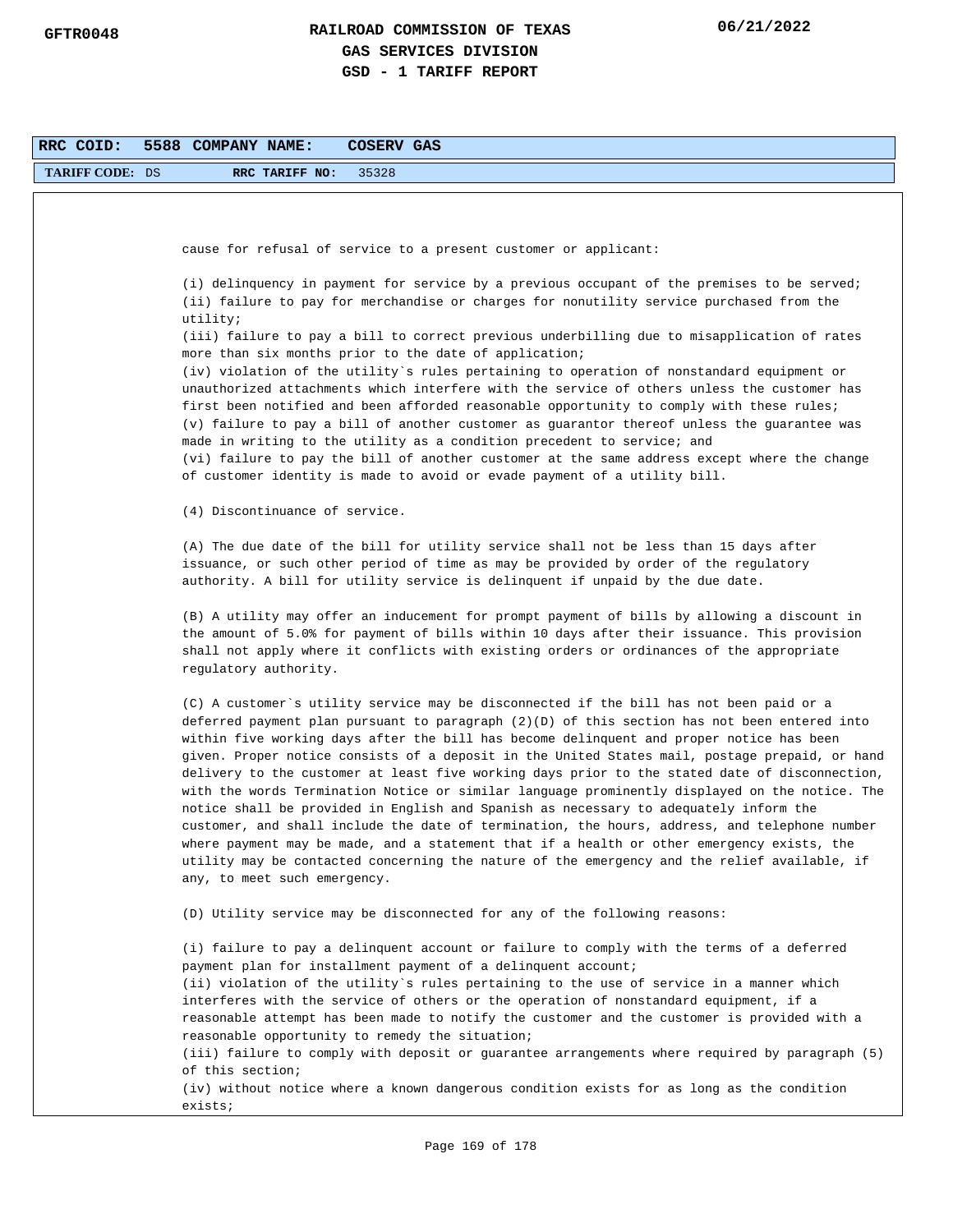cause for refusal of service to a present customer or applicant:

(i) delinquency in payment for service by a previous occupant of the premises to be served;
(ii) failure to pay for merchandise or charges for nonutility service purchased from the utility;
(iii) failure to pay a bill to correct previous underbilling due to misapplication of rates more than six months prior to the date of application;
(iv) violation of the utility`s rules pertaining to operation of nonstandard equipment or unauthorized attachments which interfere with the service of others unless the customer has first been notified and been afforded reasonable opportunity to comply with these rules;
(v) failure to pay a bill of another customer as guarantor thereof unless the guarantee was made in writing to the utility as a condition precedent to service; and
(vi) failure to pay the bill of another customer at the same address except where the change of customer identity is made to avoid or evade payment of a utility bill.

(4) Discontinuance of service.

(A) The due date of the bill for utility service shall not be less than 15 days after issuance, or such other period of time as may be provided by order of the regulatory authority. A bill for utility service is delinquent if unpaid by the due date.

(B) A utility may offer an inducement for prompt payment of bills by allowing a discount in the amount of 5.0% for payment of bills within 10 days after their issuance. This provision shall not apply where it conflicts with existing orders or ordinances of the appropriate regulatory authority.

(C) A customer`s utility service may be disconnected if the bill has not been paid or a deferred payment plan pursuant to paragraph (2)(D) of this section has not been entered into within five working days after the bill has become delinquent and proper notice has been given. Proper notice consists of a deposit in the United States mail, postage prepaid, or hand delivery to the customer at least five working days prior to the stated date of disconnection, with the words Termination Notice or similar language prominently displayed on the notice. The notice shall be provided in English and Spanish as necessary to adequately inform the customer, and shall include the date of termination, the hours, address, and telephone number where payment may be made, and a statement that if a health or other emergency exists, the utility may be contacted concerning the nature of the emergency and the relief available, if any, to meet such emergency.

(D) Utility service may be disconnected for any of the following reasons:

(i) failure to pay a delinquent account or failure to comply with the terms of a deferred payment plan for installment payment of a delinquent account;
(ii) violation of the utility`s rules pertaining to the use of service in a manner which interferes with the service of others or the operation of nonstandard equipment, if a reasonable attempt has been made to notify the customer and the customer is provided with a reasonable opportunity to remedy the situation;
(iii) failure to comply with deposit or guarantee arrangements where required by paragraph (5) of this section;
(iv) without notice where a known dangerous condition exists for as long as the condition exists;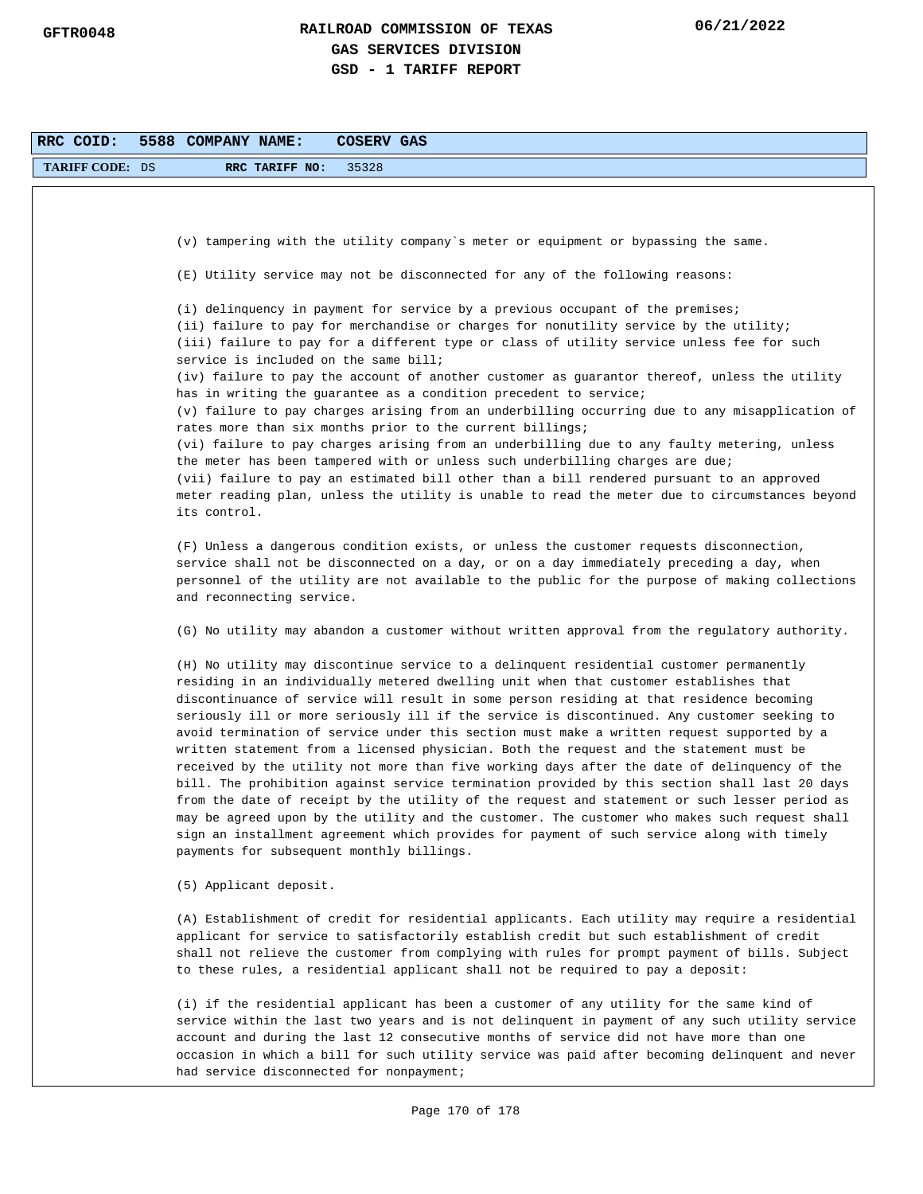RRC COID: 5588 COMPANY NAME: COSERV GAS

TARIFF CODE: DS RRC TARIFF NO: 35328

(v) tampering with the utility company`s meter or equipment or bypassing the same.

(E) Utility service may not be disconnected for any of the following reasons:

(i) delinquency in payment for service by a previous occupant of the premises;
(ii) failure to pay for merchandise or charges for nonutility service by the utility;
(iii) failure to pay for a different type or class of utility service unless fee for such service is included on the same bill;
(iv) failure to pay the account of another customer as guarantor thereof, unless the utility has in writing the guarantee as a condition precedent to service;
(v) failure to pay charges arising from an underbilling occurring due to any misapplication of rates more than six months prior to the current billings;
(vi) failure to pay charges arising from an underbilling due to any faulty metering, unless the meter has been tampered with or unless such underbilling charges are due;
(vii) failure to pay an estimated bill other than a bill rendered pursuant to an approved meter reading plan, unless the utility is unable to read the meter due to circumstances beyond its control.

(F) Unless a dangerous condition exists, or unless the customer requests disconnection, service shall not be disconnected on a day, or on a day immediately preceding a day, when personnel of the utility are not available to the public for the purpose of making collections and reconnecting service.

(G) No utility may abandon a customer without written approval from the regulatory authority.

(H) No utility may discontinue service to a delinquent residential customer permanently residing in an individually metered dwelling unit when that customer establishes that discontinuance of service will result in some person residing at that residence becoming seriously ill or more seriously ill if the service is discontinued. Any customer seeking to avoid termination of service under this section must make a written request supported by a written statement from a licensed physician. Both the request and the statement must be received by the utility not more than five working days after the date of delinquency of the bill. The prohibition against service termination provided by this section shall last 20 days from the date of receipt by the utility of the request and statement or such lesser period as may be agreed upon by the utility and the customer. The customer who makes such request shall sign an installment agreement which provides for payment of such service along with timely payments for subsequent monthly billings.

(5) Applicant deposit.

(A) Establishment of credit for residential applicants. Each utility may require a residential applicant for service to satisfactorily establish credit but such establishment of credit shall not relieve the customer from complying with rules for prompt payment of bills. Subject to these rules, a residential applicant shall not be required to pay a deposit:

(i) if the residential applicant has been a customer of any utility for the same kind of service within the last two years and is not delinquent in payment of any such utility service account and during the last 12 consecutive months of service did not have more than one occasion in which a bill for such utility service was paid after becoming delinquent and never had service disconnected for nonpayment;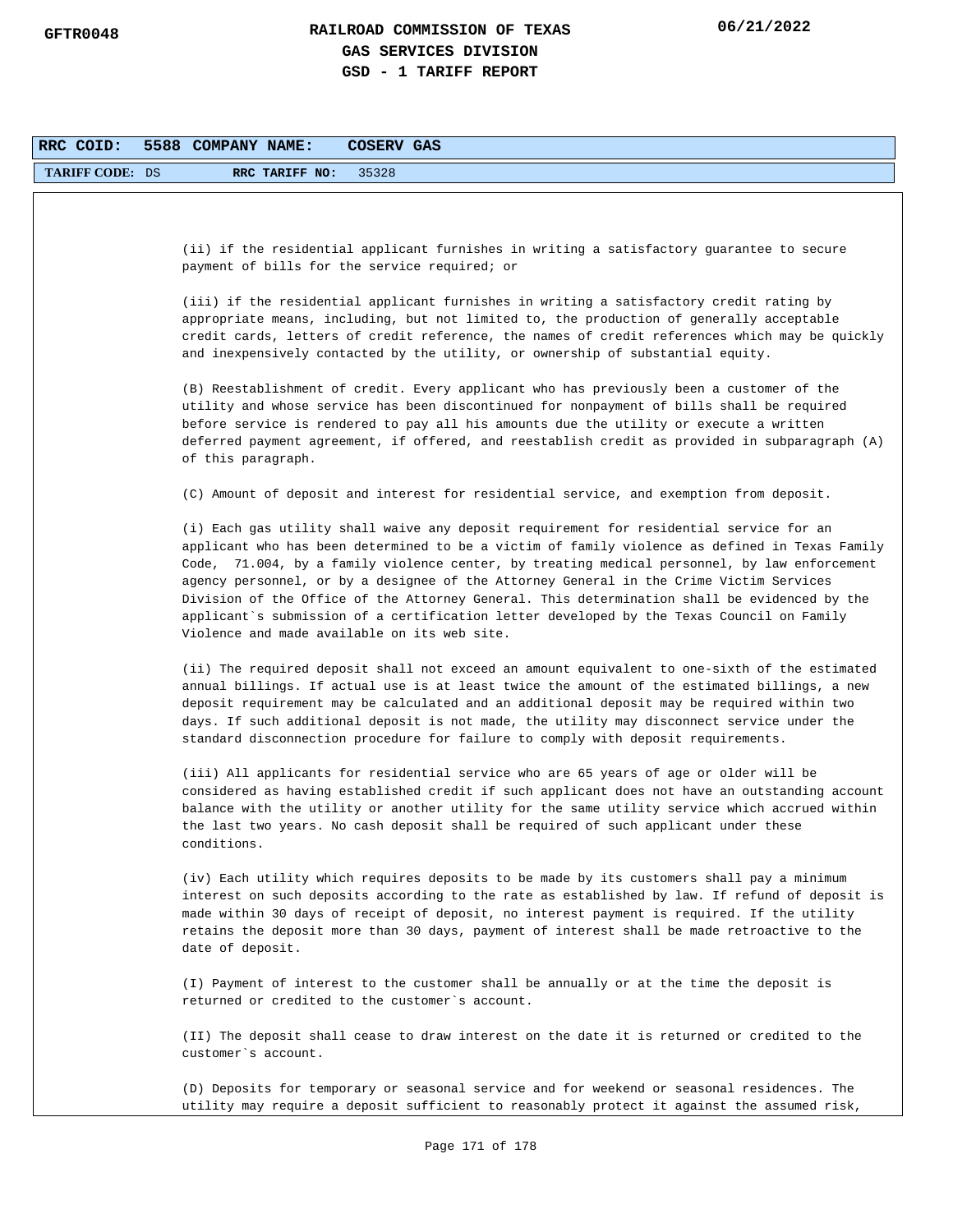| RRC COID: | 5588 | COMPANY NAME: | COSERV GAS |
|---|---|---|---|
| TARIFF CODE: | DS | RRC TARIFF NO: | 35328 |

(ii) if the residential applicant furnishes in writing a satisfactory guarantee to secure payment of bills for the service required; or

(iii) if the residential applicant furnishes in writing a satisfactory credit rating by appropriate means, including, but not limited to, the production of generally acceptable credit cards, letters of credit reference, the names of credit references which may be quickly and inexpensively contacted by the utility, or ownership of substantial equity.

(B) Reestablishment of credit. Every applicant who has previously been a customer of the utility and whose service has been discontinued for nonpayment of bills shall be required before service is rendered to pay all his amounts due the utility or execute a written deferred payment agreement, if offered, and reestablish credit as provided in subparagraph (A) of this paragraph.

(C) Amount of deposit and interest for residential service, and exemption from deposit.

(i) Each gas utility shall waive any deposit requirement for residential service for an applicant who has been determined to be a victim of family violence as defined in Texas Family Code, 71.004, by a family violence center, by treating medical personnel, by law enforcement agency personnel, or by a designee of the Attorney General in the Crime Victim Services Division of the Office of the Attorney General. This determination shall be evidenced by the applicant`s submission of a certification letter developed by the Texas Council on Family Violence and made available on its web site.

(ii) The required deposit shall not exceed an amount equivalent to one-sixth of the estimated annual billings. If actual use is at least twice the amount of the estimated billings, a new deposit requirement may be calculated and an additional deposit may be required within two days. If such additional deposit is not made, the utility may disconnect service under the standard disconnection procedure for failure to comply with deposit requirements.

(iii) All applicants for residential service who are 65 years of age or older will be considered as having established credit if such applicant does not have an outstanding account balance with the utility or another utility for the same utility service which accrued within the last two years. No cash deposit shall be required of such applicant under these conditions.

(iv) Each utility which requires deposits to be made by its customers shall pay a minimum interest on such deposits according to the rate as established by law. If refund of deposit is made within 30 days of receipt of deposit, no interest payment is required. If the utility retains the deposit more than 30 days, payment of interest shall be made retroactive to the date of deposit.

(I) Payment of interest to the customer shall be annually or at the time the deposit is returned or credited to the customer`s account.

(II) The deposit shall cease to draw interest on the date it is returned or credited to the customer`s account.

(D) Deposits for temporary or seasonal service and for weekend or seasonal residences. The utility may require a deposit sufficient to reasonably protect it against the assumed risk,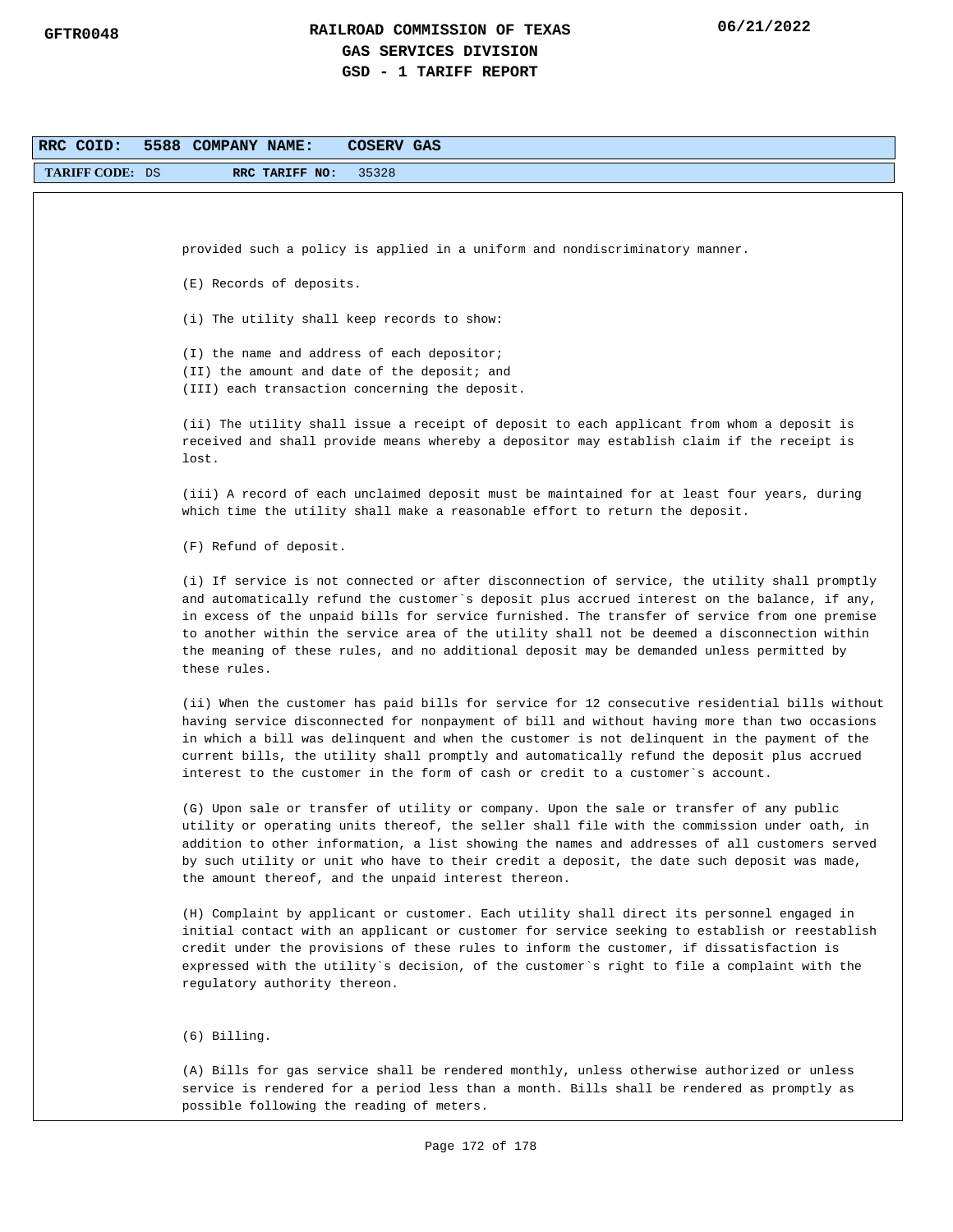RRC COID: 5588 COMPANY NAME: COSERV GAS

TARIFF CODE: DS RRC TARIFF NO: 35328

provided such a policy is applied in a uniform and nondiscriminatory manner.

(E) Records of deposits.

(i) The utility shall keep records to show:

(I) the name and address of each depositor;
(II) the amount and date of the deposit; and
(III) each transaction concerning the deposit.

(ii) The utility shall issue a receipt of deposit to each applicant from whom a deposit is received and shall provide means whereby a depositor may establish claim if the receipt is lost.

(iii) A record of each unclaimed deposit must be maintained for at least four years, during which time the utility shall make a reasonable effort to return the deposit.

(F) Refund of deposit.

(i) If service is not connected or after disconnection of service, the utility shall promptly and automatically refund the customer`s deposit plus accrued interest on the balance, if any, in excess of the unpaid bills for service furnished. The transfer of service from one premise to another within the service area of the utility shall not be deemed a disconnection within the meaning of these rules, and no additional deposit may be demanded unless permitted by these rules.

(ii) When the customer has paid bills for service for 12 consecutive residential bills without having service disconnected for nonpayment of bill and without having more than two occasions in which a bill was delinquent and when the customer is not delinquent in the payment of the current bills, the utility shall promptly and automatically refund the deposit plus accrued interest to the customer in the form of cash or credit to a customer`s account.

(G) Upon sale or transfer of utility or company. Upon the sale or transfer of any public utility or operating units thereof, the seller shall file with the commission under oath, in addition to other information, a list showing the names and addresses of all customers served by such utility or unit who have to their credit a deposit, the date such deposit was made, the amount thereof, and the unpaid interest thereon.

(H) Complaint by applicant or customer. Each utility shall direct its personnel engaged in initial contact with an applicant or customer for service seeking to establish or reestablish credit under the provisions of these rules to inform the customer, if dissatisfaction is expressed with the utility`s decision, of the customer`s right to file a complaint with the regulatory authority thereon.

(6) Billing.

(A) Bills for gas service shall be rendered monthly, unless otherwise authorized or unless service is rendered for a period less than a month. Bills shall be rendered as promptly as possible following the reading of meters.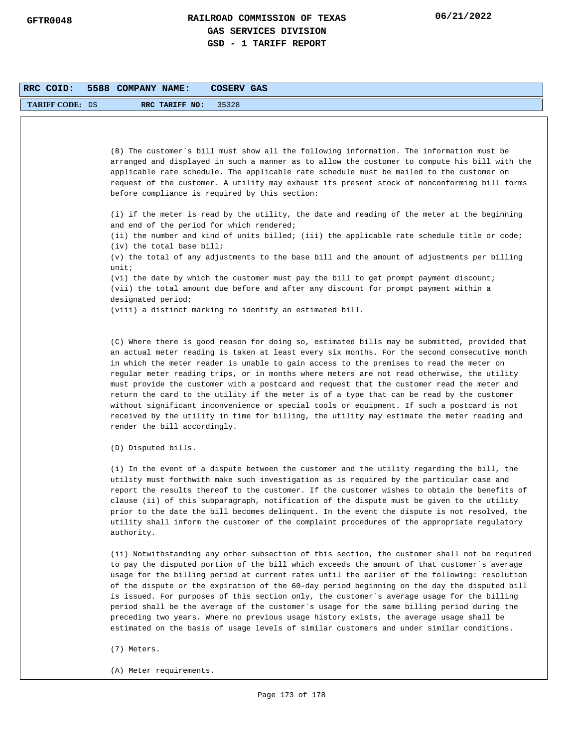| RRC COID: | 5588 | COMPANY NAME: | COSERV GAS |
|---|---|---|---|
| TARIFF CODE: DS | | RRC TARIFF NO: | 35328 |

(B) The customer`s bill must show all the following information. The information must be arranged and displayed in such a manner as to allow the customer to compute his bill with the applicable rate schedule. The applicable rate schedule must be mailed to the customer on request of the customer. A utility may exhaust its present stock of nonconforming bill forms before compliance is required by this section:

(i) if the meter is read by the utility, the date and reading of the meter at the beginning and end of the period for which rendered;
(ii) the number and kind of units billed; (iii) the applicable rate schedule title or code;
(iv) the total base bill;
(v) the total of any adjustments to the base bill and the amount of adjustments per billing unit;
(vi) the date by which the customer must pay the bill to get prompt payment discount;
(vii) the total amount due before and after any discount for prompt payment within a designated period;
(viii) a distinct marking to identify an estimated bill.

(C) Where there is good reason for doing so, estimated bills may be submitted, provided that an actual meter reading is taken at least every six months. For the second consecutive month in which the meter reader is unable to gain access to the premises to read the meter on regular meter reading trips, or in months where meters are not read otherwise, the utility must provide the customer with a postcard and request that the customer read the meter and return the card to the utility if the meter is of a type that can be read by the customer without significant inconvenience or special tools or equipment. If such a postcard is not received by the utility in time for billing, the utility may estimate the meter reading and render the bill accordingly.

(D) Disputed bills.

(i) In the event of a dispute between the customer and the utility regarding the bill, the utility must forthwith make such investigation as is required by the particular case and report the results thereof to the customer. If the customer wishes to obtain the benefits of clause (ii) of this subparagraph, notification of the dispute must be given to the utility prior to the date the bill becomes delinquent. In the event the dispute is not resolved, the utility shall inform the customer of the complaint procedures of the appropriate regulatory authority.

(ii) Notwithstanding any other subsection of this section, the customer shall not be required to pay the disputed portion of the bill which exceeds the amount of that customer`s average usage for the billing period at current rates until the earlier of the following: resolution of the dispute or the expiration of the 60-day period beginning on the day the disputed bill is issued. For purposes of this section only, the customer`s average usage for the billing period shall be the average of the customer`s usage for the same billing period during the preceding two years. Where no previous usage history exists, the average usage shall be estimated on the basis of usage levels of similar customers and under similar conditions.

(7) Meters.

(A) Meter requirements.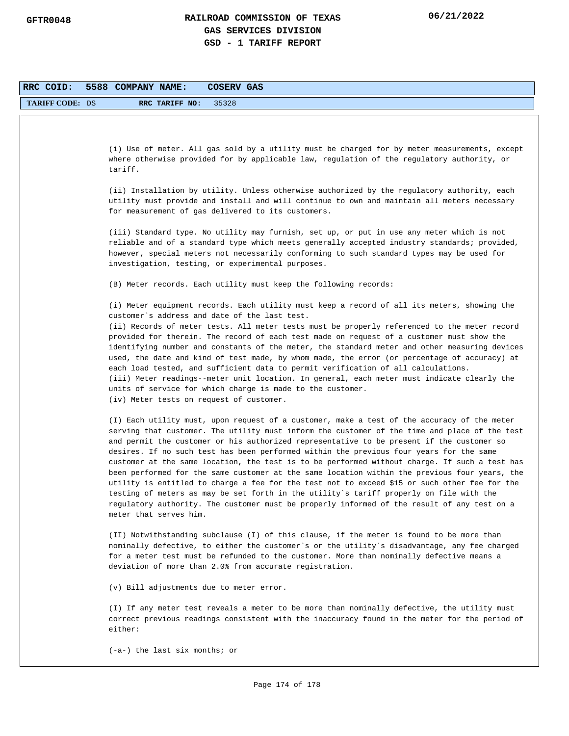**RRC COID:** 5588 **COMPANY NAME:** COSERV GAS

**TARIFF CODE:** DS **RRC TARIFF NO:** 35328

(i) Use of meter. All gas sold by a utility must be charged for by meter measurements, except where otherwise provided for by applicable law, regulation of the regulatory authority, or tariff.

(ii) Installation by utility. Unless otherwise authorized by the regulatory authority, each utility must provide and install and will continue to own and maintain all meters necessary for measurement of gas delivered to its customers.

(iii) Standard type. No utility may furnish, set up, or put in use any meter which is not reliable and of a standard type which meets generally accepted industry standards; provided, however, special meters not necessarily conforming to such standard types may be used for investigation, testing, or experimental purposes.

(B) Meter records. Each utility must keep the following records:

(i) Meter equipment records. Each utility must keep a record of all its meters, showing the customer`s address and date of the last test.
(ii) Records of meter tests. All meter tests must be properly referenced to the meter record provided for therein. The record of each test made on request of a customer must show the identifying number and constants of the meter, the standard meter and other measuring devices used, the date and kind of test made, by whom made, the error (or percentage of accuracy) at each load tested, and sufficient data to permit verification of all calculations.
(iii) Meter readings--meter unit location. In general, each meter must indicate clearly the units of service for which charge is made to the customer.
(iv) Meter tests on request of customer.

(I) Each utility must, upon request of a customer, make a test of the accuracy of the meter serving that customer. The utility must inform the customer of the time and place of the test and permit the customer or his authorized representative to be present if the customer so desires. If no such test has been performed within the previous four years for the same customer at the same location, the test is to be performed without charge. If such a test has been performed for the same customer at the same location within the previous four years, the utility is entitled to charge a fee for the test not to exceed $15 or such other fee for the testing of meters as may be set forth in the utility`s tariff properly on file with the regulatory authority. The customer must be properly informed of the result of any test on a meter that serves him.

(II) Notwithstanding subclause (I) of this clause, if the meter is found to be more than nominally defective, to either the customer`s or the utility`s disadvantage, any fee charged for a meter test must be refunded to the customer. More than nominally defective means a deviation of more than 2.0% from accurate registration.

(v) Bill adjustments due to meter error.

(I) If any meter test reveals a meter to be more than nominally defective, the utility must correct previous readings consistent with the inaccuracy found in the meter for the period of either:

(-a-) the last six months; or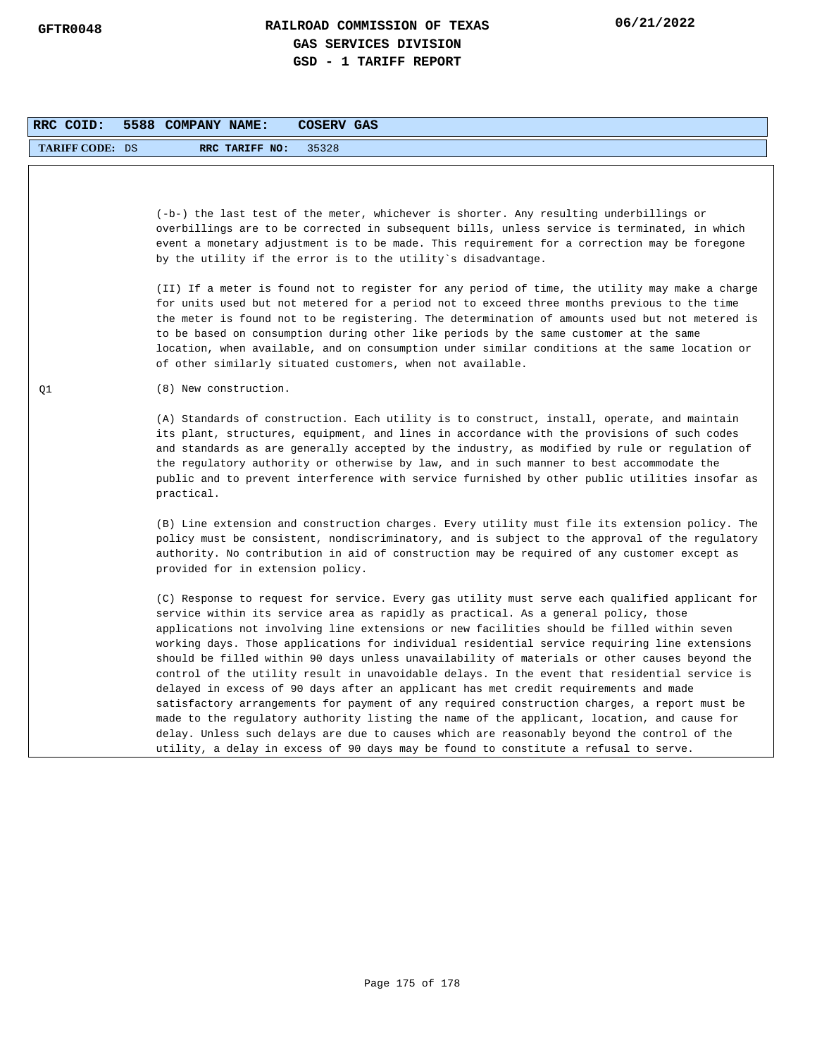**RRC COID:** 5588 **COMPANY NAME:** COSERV GAS

**TARIFF CODE:** DS **RRC TARIFF NO:** 35328

(-b-) the last test of the meter, whichever is shorter. Any resulting underbillings or overbillings are to be corrected in subsequent bills, unless service is terminated, in which event a monetary adjustment is to be made. This requirement for a correction may be foregone by the utility if the error is to the utility`s disadvantage.

(II) If a meter is found not to register for any period of time, the utility may make a charge for units used but not metered for a period not to exceed three months previous to the time the meter is found not to be registering. The determination of amounts used but not metered is to be based on consumption during other like periods by the same customer at the same location, when available, and on consumption under similar conditions at the same location or of other similarly situated customers, when not available.

Q1

(8) New construction.

(A) Standards of construction. Each utility is to construct, install, operate, and maintain its plant, structures, equipment, and lines in accordance with the provisions of such codes and standards as are generally accepted by the industry, as modified by rule or regulation of the regulatory authority or otherwise by law, and in such manner to best accommodate the public and to prevent interference with service furnished by other public utilities insofar as practical.

(B) Line extension and construction charges. Every utility must file its extension policy. The policy must be consistent, nondiscriminatory, and is subject to the approval of the regulatory authority. No contribution in aid of construction may be required of any customer except as provided for in extension policy.

(C) Response to request for service. Every gas utility must serve each qualified applicant for service within its service area as rapidly as practical. As a general policy, those applications not involving line extensions or new facilities should be filled within seven working days. Those applications for individual residential service requiring line extensions should be filled within 90 days unless unavailability of materials or other causes beyond the control of the utility result in unavoidable delays. In the event that residential service is delayed in excess of 90 days after an applicant has met credit requirements and made satisfactory arrangements for payment of any required construction charges, a report must be made to the regulatory authority listing the name of the applicant, location, and cause for delay. Unless such delays are due to causes which are reasonably beyond the control of the utility, a delay in excess of 90 days may be found to constitute a refusal to serve.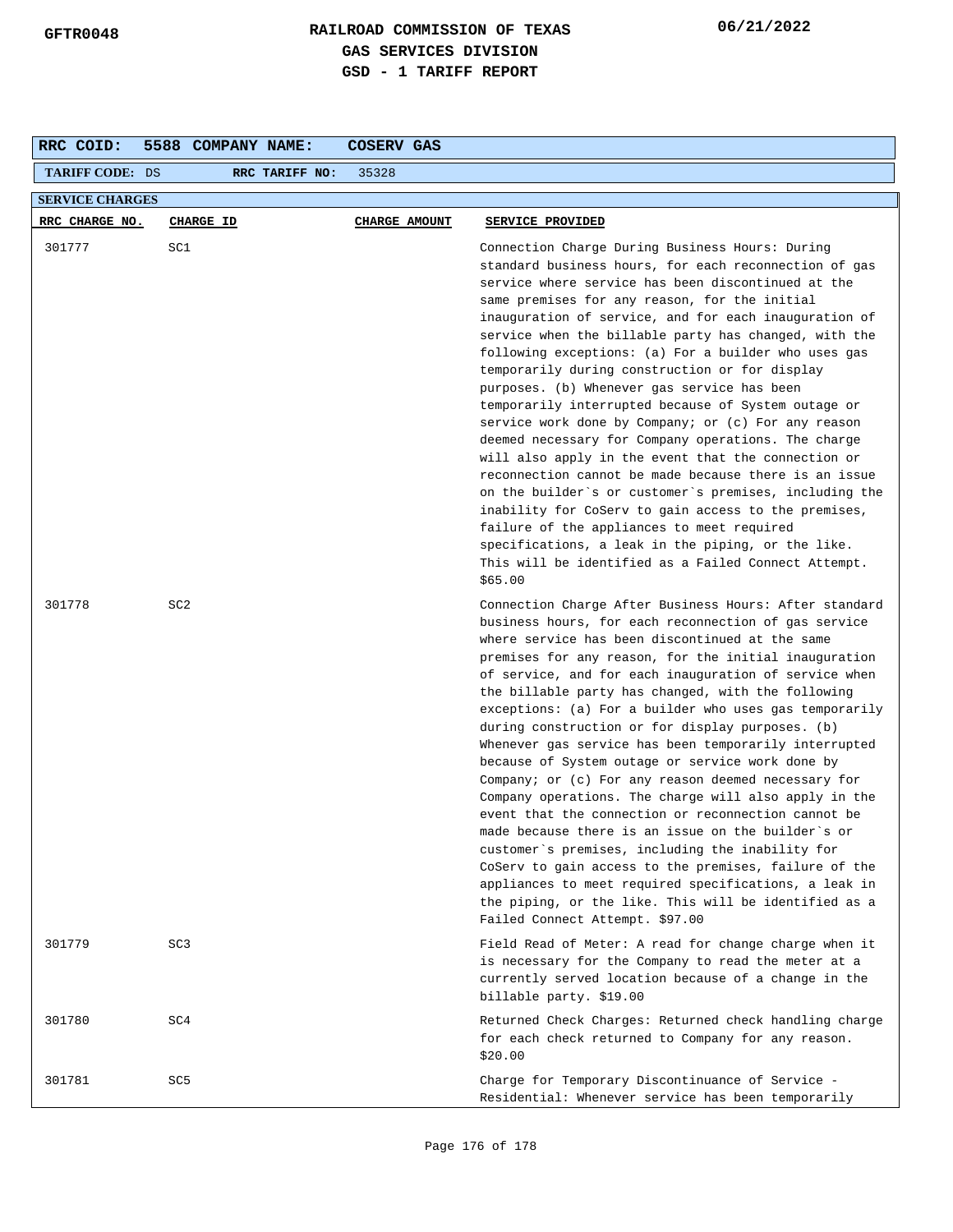# RAILROAD COMMISSION OF TEXAS
## GAS SERVICES DIVISION
## GSD - 1 TARIFF REPORT

GFTR0048 06/21/2022

| RRC COID: | 5588 | COMPANY NAME: | COSERV GAS |
|---|---|---|---|
| TARIFF CODE: | DS | RRC TARIFF NO: | 35328 |

**SERVICE CHARGES**

| RRC CHARGE NO. | CHARGE ID | CHARGE AMOUNT | SERVICE PROVIDED |
|---|---|---|---|
| 301777 | SC1 | | Connection Charge During Business Hours: During standard business hours, for each reconnection of gas service where service has been discontinued at the same premises for any reason, for the initial inauguration of service, and for each inauguration of service when the billable party has changed, with the following exceptions: (a) For a builder who uses gas temporarily during construction or for display purposes. (b) Whenever gas service has been temporarily interrupted because of System outage or service work done by Company; or (c) For any reason deemed necessary for Company operations. The charge will also apply in the event that the connection or reconnection cannot be made because there is an issue on the builder`s or customer`s premises, including the inability for CoServ to gain access to the premises, failure of the appliances to meet required specifications, a leak in the piping, or the like. This will be identified as a Failed Connect Attempt. $65.00 |
| 301778 | SC2 | | Connection Charge After Business Hours: After standard business hours, for each reconnection of gas service where service has been discontinued at the same premises for any reason, for the initial inauguration of service, and for each inauguration of service when the billable party has changed, with the following exceptions: (a) For a builder who uses gas temporarily during construction or for display purposes. (b) Whenever gas service has been temporarily interrupted because of System outage or service work done by Company; or (c) For any reason deemed necessary for Company operations. The charge will also apply in the event that the connection or reconnection cannot be made because there is an issue on the builder`s or customer`s premises, including the inability for CoServ to gain access to the premises, failure of the appliances to meet required specifications, a leak in the piping, or the like. This will be identified as a Failed Connect Attempt. $97.00 |
| 301779 | SC3 | | Field Read of Meter: A read for change charge when it is necessary for the Company to read the meter at a currently served location because of a change in the billable party. $19.00 |
| 301780 | SC4 | | Returned Check Charges: Returned check handling charge for each check returned to Company for any reason. $20.00 |
| 301781 | SC5 | | Charge for Temporary Discontinuance of Service - Residential: Whenever service has been temporarily |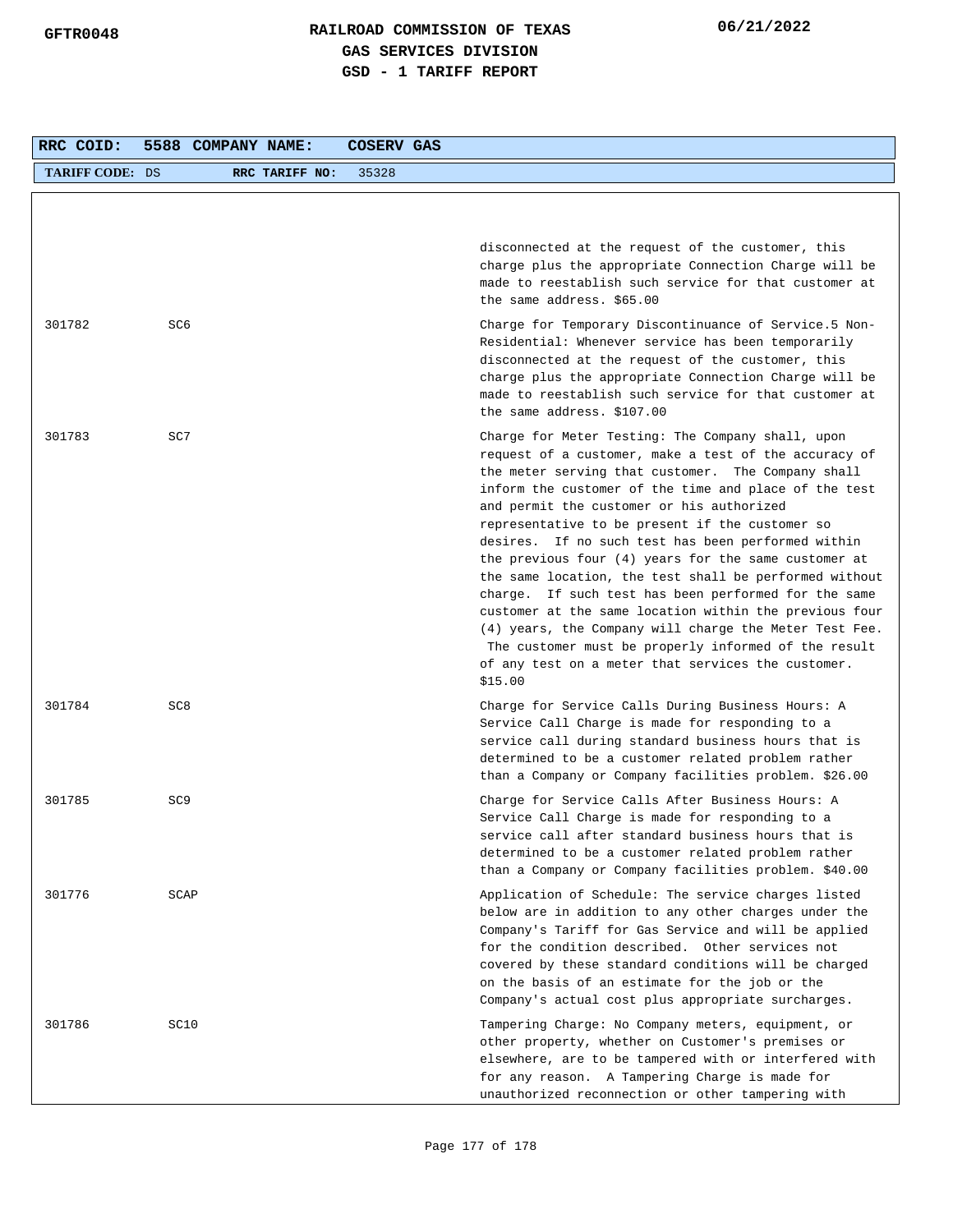| RRC COID: | 5588 | COMPANY NAME: | COSERV GAS |
|---|---|---|---|
| TARIFF CODE: | DS | RRC TARIFF NO: | 35328 |

| | | |
|---|---|---|
| | | disconnected at the request of the customer, this charge plus the appropriate Connection Charge will be made to reestablish such service for that customer at the same address. $65.00 |
| 301782 | SC6 | Charge for Temporary Discontinuance of Service.5 Non-Residential: Whenever service has been temporarily disconnected at the request of the customer, this charge plus the appropriate Connection Charge will be made to reestablish such service for that customer at the same address. $107.00 |
| 301783 | SC7 | Charge for Meter Testing: The Company shall, upon request of a customer, make a test of the accuracy of the meter serving that customer. The Company shall inform the customer of the time and place of the test and permit the customer or his authorized representative to be present if the customer so desires. If no such test has been performed within the previous four (4) years for the same customer at the same location, the test shall be performed without charge. If such test has been performed for the same customer at the same location within the previous four (4) years, the Company will charge the Meter Test Fee. The customer must be properly informed of the result of any test on a meter that services the customer. $15.00 |
| 301784 | SC8 | Charge for Service Calls During Business Hours: A Service Call Charge is made for responding to a service call during standard business hours that is determined to be a customer related problem rather than a Company or Company facilities problem. $26.00 |
| 301785 | SC9 | Charge for Service Calls After Business Hours: A Service Call Charge is made for responding to a service call after standard business hours that is determined to be a customer related problem rather than a Company or Company facilities problem. $40.00 |
| 301776 | SCAP | Application of Schedule: The service charges listed below are in addition to any other charges under the Company's Tariff for Gas Service and will be applied for the condition described. Other services not covered by these standard conditions will be charged on the basis of an estimate for the job or the Company's actual cost plus appropriate surcharges. |
| 301786 | SC10 | Tampering Charge: No Company meters, equipment, or other property, whether on Customer's premises or elsewhere, are to be tampered with or interfered with for any reason. A Tampering Charge is made for unauthorized reconnection or other tampering with |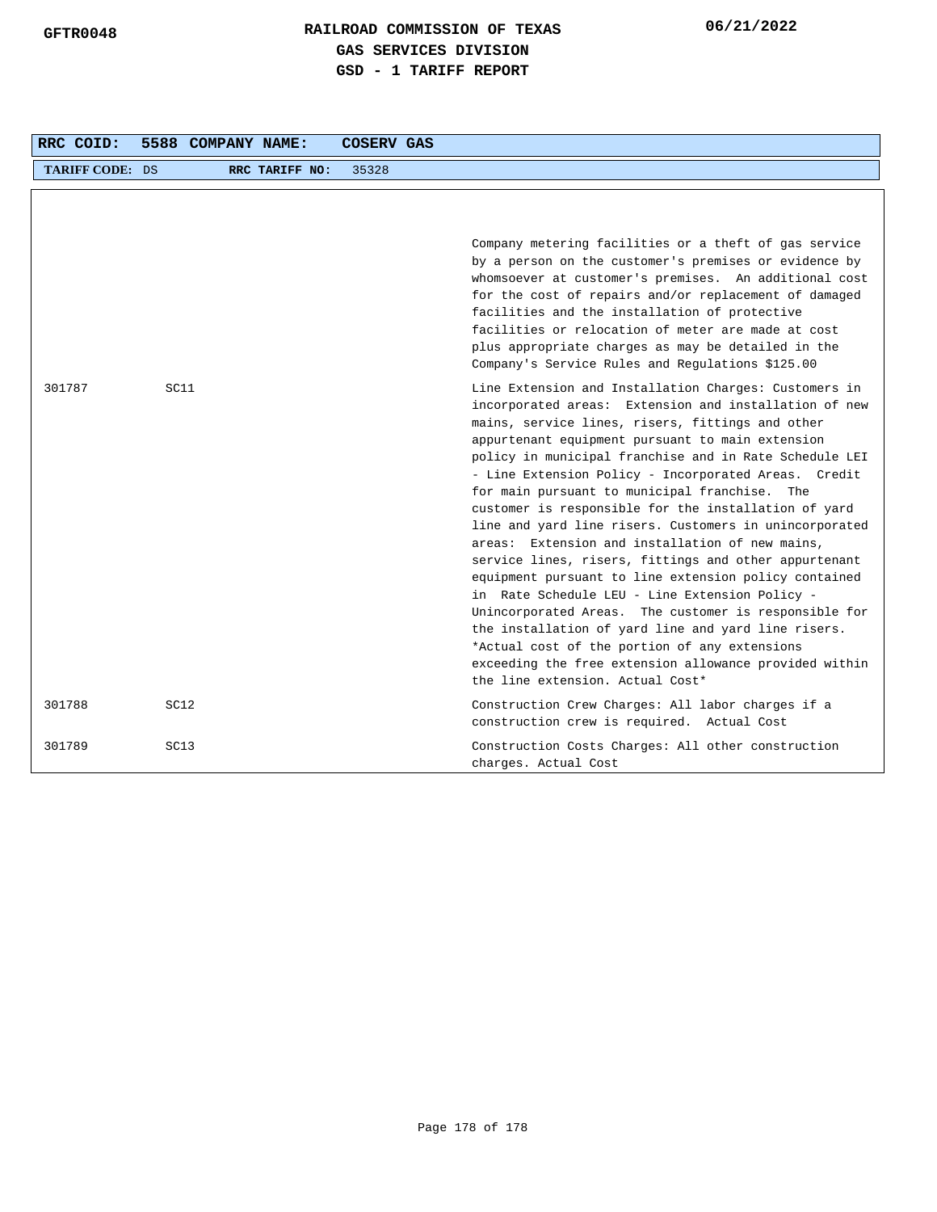| RRC COID: | 5588 | COMPANY NAME: | COSERV GAS |
|---|---|---|---|
| TARIFF CODE: DS | | RRC TARIFF NO: | 35328 |

| | | |
|---|---|---|
| | | Company metering facilities or a theft of gas service by a person on the customer's premises or evidence by whomsoever at customer's premises. An additional cost for the cost of repairs and/or replacement of damaged facilities and the installation of protective facilities or relocation of meter are made at cost plus appropriate charges as may be detailed in the Company's Service Rules and Regulations $125.00 |
| 301787 | SC11 | Line Extension and Installation Charges: Customers in incorporated areas: Extension and installation of new mains, service lines, risers, fittings and other appurtenant equipment pursuant to main extension policy in municipal franchise and in Rate Schedule LEI - Line Extension Policy - Incorporated Areas. Credit for main pursuant to municipal franchise. The customer is responsible for the installation of yard line and yard line risers. Customers in unincorporated areas: Extension and installation of new mains, service lines, risers, fittings and other appurtenant equipment pursuant to line extension policy contained in Rate Schedule LEU - Line Extension Policy - Unincorporated Areas. The customer is responsible for the installation of yard line and yard line risers. *Actual cost of the portion of any extensions exceeding the free extension allowance provided within the line extension. Actual Cost* |
| 301788 | SC12 | Construction Crew Charges: All labor charges if a construction crew is required. Actual Cost |
| 301789 | SC13 | Construction Costs Charges: All other construction charges. Actual Cost |